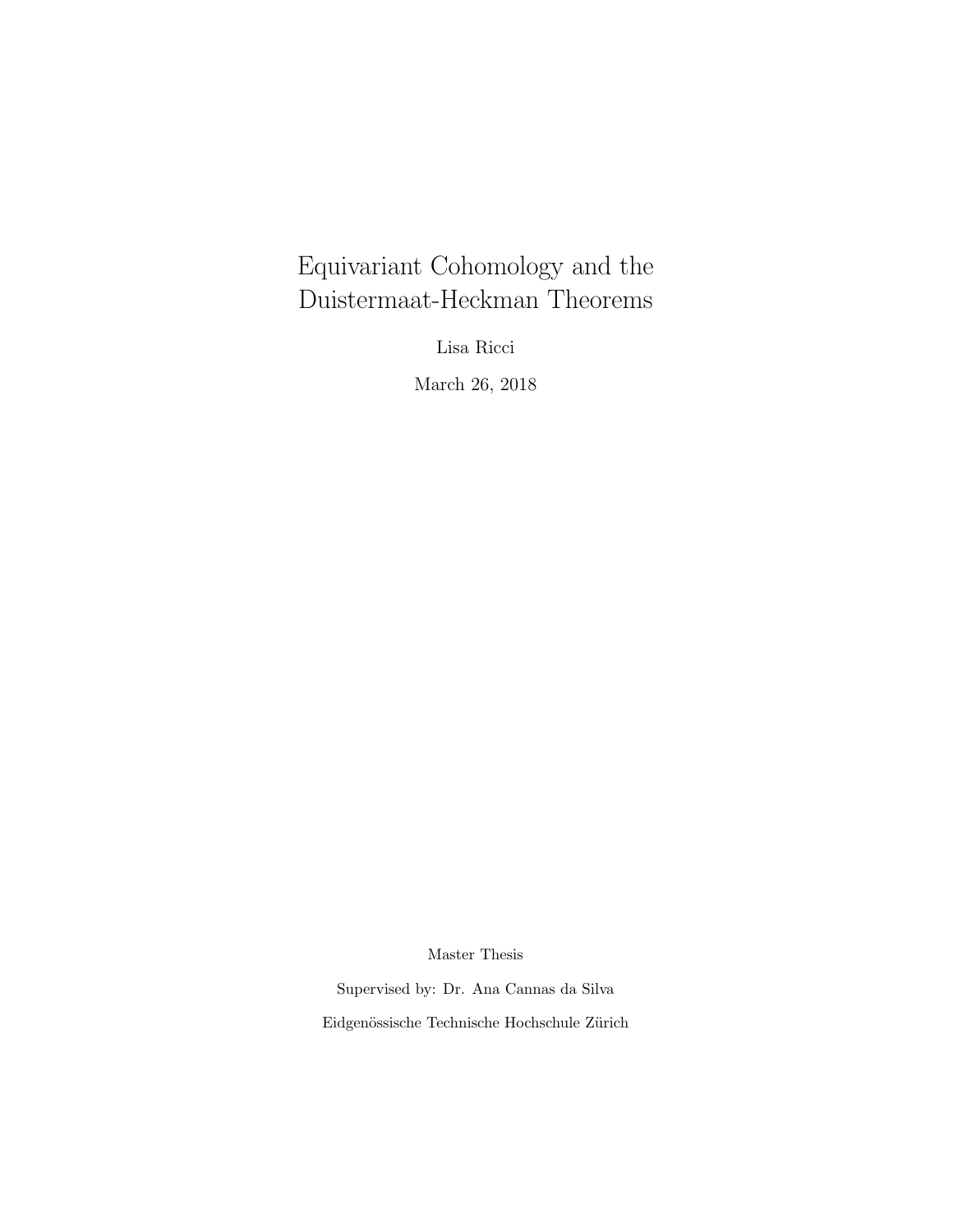# Equivariant Cohomology and the Duistermaat-Heckman Theorems

Lisa Ricci

March 26, 2018

Master Thesis

Supervised by: Dr. Ana Cannas da Silva

Eidgenössische Technische Hochschule Zürich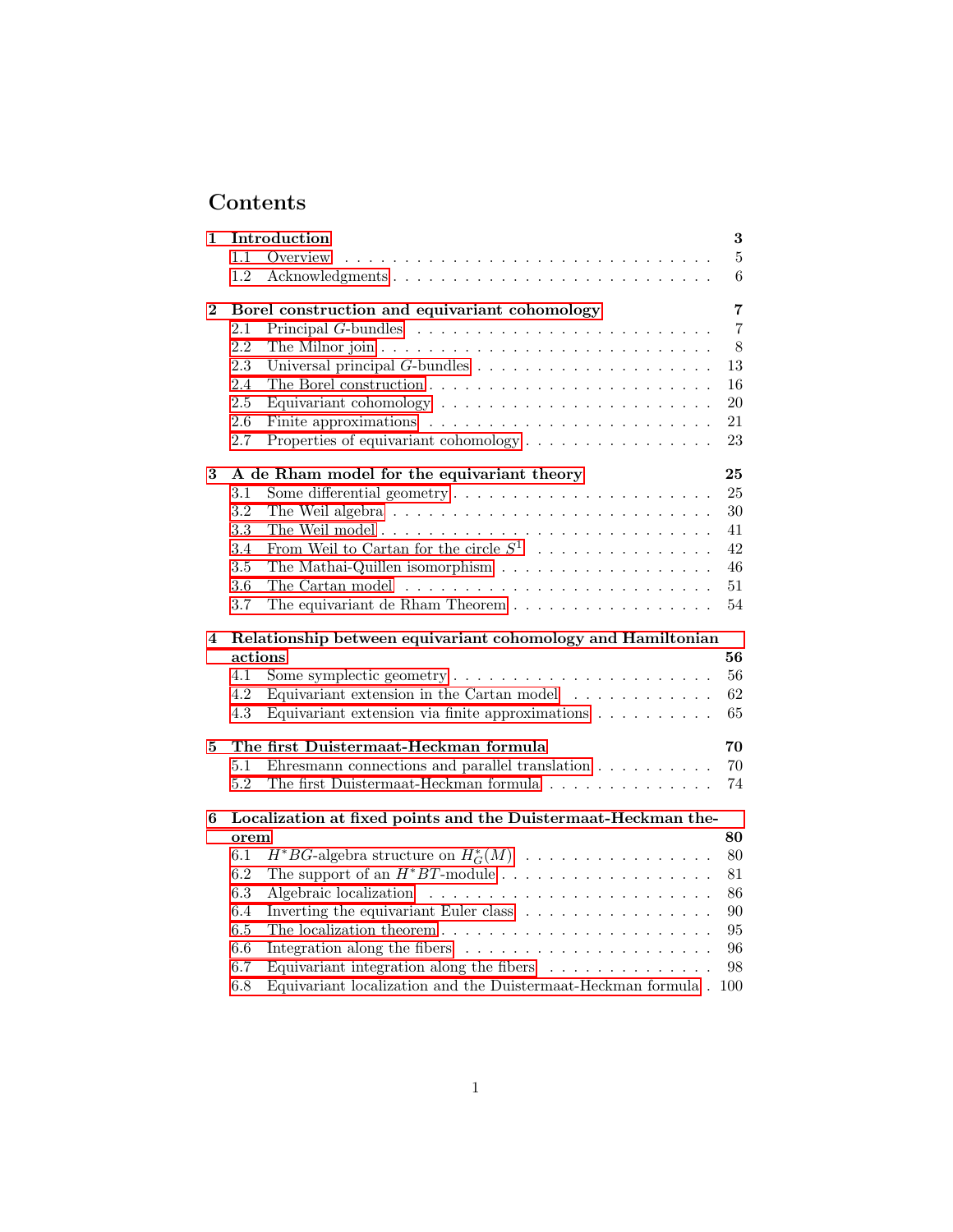# Contents

**1 Introduction** — **3**
- 1.1 Overview — 5
- 1.2 Acknowledgments — 6

**2 Borel construction and equivariant cohomology** — **7**
- 2.1 Principal $G$-bundles — 7
- 2.2 The Milnor join — 8
- 2.3 Universal principal $G$-bundles — 13
- 2.4 The Borel construction — 16
- 2.5 Equivariant cohomology — 20
- 2.6 Finite approximations — 21
- 2.7 Properties of equivariant cohomology — 23

**3 A de Rham model for the equivariant theory** — **25**
- 3.1 Some differential geometry — 25
- 3.2 The Weil algebra — 30
- 3.3 The Weil model — 41
- 3.4 From Weil to Cartan for the circle $S^1$ — 42
- 3.5 The Mathai-Quillen isomorphism — 46
- 3.6 The Cartan model — 51
- 3.7 The equivariant de Rham Theorem — 54

**4 Relationship between equivariant cohomology and Hamiltonian actions** — **56**
- 4.1 Some symplectic geometry — 56
- 4.2 Equivariant extension in the Cartan model — 62
- 4.3 Equivariant extension via finite approximations — 65

**5 The first Duistermaat-Heckman formula** — **70**
- 5.1 Ehresmann connections and parallel translation — 70
- 5.2 The first Duistermaat-Heckman formula — 74

**6 Localization at fixed points and the Duistermaat-Heckman theorem** — **80**
- 6.1 $H^*BG$-algebra structure on $H^*_G(M)$ — 80
- 6.2 The support of an $H^*BT$-module — 81
- 6.3 Algebraic localization — 86
- 6.4 Inverting the equivariant Euler class — 90
- 6.5 The localization theorem — 95
- 6.6 Integration along the fibers — 96
- 6.7 Equivariant integration along the fibers — 98
- 6.8 Equivariant localization and the Duistermaat-Heckman formula — 100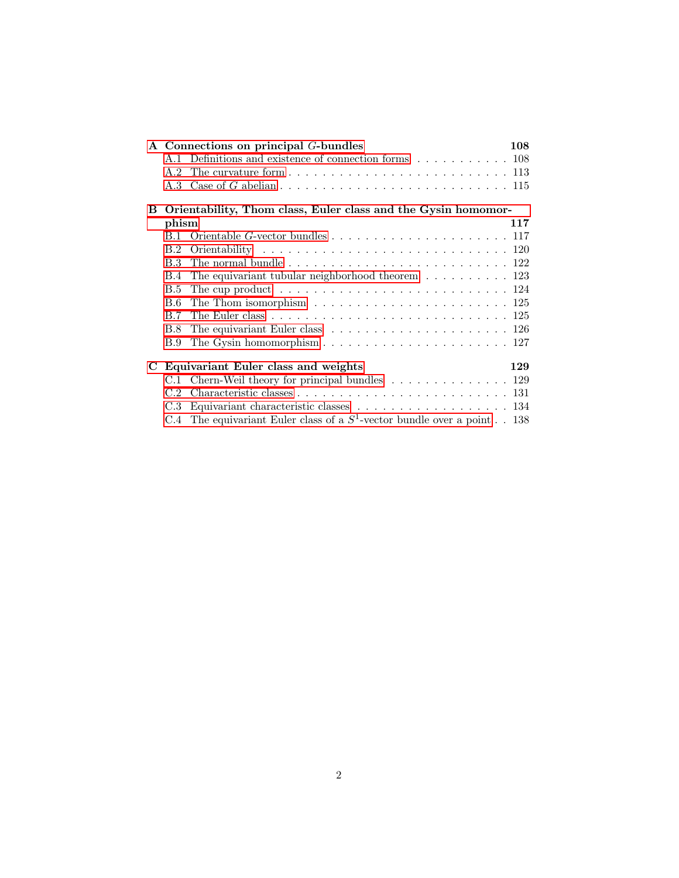**A Connections on principal $G$-bundles** — 108

- A.1 Definitions and existence of connection forms — 108
- A.2 The curvature form — 113
- A.3 Case of $G$ abelian — 115

**B Orientability, Thom class, Euler class and the Gysin homomorphism** — 117

- B.1 Orientable $G$-vector bundles — 117
- B.2 Orientability — 120
- B.3 The normal bundle — 122
- B.4 The equivariant tubular neighborhood theorem — 123
- B.5 The cup product — 124
- B.6 The Thom isomorphism — 125
- B.7 The Euler class — 125
- B.8 The equivariant Euler class — 126
- B.9 The Gysin homomorphism — 127

**C Equivariant Euler class and weights** — 129

- C.1 Chern-Weil theory for principal bundles — 129
- C.2 Characteristic classes — 131
- C.3 Equivariant characteristic classes — 134
- C.4 The equivariant Euler class of a $S^1$-vector bundle over a point — 138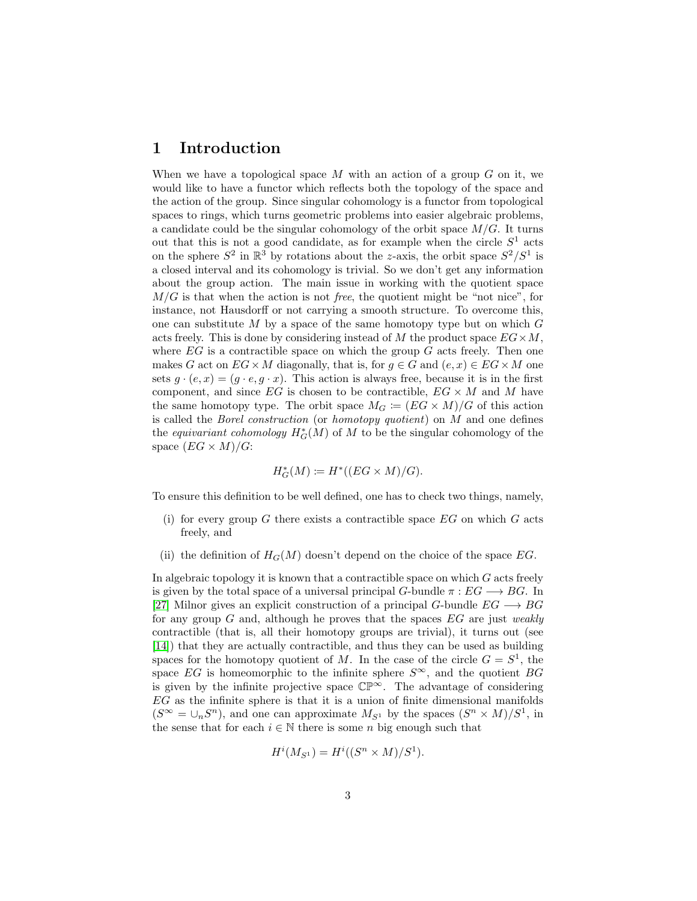# 1 Introduction

When we have a topological space $M$ with an action of a group $G$ on it, we would like to have a functor which reflects both the topology of the space and the action of the group. Since singular cohomology is a functor from topological spaces to rings, which turns geometric problems into easier algebraic problems, a candidate could be the singular cohomology of the orbit space $M/G$. It turns out that this is not a good candidate, as for example when the circle $S^1$ acts on the sphere $S^2$ in $\mathbb{R}^3$ by rotations about the $z$-axis, the orbit space $S^2/S^1$ is a closed interval and its cohomology is trivial. So we don't get any information about the group action. The main issue in working with the quotient space $M/G$ is that when the action is not *free*, the quotient might be "not nice", for instance, not Hausdorff or not carrying a smooth structure. To overcome this, one can substitute $M$ by a space of the same homotopy type but on which $G$ acts freely. This is done by considering instead of $M$ the product space $EG \times M$, where $EG$ is a contractible space on which the group $G$ acts freely. Then one makes $G$ act on $EG \times M$ diagonally, that is, for $g \in G$ and $(e, x) \in EG \times M$ one sets $g \cdot (e, x) = (g \cdot e, g \cdot x)$. This action is always free, because it is in the first component, and since $EG$ is chosen to be contractible, $EG \times M$ and $M$ have the same homotopy type. The orbit space $M_G := (EG \times M)/G$ of this action is called the *Borel construction* (or *homotopy quotient*) on $M$ and one defines the *equivariant cohomology* $H^*_G(M)$ of $M$ to be the singular cohomology of the space $(EG \times M)/G$:

$$H^*_G(M) := H^*((EG \times M)/G).$$

To ensure this definition to be well defined, one has to check two things, namely,

(i) for every group $G$ there exists a contractible space $EG$ on which $G$ acts freely, and

(ii) the definition of $H_G(M)$ doesn't depend on the choice of the space $EG$.

In algebraic topology it is known that a contractible space on which $G$ acts freely is given by the total space of a universal principal $G$-bundle $\pi : EG \longrightarrow BG$. In [27] Milnor gives an explicit construction of a principal $G$-bundle $EG \longrightarrow BG$ for any group $G$ and, although he proves that the spaces $EG$ are just *weakly* contractible (that is, all their homotopy groups are trivial), it turns out (see [14]) that they are actually contractible, and thus they can be used as building spaces for the homotopy quotient of $M$. In the case of the circle $G = S^1$, the space $EG$ is homeomorphic to the infinite sphere $S^\infty$, and the quotient $BG$ is given by the infinite projective space $\mathbb{CP}^\infty$. The advantage of considering $EG$ as the infinite sphere is that it is a union of finite dimensional manifolds ($S^\infty = \cup_n S^n$), and one can approximate $M_{S^1}$ by the spaces $(S^n \times M)/S^1$, in the sense that for each $i \in \mathbb{N}$ there is some $n$ big enough such that

$$H^i(M_{S^1}) = H^i((S^n \times M)/S^1).$$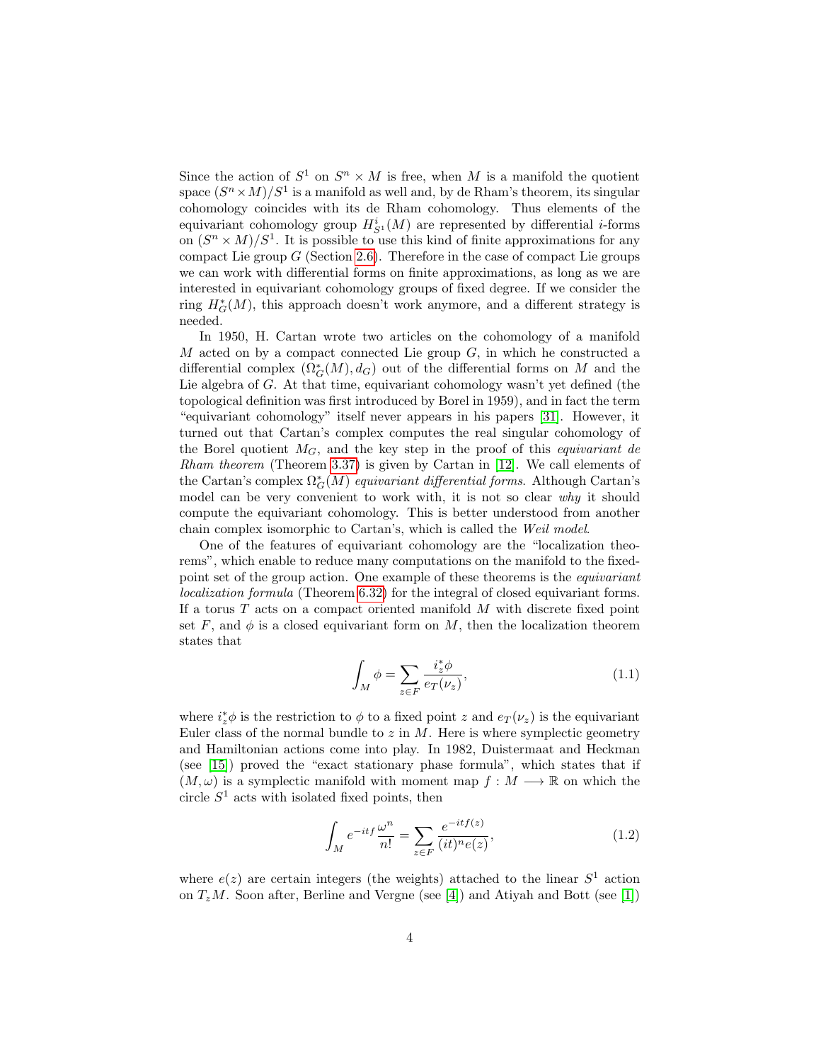Since the action of $S^1$ on $S^n \times M$ is free, when $M$ is a manifold the quotient space $(S^n \times M)/S^1$ is a manifold as well and, by de Rham's theorem, its singular cohomology coincides with its de Rham cohomology. Thus elements of the equivariant cohomology group $H^i_{S^1}(M)$ are represented by differential $i$-forms on $(S^n \times M)/S^1$. It is possible to use this kind of finite approximations for any compact Lie group $G$ (Section 2.6). Therefore in the case of compact Lie groups we can work with differential forms on finite approximations, as long as we are interested in equivariant cohomology groups of fixed degree. If we consider the ring $H^*_G(M)$, this approach doesn't work anymore, and a different strategy is needed.

In 1950, H. Cartan wrote two articles on the cohomology of a manifold $M$ acted on by a compact connected Lie group $G$, in which he constructed a differential complex $(\Omega^*_G(M), d_G)$ out of the differential forms on $M$ and the Lie algebra of $G$. At that time, equivariant cohomology wasn't yet defined (the topological definition was first introduced by Borel in 1959), and in fact the term "equivariant cohomology" itself never appears in his papers [31]. However, it turned out that Cartan's complex computes the real singular cohomology of the Borel quotient $M_G$, and the key step in the proof of this *equivariant de Rham theorem* (Theorem 3.37) is given by Cartan in [12]. We call elements of the Cartan's complex $\Omega^*_G(M)$ *equivariant differential forms*. Although Cartan's model can be very convenient to work with, it is not so clear *why* it should compute the equivariant cohomology. This is better understood from another chain complex isomorphic to Cartan's, which is called the *Weil model*.

One of the features of equivariant cohomology are the "localization theorems", which enable to reduce many computations on the manifold to the fixed-point set of the group action. One example of these theorems is the *equivariant localization formula* (Theorem 6.32) for the integral of closed equivariant forms. If a torus $T$ acts on a compact oriented manifold $M$ with discrete fixed point set $F$, and $\phi$ is a closed equivariant form on $M$, then the localization theorem states that

$$\int_M \phi = \sum_{z \in F} \frac{i_z^* \phi}{e_T(\nu_z)}, \tag{1.1}$$

where $i_z^*\phi$ is the restriction to $\phi$ to a fixed point $z$ and $e_T(\nu_z)$ is the equivariant Euler class of the normal bundle to $z$ in $M$. Here is where symplectic geometry and Hamiltonian actions come into play. In 1982, Duistermaat and Heckman (see [15]) proved the "exact stationary phase formula", which states that if $(M, \omega)$ is a symplectic manifold with moment map $f : M \longrightarrow \mathbb{R}$ on which the circle $S^1$ acts with isolated fixed points, then

$$\int_M e^{-itf} \frac{\omega^n}{n!} = \sum_{z \in F} \frac{e^{-itf(z)}}{(it)^n e(z)}, \tag{1.2}$$

where $e(z)$ are certain integers (the weights) attached to the linear $S^1$ action on $T_zM$. Soon after, Berline and Vergne (see [4]) and Atiyah and Bott (see [1])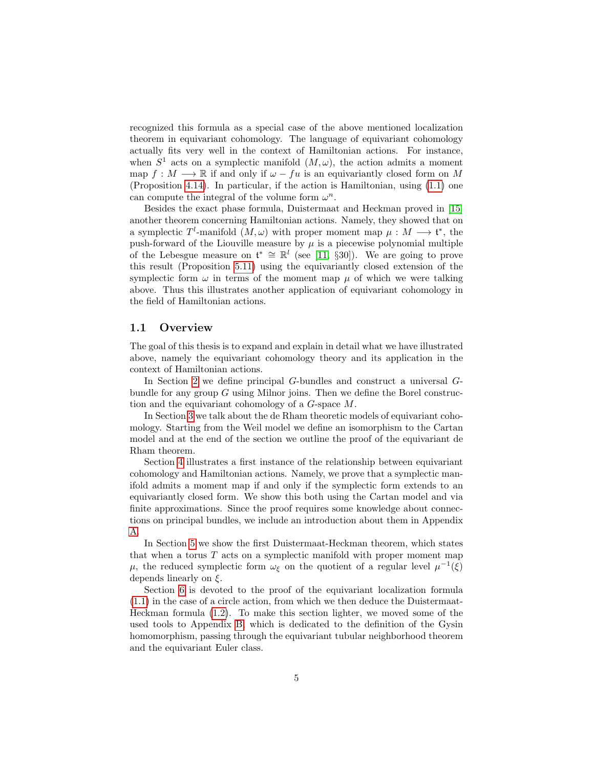recognized this formula as a special case of the above mentioned localization theorem in equivariant cohomology. The language of equivariant cohomology actually fits very well in the context of Hamiltonian actions. For instance, when $S^1$ acts on a symplectic manifold $(M, \omega)$, the action admits a moment map $f : M \longrightarrow \mathbb{R}$ if and only if $\omega - fu$ is an equivariantly closed form on $M$ (Proposition 4.14). In particular, if the action is Hamiltonian, using (1.1) one can compute the integral of the volume form $\omega^n$.

Besides the exact phase formula, Duistermaat and Heckman proved in [15] another theorem concerning Hamiltonian actions. Namely, they showed that on a symplectic $T^l$-manifold $(M, \omega)$ with proper moment map $\mu : M \longrightarrow \mathfrak{t}^*$, the push-forward of the Liouville measure by $\mu$ is a piecewise polynomial multiple of the Lebesgue measure on $\mathfrak{t}^* \cong \mathbb{R}^l$ (see [11, §30]). We are going to prove this result (Proposition 5.11) using the equivariantly closed extension of the symplectic form $\omega$ in terms of the moment map $\mu$ of which we were talking above. Thus this illustrates another application of equivariant cohomology in the field of Hamiltonian actions.

## 1.1 Overview

The goal of this thesis is to expand and explain in detail what we have illustrated above, namely the equivariant cohomology theory and its application in the context of Hamiltonian actions.

In Section 2 we define principal $G$-bundles and construct a universal $G$-bundle for any group $G$ using Milnor joins. Then we define the Borel construction and the equivariant cohomology of a $G$-space $M$.

In Section 3 we talk about the de Rham theoretic models of equivariant cohomology. Starting from the Weil model we define an isomorphism to the Cartan model and at the end of the section we outline the proof of the equivariant de Rham theorem.

Section 4 illustrates a first instance of the relationship between equivariant cohomology and Hamiltonian actions. Namely, we prove that a symplectic manifold admits a moment map if and only if the symplectic form extends to an equivariantly closed form. We show this both using the Cartan model and via finite approximations. Since the proof requires some knowledge about connections on principal bundles, we include an introduction about them in Appendix A.

In Section 5 we show the first Duistermaat-Heckman theorem, which states that when a torus $T$ acts on a symplectic manifold with proper moment map $\mu$, the reduced symplectic form $\omega_\xi$ on the quotient of a regular level $\mu^{-1}(\xi)$ depends linearly on $\xi$.

Section 6 is devoted to the proof of the equivariant localization formula (1.1) in the case of a circle action, from which we then deduce the Duistermaat-Heckman formula (1.2). To make this section lighter, we moved some of the used tools to Appendix B, which is dedicated to the definition of the Gysin homomorphism, passing through the equivariant tubular neighborhood theorem and the equivariant Euler class.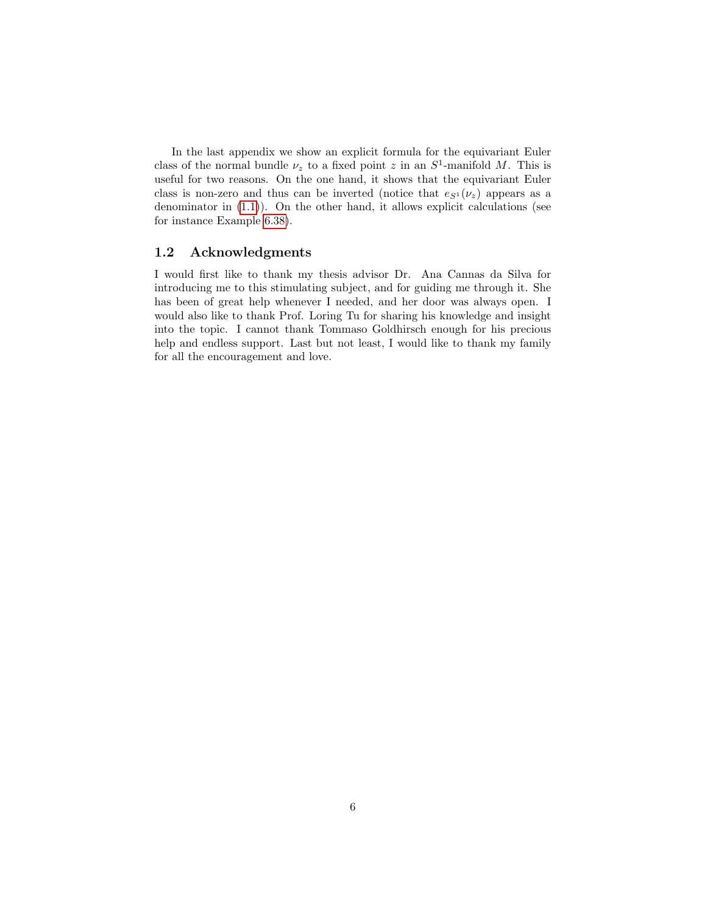In the last appendix we show an explicit formula for the equivariant Euler class of the normal bundle $\nu_z$ to a fixed point $z$ in an $S^1$-manifold $M$. This is useful for two reasons. On the one hand, it shows that the equivariant Euler class is non-zero and thus can be inverted (notice that $e_{S^1}(\nu_z)$ appears as a denominator in (1.1)). On the other hand, it allows explicit calculations (see for instance Example 6.38).

## 1.2 Acknowledgments

I would first like to thank my thesis advisor Dr. Ana Cannas da Silva for introducing me to this stimulating subject, and for guiding me through it. She has been of great help whenever I needed, and her door was always open. I would also like to thank Prof. Loring Tu for sharing his knowledge and insight into the topic. I cannot thank Tommaso Goldhirsch enough for his precious help and endless support. Last but not least, I would like to thank my family for all the encouragement and love.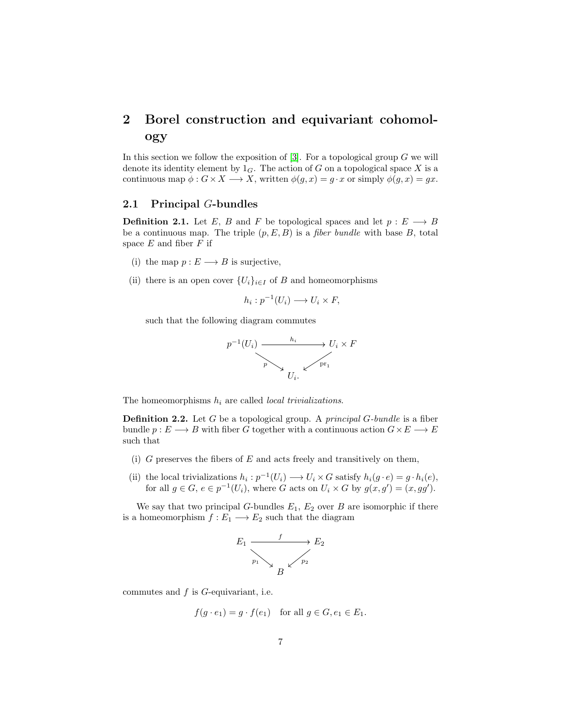# 2 Borel construction and equivariant cohomology

In this section we follow the exposition of [3]. For a topological group $G$ we will denote its identity element by $1_G$. The action of $G$ on a topological space $X$ is a continuous map $\phi : G \times X \longrightarrow X$, written $\phi(g, x) = g \cdot x$ or simply $\phi(g, x) = gx$.

## 2.1 Principal $G$-bundles

**Definition 2.1.** Let $E$, $B$ and $F$ be topological spaces and let $p : E \longrightarrow B$ be a continuous map. The triple $(p, E, B)$ is a *fiber bundle* with base $B$, total space $E$ and fiber $F$ if

(i) the map $p : E \longrightarrow B$ is surjective,

(ii) there is an open cover $\{U_i\}_{i \in I}$ of $B$ and homeomorphisms

$$h_i : p^{-1}(U_i) \longrightarrow U_i \times F,$$

such that the following diagram commutes

$$\begin{array}{ccc} p^{-1}(U_i) & \xrightarrow{h_i} & U_i \times F \\ & {\scriptstyle p}\searrow \quad \swarrow{\scriptstyle \mathrm{pr}_1} & \\ & U_i. & \end{array}$$

The homeomorphisms $h_i$ are called *local trivializations*.

**Definition 2.2.** Let $G$ be a topological group. A *principal $G$-bundle* is a fiber bundle $p : E \longrightarrow B$ with fiber $G$ together with a continuous action $G \times E \longrightarrow E$ such that

(i) $G$ preserves the fibers of $E$ and acts freely and transitively on them,

(ii) the local trivializations $h_i : p^{-1}(U_i) \longrightarrow U_i \times G$ satisfy $h_i(g \cdot e) = g \cdot h_i(e)$, for all $g \in G$, $e \in p^{-1}(U_i)$, where $G$ acts on $U_i \times G$ by $g(x, g') = (x, gg')$.

We say that two principal $G$-bundles $E_1$, $E_2$ over $B$ are isomorphic if there is a homeomorphism $f : E_1 \longrightarrow E_2$ such that the diagram

$$\begin{array}{ccc} E_1 & \xrightarrow{f} & E_2 \\ & {\scriptstyle p_1}\searrow \quad \swarrow{\scriptstyle p_2} & \\ & B & \end{array}$$

commutes and $f$ is $G$-equivariant, i.e.

$$f(g \cdot e_1) = g \cdot f(e_1) \quad \text{for all } g \in G, e_1 \in E_1.$$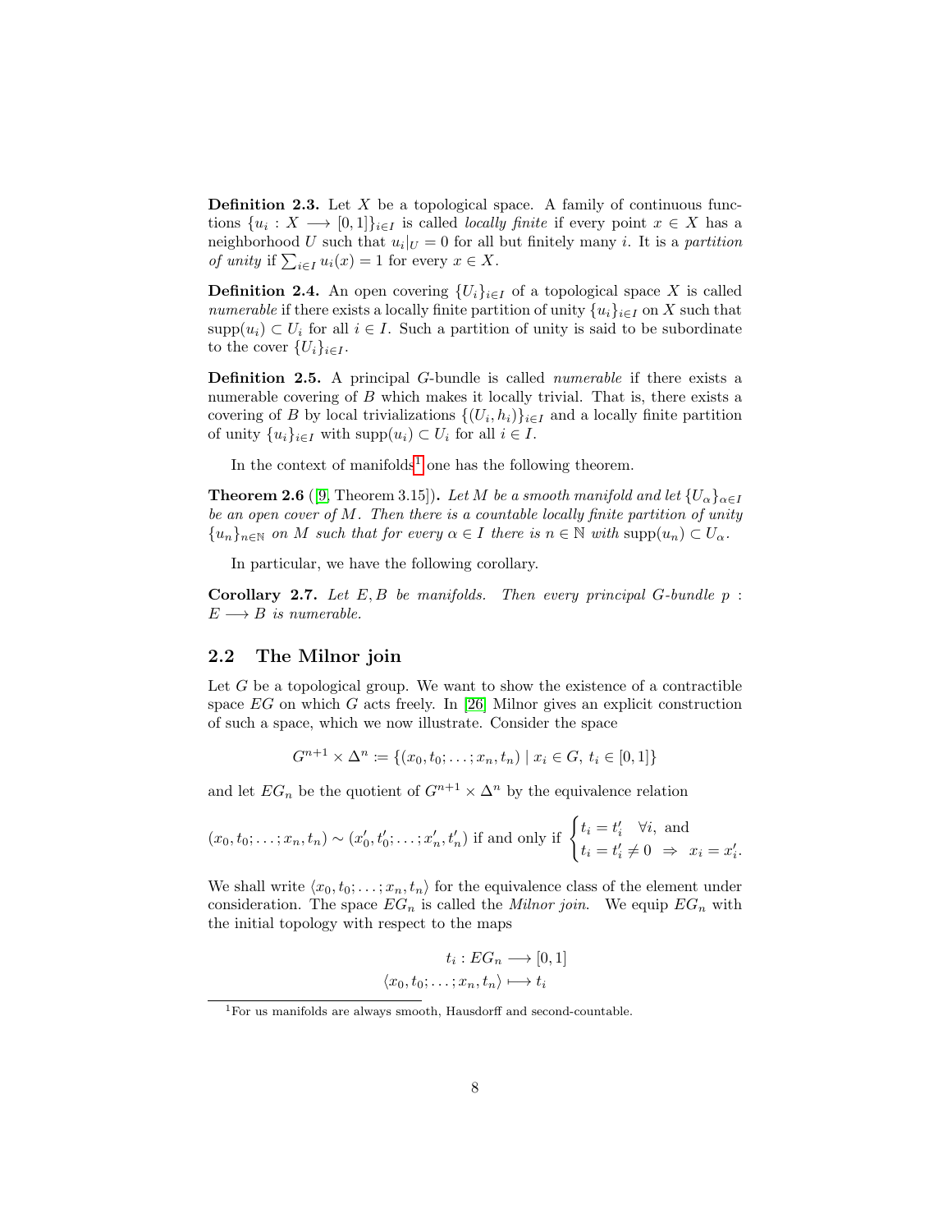**Definition 2.3.** Let $X$ be a topological space. A family of continuous functions $\{u_i : X \longrightarrow [0,1]\}_{i \in I}$ is called *locally finite* if every point $x \in X$ has a neighborhood $U$ such that $u_i|_U = 0$ for all but finitely many $i$. It is a *partition of unity* if $\sum_{i \in I} u_i(x) = 1$ for every $x \in X$.

**Definition 2.4.** An open covering $\{U_i\}_{i \in I}$ of a topological space $X$ is called *numerable* if there exists a locally finite partition of unity $\{u_i\}_{i \in I}$ on $X$ such that $\mathrm{supp}(u_i) \subset U_i$ for all $i \in I$. Such a partition of unity is said to be subordinate to the cover $\{U_i\}_{i \in I}$.

**Definition 2.5.** A principal $G$-bundle is called *numerable* if there exists a numerable covering of $B$ which makes it locally trivial. That is, there exists a covering of $B$ by local trivializations $\{(U_i, h_i)\}_{i \in I}$ and a locally finite partition of unity $\{u_i\}_{i \in I}$ with $\mathrm{supp}(u_i) \subset U_i$ for all $i \in I$.

In the context of manifolds[1] one has the following theorem.

**Theorem 2.6** ([9, Theorem 3.15])**.** *Let $M$ be a smooth manifold and let $\{U_\alpha\}_{\alpha \in I}$ be an open cover of $M$. Then there is a countable locally finite partition of unity $\{u_n\}_{n \in \mathbb{N}}$ on $M$ such that for every $\alpha \in I$ there is $n \in \mathbb{N}$ with $\mathrm{supp}(u_n) \subset U_\alpha$.*

In particular, we have the following corollary.

**Corollary 2.7.** *Let $E, B$ be manifolds. Then every principal $G$-bundle $p : E \longrightarrow B$ is numerable.*

## 2.2 The Milnor join

Let $G$ be a topological group. We want to show the existence of a contractible space $EG$ on which $G$ acts freely. In [26] Milnor gives an explicit construction of such a space, which we now illustrate. Consider the space

$$G^{n+1} \times \Delta^n := \{(x_0, t_0; \ldots; x_n, t_n) \mid x_i \in G,\ t_i \in [0,1]\}$$

and let $EG_n$ be the quotient of $G^{n+1} \times \Delta^n$ by the equivalence relation

$$(x_0, t_0; \ldots; x_n, t_n) \sim (x'_0, t'_0; \ldots; x'_n, t'_n) \text{ if and only if } \begin{cases} t_i = t'_i \quad \forall i, \text{ and} \\ t_i = t'_i \neq 0 \ \Rightarrow \ x_i = x'_i. \end{cases}$$

We shall write $\langle x_0, t_0; \ldots; x_n, t_n \rangle$ for the equivalence class of the element under consideration. The space $EG_n$ is called the *Milnor join*. We equip $EG_n$ with the initial topology with respect to the maps

$$\begin{aligned} t_i : EG_n &\longrightarrow [0,1] \\ \langle x_0, t_0; \ldots; x_n, t_n \rangle &\longmapsto t_i \end{aligned}$$

[1] For us manifolds are always smooth, Hausdorff and second-countable.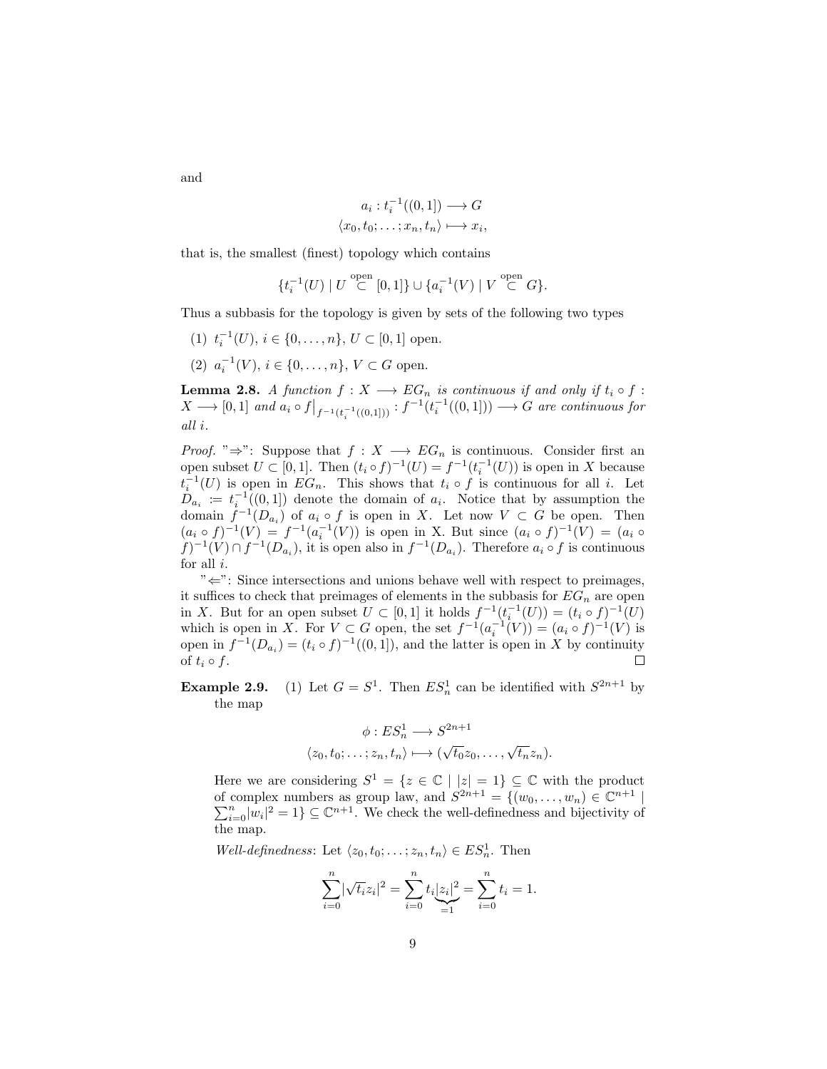and

$$a_i : t_i^{-1}((0,1]) \longrightarrow G$$
$$\langle x_0, t_0; \ldots ; x_n, t_n \rangle \longmapsto x_i,$$

that is, the smallest (finest) topology which contains

$$\{t_i^{-1}(U) \mid U \overset{\text{open}}{\subset} [0,1]\} \cup \{a_i^{-1}(V) \mid V \overset{\text{open}}{\subset} G\}.$$

Thus a subbasis for the topology is given by sets of the following two types

(1) $t_i^{-1}(U)$, $i \in \{0, \ldots, n\}$, $U \subset [0,1]$ open.

(2) $a_i^{-1}(V)$, $i \in \{0, \ldots, n\}$, $V \subset G$ open.

**Lemma 2.8.** *A function $f : X \longrightarrow EG_n$ is continuous if and only if $t_i \circ f : X \longrightarrow [0,1]$ and $a_i \circ f\big|_{f^{-1}(t_i^{-1}((0,1]))} : f^{-1}(t_i^{-1}((0,1])) \longrightarrow G$ are continuous for all $i$.*

*Proof.* "⇒": Suppose that $f : X \longrightarrow EG_n$ is continuous. Consider first an open subset $U \subset [0,1]$. Then $(t_i \circ f)^{-1}(U) = f^{-1}(t_i^{-1}(U))$ is open in $X$ because $t_i^{-1}(U)$ is open in $EG_n$. This shows that $t_i \circ f$ is continuous for all $i$. Let $D_{a_i} := t_i^{-1}((0,1])$ denote the domain of $a_i$. Notice that by assumption the domain $f^{-1}(D_{a_i})$ of $a_i \circ f$ is open in $X$. Let now $V \subset G$ be open. Then $(a_i \circ f)^{-1}(V) = f^{-1}(a_i^{-1}(V))$ is open in X. But since $(a_i \circ f)^{-1}(V) = (a_i \circ f)^{-1}(V) \cap f^{-1}(D_{a_i})$, it is open also in $f^{-1}(D_{a_i})$. Therefore $a_i \circ f$ is continuous for all $i$.

"⇐": Since intersections and unions behave well with respect to preimages, it suffices to check that preimages of elements in the subbasis for $EG_n$ are open in $X$. But for an open subset $U \subset [0,1]$ it holds $f^{-1}(t_i^{-1}(U)) = (t_i \circ f)^{-1}(U)$ which is open in $X$. For $V \subset G$ open, the set $f^{-1}(a_i^{-1}(V)) = (a_i \circ f)^{-1}(V)$ is open in $f^{-1}(D_{a_i}) = (t_i \circ f)^{-1}((0,1])$, and the latter is open in $X$ by continuity of $t_i \circ f$. □

**Example 2.9.** (1) Let $G = S^1$. Then $ES^1_n$ can be identified with $S^{2n+1}$ by the map

$$\phi : ES^1_n \longrightarrow S^{2n+1}$$
$$\langle z_0, t_0; \ldots ; z_n, t_n \rangle \longmapsto (\sqrt{t_0} z_0, \ldots , \sqrt{t_n} z_n).$$

Here we are considering $S^1 = \{z \in \mathbb{C} \mid |z| = 1\} \subseteq \mathbb{C}$ with the product of complex numbers as group law, and $S^{2n+1} = \{(w_0, \ldots, w_n) \in \mathbb{C}^{n+1} \mid \sum_{i=0}^n |w_i|^2 = 1\} \subseteq \mathbb{C}^{n+1}$. We check the well-definedness and bijectivity of the map.

*Well-definedness*: Let $\langle z_0, t_0; \ldots ; z_n, t_n \rangle \in ES^1_n$. Then

$$\sum_{i=0}^n |\sqrt{t_i} z_i|^2 = \sum_{i=0}^n t_i \underbrace{|z_i|^2}_{=1} = \sum_{i=0}^n t_i = 1.$$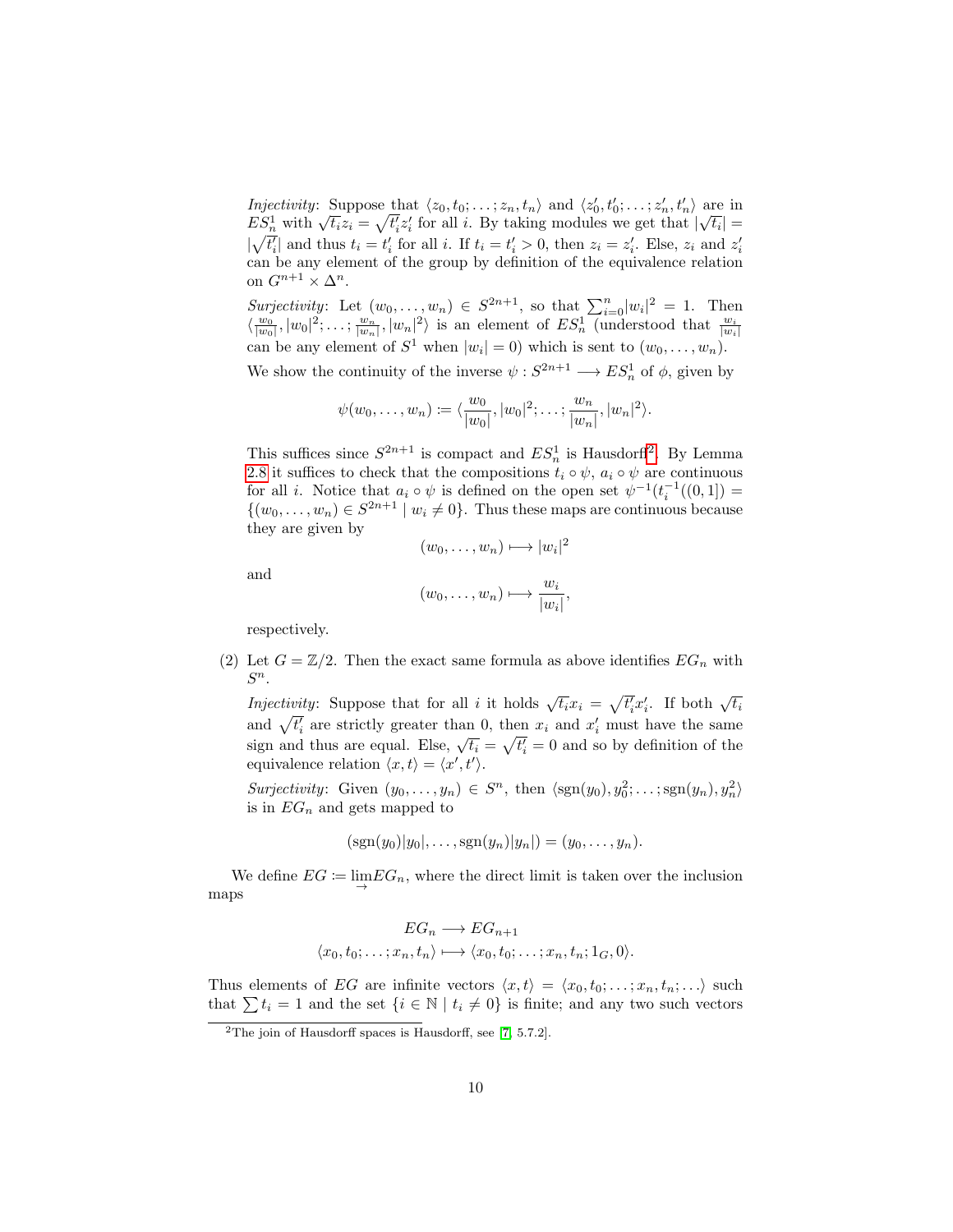*Injectivity*: Suppose that $\langle z_0, t_0; \ldots; z_n, t_n\rangle$ and $\langle z_0', t_0'; \ldots; z_n', t_n'\rangle$ are in $ES^1_n$ with $\sqrt{t_i}z_i = \sqrt{t_i'}z_i'$ for all $i$. By taking modules we get that $|\sqrt{t_i}| = |\sqrt{t_i'}|$ and thus $t_i = t_i'$ for all $i$. If $t_i = t_i' > 0$, then $z_i = z_i'$. Else, $z_i$ and $z_i'$ can be any element of the group by definition of the equivalence relation on $G^{n+1} \times \Delta^n$.

*Surjectivity*: Let $(w_0, \ldots, w_n) \in S^{2n+1}$, so that $\sum_{i=0}^n |w_i|^2 = 1$. Then $\langle \frac{w_0}{|w_0|}, |w_0|^2; \ldots; \frac{w_n}{|w_n|}, |w_n|^2\rangle$ is an element of $ES^1_n$ (understood that $\frac{w_i}{|w_i|}$ can be any element of $S^1$ when $|w_i| = 0$) which is sent to $(w_0, \ldots, w_n)$.

We show the continuity of the inverse $\psi : S^{2n+1} \longrightarrow ES^1_n$ of $\phi$, given by

$$\psi(w_0, \ldots, w_n) \coloneqq \langle \frac{w_0}{|w_0|}, |w_0|^2; \ldots; \frac{w_n}{|w_n|}, |w_n|^2\rangle.$$

This suffices since $S^{2n+1}$ is compact and $ES^1_n$ is Hausdorff[2]. By Lemma 2.8 it suffices to check that the compositions $t_i \circ \psi$, $a_i \circ \psi$ are continuous for all $i$. Notice that $a_i \circ \psi$ is defined on the open set $\psi^{-1}(t_i^{-1}((0, 1]) = \{(w_0, \ldots, w_n) \in S^{2n+1} \mid w_i \neq 0\}$. Thus these maps are continuous because they are given by

$$(w_0, \ldots, w_n) \longmapsto |w_i|^2$$

and

$$(w_0, \ldots, w_n) \longmapsto \frac{w_i}{|w_i|},$$

respectively.

(2) Let $G = \mathbb{Z}/2$. Then the exact same formula as above identifies $EG_n$ with $S^n$.

*Injectivity*: Suppose that for all $i$ it holds $\sqrt{t_i}x_i = \sqrt{t_i'}x_i'$. If both $\sqrt{t_i}$ and $\sqrt{t_i'}$ are strictly greater than 0, then $x_i$ and $x_i'$ must have the same sign and thus are equal. Else, $\sqrt{t_i} = \sqrt{t_i'} = 0$ and so by definition of the equivalence relation $\langle x, t\rangle = \langle x', t'\rangle$.

*Surjectivity*: Given $(y_0, \ldots, y_n) \in S^n$, then $\langle \mathrm{sgn}(y_0), y_0^2; \ldots; \mathrm{sgn}(y_n), y_n^2\rangle$ is in $EG_n$ and gets mapped to

$$(\mathrm{sgn}(y_0)|y_0|, \ldots, \mathrm{sgn}(y_n)|y_n|) = (y_0, \ldots, y_n).$$

We define $EG \coloneqq \varinjlim EG_n$, where the direct limit is taken over the inclusion maps

$$EG_n \longrightarrow EG_{n+1}$$
$$\langle x_0, t_0; \ldots; x_n, t_n\rangle \longmapsto \langle x_0, t_0; \ldots; x_n, t_n; 1_G, 0\rangle.$$

Thus elements of $EG$ are infinite vectors $\langle x, t\rangle = \langle x_0, t_0; \ldots; x_n, t_n; \ldots\rangle$ such that $\sum t_i = 1$ and the set $\{i \in \mathbb{N} \mid t_i \neq 0\}$ is finite; and any two such vectors

[2] The join of Hausdorff spaces is Hausdorff, see [7, 5.7.2].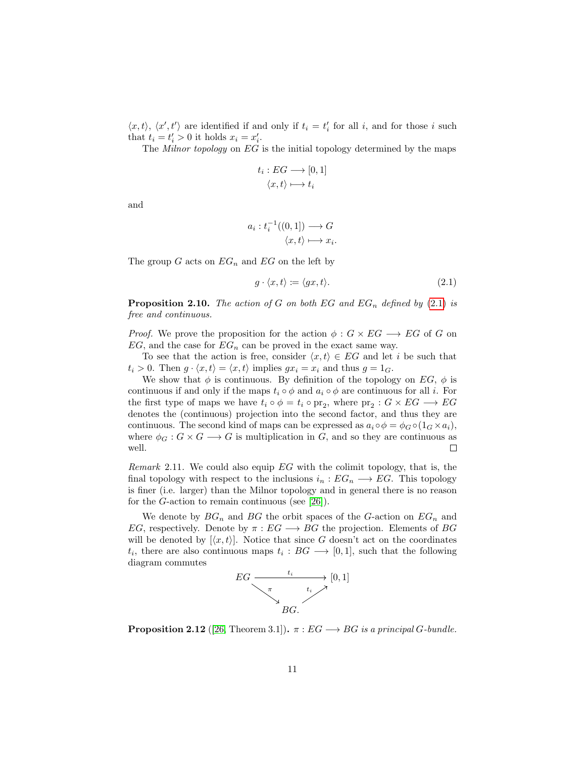$\langle x, t\rangle$, $\langle x', t'\rangle$ are identified if and only if $t_i = t'_i$ for all $i$, and for those $i$ such that $t_i = t'_i > 0$ it holds $x_i = x'_i$.

The *Milnor topology* on $EG$ is the initial topology determined by the maps

$$
\begin{aligned}
t_i : EG &\longrightarrow [0,1] \\
\langle x, t\rangle &\longmapsto t_i
\end{aligned}
$$

and

$$
\begin{aligned}
a_i : t_i^{-1}((0,1]) &\longrightarrow G \\
\langle x, t\rangle &\longmapsto x_i.
\end{aligned}
$$

The group $G$ acts on $EG_n$ and $EG$ on the left by

$$
g \cdot \langle x, t\rangle := \langle gx, t\rangle. \tag{2.1}
$$

**Proposition 2.10.** *The action of $G$ on both $EG$ and $EG_n$ defined by (2.1) is free and continuous.*

*Proof.* We prove the proposition for the action $\phi : G \times EG \longrightarrow EG$ of $G$ on $EG$, and the case for $EG_n$ can be proved in the exact same way.

To see that the action is free, consider $\langle x, t\rangle \in EG$ and let $i$ be such that $t_i > 0$. Then $g \cdot \langle x, t\rangle = \langle x, t\rangle$ implies $gx_i = x_i$ and thus $g = 1_G$.

We show that $\phi$ is continuous. By definition of the topology on $EG$, $\phi$ is continuous if and only if the maps $t_i \circ \phi$ and $a_i \circ \phi$ are continuous for all $i$. For the first type of maps we have $t_i \circ \phi = t_i \circ \mathrm{pr}_2$, where $\mathrm{pr}_2 : G \times EG \longrightarrow EG$ denotes the (continuous) projection into the second factor, and thus they are continuous. The second kind of maps can be expressed as $a_i \circ \phi = \phi_G \circ (1_G \times a_i)$, where $\phi_G : G \times G \longrightarrow G$ is multiplication in $G$, and so they are continuous as well. $\square$

*Remark* 2.11. We could also equip $EG$ with the colimit topology, that is, the final topology with respect to the inclusions $i_n : EG_n \longrightarrow EG$. This topology is finer (i.e. larger) than the Milnor topology and in general there is no reason for the $G$-action to remain continuous (see [26]).

We denote by $BG_n$ and $BG$ the orbit spaces of the $G$-action on $EG_n$ and $EG$, respectively. Denote by $\pi : EG \longrightarrow BG$ the projection. Elements of $BG$ will be denoted by $[\langle x, t\rangle]$. Notice that since $G$ doesn't act on the coordinates $t_i$, there are also continuous maps $t_i : BG \longrightarrow [0,1]$, such that the following diagram commutes

$$
\begin{array}{ccc}
EG & \xrightarrow{\quad t_i \quad} & [0,1] \\
& {\scriptstyle\pi}\searrow \quad \nearrow{\scriptstyle t_i} & \\
& BG. &
\end{array}
$$

**Proposition 2.12** ([26, Theorem 3.1])**.** *$\pi : EG \longrightarrow BG$ is a principal $G$-bundle.*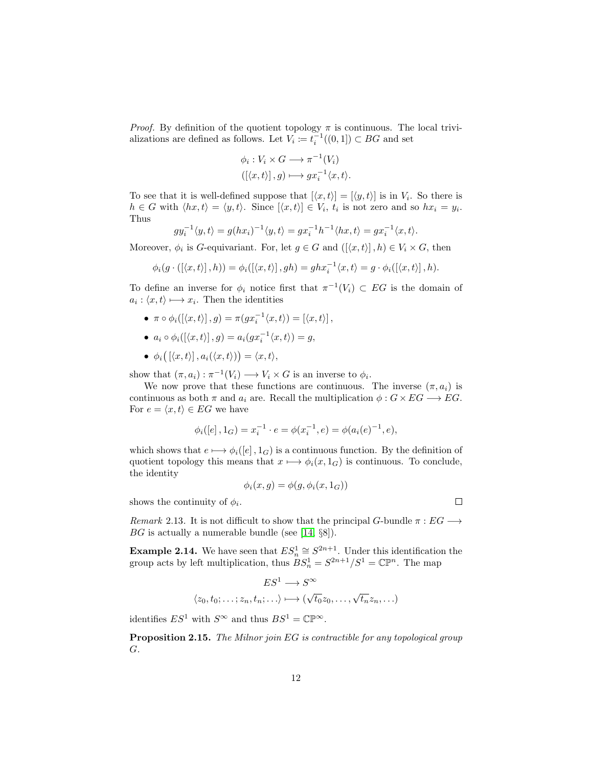*Proof.* By definition of the quotient topology $\pi$ is continuous. The local trivializations are defined as follows. Let $V_i \coloneqq t_i^{-1}((0,1]) \subset BG$ and set

$$\begin{aligned}\phi_i : V_i \times G &\longrightarrow \pi^{-1}(V_i)\\ ([\langle x,t\rangle], g) &\longmapsto g x_i^{-1}\langle x,t\rangle.\end{aligned}$$

To see that it is well-defined suppose that $[\langle x,t\rangle] = [\langle y,t\rangle]$ is in $V_i$. So there is $h \in G$ with $\langle hx,t\rangle = \langle y,t\rangle$. Since $[\langle x,t\rangle] \in V_i$, $t_i$ is not zero and so $hx_i = y_i$. Thus

$$g y_i^{-1}\langle y,t\rangle = g(hx_i)^{-1}\langle y,t\rangle = g x_i^{-1}h^{-1}\langle hx,t\rangle = g x_i^{-1}\langle x,t\rangle.$$

Moreover, $\phi_i$ is $G$-equivariant. For, let $g \in G$ and $([\langle x,t\rangle], h) \in V_i \times G$, then

$$\phi_i(g\cdot([\langle x,t\rangle], h)) = \phi_i([\langle x,t\rangle], gh) = ghx_i^{-1}\langle x,t\rangle = g\cdot\phi_i([\langle x,t\rangle], h).$$

To define an inverse for $\phi_i$ notice first that $\pi^{-1}(V_i) \subset EG$ is the domain of $a_i : \langle x,t\rangle \longmapsto x_i$. Then the identities

- $\pi\circ\phi_i([\langle x,t\rangle], g) = \pi(gx_i^{-1}\langle x,t\rangle) = [\langle x,t\rangle]$,
- $a_i\circ\phi_i([\langle x,t\rangle], g) = a_i(gx_i^{-1}\langle x,t\rangle) = g$,
- $\phi_i\big([\langle x,t\rangle], a_i(\langle x,t\rangle)\big) = \langle x,t\rangle$,

show that $(\pi, a_i) : \pi^{-1}(V_i) \longrightarrow V_i \times G$ is an inverse to $\phi_i$.

We now prove that these functions are continuous. The inverse $(\pi, a_i)$ is continuous as both $\pi$ and $a_i$ are. Recall the multiplication $\phi : G \times EG \longrightarrow EG$. For $e = \langle x,t\rangle \in EG$ we have

$$\phi_i([e], 1_G) = x_i^{-1}\cdot e = \phi(x_i^{-1}, e) = \phi(a_i(e)^{-1}, e),$$

which shows that $e \longmapsto \phi_i([e], 1_G)$ is a continuous function. By the definition of quotient topology this means that $x \longmapsto \phi_i(x, 1_G)$ is continuous. To conclude, the identity

$$\phi_i(x,g) = \phi(g, \phi_i(x, 1_G))$$

shows the continuity of $\phi_i$. □

*Remark* 2.13. It is not difficult to show that the principal $G$-bundle $\pi : EG \longrightarrow BG$ is actually a numerable bundle (see [14, §8]).

**Example 2.14.** We have seen that $ES^1_n \cong S^{2n+1}$. Under this identification the group acts by left multiplication, thus $BS^1_n = S^{2n+1}/S^1 = \mathbb{CP}^n$. The map

$$\begin{aligned}ES^1 &\longrightarrow S^\infty\\ \langle z_0, t_0; \ldots; z_n, t_n; \ldots\rangle &\longmapsto (\sqrt{t_0}z_0, \ldots, \sqrt{t_n}z_n, \ldots)\end{aligned}$$

identifies $ES^1$ with $S^\infty$ and thus $BS^1 = \mathbb{CP}^\infty$.

**Proposition 2.15.** *The Milnor join EG is contractible for any topological group G.*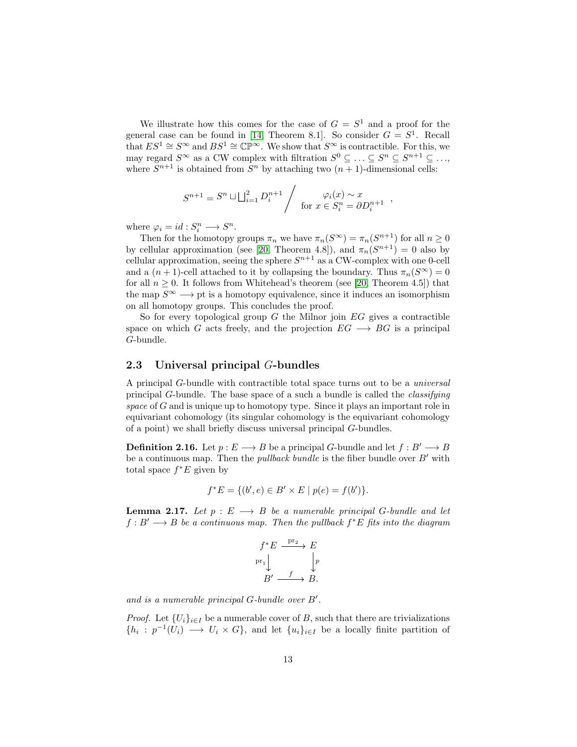We illustrate how this comes for the case of $G = S^1$ and a proof for the general case can be found in [14, Theorem 8.1]. So consider $G = S^1$. Recall that $ES^1 \cong S^\infty$ and $BS^1 \cong \mathbb{CP}^\infty$. We show that $S^\infty$ is contractible. For this, we may regard $S^\infty$ as a CW complex with filtration $S^0 \subseteq \ldots \subseteq S^n \subseteq S^{n+1} \subseteq \ldots$, where $S^{n+1}$ is obtained from $S^n$ by attaching two $(n+1)$-dimensional cells:

$$S^{n+1} = S^n \sqcup \bigsqcup_{i=1}^2 D_i^{n+1} \Bigg/ \begin{array}{c} \varphi_i(x) \sim x \\ \text{for } x \in S_i^n = \partial D_i^{n+1} \end{array},$$

where $\varphi_i = id : S_i^n \longrightarrow S^n$.

Then for the homotopy groups $\pi_n$ we have $\pi_n(S^\infty) = \pi_n(S^{n+1})$ for all $n \geq 0$ by cellular approximation (see [20, Theorem 4.8]), and $\pi_n(S^{n+1}) = 0$ also by cellular approximation, seeing the sphere $S^{n+1}$ as a CW-complex with one 0-cell and a $(n+1)$-cell attached to it by collapsing the boundary. Thus $\pi_n(S^\infty) = 0$ for all $n \geq 0$. It follows from Whitehead's theorem (see [20, Theorem 4.5]) that the map $S^\infty \longrightarrow \text{pt}$ is a homotopy equivalence, since it induces an isomorphism on all homotopy groups. This concludes the proof.

So for every topological group $G$ the Milnor join $EG$ gives a contractible space on which $G$ acts freely, and the projection $EG \longrightarrow BG$ is a principal $G$-bundle.

## 2.3 Universal principal $G$-bundles

A principal $G$-bundle with contractible total space turns out to be a *universal* principal $G$-bundle. The base space of a such a bundle is called the *classifying space* of $G$ and is unique up to homotopy type. Since it plays an important role in equivariant cohomology (its singular cohomology is the equivariant cohomology of a point) we shall briefly discuss universal principal $G$-bundles.

**Definition 2.16.** Let $p : E \longrightarrow B$ be a principal $G$-bundle and let $f : B' \longrightarrow B$ be a continuous map. Then the *pullback bundle* is the fiber bundle over $B'$ with total space $f^*E$ given by

$$f^*E = \{(b', e) \in B' \times E \mid p(e) = f(b')\}.$$

**Lemma 2.17.** *Let $p : E \longrightarrow B$ be a numerable principal $G$-bundle and let $f : B' \longrightarrow B$ be a continuous map. Then the pullback $f^*E$ fits into the diagram*

$$\begin{array}{ccc} f^*E & \xrightarrow{\text{pr}_2} & E \\ {\scriptstyle \text{pr}_1}\downarrow & & \downarrow{\scriptstyle p} \\ B' & \xrightarrow{f} & B. \end{array}$$

*and is a numerable principal $G$-bundle over $B'$.*

*Proof.* Let $\{U_i\}_{i \in I}$ be a numerable cover of $B$, such that there are trivializations $\{h_i : p^{-1}(U_i) \longrightarrow U_i \times G\}$, and let $\{u_i\}_{i \in I}$ be a locally finite partition of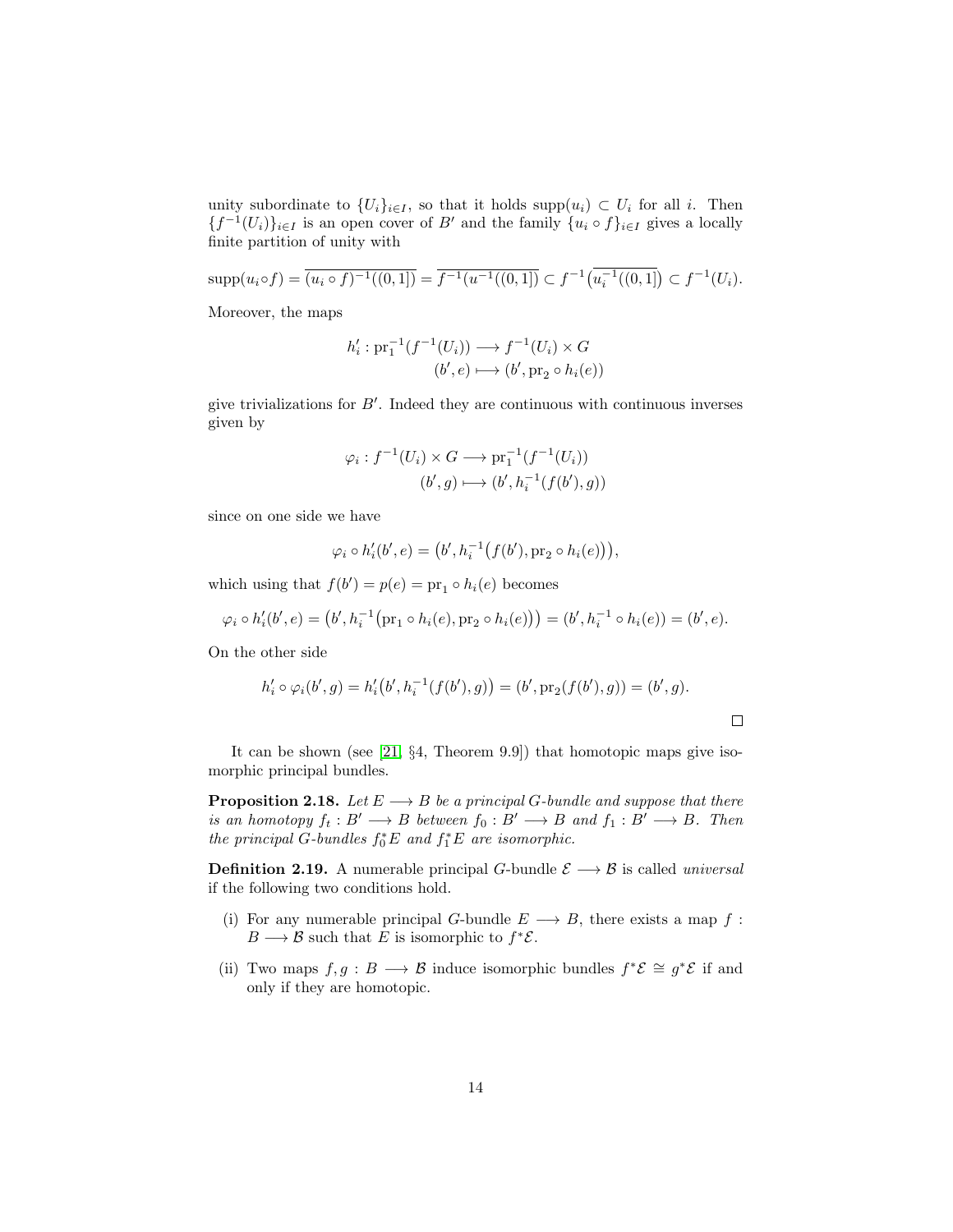unity subordinate to $\{U_i\}_{i\in I}$, so that it holds $\text{supp}(u_i) \subset U_i$ for all $i$. Then $\{f^{-1}(U_i)\}_{i\in I}$ is an open cover of $B'$ and the family $\{u_i \circ f\}_{i\in I}$ gives a locally finite partition of unity with

$$\text{supp}(u_i\circ f) = \overline{(u_i \circ f)^{-1}((0,1])} = \overline{f^{-1}(u^{-1}((0,1])} \subset f^{-1}\big(\overline{u_i^{-1}((0,1])}\big) \subset f^{-1}(U_i).$$

Moreover, the maps

$$\begin{aligned} h'_i : \text{pr}_1^{-1}(f^{-1}(U_i)) &\longrightarrow f^{-1}(U_i) \times G \\ (b', e) &\longmapsto (b', \text{pr}_2 \circ h_i(e)) \end{aligned}$$

give trivializations for $B'$. Indeed they are continuous with continuous inverses given by

$$\begin{aligned} \varphi_i : f^{-1}(U_i) \times G &\longrightarrow \text{pr}_1^{-1}(f^{-1}(U_i)) \\ (b', g) &\longmapsto (b', h_i^{-1}(f(b'), g)) \end{aligned}$$

since on one side we have

$$\varphi_i \circ h'_i(b', e) = \big(b', h_i^{-1}\big(f(b'), \text{pr}_2 \circ h_i(e)\big)\big),$$

which using that $f(b') = p(e) = \text{pr}_1 \circ h_i(e)$ becomes

$$\varphi_i \circ h'_i(b', e) = \big(b', h_i^{-1}\big(\text{pr}_1 \circ h_i(e), \text{pr}_2 \circ h_i(e)\big)\big) = (b', h_i^{-1} \circ h_i(e)) = (b', e).$$

On the other side

$$h'_i \circ \varphi_i(b', g) = h'_i\big(b', h_i^{-1}(f(b'), g)\big) = (b', \text{pr}_2(f(b'), g)) = (b', g).$$

□

It can be shown (see [21, §4, Theorem 9.9]) that homotopic maps give isomorphic principal bundles.

**Proposition 2.18.** *Let $E \longrightarrow B$ be a principal $G$-bundle and suppose that there is an homotopy $f_t : B' \longrightarrow B$ between $f_0 : B' \longrightarrow B$ and $f_1 : B' \longrightarrow B$. Then the principal $G$-bundles $f_0^*E$ and $f_1^*E$ are isomorphic.*

**Definition 2.19.** A numerable principal $G$-bundle $\mathcal{E} \longrightarrow \mathcal{B}$ is called *universal* if the following two conditions hold.

(i) For any numerable principal $G$-bundle $E \longrightarrow B$, there exists a map $f : B \longrightarrow \mathcal{B}$ such that $E$ is isomorphic to $f^*\mathcal{E}$.

(ii) Two maps $f, g : B \longrightarrow \mathcal{B}$ induce isomorphic bundles $f^*\mathcal{E} \cong g^*\mathcal{E}$ if and only if they are homotopic.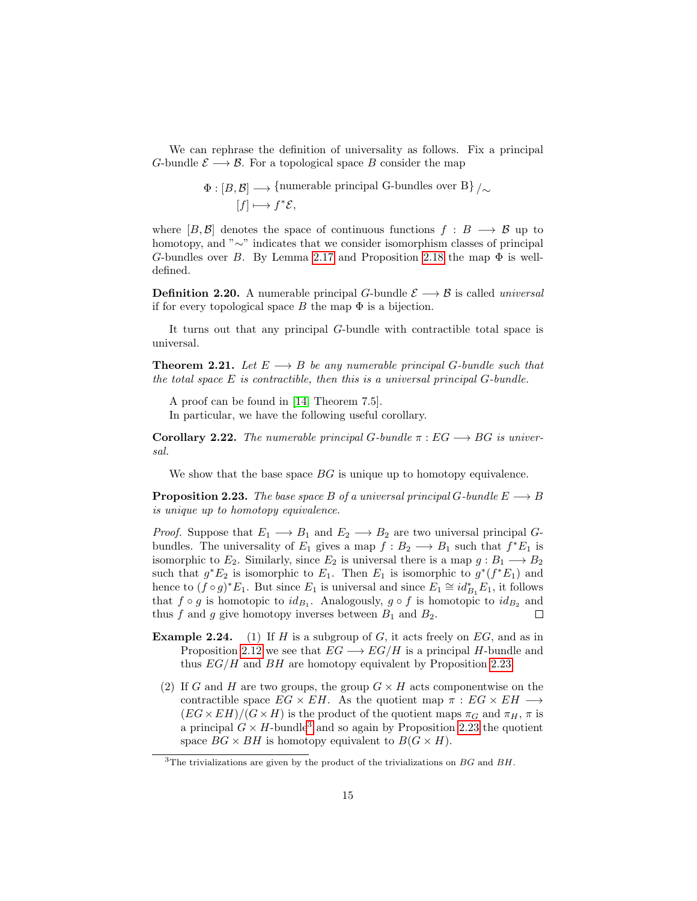We can rephrase the definition of universality as follows. Fix a principal $G$-bundle $\mathcal{E} \longrightarrow \mathcal{B}$. For a topological space $B$ consider the map

$$\begin{aligned} \Phi : [B, \mathcal{B}] &\longrightarrow \{\text{numerable principal G-bundles over B}\}/_{\sim} \\ [f] &\longmapsto f^*\mathcal{E}, \end{aligned}$$

where $[B, \mathcal{B}]$ denotes the space of continuous functions $f : B \longrightarrow \mathcal{B}$ up to homotopy, and "$\sim$" indicates that we consider isomorphism classes of principal $G$-bundles over $B$. By Lemma 2.17 and Proposition 2.18 the map $\Phi$ is well-defined.

**Definition 2.20.** A numerable principal $G$-bundle $\mathcal{E} \longrightarrow \mathcal{B}$ is called *universal* if for every topological space $B$ the map $\Phi$ is a bijection.

It turns out that any principal $G$-bundle with contractible total space is universal.

**Theorem 2.21.** *Let $E \longrightarrow B$ be any numerable principal $G$-bundle such that the total space $E$ is contractible, then this is a universal principal $G$-bundle.*

A proof can be found in [14, Theorem 7.5].

In particular, we have the following useful corollary.

**Corollary 2.22.** *The numerable principal $G$-bundle $\pi : EG \longrightarrow BG$ is universal.*

We show that the base space $BG$ is unique up to homotopy equivalence.

**Proposition 2.23.** *The base space $B$ of a universal principal $G$-bundle $E \longrightarrow B$ is unique up to homotopy equivalence.*

*Proof.* Suppose that $E_1 \longrightarrow B_1$ and $E_2 \longrightarrow B_2$ are two universal principal $G$-bundles. The universality of $E_1$ gives a map $f : B_2 \longrightarrow B_1$ such that $f^*E_1$ is isomorphic to $E_2$. Similarly, since $E_2$ is universal there is a map $g : B_1 \longrightarrow B_2$ such that $g^*E_2$ is isomorphic to $E_1$. Then $E_1$ is isomorphic to $g^*(f^*E_1)$ and hence to $(f \circ g)^*E_1$. But since $E_1$ is universal and since $E_1 \cong id_{B_1}^*E_1$, it follows that $f \circ g$ is homotopic to $id_{B_1}$. Analogously, $g \circ f$ is homotopic to $id_{B_2}$ and thus $f$ and $g$ give homotopy inverses between $B_1$ and $B_2$. $\square$

**Example 2.24.**

1. If $H$ is a subgroup of $G$, it acts freely on $EG$, and as in Proposition 2.12 we see that $EG \longrightarrow EG/H$ is a principal $H$-bundle and thus $EG/H$ and $BH$ are homotopy equivalent by Proposition 2.23.

2. If $G$ and $H$ are two groups, the group $G \times H$ acts componentwise on the contractible space $EG \times EH$. As the quotient map $\pi : EG \times EH \longrightarrow (EG \times EH)/(G \times H)$ is the product of the quotient maps $\pi_G$ and $\pi_H$, $\pi$ is a principal $G \times H$-bundle[3] and so again by Proposition 2.23 the quotient space $BG \times BH$ is homotopy equivalent to $B(G \times H)$.

[3] The trivializations are given by the product of the trivializations on $BG$ and $BH$.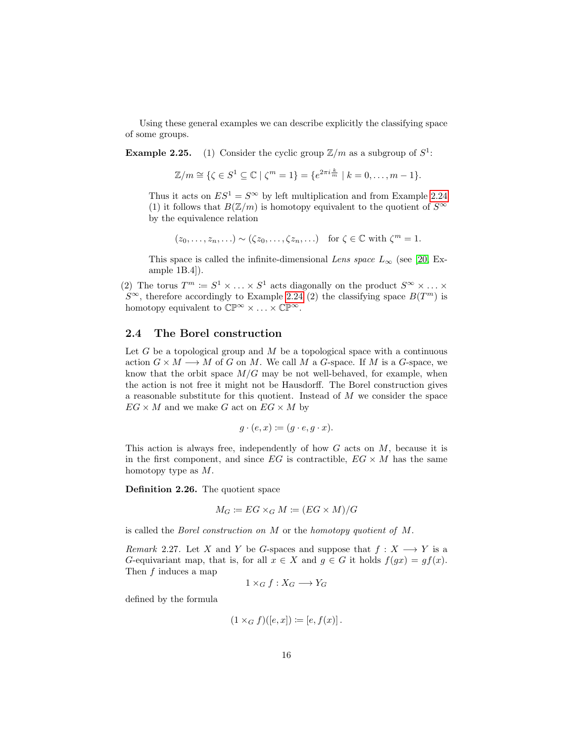Using these general examples we can describe explicitly the classifying space of some groups.

**Example 2.25.** (1) Consider the cyclic group $\mathbb{Z}/m$ as a subgroup of $S^1$:

$$\mathbb{Z}/m \cong \{\zeta \in S^1 \subseteq \mathbb{C} \mid \zeta^m = 1\} = \{e^{2\pi i \frac{k}{m}} \mid k = 0, \ldots, m-1\}.$$

Thus it acts on $ES^1 = S^\infty$ by left multiplication and from Example 2.24 (1) it follows that $B(\mathbb{Z}/m)$ is homotopy equivalent to the quotient of $S^\infty$ by the equivalence relation

$$(z_0, \ldots, z_n, \ldots) \sim (\zeta z_0, \ldots, \zeta z_n, \ldots) \quad \text{for } \zeta \in \mathbb{C} \text{ with } \zeta^m = 1.$$

This space is called the infinite-dimensional *Lens space* $L_\infty$ (see [20, Example 1B.4]).

(2) The torus $T^m \coloneqq S^1 \times \ldots \times S^1$ acts diagonally on the product $S^\infty \times \ldots \times S^\infty$, therefore accordingly to Example 2.24 (2) the classifying space $B(T^m)$ is homotopy equivalent to $\mathbb{CP}^\infty \times \ldots \times \mathbb{CP}^\infty$.

## 2.4 The Borel construction

Let $G$ be a topological group and $M$ be a topological space with a continuous action $G \times M \longrightarrow M$ of $G$ on $M$. We call $M$ a $G$-space. If $M$ is a $G$-space, we know that the orbit space $M/G$ may be not well-behaved, for example, when the action is not free it might not be Hausdorff. The Borel construction gives a reasonable substitute for this quotient. Instead of $M$ we consider the space $EG \times M$ and we make $G$ act on $EG \times M$ by

$$g \cdot (e, x) \coloneqq (g \cdot e, g \cdot x).$$

This action is always free, independently of how $G$ acts on $M$, because it is in the first component, and since $EG$ is contractible, $EG \times M$ has the same homotopy type as $M$.

**Definition 2.26.** The quotient space

$$M_G \coloneqq EG \times_G M \coloneqq (EG \times M)/G$$

is called the *Borel construction on* $M$ or the *homotopy quotient of* $M$.

*Remark* 2.27. Let $X$ and $Y$ be $G$-spaces and suppose that $f : X \longrightarrow Y$ is a $G$-equivariant map, that is, for all $x \in X$ and $g \in G$ it holds $f(gx) = gf(x)$. Then $f$ induces a map

$$1 \times_G f : X_G \longrightarrow Y_G$$

defined by the formula

$$(1 \times_G f)([e, x]) \coloneqq [e, f(x)].$$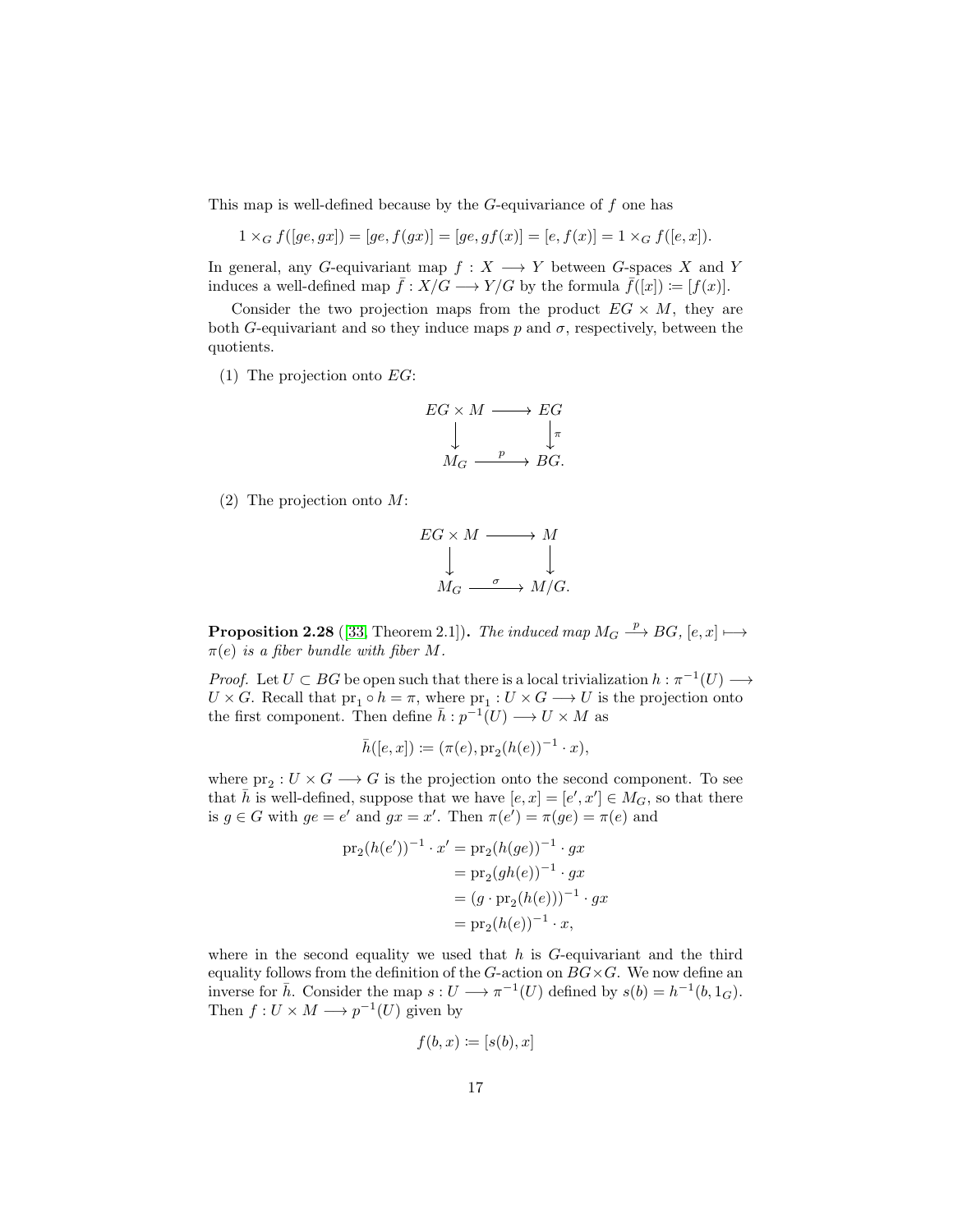This map is well-defined because by the $G$-equivariance of $f$ one has

$$1 \times_G f([ge, gx]) = [ge, f(gx)] = [ge, gf(x)] = [e, f(x)] = 1 \times_G f([e, x]).$$

In general, any $G$-equivariant map $f : X \longrightarrow Y$ between $G$-spaces $X$ and $Y$ induces a well-defined map $\bar{f} : X/G \longrightarrow Y/G$ by the formula $\bar{f}([x]) \coloneqq [f(x)]$.

Consider the two projection maps from the product $EG \times M$, they are both $G$-equivariant and so they induce maps $p$ and $\sigma$, respectively, between the quotients.

(1) The projection onto $EG$:

$$\begin{array}{ccc} EG \times M & \longrightarrow & EG \\ \downarrow & & \downarrow \pi \\ M_G & \xrightarrow{\quad p \quad} & BG. \end{array}$$

(2) The projection onto $M$:

$$\begin{array}{ccc} EG \times M & \longrightarrow & M \\ \downarrow & & \downarrow \\ M_G & \xrightarrow{\quad \sigma \quad} & M/G. \end{array}$$

**Proposition 2.28** ([33, Theorem 2.1]). *The induced map $M_G \xrightarrow{p} BG$, $[e, x] \longmapsto \pi(e)$ is a fiber bundle with fiber $M$.*

*Proof.* Let $U \subset BG$ be open such that there is a local trivialization $h : \pi^{-1}(U) \longrightarrow U \times G$. Recall that $\mathrm{pr}_1 \circ h = \pi$, where $\mathrm{pr}_1 : U \times G \longrightarrow U$ is the projection onto the first component. Then define $\bar{h} : p^{-1}(U) \longrightarrow U \times M$ as

$$\bar{h}([e, x]) \coloneqq (\pi(e), \mathrm{pr}_2(h(e))^{-1} \cdot x),$$

where $\mathrm{pr}_2 : U \times G \longrightarrow G$ is the projection onto the second component. To see that $\bar{h}$ is well-defined, suppose that we have $[e, x] = [e', x'] \in M_G$, so that there is $g \in G$ with $ge = e'$ and $gx = x'$. Then $\pi(e') = \pi(ge) = \pi(e)$ and

$$\begin{aligned} \mathrm{pr}_2(h(e'))^{-1} \cdot x' &= \mathrm{pr}_2(h(ge))^{-1} \cdot gx \\ &= \mathrm{pr}_2(gh(e))^{-1} \cdot gx \\ &= (g \cdot \mathrm{pr}_2(h(e)))^{-1} \cdot gx \\ &= \mathrm{pr}_2(h(e))^{-1} \cdot x, \end{aligned}$$

where in the second equality we used that $h$ is $G$-equivariant and the third equality follows from the definition of the $G$-action on $BG \times G$. We now define an inverse for $\bar{h}$. Consider the map $s : U \longrightarrow \pi^{-1}(U)$ defined by $s(b) = h^{-1}(b, 1_G)$. Then $f : U \times M \longrightarrow p^{-1}(U)$ given by

$$f(b, x) \coloneqq [s(b), x]$$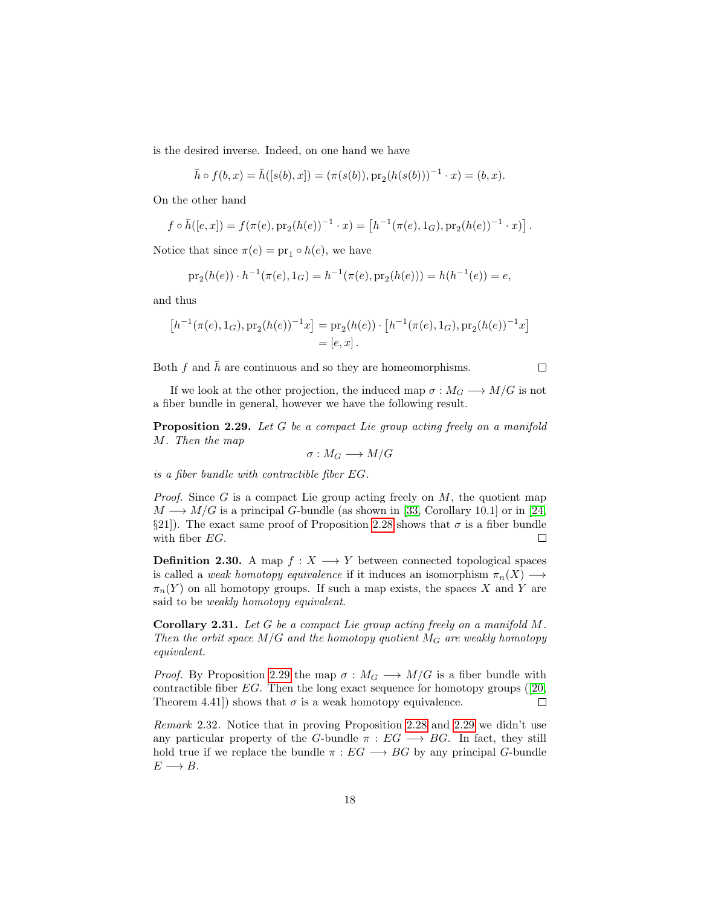is the desired inverse. Indeed, on one hand we have

$$\bar{h} \circ f(b,x) = \bar{h}([s(b),x]) = (\pi(s(b)), \mathrm{pr}_2(h(s(b)))^{-1} \cdot x) = (b,x).$$

On the other hand

$$f \circ \bar{h}([e,x]) = f(\pi(e), \mathrm{pr}_2(h(e))^{-1} \cdot x) = \left[h^{-1}(\pi(e), 1_G), \mathrm{pr}_2(h(e))^{-1} \cdot x)\right].$$

Notice that since $\pi(e) = \mathrm{pr}_1 \circ h(e)$, we have

$$\mathrm{pr}_2(h(e)) \cdot h^{-1}(\pi(e), 1_G) = h^{-1}(\pi(e), \mathrm{pr}_2(h(e))) = h(h^{-1}(e)) = e,$$

and thus

$$\begin{aligned}
\left[h^{-1}(\pi(e), 1_G), \mathrm{pr}_2(h(e))^{-1}x\right] &= \mathrm{pr}_2(h(e)) \cdot \left[h^{-1}(\pi(e), 1_G), \mathrm{pr}_2(h(e))^{-1}x\right] \\
&= [e,x].
\end{aligned}$$

Both $f$ and $\bar{h}$ are continuous and so they are homeomorphisms. □

If we look at the other projection, the induced map $\sigma : M_G \longrightarrow M/G$ is not a fiber bundle in general, however we have the following result.

**Proposition 2.29.** *Let $G$ be a compact Lie group acting freely on a manifold $M$. Then the map*

$$\sigma : M_G \longrightarrow M/G$$

*is a fiber bundle with contractible fiber $EG$.*

*Proof.* Since $G$ is a compact Lie group acting freely on $M$, the quotient map $M \longrightarrow M/G$ is a principal $G$-bundle (as shown in [33, Corollary 10.1] or in [24, §21]). The exact same proof of Proposition 2.28 shows that $\sigma$ is a fiber bundle with fiber $EG$. □

**Definition 2.30.** A map $f : X \longrightarrow Y$ between connected topological spaces is called a *weak homotopy equivalence* if it induces an isomorphism $\pi_n(X) \longrightarrow \pi_n(Y)$ on all homotopy groups. If such a map exists, the spaces $X$ and $Y$ are said to be *weakly homotopy equivalent*.

**Corollary 2.31.** *Let $G$ be a compact Lie group acting freely on a manifold $M$. Then the orbit space $M/G$ and the homotopy quotient $M_G$ are weakly homotopy equivalent.*

*Proof.* By Proposition 2.29 the map $\sigma : M_G \longrightarrow M/G$ is a fiber bundle with contractible fiber $EG$. Then the long exact sequence for homotopy groups ([20, Theorem 4.41]) shows that $\sigma$ is a weak homotopy equivalence. □

*Remark* 2.32. Notice that in proving Proposition 2.28 and 2.29 we didn't use any particular property of the $G$-bundle $\pi : EG \longrightarrow BG$. In fact, they still hold true if we replace the bundle $\pi : EG \longrightarrow BG$ by any principal $G$-bundle $E \longrightarrow B$.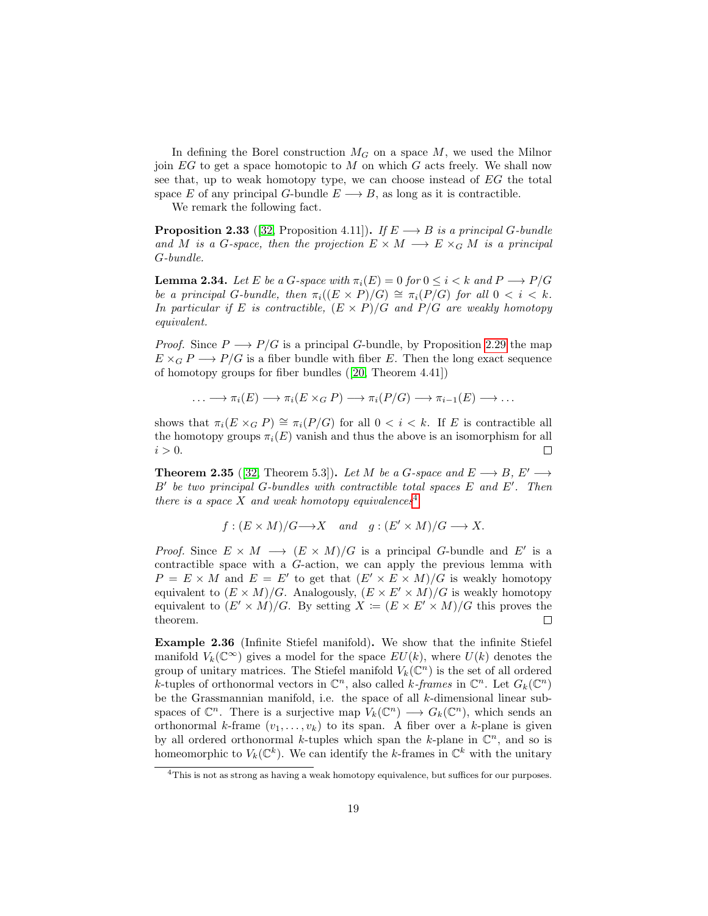In defining the Borel construction $M_G$ on a space $M$, we used the Milnor join $EG$ to get a space homotopic to $M$ on which $G$ acts freely. We shall now see that, up to weak homotopy type, we can choose instead of $EG$ the total space $E$ of any principal $G$-bundle $E \longrightarrow B$, as long as it is contractible.

We remark the following fact.

**Proposition 2.33** ([32, Proposition 4.11]). *If $E \longrightarrow B$ is a principal $G$-bundle and $M$ is a $G$-space, then the projection $E \times M \longrightarrow E \times_G M$ is a principal $G$-bundle.*

**Lemma 2.34.** *Let $E$ be a $G$-space with $\pi_i(E) = 0$ for $0 \leq i < k$ and $P \longrightarrow P/G$ be a principal $G$-bundle, then $\pi_i((E \times P)/G) \cong \pi_i(P/G)$ for all $0 < i < k$. In particular if $E$ is contractible, $(E \times P)/G$ and $P/G$ are weakly homotopy equivalent.*

*Proof.* Since $P \longrightarrow P/G$ is a principal $G$-bundle, by Proposition 2.29 the map $E \times_G P \longrightarrow P/G$ is a fiber bundle with fiber $E$. Then the long exact sequence of homotopy groups for fiber bundles ([20, Theorem 4.41])

$$\ldots \longrightarrow \pi_i(E) \longrightarrow \pi_i(E \times_G P) \longrightarrow \pi_i(P/G) \longrightarrow \pi_{i-1}(E) \longrightarrow \ldots$$

shows that $\pi_i(E \times_G P) \cong \pi_i(P/G)$ for all $0 < i < k$. If $E$ is contractible all the homotopy groups $\pi_i(E)$ vanish and thus the above is an isomorphism for all $i > 0$. ◻

**Theorem 2.35** ([32, Theorem 5.3]). *Let $M$ be a $G$-space and $E \longrightarrow B$, $E' \longrightarrow B'$ be two principal $G$-bundles with contractible total spaces $E$ and $E'$. Then there is a space $X$ and weak homotopy equivalences*[4]

$$f : (E \times M)/G \longrightarrow X \quad \text{and} \quad g : (E' \times M)/G \longrightarrow X.$$

*Proof.* Since $E \times M \longrightarrow (E \times M)/G$ is a principal $G$-bundle and $E'$ is a contractible space with a $G$-action, we can apply the previous lemma with $P = E \times M$ and $E = E'$ to get that $(E' \times E \times M)/G$ is weakly homotopy equivalent to $(E \times M)/G$. Analogously, $(E \times E' \times M)/G$ is weakly homotopy equivalent to $(E' \times M)/G$. By setting $X := (E \times E' \times M)/G$ this proves the theorem. ◻

**Example 2.36** (Infinite Stiefel manifold). We show that the infinite Stiefel manifold $V_k(\mathbb{C}^\infty)$ gives a model for the space $EU(k)$, where $U(k)$ denotes the group of unitary matrices. The Stiefel manifold $V_k(\mathbb{C}^n)$ is the set of all ordered $k$-tuples of orthonormal vectors in $\mathbb{C}^n$, also called *$k$-frames* in $\mathbb{C}^n$. Let $G_k(\mathbb{C}^n)$ be the Grassmannian manifold, i.e. the space of all $k$-dimensional linear subspaces of $\mathbb{C}^n$. There is a surjective map $V_k(\mathbb{C}^n) \longrightarrow G_k(\mathbb{C}^n)$, which sends an orthonormal $k$-frame $(v_1, \ldots, v_k)$ to its span. A fiber over a $k$-plane is given by all ordered orthonormal $k$-tuples which span the $k$-plane in $\mathbb{C}^n$, and so is homeomorphic to $V_k(\mathbb{C}^k)$. We can identify the $k$-frames in $\mathbb{C}^k$ with the unitary

[4] This is not as strong as having a weak homotopy equivalence, but suffices for our purposes.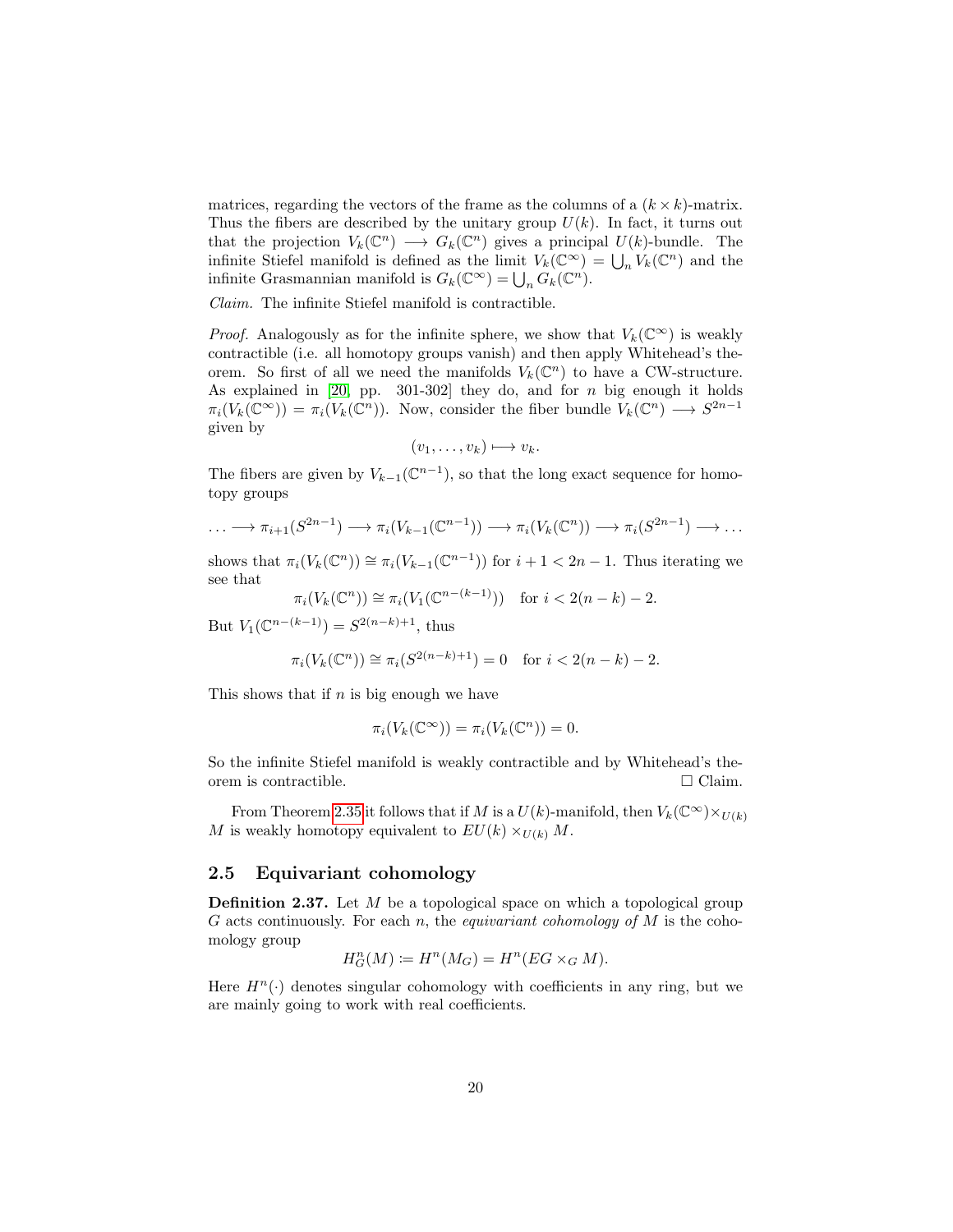matrices, regarding the vectors of the frame as the columns of a $(k \times k)$-matrix. Thus the fibers are described by the unitary group $U(k)$. In fact, it turns out that the projection $V_k(\mathbb{C}^n) \longrightarrow G_k(\mathbb{C}^n)$ gives a principal $U(k)$-bundle. The infinite Stiefel manifold is defined as the limit $V_k(\mathbb{C}^\infty) = \bigcup_n V_k(\mathbb{C}^n)$ and the infinite Grasmannian manifold is $G_k(\mathbb{C}^\infty) = \bigcup_n G_k(\mathbb{C}^n)$.

*Claim.* The infinite Stiefel manifold is contractible.

*Proof.* Analogously as for the infinite sphere, we show that $V_k(\mathbb{C}^\infty)$ is weakly contractible (i.e. all homotopy groups vanish) and then apply Whitehead's theorem. So first of all we need the manifolds $V_k(\mathbb{C}^n)$ to have a CW-structure. As explained in [20, pp. 301-302] they do, and for $n$ big enough it holds $\pi_i(V_k(\mathbb{C}^\infty)) = \pi_i(V_k(\mathbb{C}^n))$. Now, consider the fiber bundle $V_k(\mathbb{C}^n) \longrightarrow S^{2n-1}$ given by

$$(v_1, \ldots, v_k) \longmapsto v_k.$$

The fibers are given by $V_{k-1}(\mathbb{C}^{n-1})$, so that the long exact sequence for homotopy groups

$$\ldots \longrightarrow \pi_{i+1}(S^{2n-1}) \longrightarrow \pi_i(V_{k-1}(\mathbb{C}^{n-1})) \longrightarrow \pi_i(V_k(\mathbb{C}^n)) \longrightarrow \pi_i(S^{2n-1}) \longrightarrow \ldots$$

shows that $\pi_i(V_k(\mathbb{C}^n)) \cong \pi_i(V_{k-1}(\mathbb{C}^{n-1}))$ for $i + 1 < 2n - 1$. Thus iterating we see that

$$\pi_i(V_k(\mathbb{C}^n)) \cong \pi_i(V_1(\mathbb{C}^{n-(k-1)})) \quad \text{for } i < 2(n-k) - 2.$$

But $V_1(\mathbb{C}^{n-(k-1)}) = S^{2(n-k)+1}$, thus

$$\pi_i(V_k(\mathbb{C}^n)) \cong \pi_i(S^{2(n-k)+1}) = 0 \quad \text{for } i < 2(n-k) - 2.$$

This shows that if $n$ is big enough we have

$$\pi_i(V_k(\mathbb{C}^\infty)) = \pi_i(V_k(\mathbb{C}^n)) = 0.$$

So the infinite Stiefel manifold is weakly contractible and by Whitehead's theorem is contractible. □ Claim.

From Theorem 2.35 it follows that if $M$ is a $U(k)$-manifold, then $V_k(\mathbb{C}^\infty) \times_{U(k)} M$ is weakly homotopy equivalent to $EU(k) \times_{U(k)} M$.

## 2.5 Equivariant cohomology

**Definition 2.37.** Let $M$ be a topological space on which a topological group $G$ acts continuously. For each $n$, the *equivariant cohomology of* $M$ is the cohomology group

$$H^n_G(M) := H^n(M_G) = H^n(EG \times_G M).$$

Here $H^n(\cdot)$ denotes singular cohomology with coefficients in any ring, but we are mainly going to work with real coefficients.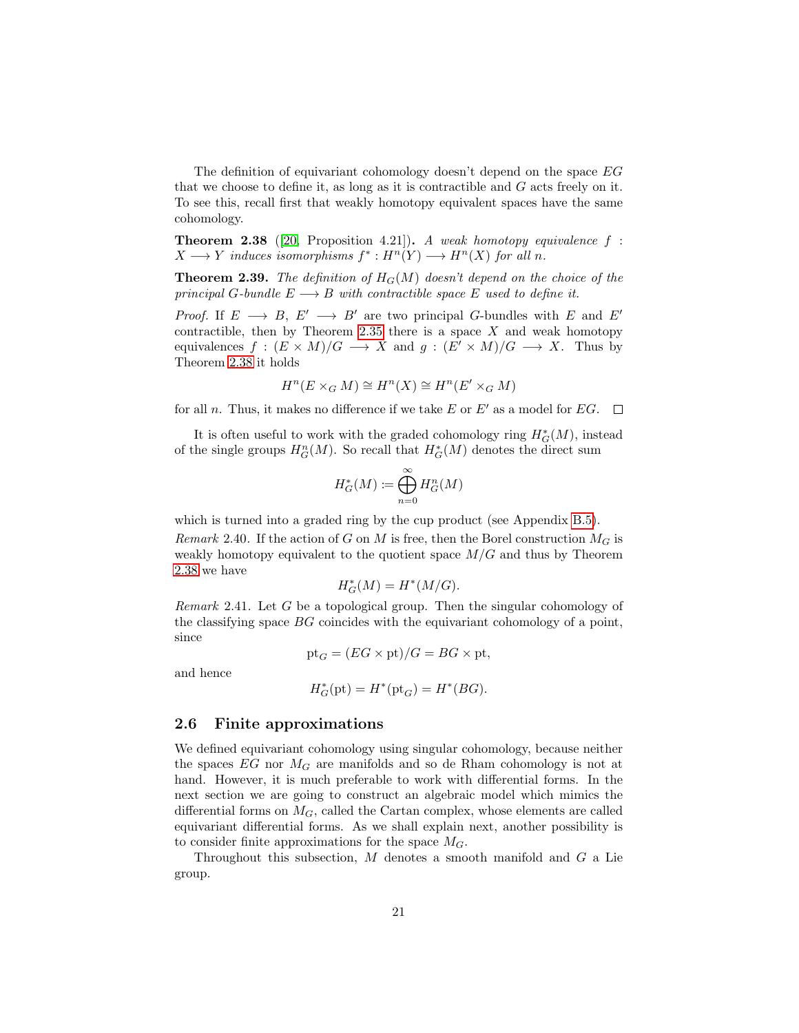The definition of equivariant cohomology doesn't depend on the space $EG$ that we choose to define it, as long as it is contractible and $G$ acts freely on it. To see this, recall first that weakly homotopy equivalent spaces have the same cohomology.

**Theorem 2.38** ([20, Proposition 4.21]). *A weak homotopy equivalence $f : X \longrightarrow Y$ induces isomorphisms $f^* : H^n(Y) \longrightarrow H^n(X)$ for all $n$.*

**Theorem 2.39.** *The definition of $H_G(M)$ doesn't depend on the choice of the principal $G$-bundle $E \longrightarrow B$ with contractible space $E$ used to define it.*

*Proof.* If $E \longrightarrow B$, $E' \longrightarrow B'$ are two principal $G$-bundles with $E$ and $E'$ contractible, then by Theorem 2.35 there is a space $X$ and weak homotopy equivalences $f : (E \times M)/G \longrightarrow X$ and $g : (E' \times M)/G \longrightarrow X$. Thus by Theorem 2.38 it holds

$$H^n(E \times_G M) \cong H^n(X) \cong H^n(E' \times_G M)$$

for all $n$. Thus, it makes no difference if we take $E$ or $E'$ as a model for $EG$. $\square$

It is often useful to work with the graded cohomology ring $H^*_G(M)$, instead of the single groups $H^n_G(M)$. So recall that $H^*_G(M)$ denotes the direct sum

$$H^*_G(M) := \bigoplus_{n=0}^{\infty} H^n_G(M)$$

which is turned into a graded ring by the cup product (see Appendix B.5).

*Remark* 2.40. If the action of $G$ on $M$ is free, then the Borel construction $M_G$ is weakly homotopy equivalent to the quotient space $M/G$ and thus by Theorem 2.38 we have

$$H^*_G(M) = H^*(M/G).$$

*Remark* 2.41. Let $G$ be a topological group. Then the singular cohomology of the classifying space $BG$ coincides with the equivariant cohomology of a point, since

$$\mathrm{pt}_G = (EG \times \mathrm{pt})/G = BG \times \mathrm{pt},$$

and hence

$$H^*_G(\mathrm{pt}) = H^*(\mathrm{pt}_G) = H^*(BG).$$

## 2.6 Finite approximations

We defined equivariant cohomology using singular cohomology, because neither the spaces $EG$ nor $M_G$ are manifolds and so de Rham cohomology is not at hand. However, it is much preferable to work with differential forms. In the next section we are going to construct an algebraic model which mimics the differential forms on $M_G$, called the Cartan complex, whose elements are called equivariant differential forms. As we shall explain next, another possibility is to consider finite approximations for the space $M_G$.

Throughout this subsection, $M$ denotes a smooth manifold and $G$ a Lie group.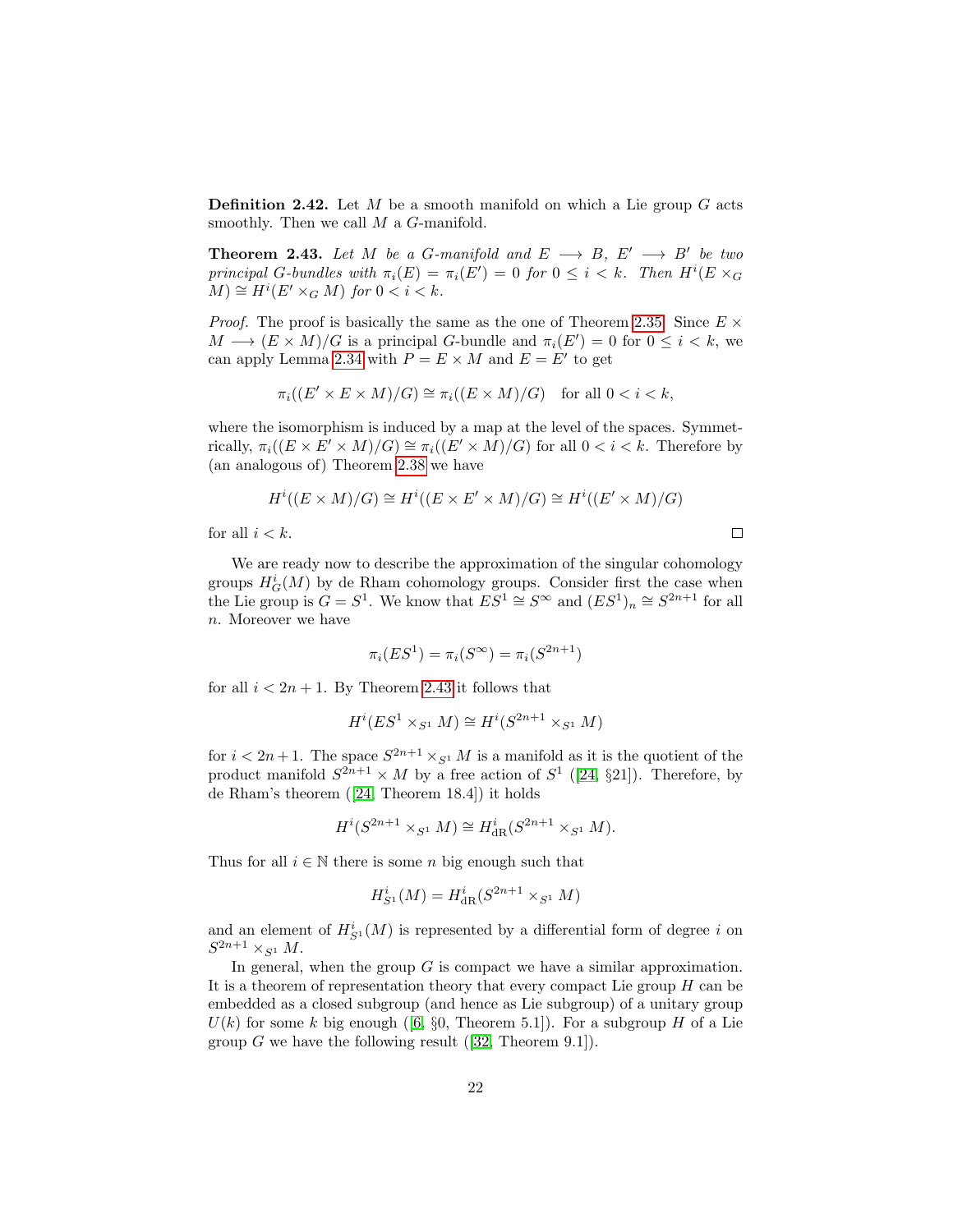**Definition 2.42.** Let $M$ be a smooth manifold on which a Lie group $G$ acts smoothly. Then we call $M$ a $G$-manifold.

**Theorem 2.43.** *Let $M$ be a $G$-manifold and $E \longrightarrow B$, $E' \longrightarrow B'$ be two principal $G$-bundles with $\pi_i(E) = \pi_i(E') = 0$ for $0 \leq i < k$. Then $H^i(E \times_G M) \cong H^i(E' \times_G M)$ for $0 < i < k$.*

*Proof.* The proof is basically the same as the one of Theorem 2.35. Since $E \times M \longrightarrow (E \times M)/G$ is a principal $G$-bundle and $\pi_i(E') = 0$ for $0 \leq i < k$, we can apply Lemma 2.34 with $P = E \times M$ and $E = E'$ to get

$$\pi_i((E' \times E \times M)/G) \cong \pi_i((E \times M)/G) \quad \text{for all } 0 < i < k,$$

where the isomorphism is induced by a map at the level of the spaces. Symmetrically, $\pi_i((E \times E' \times M)/G) \cong \pi_i((E' \times M)/G)$ for all $0 < i < k$. Therefore by (an analogous of) Theorem 2.38 we have

$$H^i((E \times M)/G) \cong H^i((E \times E' \times M)/G) \cong H^i((E' \times M)/G)$$

for all $i < k$. ∎

We are ready now to describe the approximation of the singular cohomology groups $H^i_G(M)$ by de Rham cohomology groups. Consider first the case when the Lie group is $G = S^1$. We know that $ES^1 \cong S^\infty$ and $(ES^1)_n \cong S^{2n+1}$ for all $n$. Moreover we have

$$\pi_i(ES^1) = \pi_i(S^\infty) = \pi_i(S^{2n+1})$$

for all $i < 2n+1$. By Theorem 2.43 it follows that

$$H^i(ES^1 \times_{S^1} M) \cong H^i(S^{2n+1} \times_{S^1} M)$$

for $i < 2n+1$. The space $S^{2n+1} \times_{S^1} M$ is a manifold as it is the quotient of the product manifold $S^{2n+1} \times M$ by a free action of $S^1$ ([24, §21]). Therefore, by de Rham's theorem ([24, Theorem 18.4]) it holds

$$H^i(S^{2n+1} \times_{S^1} M) \cong H^i_{\mathrm{dR}}(S^{2n+1} \times_{S^1} M).$$

Thus for all $i \in \mathbb{N}$ there is some $n$ big enough such that

$$H^i_{S^1}(M) = H^i_{\mathrm{dR}}(S^{2n+1} \times_{S^1} M)$$

and an element of $H^i_{S^1}(M)$ is represented by a differential form of degree $i$ on $S^{2n+1} \times_{S^1} M$.

In general, when the group $G$ is compact we have a similar approximation. It is a theorem of representation theory that every compact Lie group $H$ can be embedded as a closed subgroup (and hence as Lie subgroup) of a unitary group $U(k)$ for some $k$ big enough ([6, §0, Theorem 5.1]). For a subgroup $H$ of a Lie group $G$ we have the following result ([32, Theorem 9.1]).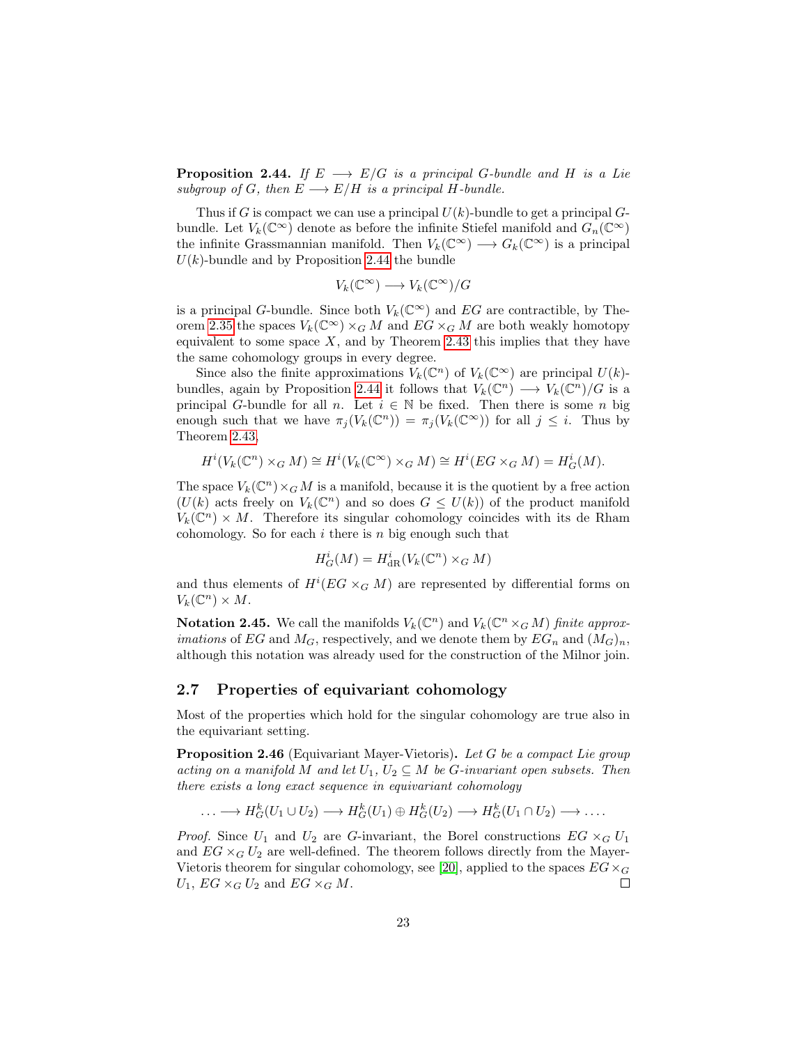**Proposition 2.44.** *If $E \longrightarrow E/G$ is a principal $G$-bundle and $H$ is a Lie subgroup of $G$, then $E \longrightarrow E/H$ is a principal $H$-bundle.*

Thus if $G$ is compact we can use a principal $U(k)$-bundle to get a principal $G$-bundle. Let $V_k(\mathbb{C}^\infty)$ denote as before the infinite Stiefel manifold and $G_n(\mathbb{C}^\infty)$ the infinite Grassmannian manifold. Then $V_k(\mathbb{C}^\infty) \longrightarrow G_k(\mathbb{C}^\infty)$ is a principal $U(k)$-bundle and by Proposition 2.44 the bundle

$$V_k(\mathbb{C}^\infty) \longrightarrow V_k(\mathbb{C}^\infty)/G$$

is a principal $G$-bundle. Since both $V_k(\mathbb{C}^\infty)$ and $EG$ are contractible, by Theorem 2.35 the spaces $V_k(\mathbb{C}^\infty) \times_G M$ and $EG \times_G M$ are both weakly homotopy equivalent to some space $X$, and by Theorem 2.43 this implies that they have the same cohomology groups in every degree.

Since also the finite approximations $V_k(\mathbb{C}^n)$ of $V_k(\mathbb{C}^\infty)$ are principal $U(k)$-bundles, again by Proposition 2.44 it follows that $V_k(\mathbb{C}^n) \longrightarrow V_k(\mathbb{C}^n)/G$ is a principal $G$-bundle for all $n$. Let $i \in \mathbb{N}$ be fixed. Then there is some $n$ big enough such that we have $\pi_j(V_k(\mathbb{C}^n)) = \pi_j(V_k(\mathbb{C}^\infty))$ for all $j \leq i$. Thus by Theorem 2.43,

$$H^i(V_k(\mathbb{C}^n) \times_G M) \cong H^i(V_k(\mathbb{C}^\infty) \times_G M) \cong H^i(EG \times_G M) = H^i_G(M).$$

The space $V_k(\mathbb{C}^n) \times_G M$ is a manifold, because it is the quotient by a free action ($U(k)$ acts freely on $V_k(\mathbb{C}^n)$ and so does $G \leq U(k)$) of the product manifold $V_k(\mathbb{C}^n) \times M$. Therefore its singular cohomology coincides with its de Rham cohomology. So for each $i$ there is $n$ big enough such that

$$H^i_G(M) = H^i_{\mathrm{dR}}(V_k(\mathbb{C}^n) \times_G M)$$

and thus elements of $H^i(EG \times_G M)$ are represented by differential forms on $V_k(\mathbb{C}^n) \times M$.

**Notation 2.45.** We call the manifolds $V_k(\mathbb{C}^n)$ and $V_k(\mathbb{C}^n \times_G M)$ *finite approximations* of $EG$ and $M_G$, respectively, and we denote them by $EG_n$ and $(M_G)_n$, although this notation was already used for the construction of the Milnor join.

## 2.7 Properties of equivariant cohomology

Most of the properties which hold for the singular cohomology are true also in the equivariant setting.

**Proposition 2.46** (Equivariant Mayer-Vietoris)**.** *Let $G$ be a compact Lie group acting on a manifold $M$ and let $U_1, U_2 \subseteq M$ be $G$-invariant open subsets. Then there exists a long exact sequence in equivariant cohomology*

$$\ldots \longrightarrow H^k_G(U_1 \cup U_2) \longrightarrow H^k_G(U_1) \oplus H^k_G(U_2) \longrightarrow H^k_G(U_1 \cap U_2) \longrightarrow \ldots.$$

*Proof.* Since $U_1$ and $U_2$ are $G$-invariant, the Borel constructions $EG \times_G U_1$ and $EG \times_G U_2$ are well-defined. The theorem follows directly from the Mayer-Vietoris theorem for singular cohomology, see [20], applied to the spaces $EG \times_G U_1$, $EG \times_G U_2$ and $EG \times_G M$. ∎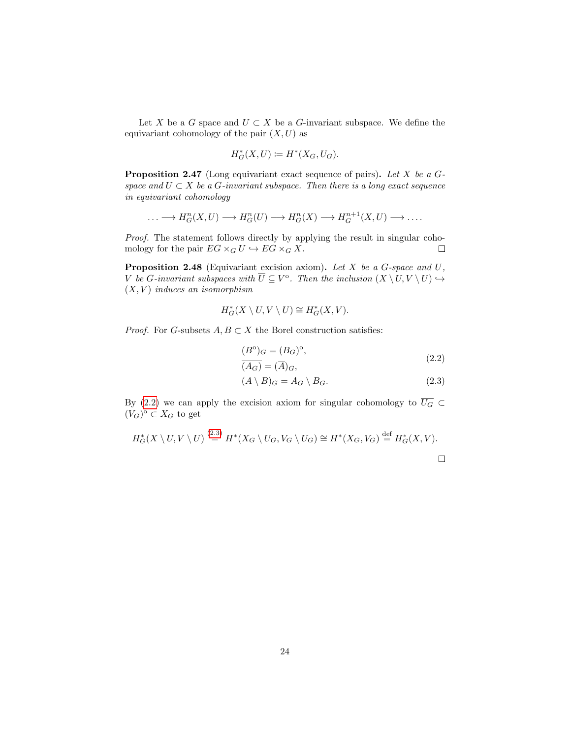Let $X$ be a $G$ space and $U \subset X$ be a $G$-invariant subspace. We define the equivariant cohomology of the pair $(X, U)$ as

$$H^*_G(X, U) \coloneqq H^*(X_G, U_G).$$

**Proposition 2.47** (Long equivariant exact sequence of pairs)**.** *Let $X$ be a $G$-space and $U \subset X$ be a $G$-invariant subspace. Then there is a long exact sequence in equivariant cohomology*

$$\ldots \longrightarrow H^n_G(X, U) \longrightarrow H^n_G(U) \longrightarrow H^n_G(X) \longrightarrow H^{n+1}_G(X, U) \longrightarrow \ldots .$$

*Proof.* The statement follows directly by applying the result in singular cohomology for the pair $EG \times_G U \hookrightarrow EG \times_G X$. $\square$

**Proposition 2.48** (Equivariant excision axiom)**.** *Let $X$ be a $G$-space and $U$, $V$ be $G$-invariant subspaces with $\overline{U} \subseteq V^{\mathrm{o}}$. Then the inclusion $(X \setminus U, V \setminus U) \hookrightarrow (X, V)$ induces an isomorphism*

$$H^*_G(X \setminus U, V \setminus U) \cong H^*_G(X, V).$$

*Proof.* For $G$-subsets $A, B \subset X$ the Borel construction satisfies:

$$\begin{aligned} (B^{\mathrm{o}})_G &= (B_G)^{\mathrm{o}}, \\ \overline{(A_G)} &= (\overline{A})_G, \end{aligned} \tag{2.2}$$

$$(A \setminus B)_G = A_G \setminus B_G. \tag{2.3}$$

By (2.2) we can apply the excision axiom for singular cohomology to $\overline{U_G} \subset (V_G)^{\mathrm{o}} \subset X_G$ to get

$$H^*_G(X \setminus U, V \setminus U) \overset{(2.3)}{=} H^*(X_G \setminus U_G, V_G \setminus U_G) \cong H^*(X_G, V_G) \overset{\text{def}}{=} H^*_G(X, V).$$

$\square$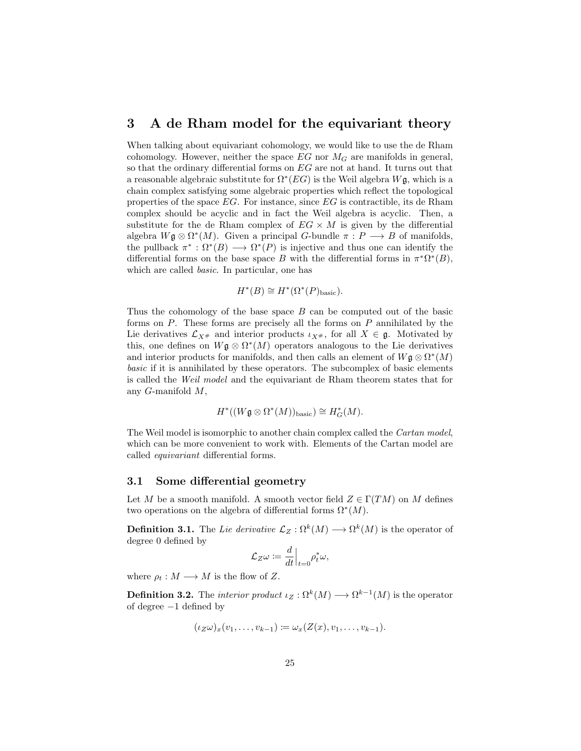# 3 A de Rham model for the equivariant theory

When talking about equivariant cohomology, we would like to use the de Rham cohomology. However, neither the space $EG$ nor $M_G$ are manifolds in general, so that the ordinary differential forms on $EG$ are not at hand. It turns out that a reasonable algebraic substitute for $\Omega^*(EG)$ is the Weil algebra $W\mathfrak{g}$, which is a chain complex satisfying some algebraic properties which reflect the topological properties of the space $EG$. For instance, since $EG$ is contractible, its de Rham complex should be acyclic and in fact the Weil algebra is acyclic. Then, a substitute for the de Rham complex of $EG \times M$ is given by the differential algebra $W\mathfrak{g} \otimes \Omega^*(M)$. Given a principal $G$-bundle $\pi : P \longrightarrow B$ of manifolds, the pullback $\pi^* : \Omega^*(B) \longrightarrow \Omega^*(P)$ is injective and thus one can identify the differential forms on the base space $B$ with the differential forms in $\pi^*\Omega^*(B)$, which are called *basic*. In particular, one has

$$H^*(B) \cong H^*(\Omega^*(P)_{\text{basic}}).$$

Thus the cohomology of the base space $B$ can be computed out of the basic forms on $P$. These forms are precisely all the forms on $P$ annihilated by the Lie derivatives $\mathcal{L}_{X^\#}$ and interior products $\iota_{X^\#}$, for all $X \in \mathfrak{g}$. Motivated by this, one defines on $W\mathfrak{g} \otimes \Omega^*(M)$ operators analogous to the Lie derivatives and interior products for manifolds, and then calls an element of $W\mathfrak{g} \otimes \Omega^*(M)$ *basic* if it is annihilated by these operators. The subcomplex of basic elements is called the *Weil model* and the equivariant de Rham theorem states that for any $G$-manifold $M$,

$$H^*((W\mathfrak{g} \otimes \Omega^*(M))_{\text{basic}}) \cong H^*_G(M).$$

The Weil model is isomorphic to another chain complex called the *Cartan model*, which can be more convenient to work with. Elements of the Cartan model are called *equivariant* differential forms.

## 3.1 Some differential geometry

Let $M$ be a smooth manifold. A smooth vector field $Z \in \Gamma(TM)$ on $M$ defines two operations on the algebra of differential forms $\Omega^*(M)$.

**Definition 3.1.** The *Lie derivative* $\mathcal{L}_Z : \Omega^k(M) \longrightarrow \Omega^k(M)$ is the operator of degree 0 defined by

$$\mathcal{L}_Z\omega := \frac{d}{dt}\Big|_{t=0} \rho_t^*\omega,$$

where $\rho_t : M \longrightarrow M$ is the flow of $Z$.

**Definition 3.2.** The *interior product* $\iota_Z : \Omega^k(M) \longrightarrow \Omega^{k-1}(M)$ is the operator of degree $-1$ defined by

$$(\iota_Z\omega)_x(v_1, \dots, v_{k-1}) := \omega_x(Z(x), v_1, \dots, v_{k-1}).$$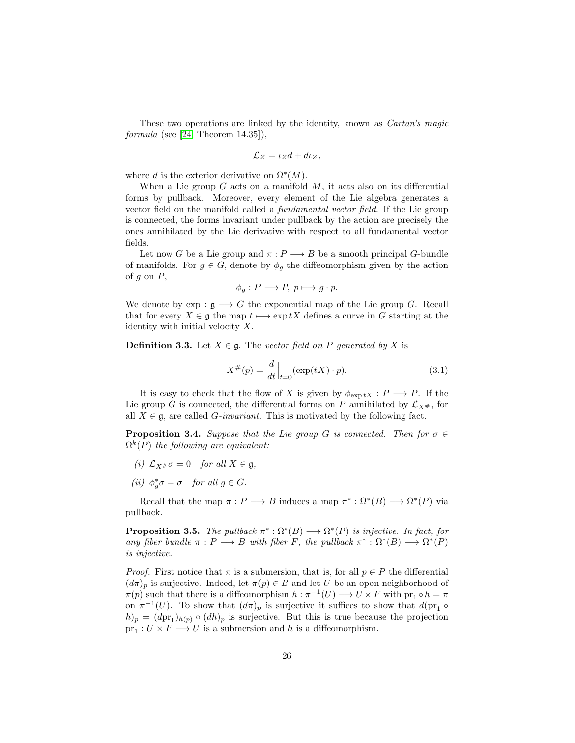These two operations are linked by the identity, known as *Cartan's magic formula* (see [24, Theorem 14.35]),

$$\mathcal{L}_Z = \iota_Z d + d\iota_Z,$$

where $d$ is the exterior derivative on $\Omega^*(M)$.

When a Lie group $G$ acts on a manifold $M$, it acts also on its differential forms by pullback. Moreover, every element of the Lie algebra generates a vector field on the manifold called a *fundamental vector field*. If the Lie group is connected, the forms invariant under pullback by the action are precisely the ones annihilated by the Lie derivative with respect to all fundamental vector fields.

Let now $G$ be a Lie group and $\pi : P \longrightarrow B$ be a smooth principal $G$-bundle of manifolds. For $g \in G$, denote by $\phi_g$ the diffeomorphism given by the action of $g$ on $P$,

$$\phi_g : P \longrightarrow P,\ p \longmapsto g \cdot p.$$

We denote by $\exp : \mathfrak{g} \longrightarrow G$ the exponential map of the Lie group $G$. Recall that for every $X \in \mathfrak{g}$ the map $t \longmapsto \exp tX$ defines a curve in $G$ starting at the identity with initial velocity $X$.

**Definition 3.3.** Let $X \in \mathfrak{g}$. The *vector field on $P$ generated by $X$* is

$$X^{\#}(p) = \frac{d}{dt}\Big|_{t=0} (\exp(tX) \cdot p). \tag{3.1}$$

It is easy to check that the flow of $X$ is given by $\phi_{\exp tX} : P \longrightarrow P$. If the Lie group $G$ is connected, the differential forms on $P$ annihilated by $\mathcal{L}_{X^{\#}}$, for all $X \in \mathfrak{g}$, are called *$G$-invariant*. This is motivated by the following fact.

**Proposition 3.4.** *Suppose that the Lie group $G$ is connected. Then for $\sigma \in \Omega^k(P)$ the following are equivalent:*

*(i)* $\mathcal{L}_{X^{\#}}\sigma = 0$ *for all* $X \in \mathfrak{g}$,

*(ii)* $\phi_g^*\sigma = \sigma$ *for all* $g \in G$.

Recall that the map $\pi : P \longrightarrow B$ induces a map $\pi^* : \Omega^*(B) \longrightarrow \Omega^*(P)$ via pullback.

**Proposition 3.5.** *The pullback $\pi^* : \Omega^*(B) \longrightarrow \Omega^*(P)$ is injective. In fact, for any fiber bundle $\pi : P \longrightarrow B$ with fiber $F$, the pullback $\pi^* : \Omega^*(B) \longrightarrow \Omega^*(P)$ is injective.*

*Proof.* First notice that $\pi$ is a submersion, that is, for all $p \in P$ the differential $(d\pi)_p$ is surjective. Indeed, let $\pi(p) \in B$ and let $U$ be an open neighborhood of $\pi(p)$ such that there is a diffeomorphism $h : \pi^{-1}(U) \longrightarrow U \times F$ with $\mathrm{pr}_1 \circ h = \pi$ on $\pi^{-1}(U)$. To show that $(d\pi)_p$ is surjective it suffices to show that $d(\mathrm{pr}_1 \circ h)_p = (d\mathrm{pr}_1)_{h(p)} \circ (dh)_p$ is surjective. But this is true because the projection $\mathrm{pr}_1 : U \times F \longrightarrow U$ is a submersion and $h$ is a diffeomorphism.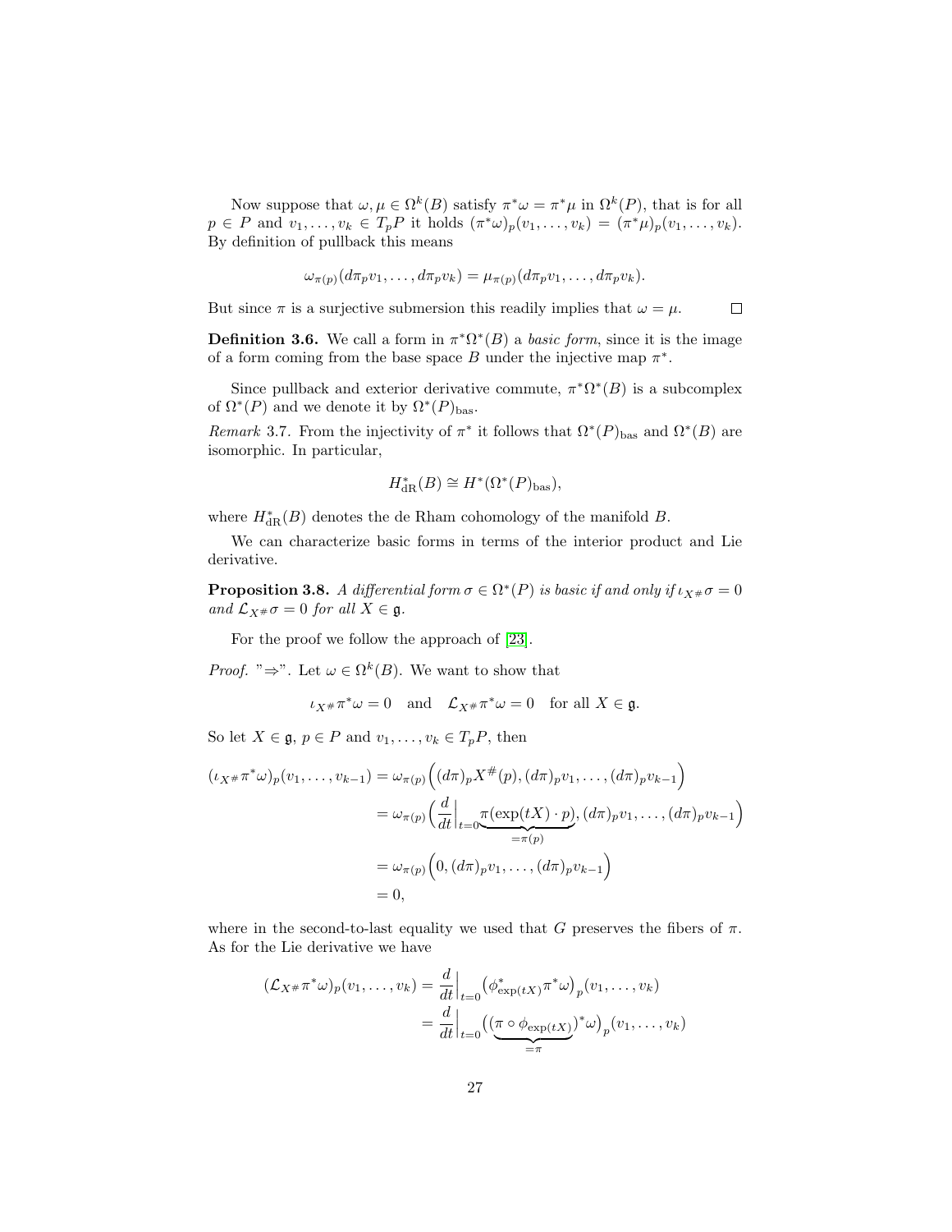Now suppose that $\omega, \mu \in \Omega^k(B)$ satisfy $\pi^*\omega = \pi^*\mu$ in $\Omega^k(P)$, that is for all $p \in P$ and $v_1, \dots, v_k \in T_pP$ it holds $(\pi^*\omega)_p(v_1, \dots, v_k) = (\pi^*\mu)_p(v_1, \dots, v_k)$. By definition of pullback this means

$$\omega_{\pi(p)}(d\pi_p v_1, \dots, d\pi_p v_k) = \mu_{\pi(p)}(d\pi_p v_1, \dots, d\pi_p v_k).$$

But since $\pi$ is a surjective submersion this readily implies that $\omega = \mu$. $\square$

**Definition 3.6.** We call a form in $\pi^*\Omega^*(B)$ a *basic form*, since it is the image of a form coming from the base space $B$ under the injective map $\pi^*$.

Since pullback and exterior derivative commute, $\pi^*\Omega^*(B)$ is a subcomplex of $\Omega^*(P)$ and we denote it by $\Omega^*(P)_{\text{bas}}$.

*Remark* 3.7. From the injectivity of $\pi^*$ it follows that $\Omega^*(P)_{\text{bas}}$ and $\Omega^*(B)$ are isomorphic. In particular,

$$H^*_{\text{dR}}(B) \cong H^*(\Omega^*(P)_{\text{bas}}),$$

where $H^*_{\text{dR}}(B)$ denotes the de Rham cohomology of the manifold $B$.

We can characterize basic forms in terms of the interior product and Lie derivative.

**Proposition 3.8.** *A differential form $\sigma \in \Omega^*(P)$ is basic if and only if $\iota_{X^\#}\sigma = 0$ and $\mathcal{L}_{X^\#}\sigma = 0$ for all $X \in \mathfrak{g}$.*

For the proof we follow the approach of [23].

*Proof.* "⇒". Let $\omega \in \Omega^k(B)$. We want to show that

$$\iota_{X^\#}\pi^*\omega = 0 \quad \text{and} \quad \mathcal{L}_{X^\#}\pi^*\omega = 0 \quad \text{for all } X \in \mathfrak{g}.$$

So let $X \in \mathfrak{g}$, $p \in P$ and $v_1, \dots, v_k \in T_pP$, then

$$\begin{aligned}
(\iota_{X^\#}\pi^*\omega)_p(v_1, \dots, v_{k-1}) &= \omega_{\pi(p)}\Big((d\pi)_p X^\#(p), (d\pi)_p v_1, \dots, (d\pi)_p v_{k-1}\Big) \\
&= \omega_{\pi(p)}\Big(\frac{d}{dt}\Big|_{t=0} \underbrace{\pi(\exp(tX)\cdot p)}_{=\pi(p)}, (d\pi)_p v_1, \dots, (d\pi)_p v_{k-1}\Big) \\
&= \omega_{\pi(p)}\Big(0, (d\pi)_p v_1, \dots, (d\pi)_p v_{k-1}\Big) \\
&= 0,
\end{aligned}$$

where in the second-to-last equality we used that $G$ preserves the fibers of $\pi$. As for the Lie derivative we have

$$\begin{aligned}
(\mathcal{L}_{X^\#}\pi^*\omega)_p(v_1, \dots, v_k) &= \frac{d}{dt}\Big|_{t=0} \big(\phi^*_{\exp(tX)}\pi^*\omega\big)_p(v_1, \dots, v_k) \\
&= \frac{d}{dt}\Big|_{t=0} \big(\underbrace{(\pi \circ \phi_{\exp(tX)})}_{=\pi}{}^*\omega\big)_p(v_1, \dots, v_k)
\end{aligned}$$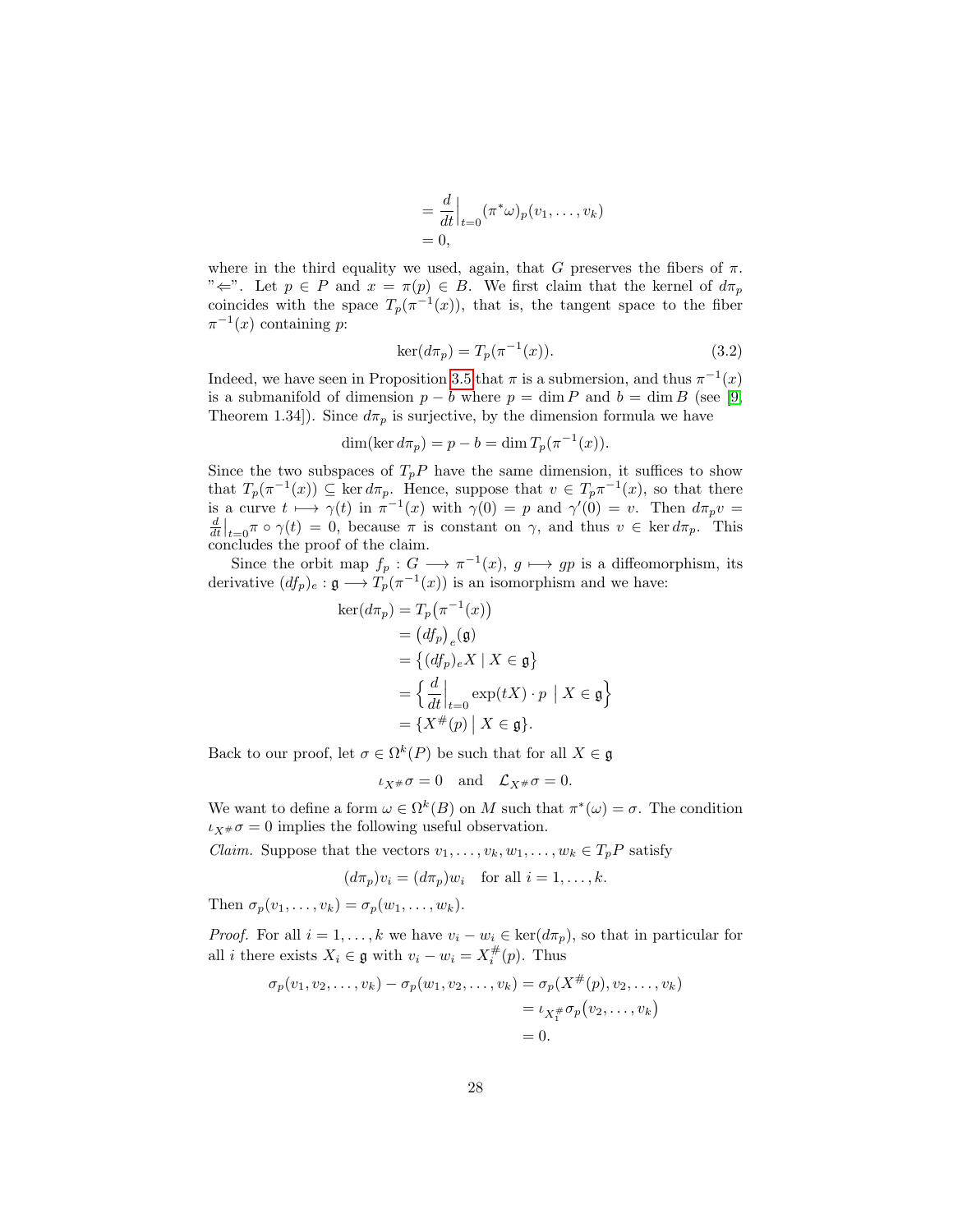$$
\begin{aligned}
&= \frac{d}{dt}\Big|_{t=0} (\pi^*\omega)_p(v_1, \dots, v_k) \\
&= 0,
\end{aligned}
$$

where in the third equality we used, again, that $G$ preserves the fibers of $\pi$. "$\Leftarrow$". Let $p \in P$ and $x = \pi(p) \in B$. We first claim that the kernel of $d\pi_p$ coincides with the space $T_p(\pi^{-1}(x))$, that is, the tangent space to the fiber $\pi^{-1}(x)$ containing $p$:

$$
\ker(d\pi_p) = T_p(\pi^{-1}(x)). \tag{3.2}
$$

Indeed, we have seen in Proposition 3.5 that $\pi$ is a submersion, and thus $\pi^{-1}(x)$ is a submanifold of dimension $p - b$ where $p = \dim P$ and $b = \dim B$ (see [9, Theorem 1.34]). Since $d\pi_p$ is surjective, by the dimension formula we have

$$
\dim(\ker d\pi_p) = p - b = \dim T_p(\pi^{-1}(x)).
$$

Since the two subspaces of $T_pP$ have the same dimension, it suffices to show that $T_p(\pi^{-1}(x)) \subseteq \ker d\pi_p$. Hence, suppose that $v \in T_p\pi^{-1}(x)$, so that there is a curve $t \longmapsto \gamma(t)$ in $\pi^{-1}(x)$ with $\gamma(0) = p$ and $\gamma'(0) = v$. Then $d\pi_p v = \frac{d}{dt}\big|_{t=0} \pi \circ \gamma(t) = 0$, because $\pi$ is constant on $\gamma$, and thus $v \in \ker d\pi_p$. This concludes the proof of the claim.

Since the orbit map $f_p : G \longrightarrow \pi^{-1}(x)$, $g \longmapsto gp$ is a diffeomorphism, its derivative $(df_p)_e : \mathfrak{g} \longrightarrow T_p(\pi^{-1}(x))$ is an isomorphism and we have:

$$
\begin{aligned}
\ker(d\pi_p) &= T_p\big(\pi^{-1}(x)\big) \\
&= \big(df_p\big)_e(\mathfrak{g}) \\
&= \big\{ (df_p)_e X \mid X \in \mathfrak{g} \big\} \\
&= \Big\{ \frac{d}{dt}\Big|_{t=0} \exp(tX) \cdot p \;\Big|\; X \in \mathfrak{g} \Big\} \\
&= \{ X^\#(p) \,\big|\, X \in \mathfrak{g} \}.
\end{aligned}
$$

Back to our proof, let $\sigma \in \Omega^k(P)$ be such that for all $X \in \mathfrak{g}$

$$
\iota_{X^\#}\sigma = 0 \quad \text{and} \quad \mathcal{L}_{X^\#}\sigma = 0.
$$

We want to define a form $\omega \in \Omega^k(B)$ on $M$ such that $\pi^*(\omega) = \sigma$. The condition $\iota_{X^\#}\sigma = 0$ implies the following useful observation.

*Claim.* Suppose that the vectors $v_1, \dots, v_k, w_1, \dots, w_k \in T_pP$ satisfy

$$
(d\pi_p)v_i = (d\pi_p)w_i \quad \text{for all } i = 1, \dots, k.
$$

Then $\sigma_p(v_1, \dots, v_k) = \sigma_p(w_1, \dots, w_k)$.

*Proof.* For all $i = 1, \dots, k$ we have $v_i - w_i \in \ker(d\pi_p)$, so that in particular for all $i$ there exists $X_i \in \mathfrak{g}$ with $v_i - w_i = X_i^\#(p)$. Thus

$$
\begin{aligned}
\sigma_p(v_1, v_2, \dots, v_k) - \sigma_p(w_1, v_2, \dots, v_k) &= \sigma_p(X^\#(p), v_2, \dots, v_k) \\
&= \iota_{X_1^\#}\sigma_p\big(v_2, \dots, v_k\big) \\
&= 0.
\end{aligned}
$$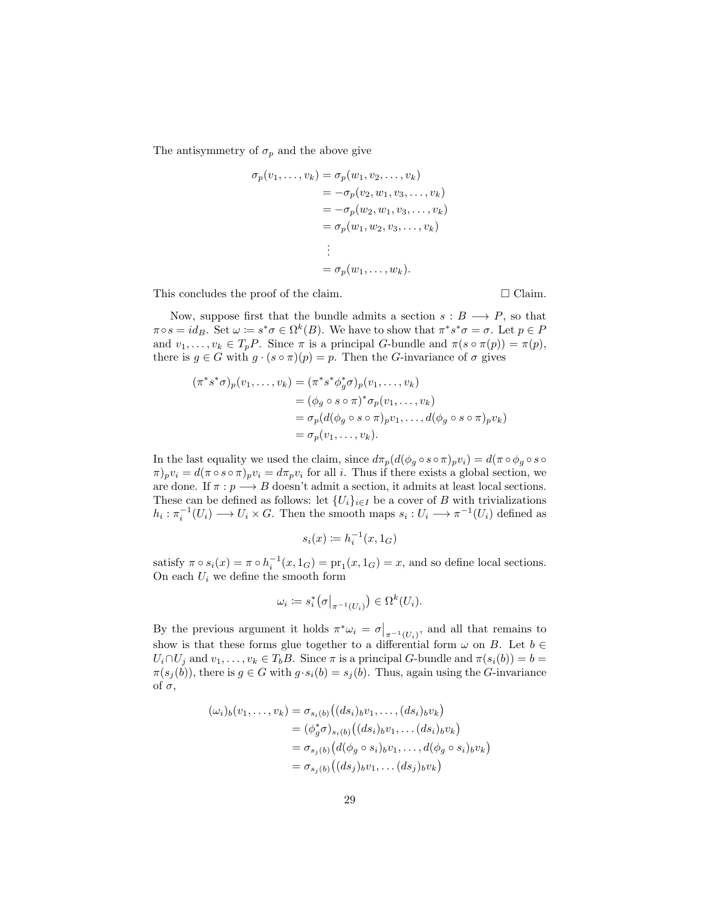The antisymmetry of $\sigma_p$ and the above give

$$
\begin{aligned}
\sigma_p(v_1,\ldots,v_k) &= \sigma_p(w_1,v_2,\ldots,v_k)\\
&= -\sigma_p(v_2,w_1,v_3,\ldots,v_k)\\
&= -\sigma_p(w_2,w_1,v_3,\ldots,v_k)\\
&= \sigma_p(w_1,w_2,v_3,\ldots,v_k)\\
&\;\;\vdots\\
&= \sigma_p(w_1,\ldots,w_k).
\end{aligned}
$$

This concludes the proof of the claim. □ Claim.

Now, suppose first that the bundle admits a section $s : B \longrightarrow P$, so that $\pi \circ s = id_B$. Set $\omega := s^*\sigma \in \Omega^k(B)$. We have to show that $\pi^* s^* \sigma = \sigma$. Let $p \in P$ and $v_1,\ldots,v_k \in T_pP$. Since $\pi$ is a principal $G$-bundle and $\pi(s\circ\pi(p)) = \pi(p)$, there is $g \in G$ with $g\cdot(s\circ\pi)(p) = p$. Then the $G$-invariance of $\sigma$ gives

$$
\begin{aligned}
(\pi^* s^* \sigma)_p(v_1,\ldots,v_k) &= (\pi^* s^* \phi_g^* \sigma)_p(v_1,\ldots,v_k)\\
&= (\phi_g\circ s\circ\pi)^*\sigma_p(v_1,\ldots,v_k)\\
&= \sigma_p(d(\phi_g\circ s\circ\pi)_p v_1,\ldots,d(\phi_g\circ s\circ\pi)_p v_k)\\
&= \sigma_p(v_1,\ldots,v_k).
\end{aligned}
$$

In the last equality we used the claim, since $d\pi_p(d(\phi_g\circ s\circ\pi)_p v_i) = d(\pi\circ\phi_g\circ s\circ\pi)_p v_i = d(\pi\circ s\circ\pi)_p v_i = d\pi_p v_i$ for all $i$. Thus if there exists a global section, we are done. If $\pi : p \longrightarrow B$ doesn't admit a section, it admits at least local sections. These can be defined as follows: let $\{U_i\}_{i\in I}$ be a cover of $B$ with trivializations $h_i : \pi_i^{-1}(U_i) \longrightarrow U_i \times G$. Then the smooth maps $s_i : U_i \longrightarrow \pi^{-1}(U_i)$ defined as

$$
s_i(x) := h_i^{-1}(x, 1_G)
$$

satisfy $\pi\circ s_i(x) = \pi\circ h_i^{-1}(x,1_G) = \mathrm{pr}_1(x,1_G) = x$, and so define local sections. On each $U_i$ we define the smooth form

$$
\omega_i := s_i^*\big(\sigma\big|_{\pi^{-1}(U_i)}\big) \in \Omega^k(U_i).
$$

By the previous argument it holds $\pi^*\omega_i = \sigma\big|_{\pi^{-1}(U_i)}$, and all that remains to show is that these forms glue together to a differential form $\omega$ on $B$. Let $b \in U_i\cap U_j$ and $v_1,\ldots,v_k \in T_bB$. Since $\pi$ is a principal $G$-bundle and $\pi(s_i(b)) = b = \pi(s_j(b))$, there is $g\in G$ with $g\cdot s_i(b) = s_j(b)$. Thus, again using the $G$-invariance of $\sigma$,

$$
\begin{aligned}
(\omega_i)_b(v_1,\ldots,v_k) &= \sigma_{s_i(b)}\big((ds_i)_b v_1,\ldots,(ds_i)_b v_k\big)\\
&= (\phi_g^*\sigma)_{s_i(b)}\big((ds_i)_b v_1,\ldots (ds_i)_b v_k\big)\\
&= \sigma_{s_j(b)}\big(d(\phi_g\circ s_i)_b v_1,\ldots,d(\phi_g\circ s_i)_b v_k\big)\\
&= \sigma_{s_j(b)}\big((ds_j)_b v_1,\ldots (ds_j)_b v_k\big)
\end{aligned}
$$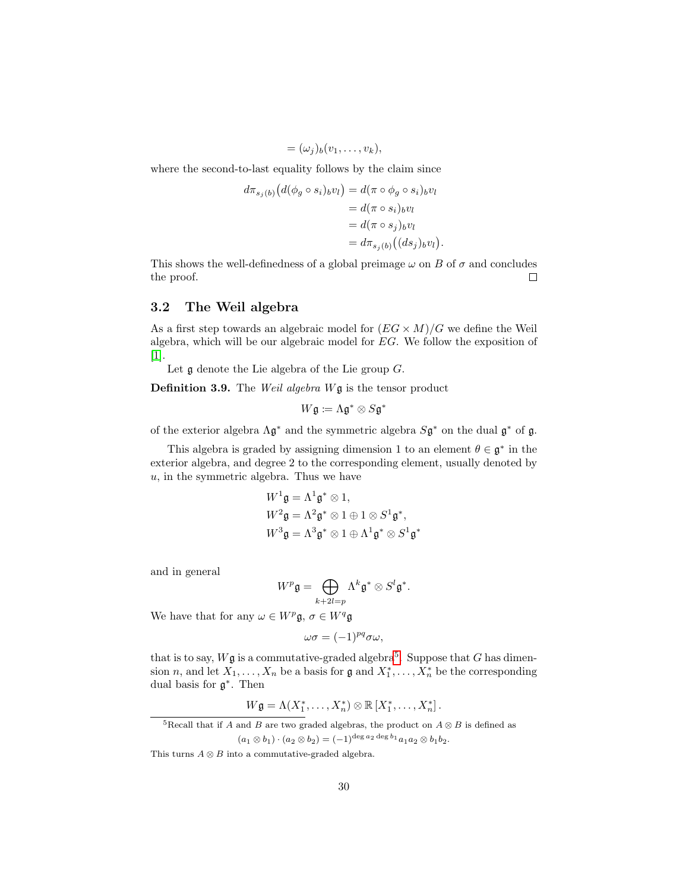$$= (\omega_j)_b(v_1, \ldots, v_k),$$

where the second-to-last equality follows by the claim since

$$\begin{aligned}
d\pi_{s_j(b)}\big(d(\phi_g \circ s_i)_b v_l\big) &= d(\pi \circ \phi_g \circ s_i)_b v_l \\
&= d(\pi \circ s_i)_b v_l \\
&= d(\pi \circ s_j)_b v_l \\
&= d\pi_{s_j(b)}\big((ds_j)_b v_l\big).
\end{aligned}$$

This shows the well-definedness of a global preimage $\omega$ on $B$ of $\sigma$ and concludes the proof. □

## 3.2 The Weil algebra

As a first step towards an algebraic model for $(EG \times M)/G$ we define the Weil algebra, which will be our algebraic model for $EG$. We follow the exposition of [1].

Let $\mathfrak{g}$ denote the Lie algebra of the Lie group $G$.

**Definition 3.9.** The *Weil algebra* $W\mathfrak{g}$ is the tensor product

$$W\mathfrak{g} := \Lambda\mathfrak{g}^* \otimes S\mathfrak{g}^*$$

of the exterior algebra $\Lambda\mathfrak{g}^*$ and the symmetric algebra $S\mathfrak{g}^*$ on the dual $\mathfrak{g}^*$ of $\mathfrak{g}$.

This algebra is graded by assigning dimension 1 to an element $\theta \in \mathfrak{g}^*$ in the exterior algebra, and degree 2 to the corresponding element, usually denoted by $u$, in the symmetric algebra. Thus we have

$$\begin{aligned}
W^1\mathfrak{g} &= \Lambda^1\mathfrak{g}^* \otimes 1, \\
W^2\mathfrak{g} &= \Lambda^2\mathfrak{g}^* \otimes 1 \oplus 1 \otimes S^1\mathfrak{g}^*, \\
W^3\mathfrak{g} &= \Lambda^3\mathfrak{g}^* \otimes 1 \oplus \Lambda^1\mathfrak{g}^* \otimes S^1\mathfrak{g}^*
\end{aligned}$$

and in general

$$W^p\mathfrak{g} = \bigoplus_{k+2l=p} \Lambda^k\mathfrak{g}^* \otimes S^l\mathfrak{g}^*.$$

We have that for any $\omega \in W^p\mathfrak{g}$, $\sigma \in W^q\mathfrak{g}$

$$\omega\sigma = (-1)^{pq}\sigma\omega,$$

that is to say, $W\mathfrak{g}$ is a commutative-graded algebra[5]. Suppose that $G$ has dimension $n$, and let $X_1, \ldots, X_n$ be a basis for $\mathfrak{g}$ and $X_1^*, \ldots, X_n^*$ be the corresponding dual basis for $\mathfrak{g}^*$. Then

$$W\mathfrak{g} = \Lambda(X_1^*, \ldots, X_n^*) \otimes \mathbb{R}\left[X_1^*, \ldots, X_n^*\right].$$

[5] Recall that if $A$ and $B$ are two graded algebras, the product on $A \otimes B$ is defined as

$$(a_1 \otimes b_1) \cdot (a_2 \otimes b_2) = (-1)^{\deg a_2 \deg b_1} a_1 a_2 \otimes b_1 b_2.$$

This turns $A \otimes B$ into a commutative-graded algebra.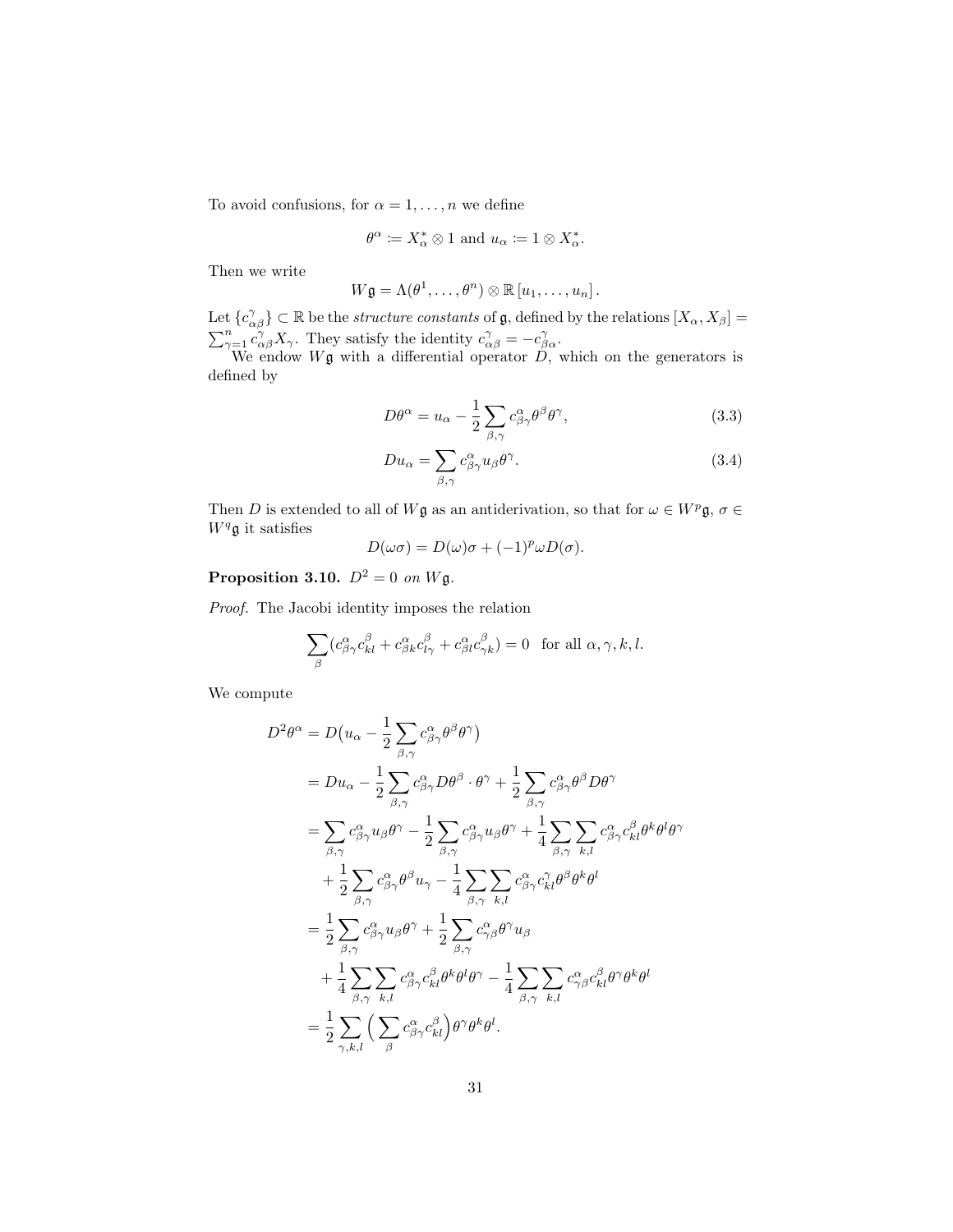To avoid confusions, for $\alpha = 1, \ldots, n$ we define

$$\theta^\alpha \coloneqq X_\alpha^* \otimes 1 \text{ and } u_\alpha \coloneqq 1 \otimes X_\alpha^*.$$

Then we write

$$W\mathfrak{g} = \Lambda(\theta^1, \ldots, \theta^n) \otimes \mathbb{R}\left[u_1, \ldots, u_n\right].$$

Let $\{c_{\alpha\beta}^\gamma\} \subset \mathbb{R}$ be the *structure constants* of $\mathfrak{g}$, defined by the relations $[X_\alpha, X_\beta] = \sum_{\gamma=1}^n c_{\alpha\beta}^\gamma X_\gamma$. They satisfy the identity $c_{\alpha\beta}^\gamma = -c_{\beta\alpha}^\gamma$.

We endow $W\mathfrak{g}$ with a differential operator $D$, which on the generators is defined by

$$D\theta^\alpha = u_\alpha - \frac{1}{2}\sum_{\beta,\gamma} c_{\beta\gamma}^\alpha \theta^\beta\theta^\gamma, \tag{3.3}$$

$$Du_\alpha = \sum_{\beta,\gamma} c_{\beta\gamma}^\alpha u_\beta \theta^\gamma. \tag{3.4}$$

Then $D$ is extended to all of $W\mathfrak{g}$ as an antiderivation, so that for $\omega \in W^p\mathfrak{g}$, $\sigma \in W^q\mathfrak{g}$ it satisfies

$$D(\omega\sigma) = D(\omega)\sigma + (-1)^p\omega D(\sigma).$$

**Proposition 3.10.** *$D^2 = 0$ on $W\mathfrak{g}$.*

*Proof.* The Jacobi identity imposes the relation

$$\sum_\beta (c_{\beta\gamma}^\alpha c_{kl}^\beta + c_{\beta k}^\alpha c_{l\gamma}^\beta + c_{\beta l}^\alpha c_{\gamma k}^\beta) = 0 \quad \text{for all } \alpha, \gamma, k, l.$$

We compute

$$\begin{aligned}
D^2\theta^\alpha &= D\big(u_\alpha - \frac{1}{2}\sum_{\beta,\gamma} c_{\beta\gamma}^\alpha \theta^\beta\theta^\gamma\big) \\
&= Du_\alpha - \frac{1}{2}\sum_{\beta,\gamma} c_{\beta\gamma}^\alpha D\theta^\beta \cdot \theta^\gamma + \frac{1}{2}\sum_{\beta,\gamma} c_{\beta\gamma}^\alpha \theta^\beta D\theta^\gamma \\
&= \sum_{\beta,\gamma} c_{\beta\gamma}^\alpha u_\beta\theta^\gamma - \frac{1}{2}\sum_{\beta,\gamma} c_{\beta\gamma}^\alpha u_\beta\theta^\gamma + \frac{1}{4}\sum_{\beta,\gamma}\sum_{k,l} c_{\beta\gamma}^\alpha c_{kl}^\beta \theta^k\theta^l\theta^\gamma \\
&\quad + \frac{1}{2}\sum_{\beta,\gamma} c_{\beta\gamma}^\alpha \theta^\beta u_\gamma - \frac{1}{4}\sum_{\beta,\gamma}\sum_{k,l} c_{\beta\gamma}^\alpha c_{kl}^\gamma \theta^\beta\theta^k\theta^l \\
&= \frac{1}{2}\sum_{\beta,\gamma} c_{\beta\gamma}^\alpha u_\beta\theta^\gamma + \frac{1}{2}\sum_{\beta,\gamma} c_{\gamma\beta}^\alpha \theta^\gamma u_\beta \\
&\quad + \frac{1}{4}\sum_{\beta,\gamma}\sum_{k,l} c_{\beta\gamma}^\alpha c_{kl}^\beta \theta^k\theta^l\theta^\gamma - \frac{1}{4}\sum_{\beta,\gamma}\sum_{k,l} c_{\gamma\beta}^\alpha c_{kl}^\beta \theta^\gamma\theta^k\theta^l \\
&= \frac{1}{2}\sum_{\gamma,k,l}\Big(\sum_\beta c_{\beta\gamma}^\alpha c_{kl}^\beta\Big)\theta^\gamma\theta^k\theta^l.
\end{aligned}$$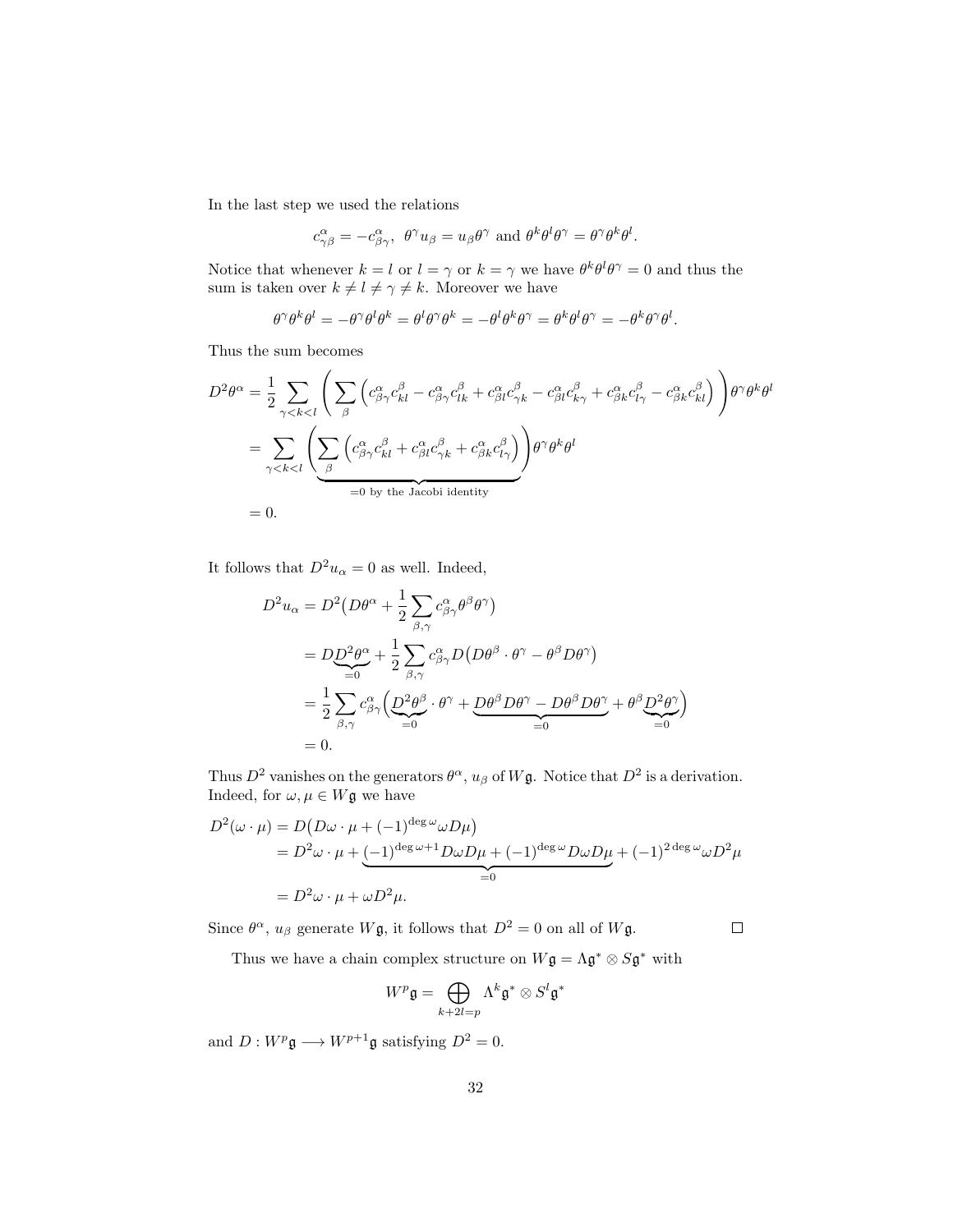In the last step we used the relations

$$c^{\alpha}_{\gamma\beta} = -c^{\alpha}_{\beta\gamma}, \;\; \theta^{\gamma} u_{\beta} = u_{\beta}\theta^{\gamma} \text{ and } \theta^k\theta^l\theta^{\gamma} = \theta^{\gamma}\theta^k\theta^l.$$

Notice that whenever $k = l$ or $l = \gamma$ or $k = \gamma$ we have $\theta^k\theta^l\theta^{\gamma} = 0$ and thus the sum is taken over $k \neq l \neq \gamma \neq k$. Moreover we have

$$\theta^{\gamma}\theta^k\theta^l = -\theta^{\gamma}\theta^l\theta^k = \theta^l\theta^{\gamma}\theta^k = -\theta^l\theta^k\theta^{\gamma} = \theta^k\theta^l\theta^{\gamma} = -\theta^k\theta^{\gamma}\theta^l.$$

Thus the sum becomes

$$\begin{aligned}
D^2\theta^{\alpha} &= \frac{1}{2}\sum_{\gamma<k<l}\left(\sum_{\beta}\left(c^{\alpha}_{\beta\gamma}c^{\beta}_{kl} - c^{\alpha}_{\beta\gamma}c^{\beta}_{lk} + c^{\alpha}_{\beta l}c^{\beta}_{\gamma k} - c^{\alpha}_{\beta l}c^{\beta}_{k\gamma} + c^{\alpha}_{\beta k}c^{\beta}_{l\gamma} - c^{\alpha}_{\beta k}c^{\beta}_{kl}\right)\right)\theta^{\gamma}\theta^k\theta^l \\
&= \sum_{\gamma<k<l}\Bigg(\underbrace{\sum_{\beta}\left(c^{\alpha}_{\beta\gamma}c^{\beta}_{kl} + c^{\alpha}_{\beta l}c^{\beta}_{\gamma k} + c^{\alpha}_{\beta k}c^{\beta}_{l\gamma}\right)}_{=0 \text{ by the Jacobi identity}}\Bigg)\theta^{\gamma}\theta^k\theta^l \\
&= 0.
\end{aligned}$$

It follows that $D^2 u_{\alpha} = 0$ as well. Indeed,

$$\begin{aligned}
D^2 u_{\alpha} &= D^2\big(D\theta^{\alpha} + \frac{1}{2}\sum_{\beta,\gamma} c^{\alpha}_{\beta\gamma}\theta^{\beta}\theta^{\gamma}\big) \\
&= D\underbrace{D^2\theta^{\alpha}}_{=0} + \frac{1}{2}\sum_{\beta,\gamma} c^{\alpha}_{\beta\gamma} D\big(D\theta^{\beta}\cdot\theta^{\gamma} - \theta^{\beta}D\theta^{\gamma}\big) \\
&= \frac{1}{2}\sum_{\beta,\gamma} c^{\alpha}_{\beta\gamma}\Big(\underbrace{D^2\theta^{\beta}}_{=0}\cdot\theta^{\gamma} + \underbrace{D\theta^{\beta}D\theta^{\gamma} - D\theta^{\beta}D\theta^{\gamma}}_{=0} + \theta^{\beta}\underbrace{D^2\theta^{\gamma}}_{=0}\Big) \\
&= 0.
\end{aligned}$$

Thus $D^2$ vanishes on the generators $\theta^{\alpha}$, $u_{\beta}$ of $W\mathfrak{g}$. Notice that $D^2$ is a derivation. Indeed, for $\omega, \mu \in W\mathfrak{g}$ we have

$$\begin{aligned}
D^2(\omega\cdot\mu) &= D\big(D\omega\cdot\mu + (-1)^{\deg\omega}\omega D\mu\big) \\
&= D^2\omega\cdot\mu + \underbrace{(-1)^{\deg\omega+1}D\omega D\mu + (-1)^{\deg\omega}D\omega D\mu}_{=0} + (-1)^{2\deg\omega}\omega D^2\mu \\
&= D^2\omega\cdot\mu + \omega D^2\mu.
\end{aligned}$$

Since $\theta^{\alpha}$, $u_{\beta}$ generate $W\mathfrak{g}$, it follows that $D^2 = 0$ on all of $W\mathfrak{g}$. □

Thus we have a chain complex structure on $W\mathfrak{g} = \Lambda\mathfrak{g}^* \otimes S\mathfrak{g}^*$ with

$$W^p\mathfrak{g} = \bigoplus_{k+2l=p} \Lambda^k\mathfrak{g}^* \otimes S^l\mathfrak{g}^*$$

and $D : W^p\mathfrak{g} \longrightarrow W^{p+1}\mathfrak{g}$ satisfying $D^2 = 0$.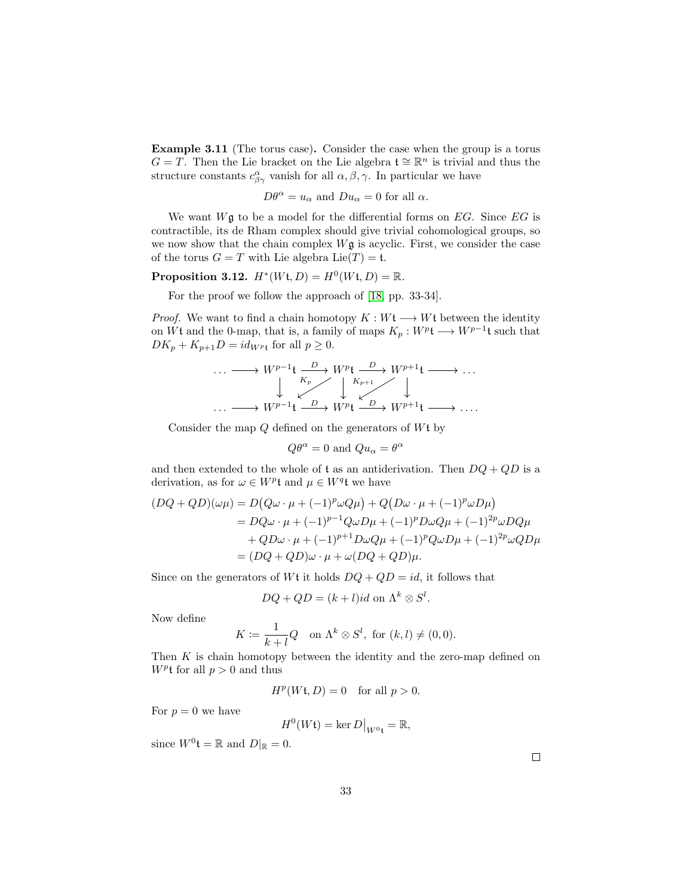**Example 3.11** (The torus case)**.** Consider the case when the group is a torus $G = T$. Then the Lie bracket on the Lie algebra $\mathfrak{t} \cong \mathbb{R}^n$ is trivial and thus the structure constants $c^{\alpha}_{\beta\gamma}$ vanish for all $\alpha, \beta, \gamma$. In particular we have

$$D\theta^{\alpha} = u_{\alpha} \text{ and } Du_{\alpha} = 0 \text{ for all } \alpha.$$

We want $W\mathfrak{g}$ to be a model for the differential forms on $EG$. Since $EG$ is contractible, its de Rham complex should give trivial cohomological groups, so we now show that the chain complex $W\mathfrak{g}$ is acyclic. First, we consider the case of the torus $G = T$ with Lie algebra $\mathrm{Lie}(T) = \mathfrak{t}$.

**Proposition 3.12.** $H^*(W\mathfrak{t}, D) = H^0(W\mathfrak{t}, D) = \mathbb{R}$.

For the proof we follow the approach of [18, pp. 33-34].

*Proof.* We want to find a chain homotopy $K : W\mathfrak{t} \longrightarrow W\mathfrak{t}$ between the identity on $W\mathfrak{t}$ and the 0-map, that is, a family of maps $K_p : W^p\mathfrak{t} \longrightarrow W^{p-1}\mathfrak{t}$ such that $DK_p + K_{p+1}D = id_{W^p\mathfrak{t}}$ for all $p \geq 0$.

$$\begin{array}{ccccccccc}
\ldots & \longrightarrow & W^{p-1}\mathfrak{t} & \xrightarrow{D} & W^p\mathfrak{t} & \xrightarrow{D} & W^{p+1}\mathfrak{t} & \longrightarrow & \ldots \\
 & & \downarrow & \swarrow_{K_p} & \downarrow & \swarrow_{K_{p+1}} & \downarrow & & \\
\ldots & \longrightarrow & W^{p-1}\mathfrak{t} & \xrightarrow{D} & W^p\mathfrak{t} & \xrightarrow{D} & W^{p+1}\mathfrak{t} & \longrightarrow & \ldots.
\end{array}$$

Consider the map $Q$ defined on the generators of $W\mathfrak{t}$ by

$$Q\theta^{\alpha} = 0 \text{ and } Qu_{\alpha} = \theta^{\alpha}$$

and then extended to the whole of $\mathfrak{t}$ as an antiderivation. Then $DQ + QD$ is a derivation, as for $\omega \in W^p\mathfrak{t}$ and $\mu \in W^q\mathfrak{t}$ we have

$$\begin{aligned}
(DQ + QD)(\omega\mu) &= D\big(Q\omega \cdot \mu + (-1)^p \omega Q\mu\big) + Q\big(D\omega \cdot \mu + (-1)^p \omega D\mu\big) \\
&= DQ\omega \cdot \mu + (-1)^{p-1} Q\omega D\mu + (-1)^p D\omega Q\mu + (-1)^{2p} \omega DQ\mu \\
&\quad + QD\omega \cdot \mu + (-1)^{p+1} D\omega Q\mu + (-1)^p Q\omega D\mu + (-1)^{2p} \omega QD\mu \\
&= (DQ + QD)\omega \cdot \mu + \omega(DQ + QD)\mu.
\end{aligned}$$

Since on the generators of $W\mathfrak{t}$ it holds $DQ + QD = id$, it follows that

$$DQ + QD = (k + l)id \text{ on } \Lambda^k \otimes S^l.$$

Now define

$$K \coloneqq \frac{1}{k+l} Q \quad \text{on } \Lambda^k \otimes S^l, \text{ for } (k, l) \neq (0, 0).$$

Then $K$ is chain homotopy between the identity and the zero-map defined on $W^p\mathfrak{t}$ for all $p > 0$ and thus

$$H^p(W\mathfrak{t}, D) = 0 \quad \text{for all } p > 0.$$

For $p = 0$ we have

$$H^0(W\mathfrak{t}) = \ker D\big|_{W^0\mathfrak{t}} = \mathbb{R},$$

since $W^0\mathfrak{t} = \mathbb{R}$ and $D|_{\mathbb{R}} = 0$.

$\square$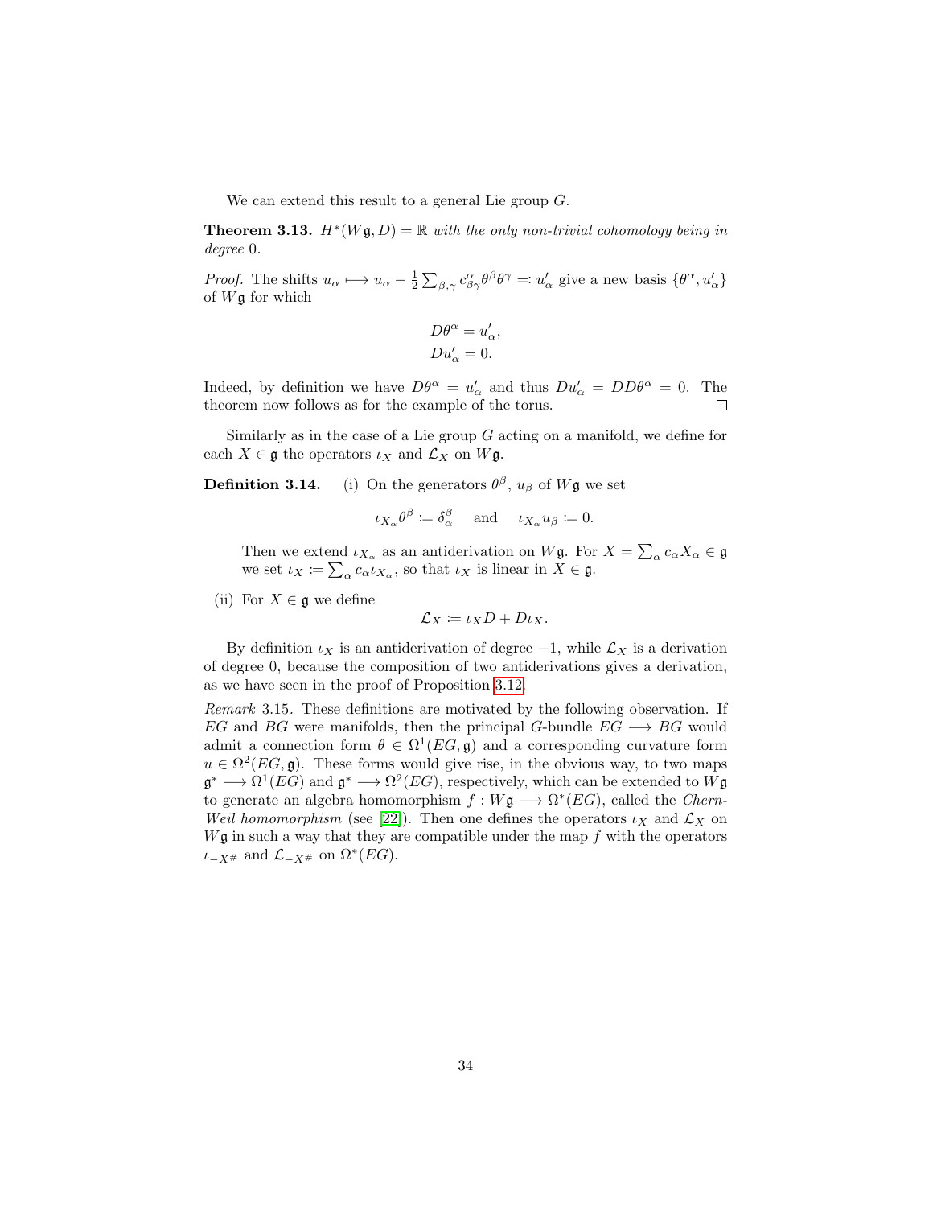We can extend this result to a general Lie group $G$.

**Theorem 3.13.** *$H^*(W\mathfrak{g}, D) = \mathbb{R}$ with the only non-trivial cohomology being in degree 0.*

*Proof.* The shifts $u_\alpha \longmapsto u_\alpha - \frac{1}{2}\sum_{\beta,\gamma} c^\alpha_{\beta\gamma}\theta^\beta\theta^\gamma =: u'_\alpha$ give a new basis $\{\theta^\alpha, u'_\alpha\}$ of $W\mathfrak{g}$ for which

$$
\begin{aligned}
D\theta^\alpha &= u'_\alpha, \\
Du'_\alpha &= 0.
\end{aligned}
$$

Indeed, by definition we have $D\theta^\alpha = u'_\alpha$ and thus $Du'_\alpha = DD\theta^\alpha = 0$. The theorem now follows as for the example of the torus. $\square$

Similarly as in the case of a Lie group $G$ acting on a manifold, we define for each $X \in \mathfrak{g}$ the operators $\iota_X$ and $\mathcal{L}_X$ on $W\mathfrak{g}$.

**Definition 3.14.** (i) On the generators $\theta^\beta$, $u_\beta$ of $W\mathfrak{g}$ we set

$$
\iota_{X_\alpha}\theta^\beta := \delta^\beta_\alpha \quad \text{and} \quad \iota_{X_\alpha}u_\beta := 0.
$$

Then we extend $\iota_{X_\alpha}$ as an antiderivation on $W\mathfrak{g}$. For $X = \sum_\alpha c_\alpha X_\alpha \in \mathfrak{g}$ we set $\iota_X := \sum_\alpha c_\alpha \iota_{X_\alpha}$, so that $\iota_X$ is linear in $X \in \mathfrak{g}$.

(ii) For $X \in \mathfrak{g}$ we define

$$
\mathcal{L}_X := \iota_X D + D\iota_X.
$$

By definition $\iota_X$ is an antiderivation of degree $-1$, while $\mathcal{L}_X$ is a derivation of degree 0, because the composition of two antiderivations gives a derivation, as we have seen in the proof of Proposition 3.12.

*Remark* 3.15. These definitions are motivated by the following observation. If $EG$ and $BG$ were manifolds, then the principal $G$-bundle $EG \longrightarrow BG$ would admit a connection form $\theta \in \Omega^1(EG, \mathfrak{g})$ and a corresponding curvature form $u \in \Omega^2(EG, \mathfrak{g})$. These forms would give rise, in the obvious way, to two maps $\mathfrak{g}^* \longrightarrow \Omega^1(EG)$ and $\mathfrak{g}^* \longrightarrow \Omega^2(EG)$, respectively, which can be extended to $W\mathfrak{g}$ to generate an algebra homomorphism $f : W\mathfrak{g} \longrightarrow \Omega^*(EG)$, called the *Chern-Weil homomorphism* (see [22]). Then one defines the operators $\iota_X$ and $\mathcal{L}_X$ on $W\mathfrak{g}$ in such a way that they are compatible under the map $f$ with the operators $\iota_{-X^\#}$ and $\mathcal{L}_{-X^\#}$ on $\Omega^*(EG)$.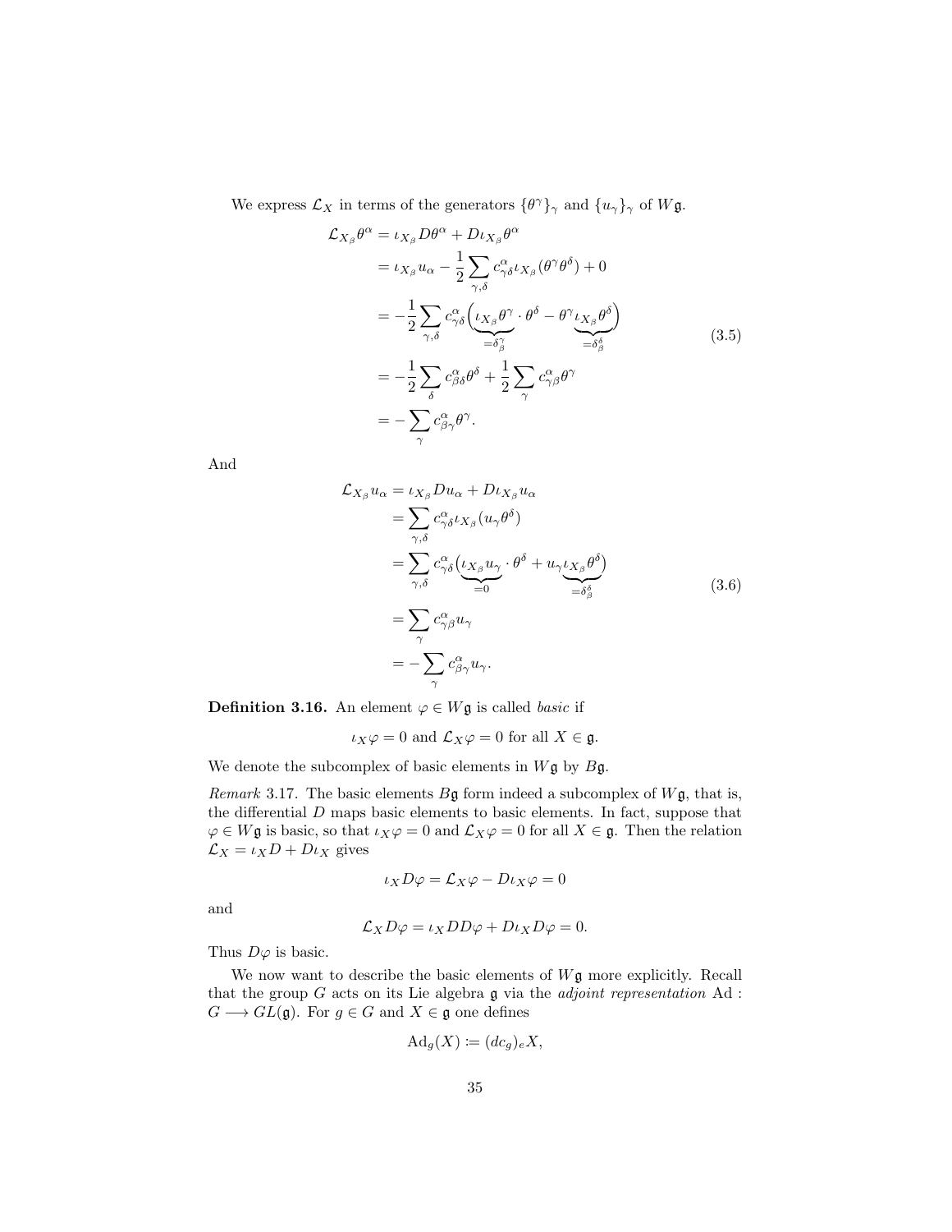We express $\mathcal{L}_X$ in terms of the generators $\{\theta^\gamma\}_\gamma$ and $\{u_\gamma\}_\gamma$ of $W\mathfrak{g}$.

$$
\begin{aligned}
\mathcal{L}_{X_\beta}\theta^\alpha &= \iota_{X_\beta} D\theta^\alpha + D\iota_{X_\beta}\theta^\alpha \\
&= \iota_{X_\beta} u_\alpha - \frac{1}{2}\sum_{\gamma,\delta} c^\alpha_{\gamma\delta}\iota_{X_\beta}(\theta^\gamma\theta^\delta) + 0 \\
&= -\frac{1}{2}\sum_{\gamma,\delta} c^\alpha_{\gamma\delta}\Big(\underbrace{\iota_{X_\beta}\theta^\gamma}_{=\delta^\gamma_\beta}\cdot\theta^\delta - \theta^\gamma\underbrace{\iota_{X_\beta}\theta^\delta}_{=\delta^\delta_\beta}\Big) \\
&= -\frac{1}{2}\sum_{\delta} c^\alpha_{\beta\delta}\theta^\delta + \frac{1}{2}\sum_{\gamma} c^\alpha_{\gamma\beta}\theta^\gamma \\
&= -\sum_\gamma c^\alpha_{\beta\gamma}\theta^\gamma.
\end{aligned}
\tag{3.5}
$$

And

$$
\begin{aligned}
\mathcal{L}_{X_\beta}u_\alpha &= \iota_{X_\beta} Du_\alpha + D\iota_{X_\beta}u_\alpha \\
&= \sum_{\gamma,\delta} c^\alpha_{\gamma\delta}\iota_{X_\beta}(u_\gamma\theta^\delta) \\
&= \sum_{\gamma,\delta} c^\alpha_{\gamma\delta}\Big(\underbrace{\iota_{X_\beta}u_\gamma}_{=0}\cdot\theta^\delta + u_\gamma\underbrace{\iota_{X_\beta}\theta^\delta}_{=\delta^\delta_\beta}\Big) \\
&= \sum_\gamma c^\alpha_{\gamma\beta}u_\gamma \\
&= -\sum_\gamma c^\alpha_{\beta\gamma}u_\gamma.
\end{aligned}
\tag{3.6}
$$

**Definition 3.16.** An element $\varphi \in W\mathfrak{g}$ is called *basic* if

$$\iota_X\varphi = 0 \text{ and } \mathcal{L}_X\varphi = 0 \text{ for all } X \in \mathfrak{g}.$$

We denote the subcomplex of basic elements in $W\mathfrak{g}$ by $B\mathfrak{g}$.

*Remark* 3.17. The basic elements $B\mathfrak{g}$ form indeed a subcomplex of $W\mathfrak{g}$, that is, the differential $D$ maps basic elements to basic elements. In fact, suppose that $\varphi \in W\mathfrak{g}$ is basic, so that $\iota_X\varphi = 0$ and $\mathcal{L}_X\varphi = 0$ for all $X \in \mathfrak{g}$. Then the relation $\mathcal{L}_X = \iota_X D + D\iota_X$ gives

$$\iota_X D\varphi = \mathcal{L}_X\varphi - D\iota_X\varphi = 0$$

and

$$\mathcal{L}_X D\varphi = \iota_X DD\varphi + D\iota_X D\varphi = 0.$$

Thus $D\varphi$ is basic.

We now want to describe the basic elements of $W\mathfrak{g}$ more explicitly. Recall that the group $G$ acts on its Lie algebra $\mathfrak{g}$ via the *adjoint representation* $\mathrm{Ad} : G \longrightarrow GL(\mathfrak{g})$. For $g \in G$ and $X \in \mathfrak{g}$ one defines

$$\mathrm{Ad}_g(X) \coloneqq (dc_g)_e X,$$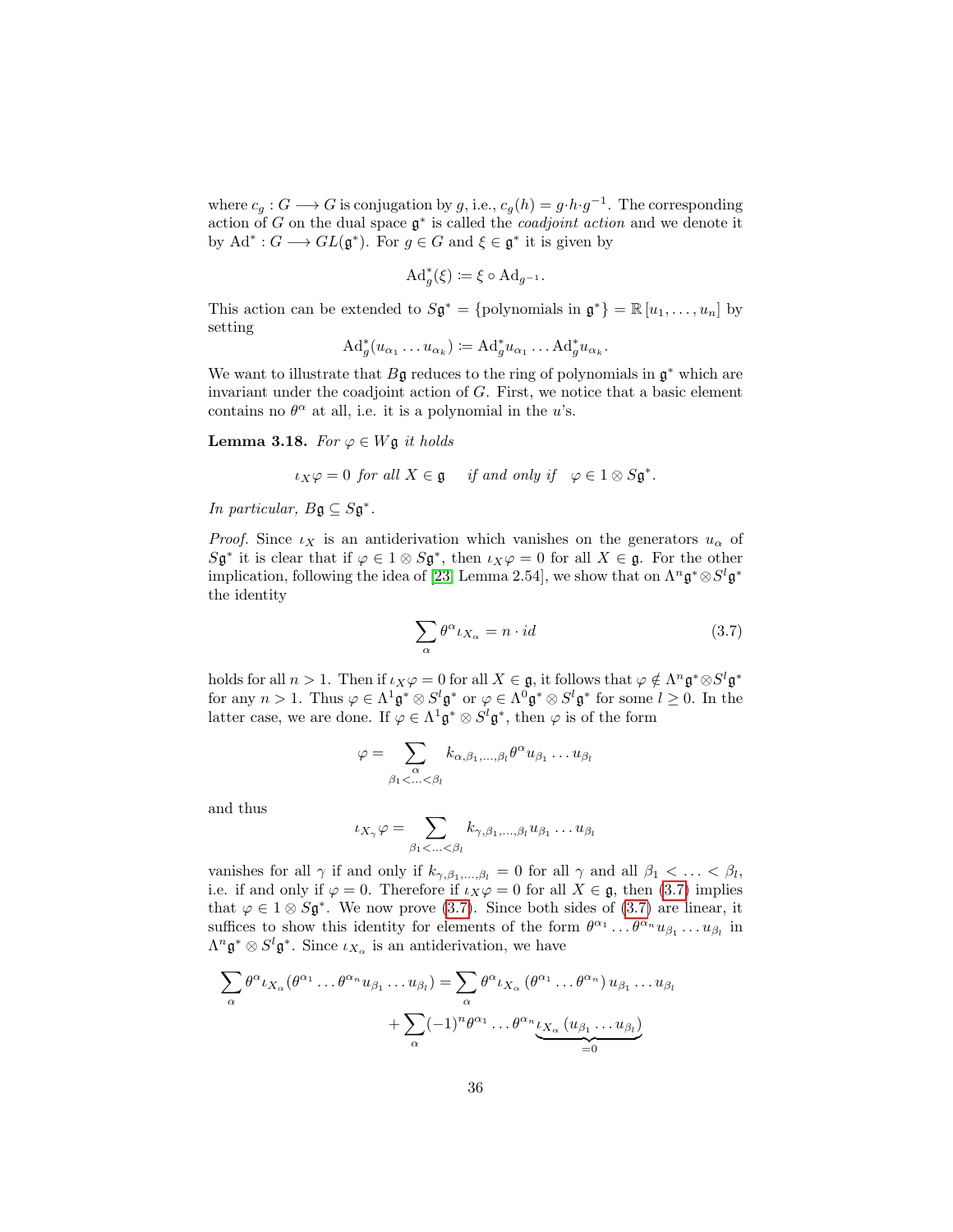where $c_g : G \longrightarrow G$ is conjugation by $g$, i.e., $c_g(h) = g \cdot h \cdot g^{-1}$. The corresponding action of $G$ on the dual space $\mathfrak{g}^*$ is called the *coadjoint action* and we denote it by $\mathrm{Ad}^* : G \longrightarrow GL(\mathfrak{g}^*)$. For $g \in G$ and $\xi \in \mathfrak{g}^*$ it is given by

$$\mathrm{Ad}^*_g(\xi) \coloneqq \xi \circ \mathrm{Ad}_{g^{-1}}.$$

This action can be extended to $S\mathfrak{g}^* = \{\text{polynomials in } \mathfrak{g}^*\} = \mathbb{R}[u_1, \ldots, u_n]$ by setting

$$\mathrm{Ad}^*_g(u_{\alpha_1} \ldots u_{\alpha_k}) \coloneqq \mathrm{Ad}^*_g u_{\alpha_1} \ldots \mathrm{Ad}^*_g u_{\alpha_k}.$$

We want to illustrate that $B\mathfrak{g}$ reduces to the ring of polynomials in $\mathfrak{g}^*$ which are invariant under the coadjoint action of $G$. First, we notice that a basic element contains no $\theta^\alpha$ at all, i.e. it is a polynomial in the $u$'s.

**Lemma 3.18.** *For $\varphi \in W\mathfrak{g}$ it holds*

$$\iota_X \varphi = 0 \text{ for all } X \in \mathfrak{g} \quad \text{if and only if} \quad \varphi \in 1 \otimes S\mathfrak{g}^*.$$

*In particular, $B\mathfrak{g} \subseteq S\mathfrak{g}^*$.*

*Proof.* Since $\iota_X$ is an antiderivation which vanishes on the generators $u_\alpha$ of $S\mathfrak{g}^*$ it is clear that if $\varphi \in 1 \otimes S\mathfrak{g}^*$, then $\iota_X \varphi = 0$ for all $X \in \mathfrak{g}$. For the other implication, following the idea of [23, Lemma 2.54], we show that on $\Lambda^n \mathfrak{g}^* \otimes S^l \mathfrak{g}^*$ the identity

$$\sum_\alpha \theta^\alpha \iota_{X_\alpha} = n \cdot id \tag{3.7}$$

holds for all $n > 1$. Then if $\iota_X \varphi = 0$ for all $X \in \mathfrak{g}$, it follows that $\varphi \notin \Lambda^n \mathfrak{g}^* \otimes S^l \mathfrak{g}^*$ for any $n > 1$. Thus $\varphi \in \Lambda^1 \mathfrak{g}^* \otimes S^l \mathfrak{g}^*$ or $\varphi \in \Lambda^0 \mathfrak{g}^* \otimes S^l \mathfrak{g}^*$ for some $l \geq 0$. In the latter case, we are done. If $\varphi \in \Lambda^1 \mathfrak{g}^* \otimes S^l \mathfrak{g}^*$, then $\varphi$ is of the form

$$\varphi = \sum_{\substack{\alpha \\ \beta_1 < \ldots < \beta_l}} k_{\alpha, \beta_1, \ldots, \beta_l} \theta^\alpha u_{\beta_1} \ldots u_{\beta_l}$$

and thus

$$\iota_{X_\gamma} \varphi = \sum_{\beta_1 < \ldots < \beta_l} k_{\gamma, \beta_1, \ldots, \beta_l} u_{\beta_1} \ldots u_{\beta_l}$$

vanishes for all $\gamma$ if and only if $k_{\gamma, \beta_1, \ldots, \beta_l} = 0$ for all $\gamma$ and all $\beta_1 < \ldots < \beta_l$, i.e. if and only if $\varphi = 0$. Therefore if $\iota_X \varphi = 0$ for all $X \in \mathfrak{g}$, then (3.7) implies that $\varphi \in 1 \otimes S\mathfrak{g}^*$. We now prove (3.7). Since both sides of (3.7) are linear, it suffices to show this identity for elements of the form $\theta^{\alpha_1} \ldots \theta^{\alpha_n} u_{\beta_1} \ldots u_{\beta_l}$ in $\Lambda^n \mathfrak{g}^* \otimes S^l \mathfrak{g}^*$. Since $\iota_{X_\alpha}$ is an antiderivation, we have

$$\begin{aligned}
\sum_\alpha \theta^\alpha \iota_{X_\alpha} (\theta^{\alpha_1} \ldots \theta^{\alpha_n} u_{\beta_1} \ldots u_{\beta_l}) &= \sum_\alpha \theta^\alpha \iota_{X_\alpha} (\theta^{\alpha_1} \ldots \theta^{\alpha_n}) \, u_{\beta_1} \ldots u_{\beta_l} \\
&\quad + \sum_\alpha (-1)^n \theta^{\alpha_1} \ldots \theta^{\alpha_n} \underbrace{\iota_{X_\alpha} (u_{\beta_1} \ldots u_{\beta_l})}_{=0}
\end{aligned}$$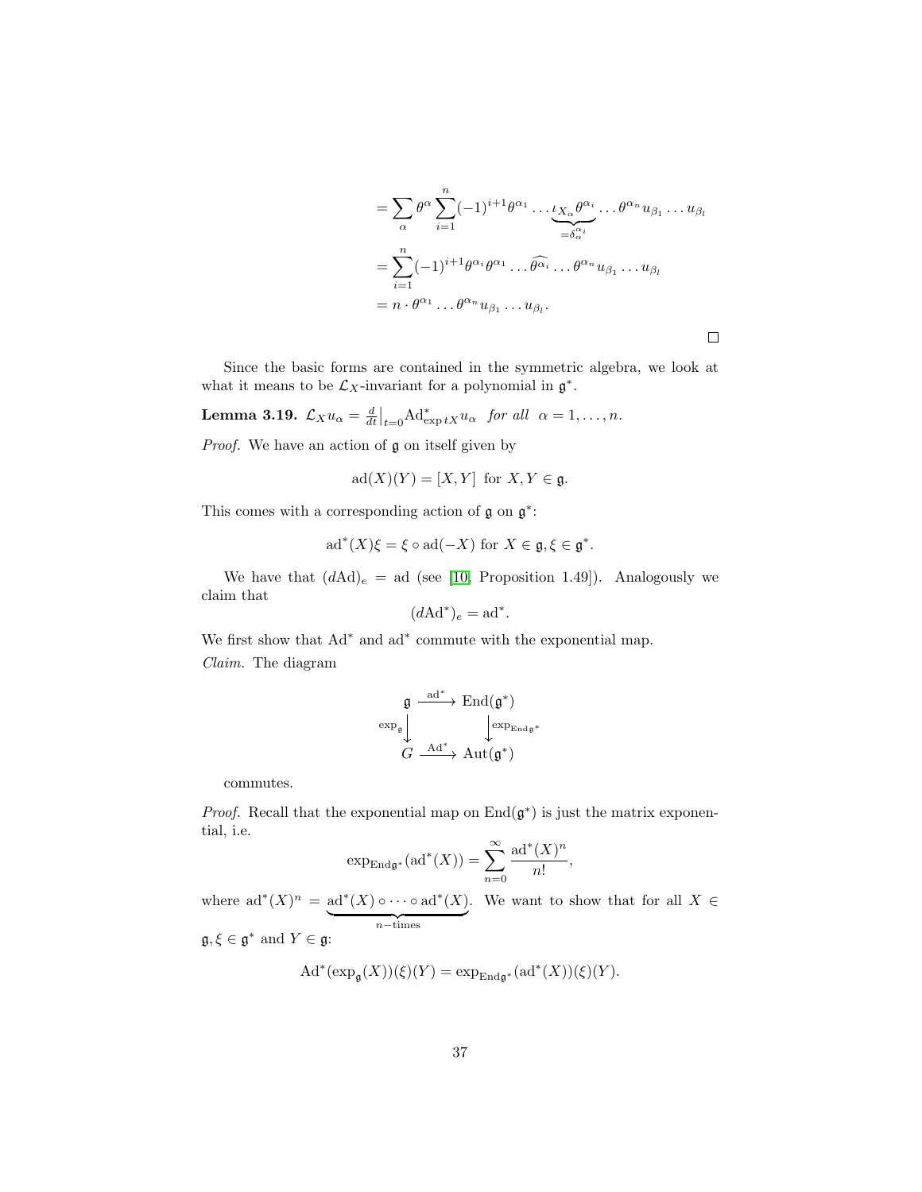$$
\begin{aligned}
&= \sum_{\alpha} \theta^{\alpha} \sum_{i=1}^{n} (-1)^{i+1} \theta^{\alpha_1} \dots \underbrace{\iota_{X_\alpha} \theta^{\alpha_i}}_{=\delta_{\alpha}^{\alpha_i}} \dots \theta^{\alpha_n} u_{\beta_1} \dots u_{\beta_l} \\
&= \sum_{i=1}^{n} (-1)^{i+1} \theta^{\alpha_i} \theta^{\alpha_1} \dots \widehat{\theta^{\alpha_i}} \dots \theta^{\alpha_n} u_{\beta_1} \dots u_{\beta_l} \\
&= n \cdot \theta^{\alpha_1} \dots \theta^{\alpha_n} u_{\beta_1} \dots u_{\beta_l}.
\end{aligned}
$$

□

Since the basic forms are contained in the symmetric algebra, we look at what it means to be $\mathcal{L}_X$-invariant for a polynomial in $\mathfrak{g}^*$.

**Lemma 3.19.** $\mathcal{L}_X u_\alpha = \frac{d}{dt}\big|_{t=0} \mathrm{Ad}^*_{\exp tX} u_\alpha$ *for all* $\alpha = 1, \dots, n$.

*Proof.* We have an action of $\mathfrak{g}$ on itself given by

$$
\mathrm{ad}(X)(Y) = [X, Y] \text{ for } X, Y \in \mathfrak{g}.
$$

This comes with a corresponding action of $\mathfrak{g}$ on $\mathfrak{g}^*$:

$$
\mathrm{ad}^*(X)\xi = \xi \circ \mathrm{ad}(-X) \text{ for } X \in \mathfrak{g}, \xi \in \mathfrak{g}^*.
$$

We have that $(d\mathrm{Ad})_e = \mathrm{ad}$ (see [10, Proposition 1.49]). Analogously we claim that

$$
(d\mathrm{Ad}^*)_e = \mathrm{ad}^*.
$$

We first show that $\mathrm{Ad}^*$ and $\mathrm{ad}^*$ commute with the exponential map.

*Claim.* The diagram

$$
\begin{array}{ccc}
\mathfrak{g} & \xrightarrow{\mathrm{ad}^*} & \mathrm{End}(\mathfrak{g}^*) \\
{\scriptstyle \exp_{\mathfrak{g}}} \downarrow & & \downarrow {\scriptstyle \exp_{\mathrm{End}\,\mathfrak{g}^*}} \\
G & \xrightarrow{\mathrm{Ad}^*} & \mathrm{Aut}(\mathfrak{g}^*)
\end{array}
$$

commutes.

*Proof.* Recall that the exponential map on $\mathrm{End}(\mathfrak{g}^*)$ is just the matrix exponential, i.e.

$$
\exp_{\mathrm{End}\mathfrak{g}^*}(\mathrm{ad}^*(X)) = \sum_{n=0}^{\infty} \frac{\mathrm{ad}^*(X)^n}{n!},
$$

where $\mathrm{ad}^*(X)^n = \underbrace{\mathrm{ad}^*(X) \circ \dots \circ \mathrm{ad}^*(X)}_{n-\text{times}}$. We want to show that for all $X \in \mathfrak{g}, \xi \in \mathfrak{g}^*$ and $Y \in \mathfrak{g}$:

$$
\mathrm{Ad}^*(\exp_{\mathfrak{g}}(X))(\xi)(Y) = \exp_{\mathrm{End}\mathfrak{g}^*}(\mathrm{ad}^*(X))(\xi)(Y).
$$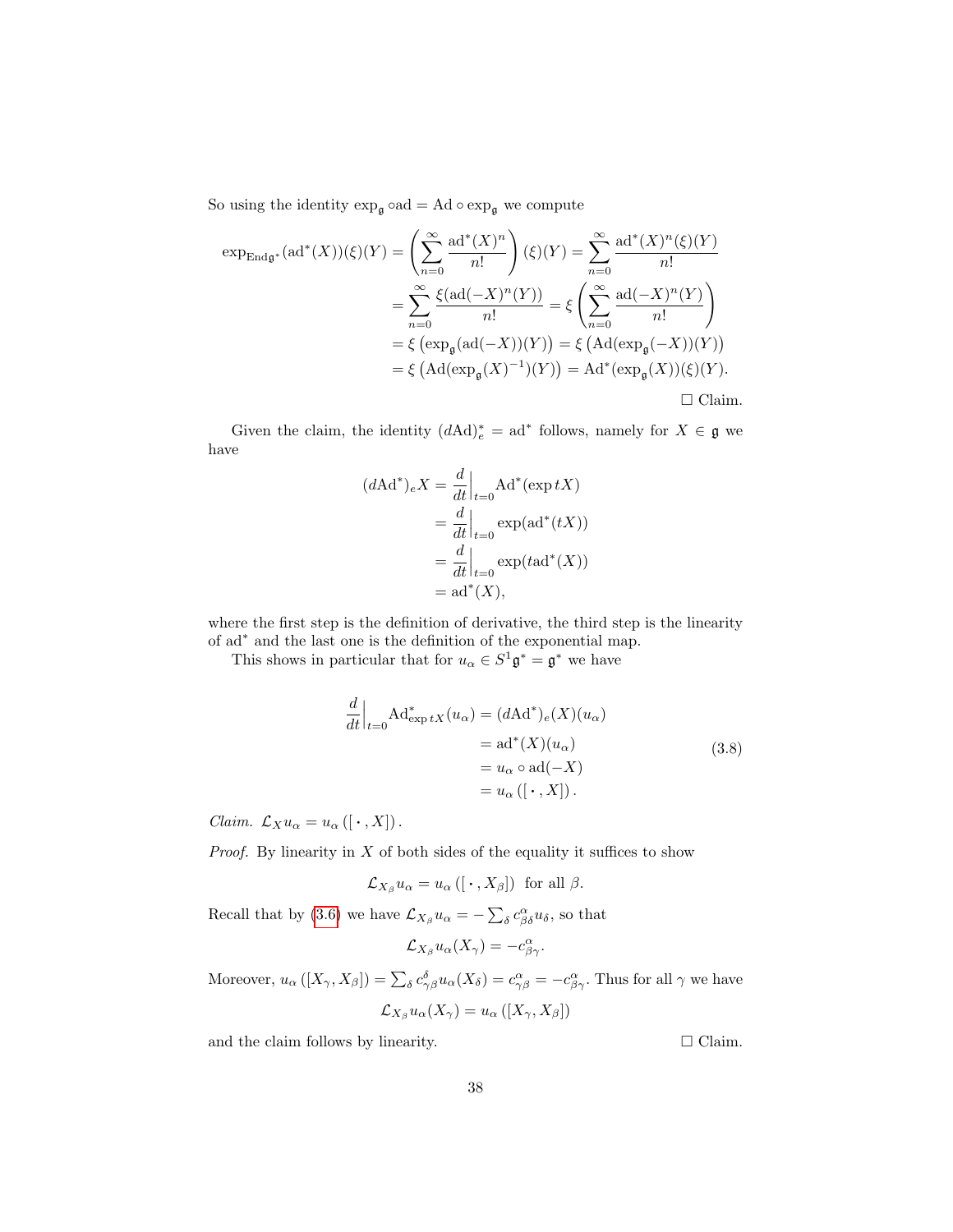So using the identity $\exp_{\mathfrak{g}} \circ \mathrm{ad} = \mathrm{Ad} \circ \exp_{\mathfrak{g}}$ we compute

$$
\begin{aligned}
\exp_{\mathrm{End}\,\mathfrak{g}^*}(\mathrm{ad}^*(X))(\xi)(Y) &= \left( \sum_{n=0}^{\infty} \frac{\mathrm{ad}^*(X)^n}{n!} \right)(\xi)(Y) = \sum_{n=0}^{\infty} \frac{\mathrm{ad}^*(X)^n(\xi)(Y)}{n!} \\
&= \sum_{n=0}^{\infty} \frac{\xi\big(\mathrm{ad}(-X)^n(Y)\big)}{n!} = \xi \left( \sum_{n=0}^{\infty} \frac{\mathrm{ad}(-X)^n(Y)}{n!} \right) \\
&= \xi \left( \exp_{\mathfrak{g}}(\mathrm{ad}(-X))(Y) \right) = \xi \left( \mathrm{Ad}(\exp_{\mathfrak{g}}(-X))(Y) \right) \\
&= \xi \left( \mathrm{Ad}(\exp_{\mathfrak{g}}(X)^{-1})(Y) \right) = \mathrm{Ad}^*(\exp_{\mathfrak{g}}(X))(\xi)(Y).
\end{aligned}
$$

□ Claim.

Given the claim, the identity $(d\mathrm{Ad})^*_e = \mathrm{ad}^*$ follows, namely for $X \in \mathfrak{g}$ we have

$$
\begin{aligned}
(d\mathrm{Ad}^*)_e X &= \frac{d}{dt}\Big|_{t=0} \mathrm{Ad}^*(\exp tX) \\
&= \frac{d}{dt}\Big|_{t=0} \exp(\mathrm{ad}^*(tX)) \\
&= \frac{d}{dt}\Big|_{t=0} \exp(t\,\mathrm{ad}^*(X)) \\
&= \mathrm{ad}^*(X),
\end{aligned}
$$

where the first step is the definition of derivative, the third step is the linearity of $\mathrm{ad}^*$ and the last one is the definition of the exponential map.

This shows in particular that for $u_\alpha \in S^1\mathfrak{g}^* = \mathfrak{g}^*$ we have

$$
\begin{aligned}
\frac{d}{dt}\Big|_{t=0} \mathrm{Ad}^*_{\exp tX}(u_\alpha) &= (d\mathrm{Ad}^*)_e(X)(u_\alpha) \\
&= \mathrm{ad}^*(X)(u_\alpha) \\
&= u_\alpha \circ \mathrm{ad}(-X) \\
&= u_\alpha\left([\,\cdot\,, X]\right).
\end{aligned}
\tag{3.8}
$$

*Claim.* $\mathcal{L}_X u_\alpha = u_\alpha\left([\,\cdot\,, X]\right)$.

*Proof.* By linearity in $X$ of both sides of the equality it suffices to show

$$
\mathcal{L}_{X_\beta} u_\alpha = u_\alpha\left([\,\cdot\,, X_\beta]\right) \text{ for all } \beta.
$$

Recall that by (3.6) we have $\mathcal{L}_{X_\beta} u_\alpha = -\sum_\delta c^\alpha_{\beta\delta} u_\delta$, so that

$$
\mathcal{L}_{X_\beta} u_\alpha(X_\gamma) = -c^\alpha_{\beta\gamma}.
$$

Moreover, $u_\alpha\left([X_\gamma, X_\beta]\right) = \sum_\delta c^\delta_{\gamma\beta} u_\alpha(X_\delta) = c^\alpha_{\gamma\beta} = -c^\alpha_{\beta\gamma}$. Thus for all $\gamma$ we have

$$
\mathcal{L}_{X_\beta} u_\alpha(X_\gamma) = u_\alpha\left([X_\gamma, X_\beta]\right)
$$

and the claim follows by linearity. □ Claim.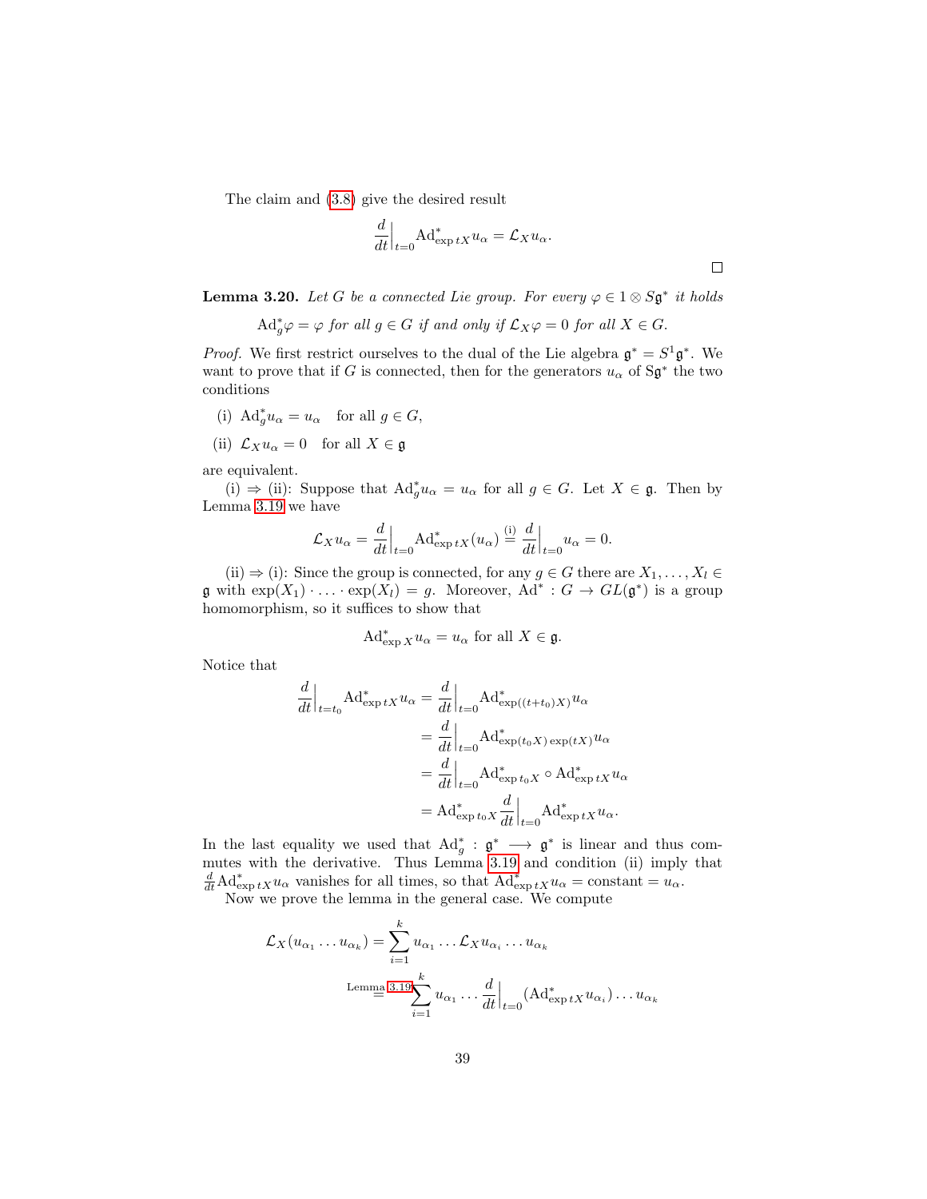The claim and (3.8) give the desired result

$$\frac{d}{dt}\Big|_{t=0} \mathrm{Ad}^*_{\exp tX} u_\alpha = \mathcal{L}_X u_\alpha.$$

□

**Lemma 3.20.** *Let $G$ be a connected Lie group. For every $\varphi \in 1 \otimes S\mathfrak{g}^*$ it holds*

$$\mathrm{Ad}^*_g \varphi = \varphi \text{ for all } g \in G \text{ if and only if } \mathcal{L}_X \varphi = 0 \text{ for all } X \in G.$$

*Proof.* We first restrict ourselves to the dual of the Lie algebra $\mathfrak{g}^* = S^1\mathfrak{g}^*$. We want to prove that if $G$ is connected, then for the generators $u_\alpha$ of $\mathrm{S}\mathfrak{g}^*$ the two conditions

(i) $\mathrm{Ad}^*_g u_\alpha = u_\alpha$ for all $g \in G$,

(ii) $\mathcal{L}_X u_\alpha = 0$ for all $X \in \mathfrak{g}$

are equivalent.

(i) $\Rightarrow$ (ii): Suppose that $\mathrm{Ad}^*_g u_\alpha = u_\alpha$ for all $g \in G$. Let $X \in \mathfrak{g}$. Then by Lemma 3.19 we have

$$\mathcal{L}_X u_\alpha = \frac{d}{dt}\Big|_{t=0} \mathrm{Ad}^*_{\exp tX}(u_\alpha) \overset{\text{(i)}}{=} \frac{d}{dt}\Big|_{t=0} u_\alpha = 0.$$

(ii) $\Rightarrow$ (i): Since the group is connected, for any $g \in G$ there are $X_1, \dots, X_l \in \mathfrak{g}$ with $\exp(X_1) \cdot \ldots \cdot \exp(X_l) = g$. Moreover, $\mathrm{Ad}^* : G \to GL(\mathfrak{g}^*)$ is a group homomorphism, so it suffices to show that

$$\mathrm{Ad}^*_{\exp X} u_\alpha = u_\alpha \text{ for all } X \in \mathfrak{g}.$$

Notice that

$$\begin{aligned}
\frac{d}{dt}\Big|_{t=t_0} \mathrm{Ad}^*_{\exp tX} u_\alpha &= \frac{d}{dt}\Big|_{t=0} \mathrm{Ad}^*_{\exp((t+t_0)X)} u_\alpha \\
&= \frac{d}{dt}\Big|_{t=0} \mathrm{Ad}^*_{\exp(t_0X)\exp(tX)} u_\alpha \\
&= \frac{d}{dt}\Big|_{t=0} \mathrm{Ad}^*_{\exp t_0X} \circ \mathrm{Ad}^*_{\exp tX} u_\alpha \\
&= \mathrm{Ad}^*_{\exp t_0X} \frac{d}{dt}\Big|_{t=0} \mathrm{Ad}^*_{\exp tX} u_\alpha.
\end{aligned}$$

In the last equality we used that $\mathrm{Ad}^*_g : \mathfrak{g}^* \longrightarrow \mathfrak{g}^*$ is linear and thus commutes with the derivative. Thus Lemma 3.19 and condition (ii) imply that $\frac{d}{dt}\mathrm{Ad}^*_{\exp tX} u_\alpha$ vanishes for all times, so that $\mathrm{Ad}^*_{\exp tX} u_\alpha = \text{constant} = u_\alpha$.

Now we prove the lemma in the general case. We compute

$$\begin{aligned}
\mathcal{L}_X(u_{\alpha_1} \dots u_{\alpha_k}) &= \sum_{i=1}^{k} u_{\alpha_1} \dots \mathcal{L}_X u_{\alpha_i} \dots u_{\alpha_k} \\
&\overset{\text{Lemma 3.19}}{=} \sum_{i=1}^{k} u_{\alpha_1} \dots \frac{d}{dt}\Big|_{t=0} (\mathrm{Ad}^*_{\exp tX} u_{\alpha_i}) \dots u_{\alpha_k}
\end{aligned}$$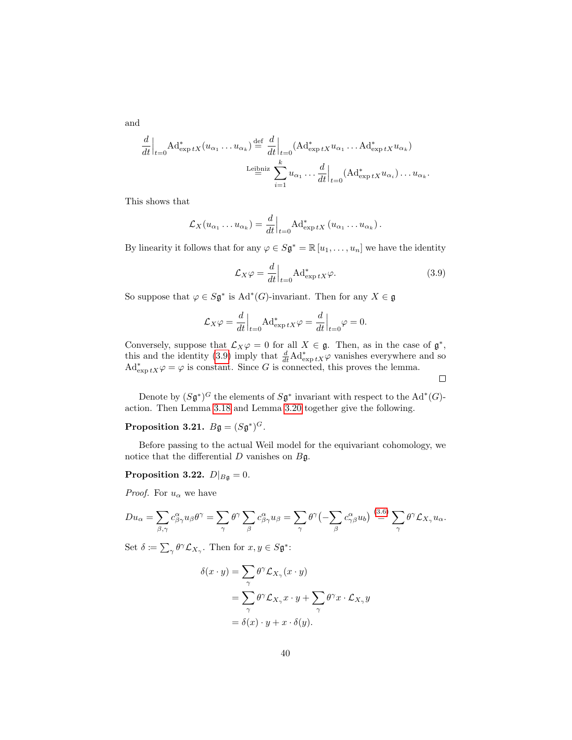and

$$\frac{d}{dt}\Big|_{t=0}\mathrm{Ad}^*_{\exp tX}(u_{\alpha_1}\dots u_{\alpha_k}) \overset{\text{def}}{=} \frac{d}{dt}\Big|_{t=0}(\mathrm{Ad}^*_{\exp tX}u_{\alpha_1}\dots \mathrm{Ad}^*_{\exp tX}u_{\alpha_k})$$

$$\overset{\text{Leibniz}}{=} \sum_{i=1}^{k} u_{\alpha_1}\dots \frac{d}{dt}\Big|_{t=0}(\mathrm{Ad}^*_{\exp tX}u_{\alpha_i})\dots u_{\alpha_k}.$$

This shows that

$$\mathcal{L}_X(u_{\alpha_1}\dots u_{\alpha_k}) = \frac{d}{dt}\Big|_{t=0}\mathrm{Ad}^*_{\exp tX}\left(u_{\alpha_1}\dots u_{\alpha_k}\right).$$

By linearity it follows that for any $\varphi \in S\mathfrak{g}^* = \mathbb{R}\left[u_1, \dots, u_n\right]$ we have the identity

$$\mathcal{L}_X\varphi = \frac{d}{dt}\Big|_{t=0}\mathrm{Ad}^*_{\exp tX}\varphi. \tag{3.9}$$

So suppose that $\varphi \in S\mathfrak{g}^*$ is $\mathrm{Ad}^*(G)$-invariant. Then for any $X \in \mathfrak{g}$

$$\mathcal{L}_X\varphi = \frac{d}{dt}\Big|_{t=0}\mathrm{Ad}^*_{\exp tX}\varphi = \frac{d}{dt}\Big|_{t=0}\varphi = 0.$$

Conversely, suppose that $\mathcal{L}_X\varphi = 0$ for all $X \in \mathfrak{g}$. Then, as in the case of $\mathfrak{g}^*$, this and the identity (3.9) imply that $\frac{d}{dt}\mathrm{Ad}^*_{\exp tX}\varphi$ vanishes everywhere and so $\mathrm{Ad}^*_{\exp tX}\varphi = \varphi$ is constant. Since $G$ is connected, this proves the lemma.

□

Denote by $(S\mathfrak{g}^*)^G$ the elements of $S\mathfrak{g}^*$ invariant with respect to the $\mathrm{Ad}^*(G)$-action. Then Lemma 3.18 and Lemma 3.20 together give the following.

**Proposition 3.21.** $B\mathfrak{g} = (S\mathfrak{g}^*)^G$.

Before passing to the actual Weil model for the equivariant cohomology, we notice that the differential $D$ vanishes on $B\mathfrak{g}$.

**Proposition 3.22.** $D|_{B\mathfrak{g}} = 0$.

*Proof.* For $u_\alpha$ we have

$$Du_\alpha = \sum_{\beta,\gamma} c^\alpha_{\beta\gamma}u_\beta\theta^\gamma = \sum_\gamma \theta^\gamma \sum_\beta c^\alpha_{\beta\gamma}u_\beta = \sum_\gamma \theta^\gamma\big(-\sum_\beta c^\alpha_{\gamma\beta}u_b\big) \overset{(3.6)}{=} \sum_\gamma \theta^\gamma\mathcal{L}_{X_\gamma}u_\alpha.$$

Set $\delta \coloneqq \sum_\gamma \theta^\gamma\mathcal{L}_{X_\gamma}$. Then for $x, y \in S\mathfrak{g}^*$:

$$\begin{aligned}
\delta(x\cdot y) &= \sum_\gamma \theta^\gamma\mathcal{L}_{X_\gamma}(x\cdot y) \\
&= \sum_\gamma \theta^\gamma\mathcal{L}_{X_\gamma}x\cdot y + \sum_\gamma \theta^\gamma x\cdot\mathcal{L}_{X_\gamma}y \\
&= \delta(x)\cdot y + x\cdot\delta(y).
\end{aligned}$$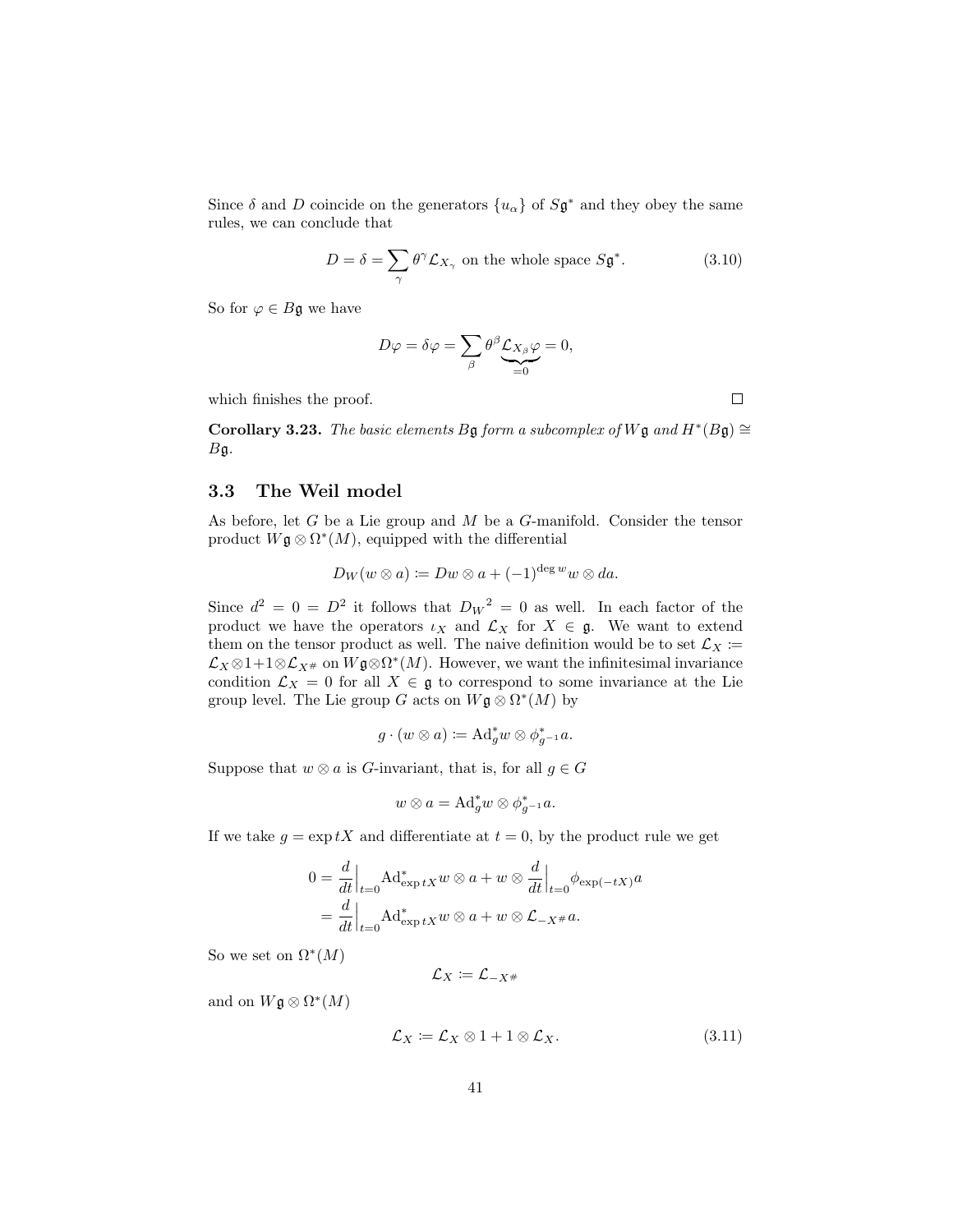Since $\delta$ and $D$ coincide on the generators $\{u_\alpha\}$ of $S\mathfrak{g}^*$ and they obey the same rules, we can conclude that

$$D = \delta = \sum_\gamma \theta^\gamma \mathcal{L}_{X_\gamma} \text{ on the whole space } S\mathfrak{g}^*. \tag{3.10}$$

So for $\varphi \in B\mathfrak{g}$ we have

$$D\varphi = \delta\varphi = \sum_\beta \theta^\beta \underbrace{\mathcal{L}_{X_\beta}\varphi}_{=0} = 0,$$

which finishes the proof. $\square$

**Corollary 3.23.** *The basic elements $B\mathfrak{g}$ form a subcomplex of $W\mathfrak{g}$ and $H^*(B\mathfrak{g}) \cong B\mathfrak{g}$.*

## 3.3 The Weil model

As before, let $G$ be a Lie group and $M$ be a $G$-manifold. Consider the tensor product $W\mathfrak{g} \otimes \Omega^*(M)$, equipped with the differential

$$D_W(w \otimes a) \coloneqq Dw \otimes a + (-1)^{\deg w} w \otimes da.$$

Since $d^2 = 0 = D^2$ it follows that ${D_W}^2 = 0$ as well. In each factor of the product we have the operators $\iota_X$ and $\mathcal{L}_X$ for $X \in \mathfrak{g}$. We want to extend them on the tensor product as well. The naive definition would be to set $\mathcal{L}_X \coloneqq \mathcal{L}_X \otimes 1 + 1 \otimes \mathcal{L}_{X^\#}$ on $W\mathfrak{g} \otimes \Omega^*(M)$. However, we want the infinitesimal invariance condition $\mathcal{L}_X = 0$ for all $X \in \mathfrak{g}$ to correspond to some invariance at the Lie group level. The Lie group $G$ acts on $W\mathfrak{g} \otimes \Omega^*(M)$ by

$$g \cdot (w \otimes a) \coloneqq \mathrm{Ad}_g^* w \otimes \phi_{g^{-1}}^* a.$$

Suppose that $w \otimes a$ is $G$-invariant, that is, for all $g \in G$

$$w \otimes a = \mathrm{Ad}_g^* w \otimes \phi_{g^{-1}}^* a.$$

If we take $g = \exp tX$ and differentiate at $t = 0$, by the product rule we get

$$\begin{aligned} 0 &= \frac{d}{dt}\Big|_{t=0} \mathrm{Ad}_{\exp tX}^* w \otimes a + w \otimes \frac{d}{dt}\Big|_{t=0} \phi_{\exp(-tX)} a \\ &= \frac{d}{dt}\Big|_{t=0} \mathrm{Ad}_{\exp tX}^* w \otimes a + w \otimes \mathcal{L}_{-X^\#} a. \end{aligned}$$

So we set on $\Omega^*(M)$

$$\mathcal{L}_X \coloneqq \mathcal{L}_{-X^\#}$$

and on $W\mathfrak{g} \otimes \Omega^*(M)$

$$\mathcal{L}_X \coloneqq \mathcal{L}_X \otimes 1 + 1 \otimes \mathcal{L}_X. \tag{3.11}$$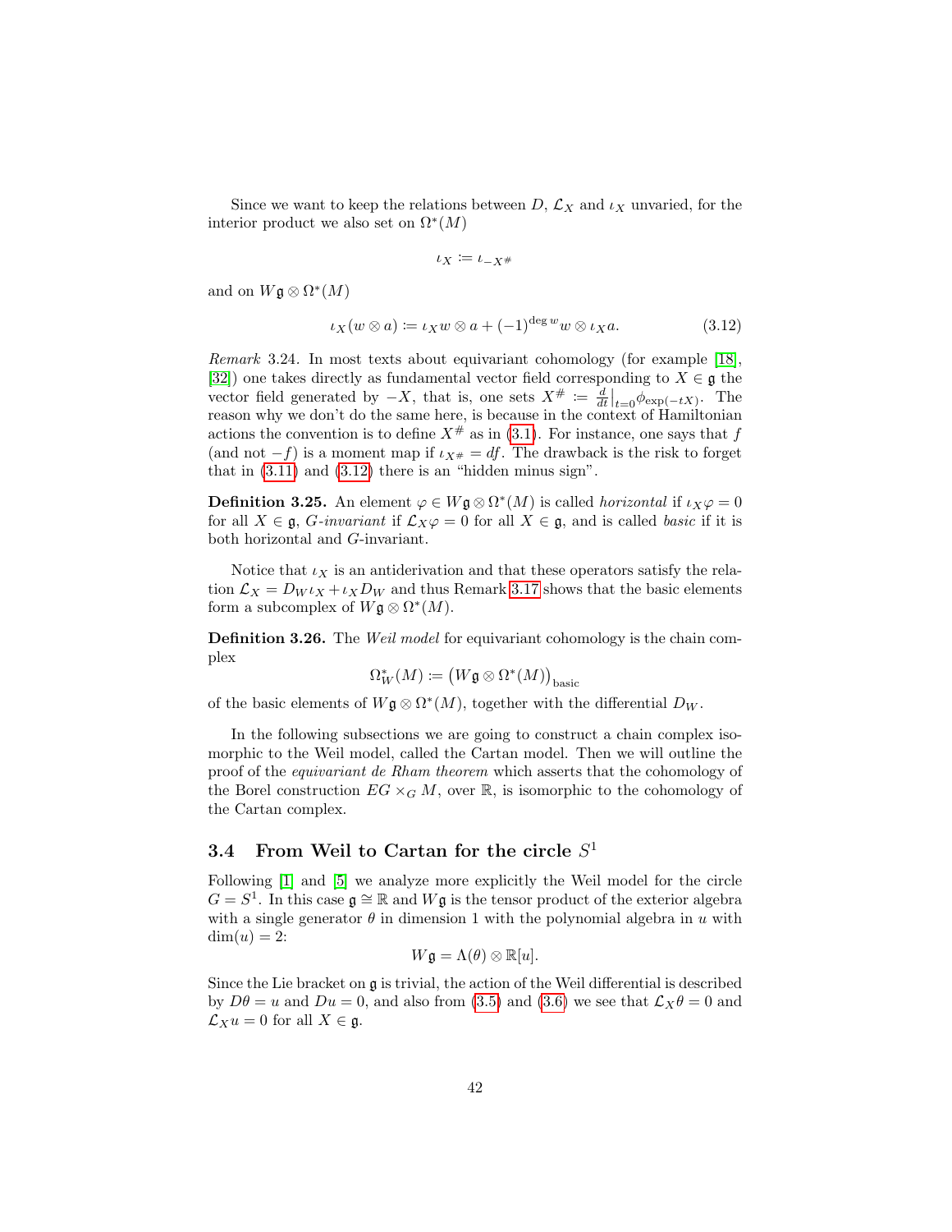Since we want to keep the relations between $D$, $\mathcal{L}_X$ and $\iota_X$ unvaried, for the interior product we also set on $\Omega^*(M)$

$$\iota_X := \iota_{-X^\#}$$

and on $W\mathfrak{g} \otimes \Omega^*(M)$

$$\iota_X(w \otimes a) := \iota_X w \otimes a + (-1)^{\deg w} w \otimes \iota_X a. \tag{3.12}$$

*Remark* 3.24. In most texts about equivariant cohomology (for example [18], [32]) one takes directly as fundamental vector field corresponding to $X \in \mathfrak{g}$ the vector field generated by $-X$, that is, one sets $X^\# := \frac{d}{dt}\big|_{t=0} \phi_{\exp(-tX)}$. The reason why we don't do the same here, is because in the context of Hamiltonian actions the convention is to define $X^\#$ as in (3.1). For instance, one says that $f$ (and not $-f$) is a moment map if $\iota_{X^\#} = df$. The drawback is the risk to forget that in (3.11) and (3.12) there is an "hidden minus sign".

**Definition 3.25.** An element $\varphi \in W\mathfrak{g} \otimes \Omega^*(M)$ is called *horizontal* if $\iota_X \varphi = 0$ for all $X \in \mathfrak{g}$, *G-invariant* if $\mathcal{L}_X \varphi = 0$ for all $X \in \mathfrak{g}$, and is called *basic* if it is both horizontal and $G$-invariant.

Notice that $\iota_X$ is an antiderivation and that these operators satisfy the relation $\mathcal{L}_X = D_W \iota_X + \iota_X D_W$ and thus Remark 3.17 shows that the basic elements form a subcomplex of $W\mathfrak{g} \otimes \Omega^*(M)$.

**Definition 3.26.** The *Weil model* for equivariant cohomology is the chain complex

$$\Omega^*_W(M) := \big(W\mathfrak{g} \otimes \Omega^*(M)\big)_{\text{basic}}$$

of the basic elements of $W\mathfrak{g} \otimes \Omega^*(M)$, together with the differential $D_W$.

In the following subsections we are going to construct a chain complex isomorphic to the Weil model, called the Cartan model. Then we will outline the proof of the *equivariant de Rham theorem* which asserts that the cohomology of the Borel construction $EG \times_G M$, over $\mathbb{R}$, is isomorphic to the cohomology of the Cartan complex.

## 3.4 From Weil to Cartan for the circle $S^1$

Following [1] and [5] we analyze more explicitly the Weil model for the circle $G = S^1$. In this case $\mathfrak{g} \cong \mathbb{R}$ and $W\mathfrak{g}$ is the tensor product of the exterior algebra with a single generator $\theta$ in dimension 1 with the polynomial algebra in $u$ with $\dim(u) = 2$:

$$W\mathfrak{g} = \Lambda(\theta) \otimes \mathbb{R}[u].$$

Since the Lie bracket on $\mathfrak{g}$ is trivial, the action of the Weil differential is described by $D\theta = u$ and $Du = 0$, and also from (3.5) and (3.6) we see that $\mathcal{L}_X \theta = 0$ and $\mathcal{L}_X u = 0$ for all $X \in \mathfrak{g}$.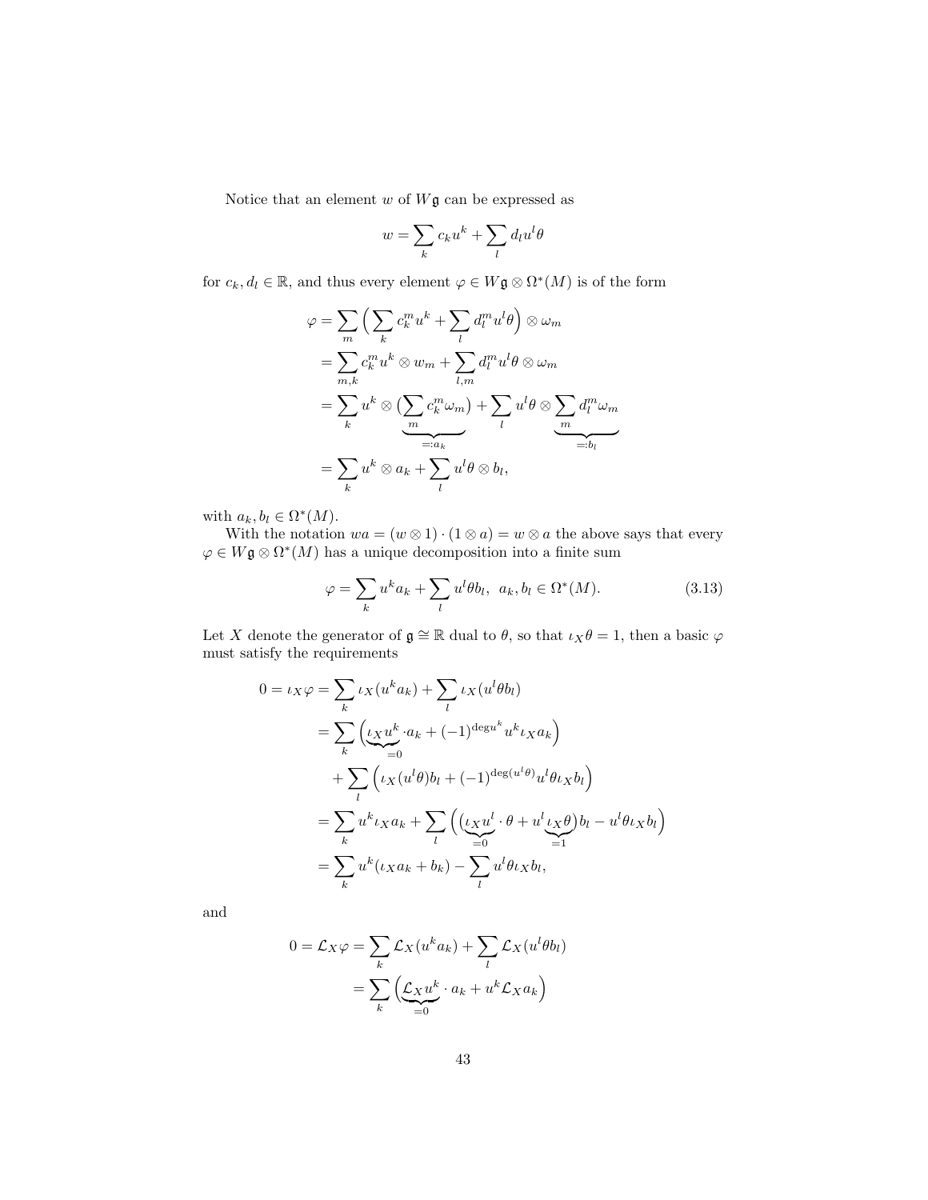Notice that an element $w$ of $W\mathfrak{g}$ can be expressed as

$$w = \sum_k c_k u^k + \sum_l d_l u^l \theta$$

for $c_k, d_l \in \mathbb{R}$, and thus every element $\varphi \in W\mathfrak{g} \otimes \Omega^*(M)$ is of the form

$$\begin{aligned}
\varphi &= \sum_m \Big( \sum_k c_k^m u^k + \sum_l d_l^m u^l \theta \Big) \otimes \omega_m \\
&= \sum_{m,k} c_k^m u^k \otimes w_m + \sum_{l,m} d_l^m u^l \theta \otimes \omega_m \\
&= \sum_k u^k \otimes \underbrace{\big( \sum_m c_k^m \omega_m \big)}_{=:a_k} + \sum_l u^l \theta \otimes \underbrace{\sum_m d_l^m \omega_m}_{=:b_l} \\
&= \sum_k u^k \otimes a_k + \sum_l u^l \theta \otimes b_l,
\end{aligned}$$

with $a_k, b_l \in \Omega^*(M)$.

With the notation $wa = (w \otimes 1) \cdot (1 \otimes a) = w \otimes a$ the above says that every $\varphi \in W\mathfrak{g} \otimes \Omega^*(M)$ has a unique decomposition into a finite sum

$$\varphi = \sum_k u^k a_k + \sum_l u^l \theta b_l, \quad a_k, b_l \in \Omega^*(M). \tag{3.13}$$

Let $X$ denote the generator of $\mathfrak{g} \cong \mathbb{R}$ dual to $\theta$, so that $\iota_X \theta = 1$, then a basic $\varphi$ must satisfy the requirements

$$\begin{aligned}
0 = \iota_X \varphi &= \sum_k \iota_X (u^k a_k) + \sum_l \iota_X (u^l \theta b_l) \\
&= \sum_k \Big( \underbrace{\iota_X u^k}_{=0} \cdot a_k + (-1)^{\deg u^k} u^k \iota_X a_k \Big) \\
&\quad + \sum_l \Big( \iota_X (u^l \theta) b_l + (-1)^{\deg (u^l \theta)} u^l \theta \iota_X b_l \Big) \\
&= \sum_k u^k \iota_X a_k + \sum_l \Big( \big( \underbrace{\iota_X u^l}_{=0} \cdot \theta + u^l \underbrace{\iota_X \theta}_{=1} \big) b_l - u^l \theta \iota_X b_l \Big) \\
&= \sum_k u^k (\iota_X a_k + b_k) - \sum_l u^l \theta \iota_X b_l,
\end{aligned}$$

and

$$\begin{aligned}
0 = \mathcal{L}_X \varphi &= \sum_k \mathcal{L}_X (u^k a_k) + \sum_l \mathcal{L}_X (u^l \theta b_l) \\
&= \sum_k \Big( \underbrace{\mathcal{L}_X u^k}_{=0} \cdot a_k + u^k \mathcal{L}_X a_k \Big)
\end{aligned}$$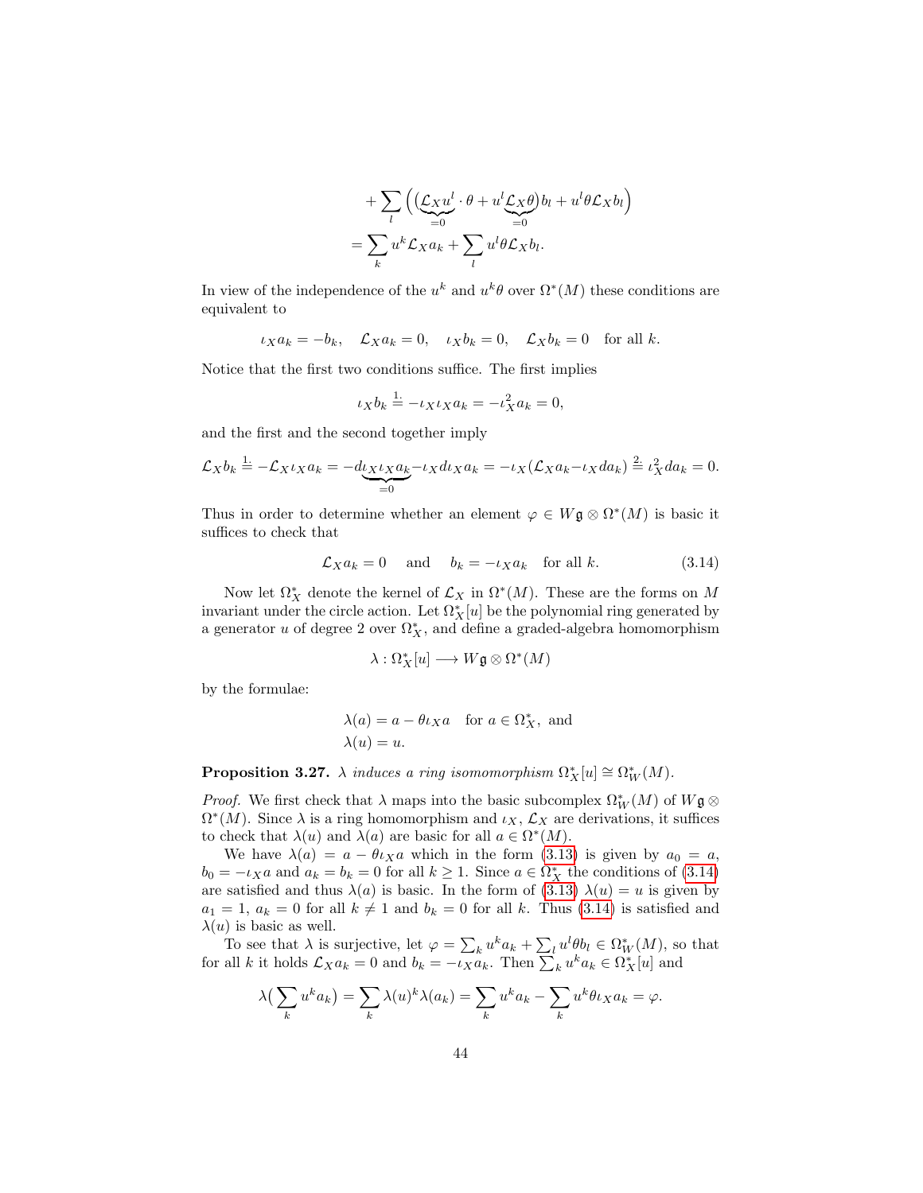$$+ \sum_l \Big( \big( \underbrace{\mathcal{L}_X u^l}_{=0} \cdot \theta + u^l \underbrace{\mathcal{L}_X \theta}_{=0} \big) b_l + u^l \theta \mathcal{L}_X b_l \Big)$$

$$= \sum_k u^k \mathcal{L}_X a_k + \sum_l u^l \theta \mathcal{L}_X b_l.$$

In view of the independence of the $u^k$ and $u^k\theta$ over $\Omega^*(M)$ these conditions are equivalent to

$$\iota_X a_k = -b_k, \quad \mathcal{L}_X a_k = 0, \quad \iota_X b_k = 0, \quad \mathcal{L}_X b_k = 0 \quad \text{for all } k.$$

Notice that the first two conditions suffice. The first implies

$$\iota_X b_k \overset{1.}{=} -\iota_X \iota_X a_k = -\iota_X^2 a_k = 0,$$

and the first and the second together imply

$$\mathcal{L}_X b_k \overset{1.}{=} -\mathcal{L}_X \iota_X a_k = -d\underbrace{\iota_X \iota_X a_k}_{=0} - \iota_X d\iota_X a_k = -\iota_X(\mathcal{L}_X a_k - \iota_X d a_k) \overset{2.}{=} \iota_X^2 d a_k = 0.$$

Thus in order to determine whether an element $\varphi \in W\mathfrak{g} \otimes \Omega^*(M)$ is basic it suffices to check that

$$\mathcal{L}_X a_k = 0 \quad \text{ and } \quad b_k = -\iota_X a_k \quad \text{for all } k. \tag{3.14}$$

Now let $\Omega_X^*$ denote the kernel of $\mathcal{L}_X$ in $\Omega^*(M)$. These are the forms on $M$ invariant under the circle action. Let $\Omega_X^*[u]$ be the polynomial ring generated by a generator $u$ of degree 2 over $\Omega_X^*$, and define a graded-algebra homomorphism

$$\lambda : \Omega_X^*[u] \longrightarrow W\mathfrak{g} \otimes \Omega^*(M)$$

by the formulae:

$$\begin{aligned} &\lambda(a) = a - \theta\iota_X a \quad \text{for } a \in \Omega_X^*, \text{ and} \\ &\lambda(u) = u. \end{aligned}$$

**Proposition 3.27.** *$\lambda$ induces a ring isomomorphism $\Omega_X^*[u] \cong \Omega_W^*(M)$.*

*Proof.* We first check that $\lambda$ maps into the basic subcomplex $\Omega_W^*(M)$ of $W\mathfrak{g} \otimes \Omega^*(M)$. Since $\lambda$ is a ring homomorphism and $\iota_X$, $\mathcal{L}_X$ are derivations, it suffices to check that $\lambda(u)$ and $\lambda(a)$ are basic for all $a \in \Omega^*(M)$.

We have $\lambda(a) = a - \theta\iota_X a$ which in the form (3.13) is given by $a_0 = a$, $b_0 = -\iota_X a$ and $a_k = b_k = 0$ for all $k \geq 1$. Since $a \in \Omega_X^*$ the conditions of (3.14) are satisfied and thus $\lambda(a)$ is basic. In the form of (3.13) $\lambda(u) = u$ is given by $a_1 = 1$, $a_k = 0$ for all $k \neq 1$ and $b_k = 0$ for all $k$. Thus (3.14) is satisfied and $\lambda(u)$ is basic as well.

To see that $\lambda$ is surjective, let $\varphi = \sum_k u^k a_k + \sum_l u^l \theta b_l \in \Omega_W^*(M)$, so that for all $k$ it holds $\mathcal{L}_X a_k = 0$ and $b_k = -\iota_X a_k$. Then $\sum_k u^k a_k \in \Omega_X^*[u]$ and

$$\lambda\big(\sum_k u^k a_k\big) = \sum_k \lambda(u)^k \lambda(a_k) = \sum_k u^k a_k - \sum_k u^k \theta \iota_X a_k = \varphi.$$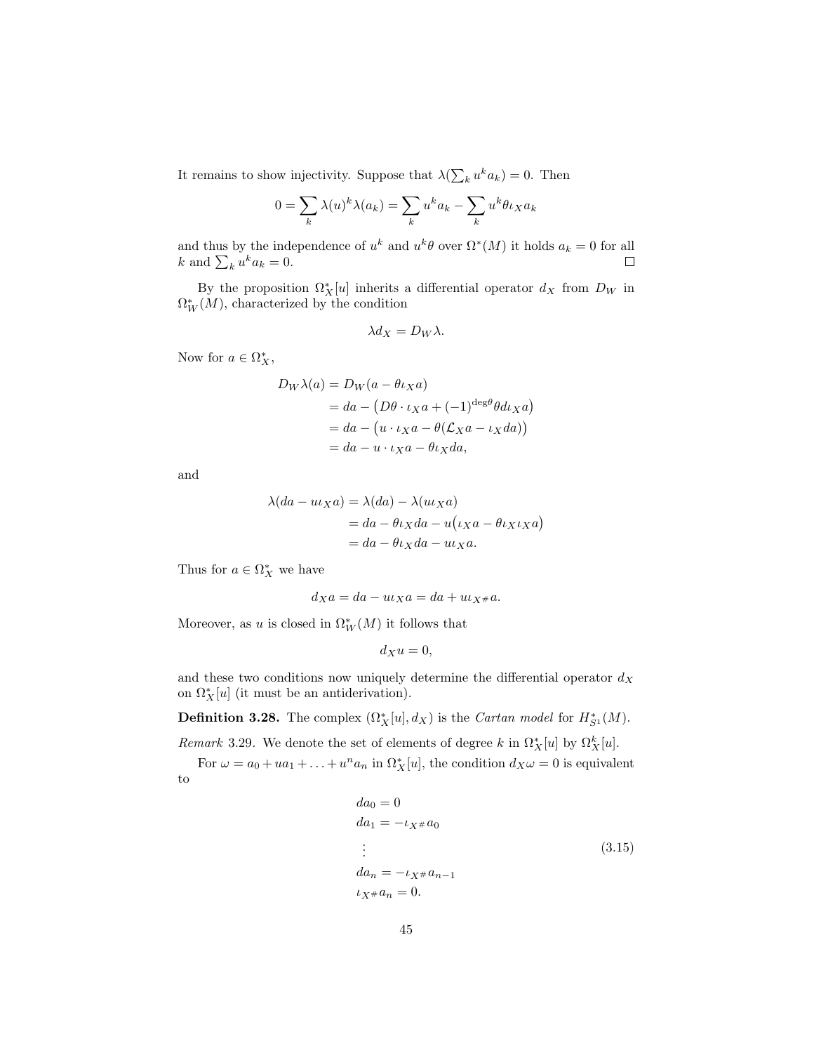It remains to show injectivity. Suppose that $\lambda(\sum_k u^k a_k) = 0$. Then

$$0 = \sum_k \lambda(u)^k \lambda(a_k) = \sum_k u^k a_k - \sum_k u^k \theta \iota_X a_k$$

and thus by the independence of $u^k$ and $u^k\theta$ over $\Omega^*(M)$ it holds $a_k = 0$ for all $k$ and $\sum_k u^k a_k = 0$. □

By the proposition $\Omega^*_X[u]$ inherits a differential operator $d_X$ from $D_W$ in $\Omega^*_W(M)$, characterized by the condition

$$\lambda d_X = D_W \lambda.$$

Now for $a \in \Omega^*_X$,

$$\begin{aligned}
D_W \lambda(a) &= D_W(a - \theta \iota_X a) \\
&= da - \big(D\theta \cdot \iota_X a + (-1)^{\deg \theta} \theta d \iota_X a\big) \\
&= da - \big(u \cdot \iota_X a - \theta(\mathcal{L}_X a - \iota_X da)\big) \\
&= da - u \cdot \iota_X a - \theta \iota_X da,
\end{aligned}$$

and

$$\begin{aligned}
\lambda(da - u\iota_X a) &= \lambda(da) - \lambda(u\iota_X a) \\
&= da - \theta\iota_X da - u\big(\iota_X a - \theta \iota_X \iota_X a\big) \\
&= da - \theta \iota_X da - u\iota_X a.
\end{aligned}$$

Thus for $a \in \Omega^*_X$ we have

$$d_X a = da - u\iota_X a = da + u\iota_{X^\#} a.$$

Moreover, as $u$ is closed in $\Omega^*_W(M)$ it follows that

$$d_X u = 0,$$

and these two conditions now uniquely determine the differential operator $d_X$ on $\Omega^*_X[u]$ (it must be an antiderivation).

**Definition 3.28.** The complex $(\Omega^*_X[u], d_X)$ is the *Cartan model* for $H^*_{S^1}(M)$.

*Remark* 3.29. We denote the set of elements of degree $k$ in $\Omega^*_X[u]$ by $\Omega^k_X[u]$.

For $\omega = a_0 + ua_1 + \ldots + u^n a_n$ in $\Omega^*_X[u]$, the condition $d_X \omega = 0$ is equivalent to

$$\begin{aligned}
&da_0 = 0 \\
&da_1 = -\iota_{X^\#} a_0 \\
&\;\vdots \\
&da_n = -\iota_{X^\#} a_{n-1} \\
&\iota_{X^\#} a_n = 0.
\end{aligned} \tag{3.15}$$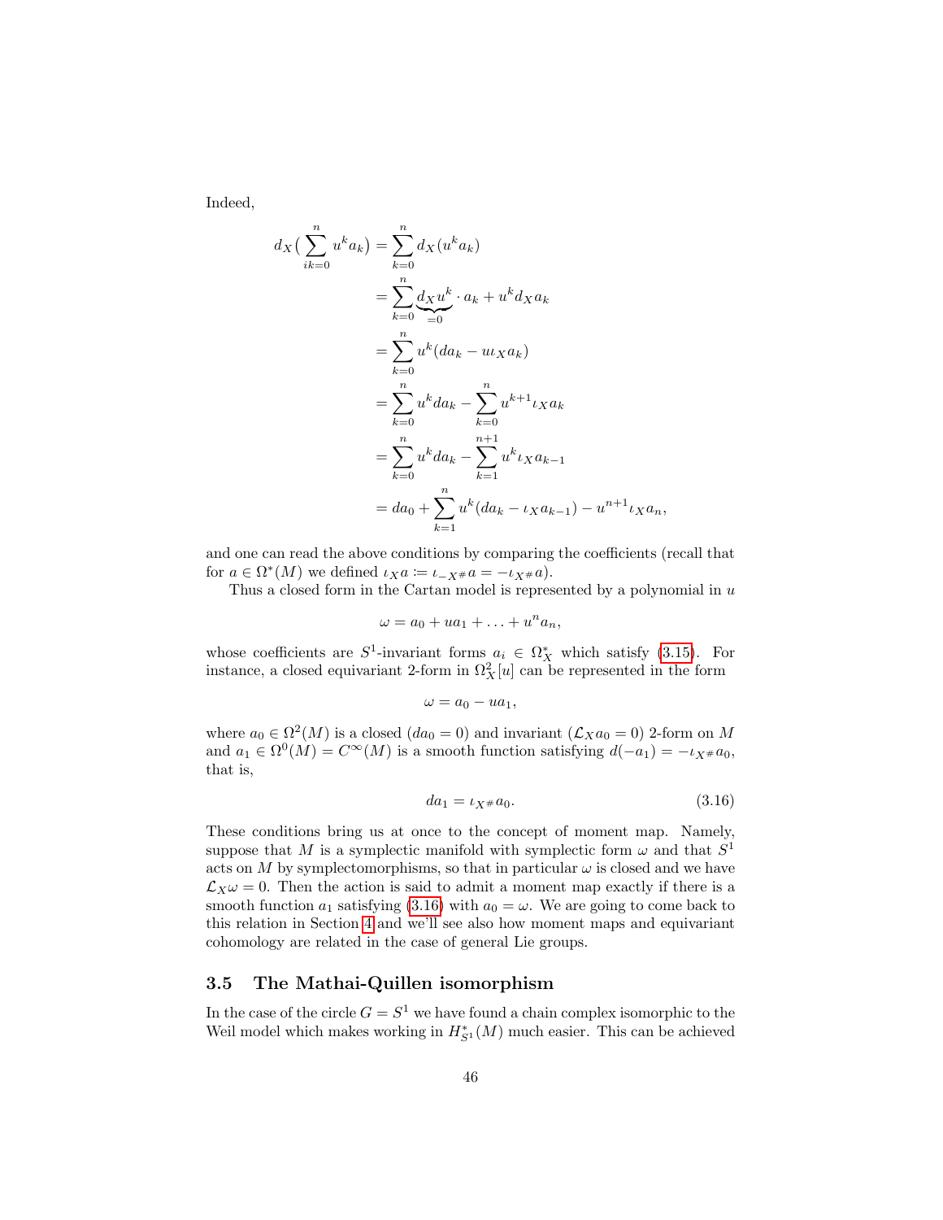Indeed,

$$
\begin{aligned}
d_X\big(\sum_{ik=0}^{n} u^k a_k\big) &= \sum_{k=0}^{n} d_X(u^k a_k) \\
&= \sum_{k=0}^{n} \underbrace{d_X u^k}_{=0} \cdot a_k + u^k d_X a_k \\
&= \sum_{k=0}^{n} u^k (da_k - u\iota_X a_k) \\
&= \sum_{k=0}^{n} u^k da_k - \sum_{k=0}^{n} u^{k+1}\iota_X a_k \\
&= \sum_{k=0}^{n} u^k da_k - \sum_{k=1}^{n+1} u^k \iota_X a_{k-1} \\
&= da_0 + \sum_{k=1}^{n} u^k (da_k - \iota_X a_{k-1}) - u^{n+1}\iota_X a_n,
\end{aligned}
$$

and one can read the above conditions by comparing the coefficients (recall that for $a \in \Omega^*(M)$ we defined $\iota_X a := \iota_{-X^\#} a = -\iota_{X^\#} a$).

Thus a closed form in the Cartan model is represented by a polynomial in $u$

$$
\omega = a_0 + ua_1 + \ldots + u^n a_n,
$$

whose coefficients are $S^1$-invariant forms $a_i \in \Omega_X^*$ which satisfy (3.15). For instance, a closed equivariant 2-form in $\Omega_X^2[u]$ can be represented in the form

$$
\omega = a_0 - ua_1,
$$

where $a_0 \in \Omega^2(M)$ is a closed ($da_0 = 0$) and invariant ($\mathcal{L}_X a_0 = 0$) 2-form on $M$ and $a_1 \in \Omega^0(M) = C^\infty(M)$ is a smooth function satisfying $d(-a_1) = -\iota_{X^\#} a_0$, that is,

$$
da_1 = \iota_{X^\#} a_0. \tag{3.16}
$$

These conditions bring us at once to the concept of moment map. Namely, suppose that $M$ is a symplectic manifold with symplectic form $\omega$ and that $S^1$ acts on $M$ by symplectomorphisms, so that in particular $\omega$ is closed and we have $\mathcal{L}_X \omega = 0$. Then the action is said to admit a moment map exactly if there is a smooth function $a_1$ satisfying (3.16) with $a_0 = \omega$. We are going to come back to this relation in Section 4 and we'll see also how moment maps and equivariant cohomology are related in the case of general Lie groups.

### 3.5 The Mathai-Quillen isomorphism

In the case of the circle $G = S^1$ we have found a chain complex isomorphic to the Weil model which makes working in $H_{S^1}^*(M)$ much easier. This can be achieved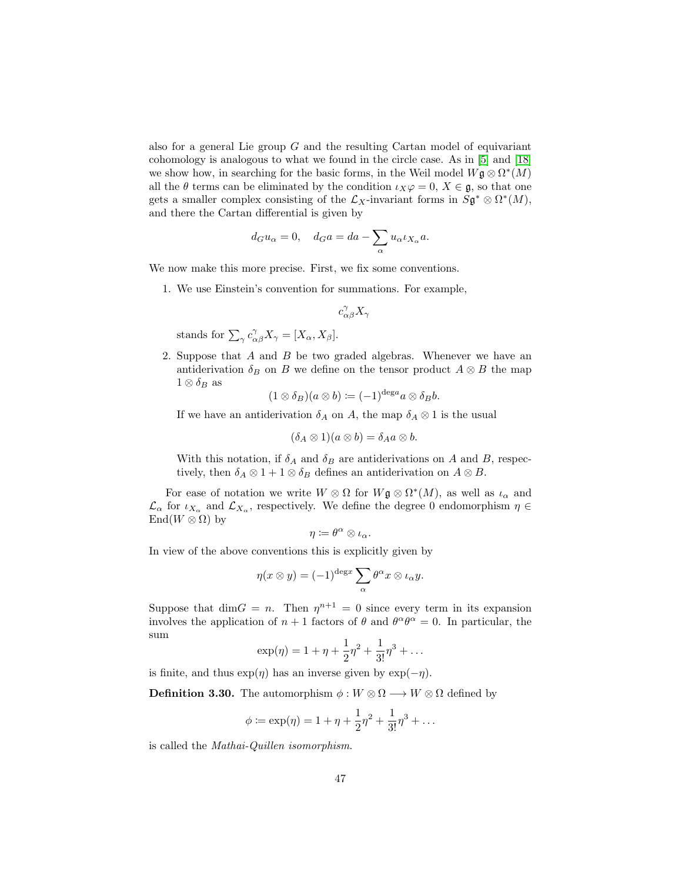also for a general Lie group $G$ and the resulting Cartan model of equivariant cohomology is analogous to what we found in the circle case. As in [5] and [18] we show how, in searching for the basic forms, in the Weil model $W\mathfrak{g} \otimes \Omega^*(M)$ all the $\theta$ terms can be eliminated by the condition $\iota_X \varphi = 0$, $X \in \mathfrak{g}$, so that one gets a smaller complex consisting of the $\mathcal{L}_X$-invariant forms in $S\mathfrak{g}^* \otimes \Omega^*(M)$, and there the Cartan differential is given by

$$d_G u_\alpha = 0, \quad d_G a = da - \sum_\alpha u_\alpha \iota_{X_\alpha} a.$$

We now make this more precise. First, we fix some conventions.

1. We use Einstein's convention for summations. For example,

   $$c_{\alpha\beta}^{\gamma} X_\gamma$$

   stands for $\sum_\gamma c_{\alpha\beta}^{\gamma} X_\gamma = [X_\alpha, X_\beta]$.

2. Suppose that $A$ and $B$ be two graded algebras. Whenever we have an antiderivation $\delta_B$ on $B$ we define on the tensor product $A \otimes B$ the map $1 \otimes \delta_B$ as

   $$(1 \otimes \delta_B)(a \otimes b) \coloneqq (-1)^{\deg a} a \otimes \delta_B b.$$

   If we have an antiderivation $\delta_A$ on $A$, the map $\delta_A \otimes 1$ is the usual

   $$(\delta_A \otimes 1)(a \otimes b) = \delta_A a \otimes b.$$

   With this notation, if $\delta_A$ and $\delta_B$ are antiderivations on $A$ and $B$, respectively, then $\delta_A \otimes 1 + 1 \otimes \delta_B$ defines an antiderivation on $A \otimes B$.

For ease of notation we write $W \otimes \Omega$ for $W\mathfrak{g} \otimes \Omega^*(M)$, as well as $\iota_\alpha$ and $\mathcal{L}_\alpha$ for $\iota_{X_\alpha}$ and $\mathcal{L}_{X_\alpha}$, respectively. We define the degree 0 endomorphism $\eta \in \text{End}(W \otimes \Omega)$ by

$$\eta \coloneqq \theta^\alpha \otimes \iota_\alpha.$$

In view of the above conventions this is explicitly given by

$$\eta(x \otimes y) = (-1)^{\deg x} \sum_\alpha \theta^\alpha x \otimes \iota_\alpha y.$$

Suppose that $\dim G = n$. Then $\eta^{n+1} = 0$ since every term in its expansion involves the application of $n+1$ factors of $\theta$ and $\theta^\alpha \theta^\alpha = 0$. In particular, the sum

$$\exp(\eta) = 1 + \eta + \frac{1}{2}\eta^2 + \frac{1}{3!}\eta^3 + \dots$$

is finite, and thus $\exp(\eta)$ has an inverse given by $\exp(-\eta)$.

**Definition 3.30.** The automorphism $\phi : W \otimes \Omega \longrightarrow W \otimes \Omega$ defined by

$$\phi \coloneqq \exp(\eta) = 1 + \eta + \frac{1}{2}\eta^2 + \frac{1}{3!}\eta^3 + \dots$$

is called the *Mathai-Quillen isomorphism*.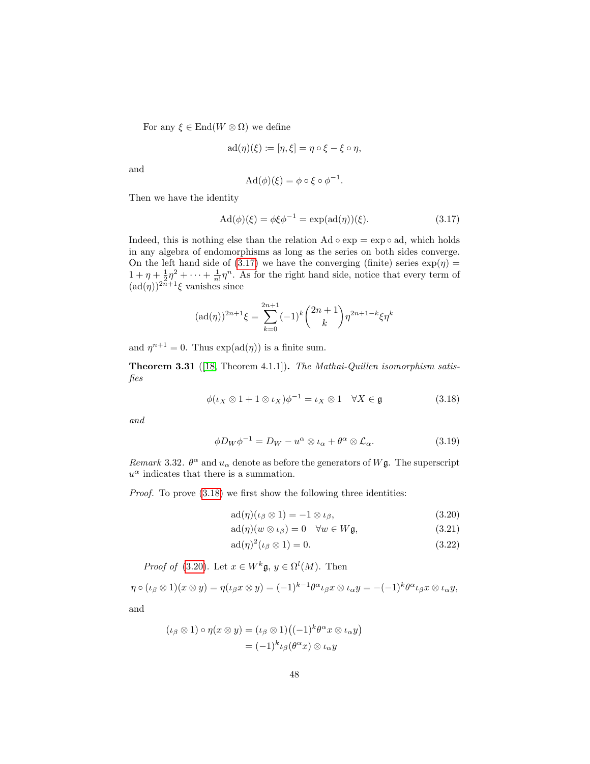For any $\xi \in \mathrm{End}(W \otimes \Omega)$ we define

$$\mathrm{ad}(\eta)(\xi) := [\eta, \xi] = \eta \circ \xi - \xi \circ \eta,$$

and

$$\mathrm{Ad}(\phi)(\xi) = \phi \circ \xi \circ \phi^{-1}.$$

Then we have the identity

$$\mathrm{Ad}(\phi)(\xi) = \phi \xi \phi^{-1} = \exp(\mathrm{ad}(\eta))(\xi). \tag{3.17}$$

Indeed, this is nothing else than the relation $\mathrm{Ad} \circ \exp = \exp \circ \,\mathrm{ad}$, which holds in any algebra of endomorphisms as long as the series on both sides converge. On the left hand side of (3.17) we have the converging (finite) series $\exp(\eta) = 1 + \eta + \frac{1}{2}\eta^2 + \cdots + \frac{1}{n!}\eta^n$. As for the right hand side, notice that every term of $(\mathrm{ad}(\eta))^{2n+1}\xi$ vanishes since

$$(\mathrm{ad}(\eta))^{2n+1}\xi = \sum_{k=0}^{2n+1} (-1)^k \binom{2n+1}{k} \eta^{2n+1-k} \xi \eta^k$$

and $\eta^{n+1} = 0$. Thus $\exp(\mathrm{ad}(\eta))$ is a finite sum.

**Theorem 3.31** ([18, Theorem 4.1.1]). *The Mathai-Quillen isomorphism satisfies*

$$\phi(\iota_X \otimes 1 + 1 \otimes \iota_X)\phi^{-1} = \iota_X \otimes 1 \quad \forall X \in \mathfrak{g} \tag{3.18}$$

*and*

$$\phi D_W \phi^{-1} = D_W - u^\alpha \otimes \iota_\alpha + \theta^\alpha \otimes \mathcal{L}_\alpha. \tag{3.19}$$

*Remark* 3.32. $\theta^\alpha$ and $u_\alpha$ denote as before the generators of $W\mathfrak{g}$. The superscript $u^\alpha$ indicates that there is a summation.

*Proof.* To prove (3.18) we first show the following three identities:

$$\mathrm{ad}(\eta)(\iota_\beta \otimes 1) = -1 \otimes \iota_\beta, \tag{3.20}$$

$$\mathrm{ad}(\eta)(w \otimes \iota_\beta) = 0 \quad \forall w \in W\mathfrak{g}, \tag{3.21}$$

$$\mathrm{ad}(\eta)^2(\iota_\beta \otimes 1) = 0. \tag{3.22}$$

*Proof of* (3.20). Let $x \in W^k\mathfrak{g}$, $y \in \Omega^l(M)$. Then

$$\eta \circ (\iota_\beta \otimes 1)(x \otimes y) = \eta(\iota_\beta x \otimes y) = (-1)^{k-1}\theta^\alpha \iota_\beta x \otimes \iota_\alpha y = -(-1)^k \theta^\alpha \iota_\beta x \otimes \iota_\alpha y,$$

and

$$\begin{aligned}
(\iota_\beta \otimes 1) \circ \eta(x \otimes y) &= (\iota_\beta \otimes 1)\big((-1)^k \theta^\alpha x \otimes \iota_\alpha y\big) \\
&= (-1)^k \iota_\beta(\theta^\alpha x) \otimes \iota_\alpha y
\end{aligned}$$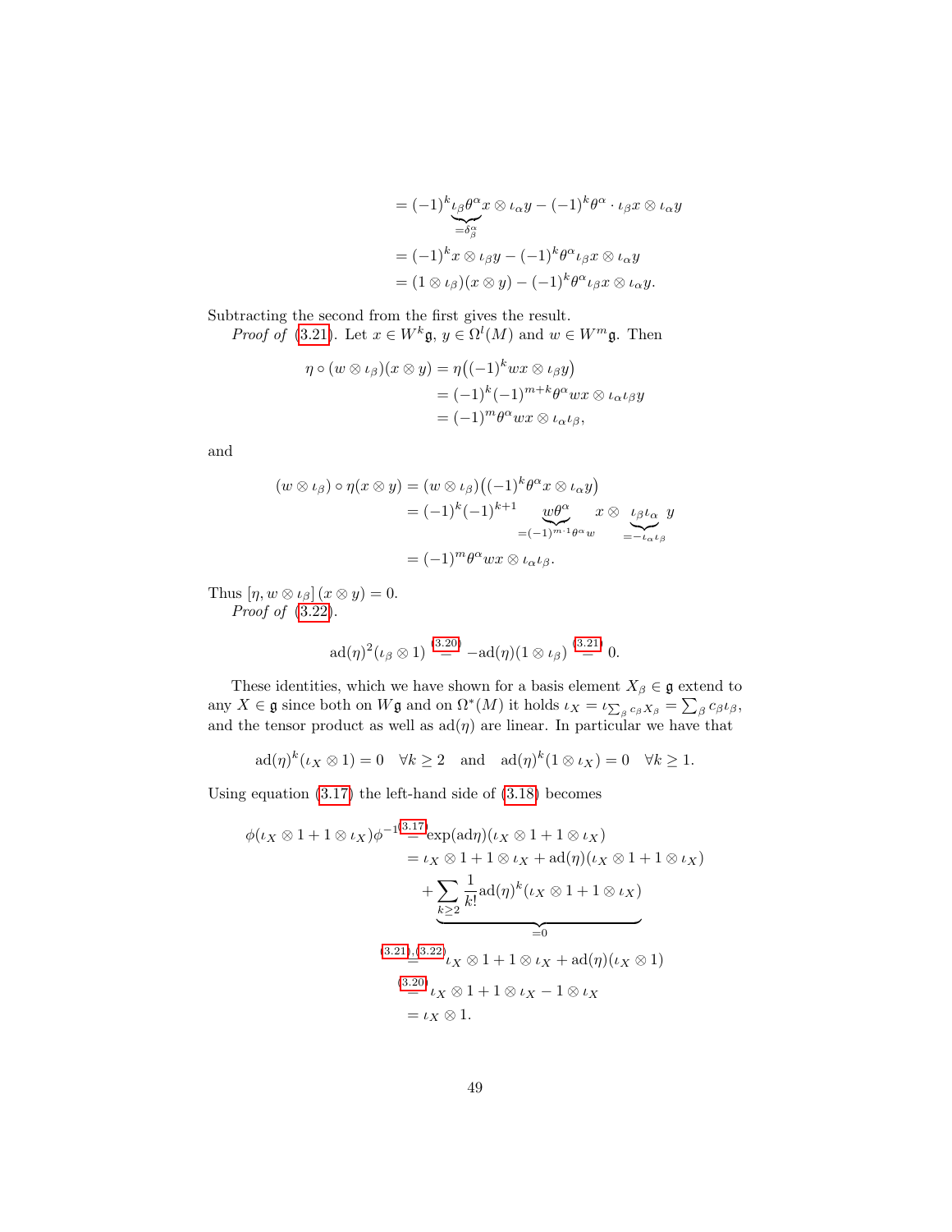$$
\begin{aligned}
&= (-1)^k \underbrace{\iota_\beta \theta^\alpha}_{=\delta^\alpha_\beta} x \otimes \iota_\alpha y - (-1)^k \theta^\alpha \cdot \iota_\beta x \otimes \iota_\alpha y \\
&= (-1)^k x \otimes \iota_\beta y - (-1)^k \theta^\alpha \iota_\beta x \otimes \iota_\alpha y \\
&= (1 \otimes \iota_\beta)(x \otimes y) - (-1)^k \theta^\alpha \iota_\beta x \otimes \iota_\alpha y.
\end{aligned}
$$

Subtracting the second from the first gives the result.

*Proof of* (3.21). Let $x \in W^k\mathfrak{g}$, $y \in \Omega^l(M)$ and $w \in W^m\mathfrak{g}$. Then

$$
\begin{aligned}
\eta \circ (w \otimes \iota_\beta)(x \otimes y) &= \eta\big((-1)^k wx \otimes \iota_\beta y\big) \\
&= (-1)^k (-1)^{m+k} \theta^\alpha wx \otimes \iota_\alpha \iota_\beta y \\
&= (-1)^m \theta^\alpha wx \otimes \iota_\alpha \iota_\beta,
\end{aligned}
$$

and

$$
\begin{aligned}
(w \otimes \iota_\beta) \circ \eta(x \otimes y) &= (w \otimes \iota_\beta)\big((-1)^k \theta^\alpha x \otimes \iota_\alpha y\big) \\
&= (-1)^k (-1)^{k+1} \underbrace{w\theta^\alpha}_{=(-1)^{m \cdot 1}\theta^\alpha w} x \otimes \underbrace{\iota_\beta \iota_\alpha}_{=-\iota_\alpha \iota_\beta} y \\
&= (-1)^m \theta^\alpha wx \otimes \iota_\alpha \iota_\beta.
\end{aligned}
$$

Thus $[\eta, w \otimes \iota_\beta]\,(x \otimes y) = 0$.

*Proof of* (3.22).

$$
\operatorname{ad}(\eta)^2(\iota_\beta \otimes 1) \overset{(3.20)}{=} -\operatorname{ad}(\eta)(1 \otimes \iota_\beta) \overset{(3.21)}{=} 0.
$$

These identities, which we have shown for a basis element $X_\beta \in \mathfrak{g}$ extend to any $X \in \mathfrak{g}$ since both on $W\mathfrak{g}$ and on $\Omega^*(M)$ it holds $\iota_X = \iota_{\sum_\beta c_\beta X_\beta} = \sum_\beta c_\beta \iota_\beta$, and the tensor product as well as $\operatorname{ad}(\eta)$ are linear. In particular we have that

$$
\operatorname{ad}(\eta)^k(\iota_X \otimes 1) = 0 \quad \forall k \geq 2 \quad \text{and} \quad \operatorname{ad}(\eta)^k(1 \otimes \iota_X) = 0 \quad \forall k \geq 1.
$$

Using equation (3.17) the left-hand side of (3.18) becomes

$$
\begin{aligned}
\phi(\iota_X \otimes 1 + 1 \otimes \iota_X)\phi^{-1} &\overset{(3.17)}{=} \exp(\operatorname{ad}\eta)(\iota_X \otimes 1 + 1 \otimes \iota_X) \\
&= \iota_X \otimes 1 + 1 \otimes \iota_X + \operatorname{ad}(\eta)(\iota_X \otimes 1 + 1 \otimes \iota_X) \\
&\quad + \underbrace{\sum_{k \geq 2} \frac{1}{k!} \operatorname{ad}(\eta)^k (\iota_X \otimes 1 + 1 \otimes \iota_X)}_{=0} \\
&\overset{(3.21),(3.22)}{=} \iota_X \otimes 1 + 1 \otimes \iota_X + \operatorname{ad}(\eta)(\iota_X \otimes 1) \\
&\overset{(3.20)}{=} \iota_X \otimes 1 + 1 \otimes \iota_X - 1 \otimes \iota_X \\
&= \iota_X \otimes 1.
\end{aligned}
$$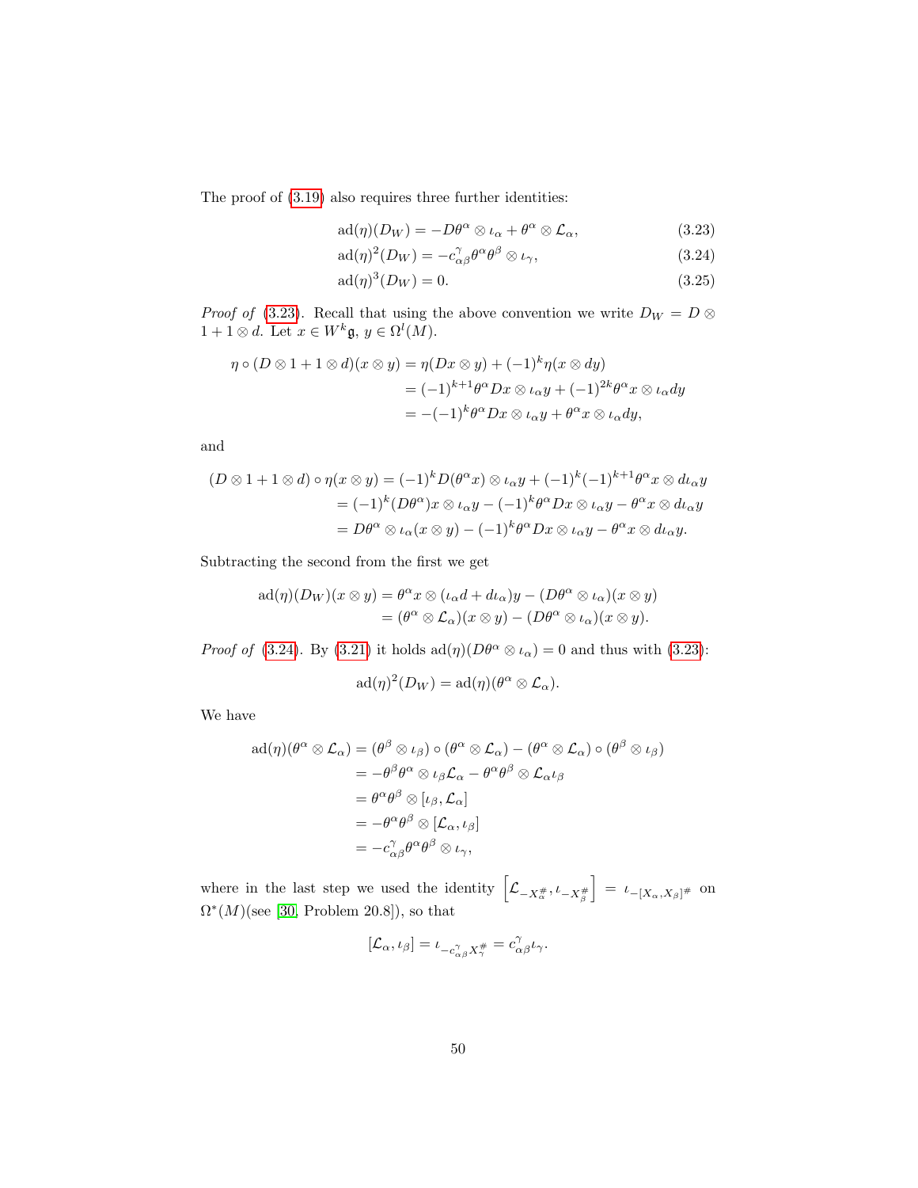The proof of (3.19) also requires three further identities:

$$\mathrm{ad}(\eta)(D_W) = -D\theta^\alpha \otimes \iota_\alpha + \theta^\alpha \otimes \mathcal{L}_\alpha, \tag{3.23}$$

$$\mathrm{ad}(\eta)^2(D_W) = -c^\gamma_{\alpha\beta}\theta^\alpha\theta^\beta \otimes \iota_\gamma, \tag{3.24}$$

$$\mathrm{ad}(\eta)^3(D_W) = 0. \tag{3.25}$$

*Proof of* (3.23). Recall that using the above convention we write $D_W = D \otimes 1 + 1 \otimes d$. Let $x \in W^k\mathfrak{g}$, $y \in \Omega^l(M)$.

$$\begin{aligned}
\eta \circ (D \otimes 1 + 1 \otimes d)(x \otimes y) &= \eta(Dx \otimes y) + (-1)^k \eta(x \otimes dy) \\
&= (-1)^{k+1}\theta^\alpha Dx \otimes \iota_\alpha y + (-1)^{2k}\theta^\alpha x \otimes \iota_\alpha dy \\
&= -(-1)^k \theta^\alpha Dx \otimes \iota_\alpha y + \theta^\alpha x \otimes \iota_\alpha dy,
\end{aligned}$$

and

$$\begin{aligned}
(D \otimes 1 + 1 \otimes d) \circ \eta(x \otimes y) &= (-1)^k D(\theta^\alpha x) \otimes \iota_\alpha y + (-1)^k(-1)^{k+1}\theta^\alpha x \otimes d\iota_\alpha y \\
&= (-1)^k (D\theta^\alpha)x \otimes \iota_\alpha y - (-1)^k \theta^\alpha Dx \otimes \iota_\alpha y - \theta^\alpha x \otimes d\iota_\alpha y \\
&= D\theta^\alpha \otimes \iota_\alpha(x \otimes y) - (-1)^k\theta^\alpha Dx \otimes \iota_\alpha y - \theta^\alpha x \otimes d\iota_\alpha y.
\end{aligned}$$

Subtracting the second from the first we get

$$\begin{aligned}
\mathrm{ad}(\eta)(D_W)(x \otimes y) &= \theta^\alpha x \otimes (\iota_\alpha d + d\iota_\alpha)y - (D\theta^\alpha \otimes \iota_\alpha)(x \otimes y) \\
&= (\theta^\alpha \otimes \mathcal{L}_\alpha)(x \otimes y) - (D\theta^\alpha \otimes \iota_\alpha)(x \otimes y).
\end{aligned}$$

*Proof of* (3.24). By (3.21) it holds $\mathrm{ad}(\eta)(D\theta^\alpha \otimes \iota_\alpha) = 0$ and thus with (3.23):

$$\mathrm{ad}(\eta)^2(D_W) = \mathrm{ad}(\eta)(\theta^\alpha \otimes \mathcal{L}_\alpha).$$

We have

$$\begin{aligned}
\mathrm{ad}(\eta)(\theta^\alpha \otimes \mathcal{L}_\alpha) &= (\theta^\beta \otimes \iota_\beta) \circ (\theta^\alpha \otimes \mathcal{L}_\alpha) - (\theta^\alpha \otimes \mathcal{L}_\alpha) \circ (\theta^\beta \otimes \iota_\beta) \\
&= -\theta^\beta\theta^\alpha \otimes \iota_\beta\mathcal{L}_\alpha - \theta^\alpha\theta^\beta \otimes \mathcal{L}_\alpha\iota_\beta \\
&= \theta^\alpha\theta^\beta \otimes [\iota_\beta, \mathcal{L}_\alpha] \\
&= -\theta^\alpha\theta^\beta \otimes [\mathcal{L}_\alpha, \iota_\beta] \\
&= -c^\gamma_{\alpha\beta}\theta^\alpha\theta^\beta \otimes \iota_\gamma,
\end{aligned}$$

where in the last step we used the identity $\left[\mathcal{L}_{-X^\#_\alpha}, \iota_{-X^\#_\beta}\right] = \iota_{-[X_\alpha, X_\beta]^\#}$ on $\Omega^*(M)$(see [30, Problem 20.8]), so that

$$[\mathcal{L}_\alpha, \iota_\beta] = \iota_{-c^\gamma_{\alpha\beta}X^\#_\gamma} = c^\gamma_{\alpha\beta}\iota_\gamma.$$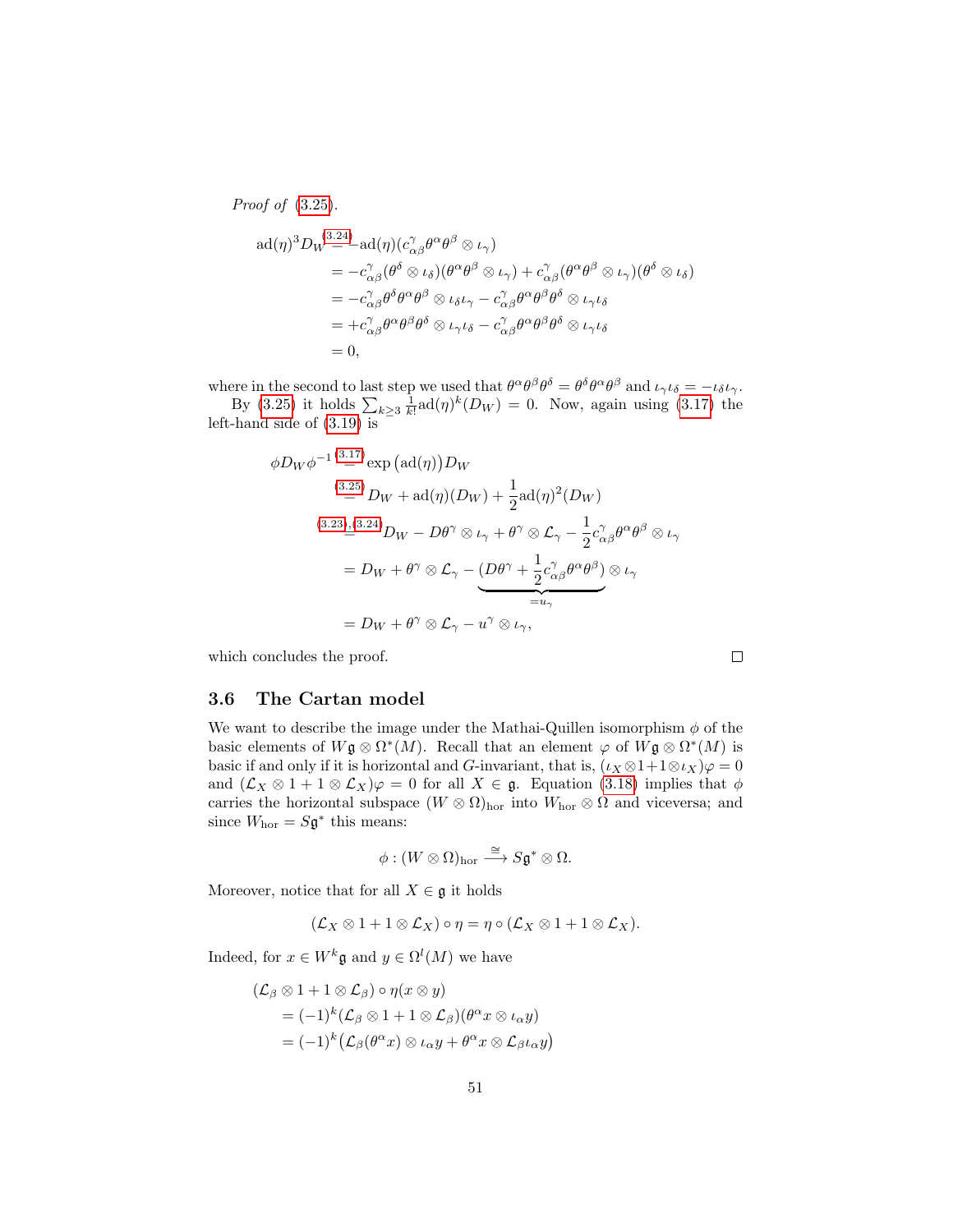*Proof of* (3.25).

$$
\begin{aligned}
\mathrm{ad}(\eta)^3 D_W &\overset{(3.24)}{=} -\mathrm{ad}(\eta)(c^\gamma_{\alpha\beta}\theta^\alpha\theta^\beta \otimes \iota_\gamma) \\
&= -c^\gamma_{\alpha\beta}(\theta^\delta \otimes \iota_\delta)(\theta^\alpha\theta^\beta \otimes \iota_\gamma) + c^\gamma_{\alpha\beta}(\theta^\alpha\theta^\beta \otimes \iota_\gamma)(\theta^\delta \otimes \iota_\delta) \\
&= -c^\gamma_{\alpha\beta}\theta^\delta\theta^\alpha\theta^\beta \otimes \iota_\delta\iota_\gamma - c^\gamma_{\alpha\beta}\theta^\alpha\theta^\beta\theta^\delta \otimes \iota_\gamma\iota_\delta \\
&= +c^\gamma_{\alpha\beta}\theta^\alpha\theta^\beta\theta^\delta \otimes \iota_\gamma\iota_\delta - c^\gamma_{\alpha\beta}\theta^\alpha\theta^\beta\theta^\delta \otimes \iota_\gamma\iota_\delta \\
&= 0,
\end{aligned}
$$

where in the second to last step we used that $\theta^\alpha\theta^\beta\theta^\delta = \theta^\delta\theta^\alpha\theta^\beta$ and $\iota_\gamma\iota_\delta = -\iota_\delta\iota_\gamma$.

By (3.25) it holds $\sum_{k\geq 3}\frac{1}{k!}\mathrm{ad}(\eta)^k(D_W) = 0$. Now, again using (3.17) the left-hand side of (3.19) is

$$
\begin{aligned}
\phi D_W \phi^{-1} &\overset{(3.17)}{=} \exp\big(\mathrm{ad}(\eta)\big) D_W \\
&\overset{(3.25)}{=} D_W + \mathrm{ad}(\eta)(D_W) + \frac{1}{2}\mathrm{ad}(\eta)^2(D_W) \\
&\overset{(3.23),(3.24)}{=} D_W - D\theta^\gamma \otimes \iota_\gamma + \theta^\gamma \otimes \mathcal{L}_\gamma - \frac{1}{2}c^\gamma_{\alpha\beta}\theta^\alpha\theta^\beta \otimes \iota_\gamma \\
&= D_W + \theta^\gamma \otimes \mathcal{L}_\gamma - \underbrace{\big(D\theta^\gamma + \frac{1}{2}c^\gamma_{\alpha\beta}\theta^\alpha\theta^\beta\big)}_{=u_\gamma} \otimes \iota_\gamma \\
&= D_W + \theta^\gamma \otimes \mathcal{L}_\gamma - u^\gamma \otimes \iota_\gamma,
\end{aligned}
$$

which concludes the proof. □

### 3.6 The Cartan model

We want to describe the image under the Mathai-Quillen isomorphism $\phi$ of the basic elements of $W\mathfrak{g} \otimes \Omega^*(M)$. Recall that an element $\varphi$ of $W\mathfrak{g} \otimes \Omega^*(M)$ is basic if and only if it is horizontal and $G$-invariant, that is, $(\iota_X \otimes 1 + 1 \otimes \iota_X)\varphi = 0$ and $(\mathcal{L}_X \otimes 1 + 1 \otimes \mathcal{L}_X)\varphi = 0$ for all $X \in \mathfrak{g}$. Equation (3.18) implies that $\phi$ carries the horizontal subspace $(W \otimes \Omega)_{\mathrm{hor}}$ into $W_{\mathrm{hor}} \otimes \Omega$ and viceversa; and since $W_{\mathrm{hor}} = S\mathfrak{g}^*$ this means:

$$
\phi : (W \otimes \Omega)_{\mathrm{hor}} \xrightarrow{\cong} S\mathfrak{g}^* \otimes \Omega.
$$

Moreover, notice that for all $X \in \mathfrak{g}$ it holds

$$
(\mathcal{L}_X \otimes 1 + 1 \otimes \mathcal{L}_X) \circ \eta = \eta \circ (\mathcal{L}_X \otimes 1 + 1 \otimes \mathcal{L}_X).
$$

Indeed, for $x \in W^k\mathfrak{g}$ and $y \in \Omega^l(M)$ we have

$$
\begin{aligned}
&(\mathcal{L}_\beta \otimes 1 + 1 \otimes \mathcal{L}_\beta) \circ \eta(x \otimes y) \\
&\quad = (-1)^k(\mathcal{L}_\beta \otimes 1 + 1 \otimes \mathcal{L}_\beta)(\theta^\alpha x \otimes \iota_\alpha y) \\
&\quad = (-1)^k\big(\mathcal{L}_\beta(\theta^\alpha x) \otimes \iota_\alpha y + \theta^\alpha x \otimes \mathcal{L}_\beta \iota_\alpha y\big)
\end{aligned}
$$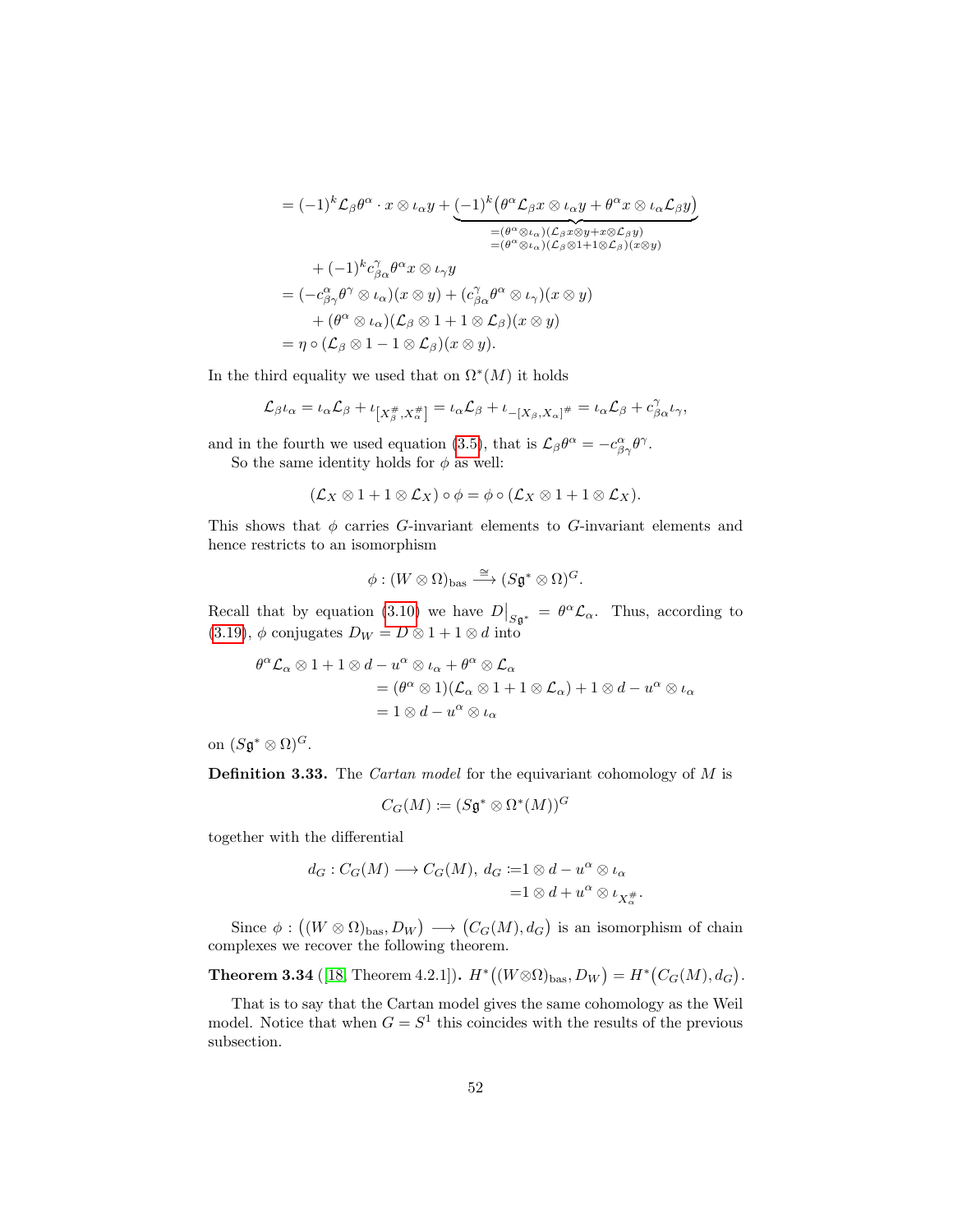$$
\begin{aligned}
&= (-1)^k \mathcal{L}_\beta \theta^\alpha \cdot x \otimes \iota_\alpha y + \underbrace{(-1)^k \big( \theta^\alpha \mathcal{L}_\beta x \otimes \iota_\alpha y + \theta^\alpha x \otimes \iota_\alpha \mathcal{L}_\beta y \big)}_{\substack{= (\theta^\alpha \otimes \iota_\alpha)(\mathcal{L}_\beta x \otimes y + x \otimes \mathcal{L}_\beta y) \\ = (\theta^\alpha \otimes \iota_\alpha)(\mathcal{L}_\beta \otimes 1 + 1 \otimes \mathcal{L}_\beta)(x \otimes y)}} \\
&\quad + (-1)^k c^\gamma_{\beta\alpha} \theta^\alpha x \otimes \iota_\gamma y \\
&= (-c^\alpha_{\beta\gamma} \theta^\gamma \otimes \iota_\alpha)(x \otimes y) + (c^\gamma_{\beta\alpha} \theta^\alpha \otimes \iota_\gamma)(x \otimes y) \\
&\quad + (\theta^\alpha \otimes \iota_\alpha)(\mathcal{L}_\beta \otimes 1 + 1 \otimes \mathcal{L}_\beta)(x \otimes y) \\
&= \eta \circ (\mathcal{L}_\beta \otimes 1 - 1 \otimes \mathcal{L}_\beta)(x \otimes y).
\end{aligned}
$$

In the third equality we used that on $\Omega^*(M)$ it holds

$$
\mathcal{L}_\beta \iota_\alpha = \iota_\alpha \mathcal{L}_\beta + \iota_{\left[X^\#_\beta, X^\#_\alpha\right]} = \iota_\alpha \mathcal{L}_\beta + \iota_{-[X_\beta, X_\alpha]^\#} = \iota_\alpha \mathcal{L}_\beta + c^\gamma_{\beta\alpha} \iota_\gamma,
$$

and in the fourth we used equation (3.5), that is $\mathcal{L}_\beta \theta^\alpha = -c^\alpha_{\beta\gamma} \theta^\gamma$.

So the same identity holds for $\phi$ as well:

$$
(\mathcal{L}_X \otimes 1 + 1 \otimes \mathcal{L}_X) \circ \phi = \phi \circ (\mathcal{L}_X \otimes 1 + 1 \otimes \mathcal{L}_X).
$$

This shows that $\phi$ carries $G$-invariant elements to $G$-invariant elements and hence restricts to an isomorphism

$$
\phi : (W \otimes \Omega)_{\text{bas}} \xrightarrow{\cong} (S\mathfrak{g}^* \otimes \Omega)^G.
$$

Recall that by equation (3.10) we have $D\big|_{S\mathfrak{g}^*} = \theta^\alpha \mathcal{L}_\alpha$. Thus, according to (3.19), $\phi$ conjugates $D_W = D \otimes 1 + 1 \otimes d$ into

$$
\begin{aligned}
\theta^\alpha \mathcal{L}_\alpha \otimes 1 + 1 \otimes d - u^\alpha \otimes \iota_\alpha + \theta^\alpha \otimes \mathcal{L}_\alpha& \\
&= (\theta^\alpha \otimes 1)(\mathcal{L}_\alpha \otimes 1 + 1 \otimes \mathcal{L}_\alpha) + 1 \otimes d - u^\alpha \otimes \iota_\alpha \\
&= 1 \otimes d - u^\alpha \otimes \iota_\alpha
\end{aligned}
$$

on $(S\mathfrak{g}^* \otimes \Omega)^G$.

**Definition 3.33.** The *Cartan model* for the equivariant cohomology of $M$ is

$$
C_G(M) \coloneqq (S\mathfrak{g}^* \otimes \Omega^*(M))^G
$$

together with the differential

$$
\begin{aligned}
d_G : C_G(M) \longrightarrow C_G(M),\ d_G &\coloneqq 1 \otimes d - u^\alpha \otimes \iota_\alpha \\
&= 1 \otimes d + u^\alpha \otimes \iota_{X^\#_\alpha}.
\end{aligned}
$$

Since $\phi : \big((W \otimes \Omega)_{\text{bas}}, D_W\big) \longrightarrow \big(C_G(M), d_G\big)$ is an isomorphism of chain complexes we recover the following theorem.

**Theorem 3.34** ([18, Theorem 4.2.1])**.** $H^*\big((W \otimes \Omega)_{\text{bas}}, D_W\big) = H^*\big(C_G(M), d_G\big)$.

That is to say that the Cartan model gives the same cohomology as the Weil model. Notice that when $G = S^1$ this coincides with the results of the previous subsection.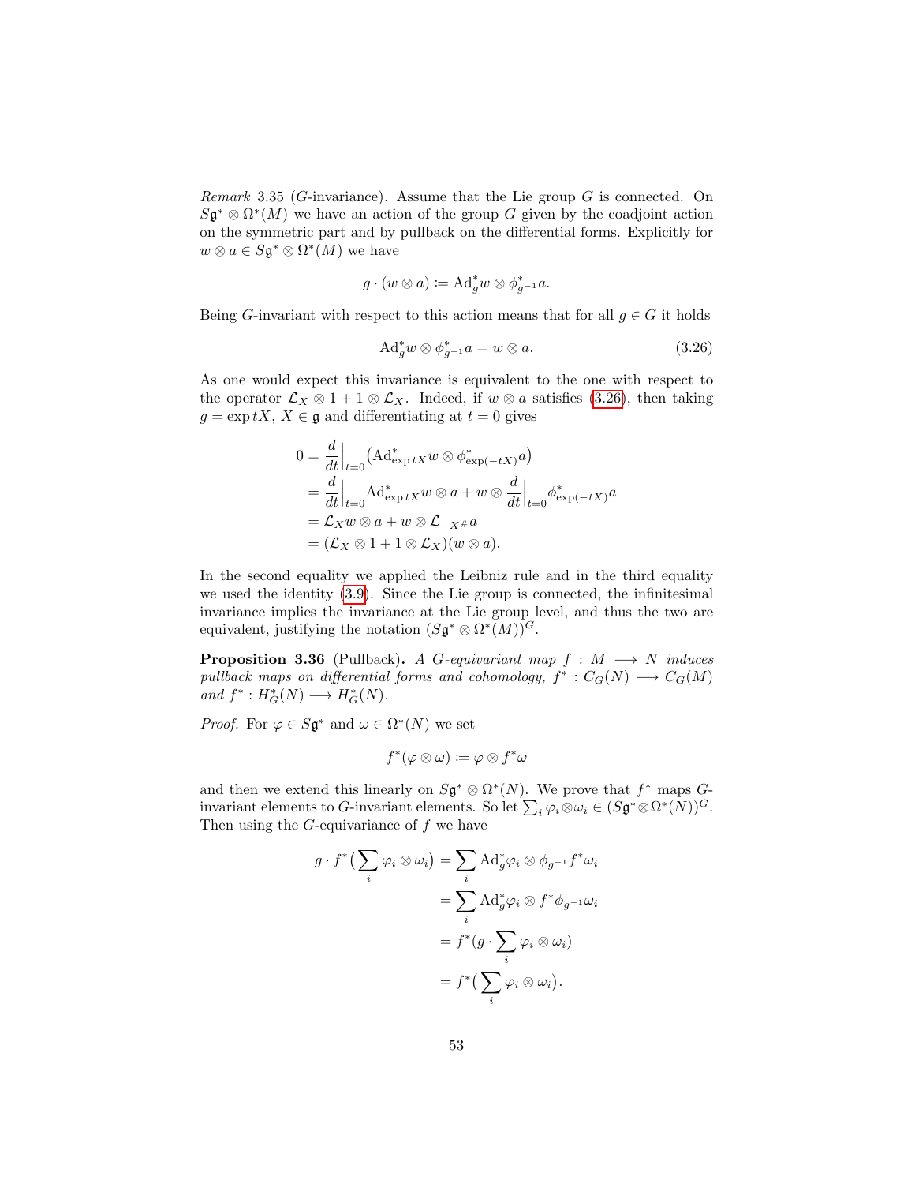*Remark* 3.35 ($G$-invariance). Assume that the Lie group $G$ is connected. On $S\mathfrak{g}^* \otimes \Omega^*(M)$ we have an action of the group $G$ given by the coadjoint action on the symmetric part and by pullback on the differential forms. Explicitly for $w \otimes a \in S\mathfrak{g}^* \otimes \Omega^*(M)$ we have

$$g \cdot (w \otimes a) \coloneqq \mathrm{Ad}_g^* w \otimes \phi_{g^{-1}}^* a.$$

Being $G$-invariant with respect to this action means that for all $g \in G$ it holds

$$\mathrm{Ad}_g^* w \otimes \phi_{g^{-1}}^* a = w \otimes a. \tag{3.26}$$

As one would expect this invariance is equivalent to the one with respect to the operator $\mathcal{L}_X \otimes 1 + 1 \otimes \mathcal{L}_X$. Indeed, if $w \otimes a$ satisfies (3.26), then taking $g = \exp tX$, $X \in \mathfrak{g}$ and differentiating at $t = 0$ gives

$$\begin{aligned}
0 &= \frac{d}{dt}\Big|_{t=0} \big(\mathrm{Ad}_{\exp tX}^* w \otimes \phi_{\exp(-tX)}^* a\big) \\
&= \frac{d}{dt}\Big|_{t=0} \mathrm{Ad}_{\exp tX}^* w \otimes a + w \otimes \frac{d}{dt}\Big|_{t=0} \phi_{\exp(-tX)}^* a \\
&= \mathcal{L}_X w \otimes a + w \otimes \mathcal{L}_{-X^\#} a \\
&= (\mathcal{L}_X \otimes 1 + 1 \otimes \mathcal{L}_X)(w \otimes a).
\end{aligned}$$

In the second equality we applied the Leibniz rule and in the third equality we used the identity (3.9). Since the Lie group is connected, the infinitesimal invariance implies the invariance at the Lie group level, and thus the two are equivalent, justifying the notation $(S\mathfrak{g}^* \otimes \Omega^*(M))^G$.

**Proposition 3.36** (Pullback)**.** *A $G$-equivariant map $f : M \longrightarrow N$ induces pullback maps on differential forms and cohomology, $f^* : C_G(N) \longrightarrow C_G(M)$ and $f^* : H_G^*(N) \longrightarrow H_G^*(N)$.*

*Proof.* For $\varphi \in S\mathfrak{g}^*$ and $\omega \in \Omega^*(N)$ we set

$$f^*(\varphi \otimes \omega) \coloneqq \varphi \otimes f^* \omega$$

and then we extend this linearly on $S\mathfrak{g}^* \otimes \Omega^*(N)$. We prove that $f^*$ maps $G$-invariant elements to $G$-invariant elements. So let $\sum_i \varphi_i \otimes \omega_i \in (S\mathfrak{g}^* \otimes \Omega^*(N))^G$. Then using the $G$-equivariance of $f$ we have

$$\begin{aligned}
g \cdot f^*\big(\sum_i \varphi_i \otimes \omega_i\big) &= \sum_i \mathrm{Ad}_g^* \varphi_i \otimes \phi_{g^{-1}} f^* \omega_i \\
&= \sum_i \mathrm{Ad}_g^* \varphi_i \otimes f^* \phi_{g^{-1}} \omega_i \\
&= f^*(g \cdot \sum_i \varphi_i \otimes \omega_i) \\
&= f^*\big(\sum_i \varphi_i \otimes \omega_i\big).
\end{aligned}$$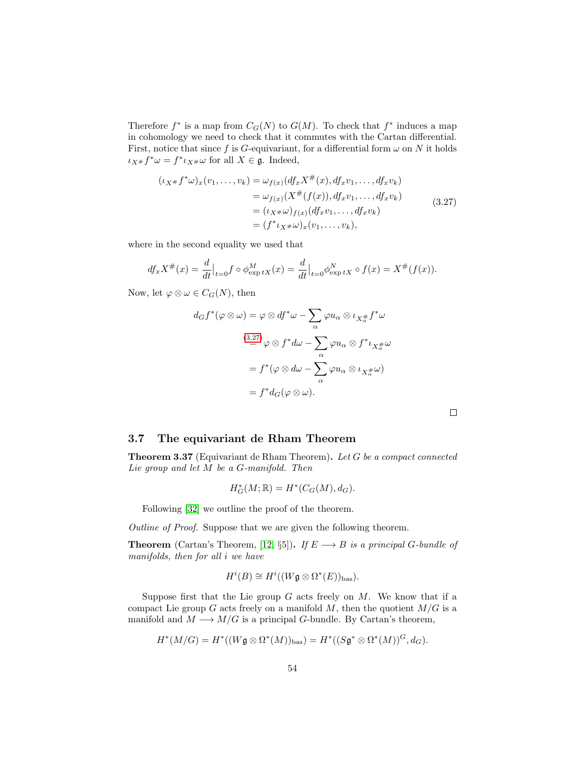Therefore $f^*$ is a map from $C_G(N)$ to $G(M)$. To check that $f^*$ induces a map in cohomology we need to check that it commutes with the Cartan differential. First, notice that since $f$ is $G$-equivariant, for a differential form $\omega$ on $N$ it holds $\iota_{X^\#} f^*\omega = f^*\iota_{X^\#}\omega$ for all $X \in \mathfrak{g}$. Indeed,

$$
\begin{aligned}
(\iota_{X^\#} f^*\omega)_x(v_1,\ldots,v_k) &= \omega_{f(x)}(df_x X^\#(x), df_x v_1, \ldots, df_x v_k) \\
&= \omega_{f(x)}(X^\#(f(x)), df_x v_1, \ldots, df_x v_k) \\
&= (\iota_{X^\#}\omega)_{f(x)}(df_x v_1, \ldots, df_x v_k) \\
&= (f^*\iota_{X^\#}\omega)_x(v_1,\ldots,v_k),
\end{aligned}
\tag{3.27}
$$

where in the second equality we used that

$$
df_x X^\#(x) = \frac{d}{dt}\Big|_{t=0} f \circ \phi^M_{\exp tX}(x) = \frac{d}{dt}\Big|_{t=0} \phi^N_{\exp tX} \circ f(x) = X^\#(f(x)).
$$

Now, let $\varphi \otimes \omega \in C_G(N)$, then

$$
\begin{aligned}
d_G f^*(\varphi \otimes \omega) &= \varphi \otimes df^*\omega - \sum_\alpha \varphi u_\alpha \otimes \iota_{X_\alpha^\#} f^*\omega \\
&\overset{(3.27)}{=} \varphi \otimes f^* d\omega - \sum_\alpha \varphi u_\alpha \otimes f^*\iota_{X_\alpha^\#}\omega \\
&= f^*(\varphi \otimes d\omega - \sum_\alpha \varphi u_\alpha \otimes \iota_{X_\alpha^\#}\omega) \\
&= f^* d_G(\varphi \otimes \omega).
\end{aligned}
$$

□

## 3.7 The equivariant de Rham Theorem

**Theorem 3.37** (Equivariant de Rham Theorem)**.** *Let $G$ be a compact connected Lie group and let $M$ be a $G$-manifold. Then*

$$
H_G^*(M;\mathbb{R}) = H^*(C_G(M), d_G).
$$

Following [32] we outline the proof of the theorem.

*Outline of Proof.* Suppose that we are given the following theorem.

**Theorem** (Cartan's Theorem, [12, §5])**.** *If $E \longrightarrow B$ is a principal $G$-bundle of manifolds, then for all $i$ we have*

$$
H^i(B) \cong H^i((W\mathfrak{g} \otimes \Omega^*(E))_{\mathrm{bas}}).
$$

Suppose first that the Lie group $G$ acts freely on $M$. We know that if a compact Lie group $G$ acts freely on a manifold $M$, then the quotient $M/G$ is a manifold and $M \longrightarrow M/G$ is a principal $G$-bundle. By Cartan's theorem,

$$
H^*(M/G) = H^*((W\mathfrak{g} \otimes \Omega^*(M))_{\mathrm{bas}}) = H^*((S\mathfrak{g}^* \otimes \Omega^*(M))^G, d_G).
$$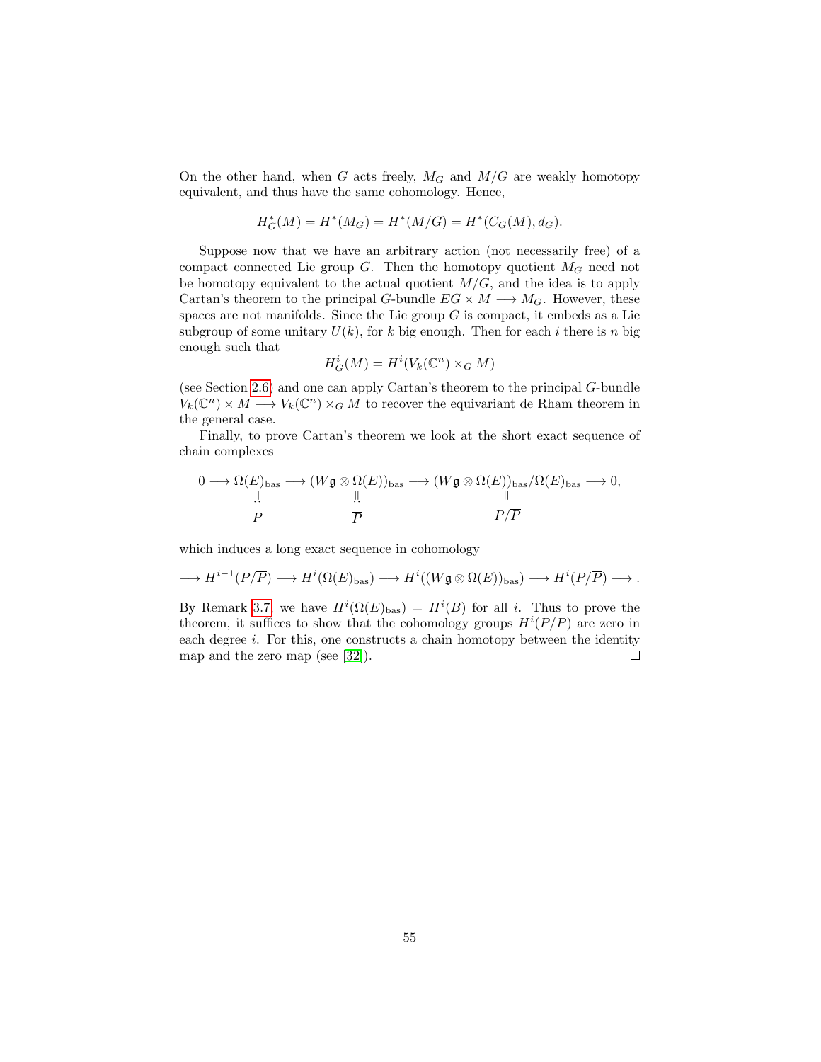On the other hand, when $G$ acts freely, $M_G$ and $M/G$ are weakly homotopy equivalent, and thus have the same cohomology. Hence,

$$H^*_G(M) = H^*(M_G) = H^*(M/G) = H^*(C_G(M), d_G).$$

Suppose now that we have an arbitrary action (not necessarily free) of a compact connected Lie group $G$. Then the homotopy quotient $M_G$ need not be homotopy equivalent to the actual quotient $M/G$, and the idea is to apply Cartan's theorem to the principal $G$-bundle $EG \times M \longrightarrow M_G$. However, these spaces are not manifolds. Since the Lie group $G$ is compact, it embeds as a Lie subgroup of some unitary $U(k)$, for $k$ big enough. Then for each $i$ there is $n$ big enough such that

$$H^i_G(M) = H^i(V_k(\mathbb{C}^n) \times_G M)$$

(see Section 2.6) and one can apply Cartan's theorem to the principal $G$-bundle $V_k(\mathbb{C}^n) \times M \longrightarrow V_k(\mathbb{C}^n) \times_G M$ to recover the equivariant de Rham theorem in the general case.

Finally, to prove Cartan's theorem we look at the short exact sequence of chain complexes

$$\begin{array}{ccccccccc}
0 \longrightarrow & \Omega(E)_{\mathrm{bas}} & \longrightarrow & (W\mathfrak{g} \otimes \Omega(E))_{\mathrm{bas}} & \longrightarrow & (W\mathfrak{g} \otimes \Omega(E))_{\mathrm{bas}}/\Omega(E)_{\mathrm{bas}} & \longrightarrow 0, \\
& \stackrel{!}{\parallel} & & \stackrel{!}{\parallel} & & \parallel & \\
& P & & \overline{P} & & P/\overline{P} &
\end{array}$$

which induces a long exact sequence in cohomology

$$\longrightarrow H^{i-1}(P/\overline{P}) \longrightarrow H^i(\Omega(E)_{\mathrm{bas}}) \longrightarrow H^i((W\mathfrak{g} \otimes \Omega(E))_{\mathrm{bas}}) \longrightarrow H^i(P/\overline{P}) \longrightarrow .$$

By Remark 3.7, we have $H^i(\Omega(E)_{\mathrm{bas}}) = H^i(B)$ for all $i$. Thus to prove the theorem, it suffices to show that the cohomology groups $H^i(P/\overline{P})$ are zero in each degree $i$. For this, one constructs a chain homotopy between the identity map and the zero map (see [32]). □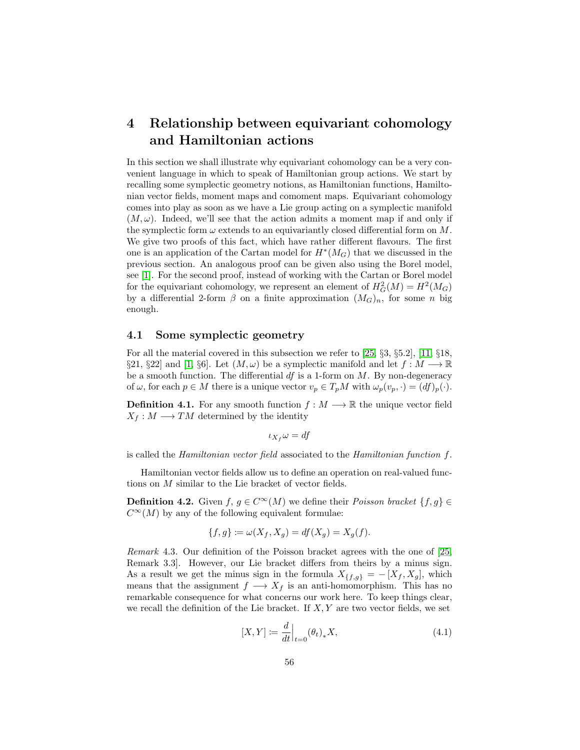# 4 Relationship between equivariant cohomology and Hamiltonian actions

In this section we shall illustrate why equivariant cohomology can be a very convenient language in which to speak of Hamiltonian group actions. We start by recalling some symplectic geometry notions, as Hamiltonian functions, Hamiltonian vector fields, moment maps and comoment maps. Equivariant cohomology comes into play as soon as we have a Lie group acting on a symplectic manifold $(M, \omega)$. Indeed, we'll see that the action admits a moment map if and only if the symplectic form $\omega$ extends to an equivariantly closed differential form on $M$. We give two proofs of this fact, which have rather different flavours. The first one is an application of the Cartan model for $H^*(M_G)$ that we discussed in the previous section. An analogous proof can be given also using the Borel model, see [1]. For the second proof, instead of working with the Cartan or Borel model for the equivariant cohomology, we represent an element of $H^2_G(M) = H^2(M_G)$ by a differential 2-form $\beta$ on a finite approximation $(M_G)_n$, for some $n$ big enough.

## 4.1 Some symplectic geometry

For all the material covered in this subsection we refer to [25, §3, §5.2], [11, §18, §21, §22] and [1, §6]. Let $(M, \omega)$ be a symplectic manifold and let $f : M \longrightarrow \mathbb{R}$ be a smooth function. The differential $df$ is a 1-form on $M$. By non-degeneracy of $\omega$, for each $p \in M$ there is a unique vector $v_p \in T_pM$ with $\omega_p(v_p, \cdot) = (df)_p(\cdot)$.

**Definition 4.1.** For any smooth function $f : M \longrightarrow \mathbb{R}$ the unique vector field $X_f : M \longrightarrow TM$ determined by the identity

$$\iota_{X_f}\omega = df$$

is called the *Hamiltonian vector field* associated to the *Hamiltonian function* $f$.

Hamiltonian vector fields allow us to define an operation on real-valued functions on $M$ similar to the Lie bracket of vector fields.

**Definition 4.2.** Given $f, g \in C^\infty(M)$ we define their *Poisson bracket* $\{f, g\} \in C^\infty(M)$ by any of the following equivalent formulae:

$$\{f, g\} := \omega(X_f, X_g) = df(X_g) = X_g(f).$$

*Remark* 4.3. Our definition of the Poisson bracket agrees with the one of [25, Remark 3.3]. However, our Lie bracket differs from theirs by a minus sign. As a result we get the minus sign in the formula $X_{\{f,g\}} = -[X_f, X_g]$, which means that the assignment $f \longrightarrow X_f$ is an anti-homomorphism. This has no remarkable consequence for what concerns our work here. To keep things clear, we recall the definition of the Lie bracket. If $X, Y$ are two vector fields, we set

$$[X, Y] := \frac{d}{dt}\Big|_{t=0} (\theta_t)_* X, \tag{4.1}$$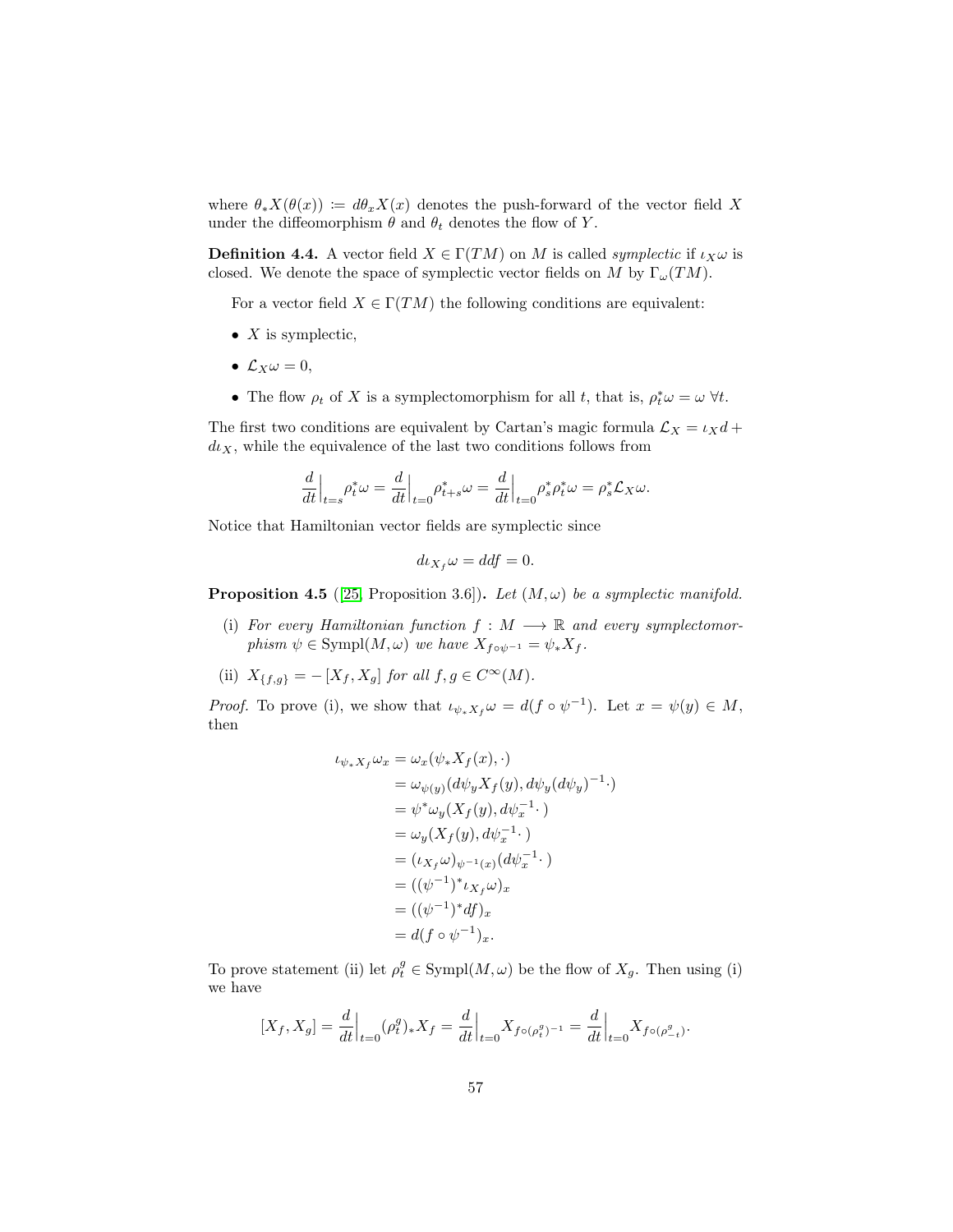where $\theta_* X(\theta(x)) := d\theta_x X(x)$ denotes the push-forward of the vector field $X$ under the diffeomorphism $\theta$ and $\theta_t$ denotes the flow of $Y$.

**Definition 4.4.** A vector field $X \in \Gamma(TM)$ on $M$ is called *symplectic* if $\iota_X \omega$ is closed. We denote the space of symplectic vector fields on $M$ by $\Gamma_\omega(TM)$.

For a vector field $X \in \Gamma(TM)$ the following conditions are equivalent:

- $X$ is symplectic,
- $\mathcal{L}_X \omega = 0$,
- The flow $\rho_t$ of $X$ is a symplectomorphism for all $t$, that is, $\rho_t^* \omega = \omega \ \forall t$.

The first two conditions are equivalent by Cartan's magic formula $\mathcal{L}_X = \iota_X d + d\iota_X$, while the equivalence of the last two conditions follows from

$$\frac{d}{dt}\Big|_{t=s} \rho_t^* \omega = \frac{d}{dt}\Big|_{t=0} \rho_{t+s}^* \omega = \frac{d}{dt}\Big|_{t=0} \rho_s^* \rho_t^* \omega = \rho_s^* \mathcal{L}_X \omega.$$

Notice that Hamiltonian vector fields are symplectic since

$$d\iota_{X_f} \omega = ddf = 0.$$

**Proposition 4.5** ([25, Proposition 3.6]). *Let $(M, \omega)$ be a symplectic manifold.*

(i) *For every Hamiltonian function $f : M \longrightarrow \mathbb{R}$ and every symplectomorphism $\psi \in \mathrm{Sympl}(M, \omega)$ we have $X_{f \circ \psi^{-1}} = \psi_* X_f$.*

(ii) *$X_{\{f,g\}} = -[X_f, X_g]$ for all $f, g \in C^\infty(M)$.*

*Proof.* To prove (i), we show that $\iota_{\psi_* X_f} \omega = d(f \circ \psi^{-1})$. Let $x = \psi(y) \in M$, then

$$\begin{aligned}
\iota_{\psi_* X_f} \omega_x &= \omega_x(\psi_* X_f(x), \cdot) \\
&= \omega_{\psi(y)}(d\psi_y X_f(y), d\psi_y (d\psi_y)^{-1} \cdot) \\
&= \psi^* \omega_y (X_f(y), d\psi_x^{-1} \cdot\,) \\
&= \omega_y (X_f(y), d\psi_x^{-1} \cdot\,) \\
&= (\iota_{X_f} \omega)_{\psi^{-1}(x)} (d\psi_x^{-1} \cdot\,) \\
&= ((\psi^{-1})^* \iota_{X_f} \omega)_x \\
&= ((\psi^{-1})^* df)_x \\
&= d(f \circ \psi^{-1})_x.
\end{aligned}$$

To prove statement (ii) let $\rho_t^g \in \mathrm{Sympl}(M, \omega)$ be the flow of $X_g$. Then using (i) we have

$$[X_f, X_g] = \frac{d}{dt}\Big|_{t=0} (\rho_t^g)_* X_f = \frac{d}{dt}\Big|_{t=0} X_{f \circ (\rho_t^g)^{-1}} = \frac{d}{dt}\Big|_{t=0} X_{f \circ (\rho_{-t}^g)}.$$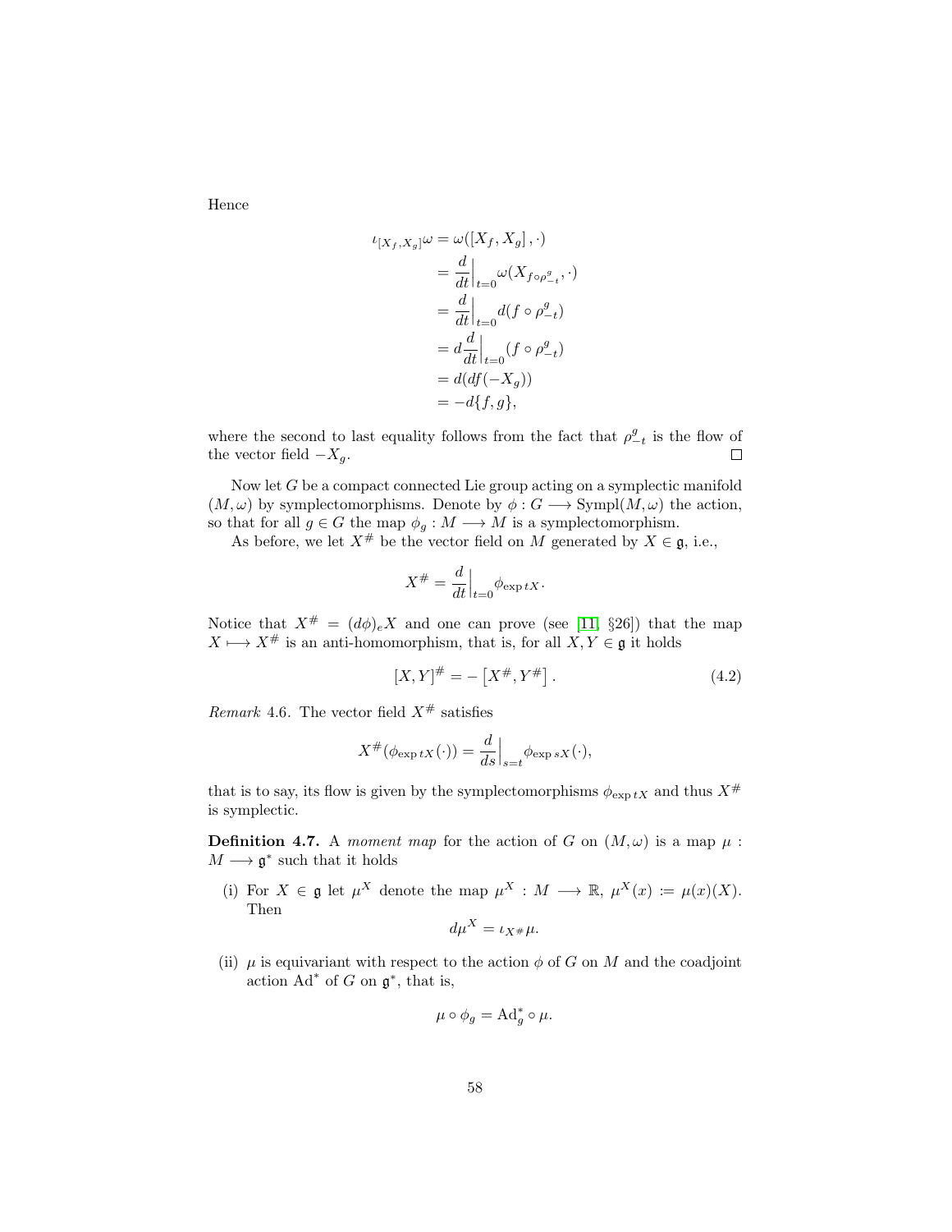Hence

$$
\begin{aligned}
\iota_{[X_f, X_g]}\omega &= \omega([X_f, X_g], \cdot) \\
&= \frac{d}{dt}\Big|_{t=0} \omega(X_{f\circ\rho^g_{-t}}, \cdot) \\
&= \frac{d}{dt}\Big|_{t=0} d(f \circ \rho^g_{-t}) \\
&= d\frac{d}{dt}\Big|_{t=0} (f \circ \rho^g_{-t}) \\
&= d(df(-X_g)) \\
&= -d\{f, g\},
\end{aligned}
$$

where the second to last equality follows from the fact that $\rho^g_{-t}$ is the flow of the vector field $-X_g$. □

Now let $G$ be a compact connected Lie group acting on a symplectic manifold $(M, \omega)$ by symplectomorphisms. Denote by $\phi : G \longrightarrow \mathrm{Sympl}(M, \omega)$ the action, so that for all $g \in G$ the map $\phi_g : M \longrightarrow M$ is a symplectomorphism.

As before, we let $X^\#$ be the vector field on $M$ generated by $X \in \mathfrak{g}$, i.e.,

$$
X^\# = \frac{d}{dt}\Big|_{t=0} \phi_{\exp tX}.
$$

Notice that $X^\# = (d\phi)_e X$ and one can prove (see [11, §26]) that the map $X \longmapsto X^\#$ is an anti-homomorphism, that is, for all $X, Y \in \mathfrak{g}$ it holds

$$
[X, Y]^\# = -\left[X^\#, Y^\#\right]. \tag{4.2}
$$

*Remark* 4.6. The vector field $X^\#$ satisfies

$$
X^\#(\phi_{\exp tX}(\cdot)) = \frac{d}{ds}\Big|_{s=t} \phi_{\exp sX}(\cdot),
$$

that is to say, its flow is given by the symplectomorphisms $\phi_{\exp tX}$ and thus $X^\#$ is symplectic.

**Definition 4.7.** A *moment map* for the action of $G$ on $(M, \omega)$ is a map $\mu : M \longrightarrow \mathfrak{g}^*$ such that it holds

(i) For $X \in \mathfrak{g}$ let $\mu^X$ denote the map $\mu^X : M \longrightarrow \mathbb{R}$, $\mu^X(x) := \mu(x)(X)$. Then

$$
d\mu^X = \iota_{X^\#}\mu.
$$

(ii) $\mu$ is equivariant with respect to the action $\phi$ of $G$ on $M$ and the coadjoint action $\mathrm{Ad}^*$ of $G$ on $\mathfrak{g}^*$, that is,

$$
\mu \circ \phi_g = \mathrm{Ad}^*_g \circ \mu.
$$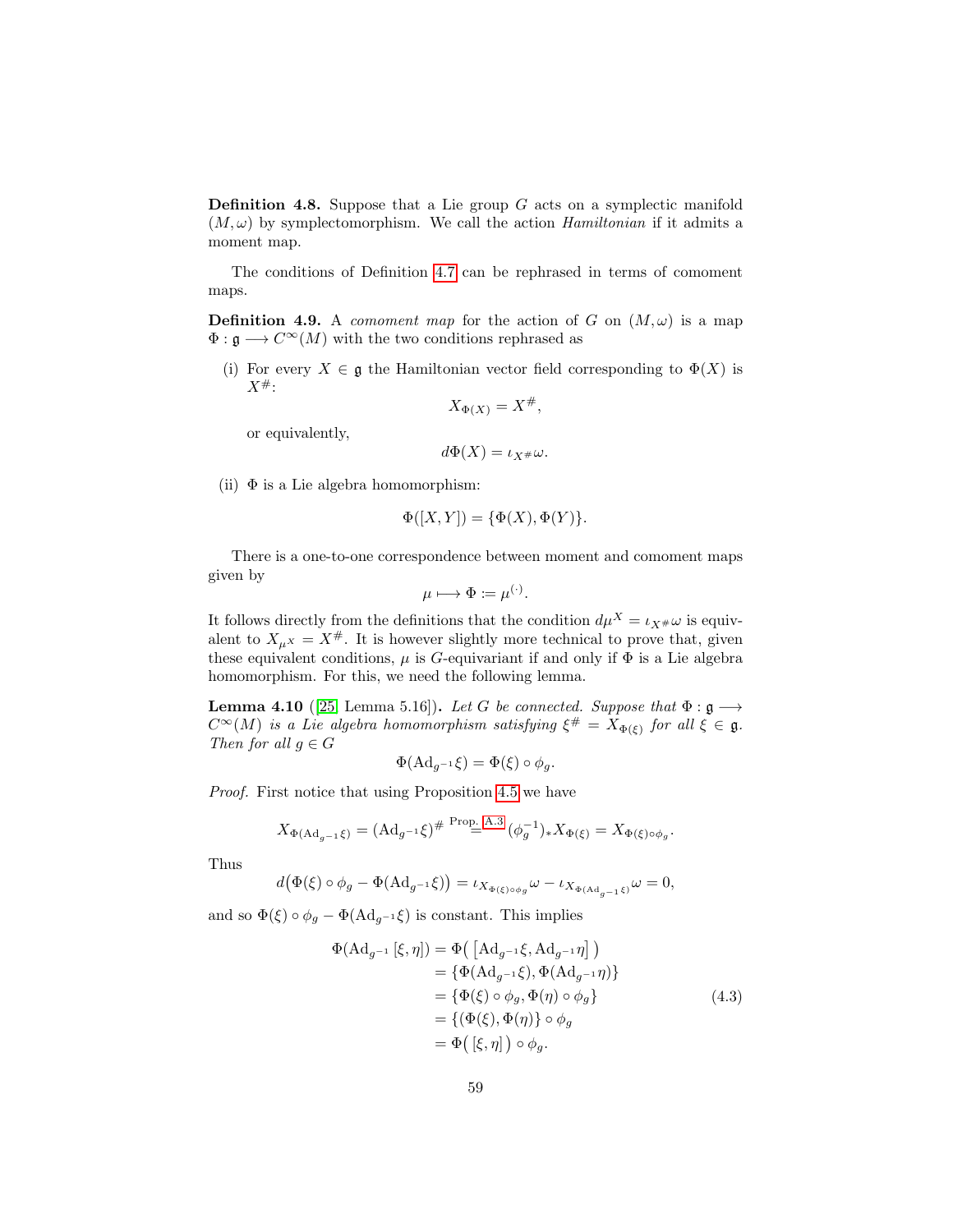**Definition 4.8.** Suppose that a Lie group $G$ acts on a symplectic manifold $(M, \omega)$ by symplectomorphism. We call the action *Hamiltonian* if it admits a moment map.

The conditions of Definition 4.7 can be rephrased in terms of comoment maps.

**Definition 4.9.** A *comoment map* for the action of $G$ on $(M, \omega)$ is a map $\Phi : \mathfrak{g} \longrightarrow C^\infty(M)$ with the two conditions rephrased as

(i) For every $X \in \mathfrak{g}$ the Hamiltonian vector field corresponding to $\Phi(X)$ is $X^\#$:

$$X_{\Phi(X)} = X^\#,$$

or equivalently,

$$d\Phi(X) = \iota_{X^\#}\omega.$$

(ii) $\Phi$ is a Lie algebra homomorphism:

$$\Phi([X, Y]) = \{\Phi(X), \Phi(Y)\}.$$

There is a one-to-one correspondence between moment and comoment maps given by

$$\mu \longmapsto \Phi := \mu^{(\cdot)}.$$

It follows directly from the definitions that the condition $d\mu^X = \iota_{X^\#}\omega$ is equivalent to $X_{\mu^X} = X^\#$. It is however slightly more technical to prove that, given these equivalent conditions, $\mu$ is $G$-equivariant if and only if $\Phi$ is a Lie algebra homomorphism. For this, we need the following lemma.

**Lemma 4.10** ([25, Lemma 5.16])**.** *Let $G$ be connected. Suppose that $\Phi : \mathfrak{g} \longrightarrow C^\infty(M)$ is a Lie algebra homomorphism satisfying $\xi^\# = X_{\Phi(\xi)}$ for all $\xi \in \mathfrak{g}$. Then for all $g \in G$*

$$\Phi(\mathrm{Ad}_{g^{-1}}\xi) = \Phi(\xi) \circ \phi_g.$$

*Proof.* First notice that using Proposition 4.5 we have

$$X_{\Phi(\mathrm{Ad}_{g^{-1}}\xi)} = (\mathrm{Ad}_{g^{-1}}\xi)^\# \overset{\text{Prop. A.3}}{=} (\phi_g^{-1})_* X_{\Phi(\xi)} = X_{\Phi(\xi)\circ\phi_g}.$$

Thus

$$d\big(\Phi(\xi) \circ \phi_g - \Phi(\mathrm{Ad}_{g^{-1}}\xi)\big) = \iota_{X_{\Phi(\xi)\circ\phi_g}}\omega - \iota_{X_{\Phi(\mathrm{Ad}_{g^{-1}}\xi)}}\omega = 0,$$

and so $\Phi(\xi) \circ \phi_g - \Phi(\mathrm{Ad}_{g^{-1}}\xi)$ is constant. This implies

$$\begin{aligned}
\Phi(\mathrm{Ad}_{g^{-1}}[\xi, \eta]) &= \Phi\big(\left[\mathrm{Ad}_{g^{-1}}\xi, \mathrm{Ad}_{g^{-1}}\eta\right]\big) \\
&= \{\Phi(\mathrm{Ad}_{g^{-1}}\xi), \Phi(\mathrm{Ad}_{g^{-1}}\eta)\} \\
&= \{\Phi(\xi) \circ \phi_g, \Phi(\eta) \circ \phi_g\} \\
&= \{(\Phi(\xi), \Phi(\eta)\} \circ \phi_g \\
&= \Phi\big([\xi, \eta]\big) \circ \phi_g.
\end{aligned} \tag{4.3}$$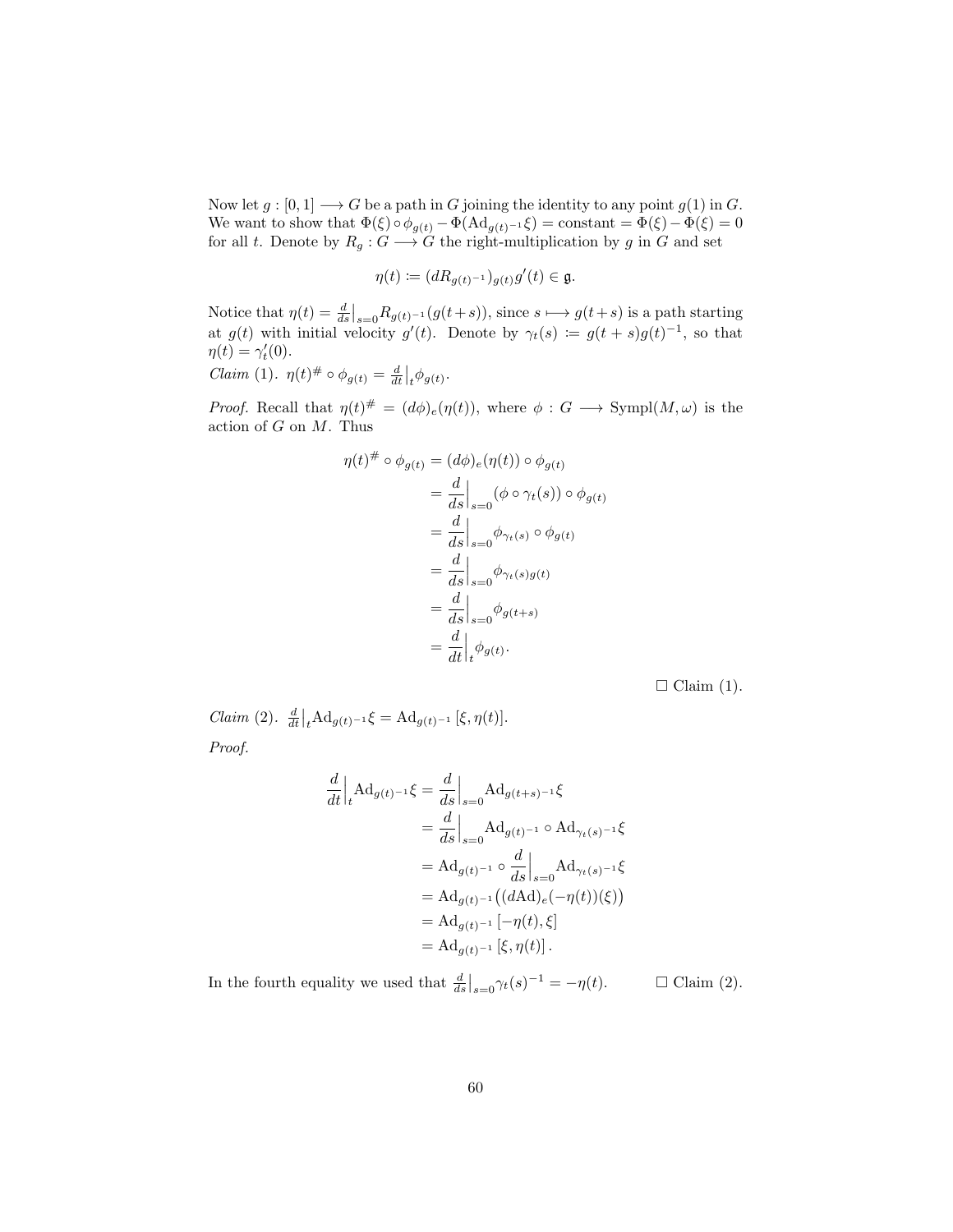Now let $g : [0, 1] \longrightarrow G$ be a path in $G$ joining the identity to any point $g(1)$ in $G$. We want to show that $\Phi(\xi) \circ \phi_{g(t)} - \Phi(\mathrm{Ad}_{g(t)^{-1}}\xi) = \text{constant} = \Phi(\xi) - \Phi(\xi) = 0$ for all $t$. Denote by $R_g : G \longrightarrow G$ the right-multiplication by $g$ in $G$ and set

$$\eta(t) := (dR_{g(t)^{-1}})_{g(t)} g'(t) \in \mathfrak{g}.$$

Notice that $\eta(t) = \frac{d}{ds}\big|_{s=0} R_{g(t)^{-1}}(g(t+s))$, since $s \longmapsto g(t+s)$ is a path starting at $g(t)$ with initial velocity $g'(t)$. Denote by $\gamma_t(s) := g(t+s)g(t)^{-1}$, so that $\eta(t) = \gamma_t'(0)$.

*Claim* (1). $\eta(t)^{\#} \circ \phi_{g(t)} = \frac{d}{dt}\big|_t \phi_{g(t)}$.

*Proof.* Recall that $\eta(t)^{\#} = (d\phi)_e(\eta(t))$, where $\phi : G \longrightarrow \mathrm{Sympl}(M, \omega)$ is the action of $G$ on $M$. Thus

$$\begin{aligned}
\eta(t)^{\#} \circ \phi_{g(t)} &= (d\phi)_e(\eta(t)) \circ \phi_{g(t)} \\
&= \frac{d}{ds}\Big|_{s=0} (\phi \circ \gamma_t(s)) \circ \phi_{g(t)} \\
&= \frac{d}{ds}\Big|_{s=0} \phi_{\gamma_t(s)} \circ \phi_{g(t)} \\
&= \frac{d}{ds}\Big|_{s=0} \phi_{\gamma_t(s)g(t)} \\
&= \frac{d}{ds}\Big|_{s=0} \phi_{g(t+s)} \\
&= \frac{d}{dt}\Big|_t \phi_{g(t)}.
\end{aligned}$$

☐ Claim (1).

*Claim* (2). $\frac{d}{dt}\big|_t \mathrm{Ad}_{g(t)^{-1}}\xi = \mathrm{Ad}_{g(t)^{-1}}[\xi, \eta(t)]$.

*Proof.*

$$\begin{aligned}
\frac{d}{dt}\Big|_t \mathrm{Ad}_{g(t)^{-1}}\xi &= \frac{d}{ds}\Big|_{s=0} \mathrm{Ad}_{g(t+s)^{-1}}\xi \\
&= \frac{d}{ds}\Big|_{s=0} \mathrm{Ad}_{g(t)^{-1}} \circ \mathrm{Ad}_{\gamma_t(s)^{-1}}\xi \\
&= \mathrm{Ad}_{g(t)^{-1}} \circ \frac{d}{ds}\Big|_{s=0} \mathrm{Ad}_{\gamma_t(s)^{-1}}\xi \\
&= \mathrm{Ad}_{g(t)^{-1}}\big((d\mathrm{Ad})_e(-\eta(t))(\xi)\big) \\
&= \mathrm{Ad}_{g(t)^{-1}}[-\eta(t), \xi] \\
&= \mathrm{Ad}_{g(t)^{-1}}[\xi, \eta(t)].
\end{aligned}$$

In the fourth equality we used that $\frac{d}{ds}\big|_{s=0} \gamma_t(s)^{-1} = -\eta(t)$. ☐ Claim (2).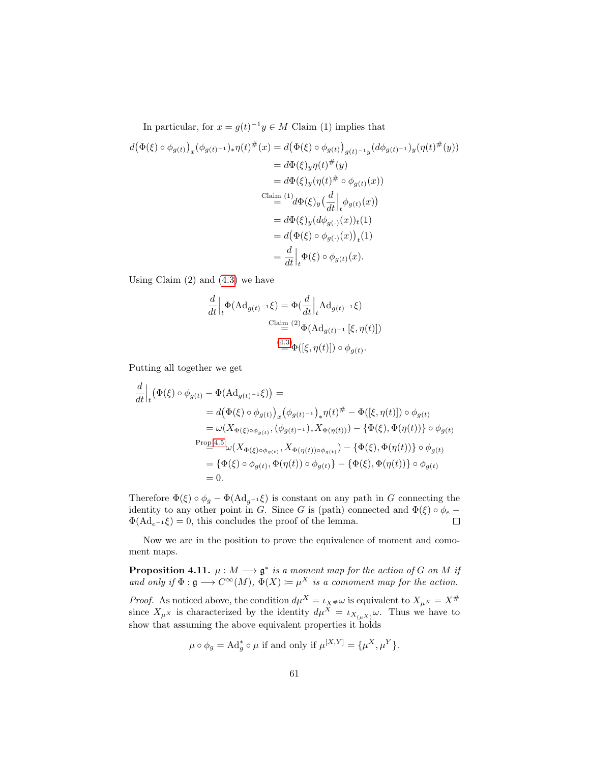In particular, for $x = g(t)^{-1}y \in M$ Claim (1) implies that

$$
\begin{aligned}
d\big(\Phi(\xi)\circ\phi_{g(t)}\big)_x(\phi_{g(t)^{-1}})_*\eta(t)^\#(x) &= d\big(\Phi(\xi)\circ\phi_{g(t)}\big)_{g(t)^{-1}y}(d\phi_{g(t)^{-1}})_y(\eta(t)^\#(y)) \\
&= d\Phi(\xi)_y\eta(t)^\#(y) \\
&= d\Phi(\xi)_y(\eta(t)^\# \circ \phi_{g(t)}(x)) \\
&\overset{\text{Claim (1)}}{=} d\Phi(\xi)_y\big(\frac{d}{dt}\Big|_t \phi_{g(t)}(x)\big) \\
&= d\Phi(\xi)_y(d\phi_{g(\cdot)}(x))_t(1) \\
&= d\big(\Phi(\xi)\circ\phi_{g(\cdot)}(x)\big)_t(1) \\
&= \frac{d}{dt}\Big|_t \Phi(\xi)\circ\phi_{g(t)}(x).
\end{aligned}
$$

Using Claim (2) and (4.3) we have

$$
\begin{aligned}
\frac{d}{dt}\Big|_t \Phi(\mathrm{Ad}_{g(t)^{-1}}\xi) &= \Phi(\frac{d}{dt}\Big|_t \mathrm{Ad}_{g(t)^{-1}}\xi) \\
&\overset{\text{Claim (2)}}{=} \Phi(\mathrm{Ad}_{g(t)^{-1}}[\xi,\eta(t)]) \\
&\overset{(4.3)}{=} \Phi([\xi,\eta(t)])\circ\phi_{g(t)}.
\end{aligned}
$$

Putting all together we get

$$
\begin{aligned}
\frac{d}{dt}\Big|_t \big(\Phi(\xi)\circ\phi_{g(t)} - \Phi(\mathrm{Ad}_{g(t)^{-1}}\xi)\big) &= \\
&= d\big(\Phi(\xi)\circ\phi_{g(t)}\big)_x\big(\phi_{g(t)^{-1}}\big)_*\eta(t)^\# - \Phi([\xi,\eta(t)])\circ\phi_{g(t)} \\
&= \omega(X_{\Phi(\xi)\circ\phi_{g(t)}}, (\phi_{g(t)^{-1}})_*X_{\Phi(\eta(t))}) - \{\Phi(\xi),\Phi(\eta(t))\}\circ\phi_{g(t)} \\
&\overset{\text{Prop 4.5}}{=} \omega(X_{\Phi(\xi)\circ\phi_{g(t)}}, X_{\Phi(\eta(t))\circ\phi_{g(t)}}) - \{\Phi(\xi),\Phi(\eta(t))\}\circ\phi_{g(t)} \\
&= \{\Phi(\xi)\circ\phi_{g(t)}, \Phi(\eta(t))\circ\phi_{g(t)}\} - \{\Phi(\xi),\Phi(\eta(t))\}\circ\phi_{g(t)} \\
&= 0.
\end{aligned}
$$

Therefore $\Phi(\xi)\circ\phi_g - \Phi(\mathrm{Ad}_{g^{-1}}\xi)$ is constant on any path in $G$ connecting the identity to any other point in $G$. Since $G$ is (path) connected and $\Phi(\xi)\circ\phi_e - \Phi(\mathrm{Ad}_{e^{-1}}\xi) = 0$, this concludes the proof of the lemma. □

Now we are in the position to prove the equivalence of moment and comoment maps.

**Proposition 4.11.** *$\mu : M \longrightarrow \mathfrak{g}^*$ is a moment map for the action of $G$ on $M$ if and only if $\Phi : \mathfrak{g} \longrightarrow C^\infty(M)$, $\Phi(X) := \mu^X$ is a comoment map for the action.*

*Proof.* As noticed above, the condition $d\mu^X = \iota_{X^\#}\omega$ is equivalent to $X_{\mu^X} = X^\#$ since $X_{\mu^X}$ is characterized by the identity $d\mu^X = \iota_{X_{(\mu^X)}}\omega$. Thus we have to show that assuming the above equivalent properties it holds

$$\mu\circ\phi_g = \mathrm{Ad}_g^*\circ\mu \text{ if and only if } \mu^{[X,Y]} = \{\mu^X, \mu^Y\}.$$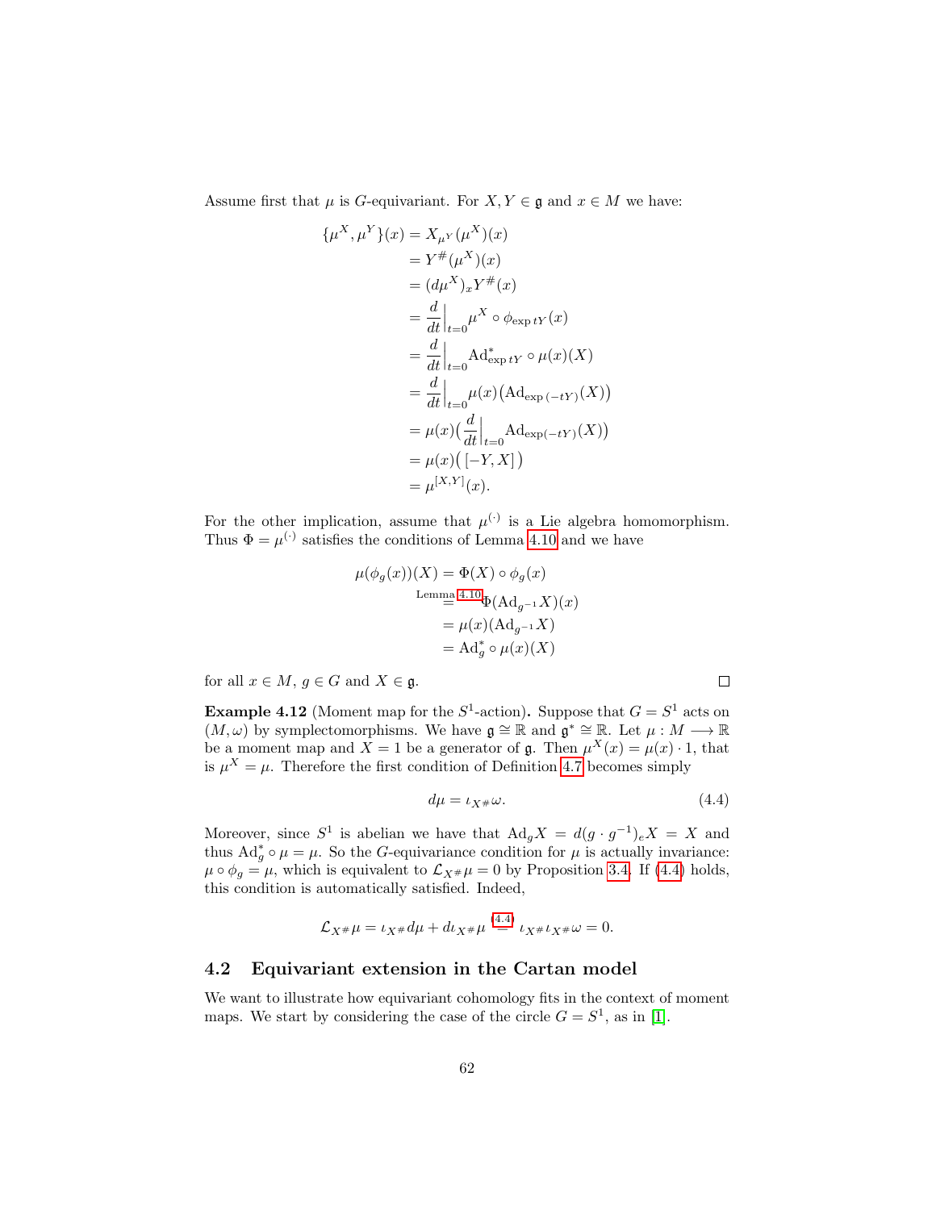Assume first that $\mu$ is $G$-equivariant. For $X, Y \in \mathfrak{g}$ and $x \in M$ we have:

$$
\begin{aligned}
\{\mu^X, \mu^Y\}(x) &= X_{\mu^Y}(\mu^X)(x) \\
&= Y^{\#}(\mu^X)(x) \\
&= (d\mu^X)_x Y^{\#}(x) \\
&= \frac{d}{dt}\Big|_{t=0} \mu^X \circ \phi_{\exp tY}(x) \\
&= \frac{d}{dt}\Big|_{t=0} \mathrm{Ad}^*_{\exp tY} \circ \mu(x)(X) \\
&= \frac{d}{dt}\Big|_{t=0} \mu(x)\big(\mathrm{Ad}_{\exp(-tY)}(X)\big) \\
&= \mu(x)\Big(\frac{d}{dt}\Big|_{t=0} \mathrm{Ad}_{\exp(-tY)}(X)\Big) \\
&= \mu(x)\big([-Y, X]\big) \\
&= \mu^{[X,Y]}(x).
\end{aligned}
$$

For the other implication, assume that $\mu^{(\cdot)}$ is a Lie algebra homomorphism. Thus $\Phi = \mu^{(\cdot)}$ satisfies the conditions of Lemma 4.10 and we have

$$
\begin{aligned}
\mu(\phi_g(x))(X) &= \Phi(X) \circ \phi_g(x) \\
&\overset{\text{Lemma 4.10}}{=} \Phi(\mathrm{Ad}_{g^{-1}} X)(x) \\
&= \mu(x)(\mathrm{Ad}_{g^{-1}} X) \\
&= \mathrm{Ad}^*_g \circ \mu(x)(X)
\end{aligned}
$$

for all $x \in M$, $g \in G$ and $X \in \mathfrak{g}$. □

**Example 4.12** (Moment map for the $S^1$-action)**.** Suppose that $G = S^1$ acts on $(M, \omega)$ by symplectomorphisms. We have $\mathfrak{g} \cong \mathbb{R}$ and $\mathfrak{g}^* \cong \mathbb{R}$. Let $\mu : M \longrightarrow \mathbb{R}$ be a moment map and $X = 1$ be a generator of $\mathfrak{g}$. Then $\mu^X(x) = \mu(x) \cdot 1$, that is $\mu^X = \mu$. Therefore the first condition of Definition 4.7 becomes simply

$$
d\mu = \iota_{X^{\#}} \omega. \tag{4.4}
$$

Moreover, since $S^1$ is abelian we have that $\mathrm{Ad}_g X = d(g \cdot g^{-1})_e X = X$ and thus $\mathrm{Ad}^*_g \circ \mu = \mu$. So the $G$-equivariance condition for $\mu$ is actually invariance: $\mu \circ \phi_g = \mu$, which is equivalent to $\mathcal{L}_{X^{\#}} \mu = 0$ by Proposition 3.4. If (4.4) holds, this condition is automatically satisfied. Indeed,

$$
\mathcal{L}_{X^{\#}} \mu = \iota_{X^{\#}} d\mu + d\iota_{X^{\#}} \mu \overset{(4.4)}{=} \iota_{X^{\#}} \iota_{X^{\#}} \omega = 0.
$$

## 4.2 Equivariant extension in the Cartan model

We want to illustrate how equivariant cohomology fits in the context of moment maps. We start by considering the case of the circle $G = S^1$, as in [1].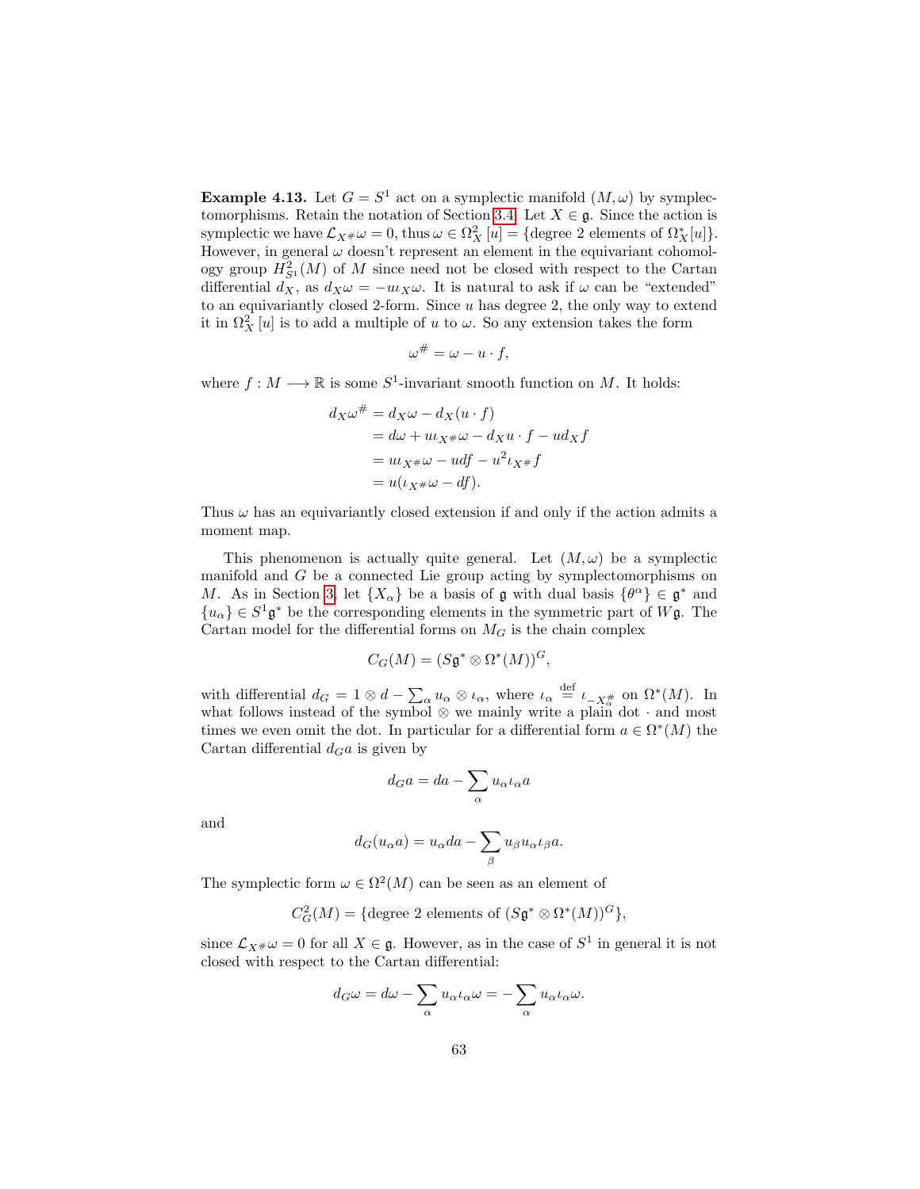**Example 4.13.** Let $G = S^1$ act on a symplectic manifold $(M, \omega)$ by symplectomorphisms. Retain the notation of Section 3.4. Let $X \in \mathfrak{g}$. Since the action is symplectic we have $\mathcal{L}_{X^\#}\omega = 0$, thus $\omega \in \Omega^2_X[u] = \{\text{degree 2 elements of } \Omega^*_X[u]\}$. However, in general $\omega$ doesn't represent an element in the equivariant cohomology group $H^2_{S^1}(M)$ of $M$ since need not be closed with respect to the Cartan differential $d_X$, as $d_X\omega = -u\iota_X\omega$. It is natural to ask if $\omega$ can be "extended" to an equivariantly closed 2-form. Since $u$ has degree 2, the only way to extend it in $\Omega^2_X[u]$ is to add a multiple of $u$ to $\omega$. So any extension takes the form

$$\omega^\# = \omega - u \cdot f,$$

where $f : M \longrightarrow \mathbb{R}$ is some $S^1$-invariant smooth function on $M$. It holds:

$$\begin{aligned}
d_X\omega^\# &= d_X\omega - d_X(u \cdot f) \\
&= d\omega + u\iota_{X^\#}\omega - d_X u \cdot f - u d_X f \\
&= u\iota_{X^\#}\omega - u df - u^2\iota_{X^\#} f \\
&= u(\iota_{X^\#}\omega - df).
\end{aligned}$$

Thus $\omega$ has an equivariantly closed extension if and only if the action admits a moment map.

This phenomenon is actually quite general. Let $(M, \omega)$ be a symplectic manifold and $G$ be a connected Lie group acting by symplectomorphisms on $M$. As in Section 3, let $\{X_\alpha\}$ be a basis of $\mathfrak{g}$ with dual basis $\{\theta^\alpha\} \in \mathfrak{g}^*$ and $\{u_\alpha\} \in S^1\mathfrak{g}^*$ be the corresponding elements in the symmetric part of $W\mathfrak{g}$. The Cartan model for the differential forms on $M_G$ is the chain complex

$$C_G(M) = (S\mathfrak{g}^* \otimes \Omega^*(M))^G,$$

with differential $d_G = 1 \otimes d - \sum_\alpha u_\alpha \otimes \iota_\alpha$, where $\iota_\alpha \overset{\text{def}}{=} \iota_{-X^\#_\alpha}$ on $\Omega^*(M)$. In what follows instead of the symbol $\otimes$ we mainly write a plain dot $\cdot$ and most times we even omit the dot. In particular for a differential form $a \in \Omega^*(M)$ the Cartan differential $d_G a$ is given by

$$d_G a = da - \sum_\alpha u_\alpha \iota_\alpha a$$

and

$$d_G(u_\alpha a) = u_\alpha da - \sum_\beta u_\beta u_\alpha \iota_\beta a.$$

The symplectic form $\omega \in \Omega^2(M)$ can be seen as an element of

$$C^2_G(M) = \{\text{degree 2 elements of } (S\mathfrak{g}^* \otimes \Omega^*(M))^G\},$$

since $\mathcal{L}_{X^\#}\omega = 0$ for all $X \in \mathfrak{g}$. However, as in the case of $S^1$ in general it is not closed with respect to the Cartan differential:

$$d_G\omega = d\omega - \sum_\alpha u_\alpha \iota_\alpha \omega = -\sum_\alpha u_\alpha \iota_\alpha \omega.$$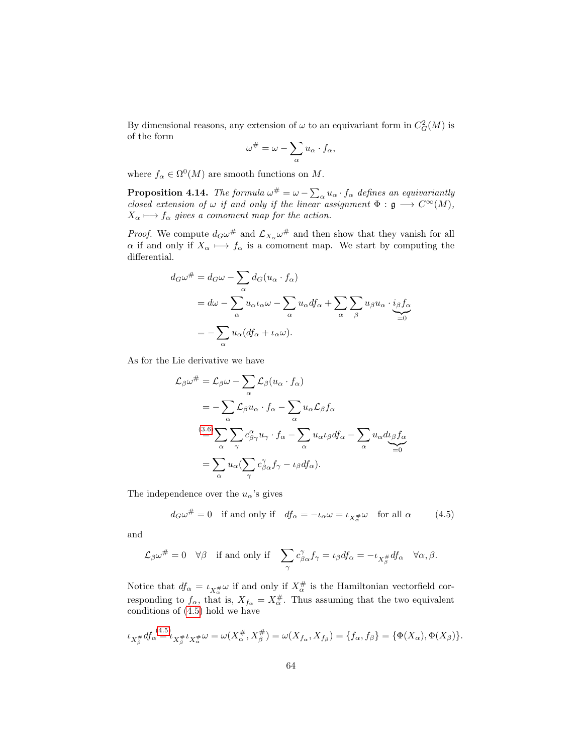By dimensional reasons, any extension of $\omega$ to an equivariant form in $C^2_G(M)$ is of the form

$$\omega^\# = \omega - \sum_\alpha u_\alpha \cdot f_\alpha,$$

where $f_\alpha \in \Omega^0(M)$ are smooth functions on $M$.

**Proposition 4.14.** *The formula $\omega^\# = \omega - \sum_\alpha u_\alpha \cdot f_\alpha$ defines an equivariantly closed extension of $\omega$ if and only if the linear assignment $\Phi : \mathfrak{g} \longrightarrow C^\infty(M)$, $X_\alpha \longmapsto f_\alpha$ gives a comoment map for the action.*

*Proof.* We compute $d_G\omega^\#$ and $\mathcal{L}_{X_\alpha}\omega^\#$ and then show that they vanish for all $\alpha$ if and only if $X_\alpha \longmapsto f_\alpha$ is a comoment map. We start by computing the differential.

$$\begin{aligned}
d_G\omega^\# &= d_G\omega - \sum_\alpha d_G(u_\alpha \cdot f_\alpha) \\
&= d\omega - \sum_\alpha u_\alpha \iota_\alpha \omega - \sum_\alpha u_\alpha df_\alpha + \sum_\alpha \sum_\beta u_\beta u_\alpha \cdot \underbrace{i_\beta f_\alpha}_{=0} \\
&= -\sum_\alpha u_\alpha (df_\alpha + \iota_\alpha \omega).
\end{aligned}$$

As for the Lie derivative we have

$$\begin{aligned}
\mathcal{L}_\beta \omega^\# &= \mathcal{L}_\beta \omega - \sum_\alpha \mathcal{L}_\beta (u_\alpha \cdot f_\alpha) \\
&= -\sum_\alpha \mathcal{L}_\beta u_\alpha \cdot f_\alpha - \sum_\alpha u_\alpha \mathcal{L}_\beta f_\alpha \\
&\overset{(3.6)}{=} \sum_\alpha \sum_\gamma c^\alpha_{\beta\gamma} u_\gamma \cdot f_\alpha - \sum_\alpha u_\alpha \iota_\beta df_\alpha - \sum_\alpha u_\alpha d \underbrace{\iota_\beta f_\alpha}_{=0} \\
&= \sum_\alpha u_\alpha \Big(\sum_\gamma c^\gamma_{\beta\alpha} f_\gamma - \iota_\beta df_\alpha\Big).
\end{aligned}$$

The independence over the $u_\alpha$'s gives

$$d_G\omega^\# = 0 \quad \text{if and only if} \quad df_\alpha = -\iota_\alpha \omega = \iota_{X^\#_\alpha}\omega \quad \text{for all } \alpha \tag{4.5}$$

and

$$\mathcal{L}_\beta \omega^\# = 0 \quad \forall \beta \quad \text{if and only if} \quad \sum_\gamma c^\gamma_{\beta\alpha} f_\gamma = \iota_\beta df_\alpha = -\iota_{X^\#_\beta} df_\alpha \quad \forall \alpha, \beta.$$

Notice that $df_\alpha = \iota_{X^\#_\alpha}\omega$ if and only if $X^\#_\alpha$ is the Hamiltonian vectorfield corresponding to $f_\alpha$, that is, $X_{f_\alpha} = X^\#_\alpha$. Thus assuming that the two equivalent conditions of (4.5) hold we have

$$\iota_{X^\#_\beta} df_\alpha \overset{(4.5)}{=} \iota_{X^\#_\beta}\iota_{X^\#_\alpha}\omega = \omega(X^\#_\alpha, X^\#_\beta) = \omega(X_{f_\alpha}, X_{f_\beta}) = \{f_\alpha, f_\beta\} = \{\Phi(X_\alpha), \Phi(X_\beta)\}.$$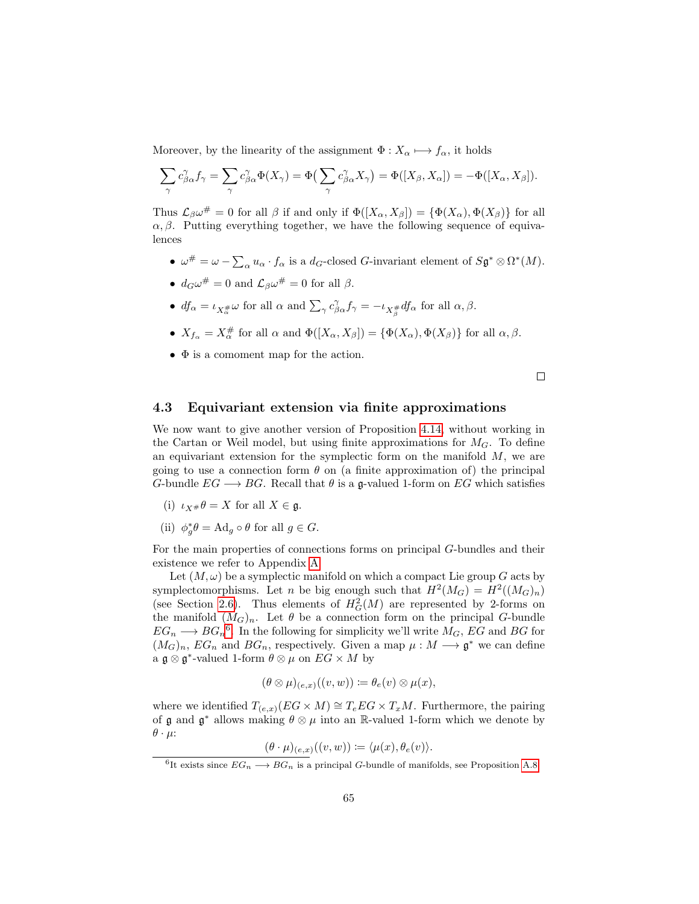Moreover, by the linearity of the assignment $\Phi : X_\alpha \longmapsto f_\alpha$, it holds

$$\sum_\gamma c^\gamma_{\beta\alpha} f_\gamma = \sum_\gamma c^\gamma_{\beta\alpha} \Phi(X_\gamma) = \Phi\big(\sum_\gamma c^\gamma_{\beta\alpha} X_\gamma\big) = \Phi([X_\beta, X_\alpha]) = -\Phi([X_\alpha, X_\beta]).$$

Thus $\mathcal{L}_\beta \omega^\# = 0$ for all $\beta$ if and only if $\Phi([X_\alpha, X_\beta]) = \{\Phi(X_\alpha), \Phi(X_\beta)\}$ for all $\alpha, \beta$. Putting everything together, we have the following sequence of equivalences

- $\omega^\# = \omega - \sum_\alpha u_\alpha \cdot f_\alpha$ is a $d_G$-closed $G$-invariant element of $S\mathfrak{g}^* \otimes \Omega^*(M)$.
- $d_G \omega^\# = 0$ and $\mathcal{L}_\beta \omega^\# = 0$ for all $\beta$.
- $df_\alpha = \iota_{X^\#_\alpha} \omega$ for all $\alpha$ and $\sum_\gamma c^\gamma_{\beta\alpha} f_\gamma = -\iota_{X^\#_\beta} df_\alpha$ for all $\alpha, \beta$.
- $X_{f_\alpha} = X^\#_\alpha$ for all $\alpha$ and $\Phi([X_\alpha, X_\beta]) = \{\Phi(X_\alpha), \Phi(X_\beta)\}$ for all $\alpha, \beta$.
- $\Phi$ is a comoment map for the action.

□

### 4.3 Equivariant extension via finite approximations

We now want to give another version of Proposition 4.14, without working in the Cartan or Weil model, but using finite approximations for $M_G$. To define an equivariant extension for the symplectic form on the manifold $M$, we are going to use a connection form $\theta$ on (a finite approximation of) the principal $G$-bundle $EG \longrightarrow BG$. Recall that $\theta$ is a $\mathfrak{g}$-valued 1-form on $EG$ which satisfies

(i) $\iota_{X^\#} \theta = X$ for all $X \in \mathfrak{g}$.

(ii) $\phi^*_g \theta = \mathrm{Ad}_g \circ \theta$ for all $g \in G$.

For the main properties of connections forms on principal $G$-bundles and their existence we refer to Appendix A.

Let $(M, \omega)$ be a symplectic manifold on which a compact Lie group $G$ acts by symplectomorphisms. Let $n$ be big enough such that $H^2(M_G) = H^2((M_G)_n)$ (see Section 2.6). Thus elements of $H^2_G(M)$ are represented by 2-forms on the manifold $(M_G)_n$. Let $\theta$ be a connection form on the principal $G$-bundle $EG_n \longrightarrow BG_n$[6]. In the following for simplicity we'll write $M_G$, $EG$ and $BG$ for $(M_G)_n$, $EG_n$ and $BG_n$, respectively. Given a map $\mu : M \longrightarrow \mathfrak{g}^*$ we can define a $\mathfrak{g} \otimes \mathfrak{g}^*$-valued 1-form $\theta \otimes \mu$ on $EG \times M$ by

$$(\theta \otimes \mu)_{(e,x)}((v, w)) \coloneqq \theta_e(v) \otimes \mu(x),$$

where we identified $T_{(e,x)}(EG \times M) \cong T_e EG \times T_x M$. Furthermore, the pairing of $\mathfrak{g}$ and $\mathfrak{g}^*$ allows making $\theta \otimes \mu$ into an $\mathbb{R}$-valued 1-form which we denote by $\theta \cdot \mu$:

$$(\theta \cdot \mu)_{(e,x)}((v, w)) \coloneqq \langle \mu(x), \theta_e(v) \rangle.$$

[6] It exists since $EG_n \longrightarrow BG_n$ is a principal $G$-bundle of manifolds, see Proposition A.8.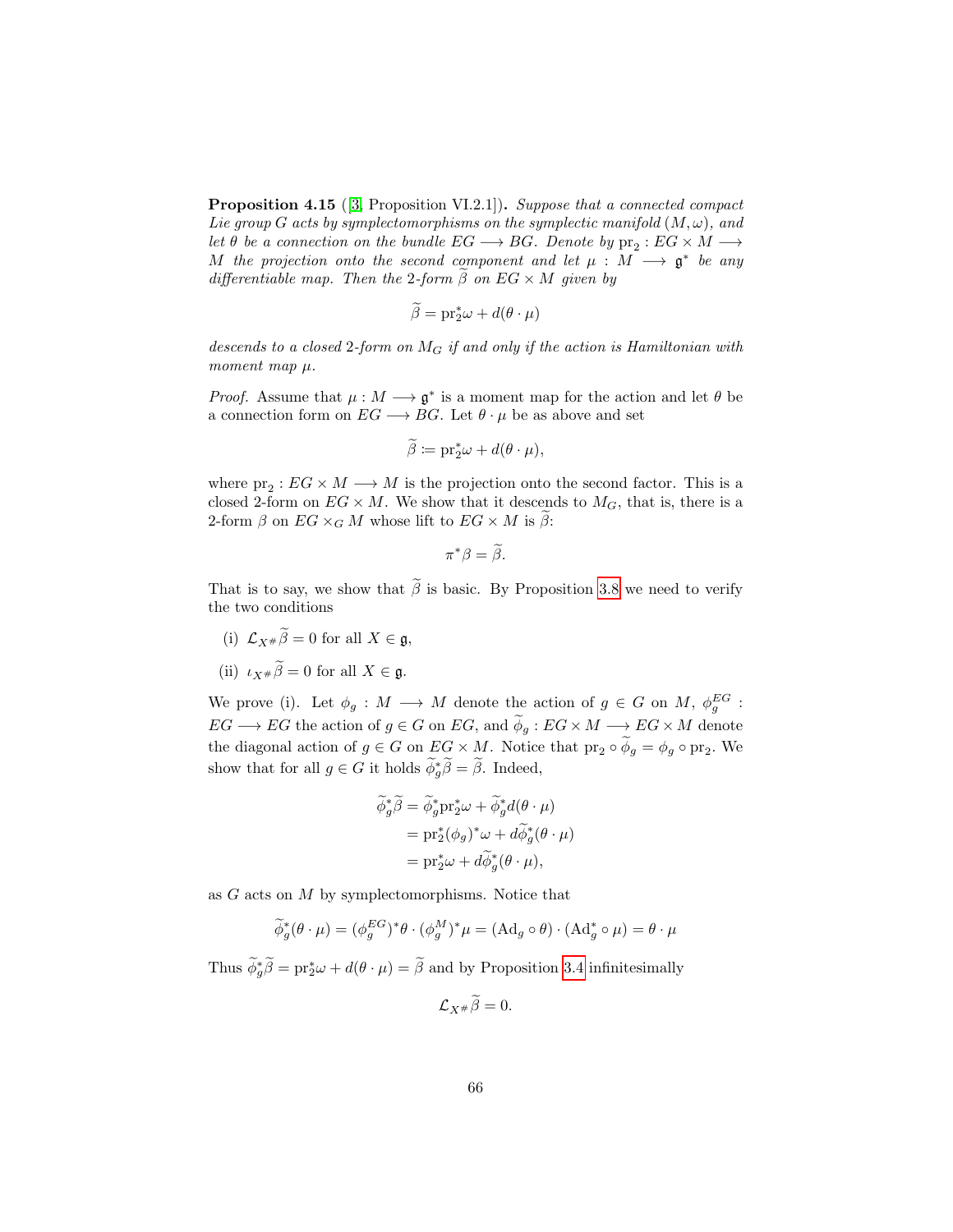**Proposition 4.15** ([3, Proposition VI.2.1])**.** *Suppose that a connected compact Lie group $G$ acts by symplectomorphisms on the symplectic manifold $(M, \omega)$, and let $\theta$ be a connection on the bundle $EG \longrightarrow BG$. Denote by $\mathrm{pr}_2 : EG \times M \longrightarrow M$ the projection onto the second component and let $\mu : M \longrightarrow \mathfrak{g}^*$ be any differentiable map. Then the 2-form $\widetilde{\beta}$ on $EG \times M$ given by*

$$\widetilde{\beta} = \mathrm{pr}_2^* \omega + d(\theta \cdot \mu)$$

*descends to a closed 2-form on $M_G$ if and only if the action is Hamiltonian with moment map $\mu$.*

*Proof.* Assume that $\mu : M \longrightarrow \mathfrak{g}^*$ is a moment map for the action and let $\theta$ be a connection form on $EG \longrightarrow BG$. Let $\theta \cdot \mu$ be as above and set

$$\widetilde{\beta} \coloneqq \mathrm{pr}_2^* \omega + d(\theta \cdot \mu),$$

where $\mathrm{pr}_2 : EG \times M \longrightarrow M$ is the projection onto the second factor. This is a closed 2-form on $EG \times M$. We show that it descends to $M_G$, that is, there is a 2-form $\beta$ on $EG \times_G M$ whose lift to $EG \times M$ is $\widetilde{\beta}$:

$$\pi^* \beta = \widetilde{\beta}.$$

That is to say, we show that $\widetilde{\beta}$ is basic. By Proposition 3.8 we need to verify the two conditions

(i) $\mathcal{L}_{X^\#} \widetilde{\beta} = 0$ for all $X \in \mathfrak{g}$,

(ii) $\iota_{X^\#} \widetilde{\beta} = 0$ for all $X \in \mathfrak{g}$.

We prove (i). Let $\phi_g : M \longrightarrow M$ denote the action of $g \in G$ on $M$, $\phi_g^{EG} : EG \longrightarrow EG$ the action of $g \in G$ on $EG$, and $\widetilde{\phi}_g : EG \times M \longrightarrow EG \times M$ denote the diagonal action of $g \in G$ on $EG \times M$. Notice that $\mathrm{pr}_2 \circ \widetilde{\phi}_g = \phi_g \circ \mathrm{pr}_2$. We show that for all $g \in G$ it holds $\widetilde{\phi}_g^* \widetilde{\beta} = \widetilde{\beta}$. Indeed,

$$\begin{aligned}
\widetilde{\phi}_g^* \widetilde{\beta} &= \widetilde{\phi}_g^* \mathrm{pr}_2^* \omega + \widetilde{\phi}_g^* d(\theta \cdot \mu) \\
&= \mathrm{pr}_2^* (\phi_g)^* \omega + d\widetilde{\phi}_g^* (\theta \cdot \mu) \\
&= \mathrm{pr}_2^* \omega + d\widetilde{\phi}_g^* (\theta \cdot \mu),
\end{aligned}$$

as $G$ acts on $M$ by symplectomorphisms. Notice that

$$\widetilde{\phi}_g^* (\theta \cdot \mu) = (\phi_g^{EG})^* \theta \cdot (\phi_g^M)^* \mu = (\mathrm{Ad}_g \circ \theta) \cdot (\mathrm{Ad}_g^* \circ \mu) = \theta \cdot \mu$$

Thus $\widetilde{\phi}_g^* \widetilde{\beta} = \mathrm{pr}_2^* \omega + d(\theta \cdot \mu) = \widetilde{\beta}$ and by Proposition 3.4 infinitesimally

$$\mathcal{L}_{X^\#} \widetilde{\beta} = 0.$$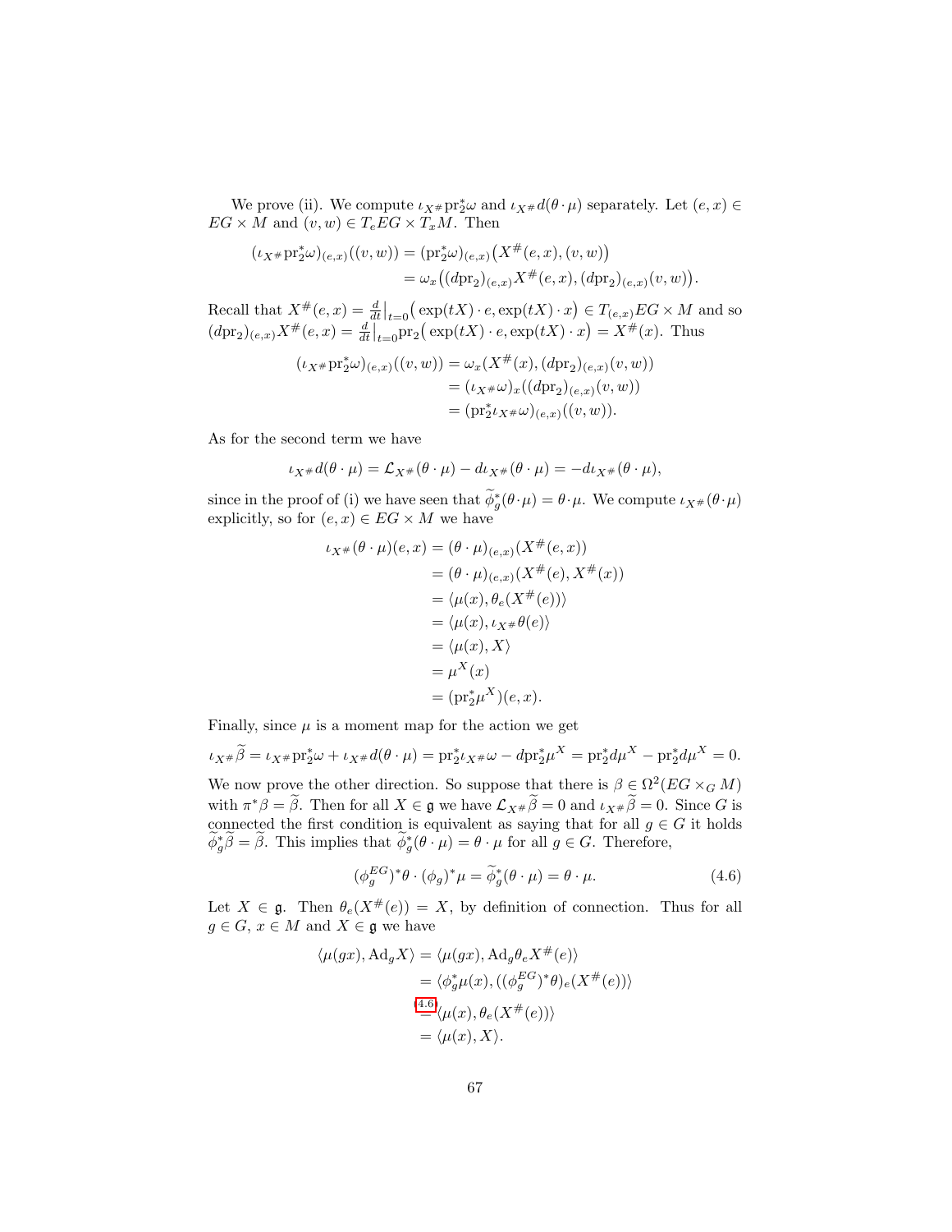We prove (ii). We compute $\iota_{X^\#}\mathrm{pr}_2^*\omega$ and $\iota_{X^\#}d(\theta\cdot\mu)$ separately. Let $(e,x)\in EG\times M$ and $(v,w)\in T_eEG\times T_xM$. Then

$$\begin{aligned}(\iota_{X^\#}\mathrm{pr}_2^*\omega)_{(e,x)}((v,w)) &= (\mathrm{pr}_2^*\omega)_{(e,x)}\big(X^\#(e,x),(v,w)\big)\\ &= \omega_x\big((d\mathrm{pr}_2)_{(e,x)}X^\#(e,x),(d\mathrm{pr}_2)_{(e,x)}(v,w)\big).\end{aligned}$$

Recall that $X^\#(e,x)=\frac{d}{dt}\big|_{t=0}\big(\exp(tX)\cdot e,\exp(tX)\cdot x\big)\in T_{(e,x)}EG\times M$ and so $(d\mathrm{pr}_2)_{(e,x)}X^\#(e,x)=\frac{d}{dt}\big|_{t=0}\mathrm{pr}_2\big(\exp(tX)\cdot e,\exp(tX)\cdot x\big)=X^\#(x)$. Thus

$$\begin{aligned}(\iota_{X^\#}\mathrm{pr}_2^*\omega)_{(e,x)}((v,w)) &= \omega_x(X^\#(x),(d\mathrm{pr}_2)_{(e,x)}(v,w))\\ &= (\iota_{X^\#}\omega)_x((d\mathrm{pr}_2)_{(e,x)}(v,w))\\ &= (\mathrm{pr}_2^*\iota_{X^\#}\omega)_{(e,x)}((v,w)).\end{aligned}$$

As for the second term we have

$$\iota_{X^\#}d(\theta\cdot\mu)=\mathcal{L}_{X^\#}(\theta\cdot\mu)-d\iota_{X^\#}(\theta\cdot\mu)=-d\iota_{X^\#}(\theta\cdot\mu),$$

since in the proof of (i) we have seen that $\widetilde{\phi}_g^*(\theta\cdot\mu)=\theta\cdot\mu$. We compute $\iota_{X^\#}(\theta\cdot\mu)$ explicitly, so for $(e,x)\in EG\times M$ we have

$$\begin{aligned}\iota_{X^\#}(\theta\cdot\mu)(e,x) &= (\theta\cdot\mu)_{(e,x)}(X^\#(e,x))\\ &= (\theta\cdot\mu)_{(e,x)}(X^\#(e),X^\#(x))\\ &= \langle\mu(x),\theta_e(X^\#(e))\rangle\\ &= \langle\mu(x),\iota_{X^\#}\theta(e)\rangle\\ &= \langle\mu(x),X\rangle\\ &= \mu^X(x)\\ &= (\mathrm{pr}_2^*\mu^X)(e,x).\end{aligned}$$

Finally, since $\mu$ is a moment map for the action we get

$$\iota_{X^\#}\widetilde{\beta}=\iota_{X^\#}\mathrm{pr}_2^*\omega+\iota_{X^\#}d(\theta\cdot\mu)=\mathrm{pr}_2^*\iota_{X^\#}\omega-d\mathrm{pr}_2^*\mu^X=\mathrm{pr}_2^*d\mu^X-\mathrm{pr}_2^*d\mu^X=0.$$

We now prove the other direction. So suppose that there is $\beta\in\Omega^2(EG\times_G M)$ with $\pi^*\beta=\widetilde{\beta}$. Then for all $X\in\mathfrak{g}$ we have $\mathcal{L}_{X^\#}\widetilde{\beta}=0$ and $\iota_{X^\#}\widetilde{\beta}=0$. Since $G$ is connected the first condition is equivalent as saying that for all $g\in G$ it holds $\widetilde{\phi}_g^*\widetilde{\beta}=\widetilde{\beta}$. This implies that $\widetilde{\phi}_g^*(\theta\cdot\mu)=\theta\cdot\mu$ for all $g\in G$. Therefore,

$$(\phi_g^{EG})^*\theta\cdot(\phi_g)^*\mu=\widetilde{\phi}_g^*(\theta\cdot\mu)=\theta\cdot\mu. \tag{4.6}$$

Let $X\in\mathfrak{g}$. Then $\theta_e(X^\#(e))=X$, by definition of connection. Thus for all $g\in G$, $x\in M$ and $X\in\mathfrak{g}$ we have

$$\begin{aligned}\langle\mu(gx),\mathrm{Ad}_gX\rangle &= \langle\mu(gx),\mathrm{Ad}_g\theta_eX^\#(e)\rangle\\ &= \langle\phi_g^*\mu(x),((\phi_g^{EG})^*\theta)_e(X^\#(e))\rangle\\ &\overset{(4.6)}{=} \langle\mu(x),\theta_e(X^\#(e))\rangle\\ &= \langle\mu(x),X\rangle.\end{aligned}$$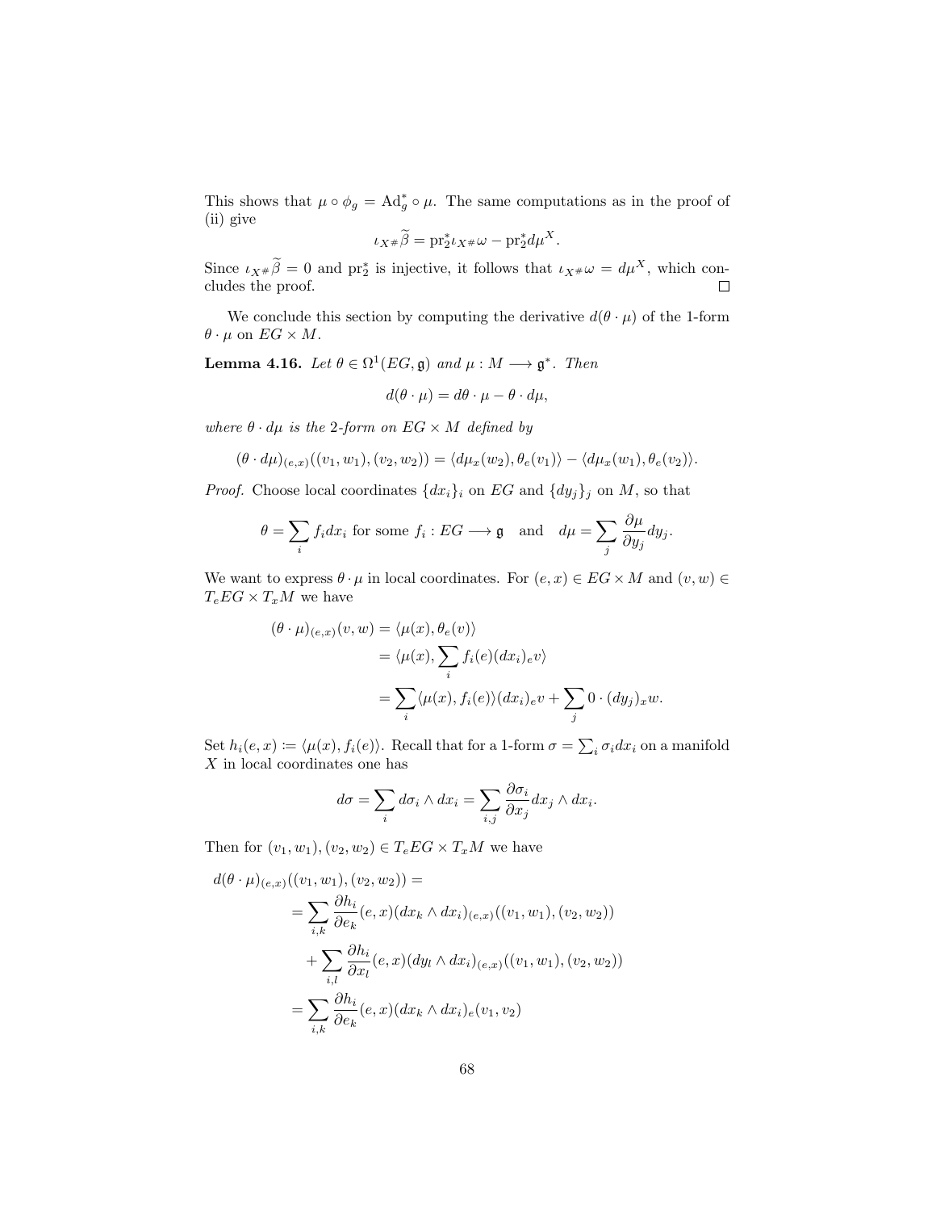This shows that $\mu \circ \phi_g = \mathrm{Ad}_g^* \circ \mu$. The same computations as in the proof of (ii) give

$$\iota_{X^\#}\widetilde{\beta} = \mathrm{pr}_2^* \iota_{X^\#}\omega - \mathrm{pr}_2^* d\mu^X.$$

Since $\iota_{X^\#}\widetilde{\beta} = 0$ and $\mathrm{pr}_2^*$ is injective, it follows that $\iota_{X^\#}\omega = d\mu^X$, which concludes the proof. $\square$

We conclude this section by computing the derivative $d(\theta \cdot \mu)$ of the 1-form $\theta \cdot \mu$ on $EG \times M$.

**Lemma 4.16.** *Let $\theta \in \Omega^1(EG, \mathfrak{g})$ and $\mu : M \longrightarrow \mathfrak{g}^*$. Then*

$$d(\theta \cdot \mu) = d\theta \cdot \mu - \theta \cdot d\mu,$$

*where $\theta \cdot d\mu$ is the 2-form on $EG \times M$ defined by*

$$(\theta \cdot d\mu)_{(e,x)}((v_1, w_1), (v_2, w_2)) = \langle d\mu_x(w_2), \theta_e(v_1)\rangle - \langle d\mu_x(w_1), \theta_e(v_2)\rangle.$$

*Proof.* Choose local coordinates $\{dx_i\}_i$ on $EG$ and $\{dy_j\}_j$ on $M$, so that

$$\theta = \sum_i f_i dx_i \text{ for some } f_i : EG \longrightarrow \mathfrak{g} \quad \text{and} \quad d\mu = \sum_j \frac{\partial \mu}{\partial y_j} dy_j.$$

We want to express $\theta \cdot \mu$ in local coordinates. For $(e, x) \in EG \times M$ and $(v, w) \in T_eEG \times T_xM$ we have

$$\begin{aligned}
(\theta \cdot \mu)_{(e,x)}(v, w) &= \langle \mu(x), \theta_e(v)\rangle \\
&= \langle \mu(x), \sum_i f_i(e)(dx_i)_e v\rangle \\
&= \sum_i \langle \mu(x), f_i(e)\rangle (dx_i)_e v + \sum_j 0 \cdot (dy_j)_x w.
\end{aligned}$$

Set $h_i(e, x) := \langle \mu(x), f_i(e)\rangle$. Recall that for a 1-form $\sigma = \sum_i \sigma_i dx_i$ on a manifold $X$ in local coordinates one has

$$d\sigma = \sum_i d\sigma_i \wedge dx_i = \sum_{i,j} \frac{\partial \sigma_i}{\partial x_j} dx_j \wedge dx_i.$$

Then for $(v_1, w_1), (v_2, w_2) \in T_eEG \times T_xM$ we have

$$\begin{aligned}
d(\theta \cdot \mu)_{(e,x)}((v_1, w_1), (v_2, w_2)) = \\
&= \sum_{i,k} \frac{\partial h_i}{\partial e_k}(e, x)(dx_k \wedge dx_i)_{(e,x)}((v_1, w_1), (v_2, w_2)) \\
&\quad + \sum_{i,l} \frac{\partial h_i}{\partial x_l}(e, x)(dy_l \wedge dx_i)_{(e,x)}((v_1, w_1), (v_2, w_2)) \\
&= \sum_{i,k} \frac{\partial h_i}{\partial e_k}(e, x)(dx_k \wedge dx_i)_e(v_1, v_2)
\end{aligned}$$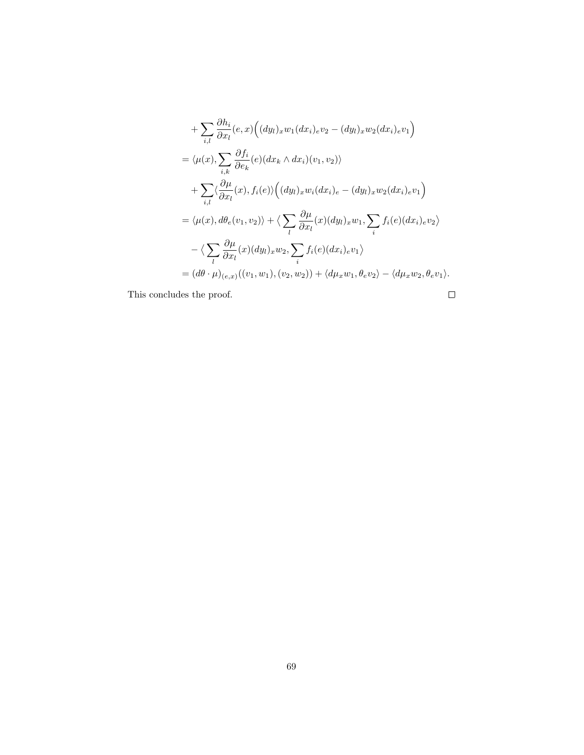$$
\begin{aligned}
&+ \sum_{i,l} \frac{\partial h_i}{\partial x_l}(e,x)\Big( (dy_l)_x w_1 (dx_i)_e v_2 - (dy_l)_x w_2 (dx_i)_e v_1 \Big) \\
&= \langle \mu(x), \sum_{i,k} \frac{\partial f_i}{\partial e_k}(e)(dx_k \wedge dx_i)(v_1, v_2) \rangle \\
&\quad + \sum_{i,l} \langle \frac{\partial \mu}{\partial x_l}(x), f_i(e) \rangle \Big( (dy_l)_x w_i (dx_i)_e - (dy_l)_x w_2 (dx_i)_e v_1 \Big) \\
&= \langle \mu(x), d\theta_e(v_1, v_2) \rangle + \Big\langle \sum_l \frac{\partial \mu}{\partial x_l}(x)(dy_l)_x w_1, \sum_i f_i(e)(dx_i)_e v_2 \Big\rangle \\
&\quad - \Big\langle \sum_l \frac{\partial \mu}{\partial x_l}(x)(dy_l)_x w_2, \sum_i f_i(e)(dx_i)_e v_1 \Big\rangle \\
&= (d\theta \cdot \mu)_{(e,x)}((v_1, w_1), (v_2, w_2)) + \langle d\mu_x w_1, \theta_e v_2 \rangle - \langle d\mu_x w_2, \theta_e v_1 \rangle.
\end{aligned}
$$

This concludes the proof. □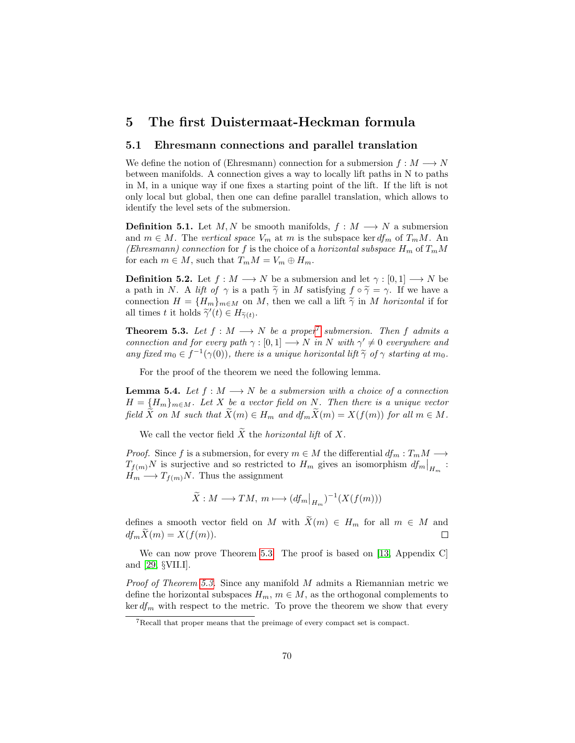# 5 The first Duistermaat-Heckman formula

## 5.1 Ehresmann connections and parallel translation

We define the notion of (Ehresmann) connection for a submersion $f : M \longrightarrow N$ between manifolds. A connection gives a way to locally lift paths in N to paths in M, in a unique way if one fixes a starting point of the lift. If the lift is not only local but global, then one can define parallel translation, which allows to identify the level sets of the submersion.

**Definition 5.1.** Let $M, N$ be smooth manifolds, $f : M \longrightarrow N$ a submersion and $m \in M$. The *vertical space* $V_m$ at $m$ is the subspace $\ker df_m$ of $T_mM$. An *(Ehresmann) connection* for $f$ is the choice of a *horizontal subspace* $H_m$ of $T_mM$ for each $m \in M$, such that $T_mM = V_m \oplus H_m$.

**Definition 5.2.** Let $f : M \longrightarrow N$ be a submersion and let $\gamma : [0,1] \longrightarrow N$ be a path in $N$. A *lift of* $\gamma$ is a path $\widetilde{\gamma}$ in $M$ satisfying $f \circ \widetilde{\gamma} = \gamma$. If we have a connection $H = \{H_m\}_{m \in M}$ on $M$, then we call a lift $\widetilde{\gamma}$ in $M$ *horizontal* if for all times $t$ it holds $\widetilde{\gamma}'(t) \in H_{\widetilde{\gamma}(t)}$.

**Theorem 5.3.** *Let $f : M \longrightarrow N$ be a proper[7] submersion. Then $f$ admits a connection and for every path $\gamma : [0,1] \longrightarrow N$ in $N$ with $\gamma' \neq 0$ everywhere and any fixed $m_0 \in f^{-1}(\gamma(0))$, there is a unique horizontal lift $\widetilde{\gamma}$ of $\gamma$ starting at $m_0$.*

For the proof of the theorem we need the following lemma.

**Lemma 5.4.** *Let $f : M \longrightarrow N$ be a submersion with a choice of a connection $H = \{H_m\}_{m \in M}$. Let $X$ be a vector field on $N$. Then there is a unique vector field $\widetilde{X}$ on $M$ such that $\widetilde{X}(m) \in H_m$ and $df_m\widetilde{X}(m) = X(f(m))$ for all $m \in M$.*

We call the vector field $\widetilde{X}$ the *horizontal lift* of $X$.

*Proof.* Since $f$ is a submersion, for every $m \in M$ the differential $df_m : T_mM \longrightarrow T_{f(m)}N$ is surjective and so restricted to $H_m$ gives an isomorphism $df_m\big|_{H_m} : H_m \longrightarrow T_{f(m)}N$. Thus the assignment

$$\widetilde{X} : M \longrightarrow TM,\ m \longmapsto (df_m\big|_{H_m})^{-1}(X(f(m)))$$

defines a smooth vector field on $M$ with $\widetilde{X}(m) \in H_m$ for all $m \in M$ and $df_m\widetilde{X}(m) = X(f(m))$. □

We can now prove Theorem 5.3. The proof is based on [13, Appendix C] and [29, §VII.I].

*Proof of Theorem 5.3.* Since any manifold $M$ admits a Riemannian metric we define the horizontal subspaces $H_m$, $m \in M$, as the orthogonal complements to $\ker df_m$ with respect to the metric. To prove the theorem we show that every

[7] Recall that proper means that the preimage of every compact set is compact.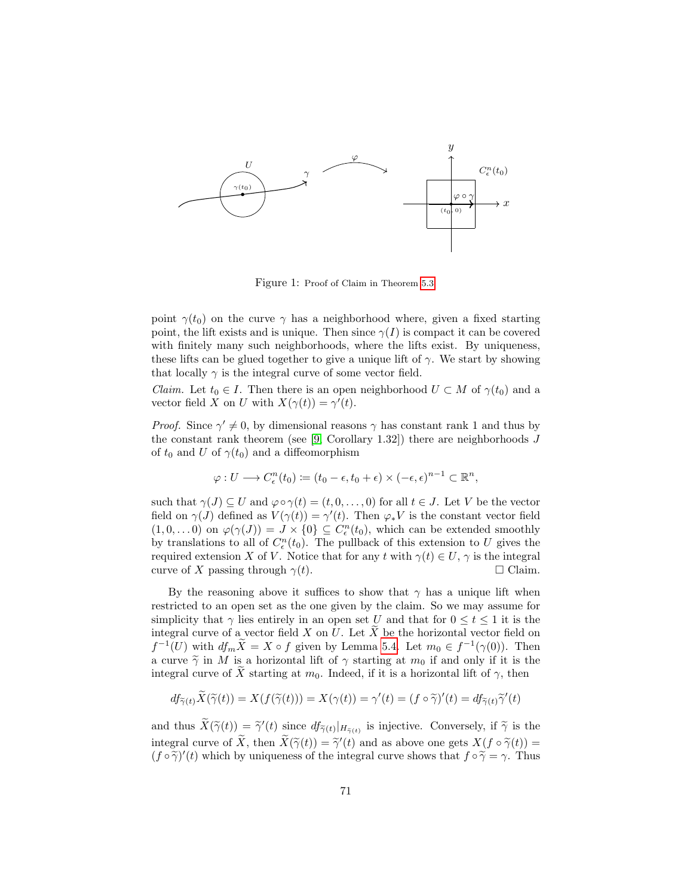Figure 1: Proof of Claim in Theorem 5.3

point $\gamma(t_0)$ on the curve $\gamma$ has a neighborhood where, given a fixed starting point, the lift exists and is unique. Then since $\gamma(I)$ is compact it can be covered with finitely many such neighborhoods, where the lifts exist. By uniqueness, these lifts can be glued together to give a unique lift of $\gamma$. We start by showing that locally $\gamma$ is the integral curve of some vector field.

*Claim.* Let $t_0 \in I$. Then there is an open neighborhood $U \subset M$ of $\gamma(t_0)$ and a vector field $X$ on $U$ with $X(\gamma(t)) = \gamma'(t)$.

*Proof.* Since $\gamma' \neq 0$, by dimensional reasons $\gamma$ has constant rank 1 and thus by the constant rank theorem (see [9, Corollary 1.32]) there are neighborhoods $J$ of $t_0$ and $U$ of $\gamma(t_0)$ and a diffeomorphism

$$\varphi : U \longrightarrow C^n_\epsilon(t_0) \coloneqq (t_0 - \epsilon, t_0 + \epsilon) \times (-\epsilon, \epsilon)^{n-1} \subset \mathbb{R}^n,$$

such that $\gamma(J) \subseteq U$ and $\varphi \circ \gamma(t) = (t, 0, \dots, 0)$ for all $t \in J$. Let $V$ be the vector field on $\gamma(J)$ defined as $V(\gamma(t)) = \gamma'(t)$. Then $\varphi_* V$ is the constant vector field $(1, 0, \dots 0)$ on $\varphi(\gamma(J)) = J \times \{0\} \subseteq C^n_\epsilon(t_0)$, which can be extended smoothly by translations to all of $C^n_\epsilon(t_0)$. The pullback of this extension to $U$ gives the required extension $X$ of $V$. Notice that for any $t$ with $\gamma(t) \in U$, $\gamma$ is the integral curve of $X$ passing through $\gamma(t)$. □ Claim.

By the reasoning above it suffices to show that $\gamma$ has a unique lift when restricted to an open set as the one given by the claim. So we may assume for simplicity that $\gamma$ lies entirely in an open set $U$ and that for $0 \le t \le 1$ it is the integral curve of a vector field $X$ on $U$. Let $\widetilde{X}$ be the horizontal vector field on $f^{-1}(U)$ with $df_m \widetilde{X} = X \circ f$ given by Lemma 5.4. Let $m_0 \in f^{-1}(\gamma(0))$. Then a curve $\widetilde{\gamma}$ in $M$ is a horizontal lift of $\gamma$ starting at $m_0$ if and only if it is the integral curve of $\widetilde{X}$ starting at $m_0$. Indeed, if it is a horizontal lift of $\gamma$, then

$$df_{\widetilde{\gamma}(t)} \widetilde{X}(\widetilde{\gamma}(t)) = X(f(\widetilde{\gamma}(t))) = X(\gamma(t)) = \gamma'(t) = (f \circ \widetilde{\gamma})'(t) = df_{\widetilde{\gamma}(t)} \widetilde{\gamma}'(t)$$

and thus $\widetilde{X}(\widetilde{\gamma}(t)) = \widetilde{\gamma}'(t)$ since $df_{\widetilde{\gamma}(t)}|_{H_{\widetilde{\gamma}(t)}}$ is injective. Conversely, if $\widetilde{\gamma}$ is the integral curve of $\widetilde{X}$, then $\widetilde{X}(\widetilde{\gamma}(t)) = \widetilde{\gamma}'(t)$ and as above one gets $X(f \circ \widetilde{\gamma}(t)) = (f \circ \widetilde{\gamma})'(t)$ which by uniqueness of the integral curve shows that $f \circ \widetilde{\gamma} = \gamma$. Thus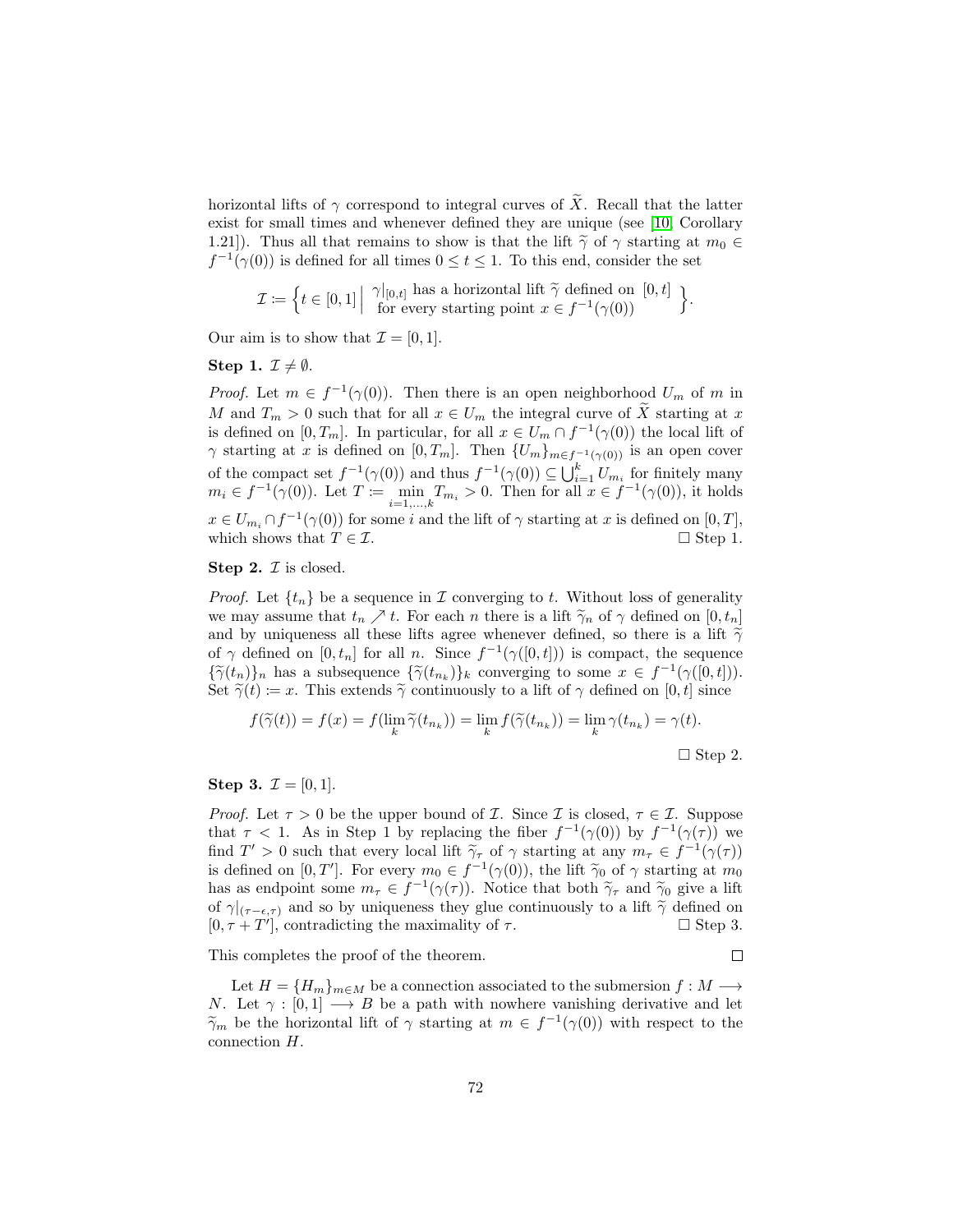horizontal lifts of $\gamma$ correspond to integral curves of $\widetilde{X}$. Recall that the latter exist for small times and whenever defined they are unique (see [10, Corollary 1.21]). Thus all that remains to show is that the lift $\widetilde{\gamma}$ of $\gamma$ starting at $m_0 \in f^{-1}(\gamma(0))$ is defined for all times $0 \leq t \leq 1$. To this end, consider the set

$$\mathcal{I} \coloneqq \left\{ t \in [0,1] \;\middle|\; \begin{array}{l} \gamma|_{[0,t]} \text{ has a horizontal lift } \widetilde{\gamma} \text{ defined on } [0,t] \\ \text{for every starting point } x \in f^{-1}(\gamma(0)) \end{array} \right\}.$$

Our aim is to show that $\mathcal{I} = [0,1]$.

**Step 1.** $\mathcal{I} \neq \emptyset$.

*Proof.* Let $m \in f^{-1}(\gamma(0))$. Then there is an open neighborhood $U_m$ of $m$ in $M$ and $T_m > 0$ such that for all $x \in U_m$ the integral curve of $\widetilde{X}$ starting at $x$ is defined on $[0, T_m]$. In particular, for all $x \in U_m \cap f^{-1}(\gamma(0))$ the local lift of $\gamma$ starting at $x$ is defined on $[0, T_m]$. Then $\{U_m\}_{m \in f^{-1}(\gamma(0))}$ is an open cover of the compact set $f^{-1}(\gamma(0))$ and thus $f^{-1}(\gamma(0)) \subseteq \bigcup_{i=1}^{k} U_{m_i}$ for finitely many $m_i \in f^{-1}(\gamma(0))$. Let $T \coloneqq \min_{i=1,\dots,k} T_{m_i} > 0$. Then for all $x \in f^{-1}(\gamma(0))$, it holds $x \in U_{m_i} \cap f^{-1}(\gamma(0))$ for some $i$ and the lift of $\gamma$ starting at $x$ is defined on $[0, T]$, which shows that $T \in \mathcal{I}$. ☐ Step 1.

**Step 2.** $\mathcal{I}$ is closed.

*Proof.* Let $\{t_n\}$ be a sequence in $\mathcal{I}$ converging to $t$. Without loss of generality we may assume that $t_n \nearrow t$. For each $n$ there is a lift $\widetilde{\gamma}_n$ of $\gamma$ defined on $[0, t_n]$ and by uniqueness all these lifts agree whenever defined, so there is a lift $\widetilde{\gamma}$ of $\gamma$ defined on $[0, t_n]$ for all $n$. Since $f^{-1}(\gamma([0,t]))$ is compact, the sequence $\{\widetilde{\gamma}(t_n)\}_n$ has a subsequence $\{\widetilde{\gamma}(t_{n_k})\}_k$ converging to some $x \in f^{-1}(\gamma([0,t]))$. Set $\widetilde{\gamma}(t) \coloneqq x$. This extends $\widetilde{\gamma}$ continuously to a lift of $\gamma$ defined on $[0,t]$ since

$$f(\widetilde{\gamma}(t)) = f(x) = f(\lim_k \widetilde{\gamma}(t_{n_k})) = \lim_k f(\widetilde{\gamma}(t_{n_k})) = \lim_k \gamma(t_{n_k}) = \gamma(t).$$

☐ Step 2.

**Step 3.** $\mathcal{I} = [0,1]$.

*Proof.* Let $\tau > 0$ be the upper bound of $\mathcal{I}$. Since $\mathcal{I}$ is closed, $\tau \in \mathcal{I}$. Suppose that $\tau < 1$. As in Step 1 by replacing the fiber $f^{-1}(\gamma(0))$ by $f^{-1}(\gamma(\tau))$ we find $T' > 0$ such that every local lift $\widetilde{\gamma}_\tau$ of $\gamma$ starting at any $m_\tau \in f^{-1}(\gamma(\tau))$ is defined on $[0, T']$. For every $m_0 \in f^{-1}(\gamma(0))$, the lift $\widetilde{\gamma}_0$ of $\gamma$ starting at $m_0$ has as endpoint some $m_\tau \in f^{-1}(\gamma(\tau))$. Notice that both $\widetilde{\gamma}_\tau$ and $\widetilde{\gamma}_0$ give a lift of $\gamma|_{(\tau-\epsilon,\tau)}$ and so by uniqueness they glue continuously to a lift $\widetilde{\gamma}$ defined on $[0, \tau + T']$, contradicting the maximality of $\tau$. ☐ Step 3.

This completes the proof of the theorem. ☐

Let $H = \{H_m\}_{m \in M}$ be a connection associated to the submersion $f : M \longrightarrow N$. Let $\gamma : [0,1] \longrightarrow B$ be a path with nowhere vanishing derivative and let $\widetilde{\gamma}_m$ be the horizontal lift of $\gamma$ starting at $m \in f^{-1}(\gamma(0))$ with respect to the connection $H$.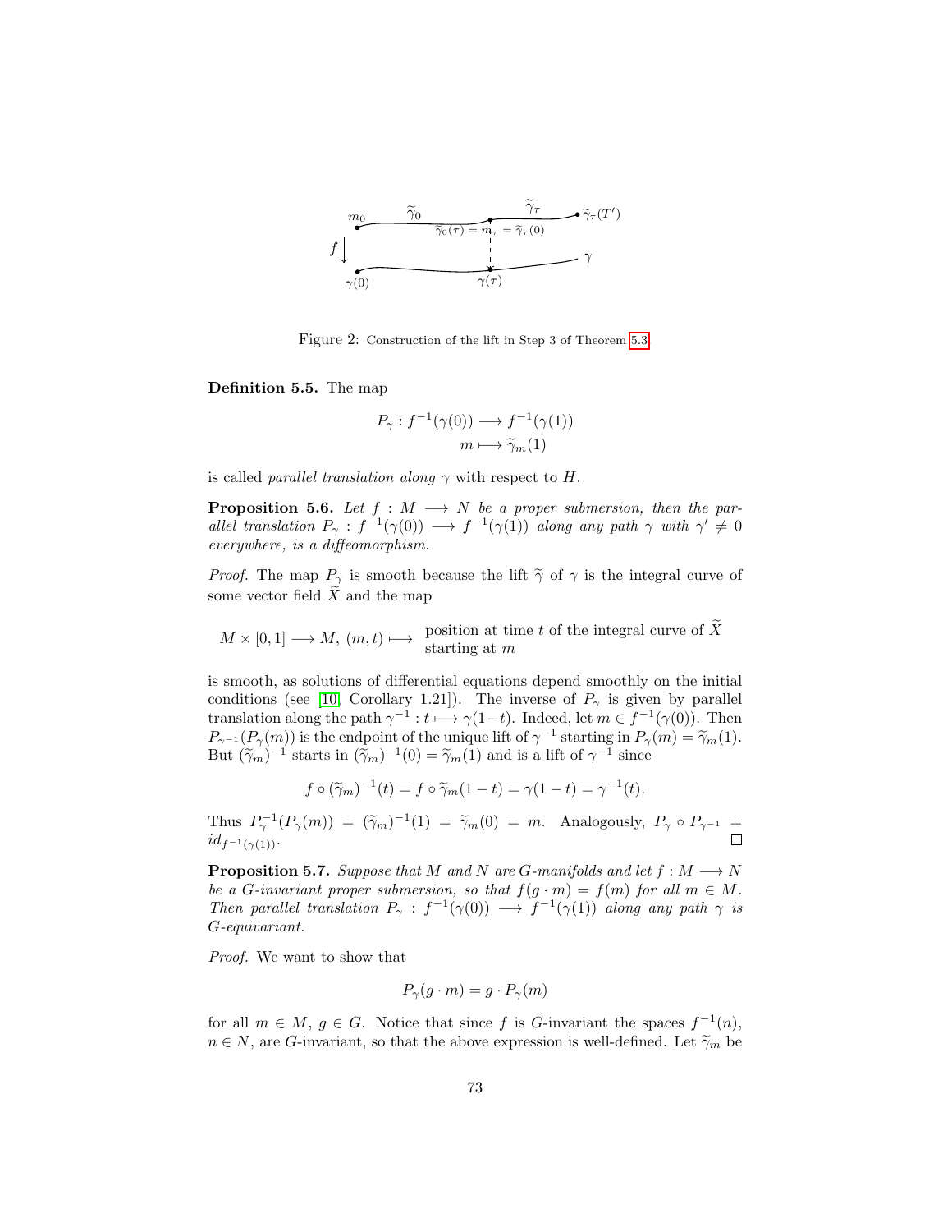Figure 2: Construction of the lift in Step 3 of Theorem 5.3

**Definition 5.5.** The map

$$P_\gamma : f^{-1}(\gamma(0)) \longrightarrow f^{-1}(\gamma(1))$$
$$m \longmapsto \widetilde{\gamma}_m(1)$$

is called *parallel translation along* $\gamma$ with respect to $H$.

**Proposition 5.6.** *Let $f : M \longrightarrow N$ be a proper submersion, then the parallel translation $P_\gamma : f^{-1}(\gamma(0)) \longrightarrow f^{-1}(\gamma(1))$ along any path $\gamma$ with $\gamma' \neq 0$ everywhere, is a diffeomorphism.*

*Proof.* The map $P_\gamma$ is smooth because the lift $\widetilde{\gamma}$ of $\gamma$ is the integral curve of some vector field $\widetilde{X}$ and the map

$$M \times [0,1] \longrightarrow M,\ (m,t) \longmapsto \begin{array}{l}\text{position at time } t \text{ of the integral curve of } \widetilde{X} \\ \text{starting at } m\end{array}$$

is smooth, as solutions of differential equations depend smoothly on the initial conditions (see [10, Corollary 1.21]). The inverse of $P_\gamma$ is given by parallel translation along the path $\gamma^{-1} : t \longmapsto \gamma(1-t)$. Indeed, let $m \in f^{-1}(\gamma(0))$. Then $P_{\gamma^{-1}}(P_\gamma(m))$ is the endpoint of the unique lift of $\gamma^{-1}$ starting in $P_\gamma(m) = \widetilde{\gamma}_m(1)$. But $(\widetilde{\gamma}_m)^{-1}$ starts in $(\widetilde{\gamma}_m)^{-1}(0) = \widetilde{\gamma}_m(1)$ and is a lift of $\gamma^{-1}$ since

$$f \circ (\widetilde{\gamma}_m)^{-1}(t) = f \circ \widetilde{\gamma}_m(1-t) = \gamma(1-t) = \gamma^{-1}(t).$$

Thus $P_\gamma^{-1}(P_\gamma(m)) = (\widetilde{\gamma}_m)^{-1}(1) = \widetilde{\gamma}_m(0) = m$. Analogously, $P_\gamma \circ P_{\gamma^{-1}} = id_{f^{-1}(\gamma(1))}$. □

**Proposition 5.7.** *Suppose that $M$ and $N$ are $G$-manifolds and let $f : M \longrightarrow N$ be a $G$-invariant proper submersion, so that $f(g \cdot m) = f(m)$ for all $m \in M$. Then parallel translation $P_\gamma : f^{-1}(\gamma(0)) \longrightarrow f^{-1}(\gamma(1))$ along any path $\gamma$ is $G$-equivariant.*

*Proof.* We want to show that

$$P_\gamma(g \cdot m) = g \cdot P_\gamma(m)$$

for all $m \in M$, $g \in G$. Notice that since $f$ is $G$-invariant the spaces $f^{-1}(n)$, $n \in N$, are $G$-invariant, so that the above expression is well-defined. Let $\widetilde{\gamma}_m$ be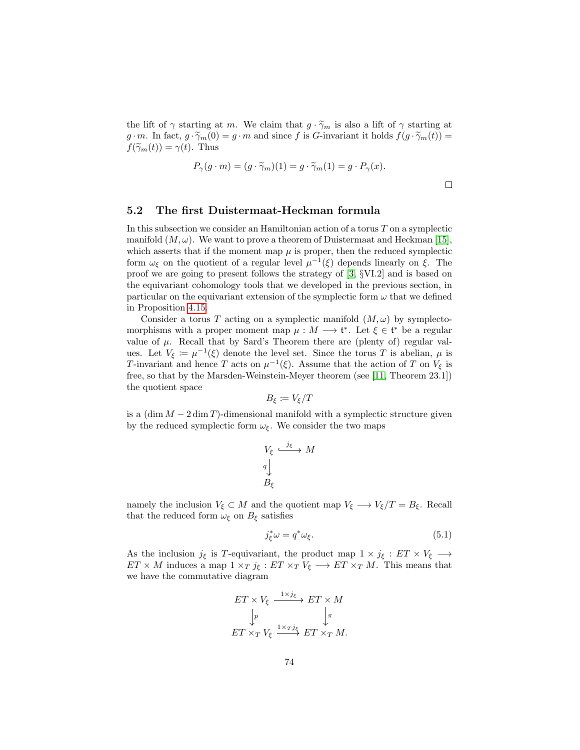the lift of $\gamma$ starting at $m$. We claim that $g \cdot \widetilde{\gamma}_m$ is also a lift of $\gamma$ starting at $g \cdot m$. In fact, $g \cdot \widetilde{\gamma}_m(0) = g \cdot m$ and since $f$ is $G$-invariant it holds $f(g \cdot \widetilde{\gamma}_m(t)) = f(\widetilde{\gamma}_m(t)) = \gamma(t)$. Thus

$$P_\gamma(g \cdot m) = (g \cdot \widetilde{\gamma}_m)(1) = g \cdot \widetilde{\gamma}_m(1) = g \cdot P_\gamma(x).$$

□

## 5.2 The first Duistermaat-Heckman formula

In this subsection we consider an Hamiltonian action of a torus $T$ on a symplectic manifold $(M, \omega)$. We want to prove a theorem of Duistermaat and Heckman [15], which asserts that if the moment map $\mu$ is proper, then the reduced symplectic form $\omega_\xi$ on the quotient of a regular level $\mu^{-1}(\xi)$ depends linearly on $\xi$. The proof we are going to present follows the strategy of [3, §VI.2] and is based on the equivariant cohomology tools that we developed in the previous section, in particular on the equivariant extension of the symplectic form $\omega$ that we defined in Proposition 4.15.

Consider a torus $T$ acting on a symplectic manifold $(M, \omega)$ by symplectomorphisms with a proper moment map $\mu : M \longrightarrow \mathfrak{t}^*$. Let $\xi \in \mathfrak{t}^*$ be a regular value of $\mu$. Recall that by Sard's Theorem there are (plenty of) regular values. Let $V_\xi := \mu^{-1}(\xi)$ denote the level set. Since the torus $T$ is abelian, $\mu$ is $T$-invariant and hence $T$ acts on $\mu^{-1}(\xi)$. Assume that the action of $T$ on $V_\xi$ is free, so that by the Marsden-Weinstein-Meyer theorem (see [11, Theorem 23.1]) the quotient space

$$B_\xi := V_\xi / T$$

is a $(\dim M - 2\dim T)$-dimensional manifold with a symplectic structure given by the reduced symplectic form $\omega_\xi$. We consider the two maps

$$\begin{array}{ccc} V_\xi & \overset{j_\xi}{\hookrightarrow} & M \\ {\scriptstyle q}\downarrow & & \\ B_\xi & & \end{array}$$

namely the inclusion $V_\xi \subset M$ and the quotient map $V_\xi \longrightarrow V_\xi / T = B_\xi$. Recall that the reduced form $\omega_\xi$ on $B_\xi$ satisfies

$$j_\xi^* \omega = q^* \omega_\xi. \tag{5.1}$$

As the inclusion $j_\xi$ is $T$-equivariant, the product map $1 \times j_\xi : ET \times V_\xi \longrightarrow ET \times M$ induces a map $1 \times_T j_\xi : ET \times_T V_\xi \longrightarrow ET \times_T M$. This means that we have the commutative diagram

$$\begin{array}{ccc} ET \times V_\xi & \xrightarrow{1 \times j_\xi} & ET \times M \\ \downarrow{\scriptstyle p} & & \downarrow{\scriptstyle \pi} \\ ET \times_T V_\xi & \xrightarrow{1 \times_T j_\xi} & ET \times_T M. \end{array}$$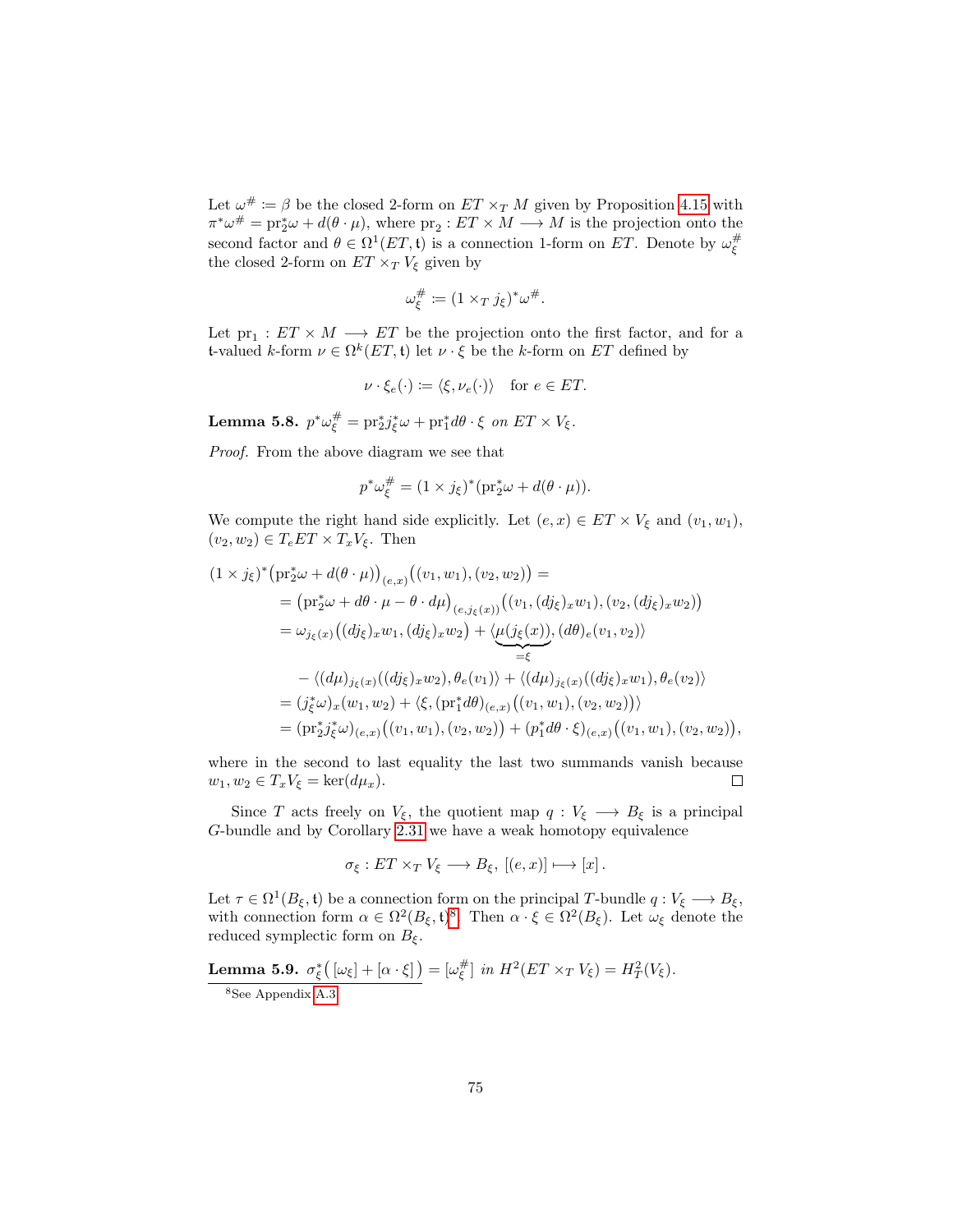Let $\omega^\# := \beta$ be the closed 2-form on $ET \times_T M$ given by Proposition 4.15 with $\pi^*\omega^\# = \mathrm{pr}_2^*\omega + d(\theta \cdot \mu)$, where $\mathrm{pr}_2 : ET \times M \longrightarrow M$ is the projection onto the second factor and $\theta \in \Omega^1(ET, \mathfrak{t})$ is a connection 1-form on $ET$. Denote by $\omega_\xi^\#$ the closed 2-form on $ET \times_T V_\xi$ given by

$$\omega_\xi^\# := (1 \times_T j_\xi)^* \omega^\#.$$

Let $\mathrm{pr}_1 : ET \times M \longrightarrow ET$ be the projection onto the first factor, and for a $\mathfrak{t}$-valued $k$-form $\nu \in \Omega^k(ET, \mathfrak{t})$ let $\nu \cdot \xi$ be the $k$-form on $ET$ defined by

$$\nu \cdot \xi_e(\cdot) := \langle \xi, \nu_e(\cdot) \rangle \quad \text{for } e \in ET.$$

**Lemma 5.8.** *$p^*\omega_\xi^\# = \mathrm{pr}_2^* j_\xi^* \omega + \mathrm{pr}_1^* d\theta \cdot \xi$ on $ET \times V_\xi$.*

*Proof.* From the above diagram we see that

$$p^*\omega_\xi^\# = (1 \times j_\xi)^*(\mathrm{pr}_2^*\omega + d(\theta \cdot \mu)).$$

We compute the right hand side explicitly. Let $(e, x) \in ET \times V_\xi$ and $(v_1, w_1)$, $(v_2, w_2) \in T_eET \times T_xV_\xi$. Then

$$
\begin{aligned}
(1 \times j_\xi)^*\big(\mathrm{pr}_2^*\omega + d(\theta \cdot \mu)\big)_{(e,x)}\big((v_1, w_1), (v_2, w_2)\big) &= \\
&= \big(\mathrm{pr}_2^*\omega + d\theta \cdot \mu - \theta \cdot d\mu\big)_{(e, j_\xi(x))}\big((v_1, (dj_\xi)_x w_1), (v_2, (dj_\xi)_x w_2)\big) \\
&= \omega_{j_\xi(x)}\big((dj_\xi)_x w_1, (dj_\xi)_x w_2\big) + \langle \underbrace{\mu(j_\xi(x))}_{=\xi}, (d\theta)_e(v_1, v_2) \rangle \\
&\quad - \langle (d\mu)_{j_\xi(x)}((dj_\xi)_x w_2), \theta_e(v_1) \rangle + \langle (d\mu)_{j_\xi(x)}((dj_\xi)_x w_1), \theta_e(v_2) \rangle \\
&= (j_\xi^*\omega)_x(w_1, w_2) + \langle \xi, (\mathrm{pr}_1^* d\theta)_{(e,x)}\big((v_1, w_1), (v_2, w_2)\big) \rangle \\
&= (\mathrm{pr}_2^* j_\xi^* \omega)_{(e,x)}\big((v_1, w_1), (v_2, w_2)\big) + (p_1^* d\theta \cdot \xi)_{(e,x)}\big((v_1, w_1), (v_2, w_2)\big),
\end{aligned}
$$

where in the second to last equality the last two summands vanish because $w_1, w_2 \in T_xV_\xi = \ker(d\mu_x)$. $\square$

Since $T$ acts freely on $V_\xi$, the quotient map $q : V_\xi \longrightarrow B_\xi$ is a principal $G$-bundle and by Corollary 2.31 we have a weak homotopy equivalence

$$\sigma_\xi : ET \times_T V_\xi \longrightarrow B_\xi, \; [(e, x)] \longmapsto [x].$$

Let $\tau \in \Omega^1(B_\xi, \mathfrak{t})$ be a connection form on the principal $T$-bundle $q : V_\xi \longrightarrow B_\xi$, with connection form $\alpha \in \Omega^2(B_\xi, \mathfrak{t})$[8]. Then $\alpha \cdot \xi \in \Omega^2(B_\xi)$. Let $\omega_\xi$ denote the reduced symplectic form on $B_\xi$.

**Lemma 5.9.** *$\sigma_\xi^*\big([\omega_\xi] + [\alpha \cdot \xi]\big) = [\omega_\xi^\#]$ in $H^2(ET \times_T V_\xi) = H_T^2(V_\xi)$.*

[8] See Appendix A.3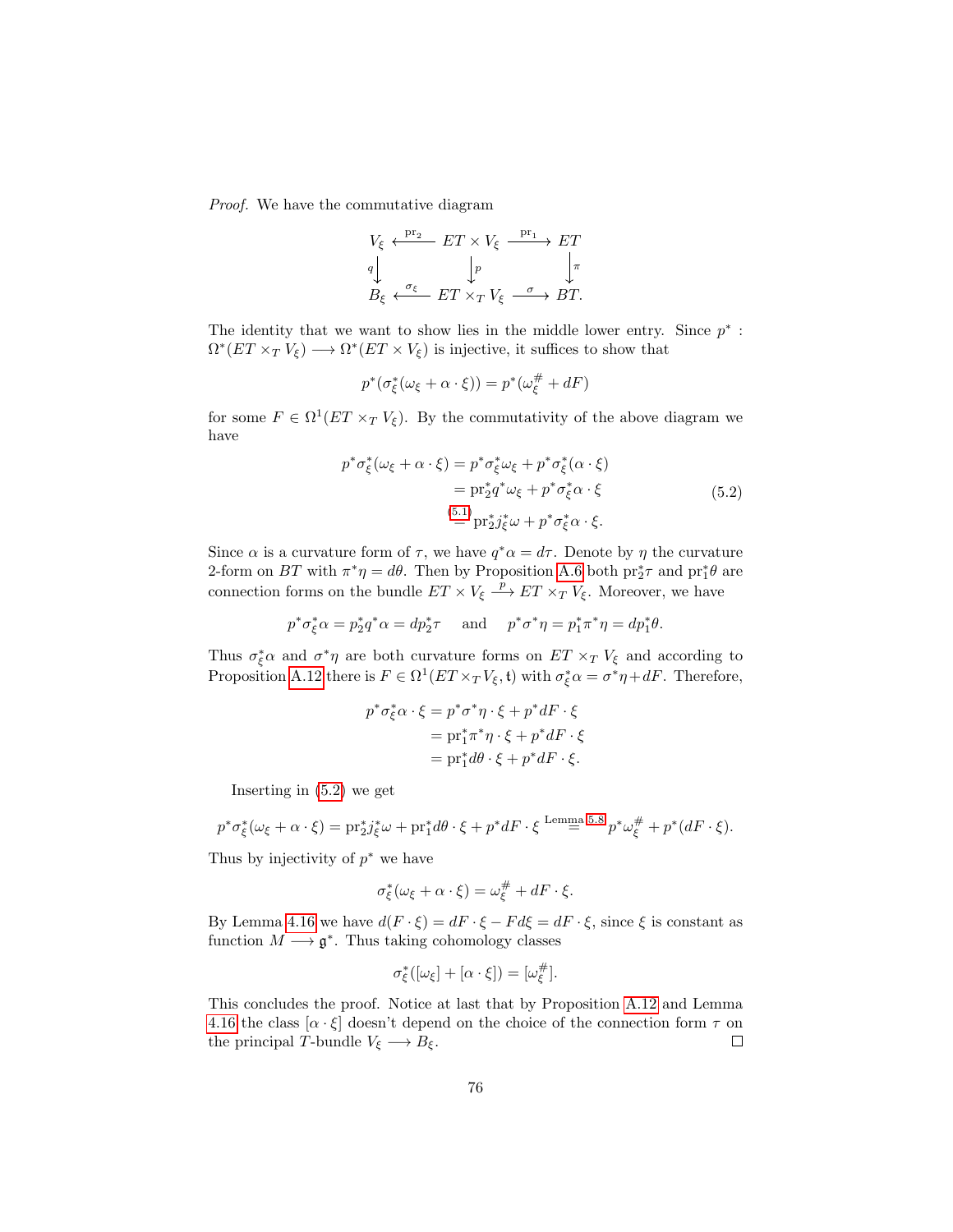*Proof.* We have the commutative diagram

$$\begin{array}{ccccc} V_\xi & \xleftarrow{\mathrm{pr}_2} & ET \times V_\xi & \xrightarrow{\mathrm{pr}_1} & ET \\ {\scriptstyle q}\downarrow & & \downarrow{\scriptstyle p} & & \downarrow{\scriptstyle \pi} \\ B_\xi & \xleftarrow{\sigma_\xi} & ET \times_T V_\xi & \xrightarrow{\sigma} & BT. \end{array}$$

The identity that we want to show lies in the middle lower entry. Since $p^* : \Omega^*(ET \times_T V_\xi) \longrightarrow \Omega^*(ET \times V_\xi)$ is injective, it suffices to show that

$$p^*(\sigma_\xi^*(\omega_\xi + \alpha \cdot \xi)) = p^*(\omega_\xi^\# + dF)$$

for some $F \in \Omega^1(ET \times_T V_\xi)$. By the commutativity of the above diagram we have

$$\begin{aligned} p^*\sigma_\xi^*(\omega_\xi + \alpha \cdot \xi) &= p^*\sigma_\xi^*\omega_\xi + p^*\sigma_\xi^*(\alpha \cdot \xi) \\ &= \mathrm{pr}_2^* q^* \omega_\xi + p^*\sigma_\xi^*\alpha \cdot \xi \\ &\overset{(5.1)}{=} \mathrm{pr}_2^* j_\xi^* \omega + p^*\sigma_\xi^*\alpha \cdot \xi. \end{aligned} \tag{5.2}$$

Since $\alpha$ is a curvature form of $\tau$, we have $q^*\alpha = d\tau$. Denote by $\eta$ the curvature 2-form on $BT$ with $\pi^*\eta = d\theta$. Then by Proposition A.6 both $\mathrm{pr}_2^*\tau$ and $\mathrm{pr}_1^*\theta$ are connection forms on the bundle $ET \times V_\xi \xrightarrow{p} ET \times_T V_\xi$. Moreover, we have

$$p^*\sigma_\xi^*\alpha = p_2^* q^* \alpha = dp_2^*\tau \quad \text{ and } \quad p^*\sigma^*\eta = p_1^*\pi^*\eta = dp_1^*\theta.$$

Thus $\sigma_\xi^*\alpha$ and $\sigma^*\eta$ are both curvature forms on $ET \times_T V_\xi$ and according to Proposition A.12 there is $F \in \Omega^1(ET \times_T V_\xi, \mathfrak{t})$ with $\sigma_\xi^*\alpha = \sigma^*\eta + dF$. Therefore,

$$\begin{aligned} p^*\sigma_\xi^*\alpha \cdot \xi &= p^*\sigma^*\eta \cdot \xi + p^*dF \cdot \xi \\ &= \mathrm{pr}_1^*\pi^*\eta \cdot \xi + p^*dF \cdot \xi \\ &= \mathrm{pr}_1^* d\theta \cdot \xi + p^*dF \cdot \xi. \end{aligned}$$

Inserting in (5.2) we get

$$p^*\sigma_\xi^*(\omega_\xi + \alpha \cdot \xi) = \mathrm{pr}_2^* j_\xi^* \omega + \mathrm{pr}_1^* d\theta \cdot \xi + p^*dF \cdot \xi \overset{\text{Lemma 5.8}}{=} p^*\omega_\xi^\# + p^*(dF \cdot \xi).$$

Thus by injectivity of $p^*$ we have

$$\sigma_\xi^*(\omega_\xi + \alpha \cdot \xi) = \omega_\xi^\# + dF \cdot \xi.$$

By Lemma 4.16 we have $d(F \cdot \xi) = dF \cdot \xi - F d\xi = dF \cdot \xi$, since $\xi$ is constant as function $M \longrightarrow \mathfrak{g}^*$. Thus taking cohomology classes

$$\sigma_\xi^*([\omega_\xi] + [\alpha \cdot \xi]) = [\omega_\xi^\#].$$

This concludes the proof. Notice at last that by Proposition A.12 and Lemma 4.16 the class $[\alpha \cdot \xi]$ doesn't depend on the choice of the connection form $\tau$ on the principal $T$-bundle $V_\xi \longrightarrow B_\xi$. $\square$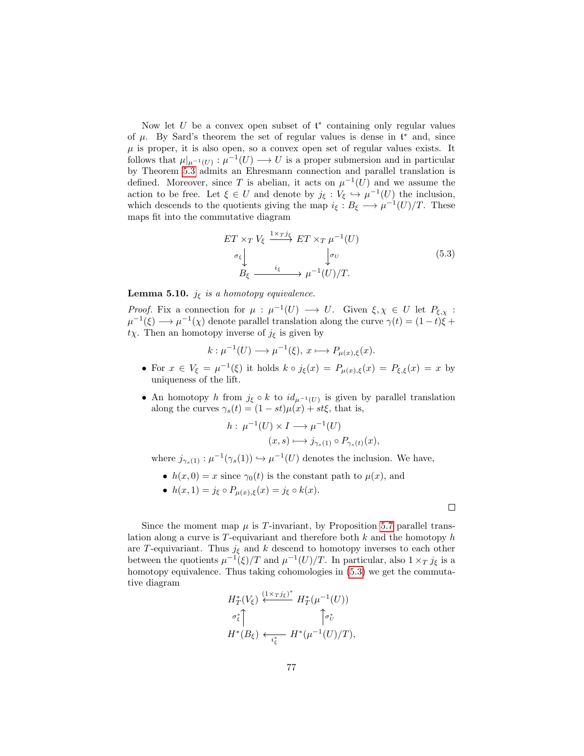Now let $U$ be a convex open subset of $\mathfrak{t}^*$ containing only regular values of $\mu$. By Sard's theorem the set of regular values is dense in $\mathfrak{t}^*$ and, since $\mu$ is proper, it is also open, so a convex open set of regular values exists. It follows that $\mu|_{\mu^{-1}(U)} : \mu^{-1}(U) \longrightarrow U$ is a proper submersion and in particular by Theorem 5.3 admits an Ehresmann connection and parallel translation is defined. Moreover, since $T$ is abelian, it acts on $\mu^{-1}(U)$ and we assume the action to be free. Let $\xi \in U$ and denote by $j_\xi : V_\xi \hookrightarrow \mu^{-1}(U)$ the inclusion, which descends to the quotients giving the map $i_\xi : B_\xi \longrightarrow \mu^{-1}(U)/T$. These maps fit into the commutative diagram

$$\begin{array}{ccc} ET \times_T V_\xi & \xrightarrow{1\times_T j_\xi} & ET \times_T \mu^{-1}(U) \\ \sigma_\xi \big\downarrow & & \big\downarrow \sigma_U \\ B_\xi & \xrightarrow{\quad i_\xi \quad} & \mu^{-1}(U)/T. \end{array} \tag{5.3}$$

**Lemma 5.10.** *$j_\xi$ is a homotopy equivalence.*

*Proof.* Fix a connection for $\mu : \mu^{-1}(U) \longrightarrow U$. Given $\xi, \chi \in U$ let $P_{\xi,\chi} : \mu^{-1}(\xi) \longrightarrow \mu^{-1}(\chi)$ denote parallel translation along the curve $\gamma(t) = (1-t)\xi + t\chi$. Then an homotopy inverse of $j_\xi$ is given by

$$k : \mu^{-1}(U) \longrightarrow \mu^{-1}(\xi),\ x \longmapsto P_{\mu(x),\xi}(x).$$

- For $x \in V_\xi = \mu^{-1}(\xi)$ it holds $k \circ j_\xi(x) = P_{\mu(x),\xi}(x) = P_{\xi,\xi}(x) = x$ by uniqueness of the lift.
- An homotopy $h$ from $j_\xi \circ k$ to $id_{\mu^{-1}(U)}$ is given by parallel translation along the curves $\gamma_s(t) = (1-st)\mu(x) + st\xi$, that is,

$$\begin{aligned} h :\ \mu^{-1}(U) \times I &\longrightarrow \mu^{-1}(U) \\ (x, s) &\longmapsto j_{\gamma_s(1)} \circ P_{\gamma_s(t)}(x), \end{aligned}$$

  where $j_{\gamma_s(1)} : \mu^{-1}(\gamma_s(1)) \hookrightarrow \mu^{-1}(U)$ denotes the inclusion. We have,
  - $h(x, 0) = x$ since $\gamma_0(t)$ is the constant path to $\mu(x)$, and
  - $h(x, 1) = j_\xi \circ P_{\mu(x),\xi}(x) = j_\xi \circ k(x)$.

$\square$

Since the moment map $\mu$ is $T$-invariant, by Proposition 5.7 parallel translation along a curve is $T$-equivariant and therefore both $k$ and the homotopy $h$ are $T$-equivariant. Thus $j_\xi$ and $k$ descend to homotopy inverses to each other between the quotients $\mu^{-1}(\xi)/T$ and $\mu^{-1}(U)/T$. In particular, also $1 \times_T j_\xi$ is a homotopy equivalence. Thus taking cohomologies in (5.3) we get the commutative diagram

$$\begin{array}{ccc} H_T^*(V_\xi) & \xleftarrow{(1\times_T j_\xi)^*} & H_T^*(\mu^{-1}(U)) \\ \sigma_\xi^* \big\uparrow & & \big\uparrow \sigma_U^* \\ H^*(B_\xi) & \xleftarrow[i_\xi^*]{} & H^*(\mu^{-1}(U)/T), \end{array}$$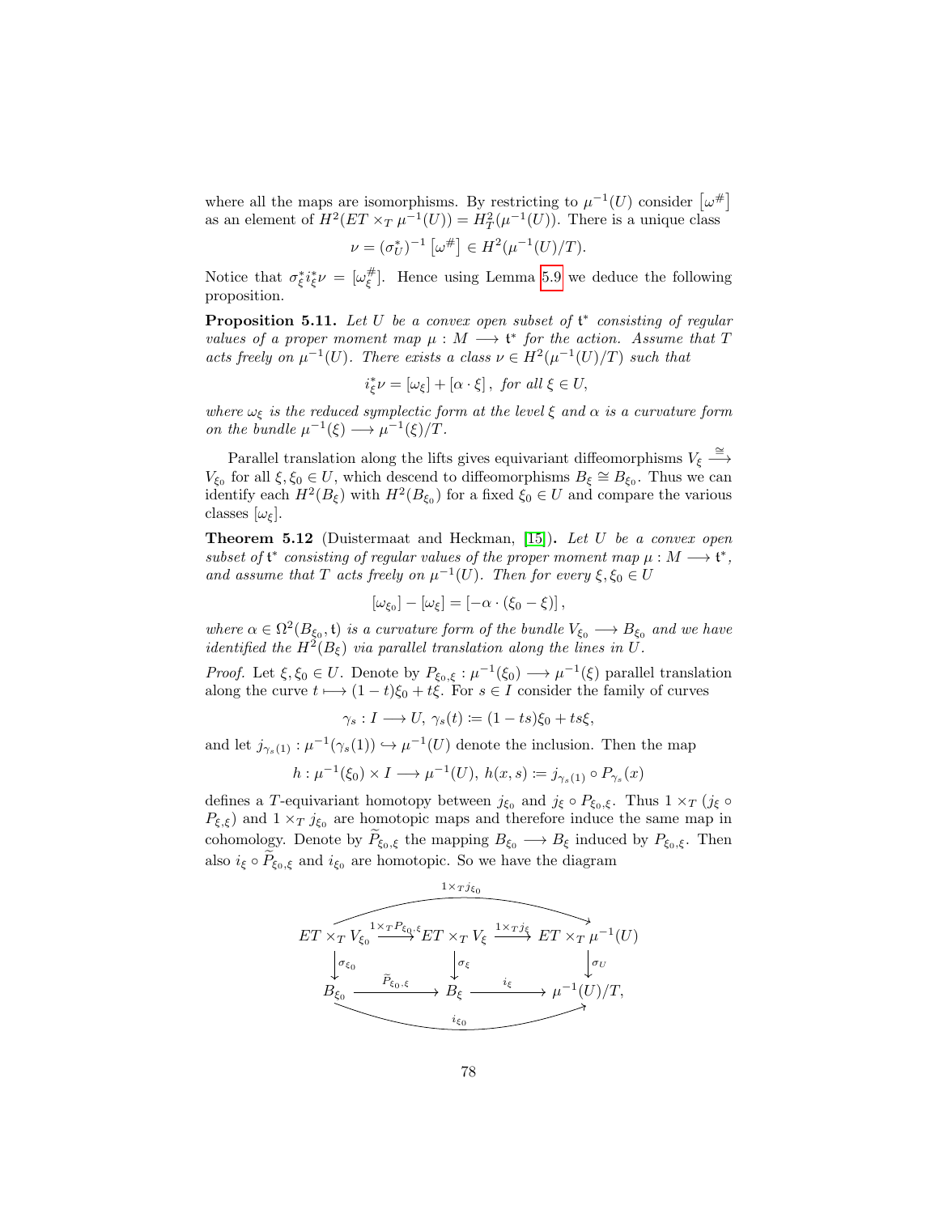where all the maps are isomorphisms. By restricting to $\mu^{-1}(U)$ consider $\left[\omega^{\#}\right]$ as an element of $H^2(ET \times_T \mu^{-1}(U)) = H^2_T(\mu^{-1}(U))$. There is a unique class

$$\nu = (\sigma_U^*)^{-1}\left[\omega^{\#}\right] \in H^2(\mu^{-1}(U)/T).$$

Notice that $\sigma_\xi^* i_\xi^* \nu = [\omega_\xi^{\#}]$. Hence using Lemma 5.9 we deduce the following proposition.

**Proposition 5.11.** *Let $U$ be a convex open subset of $\mathfrak{t}^*$ consisting of regular values of a proper moment map $\mu : M \longrightarrow \mathfrak{t}^*$ for the action. Assume that $T$ acts freely on $\mu^{-1}(U)$. There exists a class $\nu \in H^2(\mu^{-1}(U)/T)$ such that*

$$i_\xi^* \nu = [\omega_\xi] + [\alpha \cdot \xi]\,, \text{ for all } \xi \in U,$$

*where $\omega_\xi$ is the reduced symplectic form at the level $\xi$ and $\alpha$ is a curvature form on the bundle $\mu^{-1}(\xi) \longrightarrow \mu^{-1}(\xi)/T$.*

Parallel translation along the lifts gives equivariant diffeomorphisms $V_\xi \xrightarrow{\cong} V_{\xi_0}$ for all $\xi, \xi_0 \in U$, which descend to diffeomorphisms $B_\xi \cong B_{\xi_0}$. Thus we can identify each $H^2(B_\xi)$ with $H^2(B_{\xi_0})$ for a fixed $\xi_0 \in U$ and compare the various classes $[\omega_\xi]$.

**Theorem 5.12** (Duistermaat and Heckman, [15])**.** *Let $U$ be a convex open subset of $\mathfrak{t}^*$ consisting of regular values of the proper moment map $\mu : M \longrightarrow \mathfrak{t}^*$, and assume that $T$ acts freely on $\mu^{-1}(U)$. Then for every $\xi, \xi_0 \in U$*

$$[\omega_{\xi_0}] - [\omega_\xi] = [-\alpha \cdot (\xi_0 - \xi)]\,,$$

*where $\alpha \in \Omega^2(B_{\xi_0}, \mathfrak{t})$ is a curvature form of the bundle $V_{\xi_0} \longrightarrow B_{\xi_0}$ and we have identified the $H^2(B_\xi)$ via parallel translation along the lines in $U$.*

*Proof.* Let $\xi, \xi_0 \in U$. Denote by $P_{\xi_0,\xi} : \mu^{-1}(\xi_0) \longrightarrow \mu^{-1}(\xi)$ parallel translation along the curve $t \longmapsto (1-t)\xi_0 + t\xi$. For $s \in I$ consider the family of curves

$$\gamma_s : I \longrightarrow U,\ \gamma_s(t) := (1 - ts)\xi_0 + ts\xi,$$

and let $j_{\gamma_s(1)} : \mu^{-1}(\gamma_s(1)) \hookrightarrow \mu^{-1}(U)$ denote the inclusion. Then the map

$$h : \mu^{-1}(\xi_0) \times I \longrightarrow \mu^{-1}(U),\ h(x,s) := j_{\gamma_s(1)} \circ P_{\gamma_s}(x)$$

defines a $T$-equivariant homotopy between $j_{\xi_0}$ and $j_\xi \circ P_{\xi_0,\xi}$. Thus $1 \times_T (j_\xi \circ P_{\xi,\xi})$ and $1 \times_T j_{\xi_0}$ are homotopic maps and therefore induce the same map in cohomology. Denote by $\widetilde{P}_{\xi_0,\xi}$ the mapping $B_{\xi_0} \longrightarrow B_\xi$ induced by $P_{\xi_0,\xi}$. Then also $i_\xi \circ \widetilde{P}_{\xi_0,\xi}$ and $i_{\xi_0}$ are homotopic. So we have the diagram

$$\begin{array}{ccccc}
ET \times_T V_{\xi_0} & \xrightarrow{1 \times_T P_{\xi_0,\xi}} & ET \times_T V_\xi & \xrightarrow{1 \times_T j_\xi} & ET \times_T \mu^{-1}(U) \\
\downarrow \sigma_{\xi_0} & & \downarrow \sigma_\xi & & \downarrow \sigma_U \\
B_{\xi_0} & \xrightarrow{\widetilde{P}_{\xi_0,\xi}} & B_\xi & \xrightarrow{i_\xi} & \mu^{-1}(U)/T,
\end{array}$$

with the top row composite $1 \times_T j_{\xi_0} : ET \times_T V_{\xi_0} \longrightarrow ET \times_T \mu^{-1}(U)$ and the bottom row composite $i_{\xi_0} : B_{\xi_0} \longrightarrow \mu^{-1}(U)/T$.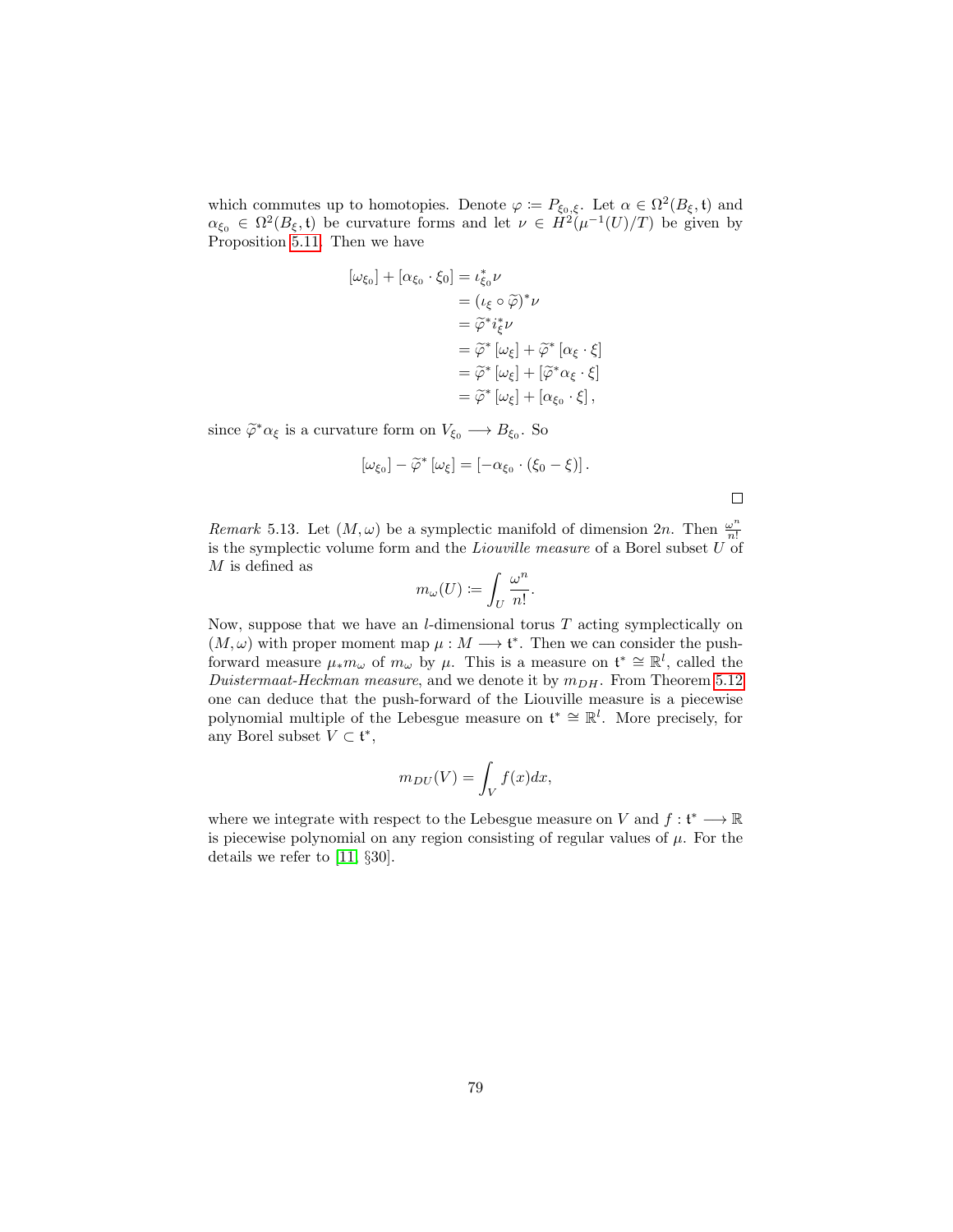which commutes up to homotopies. Denote $\varphi := P_{\xi_0,\xi}$. Let $\alpha \in \Omega^2(B_\xi, \mathfrak{t})$ and $\alpha_{\xi_0} \in \Omega^2(B_\xi, \mathfrak{t})$ be curvature forms and let $\nu \in H^2(\mu^{-1}(U)/T)$ be given by Proposition 5.11. Then we have

$$
\begin{aligned}
[\omega_{\xi_0}] + [\alpha_{\xi_0} \cdot \xi_0] &= \iota_{\xi_0}^* \nu \\
&= (\iota_\xi \circ \widetilde{\varphi})^* \nu \\
&= \widetilde{\varphi}^* i_\xi^* \nu \\
&= \widetilde{\varphi}^* [\omega_\xi] + \widetilde{\varphi}^* [\alpha_\xi \cdot \xi] \\
&= \widetilde{\varphi}^* [\omega_\xi] + [\widetilde{\varphi}^* \alpha_\xi \cdot \xi] \\
&= \widetilde{\varphi}^* [\omega_\xi] + [\alpha_{\xi_0} \cdot \xi],
\end{aligned}
$$

since $\widetilde{\varphi}^* \alpha_\xi$ is a curvature form on $V_{\xi_0} \longrightarrow B_{\xi_0}$. So

$$
[\omega_{\xi_0}] - \widetilde{\varphi}^* [\omega_\xi] = [-\alpha_{\xi_0} \cdot (\xi_0 - \xi)].
$$

□

*Remark* 5.13. Let $(M, \omega)$ be a symplectic manifold of dimension $2n$. Then $\frac{\omega^n}{n!}$ is the symplectic volume form and the *Liouville measure* of a Borel subset $U$ of $M$ is defined as

$$
m_\omega(U) := \int_U \frac{\omega^n}{n!}.
$$

Now, suppose that we have an $l$-dimensional torus $T$ acting symplectically on $(M, \omega)$ with proper moment map $\mu : M \longrightarrow \mathfrak{t}^*$. Then we can consider the push-forward measure $\mu_* m_\omega$ of $m_\omega$ by $\mu$. This is a measure on $\mathfrak{t}^* \cong \mathbb{R}^l$, called the *Duistermaat-Heckman measure*, and we denote it by $m_{DH}$. From Theorem 5.12 one can deduce that the push-forward of the Liouville measure is a piecewise polynomial multiple of the Lebesgue measure on $\mathfrak{t}^* \cong \mathbb{R}^l$. More precisely, for any Borel subset $V \subset \mathfrak{t}^*$,

$$
m_{DU}(V) = \int_V f(x) dx,
$$

where we integrate with respect to the Lebesgue measure on $V$ and $f : \mathfrak{t}^* \longrightarrow \mathbb{R}$ is piecewise polynomial on any region consisting of regular values of $\mu$. For the details we refer to [11, §30].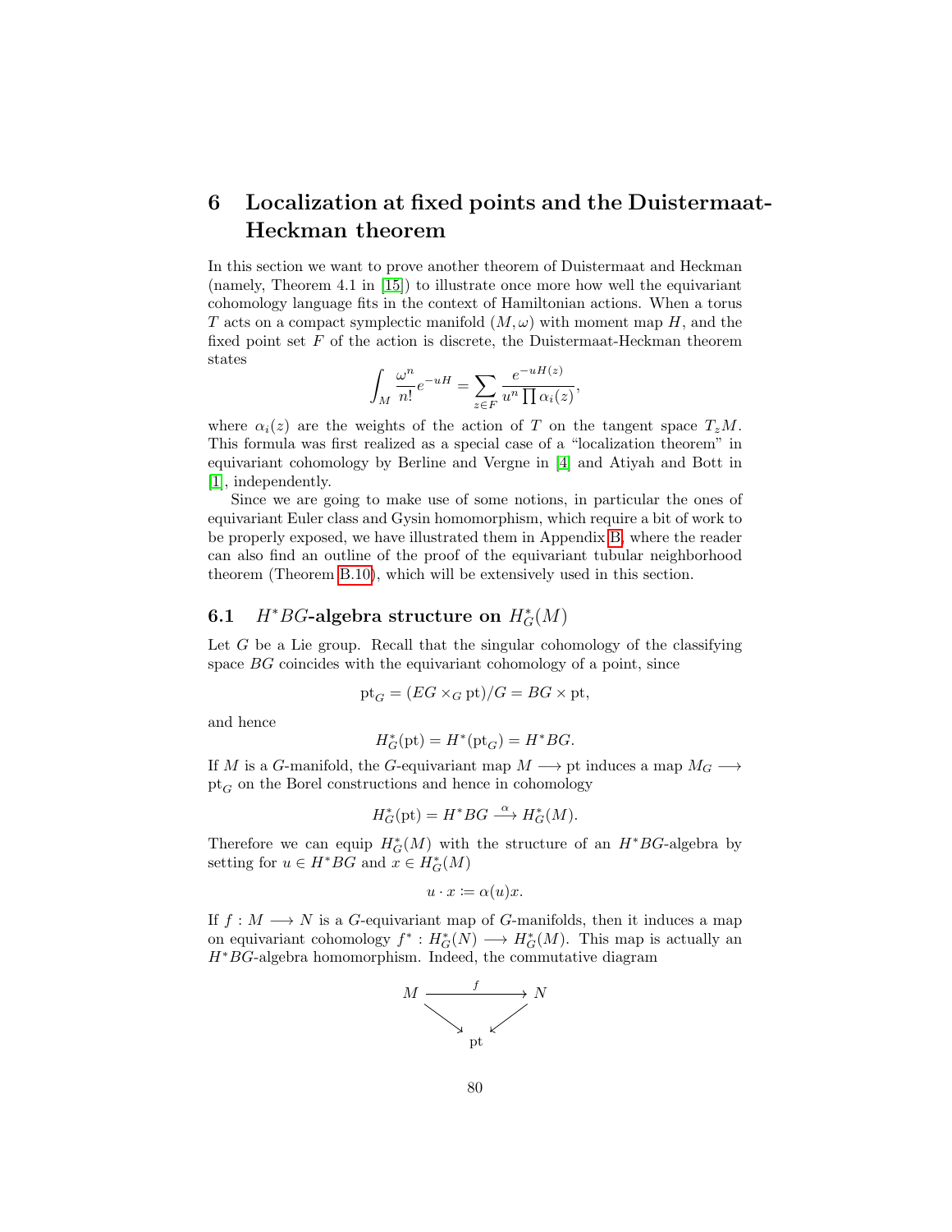# 6 Localization at fixed points and the Duistermaat-Heckman theorem

In this section we want to prove another theorem of Duistermaat and Heckman (namely, Theorem 4.1 in [15]) to illustrate once more how well the equivariant cohomology language fits in the context of Hamiltonian actions. When a torus $T$ acts on a compact symplectic manifold $(M, \omega)$ with moment map $H$, and the fixed point set $F$ of the action is discrete, the Duistermaat-Heckman theorem states

$$\int_M \frac{\omega^n}{n!} e^{-uH} = \sum_{z \in F} \frac{e^{-uH(z)}}{u^n \prod \alpha_i(z)},$$

where $\alpha_i(z)$ are the weights of the action of $T$ on the tangent space $T_z M$. This formula was first realized as a special case of a "localization theorem" in equivariant cohomology by Berline and Vergne in [4] and Atiyah and Bott in [1], independently.

Since we are going to make use of some notions, in particular the ones of equivariant Euler class and Gysin homomorphism, which require a bit of work to be properly exposed, we have illustrated them in Appendix B, where the reader can also find an outline of the proof of the equivariant tubular neighborhood theorem (Theorem B.10), which will be extensively used in this section.

## 6.1 $H^*BG$-algebra structure on $H^*_G(M)$

Let $G$ be a Lie group. Recall that the singular cohomology of the classifying space $BG$ coincides with the equivariant cohomology of a point, since

$$\mathrm{pt}_G = (EG \times_G \mathrm{pt})/G = BG \times \mathrm{pt},$$

and hence

$$H^*_G(\mathrm{pt}) = H^*(\mathrm{pt}_G) = H^*BG.$$

If $M$ is a $G$-manifold, the $G$-equivariant map $M \longrightarrow \mathrm{pt}$ induces a map $M_G \longrightarrow \mathrm{pt}_G$ on the Borel constructions and hence in cohomology

$$H^*_G(\mathrm{pt}) = H^*BG \xrightarrow{\alpha} H^*_G(M).$$

Therefore we can equip $H^*_G(M)$ with the structure of an $H^*BG$-algebra by setting for $u \in H^*BG$ and $x \in H^*_G(M)$

$$u \cdot x \coloneqq \alpha(u)x.$$

If $f : M \longrightarrow N$ is a $G$-equivariant map of $G$-manifolds, then it induces a map on equivariant cohomology $f^* : H^*_G(N) \longrightarrow H^*_G(M)$. This map is actually an $H^*BG$-algebra homomorphism. Indeed, the commutative diagram

$$\begin{array}{ccc} M & \xrightarrow{f} & N \\ & \searrow \quad \swarrow & \\ & \mathrm{pt} & \end{array}$$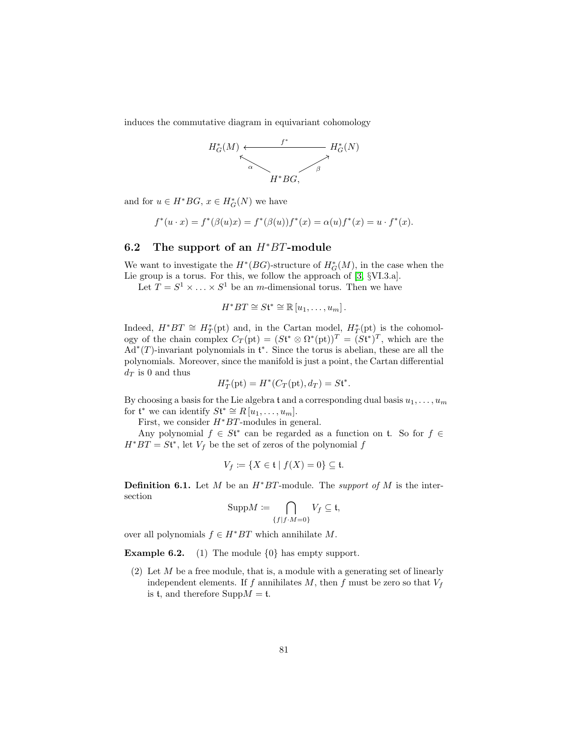induces the commutative diagram in equivariant cohomology

$$\begin{array}{ccc} H_G^*(M) & \xleftarrow{\quad f^* \quad} & H_G^*(N) \\ & \nwarrow_{\alpha} \quad \nearrow_{\beta} & \\ & H^*BG, & \end{array}$$

and for $u \in H^*BG$, $x \in H_G^*(N)$ we have

$$f^*(u \cdot x) = f^*(\beta(u)x) = f^*(\beta(u))f^*(x) = \alpha(u)f^*(x) = u \cdot f^*(x).$$

## 6.2 The support of an $H^*BT$-module

We want to investigate the $H^*(BG)$-structure of $H_G^*(M)$, in the case when the Lie group is a torus. For this, we follow the approach of [3, §VI.3.a].

Let $T = S^1 \times \ldots \times S^1$ be an $m$-dimensional torus. Then we have

$$H^*BT \cong S\mathfrak{t}^* \cong \mathbb{R}[u_1, \ldots, u_m].$$

Indeed, $H^*BT \cong H_T^*(\mathrm{pt})$ and, in the Cartan model, $H_T^*(\mathrm{pt})$ is the cohomology of the chain complex $C_T(\mathrm{pt}) = (S\mathfrak{t}^* \otimes \Omega^*(\mathrm{pt}))^T = (S\mathfrak{t}^*)^T$, which are the $\mathrm{Ad}^*(T)$-invariant polynomials in $\mathfrak{t}^*$. Since the torus is abelian, these are all the polynomials. Moreover, since the manifold is just a point, the Cartan differential $d_T$ is 0 and thus

$$H_T^*(\mathrm{pt}) = H^*(C_T(\mathrm{pt}), d_T) = S\mathfrak{t}^*.$$

By choosing a basis for the Lie algebra $\mathfrak{t}$ and a corresponding dual basis $u_1, \ldots, u_m$ for $\mathfrak{t}^*$ we can identify $S\mathfrak{t}^* \cong R[u_1, \ldots, u_m]$.

First, we consider $H^*BT$-modules in general.

Any polynomial $f \in S\mathfrak{t}^*$ can be regarded as a function on $\mathfrak{t}$. So for $f \in H^*BT = S\mathfrak{t}^*$, let $V_f$ be the set of zeros of the polynomial $f$

$$V_f \coloneqq \{X \in \mathfrak{t} \mid f(X) = 0\} \subseteq \mathfrak{t}.$$

**Definition 6.1.** Let $M$ be an $H^*BT$-module. The *support of* $M$ is the intersection

$$\mathrm{Supp}M \coloneqq \bigcap_{\{f \mid f \cdot M = 0\}} V_f \subseteq \mathfrak{t},$$

over all polynomials $f \in H^*BT$ which annihilate $M$.

**Example 6.2.** (1) The module $\{0\}$ has empty support.

(2) Let $M$ be a free module, that is, a module with a generating set of linearly independent elements. If $f$ annihilates $M$, then $f$ must be zero so that $V_f$ is $\mathfrak{t}$, and therefore $\mathrm{Supp}M = \mathfrak{t}$.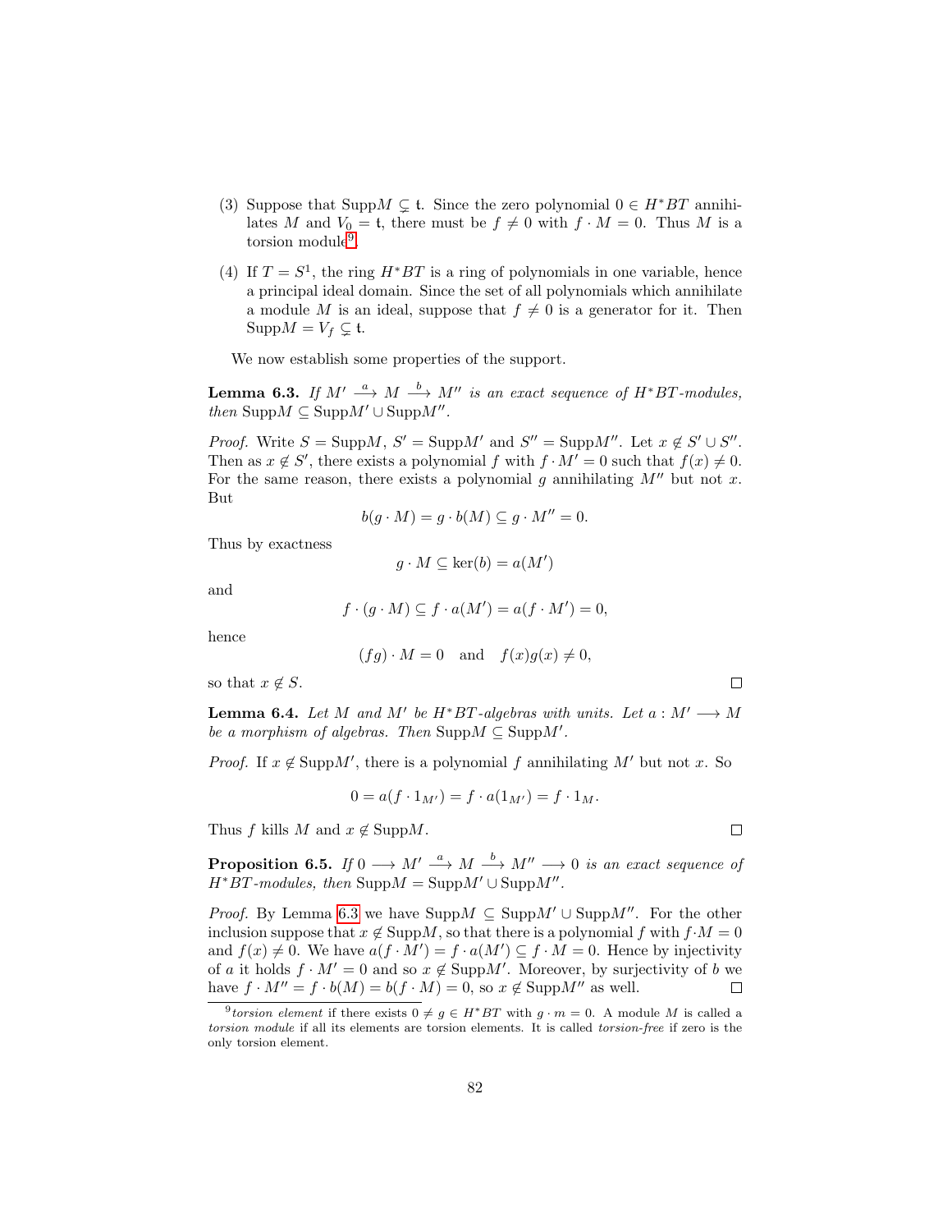(3) Suppose that $\mathrm{Supp}M \subsetneq \mathfrak{t}$. Since the zero polynomial $0 \in H^*BT$ annihilates $M$ and $V_0 = \mathfrak{t}$, there must be $f \neq 0$ with $f \cdot M = 0$. Thus $M$ is a torsion module[9].

(4) If $T = S^1$, the ring $H^*BT$ is a ring of polynomials in one variable, hence a principal ideal domain. Since the set of all polynomials which annihilate a module $M$ is an ideal, suppose that $f \neq 0$ is a generator for it. Then $\mathrm{Supp}M = V_f \subsetneq \mathfrak{t}$.

We now establish some properties of the support.

**Lemma 6.3.** *If $M' \xrightarrow{a} M \xrightarrow{b} M''$ is an exact sequence of $H^*BT$-modules, then* $\mathrm{Supp}M \subseteq \mathrm{Supp}M' \cup \mathrm{Supp}M''$.

*Proof.* Write $S = \mathrm{Supp}M$, $S' = \mathrm{Supp}M'$ and $S'' = \mathrm{Supp}M''$. Let $x \notin S' \cup S''$. Then as $x \notin S'$, there exists a polynomial $f$ with $f \cdot M' = 0$ such that $f(x) \neq 0$. For the same reason, there exists a polynomial $g$ annihilating $M''$ but not $x$. But

$$b(g \cdot M) = g \cdot b(M) \subseteq g \cdot M'' = 0.$$

Thus by exactness

$$g \cdot M \subseteq \ker(b) = a(M')$$

and

$$f \cdot (g \cdot M) \subseteq f \cdot a(M') = a(f \cdot M') = 0,$$

hence

$$(fg) \cdot M = 0 \quad \text{and} \quad f(x)g(x) \neq 0,$$

so that $x \notin S$. □

**Lemma 6.4.** *Let $M$ and $M'$ be $H^*BT$-algebras with units. Let $a : M' \longrightarrow M$ be a morphism of algebras. Then* $\mathrm{Supp}M \subseteq \mathrm{Supp}M'$.

*Proof.* If $x \notin \mathrm{Supp}M'$, there is a polynomial $f$ annihilating $M'$ but not $x$. So

$$0 = a(f \cdot 1_{M'}) = f \cdot a(1_{M'}) = f \cdot 1_M.$$

Thus $f$ kills $M$ and $x \notin \mathrm{Supp}M$. □

**Proposition 6.5.** *If $0 \longrightarrow M' \xrightarrow{a} M \xrightarrow{b} M'' \longrightarrow 0$ is an exact sequence of $H^*BT$-modules, then* $\mathrm{Supp}M = \mathrm{Supp}M' \cup \mathrm{Supp}M''$.

*Proof.* By Lemma 6.3 we have $\mathrm{Supp}M \subseteq \mathrm{Supp}M' \cup \mathrm{Supp}M''$. For the other inclusion suppose that $x \notin \mathrm{Supp}M$, so that there is a polynomial $f$ with $f \cdot M = 0$ and $f(x) \neq 0$. We have $a(f \cdot M') = f \cdot a(M') \subseteq f \cdot M = 0$. Hence by injectivity of $a$ it holds $f \cdot M' = 0$ and so $x \notin \mathrm{Supp}M'$. Moreover, by surjectivity of $b$ we have $f \cdot M'' = f \cdot b(M) = b(f \cdot M) = 0$, so $x \notin \mathrm{Supp}M''$ as well. □

[9] *torsion element* if there exists $0 \neq g \in H^*BT$ with $g \cdot m = 0$. A module $M$ is called a *torsion module* if all its elements are torsion elements. It is called *torsion-free* if zero is the only torsion element.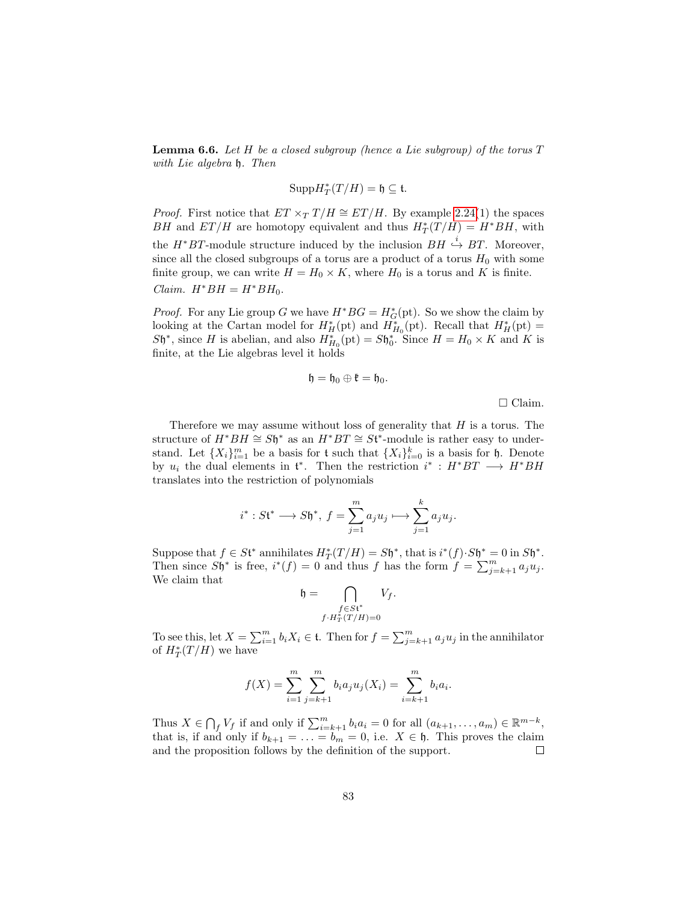**Lemma 6.6.** *Let $H$ be a closed subgroup (hence a Lie subgroup) of the torus $T$ with Lie algebra $\mathfrak{h}$. Then*

$$\mathrm{Supp} H_T^*(T/H) = \mathfrak{h} \subseteq \mathfrak{t}.$$

*Proof.* First notice that $ET \times_T T/H \cong ET/H$. By example 2.24(1) the spaces $BH$ and $ET/H$ are homotopy equivalent and thus $H_T^*(T/H) = H^*BH$, with the $H^*BT$-module structure induced by the inclusion $BH \overset{i}{\hookrightarrow} BT$. Moreover, since all the closed subgroups of a torus are a product of a torus $H_0$ with some finite group, we can write $H = H_0 \times K$, where $H_0$ is a torus and $K$ is finite.

*Claim.* $H^*BH = H^*BH_0$.

*Proof.* For any Lie group $G$ we have $H^*BG = H_G^*(\mathrm{pt})$. So we show the claim by looking at the Cartan model for $H_H^*(\mathrm{pt})$ and $H_{H_0}^*(\mathrm{pt})$. Recall that $H_H^*(\mathrm{pt}) = S\mathfrak{h}^*$, since $H$ is abelian, and also $H_{H_0}^*(\mathrm{pt}) = S\mathfrak{h}_0^*$. Since $H = H_0 \times K$ and $K$ is finite, at the Lie algebras level it holds

$$\mathfrak{h} = \mathfrak{h}_0 \oplus \mathfrak{k} = \mathfrak{h}_0.$$

□ Claim.

Therefore we may assume without loss of generality that $H$ is a torus. The structure of $H^*BH \cong S\mathfrak{h}^*$ as an $H^*BT \cong S\mathfrak{t}^*$-module is rather easy to understand. Let $\{X_i\}_{i=1}^m$ be a basis for $\mathfrak{t}$ such that $\{X_i\}_{i=0}^k$ is a basis for $\mathfrak{h}$. Denote by $u_i$ the dual elements in $\mathfrak{t}^*$. Then the restriction $i^* : H^*BT \longrightarrow H^*BH$ translates into the restriction of polynomials

$$i^* : S\mathfrak{t}^* \longrightarrow S\mathfrak{h}^*, \; f = \sum_{j=1}^m a_j u_j \longmapsto \sum_{j=1}^k a_j u_j.$$

Suppose that $f \in S\mathfrak{t}^*$ annihilates $H_T^*(T/H) = S\mathfrak{h}^*$, that is $i^*(f) \cdot S\mathfrak{h}^* = 0$ in $S\mathfrak{h}^*$. Then since $S\mathfrak{h}^*$ is free, $i^*(f) = 0$ and thus $f$ has the form $f = \sum_{j=k+1}^m a_j u_j$. We claim that

$$\mathfrak{h} = \bigcap_{\substack{f \in S\mathfrak{t}^* \\ f \cdot H_T^*(T/H) = 0}} V_f.$$

To see this, let $X = \sum_{i=1}^m b_i X_i \in \mathfrak{t}$. Then for $f = \sum_{j=k+1}^m a_j u_j$ in the annihilator of $H_T^*(T/H)$ we have

$$f(X) = \sum_{i=1}^m \sum_{j=k+1}^m b_i a_j u_j(X_i) = \sum_{i=k+1}^m b_i a_i.$$

Thus $X \in \bigcap_f V_f$ if and only if $\sum_{i=k+1}^m b_i a_i = 0$ for all $(a_{k+1}, \ldots, a_m) \in \mathbb{R}^{m-k}$, that is, if and only if $b_{k+1} = \ldots = b_m = 0$, i.e. $X \in \mathfrak{h}$. This proves the claim and the proposition follows by the definition of the support. □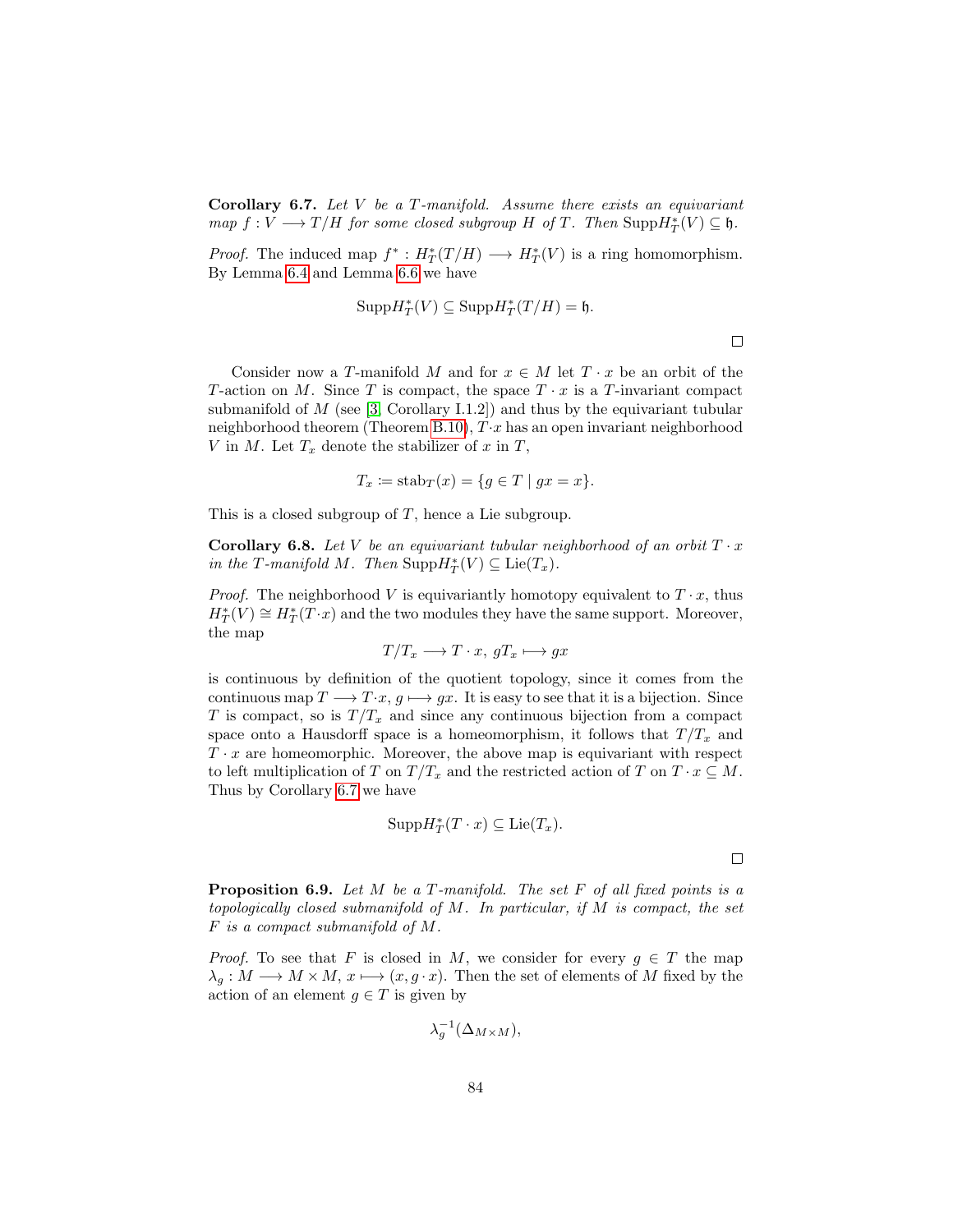**Corollary 6.7.** *Let $V$ be a $T$-manifold. Assume there exists an equivariant map $f : V \longrightarrow T/H$ for some closed subgroup $H$ of $T$. Then $\mathrm{Supp} H_T^*(V) \subseteq \mathfrak{h}$.*

*Proof.* The induced map $f^* : H_T^*(T/H) \longrightarrow H_T^*(V)$ is a ring homomorphism. By Lemma 6.4 and Lemma 6.6 we have

$$\mathrm{Supp} H_T^*(V) \subseteq \mathrm{Supp} H_T^*(T/H) = \mathfrak{h}.$$

$\square$

Consider now a $T$-manifold $M$ and for $x \in M$ let $T \cdot x$ be an orbit of the $T$-action on $M$. Since $T$ is compact, the space $T \cdot x$ is a $T$-invariant compact submanifold of $M$ (see [3, Corollary I.1.2]) and thus by the equivariant tubular neighborhood theorem (Theorem B.10), $T \cdot x$ has an open invariant neighborhood $V$ in $M$. Let $T_x$ denote the stabilizer of $x$ in $T$,

$$T_x \coloneqq \mathrm{stab}_T(x) = \{g \in T \mid gx = x\}.$$

This is a closed subgroup of $T$, hence a Lie subgroup.

**Corollary 6.8.** *Let $V$ be an equivariant tubular neighborhood of an orbit $T \cdot x$ in the $T$-manifold $M$. Then $\mathrm{Supp} H_T^*(V) \subseteq \mathrm{Lie}(T_x)$.*

*Proof.* The neighborhood $V$ is equivariantly homotopy equivalent to $T \cdot x$, thus $H_T^*(V) \cong H_T^*(T \cdot x)$ and the two modules they have the same support. Moreover, the map

$$T/T_x \longrightarrow T \cdot x,\ gT_x \longmapsto gx$$

is continuous by definition of the quotient topology, since it comes from the continuous map $T \longrightarrow T \cdot x$, $g \longmapsto gx$. It is easy to see that it is a bijection. Since $T$ is compact, so is $T/T_x$ and since any continuous bijection from a compact space onto a Hausdorff space is a homeomorphism, it follows that $T/T_x$ and $T \cdot x$ are homeomorphic. Moreover, the above map is equivariant with respect to left multiplication of $T$ on $T/T_x$ and the restricted action of $T$ on $T \cdot x \subseteq M$. Thus by Corollary 6.7 we have

$$\mathrm{Supp} H_T^*(T \cdot x) \subseteq \mathrm{Lie}(T_x).$$

$\square$

**Proposition 6.9.** *Let $M$ be a $T$-manifold. The set $F$ of all fixed points is a topologically closed submanifold of $M$. In particular, if $M$ is compact, the set $F$ is a compact submanifold of $M$.*

*Proof.* To see that $F$ is closed in $M$, we consider for every $g \in T$ the map $\lambda_g : M \longrightarrow M \times M$, $x \longmapsto (x, g \cdot x)$. Then the set of elements of $M$ fixed by the action of an element $g \in T$ is given by

$$\lambda_g^{-1}(\Delta_{M \times M}),$$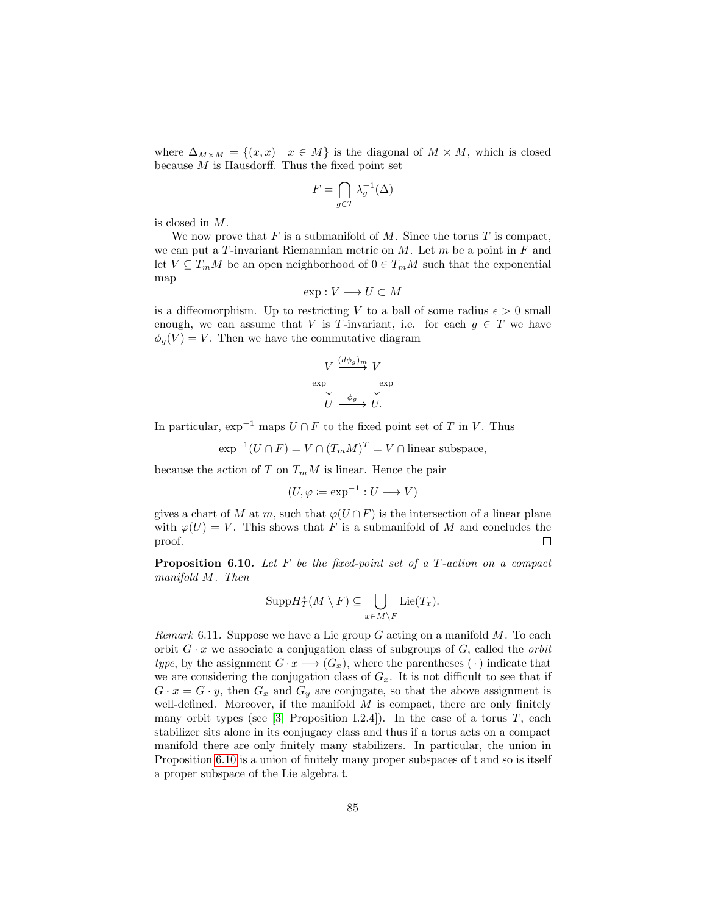where $\Delta_{M\times M} = \{(x,x) \mid x \in M\}$ is the diagonal of $M \times M$, which is closed because $M$ is Hausdorff. Thus the fixed point set

$$F = \bigcap_{g\in T} \lambda_g^{-1}(\Delta)$$

is closed in $M$.

We now prove that $F$ is a submanifold of $M$. Since the torus $T$ is compact, we can put a $T$-invariant Riemannian metric on $M$. Let $m$ be a point in $F$ and let $V \subseteq T_mM$ be an open neighborhood of $0 \in T_mM$ such that the exponential map

$$\exp : V \longrightarrow U \subset M$$

is a diffeomorphism. Up to restricting $V$ to a ball of some radius $\epsilon > 0$ small enough, we can assume that $V$ is $T$-invariant, i.e. for each $g \in T$ we have $\phi_g(V) = V$. Then we have the commutative diagram

$$\begin{array}{ccc} V & \xrightarrow{(d\phi_g)_m} & V \\ {\scriptstyle\exp}\downarrow & & \downarrow{\scriptstyle\exp} \\ U & \xrightarrow{\phi_g} & U. \end{array}$$

In particular, $\exp^{-1}$ maps $U \cap F$ to the fixed point set of $T$ in $V$. Thus

$$\exp^{-1}(U \cap F) = V \cap (T_mM)^T = V \cap \text{linear subspace},$$

because the action of $T$ on $T_mM$ is linear. Hence the pair

$$(U, \varphi \coloneqq \exp^{-1} : U \longrightarrow V)$$

gives a chart of $M$ at $m$, such that $\varphi(U \cap F)$ is the intersection of a linear plane with $\varphi(U) = V$. This shows that $F$ is a submanifold of $M$ and concludes the proof. □

**Proposition 6.10.** *Let $F$ be the fixed-point set of a $T$-action on a compact manifold $M$. Then*

$$\operatorname{Supp} H_T^*(M \setminus F) \subseteq \bigcup_{x\in M\setminus F} \operatorname{Lie}(T_x).$$

*Remark* 6.11. Suppose we have a Lie group $G$ acting on a manifold $M$. To each orbit $G \cdot x$ we associate a conjugation class of subgroups of $G$, called the *orbit type*, by the assignment $G \cdot x \longmapsto (G_x)$, where the parentheses $(\,\cdot\,)$ indicate that we are considering the conjugation class of $G_x$. It is not difficult to see that if $G \cdot x = G \cdot y$, then $G_x$ and $G_y$ are conjugate, so that the above assignment is well-defined. Moreover, if the manifold $M$ is compact, there are only finitely many orbit types (see [3, Proposition I.2.4]). In the case of a torus $T$, each stabilizer sits alone in its conjugacy class and thus if a torus acts on a compact manifold there are only finitely many stabilizers. In particular, the union in Proposition 6.10 is a union of finitely many proper subspaces of $\mathfrak{t}$ and so is itself a proper subspace of the Lie algebra $\mathfrak{t}$.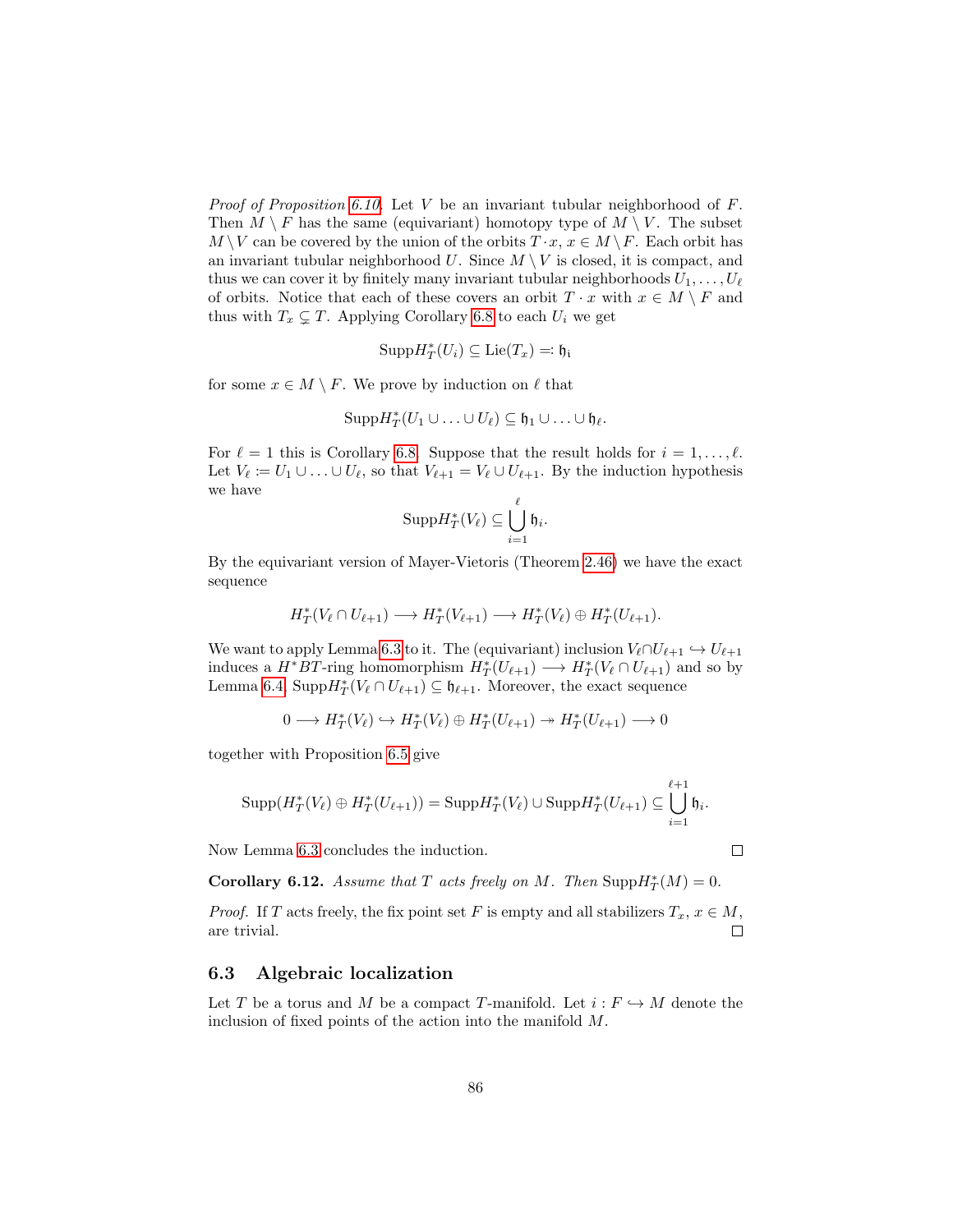*Proof of Proposition 6.10.* Let $V$ be an invariant tubular neighborhood of $F$. Then $M \setminus F$ has the same (equivariant) homotopy type of $M \setminus V$. The subset $M \setminus V$ can be covered by the union of the orbits $T \cdot x$, $x \in M \setminus F$. Each orbit has an invariant tubular neighborhood $U$. Since $M \setminus V$ is closed, it is compact, and thus we can cover it by finitely many invariant tubular neighborhoods $U_1, \ldots, U_\ell$ of orbits. Notice that each of these covers an orbit $T \cdot x$ with $x \in M \setminus F$ and thus with $T_x \subsetneq T$. Applying Corollary 6.8 to each $U_i$ we get

$$\mathrm{Supp} H_T^*(U_i) \subseteq \mathrm{Lie}(T_x) =: \mathfrak{h}_i$$

for some $x \in M \setminus F$. We prove by induction on $\ell$ that

$$\mathrm{Supp} H_T^*(U_1 \cup \ldots \cup U_\ell) \subseteq \mathfrak{h}_1 \cup \ldots \cup \mathfrak{h}_\ell.$$

For $\ell = 1$ this is Corollary 6.8. Suppose that the result holds for $i = 1, \ldots, \ell$. Let $V_\ell := U_1 \cup \ldots \cup U_\ell$, so that $V_{\ell+1} = V_\ell \cup U_{\ell+1}$. By the induction hypothesis we have

$$\mathrm{Supp} H_T^*(V_\ell) \subseteq \bigcup_{i=1}^{\ell} \mathfrak{h}_i.$$

By the equivariant version of Mayer-Vietoris (Theorem 2.46) we have the exact sequence

$$H_T^*(V_\ell \cap U_{\ell+1}) \longrightarrow H_T^*(V_{\ell+1}) \longrightarrow H_T^*(V_\ell) \oplus H_T^*(U_{\ell+1}).$$

We want to apply Lemma 6.3 to it. The (equivariant) inclusion $V_\ell \cap U_{\ell+1} \hookrightarrow U_{\ell+1}$ induces a $H^*BT$-ring homomorphism $H_T^*(U_{\ell+1}) \longrightarrow H_T^*(V_\ell \cap U_{\ell+1})$ and so by Lemma 6.4, $\mathrm{Supp} H_T^*(V_\ell \cap U_{\ell+1}) \subseteq \mathfrak{h}_{\ell+1}$. Moreover, the exact sequence

$$0 \longrightarrow H_T^*(V_\ell) \hookrightarrow H_T^*(V_\ell) \oplus H_T^*(U_{\ell+1}) \twoheadrightarrow H_T^*(U_{\ell+1}) \longrightarrow 0$$

together with Proposition 6.5 give

$$\mathrm{Supp}(H_T^*(V_\ell) \oplus H_T^*(U_{\ell+1})) = \mathrm{Supp} H_T^*(V_\ell) \cup \mathrm{Supp} H_T^*(U_{\ell+1}) \subseteq \bigcup_{i=1}^{\ell+1} \mathfrak{h}_i.$$

Now Lemma 6.3 concludes the induction. □

**Corollary 6.12.** *Assume that $T$ acts freely on $M$. Then $\mathrm{Supp} H_T^*(M) = 0$.*

*Proof.* If $T$ acts freely, the fix point set $F$ is empty and all stabilizers $T_x$, $x \in M$, are trivial. □

## 6.3 Algebraic localization

Let $T$ be a torus and $M$ be a compact $T$-manifold. Let $i : F \hookrightarrow M$ denote the inclusion of fixed points of the action into the manifold $M$.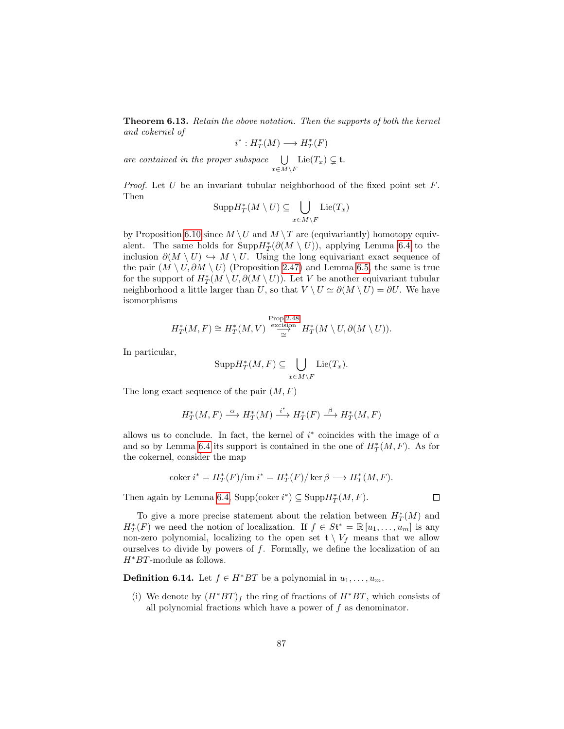**Theorem 6.13.** *Retain the above notation. Then the supports of both the kernel and cokernel of*

$$i^* : H_T^*(M) \longrightarrow H_T^*(F)$$

*are contained in the proper subspace* $\bigcup_{x\in M\setminus F} \mathrm{Lie}(T_x) \subsetneq \mathfrak{t}$.

*Proof.* Let $U$ be an invariant tubular neighborhood of the fixed point set $F$. Then

$$\mathrm{Supp} H_T^*(M\setminus U) \subseteq \bigcup_{x\in M\setminus F} \mathrm{Lie}(T_x)$$

by Proposition 6.10 since $M\setminus U$ and $M\setminus T$ are (equivariantly) homotopy equivalent. The same holds for $\mathrm{Supp} H_T^*(\partial(M\setminus U))$, applying Lemma 6.4 to the inclusion $\partial(M\setminus U) \hookrightarrow M\setminus U$. Using the long equivariant exact sequence of the pair $(M\setminus U, \partial M\setminus U)$ (Proposition 2.47) and Lemma 6.5, the same is true for the support of $H_T^*(M\setminus U, \partial(M\setminus U))$. Let $V$ be another equivariant tubular neighborhood a little larger than $U$, so that $V\setminus U \simeq \partial(M\setminus U) = \partial U$. We have isomorphisms

$$H_T^*(M,F) \cong H_T^*(M,V) \overset{\text{Prop 2.48}}{\underset{\cong}{\overset{\text{excision}}{\longrightarrow}}} H_T^*(M\setminus U, \partial(M\setminus U)).$$

In particular,

$$\mathrm{Supp} H_T^*(M,F) \subseteq \bigcup_{x\in M\setminus F} \mathrm{Lie}(T_x).$$

The long exact sequence of the pair $(M,F)$

$$H_T^*(M,F) \overset{\alpha}{\longrightarrow} H_T^*(M) \overset{i^*}{\longrightarrow} H_T^*(F) \overset{\beta}{\longrightarrow} H_T^*(M,F)$$

allows us to conclude. In fact, the kernel of $i^*$ coincides with the image of $\alpha$ and so by Lemma 6.4 its support is contained in the one of $H_T^*(M,F)$. As for the cokernel, consider the map

$$\mathrm{coker}\, i^* = H_T^*(F)/\mathrm{im}\, i^* = H_T^*(F)/\ker\beta \longrightarrow H_T^*(M,F).$$

Then again by Lemma 6.4, $\mathrm{Supp}(\mathrm{coker}\, i^*) \subseteq \mathrm{Supp} H_T^*(M,F)$. $\square$

To give a more precise statement about the relation between $H_T^*(M)$ and $H_T^*(F)$ we need the notion of localization. If $f \in S\mathfrak{t}^* = \mathbb{R}[u_1,\ldots,u_m]$ is any non-zero polynomial, localizing to the open set $\mathfrak{t}\setminus V_f$ means that we allow ourselves to divide by powers of $f$. Formally, we define the localization of an $H^*BT$-module as follows.

**Definition 6.14.** Let $f \in H^*BT$ be a polynomial in $u_1,\ldots,u_m$.

(i) We denote by $(H^*BT)_f$ the ring of fractions of $H^*BT$, which consists of all polynomial fractions which have a power of $f$ as denominator.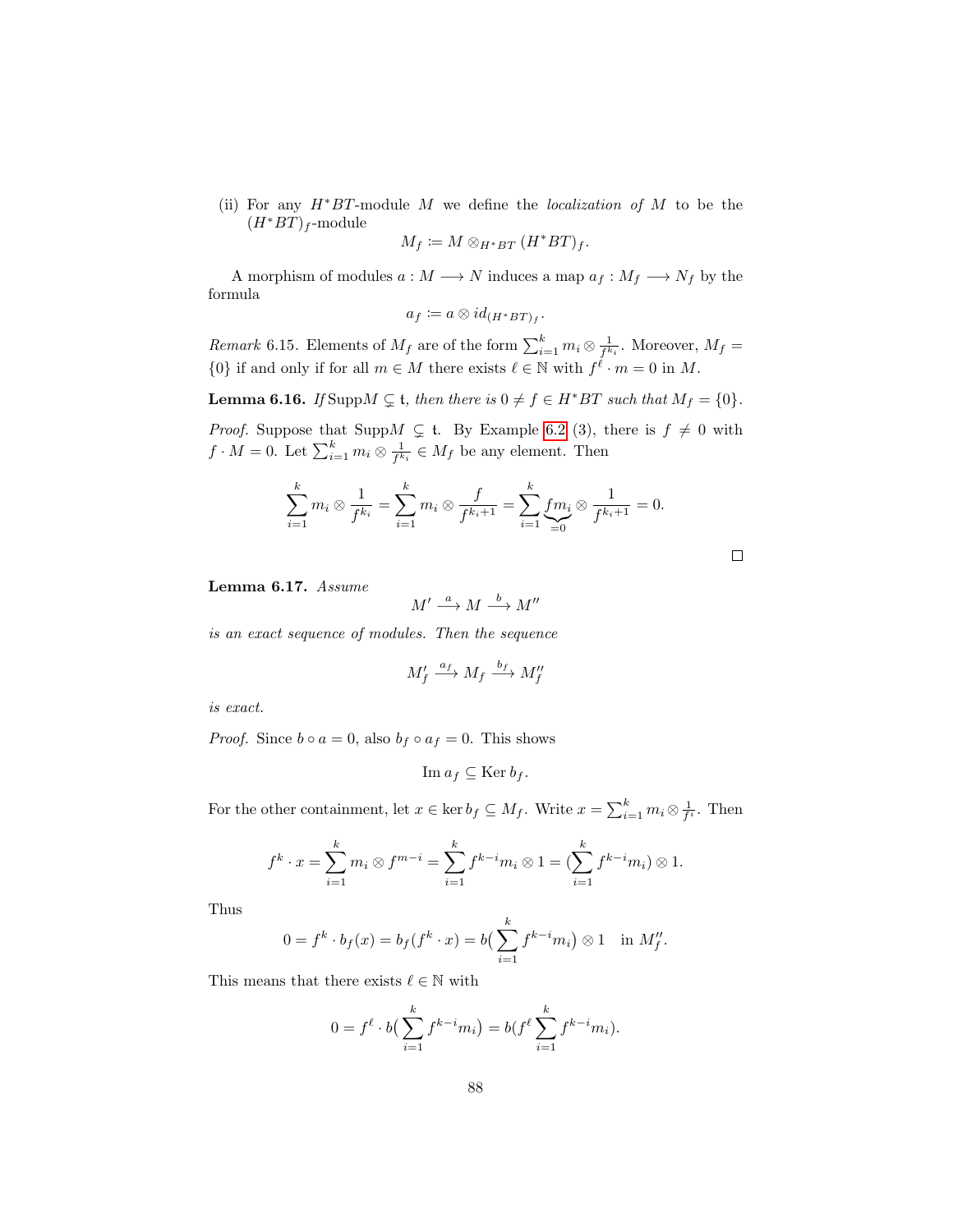(ii) For any $H^*BT$-module $M$ we define the *localization of* $M$ to be the $(H^*BT)_f$-module

$$M_f := M \otimes_{H^*BT} (H^*BT)_f.$$

A morphism of modules $a : M \longrightarrow N$ induces a map $a_f : M_f \longrightarrow N_f$ by the formula

$$a_f := a \otimes id_{(H^*BT)_f}.$$

*Remark* 6.15. Elements of $M_f$ are of the form $\sum_{i=1}^k m_i \otimes \frac{1}{f^{k_i}}$. Moreover, $M_f = \{0\}$ if and only if for all $m \in M$ there exists $\ell \in \mathbb{N}$ with $f^\ell \cdot m = 0$ in $M$.

**Lemma 6.16.** *If* $\mathrm{Supp} M \subsetneq \mathfrak{t}$*, then there is* $0 \neq f \in H^*BT$ *such that* $M_f = \{0\}$*.*

*Proof.* Suppose that $\mathrm{Supp} M \subsetneq \mathfrak{t}$. By Example 6.2 (3), there is $f \neq 0$ with $f \cdot M = 0$. Let $\sum_{i=1}^k m_i \otimes \frac{1}{f^{k_i}} \in M_f$ be any element. Then

$$\sum_{i=1}^k m_i \otimes \frac{1}{f^{k_i}} = \sum_{i=1}^k m_i \otimes \frac{f}{f^{k_i+1}} = \sum_{i=1}^k \underbrace{f m_i}_{=0} \otimes \frac{1}{f^{k_i+1}} = 0.$$

□

**Lemma 6.17.** *Assume*

$$M' \xrightarrow{a} M \xrightarrow{b} M''$$

*is an exact sequence of modules. Then the sequence*

$$M'_f \xrightarrow{a_f} M_f \xrightarrow{b_f} M''_f$$

*is exact.*

*Proof.* Since $b \circ a = 0$, also $b_f \circ a_f = 0$. This shows

$$\mathrm{Im}\, a_f \subseteq \mathrm{Ker}\, b_f.$$

For the other containment, let $x \in \ker b_f \subseteq M_f$. Write $x = \sum_{i=1}^k m_i \otimes \frac{1}{f^i}$. Then

$$f^k \cdot x = \sum_{i=1}^k m_i \otimes f^{m-i} = \sum_{i=1}^k f^{k-i} m_i \otimes 1 = (\sum_{i=1}^k f^{k-i} m_i) \otimes 1.$$

Thus

$$0 = f^k \cdot b_f(x) = b_f(f^k \cdot x) = b\big(\sum_{i=1}^k f^{k-i} m_i\big) \otimes 1 \quad \text{in } M''_f.$$

This means that there exists $\ell \in \mathbb{N}$ with

$$0 = f^\ell \cdot b\big(\sum_{i=1}^k f^{k-i} m_i\big) = b\big(f^\ell \sum_{i=1}^k f^{k-i} m_i\big).$$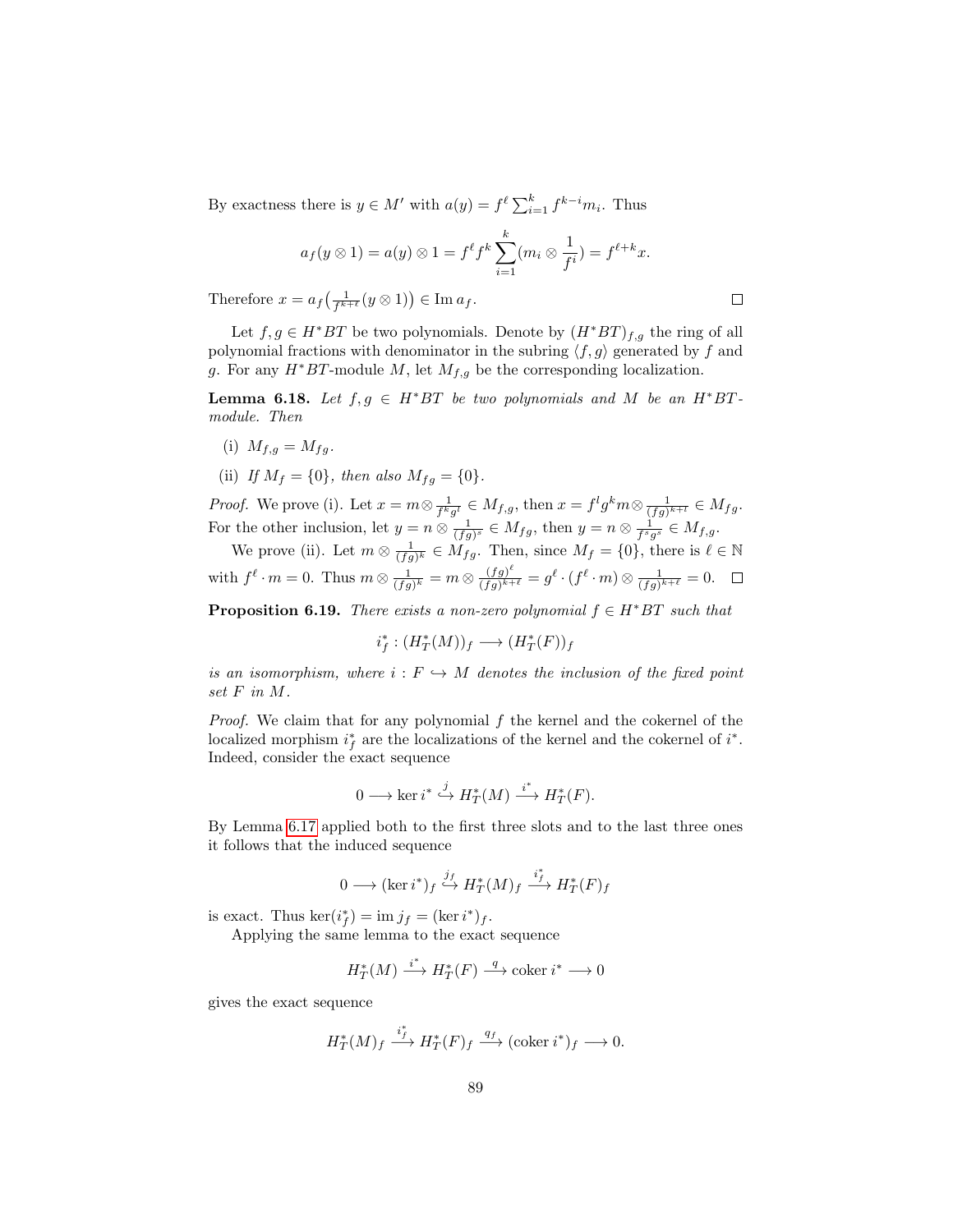By exactness there is $y \in M'$ with $a(y) = f^\ell \sum_{i=1}^{k} f^{k-i} m_i$. Thus

$$a_f(y \otimes 1) = a(y) \otimes 1 = f^\ell f^k \sum_{i=1}^{k} (m_i \otimes \frac{1}{f^i}) = f^{\ell+k} x.$$

Therefore $x = a_f\big(\frac{1}{f^{k+\ell}}(y \otimes 1)\big) \in \operatorname{Im} a_f$. $\square$

Let $f, g \in H^*BT$ be two polynomials. Denote by $(H^*BT)_{f,g}$ the ring of all polynomial fractions with denominator in the subring $\langle f, g \rangle$ generated by $f$ and $g$. For any $H^*BT$-module $M$, let $M_{f,g}$ be the corresponding localization.

**Lemma 6.18.** *Let $f, g \in H^*BT$ be two polynomials and $M$ be an $H^*BT$-module. Then*

(i) $M_{f,g} = M_{fg}$.

(ii) *If $M_f = \{0\}$, then also $M_{fg} = \{0\}$.*

*Proof.* We prove (i). Let $x = m \otimes \frac{1}{f^k g^l} \in M_{f,g}$, then $x = f^l g^k m \otimes \frac{1}{(fg)^{k+l}} \in M_{fg}$. For the other inclusion, let $y = n \otimes \frac{1}{(fg)^s} \in M_{fg}$, then $y = n \otimes \frac{1}{f^s g^s} \in M_{f,g}$.

We prove (ii). Let $m \otimes \frac{1}{(fg)^k} \in M_{fg}$. Then, since $M_f = \{0\}$, there is $\ell \in \mathbb{N}$ with $f^\ell \cdot m = 0$. Thus $m \otimes \frac{1}{(fg)^k} = m \otimes \frac{(fg)^\ell}{(fg)^{k+\ell}} = g^\ell \cdot (f^\ell \cdot m) \otimes \frac{1}{(fg)^{k+\ell}} = 0$. $\square$

**Proposition 6.19.** *There exists a non-zero polynomial $f \in H^*BT$ such that*

$$i_f^* : (H_T^*(M))_f \longrightarrow (H_T^*(F))_f$$

*is an isomorphism, where $i : F \hookrightarrow M$ denotes the inclusion of the fixed point set $F$ in $M$.*

*Proof.* We claim that for any polynomial $f$ the kernel and the cokernel of the localized morphism $i_f^*$ are the localizations of the kernel and the cokernel of $i^*$. Indeed, consider the exact sequence

$$0 \longrightarrow \ker i^* \overset{j}{\hookrightarrow} H_T^*(M) \overset{i^*}{\longrightarrow} H_T^*(F).$$

By Lemma 6.17 applied both to the first three slots and to the last three ones it follows that the induced sequence

$$0 \longrightarrow (\ker i^*)_f \overset{j_f}{\hookrightarrow} H_T^*(M)_f \overset{i_f^*}{\longrightarrow} H_T^*(F)_f$$

is exact. Thus $\ker(i_f^*) = \operatorname{im} j_f = (\ker i^*)_f$.

Applying the same lemma to the exact sequence

$$H_T^*(M) \overset{i^*}{\longrightarrow} H_T^*(F) \overset{q}{\longrightarrow} \operatorname{coker} i^* \longrightarrow 0$$

gives the exact sequence

$$H_T^*(M)_f \overset{i_f^*}{\longrightarrow} H_T^*(F)_f \overset{q_f}{\longrightarrow} (\operatorname{coker} i^*)_f \longrightarrow 0.$$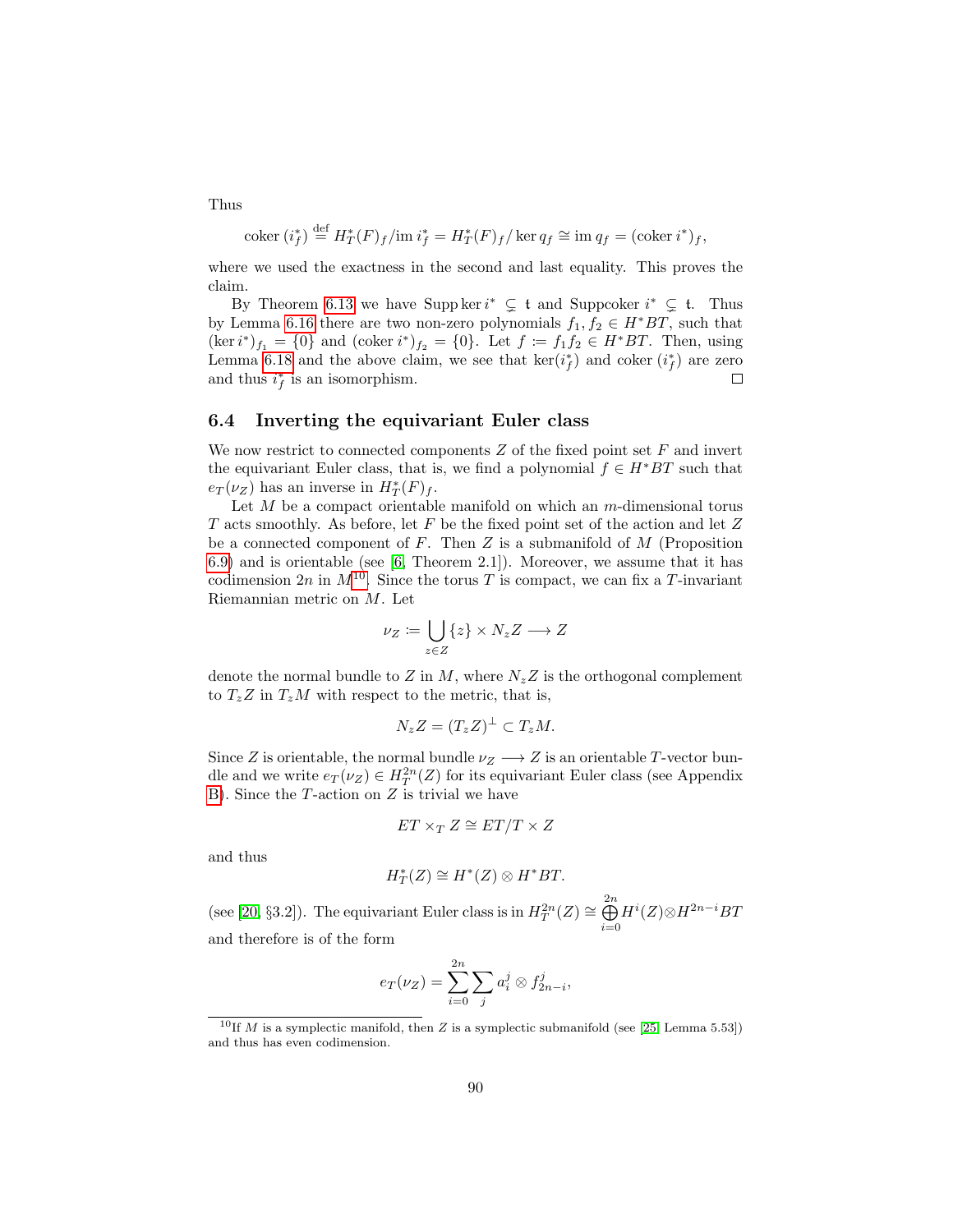Thus

$$\text{coker}\,(i_f^*) \stackrel{\text{def}}{=} H_T^*(F)_f/\text{im}\,i_f^* = H_T^*(F)_f/\ker q_f \cong \text{im}\,q_f = (\text{coker}\,i^*)_f,$$

where we used the exactness in the second and last equality. This proves the claim.

By Theorem 6.13 we have $\text{Supp}\ker i^* \subsetneq \mathfrak{t}$ and $\text{Supp}\text{coker}\,i^* \subsetneq \mathfrak{t}$. Thus by Lemma 6.16 there are two non-zero polynomials $f_1, f_2 \in H^*BT$, such that $(\ker i^*)_{f_1} = \{0\}$ and $(\text{coker}\,i^*)_{f_2} = \{0\}$. Let $f \coloneqq f_1 f_2 \in H^*BT$. Then, using Lemma 6.18 and the above claim, we see that $\ker(i_f^*)$ and $\text{coker}\,(i_f^*)$ are zero and thus $i_f^*$ is an isomorphism. □

## 6.4 Inverting the equivariant Euler class

We now restrict to connected components $Z$ of the fixed point set $F$ and invert the equivariant Euler class, that is, we find a polynomial $f \in H^*BT$ such that $e_T(\nu_Z)$ has an inverse in $H_T^*(F)_f$.

Let $M$ be a compact orientable manifold on which an $m$-dimensional torus $T$ acts smoothly. As before, let $F$ be the fixed point set of the action and let $Z$ be a connected component of $F$. Then $Z$ is a submanifold of $M$ (Proposition 6.9) and is orientable (see [6, Theorem 2.1]). Moreover, we assume that it has codimension $2n$ in $M$[10]. Since the torus $T$ is compact, we can fix a $T$-invariant Riemannian metric on $M$. Let

$$\nu_Z \coloneqq \bigcup_{z\in Z} \{z\} \times N_z Z \longrightarrow Z$$

denote the normal bundle to $Z$ in $M$, where $N_z Z$ is the orthogonal complement to $T_z Z$ in $T_z M$ with respect to the metric, that is,

$$N_z Z = (T_z Z)^{\perp} \subset T_z M.$$

Since $Z$ is orientable, the normal bundle $\nu_Z \longrightarrow Z$ is an orientable $T$-vector bundle and we write $e_T(\nu_Z) \in H_T^{2n}(Z)$ for its equivariant Euler class (see Appendix B). Since the $T$-action on $Z$ is trivial we have

$$ET \times_T Z \cong ET/T \times Z$$

and thus

$$H_T^*(Z) \cong H^*(Z) \otimes H^*BT.$$

(see [20, §3.2]). The equivariant Euler class is in $H_T^{2n}(Z) \cong \bigoplus_{i=0}^{2n} H^i(Z) \otimes H^{2n-i}BT$ and therefore is of the form

$$e_T(\nu_Z) = \sum_{i=0}^{2n} \sum_j a_i^j \otimes f_{2n-i}^j,$$

[10] If $M$ is a symplectic manifold, then $Z$ is a symplectic submanifold (see [25, Lemma 5.53]) and thus has even codimension.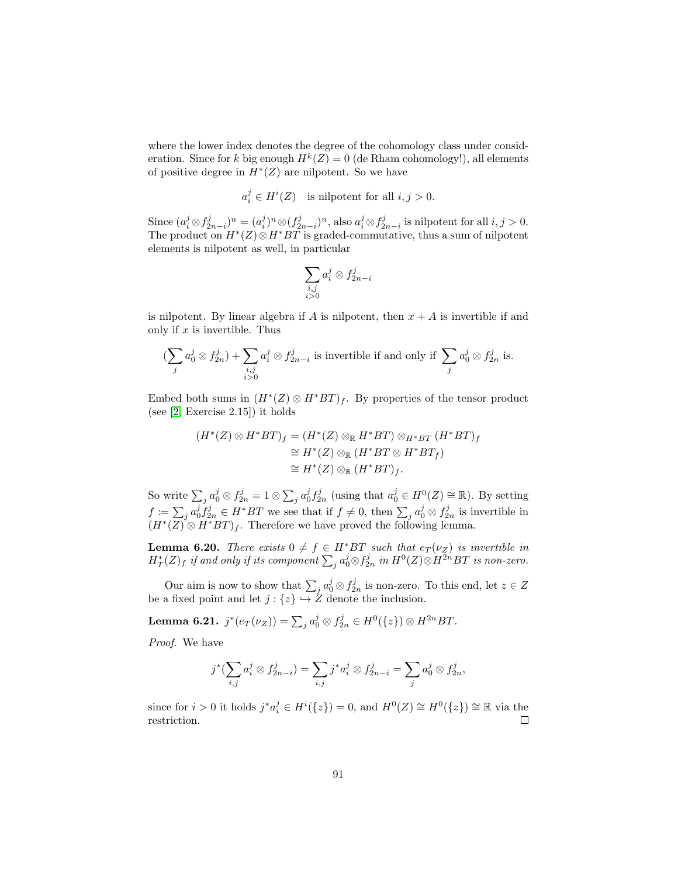where the lower index denotes the degree of the cohomology class under consideration. Since for $k$ big enough $H^k(Z) = 0$ (de Rham cohomology!), all elements of positive degree in $H^*(Z)$ are nilpotent. So we have

$$a_i^j \in H^i(Z) \quad \text{is nilpotent for all } i, j > 0.$$

Since $(a_i^j \otimes f_{2n-i}^j)^n = (a_i^j)^n \otimes (f_{2n-i}^j)^n$, also $a_i^j \otimes f_{2n-i}^j$ is nilpotent for all $i, j > 0$. The product on $H^*(Z) \otimes H^*BT$ is graded-commutative, thus a sum of nilpotent elements is nilpotent as well, in particular

$$\sum_{\substack{i,j \\ i>0}} a_i^j \otimes f_{2n-i}^j$$

is nilpotent. By linear algebra if $A$ is nilpotent, then $x + A$ is invertible if and only if $x$ is invertible. Thus

$$\left(\sum_j a_0^j \otimes f_{2n}^j\right) + \sum_{\substack{i,j \\ i>0}} a_i^j \otimes f_{2n-i}^j \text{ is invertible if and only if } \sum_j a_0^j \otimes f_{2n}^j \text{ is.}$$

Embed both sums in $(H^*(Z) \otimes H^*BT)_f$. By properties of the tensor product (see [2, Exercise 2.15]) it holds

$$\begin{aligned}
(H^*(Z) \otimes H^*BT)_f &= (H^*(Z) \otimes_{\mathbb{R}} H^*BT) \otimes_{H^*BT} (H^*BT)_f \\
&\cong H^*(Z) \otimes_{\mathbb{R}} (H^*BT \otimes H^*BT_f) \\
&\cong H^*(Z) \otimes_{\mathbb{R}} (H^*BT)_f.
\end{aligned}$$

So write $\sum_j a_0^j \otimes f_{2n}^j = 1 \otimes \sum_j a_0^j f_{2n}^j$ (using that $a_0^j \in H^0(Z) \cong \mathbb{R}$). By setting $f := \sum_j a_0^j f_{2n}^j \in H^*BT$ we see that if $f \neq 0$, then $\sum_j a_0^j \otimes f_{2n}^j$ is invertible in $(H^*(Z) \otimes H^*BT)_f$. Therefore we have proved the following lemma.

**Lemma 6.20.** *There exists $0 \neq f \in H^*BT$ such that $e_T(\nu_Z)$ is invertible in $H_T^*(Z)_f$ if and only if its component $\sum_j a_0^j \otimes f_{2n}^j$ in $H^0(Z) \otimes H^{2n}BT$ is non-zero.*

Our aim is now to show that $\sum_j a_0^j \otimes f_{2n}^j$ is non-zero. To this end, let $z \in Z$ be a fixed point and let $j : \{z\} \hookrightarrow Z$ denote the inclusion.

**Lemma 6.21.** $j^*(e_T(\nu_Z)) = \sum_j a_0^j \otimes f_{2n}^j \in H^0(\{z\}) \otimes H^{2n}BT$.

*Proof.* We have

$$j^*\left(\sum_{i,j} a_i^j \otimes f_{2n-i}^j\right) = \sum_{i,j} j^* a_i^j \otimes f_{2n-i}^j = \sum_j a_0^j \otimes f_{2n}^j,$$

since for $i > 0$ it holds $j^* a_i^j \in H^i(\{z\}) = 0$, and $H^0(Z) \cong H^0(\{z\}) \cong \mathbb{R}$ via the restriction. ∎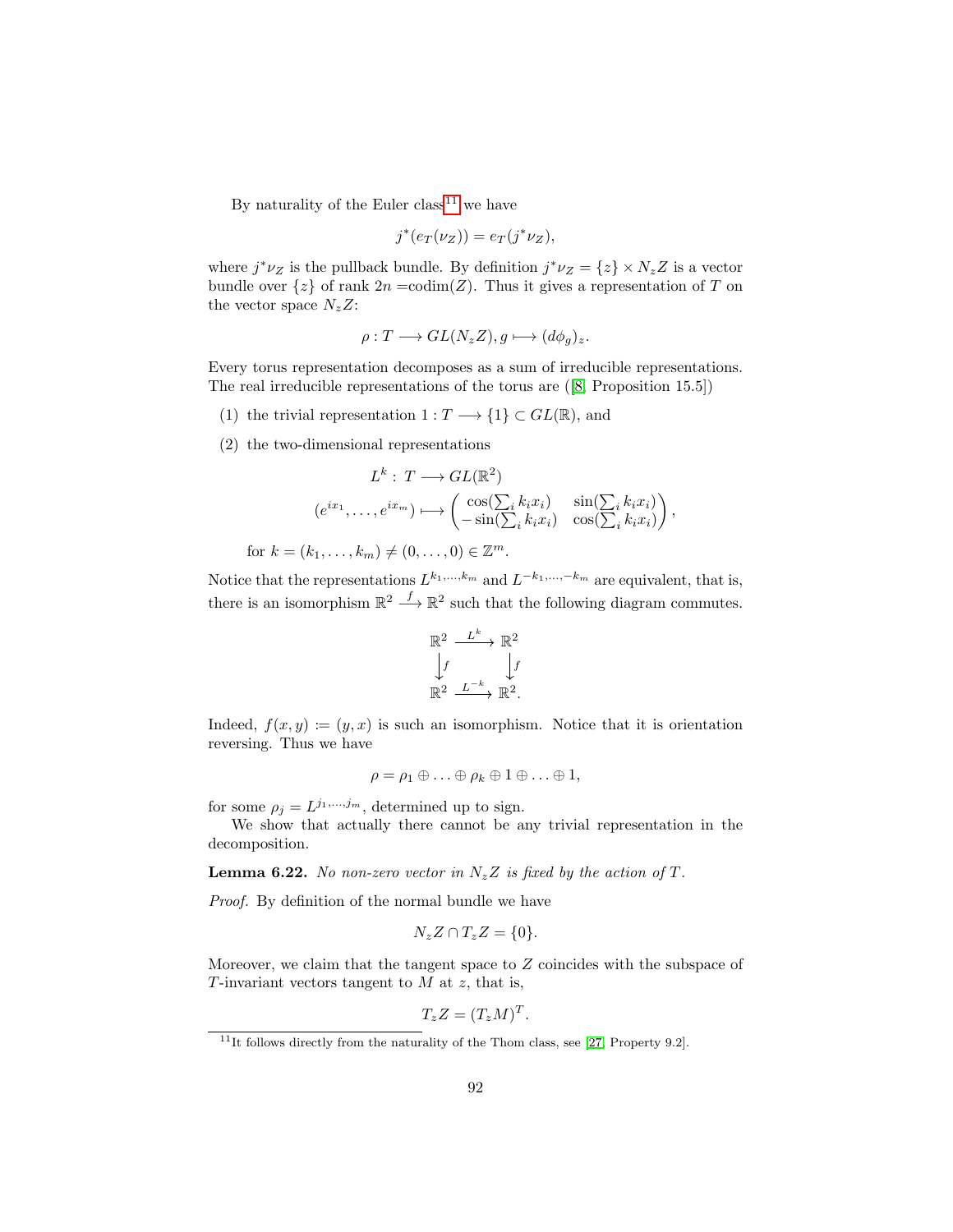By naturality of the Euler class[11] we have

$$j^*(e_T(\nu_Z)) = e_T(j^*\nu_Z),$$

where $j^*\nu_Z$ is the pullback bundle. By definition $j^*\nu_Z = \{z\} \times N_zZ$ is a vector bundle over $\{z\}$ of rank $2n$ =codim$(Z)$. Thus it gives a representation of $T$ on the vector space $N_zZ$:

$$\rho : T \longrightarrow GL(N_zZ), g \longmapsto (d\phi_g)_z.$$

Every torus representation decomposes as a sum of irreducible representations. The real irreducible representations of the torus are ([8, Proposition 15.5])

(1) the trivial representation $1 : T \longrightarrow \{1\} \subset GL(\mathbb{R})$, and

(2) the two-dimensional representations

$$\begin{aligned} L^k :\, T &\longrightarrow GL(\mathbb{R}^2) \\ (e^{ix_1}, \ldots, e^{ix_m}) &\longmapsto \begin{pmatrix} \cos(\sum_i k_i x_i) & \sin(\sum_i k_i x_i) \\ -\sin(\sum_i k_i x_i) & \cos(\sum_i k_i x_i) \end{pmatrix}, \end{aligned}$$

for $k = (k_1, \ldots, k_m) \neq (0, \ldots, 0) \in \mathbb{Z}^m$.

Notice that the representations $L^{k_1,\ldots,k_m}$ and $L^{-k_1,\ldots,-k_m}$ are equivalent, that is, there is an isomorphism $\mathbb{R}^2 \xrightarrow{f} \mathbb{R}^2$ such that the following diagram commutes.

$$\begin{array}{ccc} \mathbb{R}^2 & \xrightarrow{L^k} & \mathbb{R}^2 \\ \downarrow f & & \downarrow f \\ \mathbb{R}^2 & \xrightarrow{L^{-k}} & \mathbb{R}^2. \end{array}$$

Indeed, $f(x, y) := (y, x)$ is such an isomorphism. Notice that it is orientation reversing. Thus we have

$$\rho = \rho_1 \oplus \ldots \oplus \rho_k \oplus 1 \oplus \ldots \oplus 1,$$

for some $\rho_j = L^{j_1,\ldots,j_m}$, determined up to sign.

We show that actually there cannot be any trivial representation in the decomposition.

**Lemma 6.22.** *No non-zero vector in $N_zZ$ is fixed by the action of $T$.*

*Proof.* By definition of the normal bundle we have

$$N_zZ \cap T_zZ = \{0\}.$$

Moreover, we claim that the tangent space to $Z$ coincides with the subspace of $T$-invariant vectors tangent to $M$ at $z$, that is,

$$T_zZ = (T_zM)^T.$$

[11] It follows directly from the naturality of the Thom class, see [27, Property 9.2].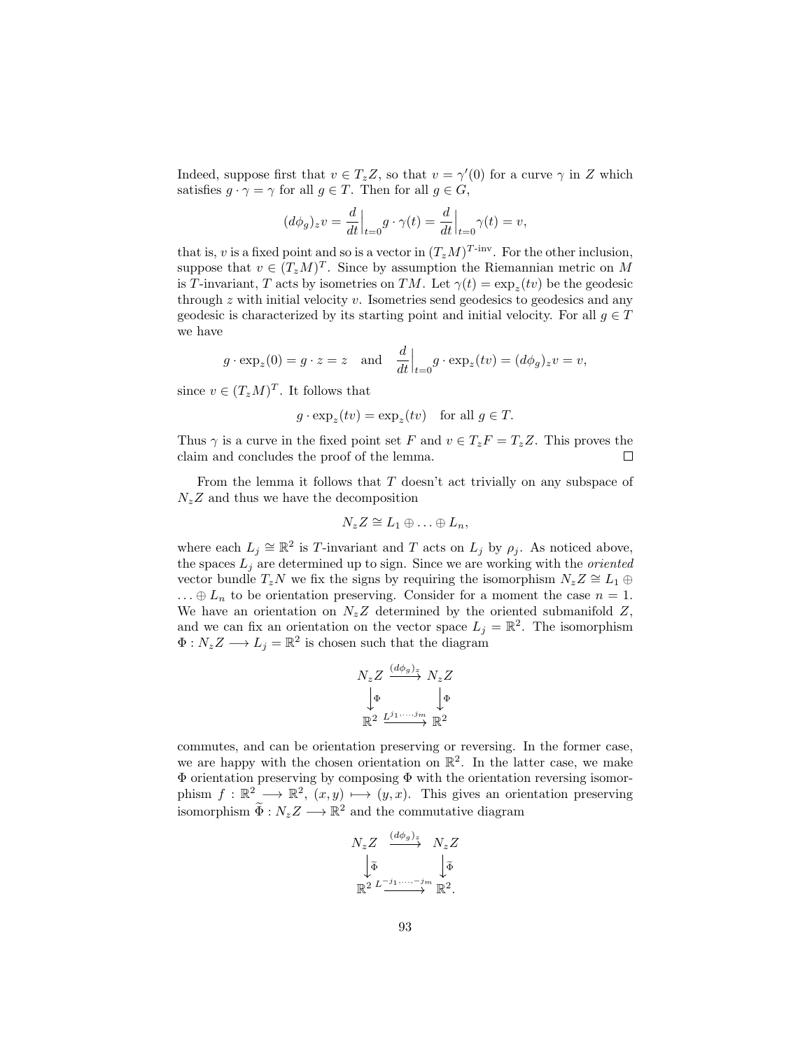Indeed, suppose first that $v \in T_z Z$, so that $v = \gamma'(0)$ for a curve $\gamma$ in $Z$ which satisfies $g \cdot \gamma = \gamma$ for all $g \in T$. Then for all $g \in G$,

$$(d\phi_g)_z v = \frac{d}{dt}\Big|_{t=0} g \cdot \gamma(t) = \frac{d}{dt}\Big|_{t=0} \gamma(t) = v,$$

that is, $v$ is a fixed point and so is a vector in $(T_z M)^{T\text{-inv}}$. For the other inclusion, suppose that $v \in (T_z M)^T$. Since by assumption the Riemannian metric on $M$ is $T$-invariant, $T$ acts by isometries on $TM$. Let $\gamma(t) = \exp_z(tv)$ be the geodesic through $z$ with initial velocity $v$. Isometries send geodesics to geodesics and any geodesic is characterized by its starting point and initial velocity. For all $g \in T$ we have

$$g \cdot \exp_z(0) = g \cdot z = z \quad \text{and} \quad \frac{d}{dt}\Big|_{t=0} g \cdot \exp_z(tv) = (d\phi_g)_z v = v,$$

since $v \in (T_z M)^T$. It follows that

$$g \cdot \exp_z(tv) = \exp_z(tv) \quad \text{for all } g \in T.$$

Thus $\gamma$ is a curve in the fixed point set $F$ and $v \in T_z F = T_z Z$. This proves the claim and concludes the proof of the lemma. $\square$

From the lemma it follows that $T$ doesn't act trivially on any subspace of $N_z Z$ and thus we have the decomposition

$$N_z Z \cong L_1 \oplus \ldots \oplus L_n,$$

where each $L_j \cong \mathbb{R}^2$ is $T$-invariant and $T$ acts on $L_j$ by $\rho_j$. As noticed above, the spaces $L_j$ are determined up to sign. Since we are working with the *oriented* vector bundle $T_z N$ we fix the signs by requiring the isomorphism $N_z Z \cong L_1 \oplus \ldots \oplus L_n$ to be orientation preserving. Consider for a moment the case $n = 1$. We have an orientation on $N_z Z$ determined by the oriented submanifold $Z$, and we can fix an orientation on the vector space $L_j = \mathbb{R}^2$. The isomorphism $\Phi : N_z Z \longrightarrow L_j = \mathbb{R}^2$ is chosen such that the diagram

$$\begin{array}{ccc} N_z Z & \xrightarrow{(d\phi_g)_z} & N_z Z \\ \downarrow \Phi & & \downarrow \Phi \\ \mathbb{R}^2 & \xrightarrow{L^{j_1,\ldots,j_m}} & \mathbb{R}^2 \end{array}$$

commutes, and can be orientation preserving or reversing. In the former case, we are happy with the chosen orientation on $\mathbb{R}^2$. In the latter case, we make $\Phi$ orientation preserving by composing $\Phi$ with the orientation reversing isomorphism $f : \mathbb{R}^2 \longrightarrow \mathbb{R}^2$, $(x, y) \longmapsto (y, x)$. This gives an orientation preserving isomorphism $\widetilde{\Phi} : N_z Z \longrightarrow \mathbb{R}^2$ and the commutative diagram

$$\begin{array}{ccc} N_z Z & \xrightarrow{(d\phi_g)_z} & N_z Z \\ \downarrow \widetilde{\Phi} & & \downarrow \widetilde{\Phi} \\ \mathbb{R}^2 & \xrightarrow{L^{-j_1,\ldots,-j_m}} & \mathbb{R}^2. \end{array}$$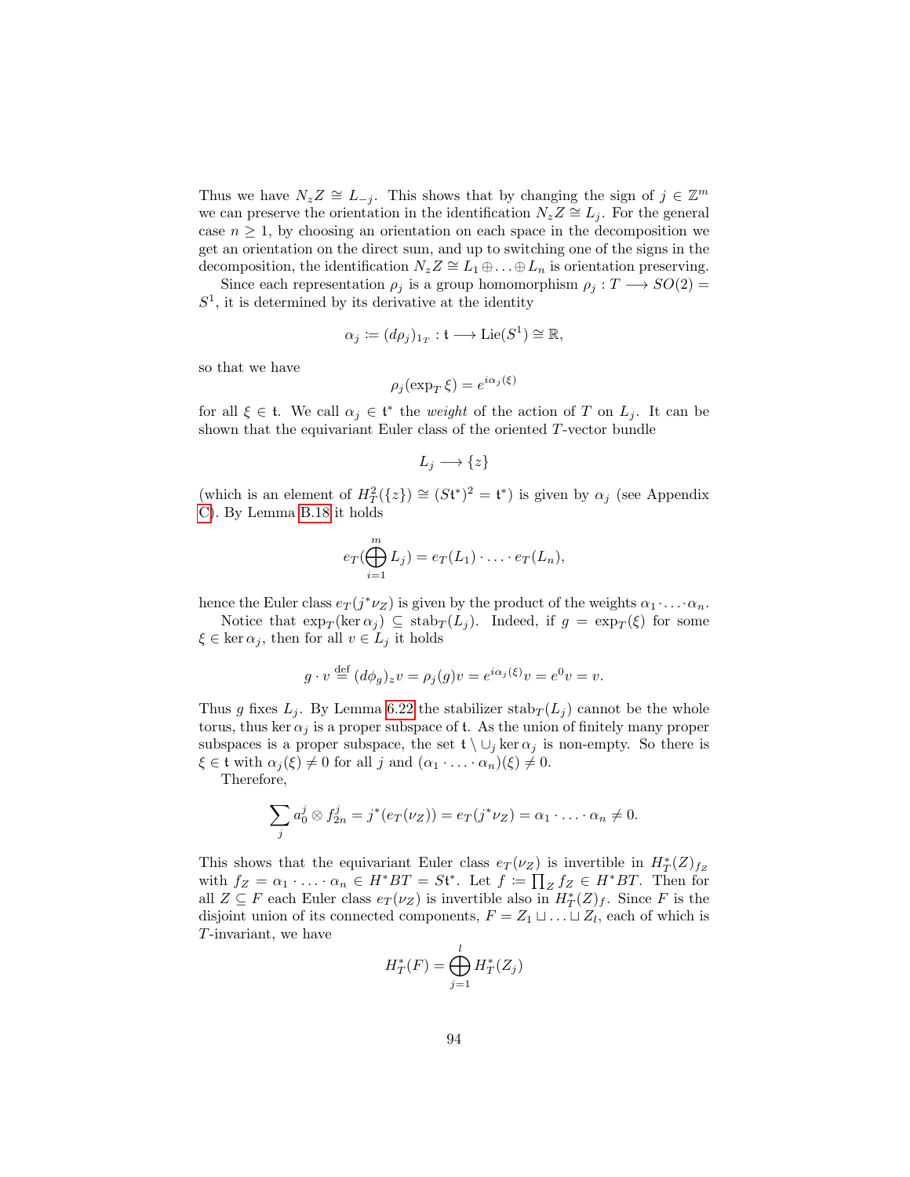Thus we have $N_zZ \cong L_{-j}$. This shows that by changing the sign of $j \in \mathbb{Z}^m$ we can preserve the orientation in the identification $N_zZ \cong L_j$. For the general case $n \geq 1$, by choosing an orientation on each space in the decomposition we get an orientation on the direct sum, and up to switching one of the signs in the decomposition, the identification $N_zZ \cong L_1 \oplus \ldots \oplus L_n$ is orientation preserving.

Since each representation $\rho_j$ is a group homomorphism $\rho_j : T \longrightarrow SO(2) = S^1$, it is determined by its derivative at the identity

$$\alpha_j := (d\rho_j)_{1_T} : \mathfrak{t} \longrightarrow \mathrm{Lie}(S^1) \cong \mathbb{R},$$

so that we have

$$\rho_j(\exp_T \xi) = e^{i\alpha_j(\xi)}$$

for all $\xi \in \mathfrak{t}$. We call $\alpha_j \in \mathfrak{t}^*$ the *weight* of the action of $T$ on $L_j$. It can be shown that the equivariant Euler class of the oriented $T$-vector bundle

$$L_j \longrightarrow \{z\}$$

(which is an element of $H^2_T(\{z\}) \cong (S\mathfrak{t}^*)^2 = \mathfrak{t}^*$) is given by $\alpha_j$ (see Appendix C). By Lemma B.18 it holds

$$e_T(\bigoplus_{i=1}^m L_j) = e_T(L_1) \cdot \ldots \cdot e_T(L_n),$$

hence the Euler class $e_T(j^*\nu_Z)$ is given by the product of the weights $\alpha_1 \cdot \ldots \cdot \alpha_n$.

Notice that $\exp_T(\ker \alpha_j) \subseteq \mathrm{stab}_T(L_j)$. Indeed, if $g = \exp_T(\xi)$ for some $\xi \in \ker \alpha_j$, then for all $v \in L_j$ it holds

$$g \cdot v \overset{\text{def}}{=} (d\phi_g)_z v = \rho_j(g)v = e^{i\alpha_j(\xi)}v = e^0 v = v.$$

Thus $g$ fixes $L_j$. By Lemma 6.22 the stabilizer $\mathrm{stab}_T(L_j)$ cannot be the whole torus, thus $\ker \alpha_j$ is a proper subspace of $\mathfrak{t}$. As the union of finitely many proper subspaces is a proper subspace, the set $\mathfrak{t} \setminus \cup_j \ker \alpha_j$ is non-empty. So there is $\xi \in \mathfrak{t}$ with $\alpha_j(\xi) \neq 0$ for all $j$ and $(\alpha_1 \cdot \ldots \cdot \alpha_n)(\xi) \neq 0$.

Therefore,

$$\sum_j a_0^j \otimes f_{2n}^j = j^*(e_T(\nu_Z)) = e_T(j^*\nu_Z) = \alpha_1 \cdot \ldots \cdot \alpha_n \neq 0.$$

This shows that the equivariant Euler class $e_T(\nu_Z)$ is invertible in $H^*_T(Z)_{f_Z}$ with $f_Z = \alpha_1 \cdot \ldots \cdot \alpha_n \in H^*BT = S\mathfrak{t}^*$. Let $f := \prod_Z f_Z \in H^*BT$. Then for all $Z \subseteq F$ each Euler class $e_T(\nu_Z)$ is invertible also in $H^*_T(Z)_f$. Since $F$ is the disjoint union of its connected components, $F = Z_1 \sqcup \ldots \sqcup Z_l$, each of which is $T$-invariant, we have

$$H^*_T(F) = \bigoplus_{j=1}^l H^*_T(Z_j)$$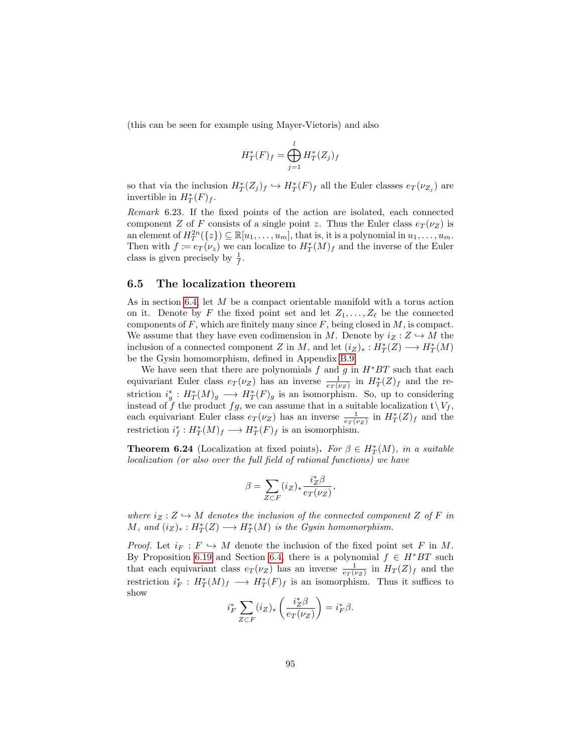(this can be seen for example using Mayer-Vietoris) and also

$$H_T^*(F)_f = \bigoplus_{j=1}^{l} H_T^*(Z_j)_f$$

so that via the inclusion $H_T^*(Z_j)_f \hookrightarrow H_T^*(F)_f$ all the Euler classes $e_T(\nu_{Z_j})$ are invertible in $H_T^*(F)_f$.

*Remark* 6.23. If the fixed points of the action are isolated, each connected component $Z$ of $F$ consists of a single point $z$. Thus the Euler class $e_T(\nu_Z)$ is an element of $H_T^{2n}(\{z\}) \subseteq \mathbb{R}[u_1, \dots, u_m]$, that is, it is a polynomial in $u_1, \dots, u_m$. Then with $f := e_T(\nu_z)$ we can localize to $H_T^*(M)_f$ and the inverse of the Euler class is given precisely by $\frac{1}{f}$.

## 6.5 The localization theorem

As in section 6.4, let $M$ be a compact orientable manifold with a torus action on it. Denote by $F$ the fixed point set and let $Z_1, \dots, Z_\ell$ be the connected components of $F$, which are finitely many since $F$, being closed in $M$, is compact. We assume that they have even codimension in $M$. Denote by $i_Z : Z \hookrightarrow M$ the inclusion of a connected component $Z$ in $M$, and let $(i_Z)_* : H_T^*(Z) \longrightarrow H_T^*(M)$ be the Gysin homomorphism, defined in Appendix B.9.

We have seen that there are polynomials $f$ and $g$ in $H^*BT$ such that each equivariant Euler class $e_T(\nu_Z)$ has an inverse $\frac{1}{e_T(\nu_Z)}$ in $H_T^*(Z)_f$ and the restriction $i_g^* : H_T^*(M)_g \longrightarrow H_T^*(F)_g$ is an isomorphism. So, up to considering instead of $f$ the product $fg$, we can assume that in a suitable localization $\mathfrak{t} \setminus V_f$, each equivariant Euler class $e_T(\nu_Z)$ has an inverse $\frac{1}{e_T(\nu_Z)}$ in $H_T^*(Z)_f$ and the restriction $i_f^* : H_T^*(M)_f \longrightarrow H_T^*(F)_f$ is an isomorphism.

**Theorem 6.24** (Localization at fixed points)**.** *For $\beta \in H_T^*(M)$, in a suitable localization (or also over the full field of rational functions) we have*

$$\beta = \sum_{Z \subset F} (i_Z)_* \frac{i_Z^* \beta}{e_T(\nu_Z)},$$

*where $i_Z : Z \hookrightarrow M$ denotes the inclusion of the connected component $Z$ of $F$ in $M$, and $(i_Z)_* : H_T^*(Z) \longrightarrow H_T^*(M)$ is the Gysin homomorphism.*

*Proof.* Let $i_F : F \hookrightarrow M$ denote the inclusion of the fixed point set $F$ in $M$. By Proposition 6.19 and Section 6.4, there is a polynomial $f \in H^*BT$ such that each equivariant class $e_T(\nu_Z)$ has an inverse $\frac{1}{e_T(\nu_Z)}$ in $H_T(Z)_f$ and the restriction $i_F^* : H_T^*(M)_f \longrightarrow H_T^*(F)_f$ is an isomorphism. Thus it suffices to show

$$i_F^* \sum_{Z \subset F} (i_Z)_* \left( \frac{i_Z^* \beta}{e_T(\nu_Z)} \right) = i_F^* \beta.$$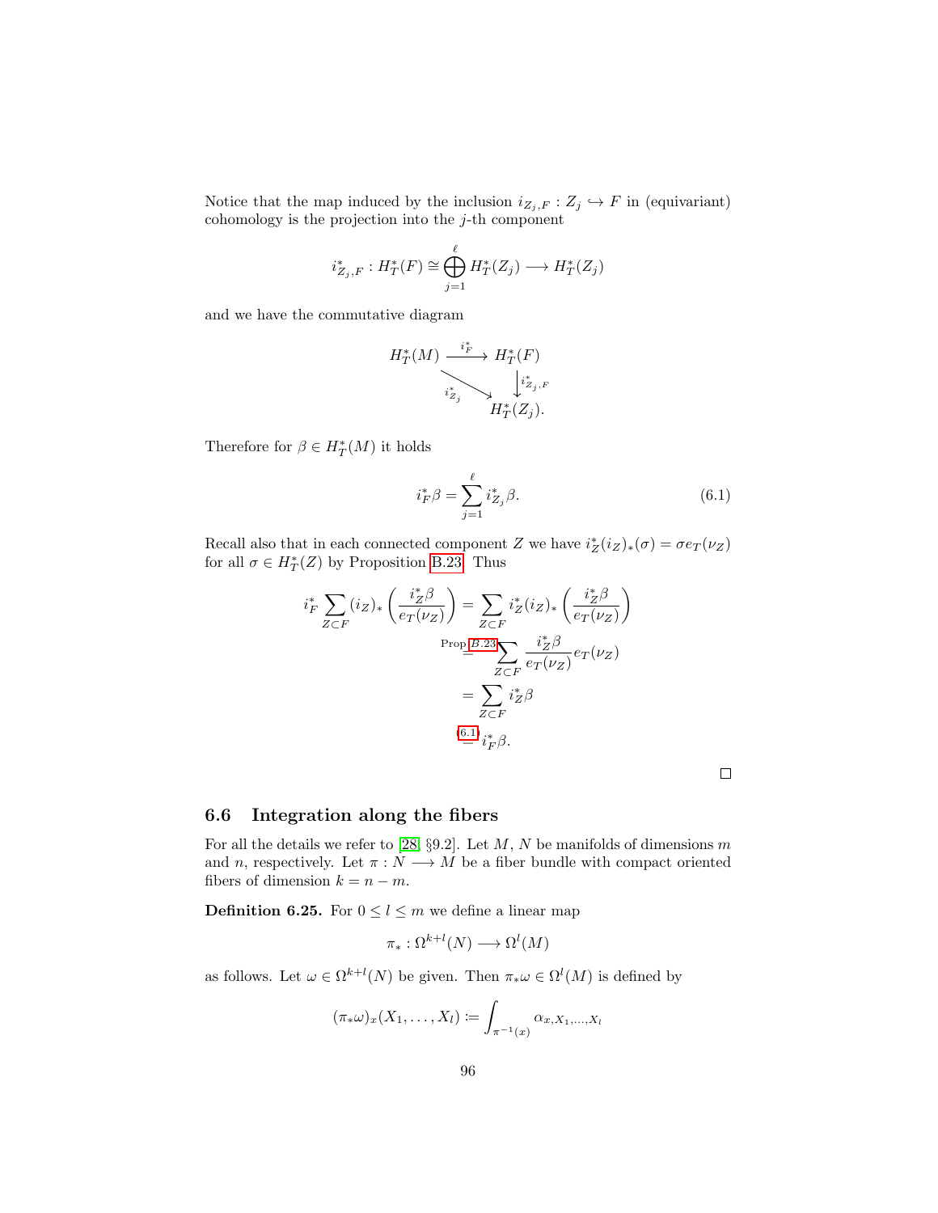Notice that the map induced by the inclusion $i_{Z_j,F} : Z_j \hookrightarrow F$ in (equivariant) cohomology is the projection into the $j$-th component

$$
i^*_{Z_j,F} : H^*_T(F) \cong \bigoplus_{j=1}^{\ell} H^*_T(Z_j) \longrightarrow H^*_T(Z_j)
$$

and we have the commutative diagram

$$
\begin{array}{ccc}
H^*_T(M) & \xrightarrow{i^*_F} & H^*_T(F) \\
& \searrow^{i^*_{Z_j}} & \downarrow i^*_{Z_j,F} \\
& & H^*_T(Z_j).
\end{array}
$$

Therefore for $\beta \in H^*_T(M)$ it holds

$$
i^*_F \beta = \sum_{j=1}^{\ell} i^*_{Z_j} \beta. \tag{6.1}
$$

Recall also that in each connected component $Z$ we have $i^*_Z (i_Z)_*(\sigma) = \sigma e_T(\nu_Z)$ for all $\sigma \in H^*_T(Z)$ by Proposition B.23. Thus

$$
\begin{aligned}
i^*_F \sum_{Z \subset F} (i_Z)_* \left( \frac{i^*_Z \beta}{e_T(\nu_Z)} \right) &= \sum_{Z \subset F} i^*_Z (i_Z)_* \left( \frac{i^*_Z \beta}{e_T(\nu_Z)} \right) \\
&\overset{\text{Prop } B.23}{=} \sum_{Z \subset F} \frac{i^*_Z \beta}{e_T(\nu_Z)} e_T(\nu_Z) \\
&= \sum_{Z \subset F} i^*_Z \beta \\
&\overset{(6.1)}{=} i^*_F \beta.
\end{aligned}
$$

□

## 6.6 Integration along the fibers

For all the details we refer to [28, §9.2]. Let $M$, $N$ be manifolds of dimensions $m$ and $n$, respectively. Let $\pi : N \longrightarrow M$ be a fiber bundle with compact oriented fibers of dimension $k = n - m$.

**Definition 6.25.** For $0 \leq l \leq m$ we define a linear map

$$
\pi_* : \Omega^{k+l}(N) \longrightarrow \Omega^l(M)
$$

as follows. Let $\omega \in \Omega^{k+l}(N)$ be given. Then $\pi_* \omega \in \Omega^l(M)$ is defined by

$$
(\pi_* \omega)_x (X_1, \ldots, X_l) := \int_{\pi^{-1}(x)} \alpha_{x, X_1, \ldots, X_l}
$$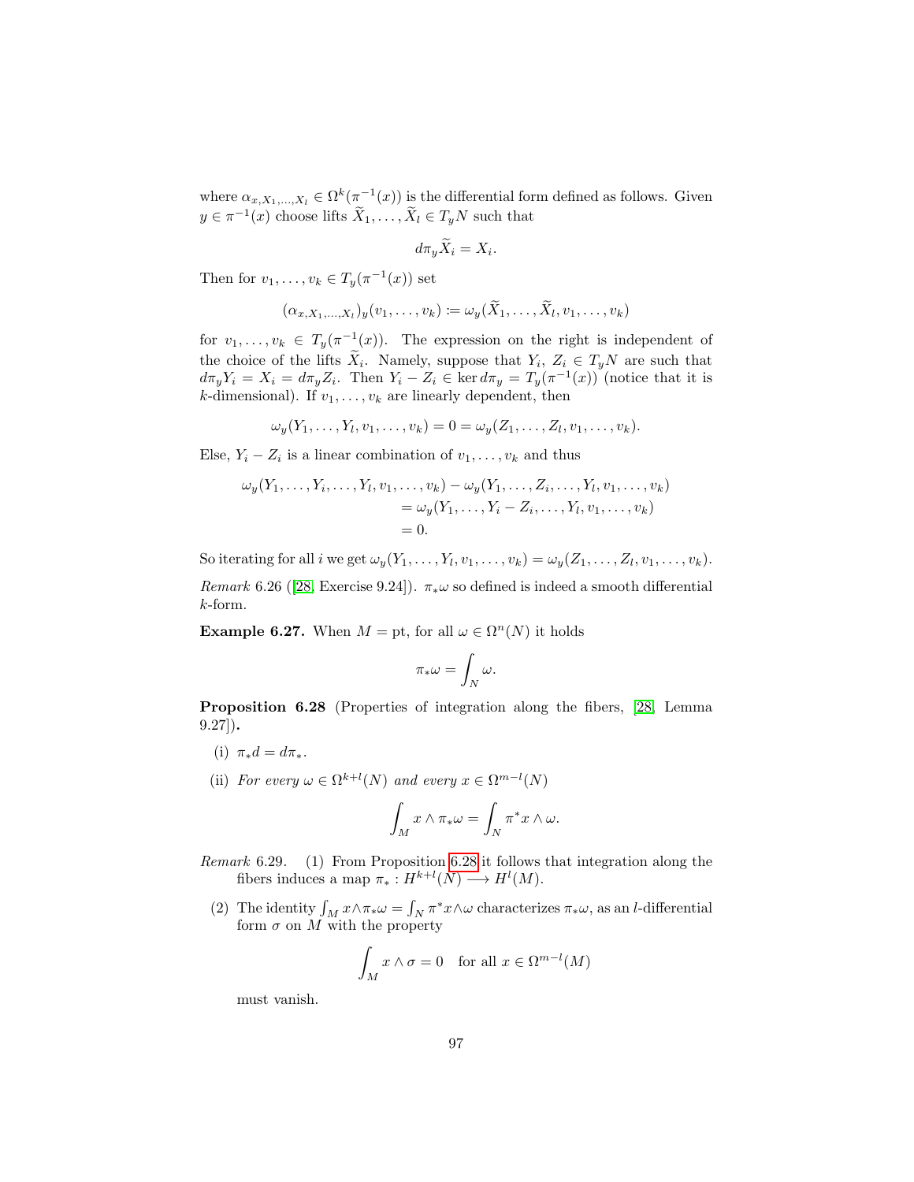where $\alpha_{x,X_1,\ldots,X_l} \in \Omega^k(\pi^{-1}(x))$ is the differential form defined as follows. Given $y \in \pi^{-1}(x)$ choose lifts $\widetilde{X}_1, \ldots, \widetilde{X}_l \in T_yN$ such that

$$d\pi_y \widetilde{X}_i = X_i.$$

Then for $v_1, \ldots, v_k \in T_y(\pi^{-1}(x))$ set

$$(\alpha_{x,X_1,\ldots,X_l})_y(v_1, \ldots, v_k) := \omega_y(\widetilde{X}_1, \ldots, \widetilde{X}_l, v_1, \ldots, v_k)$$

for $v_1, \ldots, v_k \in T_y(\pi^{-1}(x))$. The expression on the right is independent of the choice of the lifts $\widetilde{X}_i$. Namely, suppose that $Y_i$, $Z_i \in T_yN$ are such that $d\pi_y Y_i = X_i = d\pi_y Z_i$. Then $Y_i - Z_i \in \ker d\pi_y = T_y(\pi^{-1}(x))$ (notice that it is $k$-dimensional). If $v_1, \ldots, v_k$ are linearly dependent, then

$$\omega_y(Y_1, \ldots, Y_l, v_1, \ldots, v_k) = 0 = \omega_y(Z_1, \ldots, Z_l, v_1, \ldots, v_k).$$

Else, $Y_i - Z_i$ is a linear combination of $v_1, \ldots, v_k$ and thus

$$\begin{aligned}
\omega_y(Y_1, \ldots, Y_i, \ldots, Y_l, v_1, \ldots, v_k) - \omega_y(Y_1, \ldots, Z_i, \ldots, Y_l, v_1, \ldots, v_k)& \\
= \omega_y(Y_1, \ldots, Y_i - Z_i, \ldots, Y_l, v_1, \ldots, v_k)& \\
= 0.&
\end{aligned}$$

So iterating for all $i$ we get $\omega_y(Y_1, \ldots, Y_l, v_1, \ldots, v_k) = \omega_y(Z_1, \ldots, Z_l, v_1, \ldots, v_k)$.

*Remark* 6.26 ([28, Exercise 9.24]). $\pi_*\omega$ so defined is indeed a smooth differential $k$-form.

**Example 6.27.** When $M = \mathrm{pt}$, for all $\omega \in \Omega^n(N)$ it holds

$$\pi_*\omega = \int_N \omega.$$

**Proposition 6.28** (Properties of integration along the fibers, [28, Lemma 9.27])**.**

(i) $\pi_* d = d\pi_*$.

(ii) *For every* $\omega \in \Omega^{k+l}(N)$ *and every* $x \in \Omega^{m-l}(N)$

$$\int_M x \wedge \pi_*\omega = \int_N \pi^* x \wedge \omega.$$

*Remark* 6.29.

(1) From Proposition 6.28 it follows that integration along the fibers induces a map $\pi_* : H^{k+l}(N) \longrightarrow H^l(M)$.

(2) The identity $\int_M x \wedge \pi_*\omega = \int_N \pi^* x \wedge \omega$ characterizes $\pi_*\omega$, as an $l$-differential form $\sigma$ on $M$ with the property

$$\int_M x \wedge \sigma = 0 \quad \text{for all } x \in \Omega^{m-l}(M)$$

must vanish.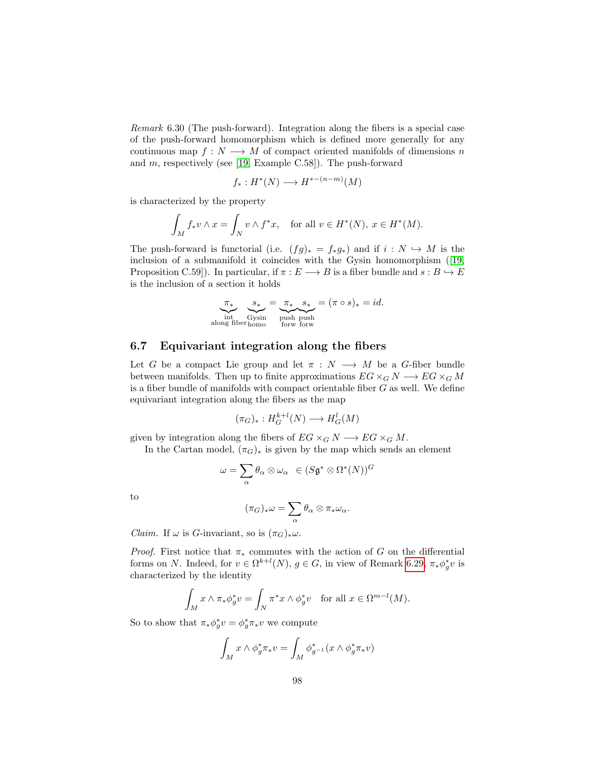*Remark* 6.30 (The push-forward). Integration along the fibers is a special case of the push-forward homomorphism which is defined more generally for any continuous map $f : N \longrightarrow M$ of compact oriented manifolds of dimensions $n$ and $m$, respectively (see [19, Example C.58]). The push-forward

$$f_* : H^*(N) \longrightarrow H^{*-(n-m)}(M)$$

is characterized by the property

$$\int_M f_* v \wedge x = \int_N v \wedge f^* x, \quad \text{for all } v \in H^*(N),\ x \in H^*(M).$$

The push-forward is functorial (i.e. $(fg)_* = f_* g_*$) and if $i : N \hookrightarrow M$ is the inclusion of a submanifold it coincides with the Gysin homomorphism ([19, Proposition C.59]). In particular, if $\pi : E \longrightarrow B$ is a fiber bundle and $s : B \hookrightarrow E$ is the inclusion of a section it holds

$$\underbrace{\pi_*}_{\substack{\text{int} \\ \text{along fiber}}} \underbrace{s_*}_{\substack{\text{Gysin} \\ \text{homo}}} = \underbrace{\pi_*}_{\substack{\text{push} \\ \text{forw}}} \underbrace{s_*}_{\substack{\text{push} \\ \text{forw}}} = (\pi \circ s)_* = id.$$

## 6.7 Equivariant integration along the fibers

Let $G$ be a compact Lie group and let $\pi : N \longrightarrow M$ be a $G$-fiber bundle between manifolds. Then up to finite approximations $EG \times_G N \longrightarrow EG \times_G M$ is a fiber bundle of manifolds with compact orientable fiber $G$ as well. We define equivariant integration along the fibers as the map

$$(\pi_G)_* : H_G^{k+l}(N) \longrightarrow H_G^l(M)$$

given by integration along the fibers of $EG \times_G N \longrightarrow EG \times_G M$.

In the Cartan model, $(\pi_G)_*$ is given by the map which sends an element

$$\omega = \sum_\alpha \theta_\alpha \otimes \omega_\alpha \ \in (S\mathfrak{g}^* \otimes \Omega^*(N))^G$$

to

$$(\pi_G)_* \omega = \sum_\alpha \theta_\alpha \otimes \pi_* \omega_\alpha.$$

*Claim.* If $\omega$ is $G$-invariant, so is $(\pi_G)_* \omega$.

*Proof.* First notice that $\pi_*$ commutes with the action of $G$ on the differential forms on $N$. Indeed, for $v \in \Omega^{k+l}(N)$, $g \in G$, in view of Remark 6.29, $\pi_* \phi_g^* v$ is characterized by the identity

$$\int_M x \wedge \pi_* \phi_g^* v = \int_N \pi^* x \wedge \phi_g^* v \quad \text{for all } x \in \Omega^{m-l}(M).$$

So to show that $\pi_* \phi_g^* v = \phi_g^* \pi_* v$ we compute

$$\int_M x \wedge \phi_g^* \pi_* v = \int_M \phi_{g^{-1}}^* (x \wedge \phi_g^* \pi_* v)$$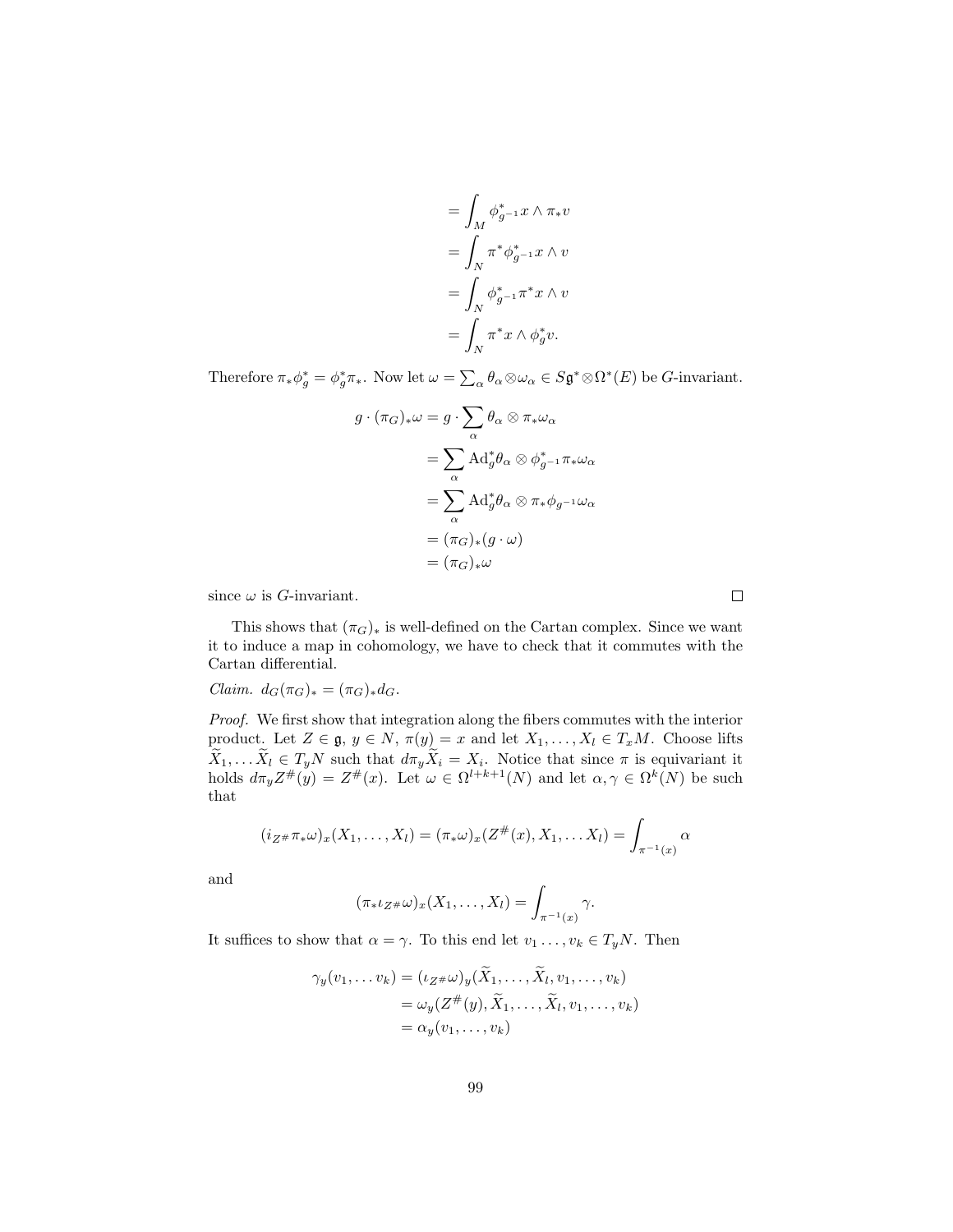$$
\begin{aligned}
&= \int_M \phi_{g^{-1}}^* x \wedge \pi_* v \\
&= \int_N \pi^* \phi_{g^{-1}}^* x \wedge v \\
&= \int_N \phi_{g^{-1}}^* \pi^* x \wedge v \\
&= \int_N \pi^* x \wedge \phi_g^* v.
\end{aligned}
$$

Therefore $\pi_* \phi_g^* = \phi_g^* \pi_*$. Now let $\omega = \sum_\alpha \theta_\alpha \otimes \omega_\alpha \in S\mathfrak{g}^* \otimes \Omega^*(E)$ be $G$-invariant.

$$
\begin{aligned}
g \cdot (\pi_G)_* \omega &= g \cdot \sum_\alpha \theta_\alpha \otimes \pi_* \omega_\alpha \\
&= \sum_\alpha \mathrm{Ad}_g^* \theta_\alpha \otimes \phi_{g^{-1}}^* \pi_* \omega_\alpha \\
&= \sum_\alpha \mathrm{Ad}_g^* \theta_\alpha \otimes \pi_* \phi_{g^{-1}} \omega_\alpha \\
&= (\pi_G)_* (g \cdot \omega) \\
&= (\pi_G)_* \omega
\end{aligned}
$$

since $\omega$ is $G$-invariant. □

This shows that $(\pi_G)_*$ is well-defined on the Cartan complex. Since we want it to induce a map in cohomology, we have to check that it commutes with the Cartan differential.

*Claim.* $d_G (\pi_G)_* = (\pi_G)_* d_G$.

*Proof.* We first show that integration along the fibers commutes with the interior product. Let $Z \in \mathfrak{g}$, $y \in N$, $\pi(y) = x$ and let $X_1, \ldots, X_l \in T_x M$. Choose lifts $\widetilde{X}_1, \ldots \widetilde{X}_l \in T_y N$ such that $d\pi_y \widetilde{X}_i = X_i$. Notice that since $\pi$ is equivariant it holds $d\pi_y Z^\#(y) = Z^\#(x)$. Let $\omega \in \Omega^{l+k+1}(N)$ and let $\alpha, \gamma \in \Omega^k(N)$ be such that

$$
(i_{Z^\#} \pi_* \omega)_x (X_1, \ldots, X_l) = (\pi_* \omega)_x (Z^\#(x), X_1, \ldots X_l) = \int_{\pi^{-1}(x)} \alpha
$$

and

$$
(\pi_* \iota_{Z^\#} \omega)_x (X_1, \ldots, X_l) = \int_{\pi^{-1}(x)} \gamma.
$$

It suffices to show that $\alpha = \gamma$. To this end let $v_1 \ldots, v_k \in T_y N$. Then

$$
\begin{aligned}
\gamma_y (v_1, \ldots v_k) &= (\iota_{Z^\#} \omega)_y (\widetilde{X}_1, \ldots, \widetilde{X}_l, v_1, \ldots, v_k) \\
&= \omega_y (Z^\#(y), \widetilde{X}_1, \ldots, \widetilde{X}_l, v_1, \ldots, v_k) \\
&= \alpha_y (v_1, \ldots, v_k)
\end{aligned}
$$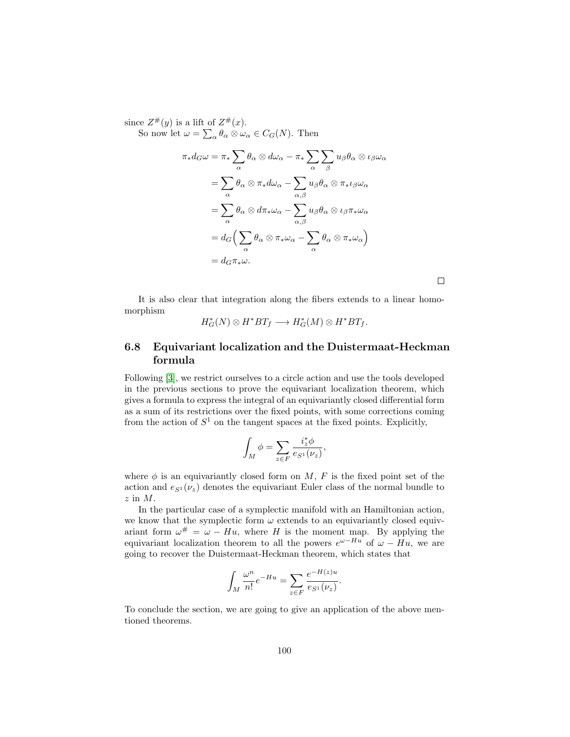since $Z^{\#}(y)$ is a lift of $Z^{\#}(x)$.

So now let $\omega = \sum_\alpha \theta_\alpha \otimes \omega_\alpha \in C_G(N)$. Then

$$
\begin{aligned}
\pi_* d_G \omega &= \pi_* \sum_\alpha \theta_\alpha \otimes d\omega_\alpha - \pi_* \sum_\alpha \sum_\beta u_\beta \theta_\alpha \otimes \iota_\beta \omega_\alpha \\
&= \sum_\alpha \theta_\alpha \otimes \pi_* d\omega_\alpha - \sum_{\alpha,\beta} u_\beta \theta_\alpha \otimes \pi_* \iota_\beta \omega_\alpha \\
&= \sum_\alpha \theta_\alpha \otimes d\pi_* \omega_\alpha - \sum_{\alpha,\beta} u_\beta \theta_\alpha \otimes \iota_\beta \pi_* \omega_\alpha \\
&= d_G \Big( \sum_\alpha \theta_\alpha \otimes \pi_* \omega_\alpha - \sum_\alpha \theta_\alpha \otimes \pi_* \omega_\alpha \Big) \\
&= d_G \pi_* \omega.
\end{aligned}
$$

□

It is also clear that integration along the fibers extends to a linear homomorphism

$$
H^*_G(N) \otimes H^* BT_f \longrightarrow H^*_G(M) \otimes H^* BT_f.
$$

## 6.8 Equivariant localization and the Duistermaat-Heckman formula

Following [3], we restrict ourselves to a circle action and use the tools developed in the previous sections to prove the equivariant localization theorem, which gives a formula to express the integral of an equivariantly closed differential form as a sum of its restrictions over the fixed points, with some corrections coming from the action of $S^1$ on the tangent spaces at the fixed points. Explicitly,

$$
\int_M \phi = \sum_{z \in F} \frac{i_z^* \phi}{e_{S^1}(\nu_z)},
$$

where $\phi$ is an equivariantly closed form on $M$, $F$ is the fixed point set of the action and $e_{S^1}(\nu_z)$ denotes the equivariant Euler class of the normal bundle to $z$ in $M$.

In the particular case of a symplectic manifold with an Hamiltonian action, we know that the symplectic form $\omega$ extends to an equivariantly closed equivariant form $\omega^{\#} = \omega - Hu$, where $H$ is the moment map. By applying the equivariant localization theorem to all the powers $e^{\omega - Hu}$ of $\omega - Hu$, we are going to recover the Duistermaat-Heckman theorem, which states that

$$
\int_M \frac{\omega^n}{n!} e^{-Hu} = \sum_{z \in F} \frac{e^{-H(z)u}}{e_{S^1}(\nu_z)}.
$$

To conclude the section, we are going to give an application of the above mentioned theorems.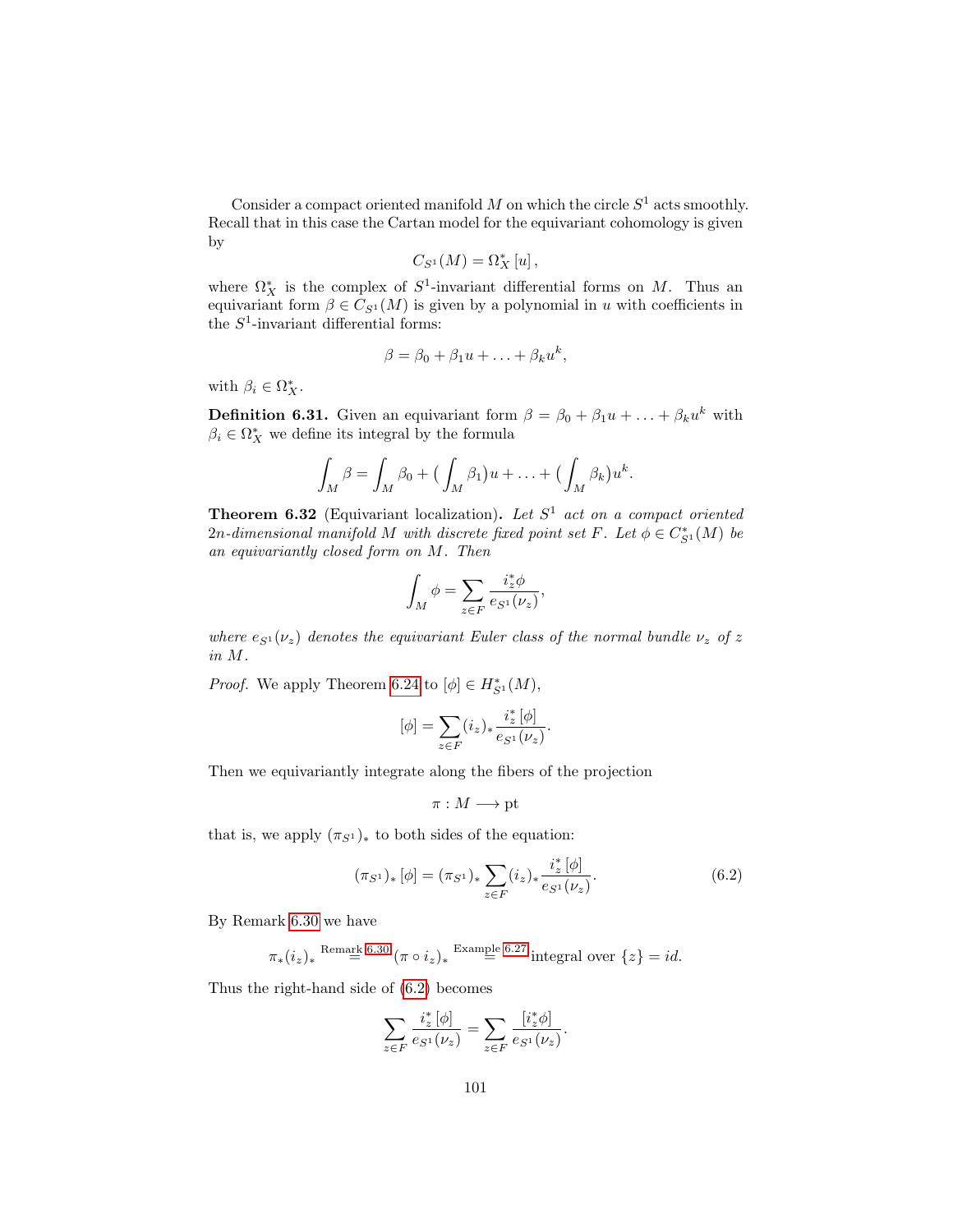Consider a compact oriented manifold $M$ on which the circle $S^1$ acts smoothly. Recall that in this case the Cartan model for the equivariant cohomology is given by

$$C_{S^1}(M) = \Omega_X^*\,[u]\,,$$

where $\Omega_X^*$ is the complex of $S^1$-invariant differential forms on $M$. Thus an equivariant form $\beta \in C_{S^1}(M)$ is given by a polynomial in $u$ with coefficients in the $S^1$-invariant differential forms:

$$\beta = \beta_0 + \beta_1 u + \ldots + \beta_k u^k,$$

with $\beta_i \in \Omega_X^*$.

**Definition 6.31.** Given an equivariant form $\beta = \beta_0 + \beta_1 u + \ldots + \beta_k u^k$ with $\beta_i \in \Omega_X^*$ we define its integral by the formula

$$\int_M \beta = \int_M \beta_0 + \big(\int_M \beta_1\big)u + \ldots + \big(\int_M \beta_k\big)u^k.$$

**Theorem 6.32** (Equivariant localization)**.** *Let $S^1$ act on a compact oriented $2n$-dimensional manifold $M$ with discrete fixed point set $F$. Let $\phi \in C^*_{S^1}(M)$ be an equivariantly closed form on $M$. Then*

$$\int_M \phi = \sum_{z\in F} \frac{i_z^*\phi}{e_{S^1}(\nu_z)},$$

*where $e_{S^1}(\nu_z)$ denotes the equivariant Euler class of the normal bundle $\nu_z$ of $z$ in $M$.*

*Proof.* We apply Theorem 6.24 to $[\phi] \in H^*_{S^1}(M)$,

$$[\phi] = \sum_{z\in F} (i_z)_* \frac{i_z^*\,[\phi]}{e_{S^1}(\nu_z)}.$$

Then we equivariantly integrate along the fibers of the projection

$$\pi : M \longrightarrow \mathrm{pt}$$

that is, we apply $(\pi_{S^1})_*$ to both sides of the equation:

$$(\pi_{S^1})_*\,[\phi] = (\pi_{S^1})_* \sum_{z\in F} (i_z)_* \frac{i_z^*\,[\phi]}{e_{S^1}(\nu_z)}. \tag{6.2}$$

By Remark 6.30 we have

$$\pi_*(i_z)_* \overset{\text{Remark 6.30}}{=} (\pi \circ i_z)_* \overset{\text{Example 6.27}}{=} \text{integral over } \{z\} = id.$$

Thus the right-hand side of (6.2) becomes

$$\sum_{z\in F} \frac{i_z^*\,[\phi]}{e_{S^1}(\nu_z)} = \sum_{z\in F} \frac{[i_z^*\phi]}{e_{S^1}(\nu_z)}.$$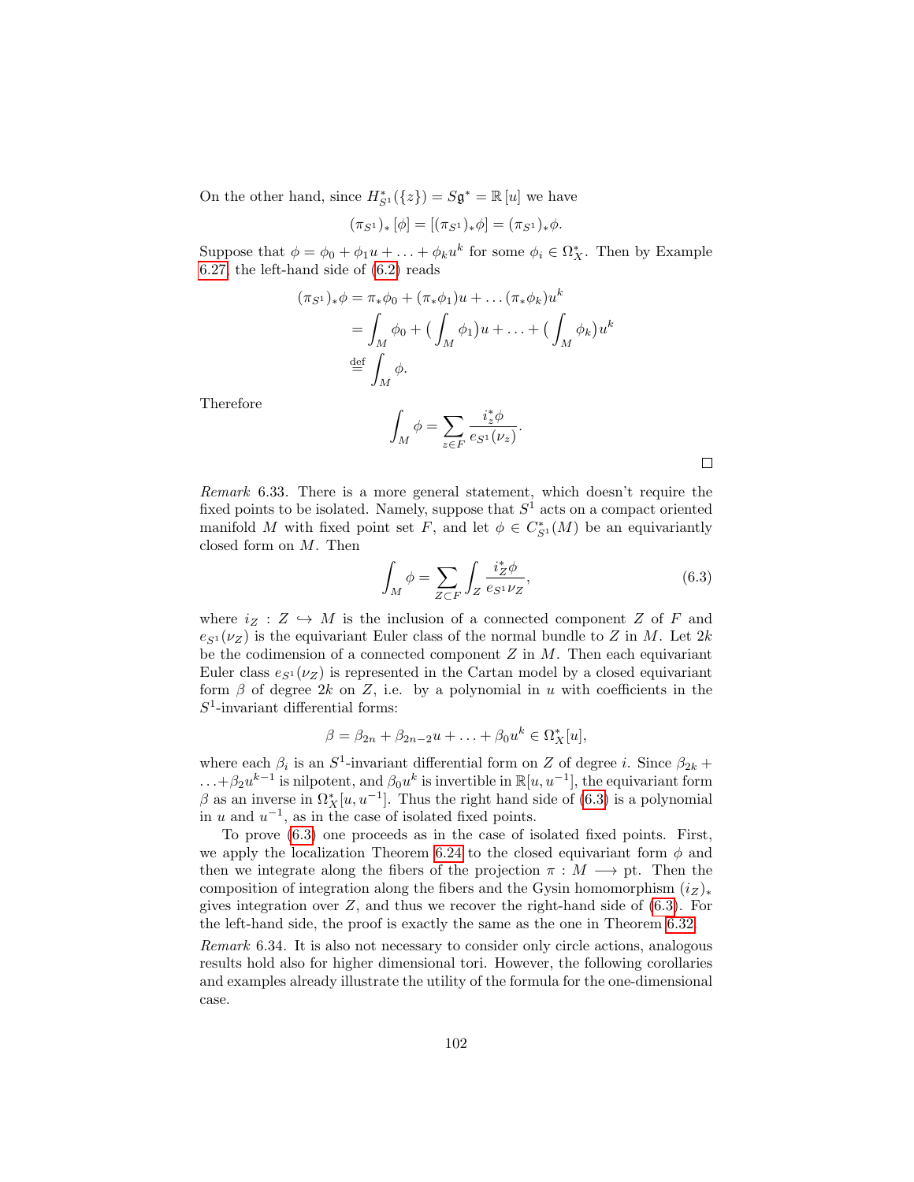On the other hand, since $H^*_{S^1}(\{z\}) = S\mathfrak{g}^* = \mathbb{R}[u]$ we have

$$(\pi_{S^1})_*[\phi] = [(\pi_{S^1})_*\phi] = (\pi_{S^1})_*\phi.$$

Suppose that $\phi = \phi_0 + \phi_1 u + \ldots + \phi_k u^k$ for some $\phi_i \in \Omega^*_X$. Then by Example 6.27, the left-hand side of (6.2) reads

$$\begin{aligned}
(\pi_{S^1})_*\phi &= \pi_*\phi_0 + (\pi_*\phi_1)u + \ldots (\pi_*\phi_k)u^k \\
&= \int_M \phi_0 + \big(\int_M \phi_1\big)u + \ldots + \big(\int_M \phi_k\big)u^k \\
&\stackrel{\text{def}}{=} \int_M \phi.
\end{aligned}$$

Therefore

$$\int_M \phi = \sum_{z\in F} \frac{i_z^*\phi}{e_{S^1}(\nu_z)}.$$

□

*Remark* 6.33. There is a more general statement, which doesn't require the fixed points to be isolated. Namely, suppose that $S^1$ acts on a compact oriented manifold $M$ with fixed point set $F$, and let $\phi \in C^*_{S^1}(M)$ be an equivariantly closed form on $M$. Then

$$\int_M \phi = \sum_{Z\subset F} \int_Z \frac{i_Z^*\phi}{e_{S^1}\nu_Z}, \tag{6.3}$$

where $i_Z : Z \hookrightarrow M$ is the inclusion of a connected component $Z$ of $F$ and $e_{S^1}(\nu_Z)$ is the equivariant Euler class of the normal bundle to $Z$ in $M$. Let $2k$ be the codimension of a connected component $Z$ in $M$. Then each equivariant Euler class $e_{S^1}(\nu_Z)$ is represented in the Cartan model by a closed equivariant form $\beta$ of degree $2k$ on $Z$, i.e. by a polynomial in $u$ with coefficients in the $S^1$-invariant differential forms:

$$\beta = \beta_{2n} + \beta_{2n-2}u + \ldots + \beta_0 u^k \in \Omega^*_X[u],$$

where each $\beta_i$ is an $S^1$-invariant differential form on $Z$ of degree $i$. Since $\beta_{2k} + \ldots + \beta_2 u^{k-1}$ is nilpotent, and $\beta_0 u^k$ is invertible in $\mathbb{R}[u, u^{-1}]$, the equivariant form $\beta$ as an inverse in $\Omega^*_X[u, u^{-1}]$. Thus the right hand side of (6.3) is a polynomial in $u$ and $u^{-1}$, as in the case of isolated fixed points.

To prove (6.3) one proceeds as in the case of isolated fixed points. First, we apply the localization Theorem 6.24 to the closed equivariant form $\phi$ and then we integrate along the fibers of the projection $\pi : M \longrightarrow \text{pt}$. Then the composition of integration along the fibers and the Gysin homomorphism $(i_Z)_*$ gives integration over $Z$, and thus we recover the right-hand side of (6.3). For the left-hand side, the proof is exactly the same as the one in Theorem 6.32.

*Remark* 6.34. It is also not necessary to consider only circle actions, analogous results hold also for higher dimensional tori. However, the following corollaries and examples already illustrate the utility of the formula for the one-dimensional case.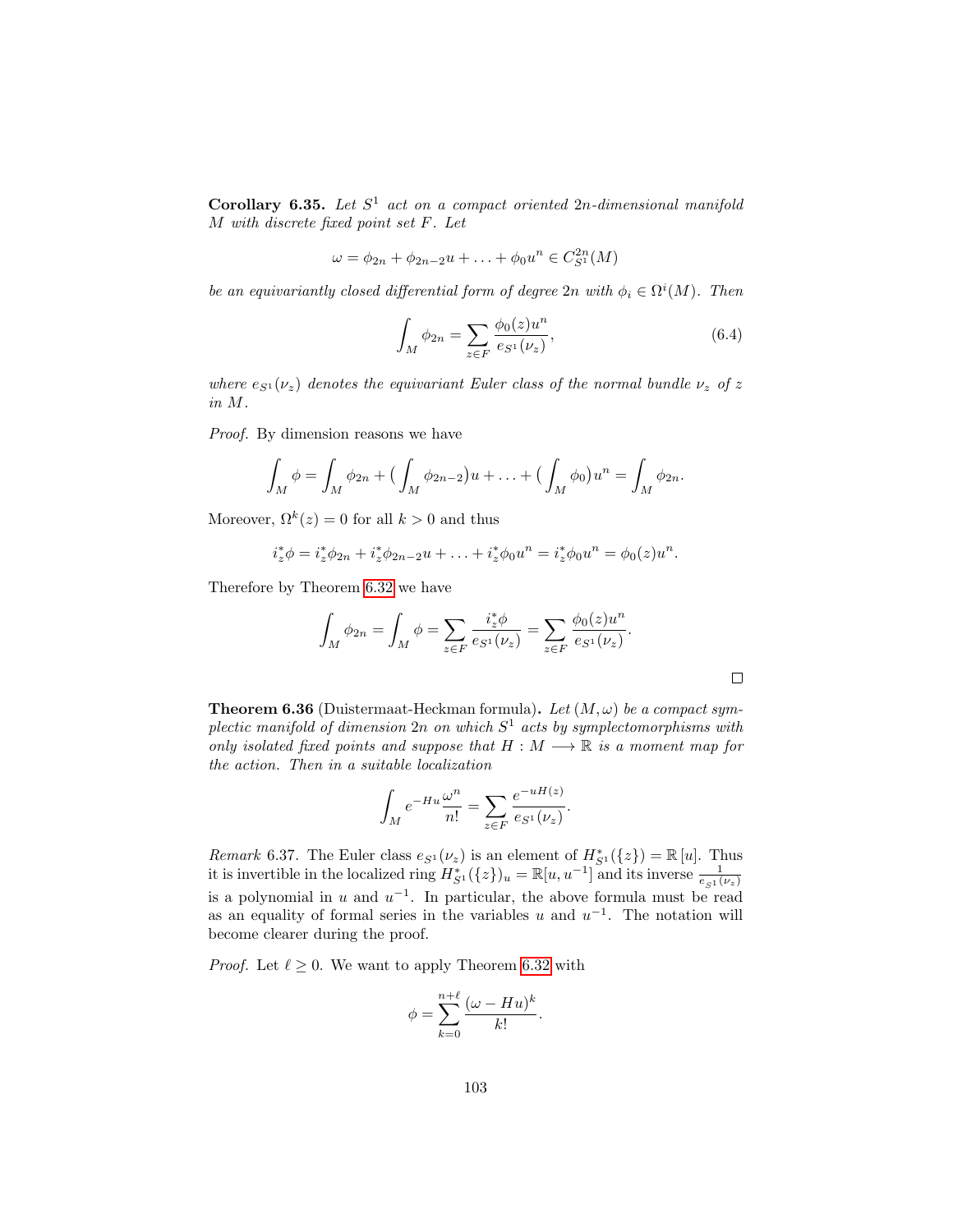**Corollary 6.35.** *Let $S^1$ act on a compact oriented $2n$-dimensional manifold $M$ with discrete fixed point set $F$. Let*

$$\omega = \phi_{2n} + \phi_{2n-2}u + \ldots + \phi_0 u^n \in C^{2n}_{S^1}(M)$$

*be an equivariantly closed differential form of degree $2n$ with $\phi_i \in \Omega^i(M)$. Then*

$$\int_M \phi_{2n} = \sum_{z\in F} \frac{\phi_0(z)u^n}{e_{S^1}(\nu_z)}, \tag{6.4}$$

*where $e_{S^1}(\nu_z)$ denotes the equivariant Euler class of the normal bundle $\nu_z$ of $z$ in $M$.*

*Proof.* By dimension reasons we have

$$\int_M \phi = \int_M \phi_{2n} + \big(\int_M \phi_{2n-2}\big)u + \ldots + \big(\int_M \phi_0\big)u^n = \int_M \phi_{2n}.$$

Moreover, $\Omega^k(z) = 0$ for all $k > 0$ and thus

$$i_z^*\phi = i_z^*\phi_{2n} + i_z^*\phi_{2n-2}u + \ldots + i_z^*\phi_0 u^n = i_z^*\phi_0 u^n = \phi_0(z)u^n.$$

Therefore by Theorem 6.32 we have

$$\int_M \phi_{2n} = \int_M \phi = \sum_{z\in F} \frac{i_z^*\phi}{e_{S^1}(\nu_z)} = \sum_{z\in F} \frac{\phi_0(z)u^n}{e_{S^1}(\nu_z)}.$$

□

**Theorem 6.36** (Duistermaat-Heckman formula)**.** *Let $(M,\omega)$ be a compact symplectic manifold of dimension $2n$ on which $S^1$ acts by symplectomorphisms with only isolated fixed points and suppose that $H : M \longrightarrow \mathbb{R}$ is a moment map for the action. Then in a suitable localization*

$$\int_M e^{-Hu}\frac{\omega^n}{n!} = \sum_{z\in F} \frac{e^{-uH(z)}}{e_{S^1}(\nu_z)}.$$

*Remark* 6.37. The Euler class $e_{S^1}(\nu_z)$ is an element of $H^*_{S^1}(\{z\}) = \mathbb{R}[u]$. Thus it is invertible in the localized ring $H^*_{S^1}(\{z\})_u = \mathbb{R}[u,u^{-1}]$ and its inverse $\frac{1}{e_{S^1}(\nu_z)}$ is a polynomial in $u$ and $u^{-1}$. In particular, the above formula must be read as an equality of formal series in the variables $u$ and $u^{-1}$. The notation will become clearer during the proof.

*Proof.* Let $\ell \geq 0$. We want to apply Theorem 6.32 with

$$\phi = \sum_{k=0}^{n+\ell} \frac{(\omega - Hu)^k}{k!}.$$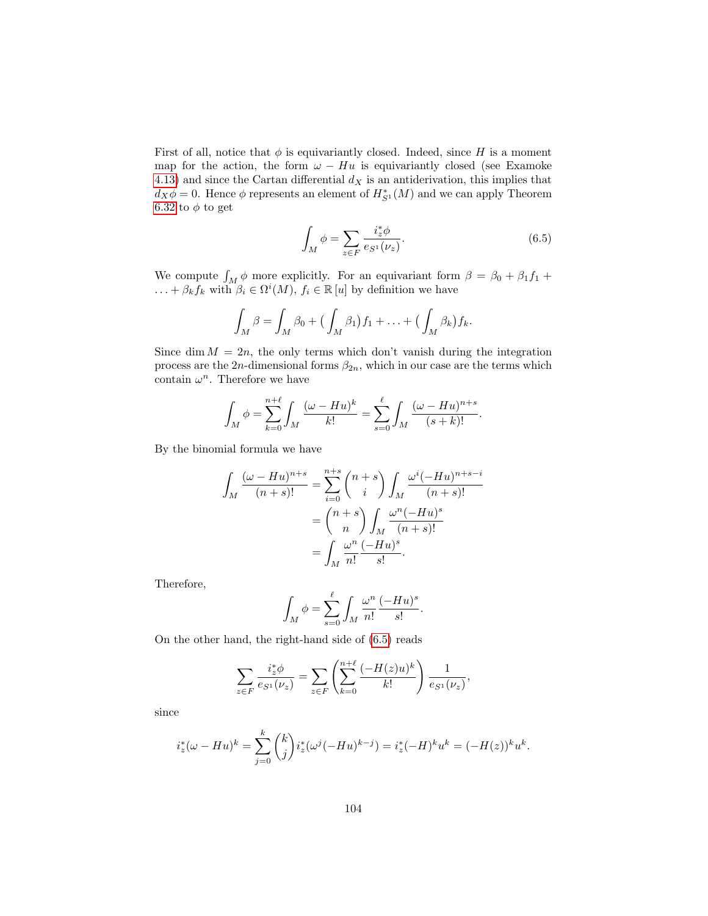First of all, notice that $\phi$ is equivariantly closed. Indeed, since $H$ is a moment map for the action, the form $\omega - Hu$ is equivariantly closed (see Examoke 4.13) and since the Cartan differential $d_X$ is an antiderivation, this implies that $d_X\phi = 0$. Hence $\phi$ represents an element of $H^*_{S^1}(M)$ and we can apply Theorem 6.32 to $\phi$ to get

$$\int_M \phi = \sum_{z\in F} \frac{i_z^*\phi}{e_{S^1}(\nu_z)}. \tag{6.5}$$

We compute $\int_M \phi$ more explicitly. For an equivariant form $\beta = \beta_0 + \beta_1 f_1 + \ldots + \beta_k f_k$ with $\beta_i \in \Omega^i(M)$, $f_i \in \mathbb{R}[u]$ by definition we have

$$\int_M \beta = \int_M \beta_0 + \big(\int_M \beta_1\big) f_1 + \ldots + \big(\int_M \beta_k\big) f_k.$$

Since $\dim M = 2n$, the only terms which don't vanish during the integration process are the $2n$-dimensional forms $\beta_{2n}$, which in our case are the terms which contain $\omega^n$. Therefore we have

$$\int_M \phi = \sum_{k=0}^{n+\ell} \int_M \frac{(\omega - Hu)^k}{k!} = \sum_{s=0}^{\ell} \int_M \frac{(\omega - Hu)^{n+s}}{(s+k)!}.$$

By the binomial formula we have

$$\begin{aligned}
\int_M \frac{(\omega - Hu)^{n+s}}{(n+s)!} &= \sum_{i=0}^{n+s} \binom{n+s}{i} \int_M \frac{\omega^i(-Hu)^{n+s-i}}{(n+s)!} \\
&= \binom{n+s}{n} \int_M \frac{\omega^n(-Hu)^s}{(n+s)!} \\
&= \int_M \frac{\omega^n}{n!} \frac{(-Hu)^s}{s!}.
\end{aligned}$$

Therefore,

$$\int_M \phi = \sum_{s=0}^{\ell} \int_M \frac{\omega^n}{n!} \frac{(-Hu)^s}{s!}.$$

On the other hand, the right-hand side of (6.5) reads

$$\sum_{z\in F} \frac{i_z^*\phi}{e_{S^1}(\nu_z)} = \sum_{z\in F} \left( \sum_{k=0}^{n+\ell} \frac{(-H(z)u)^k}{k!} \right) \frac{1}{e_{S^1}(\nu_z)},$$

since

$$i_z^*(\omega - Hu)^k = \sum_{j=0}^{k} \binom{k}{j} i_z^*(\omega^j(-Hu)^{k-j}) = i_z^*(-H)^k u^k = (-H(z))^k u^k.$$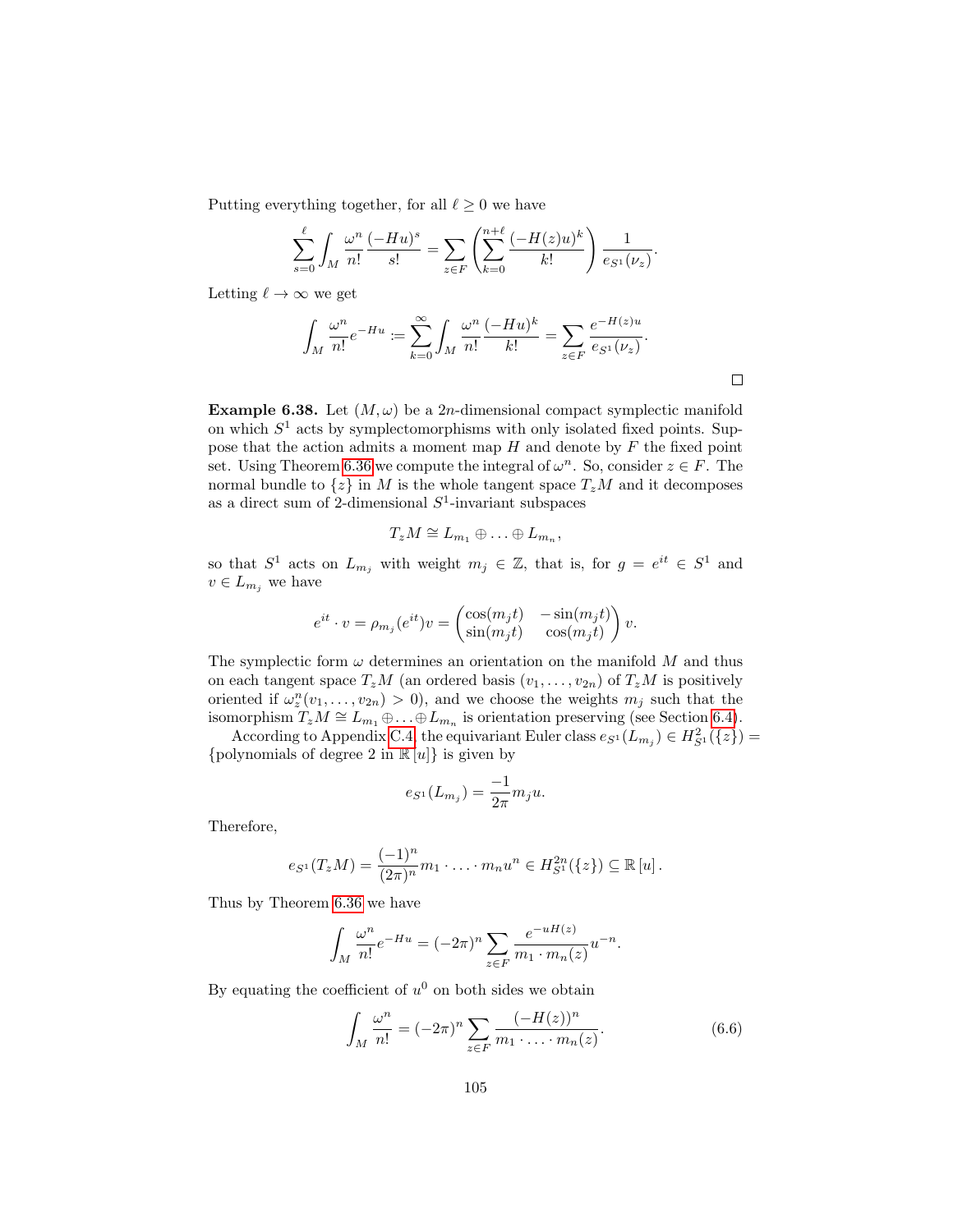Putting everything together, for all $\ell \geq 0$ we have

$$\sum_{s=0}^{\ell} \int_M \frac{\omega^n}{n!} \frac{(-Hu)^s}{s!} = \sum_{z \in F} \left( \sum_{k=0}^{n+\ell} \frac{(-H(z)u)^k}{k!} \right) \frac{1}{e_{S^1}(\nu_z)}.$$

Letting $\ell \to \infty$ we get

$$\int_M \frac{\omega^n}{n!} e^{-Hu} := \sum_{k=0}^{\infty} \int_M \frac{\omega^n}{n!} \frac{(-Hu)^k}{k!} = \sum_{z \in F} \frac{e^{-H(z)u}}{e_{S^1}(\nu_z)}.$$

□

**Example 6.38.** Let $(M, \omega)$ be a $2n$-dimensional compact symplectic manifold on which $S^1$ acts by symplectomorphisms with only isolated fixed points. Suppose that the action admits a moment map $H$ and denote by $F$ the fixed point set. Using Theorem 6.36 we compute the integral of $\omega^n$. So, consider $z \in F$. The normal bundle to $\{z\}$ in $M$ is the whole tangent space $T_zM$ and it decomposes as a direct sum of 2-dimensional $S^1$-invariant subspaces

$$T_zM \cong L_{m_1} \oplus \ldots \oplus L_{m_n},$$

so that $S^1$ acts on $L_{m_j}$ with weight $m_j \in \mathbb{Z}$, that is, for $g = e^{it} \in S^1$ and $v \in L_{m_j}$ we have

$$e^{it} \cdot v = \rho_{m_j}(e^{it})v = \begin{pmatrix} \cos(m_j t) & -\sin(m_j t) \\ \sin(m_j t) & \cos(m_j t) \end{pmatrix} v.$$

The symplectic form $\omega$ determines an orientation on the manifold $M$ and thus on each tangent space $T_zM$ (an ordered basis $(v_1, \ldots, v_{2n})$ of $T_zM$ is positively oriented if $\omega_z^n(v_1, \ldots, v_{2n}) > 0$), and we choose the weights $m_j$ such that the isomorphism $T_zM \cong L_{m_1} \oplus \ldots \oplus L_{m_n}$ is orientation preserving (see Section 6.4).

According to Appendix C.4, the equivariant Euler class $e_{S^1}(L_{m_j}) \in H^2_{S^1}(\{z\}) = \{\text{polynomials of degree 2 in } \mathbb{R}[u]\}$ is given by

$$e_{S^1}(L_{m_j}) = \frac{-1}{2\pi} m_j u.$$

Therefore,

$$e_{S^1}(T_zM) = \frac{(-1)^n}{(2\pi)^n} m_1 \cdot \ldots \cdot m_n u^n \in H^{2n}_{S^1}(\{z\}) \subseteq \mathbb{R}[u].$$

Thus by Theorem 6.36 we have

$$\int_M \frac{\omega^n}{n!} e^{-Hu} = (-2\pi)^n \sum_{z \in F} \frac{e^{-uH(z)}}{m_1 \cdot m_n(z)} u^{-n}.$$

By equating the coefficient of $u^0$ on both sides we obtain

$$\int_M \frac{\omega^n}{n!} = (-2\pi)^n \sum_{z \in F} \frac{(-H(z))^n}{m_1 \cdot \ldots \cdot m_n(z)}. \tag{6.6}$$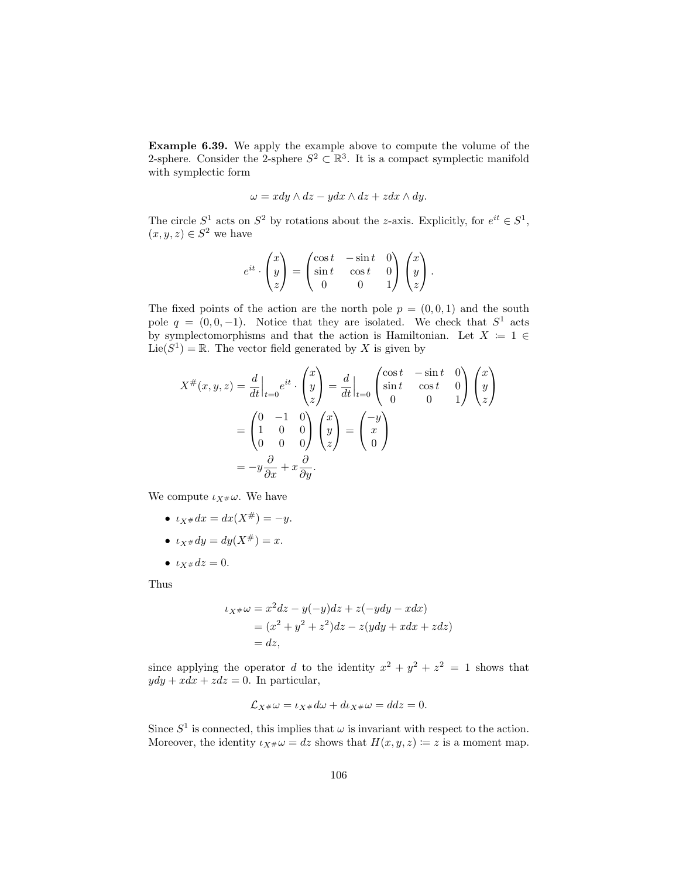**Example 6.39.** We apply the example above to compute the volume of the 2-sphere. Consider the 2-sphere $S^2 \subset \mathbb{R}^3$. It is a compact symplectic manifold with symplectic form

$$\omega = xdy \wedge dz - ydx \wedge dz + zdx \wedge dy.$$

The circle $S^1$ acts on $S^2$ by rotations about the $z$-axis. Explicitly, for $e^{it} \in S^1$, $(x, y, z) \in S^2$ we have

$$e^{it} \cdot \begin{pmatrix} x \\ y \\ z \end{pmatrix} = \begin{pmatrix} \cos t & -\sin t & 0 \\ \sin t & \cos t & 0 \\ 0 & 0 & 1 \end{pmatrix} \begin{pmatrix} x \\ y \\ z \end{pmatrix}.$$

The fixed points of the action are the north pole $p = (0, 0, 1)$ and the south pole $q = (0, 0, -1)$. Notice that they are isolated. We check that $S^1$ acts by symplectomorphisms and that the action is Hamiltonian. Let $X \coloneqq 1 \in \mathrm{Lie}(S^1) = \mathbb{R}$. The vector field generated by $X$ is given by

$$\begin{aligned} X^{\#}(x, y, z) &= \frac{d}{dt}\Big|_{t=0} e^{it} \cdot \begin{pmatrix} x \\ y \\ z \end{pmatrix} = \frac{d}{dt}\Big|_{t=0} \begin{pmatrix} \cos t & -\sin t & 0 \\ \sin t & \cos t & 0 \\ 0 & 0 & 1 \end{pmatrix} \begin{pmatrix} x \\ y \\ z \end{pmatrix} \\ &= \begin{pmatrix} 0 & -1 & 0 \\ 1 & 0 & 0 \\ 0 & 0 & 0 \end{pmatrix} \begin{pmatrix} x \\ y \\ z \end{pmatrix} = \begin{pmatrix} -y \\ x \\ 0 \end{pmatrix} \\ &= -y \frac{\partial}{\partial x} + x \frac{\partial}{\partial y}. \end{aligned}$$

We compute $\iota_{X^{\#}} \omega$. We have

- $\iota_{X^{\#}} dx = dx(X^{\#}) = -y$.
- $\iota_{X^{\#}} dy = dy(X^{\#}) = x$.
- $\iota_{X^{\#}} dz = 0$.

Thus

$$\begin{aligned} \iota_{X^{\#}} \omega &= x^2 dz - y(-y) dz + z(-ydy - xdx) \\ &= (x^2 + y^2 + z^2) dz - z(ydy + xdx + zdz) \\ &= dz, \end{aligned}$$

since applying the operator $d$ to the identity $x^2 + y^2 + z^2 = 1$ shows that $ydy + xdx + zdz = 0$. In particular,

$$\mathcal{L}_{X^{\#}} \omega = \iota_{X^{\#}} d\omega + d\iota_{X^{\#}} \omega = ddz = 0.$$

Since $S^1$ is connected, this implies that $\omega$ is invariant with respect to the action. Moreover, the identity $\iota_{X^{\#}} \omega = dz$ shows that $H(x, y, z) \coloneqq z$ is a moment map.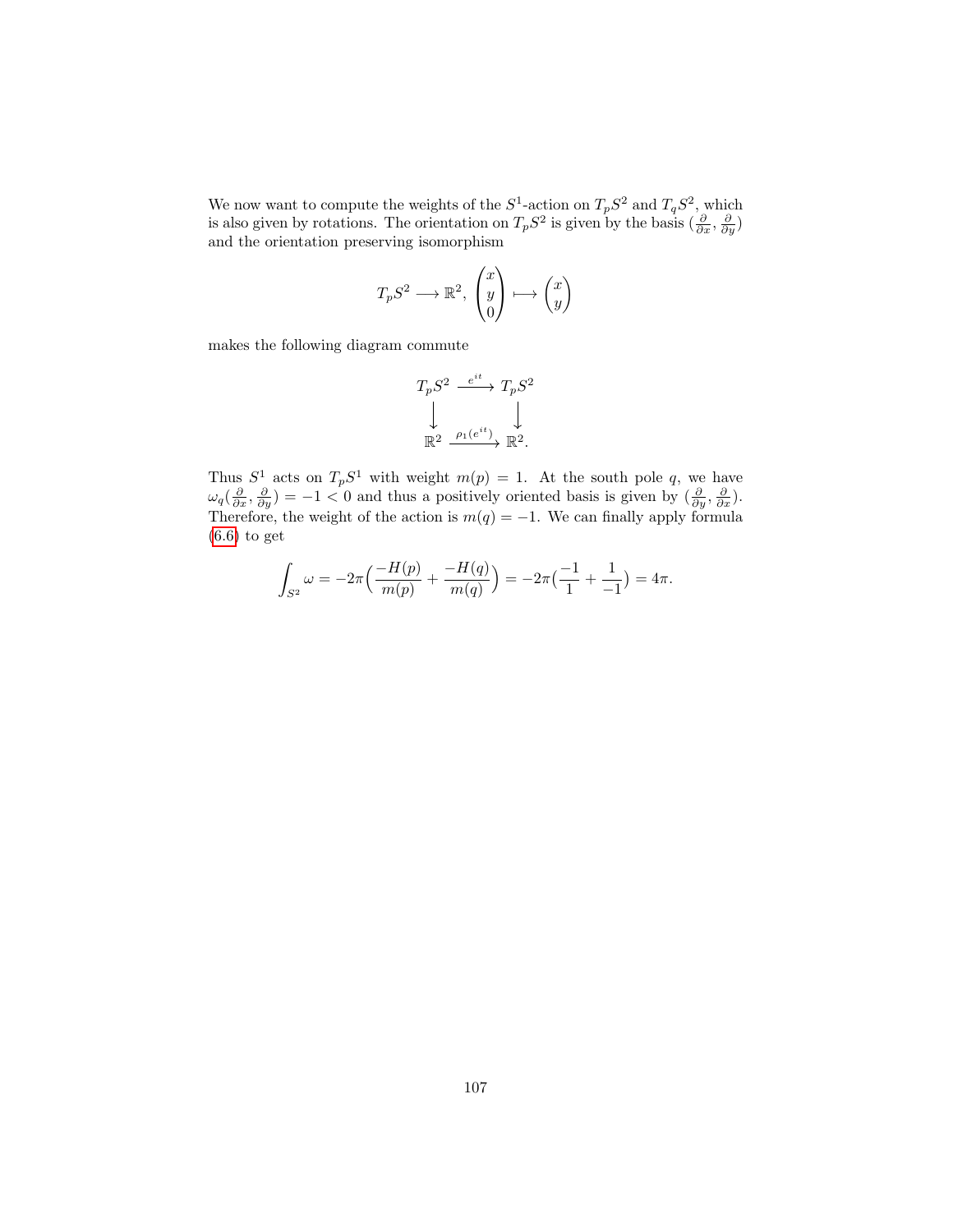We now want to compute the weights of the $S^1$-action on $T_pS^2$ and $T_qS^2$, which is also given by rotations. The orientation on $T_pS^2$ is given by the basis $(\frac{\partial}{\partial x}, \frac{\partial}{\partial y})$ and the orientation preserving isomorphism

$$T_pS^2 \longrightarrow \mathbb{R}^2, \begin{pmatrix} x \\ y \\ 0 \end{pmatrix} \longmapsto \begin{pmatrix} x \\ y \end{pmatrix}$$

makes the following diagram commute

$$\begin{array}{ccc} T_pS^2 & \xrightarrow{e^{it}} & T_pS^2 \\ \big\downarrow & & \big\downarrow \\ \mathbb{R}^2 & \xrightarrow{\rho_1(e^{it})} & \mathbb{R}^2. \end{array}$$

Thus $S^1$ acts on $T_pS^1$ with weight $m(p) = 1$. At the south pole $q$, we have $\omega_q(\frac{\partial}{\partial x}, \frac{\partial}{\partial y}) = -1 < 0$ and thus a positively oriented basis is given by $(\frac{\partial}{\partial y}, \frac{\partial}{\partial x})$. Therefore, the weight of the action is $m(q) = -1$. We can finally apply formula (6.6) to get

$$\int_{S^2} \omega = -2\pi\Big(\frac{-H(p)}{m(p)} + \frac{-H(q)}{m(q)}\Big) = -2\pi\big(\frac{-1}{1} + \frac{1}{-1}\big) = 4\pi.$$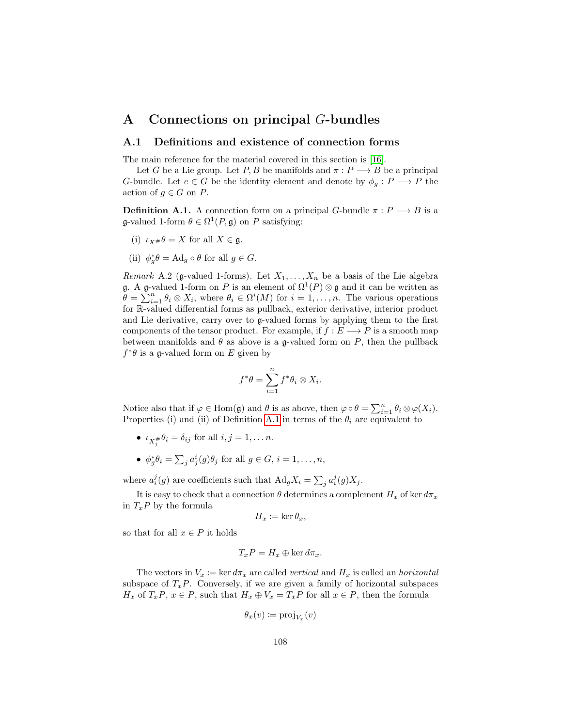# A Connections on principal $G$-bundles

## A.1 Definitions and existence of connection forms

The main reference for the material covered in this section is [16].

Let $G$ be a Lie group. Let $P, B$ be manifolds and $\pi : P \longrightarrow B$ be a principal $G$-bundle. Let $e \in G$ be the identity element and denote by $\phi_g : P \longrightarrow P$ the action of $g \in G$ on $P$.

**Definition A.1.** A connection form on a principal $G$-bundle $\pi : P \longrightarrow B$ is a $\mathfrak{g}$-valued 1-form $\theta \in \Omega^1(P, \mathfrak{g})$ on $P$ satisfying:

(i) $\iota_{X^\#}\theta = X$ for all $X \in \mathfrak{g}$.

(ii) $\phi_g^*\theta = \mathrm{Ad}_g \circ \theta$ for all $g \in G$.

*Remark* A.2 ($\mathfrak{g}$-valued 1-forms). Let $X_1, \ldots, X_n$ be a basis of the Lie algebra $\mathfrak{g}$. A $\mathfrak{g}$-valued 1-form on $P$ is an element of $\Omega^1(P) \otimes \mathfrak{g}$ and it can be written as $\theta = \sum_{i=1}^n \theta_i \otimes X_i$, where $\theta_i \in \Omega^i(M)$ for $i = 1, \ldots, n$. The various operations for $\mathbb{R}$-valued differential forms as pullback, exterior derivative, interior product and Lie derivative, carry over to $\mathfrak{g}$-valued forms by applying them to the first components of the tensor product. For example, if $f : E \longrightarrow P$ is a smooth map between manifolds and $\theta$ as above is a $\mathfrak{g}$-valued form on $P$, then the pullback $f^*\theta$ is a $\mathfrak{g}$-valued form on $E$ given by

$$f^*\theta = \sum_{i=1}^n f^*\theta_i \otimes X_i.$$

Notice also that if $\varphi \in \mathrm{Hom}(\mathfrak{g})$ and $\theta$ is as above, then $\varphi \circ \theta = \sum_{i=1}^n \theta_i \otimes \varphi(X_i)$. Properties (i) and (ii) of Definition A.1 in terms of the $\theta_i$ are equivalent to

- $\iota_{X_j^\#}\theta_i = \delta_{ij}$ for all $i, j = 1, \ldots n$.
- $\phi_g^*\theta_i = \sum_j a_j^i(g)\theta_j$ for all $g \in G$, $i = 1, \ldots, n$,

where $a_i^j(g)$ are coefficients such that $\mathrm{Ad}_g X_i = \sum_j a_i^j(g) X_j$.

It is easy to check that a connection $\theta$ determines a complement $H_x$ of $\ker d\pi_x$ in $T_xP$ by the formula

$$H_x \coloneqq \ker \theta_x,$$

so that for all $x \in P$ it holds

$$T_xP = H_x \oplus \ker d\pi_x.$$

The vectors in $V_x \coloneqq \ker d\pi_x$ are called *vertical* and $H_x$ is called an *horizontal* subspace of $T_xP$. Conversely, if we are given a family of horizontal subspaces $H_x$ of $T_xP$, $x \in P$, such that $H_x \oplus V_x = T_xP$ for all $x \in P$, then the formula

$$\theta_x(v) \coloneqq \mathrm{proj}_{V_x}(v)$$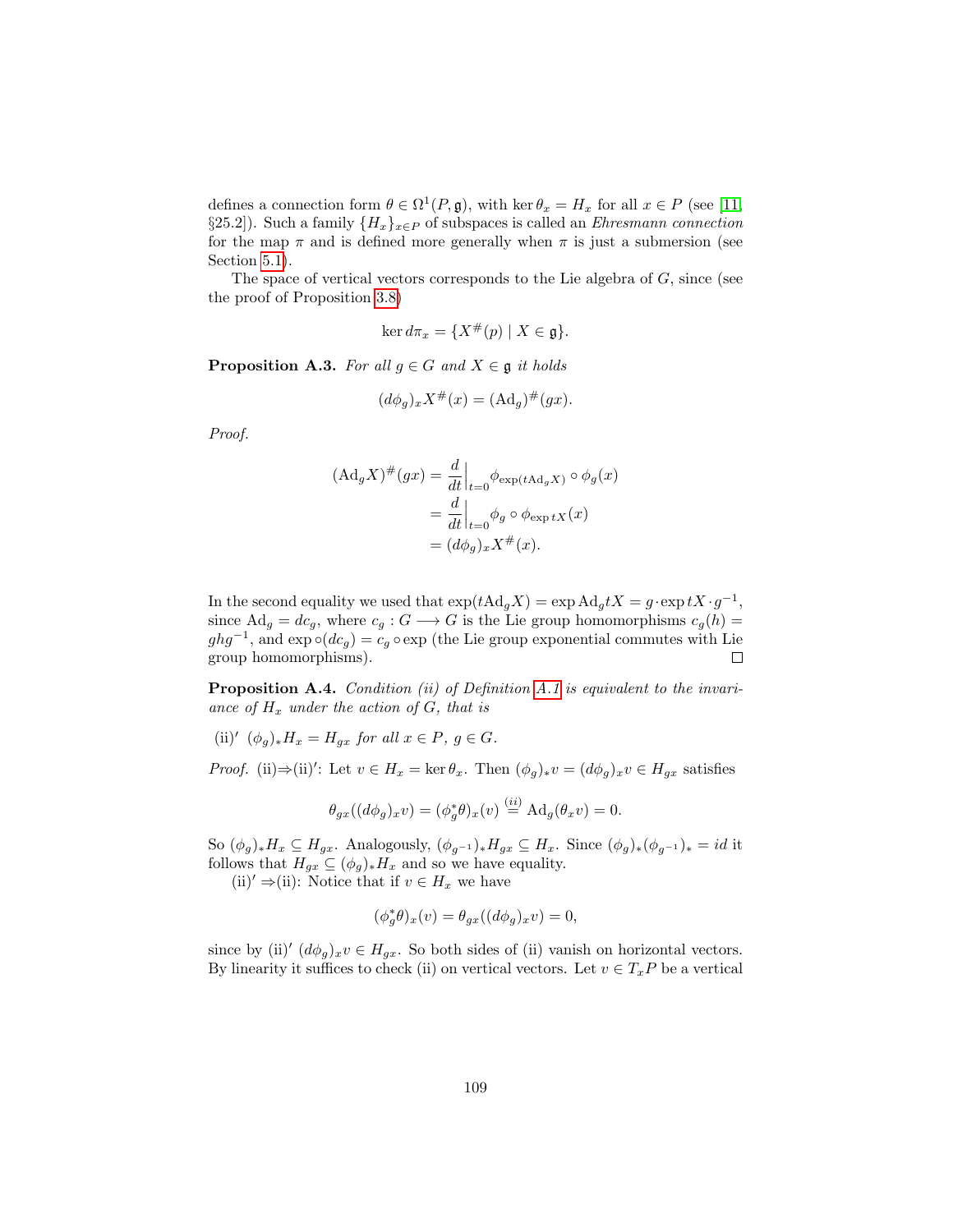defines a connection form $\theta \in \Omega^1(P, \mathfrak{g})$, with $\ker \theta_x = H_x$ for all $x \in P$ (see [11, §25.2]). Such a family $\{H_x\}_{x \in P}$ of subspaces is called an *Ehresmann connection* for the map $\pi$ and is defined more generally when $\pi$ is just a submersion (see Section 5.1).

The space of vertical vectors corresponds to the Lie algebra of $G$, since (see the proof of Proposition 3.8)

$$\ker d\pi_x = \{X^\#(p) \mid X \in \mathfrak{g}\}.$$

**Proposition A.3.** *For all $g \in G$ and $X \in \mathfrak{g}$ it holds*

$$(d\phi_g)_x X^\#(x) = (\mathrm{Ad}_g)^\#(gx).$$

*Proof.*

$$\begin{aligned}
(\mathrm{Ad}_g X)^\#(gx) &= \frac{d}{dt}\Big|_{t=0} \phi_{\exp(t\mathrm{Ad}_g X)} \circ \phi_g(x) \\
&= \frac{d}{dt}\Big|_{t=0} \phi_g \circ \phi_{\exp tX}(x) \\
&= (d\phi_g)_x X^\#(x).
\end{aligned}$$

In the second equality we used that $\exp(t\mathrm{Ad}_g X) = \exp \mathrm{Ad}_g tX = g \cdot \exp tX \cdot g^{-1}$, since $\mathrm{Ad}_g = dc_g$, where $c_g : G \longrightarrow G$ is the Lie group homomorphisms $c_g(h) = ghg^{-1}$, and $\exp \circ (dc_g) = c_g \circ \exp$ (the Lie group exponential commutes with Lie group homomorphisms). $\square$

**Proposition A.4.** *Condition (ii) of Definition A.1 is equivalent to the invariance of $H_x$ under the action of $G$, that is*

(ii)$'$ $(\phi_g)_* H_x = H_{gx}$ *for all $x \in P$, $g \in G$.*

*Proof.* (ii)$\Rightarrow$(ii)$'$: Let $v \in H_x = \ker \theta_x$. Then $(\phi_g)_* v = (d\phi_g)_x v \in H_{gx}$ satisfies

$$\theta_{gx}((d\phi_g)_x v) = (\phi_g^* \theta)_x(v) \overset{(ii)}{=} \mathrm{Ad}_g(\theta_x v) = 0.$$

So $(\phi_g)_* H_x \subseteq H_{gx}$. Analogously, $(\phi_{g^{-1}})_* H_{gx} \subseteq H_x$. Since $(\phi_g)_*(\phi_{g^{-1}})_* = id$ it follows that $H_{gx} \subseteq (\phi_g)_* H_x$ and so we have equality.

(ii)$'$ $\Rightarrow$(ii): Notice that if $v \in H_x$ we have

$$(\phi_g^* \theta)_x(v) = \theta_{gx}((d\phi_g)_x v) = 0,$$

since by (ii)$'$ $(d\phi_g)_x v \in H_{gx}$. So both sides of (ii) vanish on horizontal vectors. By linearity it suffices to check (ii) on vertical vectors. Let $v \in T_x P$ be a vertical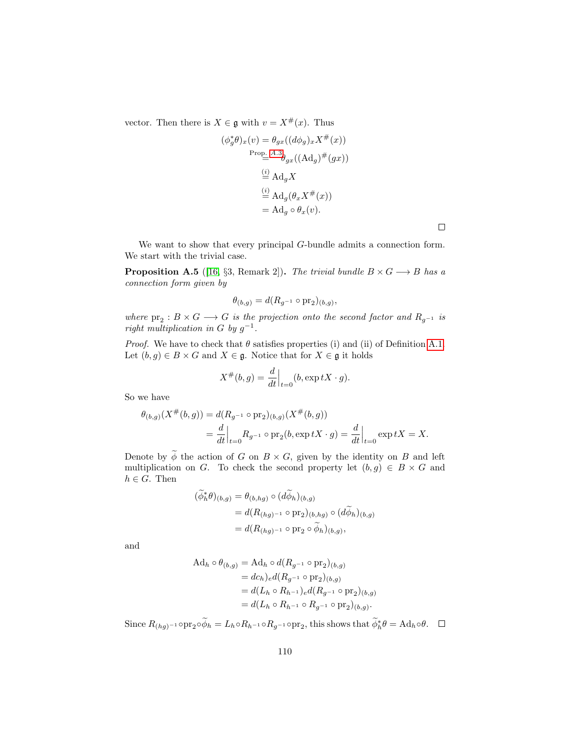vector. Then there is $X \in \mathfrak{g}$ with $v = X^{\#}(x)$. Thus

$$
\begin{aligned}
(\phi_g^*\theta)_x(v) &= \theta_{gx}((d\phi_g)_x X^{\#}(x)) \\
&\overset{\text{Prop. A.3}}{=} \theta_{gx}((\mathrm{Ad}_g)^{\#}(gx)) \\
&\overset{(i)}{=} \mathrm{Ad}_g X \\
&\overset{(i)}{=} \mathrm{Ad}_g(\theta_x X^{\#}(x)) \\
&= \mathrm{Ad}_g \circ \theta_x(v).
\end{aligned}
$$

□

We want to show that every principal $G$-bundle admits a connection form. We start with the trivial case.

**Proposition A.5** ([16, §3, Remark 2])**.** *The trivial bundle $B \times G \longrightarrow B$ has a connection form given by*

$$
\theta_{(b,g)} = d(R_{g^{-1}} \circ \mathrm{pr}_2)_{(b,g)},
$$

*where $\mathrm{pr}_2 : B \times G \longrightarrow G$ is the projection onto the second factor and $R_{g^{-1}}$ is right multiplication in $G$ by $g^{-1}$.*

*Proof.* We have to check that $\theta$ satisfies properties (i) and (ii) of Definition A.1. Let $(b, g) \in B \times G$ and $X \in \mathfrak{g}$. Notice that for $X \in \mathfrak{g}$ it holds

$$
X^{\#}(b, g) = \frac{d}{dt}\Big|_{t=0}(b, \exp tX \cdot g).
$$

So we have

$$
\begin{aligned}
\theta_{(b,g)}(X^{\#}(b, g)) &= d(R_{g^{-1}} \circ \mathrm{pr}_2)_{(b,g)}(X^{\#}(b, g)) \\
&= \frac{d}{dt}\Big|_{t=0} R_{g^{-1}} \circ \mathrm{pr}_2(b, \exp tX \cdot g) = \frac{d}{dt}\Big|_{t=0} \exp tX = X.
\end{aligned}
$$

Denote by $\widetilde{\phi}$ the action of $G$ on $B \times G$, given by the identity on $B$ and left multiplication on $G$. To check the second property let $(b, g) \in B \times G$ and $h \in G$. Then

$$
\begin{aligned}
(\widetilde{\phi}_h^*\theta)_{(b,g)} &= \theta_{(b,hg)} \circ (d\widetilde{\phi}_h)_{(b,g)} \\
&= d(R_{(hg)^{-1}} \circ \mathrm{pr}_2)_{(b,hg)} \circ (d\widetilde{\phi}_h)_{(b,g)} \\
&= d(R_{(hg)^{-1}} \circ \mathrm{pr}_2 \circ \widetilde{\phi}_h)_{(b,g)},
\end{aligned}
$$

and

$$
\begin{aligned}
\mathrm{Ad}_h \circ \theta_{(b,g)} &= \mathrm{Ad}_h \circ d(R_{g^{-1}} \circ \mathrm{pr}_2)_{(b,g)} \\
&= dc_h)_e d(R_{g^{-1}} \circ \mathrm{pr}_2)_{(b,g)} \\
&= d(L_h \circ R_{h^{-1}})_e d(R_{g^{-1}} \circ \mathrm{pr}_2)_{(b,g)} \\
&= d(L_h \circ R_{h^{-1}} \circ R_{g^{-1}} \circ \mathrm{pr}_2)_{(b,g)}.
\end{aligned}
$$

Since $R_{(hg)^{-1}} \circ \mathrm{pr}_2 \circ \widetilde{\phi}_h = L_h \circ R_{h^{-1}} \circ R_{g^{-1}} \circ \mathrm{pr}_2$, this shows that $\widetilde{\phi}_h^*\theta = \mathrm{Ad}_h \circ \theta$. □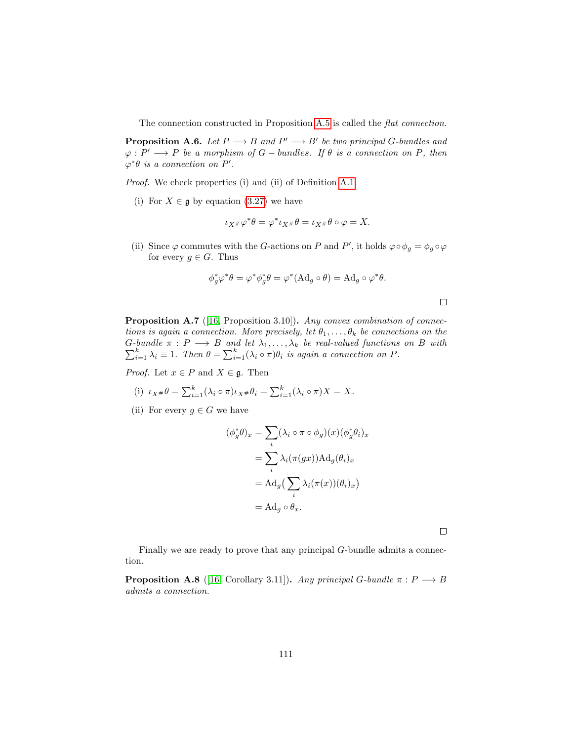The connection constructed in Proposition A.5 is called the *flat connection*.

**Proposition A.6.** *Let $P \longrightarrow B$ and $P' \longrightarrow B'$ be two principal $G$-bundles and $\varphi : P' \longrightarrow P$ be a morphism of $G-$bundles. If $\theta$ is a connection on $P$, then $\varphi^*\theta$ is a connection on $P'$.*

*Proof.* We check properties (i) and (ii) of Definition A.1.

(i) For $X \in \mathfrak{g}$ by equation (3.27) we have

$$\iota_{X^\#}\varphi^*\theta = \varphi^*\iota_{X^\#}\theta = \iota_{X^\#}\theta \circ \varphi = X.$$

(ii) Since $\varphi$ commutes with the $G$-actions on $P$ and $P'$, it holds $\varphi \circ \phi_g = \phi_g \circ \varphi$ for every $g \in G$. Thus

$$\phi_g^*\varphi^*\theta = \varphi^*\phi_g^*\theta = \varphi^*(\mathrm{Ad}_g \circ \theta) = \mathrm{Ad}_g \circ \varphi^*\theta.$$

□

**Proposition A.7** ([16, Proposition 3.10])**.** *Any convex combination of connections is again a connection. More precisely, let $\theta_1, \dots, \theta_k$ be connections on the $G$-bundle $\pi : P \longrightarrow B$ and let $\lambda_1, \dots, \lambda_k$ be real-valued functions on $B$ with $\sum_{i=1}^k \lambda_i \equiv 1$. Then $\theta = \sum_{i=1}^k (\lambda_i \circ \pi)\theta_i$ is again a connection on $P$.*

*Proof.* Let $x \in P$ and $X \in \mathfrak{g}$. Then

(i) $\iota_{X^\#}\theta = \sum_{i=1}^k (\lambda_i \circ \pi)\iota_{X^\#}\theta_i = \sum_{i=1}^k (\lambda_i \circ \pi)X = X$.

(ii) For every $g \in G$ we have

$$\begin{aligned}
(\phi_g^*\theta)_x &= \sum_i (\lambda_i \circ \pi \circ \phi_g)(x)(\phi_g^*\theta_i)_x \\
&= \sum_i \lambda_i(\pi(gx))\mathrm{Ad}_g(\theta_i)_x \\
&= \mathrm{Ad}_g\big(\sum_i \lambda_i(\pi(x))(\theta_i)_x\big) \\
&= \mathrm{Ad}_g \circ \theta_x.
\end{aligned}$$

□

Finally we are ready to prove that any principal $G$-bundle admits a connection.

**Proposition A.8** ([16, Corollary 3.11])**.** *Any principal $G$-bundle $\pi : P \longrightarrow B$ admits a connection.*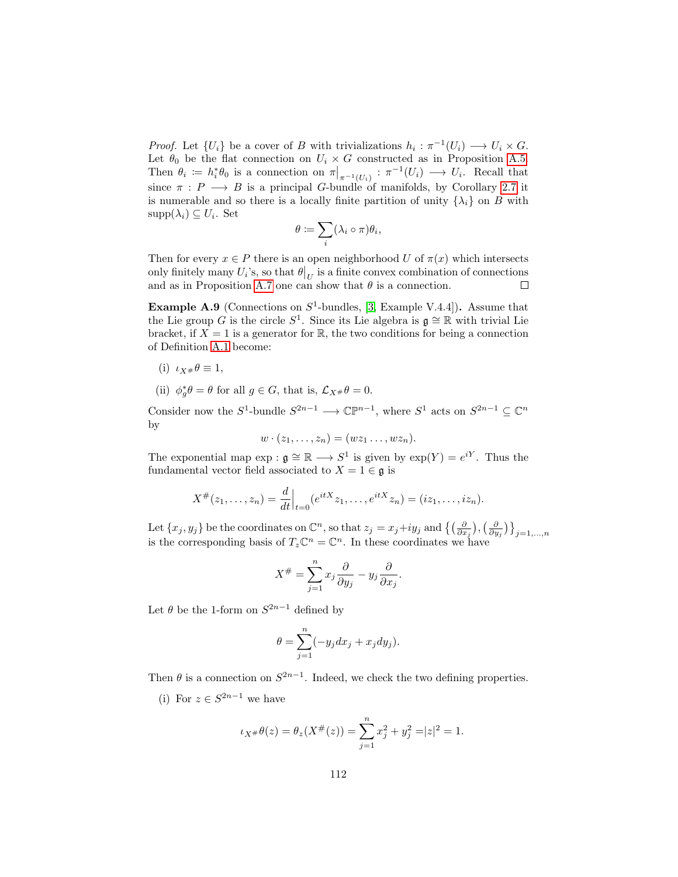*Proof.* Let $\{U_i\}$ be a cover of $B$ with trivializations $h_i : \pi^{-1}(U_i) \longrightarrow U_i \times G$. Let $\theta_0$ be the flat connection on $U_i \times G$ constructed as in Proposition A.5. Then $\theta_i := h_i^* \theta_0$ is a connection on $\pi\big|_{\pi^{-1}(U_i)} : \pi^{-1}(U_i) \longrightarrow U_i$. Recall that since $\pi : P \longrightarrow B$ is a principal $G$-bundle of manifolds, by Corollary 2.7 it is numerable and so there is a locally finite partition of unity $\{\lambda_i\}$ on $B$ with $\mathrm{supp}(\lambda_i) \subseteq U_i$. Set

$$\theta := \sum_i (\lambda_i \circ \pi)\theta_i,$$

Then for every $x \in P$ there is an open neighborhood $U$ of $\pi(x)$ which intersects only finitely many $U_i$'s, so that $\theta\big|_U$ is a finite convex combination of connections and as in Proposition A.7 one can show that $\theta$ is a connection. $\square$

**Example A.9** (Connections on $S^1$-bundles, [3, Example V.4.4])**.** Assume that the Lie group $G$ is the circle $S^1$. Since its Lie algebra is $\mathfrak{g} \cong \mathbb{R}$ with trivial Lie bracket, if $X = 1$ is a generator for $\mathbb{R}$, the two conditions for being a connection of Definition A.1 become:

(i) $\iota_{X^\#}\theta \equiv 1$,

(ii) $\phi_g^*\theta = \theta$ for all $g \in G$, that is, $\mathcal{L}_{X^\#}\theta = 0$.

Consider now the $S^1$-bundle $S^{2n-1} \longrightarrow \mathbb{CP}^{n-1}$, where $S^1$ acts on $S^{2n-1} \subseteq \mathbb{C}^n$ by

$$w \cdot (z_1, \ldots, z_n) = (wz_1 \ldots, wz_n).$$

The exponential map $\exp : \mathfrak{g} \cong \mathbb{R} \longrightarrow S^1$ is given by $\exp(Y) = e^{iY}$. Thus the fundamental vector field associated to $X = 1 \in \mathfrak{g}$ is

$$X^\#(z_1, \ldots, z_n) = \frac{d}{dt}\Big|_{t=0}(e^{itX}z_1, \ldots, e^{itX}z_n) = (iz_1, \ldots, iz_n).$$

Let $\{x_j, y_j\}$ be the coordinates on $\mathbb{C}^n$, so that $z_j = x_j + iy_j$ and $\left\{\left(\frac{\partial}{\partial x_j}\right), \left(\frac{\partial}{\partial y_j}\right)\right\}_{j=1,\ldots,n}$ is the corresponding basis of $T_z\mathbb{C}^n = \mathbb{C}^n$. In these coordinates we have

$$X^\# = \sum_{j=1}^n x_j \frac{\partial}{\partial y_j} - y_j \frac{\partial}{\partial x_j}.$$

Let $\theta$ be the 1-form on $S^{2n-1}$ defined by

$$\theta = \sum_{j=1}^n (-y_j dx_j + x_j dy_j).$$

Then $\theta$ is a connection on $S^{2n-1}$. Indeed, we check the two defining properties.

(i) For $z \in S^{2n-1}$ we have

$$\iota_{X^\#}\theta(z) = \theta_z(X^\#(z)) = \sum_{j=1}^n x_j^2 + y_j^2 = |z|^2 = 1.$$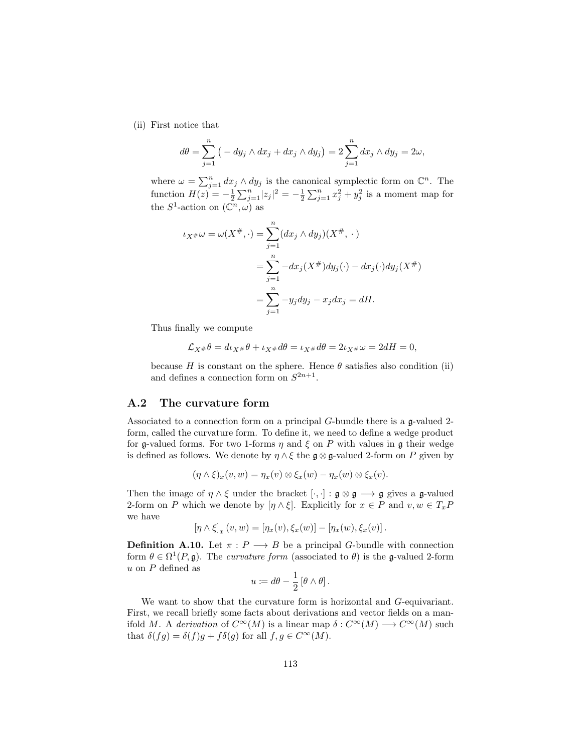(ii) First notice that

$$d\theta = \sum_{j=1}^{n} \big( - dy_j \wedge dx_j + dx_j \wedge dy_j \big) = 2 \sum_{j=1}^{n} dx_j \wedge dy_j = 2\omega,$$

where $\omega = \sum_{j=1}^{n} dx_j \wedge dy_j$ is the canonical symplectic form on $\mathbb{C}^n$. The function $H(z) = -\frac{1}{2}\sum_{j=1}^{n}|z_j|^2 = -\frac{1}{2}\sum_{j=1}^{n} x_j^2 + y_j^2$ is a moment map for the $S^1$-action on $(\mathbb{C}^n, \omega)$ as

$$\begin{aligned}
\iota_{X^\#}\omega = \omega(X^\#, \cdot) &= \sum_{j=1}^{n} (dx_j \wedge dy_j)(X^\#, \,\cdot\,) \\
&= \sum_{j=1}^{n} -dx_j(X^\#)dy_j(\cdot) - dx_j(\cdot)dy_j(X^\#) \\
&= \sum_{j=1}^{n} -y_j dy_j - x_j dx_j = dH.
\end{aligned}$$

Thus finally we compute

$$\mathcal{L}_{X^\#}\theta = d\iota_{X^\#}\theta + \iota_{X^\#}d\theta = \iota_{X^\#}d\theta = 2\iota_{X^\#}\omega = 2dH = 0,$$

because $H$ is constant on the sphere. Hence $\theta$ satisfies also condition (ii) and defines a connection form on $S^{2n+1}$.

## A.2 The curvature form

Associated to a connection form on a principal $G$-bundle there is a $\mathfrak{g}$-valued 2-form, called the curvature form. To define it, we need to define a wedge product for $\mathfrak{g}$-valued forms. For two 1-forms $\eta$ and $\xi$ on $P$ with values in $\mathfrak{g}$ their wedge is defined as follows. We denote by $\eta \wedge \xi$ the $\mathfrak{g} \otimes \mathfrak{g}$-valued 2-form on $P$ given by

$$(\eta \wedge \xi)_x(v, w) = \eta_x(v) \otimes \xi_x(w) - \eta_x(w) \otimes \xi_x(v).$$

Then the image of $\eta \wedge \xi$ under the bracket $[\cdot, \cdot] : \mathfrak{g} \otimes \mathfrak{g} \longrightarrow \mathfrak{g}$ gives a $\mathfrak{g}$-valued 2-form on $P$ which we denote by $[\eta \wedge \xi]$. Explicitly for $x \in P$ and $v, w \in T_xP$ we have

$$[\eta \wedge \xi]_x (v, w) = [\eta_x(v), \xi_x(w)] - [\eta_x(w), \xi_x(v)] .$$

**Definition A.10.** Let $\pi : P \longrightarrow B$ be a principal $G$-bundle with connection form $\theta \in \Omega^1(P, \mathfrak{g})$. The *curvature form* (associated to $\theta$) is the $\mathfrak{g}$-valued 2-form $u$ on $P$ defined as

$$u := d\theta - \frac{1}{2}[\theta \wedge \theta] .$$

We want to show that the curvature form is horizontal and $G$-equivariant. First, we recall briefly some facts about derivations and vector fields on a manifold $M$. A *derivation* of $C^\infty(M)$ is a linear map $\delta : C^\infty(M) \longrightarrow C^\infty(M)$ such that $\delta(fg) = \delta(f)g + f\delta(g)$ for all $f, g \in C^\infty(M)$.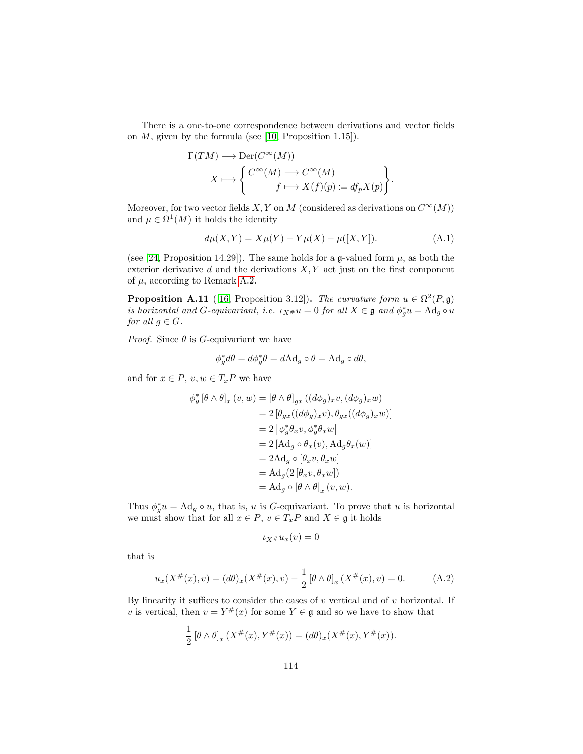There is a one-to-one correspondence between derivations and vector fields on $M$, given by the formula (see [10, Proposition 1.15]).

$$\Gamma(TM) \longrightarrow \mathrm{Der}(C^\infty(M))$$
$$X \longmapsto \left\{ \begin{array}{r} C^\infty(M) \longrightarrow C^\infty(M) \\ f \longmapsto X(f)(p) := df_p X(p) \end{array} \right\}.$$

Moreover, for two vector fields $X, Y$ on $M$ (considered as derivations on $C^\infty(M)$) and $\mu \in \Omega^1(M)$ it holds the identity

$$d\mu(X,Y) = X\mu(Y) - Y\mu(X) - \mu([X,Y]). \tag{A.1}$$

(see [24, Proposition 14.29]). The same holds for a $\mathfrak{g}$-valued form $\mu$, as both the exterior derivative $d$ and the derivations $X, Y$ act just on the first component of $\mu$, according to Remark A.2.

**Proposition A.11** ([16, Proposition 3.12])**.** *The curvature form $u \in \Omega^2(P, \mathfrak{g})$ is horizontal and $G$-equivariant, i.e. $\iota_{X^\#} u = 0$ for all $X \in \mathfrak{g}$ and $\phi_g^* u = \mathrm{Ad}_g \circ u$ for all $g \in G$.*

*Proof.* Since $\theta$ is $G$-equivariant we have

$$\phi_g^* d\theta = d\phi_g^* \theta = d\mathrm{Ad}_g \circ \theta = \mathrm{Ad}_g \circ d\theta,$$

and for $x \in P$, $v, w \in T_x P$ we have

$$\begin{aligned}
\phi_g^* \left[\theta \wedge \theta\right]_x (v,w) &= \left[\theta \wedge \theta\right]_{gx} ((d\phi_g)_x v, (d\phi_g)_x w) \\
&= 2\left[\theta_{gx}((d\phi_g)_x v), \theta_{gx}((d\phi_g)_x w)\right] \\
&= 2\left[\phi_g^* \theta_x v, \phi_g^* \theta_x w\right] \\
&= 2\left[\mathrm{Ad}_g \circ \theta_x(v), \mathrm{Ad}_g \theta_x(w)\right] \\
&= 2\mathrm{Ad}_g \circ \left[\theta_x v, \theta_x w\right] \\
&= \mathrm{Ad}_g(2\left[\theta_x v, \theta_x w\right]) \\
&= \mathrm{Ad}_g \circ \left[\theta \wedge \theta\right]_x (v,w).
\end{aligned}$$

Thus $\phi_g^* u = \mathrm{Ad}_g \circ u$, that is, $u$ is $G$-equivariant. To prove that $u$ is horizontal we must show that for all $x \in P$, $v \in T_x P$ and $X \in \mathfrak{g}$ it holds

$$\iota_{X^\#} u_x(v) = 0$$

that is

$$u_x(X^\#(x), v) = (d\theta)_x(X^\#(x), v) - \frac{1}{2}\left[\theta \wedge \theta\right]_x (X^\#(x), v) = 0. \tag{A.2}$$

By linearity it suffices to consider the cases of $v$ vertical and of $v$ horizontal. If $v$ is vertical, then $v = Y^\#(x)$ for some $Y \in \mathfrak{g}$ and so we have to show that

$$\frac{1}{2}\left[\theta \wedge \theta\right]_x (X^\#(x), Y^\#(x)) = (d\theta)_x(X^\#(x), Y^\#(x)).$$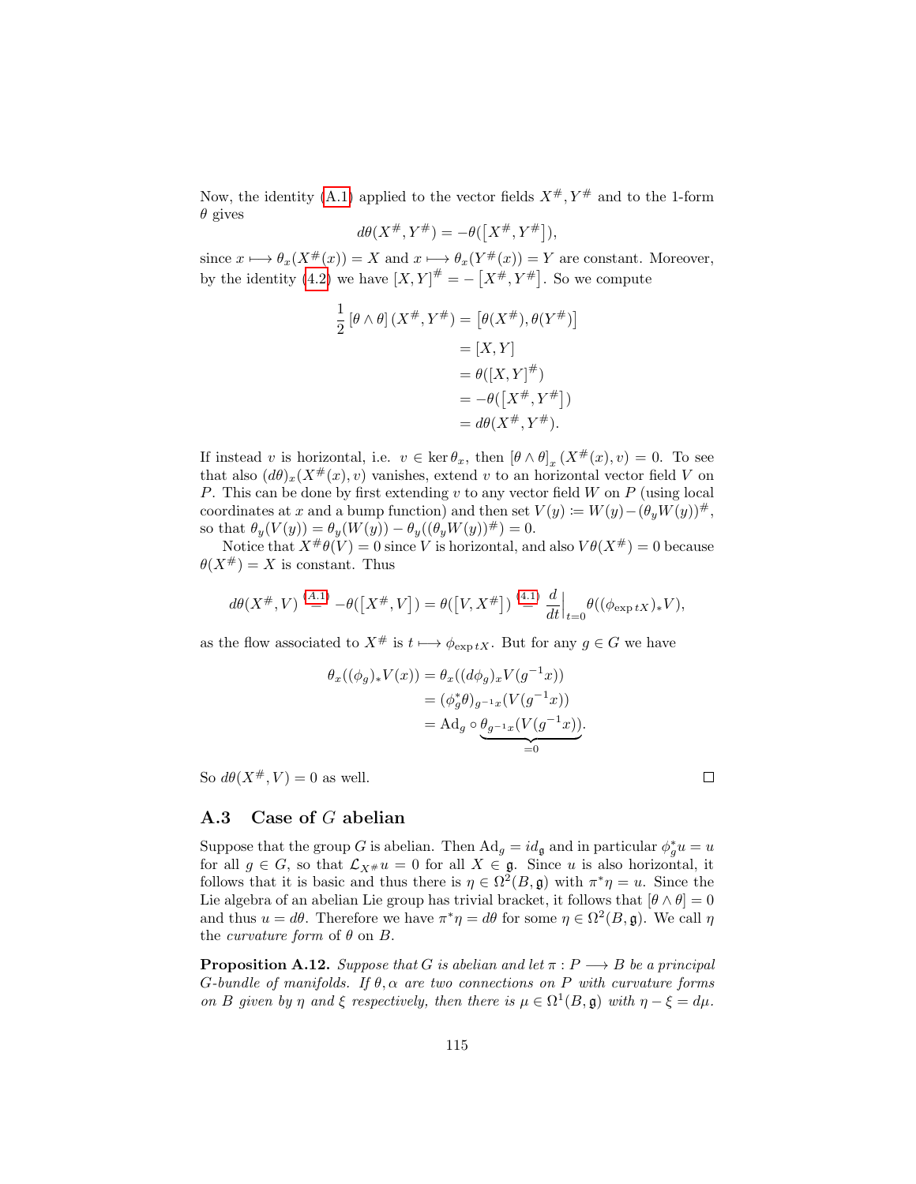Now, the identity (A.1) applied to the vector fields $X^\#, Y^\#$ and to the 1-form $\theta$ gives

$$d\theta(X^\#, Y^\#) = -\theta(\left[X^\#, Y^\#\right]),$$

since $x \longmapsto \theta_x(X^\#(x)) = X$ and $x \longmapsto \theta_x(Y^\#(x)) = Y$ are constant. Moreover, by the identity (4.2) we have $[X,Y]^\# = -\left[X^\#, Y^\#\right]$. So we compute

$$\begin{aligned}
\frac{1}{2}\left[\theta \wedge \theta\right](X^\#, Y^\#) &= \left[\theta(X^\#), \theta(Y^\#)\right] \\
&= [X, Y] \\
&= \theta([X,Y]^\#) \\
&= -\theta(\left[X^\#, Y^\#\right]) \\
&= d\theta(X^\#, Y^\#).
\end{aligned}$$

If instead $v$ is horizontal, i.e. $v \in \ker \theta_x$, then $\left[\theta \wedge \theta\right]_x(X^\#(x), v) = 0$. To see that also $(d\theta)_x(X^\#(x), v)$ vanishes, extend $v$ to an horizontal vector field $V$ on $P$. This can be done by first extending $v$ to any vector field $W$ on $P$ (using local coordinates at $x$ and a bump function) and then set $V(y) \coloneqq W(y) - (\theta_y W(y))^\#$, so that $\theta_y(V(y)) = \theta_y(W(y)) - \theta_y((\theta_y W(y))^\#) = 0$.

Notice that $X^\#\theta(V) = 0$ since $V$ is horizontal, and also $V\theta(X^\#) = 0$ because $\theta(X^\#) = X$ is constant. Thus

$$d\theta(X^\#, V) \overset{(A.1)}{=} -\theta(\left[X^\#, V\right]) = \theta(\left[V, X^\#\right]) \overset{(4.1)}{=} \frac{d}{dt}\Big|_{t=0} \theta((\phi_{\exp tX})_* V),$$

as the flow associated to $X^\#$ is $t \longmapsto \phi_{\exp tX}$. But for any $g \in G$ we have

$$\begin{aligned}
\theta_x((\phi_g)_* V(x)) &= \theta_x((d\phi_g)_x V(g^{-1}x)) \\
&= (\phi_g^*\theta)_{g^{-1}x}(V(g^{-1}x)) \\
&= \mathrm{Ad}_g \circ \underbrace{\theta_{g^{-1}x}(V(g^{-1}x))}_{=0}.
\end{aligned}$$

So $d\theta(X^\#, V) = 0$ as well. □

## A.3 Case of $G$ abelian

Suppose that the group $G$ is abelian. Then $\mathrm{Ad}_g = id_{\mathfrak{g}}$ and in particular $\phi_g^* u = u$ for all $g \in G$, so that $\mathcal{L}_{X^\#} u = 0$ for all $X \in \mathfrak{g}$. Since $u$ is also horizontal, it follows that it is basic and thus there is $\eta \in \Omega^2(B, \mathfrak{g})$ with $\pi^*\eta = u$. Since the Lie algebra of an abelian Lie group has trivial bracket, it follows that $[\theta \wedge \theta] = 0$ and thus $u = d\theta$. Therefore we have $\pi^*\eta = d\theta$ for some $\eta \in \Omega^2(B, \mathfrak{g})$. We call $\eta$ the *curvature form* of $\theta$ on $B$.

**Proposition A.12.** *Suppose that $G$ is abelian and let $\pi : P \longrightarrow B$ be a principal $G$-bundle of manifolds. If $\theta, \alpha$ are two connections on $P$ with curvature forms on $B$ given by $\eta$ and $\xi$ respectively, then there is $\mu \in \Omega^1(B, \mathfrak{g})$ with $\eta - \xi = d\mu$.*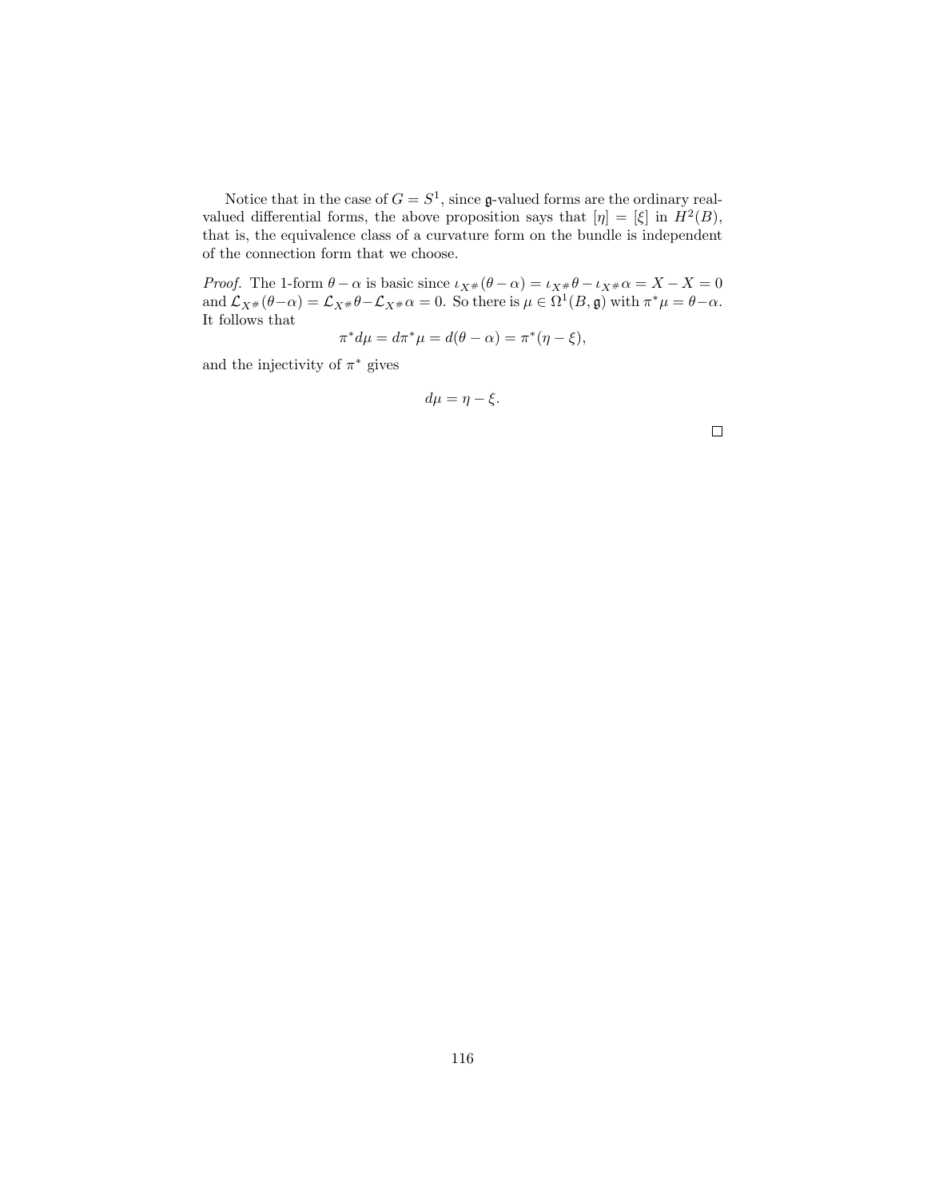Notice that in the case of $G = S^1$, since $\mathfrak{g}$-valued forms are the ordinary real-valued differential forms, the above proposition says that $[\eta] = [\xi]$ in $H^2(B)$, that is, the equivalence class of a curvature form on the bundle is independent of the connection form that we choose.

*Proof.* The 1-form $\theta - \alpha$ is basic since $\iota_{X^\#}(\theta - \alpha) = \iota_{X^\#}\theta - \iota_{X^\#}\alpha = X - X = 0$ and $\mathcal{L}_{X^\#}(\theta - \alpha) = \mathcal{L}_{X^\#}\theta - \mathcal{L}_{X^\#}\alpha = 0$. So there is $\mu \in \Omega^1(B, \mathfrak{g})$ with $\pi^*\mu = \theta - \alpha$. It follows that

$$\pi^* d\mu = d\pi^*\mu = d(\theta - \alpha) = \pi^*(\eta - \xi),$$

and the injectivity of $\pi^*$ gives

$$d\mu = \eta - \xi.$$

□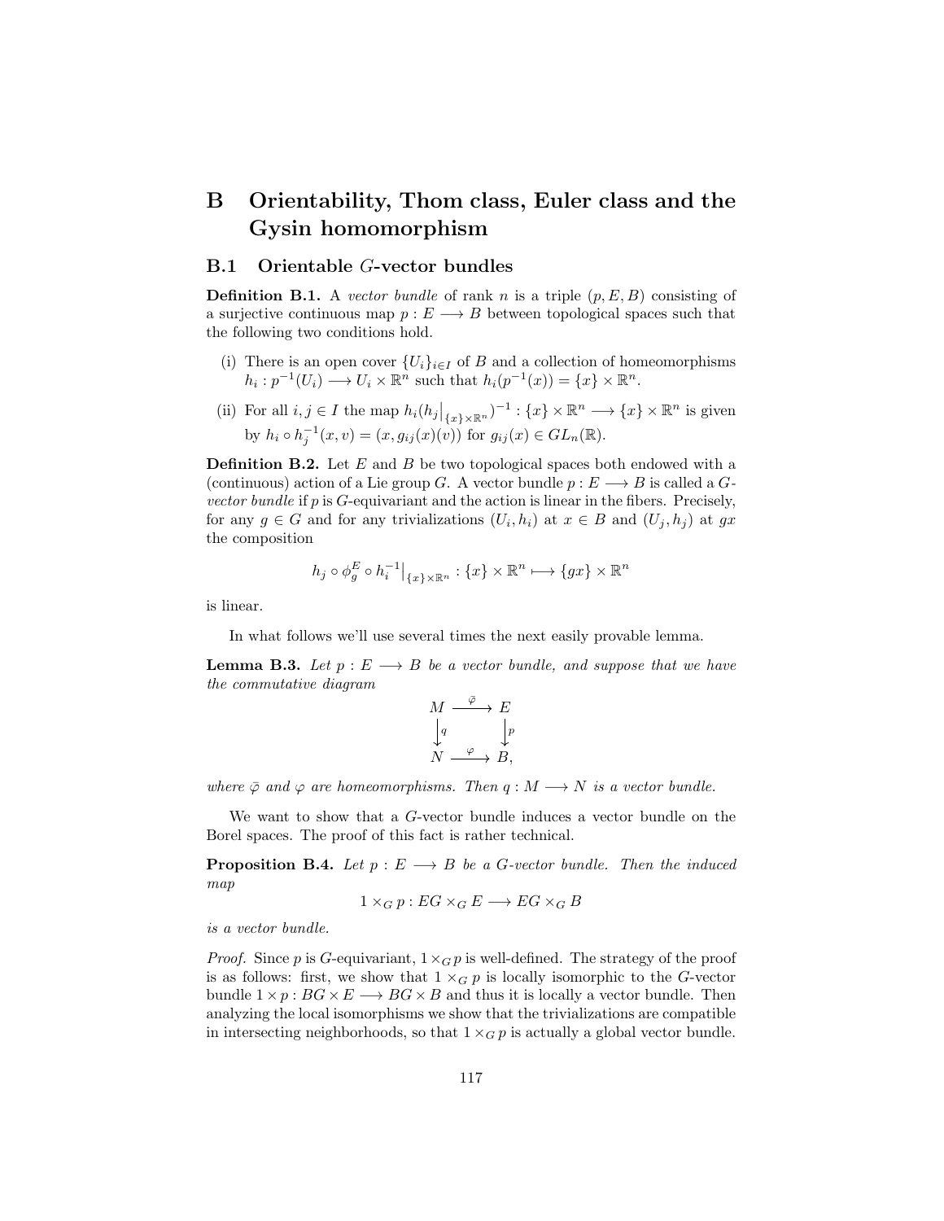# B Orientability, Thom class, Euler class and the Gysin homomorphism

## B.1 Orientable $G$-vector bundles

**Definition B.1.** A *vector bundle* of rank $n$ is a triple $(p, E, B)$ consisting of a surjective continuous map $p : E \longrightarrow B$ between topological spaces such that the following two conditions hold.

(i) There is an open cover $\{U_i\}_{i \in I}$ of $B$ and a collection of homeomorphisms $h_i : p^{-1}(U_i) \longrightarrow U_i \times \mathbb{R}^n$ such that $h_i(p^{-1}(x)) = \{x\} \times \mathbb{R}^n$.

(ii) For all $i, j \in I$ the map $h_i(h_j\big|_{\{x\}\times\mathbb{R}^n})^{-1} : \{x\} \times \mathbb{R}^n \longrightarrow \{x\} \times \mathbb{R}^n$ is given by $h_i \circ h_j^{-1}(x, v) = (x, g_{ij}(x)(v))$ for $g_{ij}(x) \in GL_n(\mathbb{R})$.

**Definition B.2.** Let $E$ and $B$ be two topological spaces both endowed with a (continuous) action of a Lie group $G$. A vector bundle $p : E \longrightarrow B$ is called a *$G$-vector bundle* if $p$ is $G$-equivariant and the action is linear in the fibers. Precisely, for any $g \in G$ and for any trivializations $(U_i, h_i)$ at $x \in B$ and $(U_j, h_j)$ at $gx$ the composition

$$h_j \circ \phi_g^E \circ h_i^{-1}\big|_{\{x\}\times\mathbb{R}^n} : \{x\} \times \mathbb{R}^n \longmapsto \{gx\} \times \mathbb{R}^n$$

is linear.

In what follows we'll use several times the next easily provable lemma.

**Lemma B.3.** *Let $p : E \longrightarrow B$ be a vector bundle, and suppose that we have the commutative diagram*

$$\begin{array}{ccc} M & \xrightarrow{\bar{\varphi}} & E \\ \downarrow{\scriptstyle q} & & \downarrow{\scriptstyle p} \\ N & \xrightarrow{\varphi} & B, \end{array}$$

*where $\bar{\varphi}$ and $\varphi$ are homeomorphisms. Then $q : M \longrightarrow N$ is a vector bundle.*

We want to show that a $G$-vector bundle induces a vector bundle on the Borel spaces. The proof of this fact is rather technical.

**Proposition B.4.** *Let $p : E \longrightarrow B$ be a $G$-vector bundle. Then the induced map*

$$1 \times_G p : EG \times_G E \longrightarrow EG \times_G B$$

*is a vector bundle.*

*Proof.* Since $p$ is $G$-equivariant, $1 \times_G p$ is well-defined. The strategy of the proof is as follows: first, we show that $1 \times_G p$ is locally isomorphic to the $G$-vector bundle $1 \times p : BG \times E \longrightarrow BG \times B$ and thus it is locally a vector bundle. Then analyzing the local isomorphisms we show that the trivializations are compatible in intersecting neighborhoods, so that $1 \times_G p$ is actually a global vector bundle.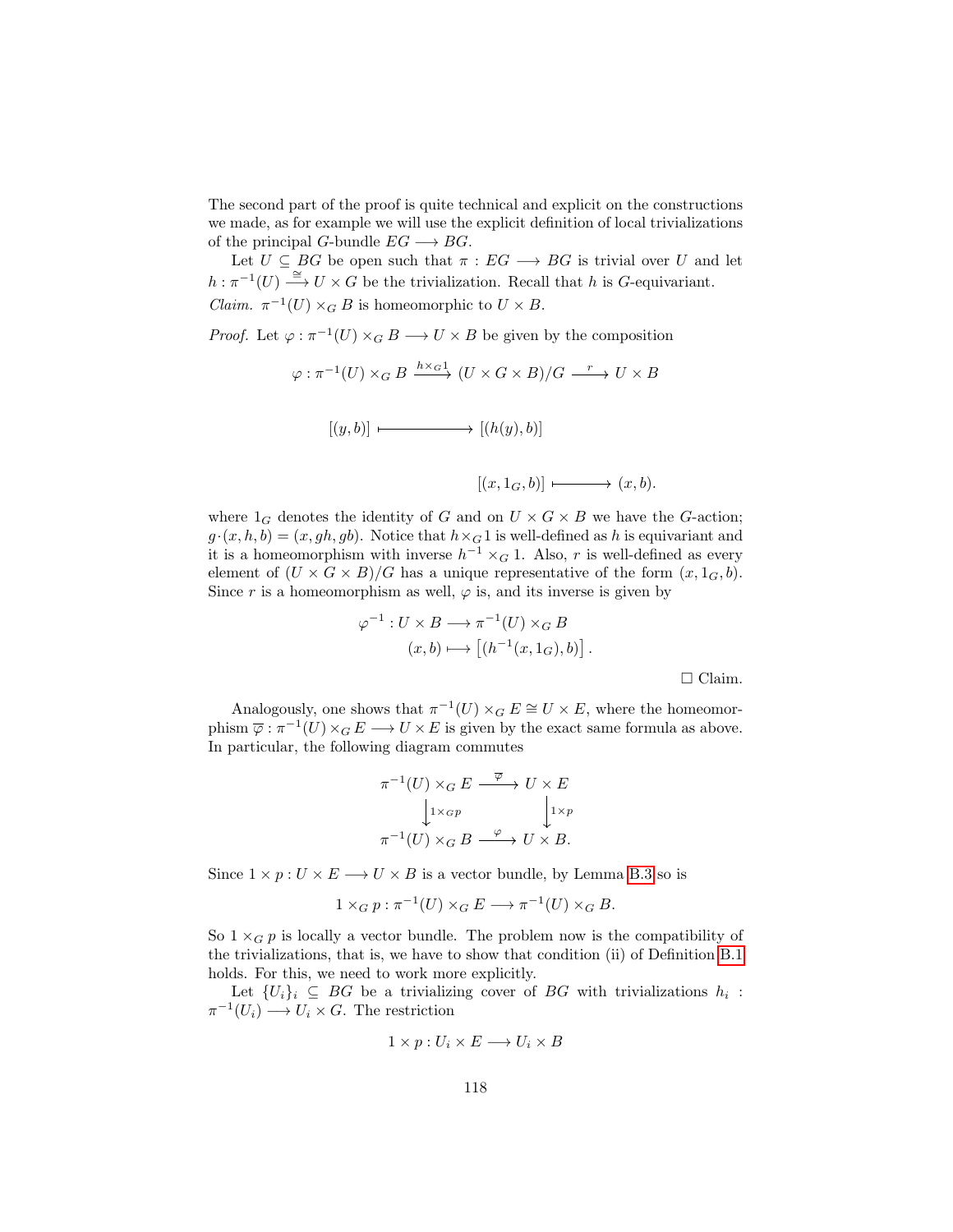The second part of the proof is quite technical and explicit on the constructions we made, as for example we will use the explicit definition of local trivializations of the principal $G$-bundle $EG \longrightarrow BG$.

Let $U \subseteq BG$ be open such that $\pi : EG \longrightarrow BG$ is trivial over $U$ and let $h : \pi^{-1}(U) \xrightarrow{\cong} U \times G$ be the trivialization. Recall that $h$ is $G$-equivariant.

*Claim.* $\pi^{-1}(U) \times_G B$ is homeomorphic to $U \times B$.

*Proof.* Let $\varphi : \pi^{-1}(U) \times_G B \longrightarrow U \times B$ be given by the composition

$$\varphi : \pi^{-1}(U) \times_G B \xrightarrow{h \times_G 1} (U \times G \times B)/G \xrightarrow{r} U \times B$$

$$[(y, b)] \longmapsto [(h(y), b)]$$

$$[(x, 1_G, b)] \longmapsto (x, b).$$

where $1_G$ denotes the identity of $G$ and on $U \times G \times B$ we have the $G$-action; $g \cdot (x, h, b) = (x, gh, gb)$. Notice that $h \times_G 1$ is well-defined as $h$ is equivariant and it is a homeomorphism with inverse $h^{-1} \times_G 1$. Also, $r$ is well-defined as every element of $(U \times G \times B)/G$ has a unique representative of the form $(x, 1_G, b)$. Since $r$ is a homeomorphism as well, $\varphi$ is, and its inverse is given by

$$\varphi^{-1} : U \times B \longrightarrow \pi^{-1}(U) \times_G B$$
$$(x, b) \longmapsto \left[(h^{-1}(x, 1_G), b)\right].$$

$\square$ Claim.

Analogously, one shows that $\pi^{-1}(U) \times_G E \cong U \times E$, where the homeomorphism $\overline{\varphi} : \pi^{-1}(U) \times_G E \longrightarrow U \times E$ is given by the exact same formula as above. In particular, the following diagram commutes

$$\begin{array}{ccc} \pi^{-1}(U) \times_G E & \xrightarrow{\overline{\varphi}} & U \times E \\ \big\downarrow{\scriptstyle 1 \times_G p} & & \big\downarrow{\scriptstyle 1 \times p} \\ \pi^{-1}(U) \times_G B & \xrightarrow{\varphi} & U \times B. \end{array}$$

Since $1 \times p : U \times E \longrightarrow U \times B$ is a vector bundle, by Lemma B.3 so is

$$1 \times_G p : \pi^{-1}(U) \times_G E \longrightarrow \pi^{-1}(U) \times_G B.$$

So $1 \times_G p$ is locally a vector bundle. The problem now is the compatibility of the trivializations, that is, we have to show that condition (ii) of Definition B.1 holds. For this, we need to work more explicitly.

Let $\{U_i\}_i \subseteq BG$ be a trivializing cover of $BG$ with trivializations $h_i : \pi^{-1}(U_i) \longrightarrow U_i \times G$. The restriction

$$1 \times p : U_i \times E \longrightarrow U_i \times B$$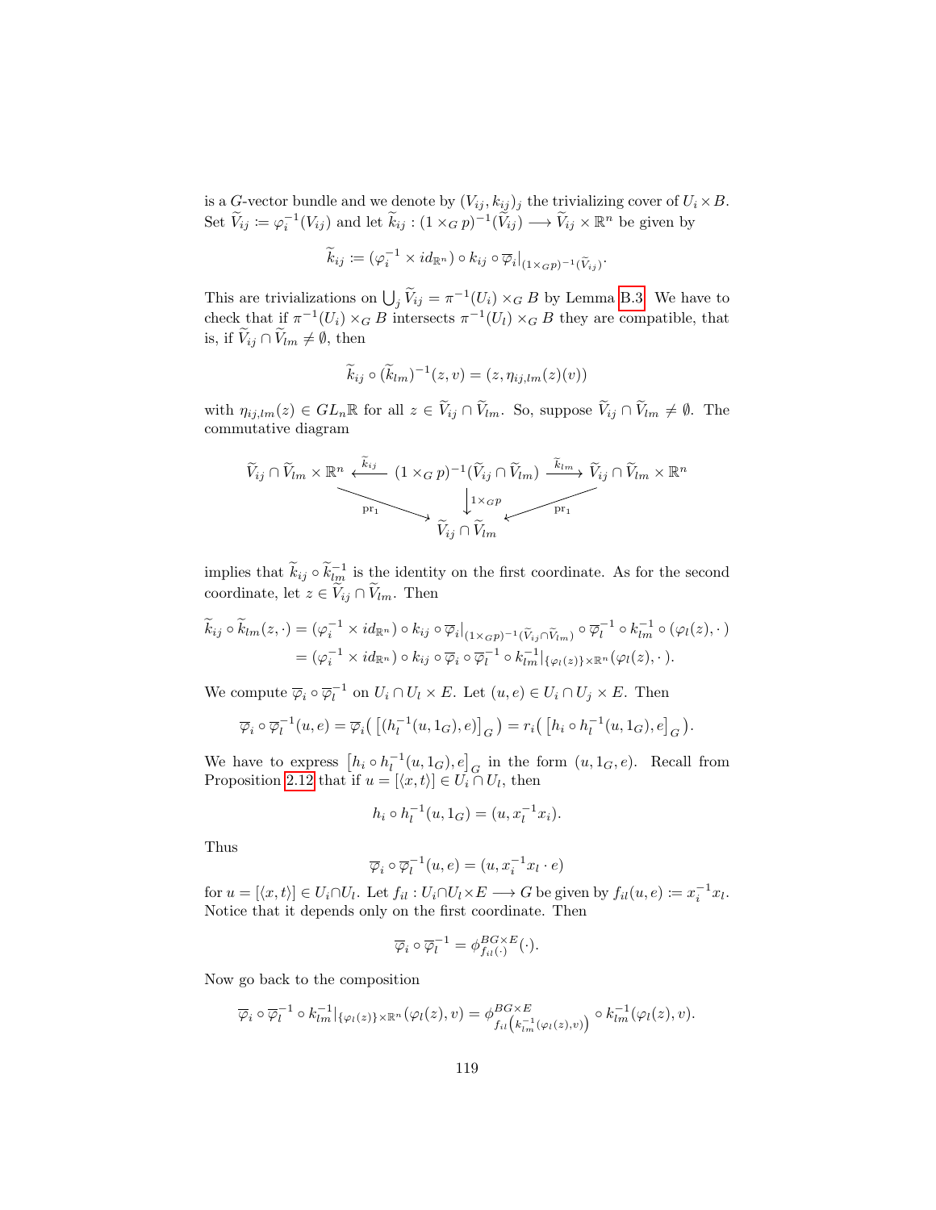is a $G$-vector bundle and we denote by $(V_{ij}, k_{ij})_j$ the trivializing cover of $U_i \times B$. Set $\widetilde{V}_{ij} := \varphi_i^{-1}(V_{ij})$ and let $\widetilde{k}_{ij} : (1 \times_G p)^{-1}(\widetilde{V}_{ij}) \longrightarrow \widetilde{V}_{ij} \times \mathbb{R}^n$ be given by

$$\widetilde{k}_{ij} := (\varphi_i^{-1} \times id_{\mathbb{R}^n}) \circ k_{ij} \circ \overline{\varphi}_i|_{(1 \times_G p)^{-1}(\widetilde{V}_{ij})}.$$

This are trivializations on $\bigcup_j \widetilde{V}_{ij} = \pi^{-1}(U_i) \times_G B$ by Lemma B.3. We have to check that if $\pi^{-1}(U_i) \times_G B$ intersects $\pi^{-1}(U_l) \times_G B$ they are compatible, that is, if $\widetilde{V}_{ij} \cap \widetilde{V}_{lm} \neq \emptyset$, then

$$\widetilde{k}_{ij} \circ (\widetilde{k}_{lm})^{-1}(z, v) = (z, \eta_{ij,lm}(z)(v))$$

with $\eta_{ij,lm}(z) \in GL_n\mathbb{R}$ for all $z \in \widetilde{V}_{ij} \cap \widetilde{V}_{lm}$. So, suppose $\widetilde{V}_{ij} \cap \widetilde{V}_{lm} \neq \emptyset$. The commutative diagram

$$\begin{array}{ccccc}
\widetilde{V}_{ij} \cap \widetilde{V}_{lm} \times \mathbb{R}^n & \xleftarrow{\widetilde{k}_{ij}} & (1 \times_G p)^{-1}(\widetilde{V}_{ij} \cap \widetilde{V}_{lm}) & \xrightarrow{\widetilde{k}_{lm}} & \widetilde{V}_{ij} \cap \widetilde{V}_{lm} \times \mathbb{R}^n \\
& \searrow^{\mathrm{pr}_1} & \downarrow{\scriptstyle 1 \times_G p} & \swarrow_{\mathrm{pr}_1} & \\
& & \widetilde{V}_{ij} \cap \widetilde{V}_{lm} & &
\end{array}$$

implies that $\widetilde{k}_{ij} \circ \widetilde{k}_{lm}^{-1}$ is the identity on the first coordinate. As for the second coordinate, let $z \in \widetilde{V}_{ij} \cap \widetilde{V}_{lm}$. Then

$$\begin{aligned}
\widetilde{k}_{ij} \circ \widetilde{k}_{lm}(z, \cdot) &= (\varphi_i^{-1} \times id_{\mathbb{R}^n}) \circ k_{ij} \circ \overline{\varphi}_i|_{(1 \times_G p)^{-1}(\widetilde{V}_{ij} \cap \widetilde{V}_{lm})} \circ \overline{\varphi}_l^{-1} \circ k_{lm}^{-1} \circ (\varphi_l(z), \cdot) \\
&= (\varphi_i^{-1} \times id_{\mathbb{R}^n}) \circ k_{ij} \circ \overline{\varphi}_i \circ \overline{\varphi}_l^{-1} \circ k_{lm}^{-1}|_{\{\varphi_l(z)\} \times \mathbb{R}^n}(\varphi_l(z), \cdot).
\end{aligned}$$

We compute $\overline{\varphi}_i \circ \overline{\varphi}_l^{-1}$ on $U_i \cap U_l \times E$. Let $(u, e) \in U_i \cap U_j \times E$. Then

$$\overline{\varphi}_i \circ \overline{\varphi}_l^{-1}(u, e) = \overline{\varphi}_i\big( \left[(h_l^{-1}(u, 1_G), e)\right]_G \big) = r_i\big( \left[h_i \circ h_l^{-1}(u, 1_G), e\right]_G \big).$$

We have to express $\left[h_i \circ h_l^{-1}(u, 1_G), e\right]_G$ in the form $(u, 1_G, e)$. Recall from Proposition 2.12 that if $u = [\langle x, t\rangle] \in U_i \cap U_l$, then

$$h_i \circ h_l^{-1}(u, 1_G) = (u, x_l^{-1} x_i).$$

Thus

$$\overline{\varphi}_i \circ \overline{\varphi}_l^{-1}(u, e) = (u, x_i^{-1} x_l \cdot e)$$

for $u = [\langle x, t\rangle] \in U_i \cap U_l$. Let $f_{il} : U_i \cap U_l \times E \longrightarrow G$ be given by $f_{il}(u, e) := x_i^{-1} x_l$. Notice that it depends only on the first coordinate. Then

$$\overline{\varphi}_i \circ \overline{\varphi}_l^{-1} = \phi^{BG \times E}_{f_{il}(\cdot)}(\cdot).$$

Now go back to the composition

$$\overline{\varphi}_i \circ \overline{\varphi}_l^{-1} \circ k_{lm}^{-1}|_{\{\varphi_l(z)\} \times \mathbb{R}^n}(\varphi_l(z), v) = \phi^{BG \times E}_{f_{il}\left(k_{lm}^{-1}(\varphi_l(z), v)\right)} \circ k_{lm}^{-1}(\varphi_l(z), v).$$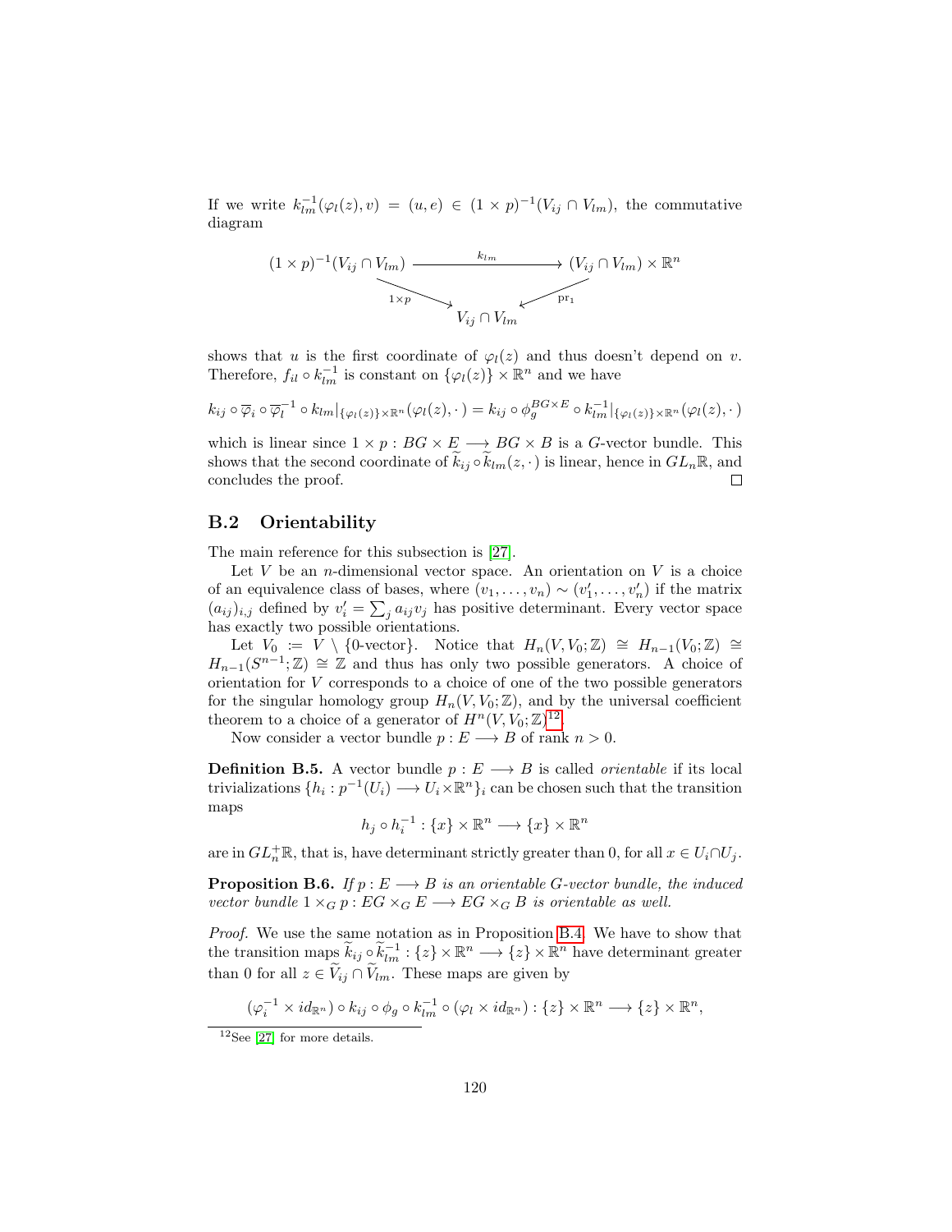If we write $k_{lm}^{-1}(\varphi_l(z), v) = (u, e) \in (1 \times p)^{-1}(V_{ij} \cap V_{lm})$, the commutative diagram

$$\begin{array}{ccc} (1 \times p)^{-1}(V_{ij} \cap V_{lm}) & \xrightarrow{k_{lm}} & (V_{ij} \cap V_{lm}) \times \mathbb{R}^n \\ & {\scriptstyle 1\times p} \searrow \quad \swarrow {\scriptstyle \mathrm{pr}_1} & \\ & V_{ij} \cap V_{lm} & \end{array}$$

shows that $u$ is the first coordinate of $\varphi_l(z)$ and thus doesn't depend on $v$. Therefore, $f_{il} \circ k_{lm}^{-1}$ is constant on $\{\varphi_l(z)\} \times \mathbb{R}^n$ and we have

$$k_{ij} \circ \overline{\varphi}_i \circ \overline{\varphi}_l^{-1} \circ k_{lm}|_{\{\varphi_l(z)\}\times\mathbb{R}^n}(\varphi_l(z), \cdot) = k_{ij} \circ \phi_g^{BG\times E} \circ k_{lm}^{-1}|_{\{\varphi_l(z)\}\times\mathbb{R}^n}(\varphi_l(z), \cdot)$$

which is linear since $1 \times p : BG \times E \longrightarrow BG \times B$ is a $G$-vector bundle. This shows that the second coordinate of $\widetilde{k}_{ij} \circ \widetilde{k}_{lm}(z, \cdot)$ is linear, hence in $GL_n\mathbb{R}$, and concludes the proof. $\square$

## B.2 Orientability

The main reference for this subsection is [27].

Let $V$ be an $n$-dimensional vector space. An orientation on $V$ is a choice of an equivalence class of bases, where $(v_1, \dots, v_n) \sim (v_1', \dots, v_n')$ if the matrix $(a_{ij})_{i,j}$ defined by $v_i' = \sum_j a_{ij} v_j$ has positive determinant. Every vector space has exactly two possible orientations.

Let $V_0 := V \setminus \{0\text{-vector}\}$. Notice that $H_n(V, V_0; \mathbb{Z}) \cong H_{n-1}(V_0; \mathbb{Z}) \cong H_{n-1}(S^{n-1}; \mathbb{Z}) \cong \mathbb{Z}$ and thus has only two possible generators. A choice of orientation for $V$ corresponds to a choice of one of the two possible generators for the singular homology group $H_n(V, V_0; \mathbb{Z})$, and by the universal coefficient theorem to a choice of a generator of $H^n(V, V_0; \mathbb{Z})$[12].

Now consider a vector bundle $p : E \longrightarrow B$ of rank $n > 0$.

**Definition B.5.** A vector bundle $p : E \longrightarrow B$ is called *orientable* if its local trivializations $\{h_i : p^{-1}(U_i) \longrightarrow U_i \times \mathbb{R}^n\}_i$ can be chosen such that the transition maps

$$h_j \circ h_i^{-1} : \{x\} \times \mathbb{R}^n \longrightarrow \{x\} \times \mathbb{R}^n$$

are in $GL_n^+\mathbb{R}$, that is, have determinant strictly greater than 0, for all $x \in U_i \cap U_j$.

**Proposition B.6.** *If $p : E \longrightarrow B$ is an orientable $G$-vector bundle, the induced vector bundle $1 \times_G p : EG \times_G E \longrightarrow EG \times_G B$ is orientable as well.*

*Proof.* We use the same notation as in Proposition B.4. We have to show that the transition maps $\widetilde{k}_{ij} \circ \widetilde{k}_{lm}^{-1} : \{z\} \times \mathbb{R}^n \longrightarrow \{z\} \times \mathbb{R}^n$ have determinant greater than 0 for all $z \in \widetilde{V}_{ij} \cap \widetilde{V}_{lm}$. These maps are given by

$$(\varphi_i^{-1} \times id_{\mathbb{R}^n}) \circ k_{ij} \circ \phi_g \circ k_{lm}^{-1} \circ (\varphi_l \times id_{\mathbb{R}^n}) : \{z\} \times \mathbb{R}^n \longrightarrow \{z\} \times \mathbb{R}^n,$$

[12] See [27] for more details.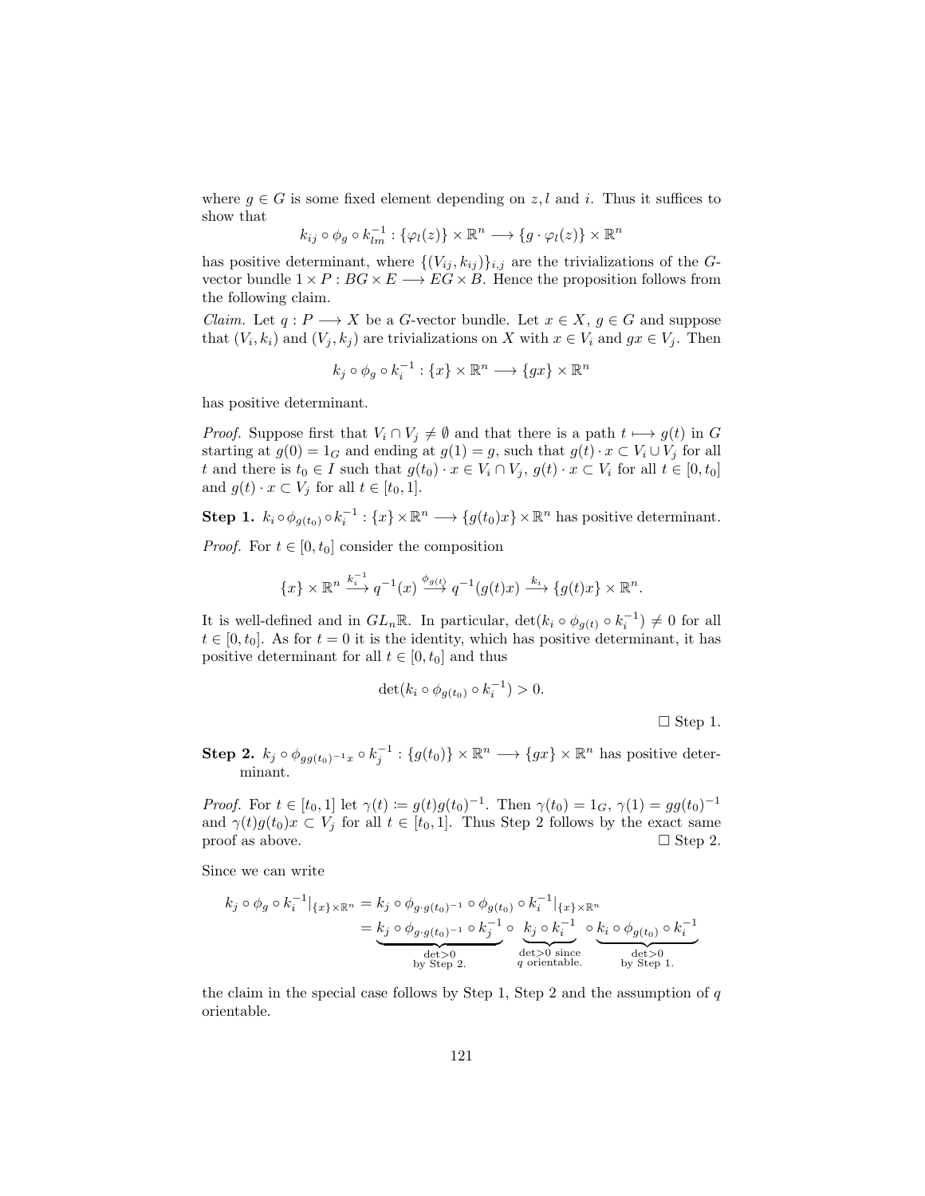where $g \in G$ is some fixed element depending on $z, l$ and $i$. Thus it suffices to show that

$$k_{ij} \circ \phi_g \circ k_{lm}^{-1} : \{\varphi_l(z)\} \times \mathbb{R}^n \longrightarrow \{g \cdot \varphi_l(z)\} \times \mathbb{R}^n$$

has positive determinant, where $\{(V_{ij}, k_{ij})\}_{i,j}$ are the trivializations of the $G$-vector bundle $1 \times P : BG \times E \longrightarrow EG \times B$. Hence the proposition follows from the following claim.

*Claim.* Let $q : P \longrightarrow X$ be a $G$-vector bundle. Let $x \in X$, $g \in G$ and suppose that $(V_i, k_i)$ and $(V_j, k_j)$ are trivializations on $X$ with $x \in V_i$ and $gx \in V_j$. Then

$$k_j \circ \phi_g \circ k_i^{-1} : \{x\} \times \mathbb{R}^n \longrightarrow \{gx\} \times \mathbb{R}^n$$

has positive determinant.

*Proof.* Suppose first that $V_i \cap V_j \neq \emptyset$ and that there is a path $t \longmapsto g(t)$ in $G$ starting at $g(0) = 1_G$ and ending at $g(1) = g$, such that $g(t) \cdot x \subset V_i \cup V_j$ for all $t$ and there is $t_0 \in I$ such that $g(t_0) \cdot x \in V_i \cap V_j$, $g(t) \cdot x \subset V_i$ for all $t \in [0, t_0]$ and $g(t) \cdot x \subset V_j$ for all $t \in [t_0, 1]$.

**Step 1.** $k_i \circ \phi_{g(t_0)} \circ k_i^{-1} : \{x\} \times \mathbb{R}^n \longrightarrow \{g(t_0)x\} \times \mathbb{R}^n$ has positive determinant.

*Proof.* For $t \in [0, t_0]$ consider the composition

$$\{x\} \times \mathbb{R}^n \xrightarrow{k_i^{-1}} q^{-1}(x) \xrightarrow{\phi_{g(t)}} q^{-1}(g(t)x) \xrightarrow{k_i} \{g(t)x\} \times \mathbb{R}^n.$$

It is well-defined and in $GL_n\mathbb{R}$. In particular, $\det(k_i \circ \phi_{g(t)} \circ k_i^{-1}) \neq 0$ for all $t \in [0, t_0]$. As for $t = 0$ it is the identity, which has positive determinant, it has positive determinant for all $t \in [0, t_0]$ and thus

$$\det(k_i \circ \phi_{g(t_0)} \circ k_i^{-1}) > 0.$$

□ Step 1.

**Step 2.** $k_j \circ \phi_{gg(t_0)^{-1}x} \circ k_j^{-1} : \{g(t_0)\} \times \mathbb{R}^n \longrightarrow \{gx\} \times \mathbb{R}^n$ has positive determinant.

*Proof.* For $t \in [t_0, 1]$ let $\gamma(t) := g(t)g(t_0)^{-1}$. Then $\gamma(t_0) = 1_G$, $\gamma(1) = gg(t_0)^{-1}$ and $\gamma(t)g(t_0)x \subset V_j$ for all $t \in [t_0, 1]$. Thus Step 2 follows by the exact same proof as above. □ Step 2.

Since we can write

$$\begin{aligned} k_j \circ \phi_g \circ k_i^{-1}|_{\{x\} \times \mathbb{R}^n} &= k_j \circ \phi_{g \cdot g(t_0)^{-1}} \circ \phi_{g(t_0)} \circ k_i^{-1}|_{\{x\} \times \mathbb{R}^n} \\ &= \underbrace{k_j \circ \phi_{g \cdot g(t_0)^{-1}} \circ k_j^{-1}}_{\substack{\det > 0 \\ \text{by Step 2.}}} \circ \underbrace{k_j \circ k_i^{-1}}_{\substack{\det > 0 \text{ since} \\ q \text{ orientable.}}} \circ \underbrace{k_i \circ \phi_{g(t_0)} \circ k_i^{-1}}_{\substack{\det > 0 \\ \text{by Step 1.}}} \end{aligned}$$

the claim in the special case follows by Step 1, Step 2 and the assumption of $q$ orientable.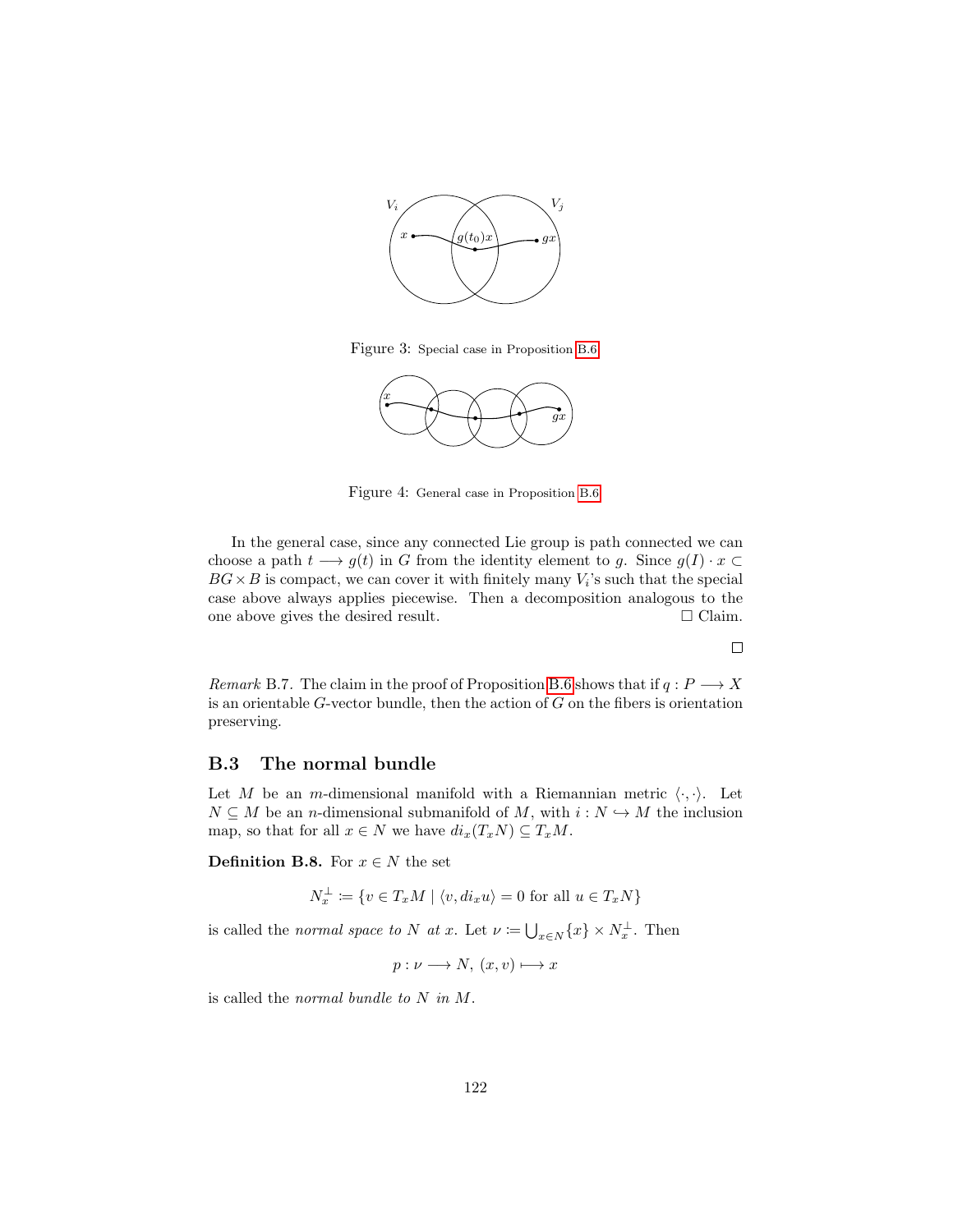Figure 3: Special case in Proposition B.6

Figure 4: General case in Proposition B.6

In the general case, since any connected Lie group is path connected we can choose a path $t \longrightarrow g(t)$ in $G$ from the identity element to $g$. Since $g(I) \cdot x \subset BG \times B$ is compact, we can cover it with finitely many $V_i$'s such that the special case above always applies piecewise. Then a decomposition analogous to the one above gives the desired result. □ Claim.

□

*Remark* B.7. The claim in the proof of Proposition B.6 shows that if $q : P \longrightarrow X$ is an orientable $G$-vector bundle, then the action of $G$ on the fibers is orientation preserving.

## B.3 The normal bundle

Let $M$ be an $m$-dimensional manifold with a Riemannian metric $\langle \cdot, \cdot \rangle$. Let $N \subseteq M$ be an $n$-dimensional submanifold of $M$, with $i : N \hookrightarrow M$ the inclusion map, so that for all $x \in N$ we have $di_x(T_x N) \subseteq T_x M$.

**Definition B.8.** For $x \in N$ the set

$$N_x^\perp := \{v \in T_x M \mid \langle v, di_x u \rangle = 0 \text{ for all } u \in T_x N\}$$

is called the *normal space to $N$ at $x$*. Let $\nu := \bigcup_{x \in N} \{x\} \times N_x^\perp$. Then

$$p : \nu \longrightarrow N, \ (x, v) \longmapsto x$$

is called the *normal bundle to $N$ in $M$*.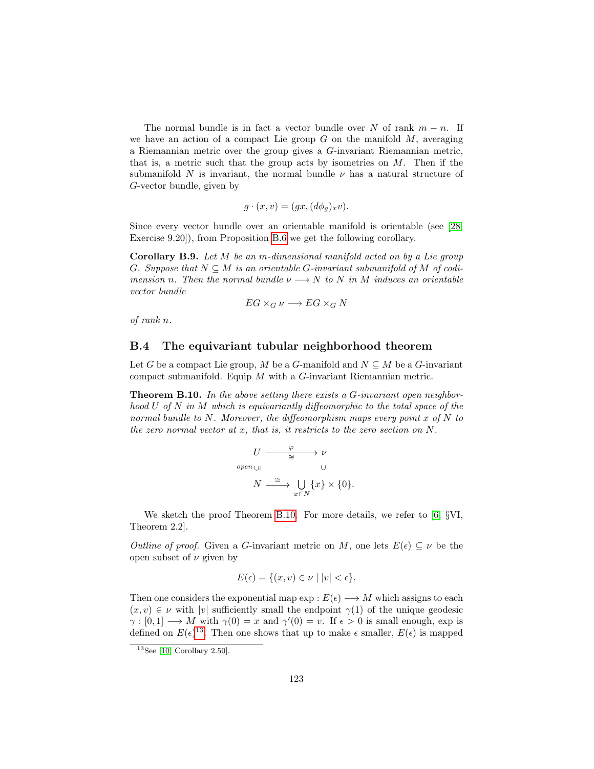The normal bundle is in fact a vector bundle over $N$ of rank $m-n$. If we have an action of a compact Lie group $G$ on the manifold $M$, averaging a Riemannian metric over the group gives a $G$-invariant Riemannian metric, that is, a metric such that the group acts by isometries on $M$. Then if the submanifold $N$ is invariant, the normal bundle $\nu$ has a natural structure of $G$-vector bundle, given by

$$g \cdot (x, v) = (gx, (d\phi_g)_x v).$$

Since every vector bundle over an orientable manifold is orientable (see [28, Exercise 9.20]), from Proposition B.6 we get the following corollary.

**Corollary B.9.** *Let $M$ be an $m$-dimensional manifold acted on by a Lie group $G$. Suppose that $N \subseteq M$ is an orientable $G$-invariant submanifold of $M$ of codimension $n$. Then the normal bundle $\nu \longrightarrow N$ to $N$ in $M$ induces an orientable vector bundle*

$$EG \times_G \nu \longrightarrow EG \times_G N$$

*of rank $n$.*

## B.4 The equivariant tubular neighborhood theorem

Let $G$ be a compact Lie group, $M$ be a $G$-manifold and $N \subseteq M$ be a $G$-invariant compact submanifold. Equip $M$ with a $G$-invariant Riemannian metric.

**Theorem B.10.** *In the above setting there exists a $G$-invariant open neighborhood $U$ of $N$ in $M$ which is equivariantly diffeomorphic to the total space of the normal bundle to $N$. Moreover, the diffeomorphism maps every point $x$ of $N$ to the zero normal vector at $x$, that is, it restricts to the zero section on $N$.*

$$\begin{array}{ccc} U & \xrightarrow[\cong]{\varphi} & \nu \\ {\scriptstyle open}\cup\!\!| & & \cup\!\!| \\ N & \xrightarrow{\cong} & \bigcup_{x \in N} \{x\} \times \{0\}. \end{array}$$

We sketch the proof Theorem B.10. For more details, we refer to [6, §VI, Theorem 2.2].

*Outline of proof.* Given a $G$-invariant metric on $M$, one lets $E(\epsilon) \subseteq \nu$ be the open subset of $\nu$ given by

$$E(\epsilon) = \{(x, v) \in \nu \mid |v| < \epsilon\}.$$

Then one considers the exponential map $\exp : E(\epsilon) \longrightarrow M$ which assigns to each $(x, v) \in \nu$ with $|v|$ sufficiently small the endpoint $\gamma(1)$ of the unique geodesic $\gamma : [0, 1] \longrightarrow M$ with $\gamma(0) = x$ and $\gamma'(0) = v$. If $\epsilon > 0$ is small enough, exp is defined on $E(\epsilon)$[13]. Then one shows that up to make $\epsilon$ smaller, $E(\epsilon)$ is mapped

[13] See [10, Corollary 2.50].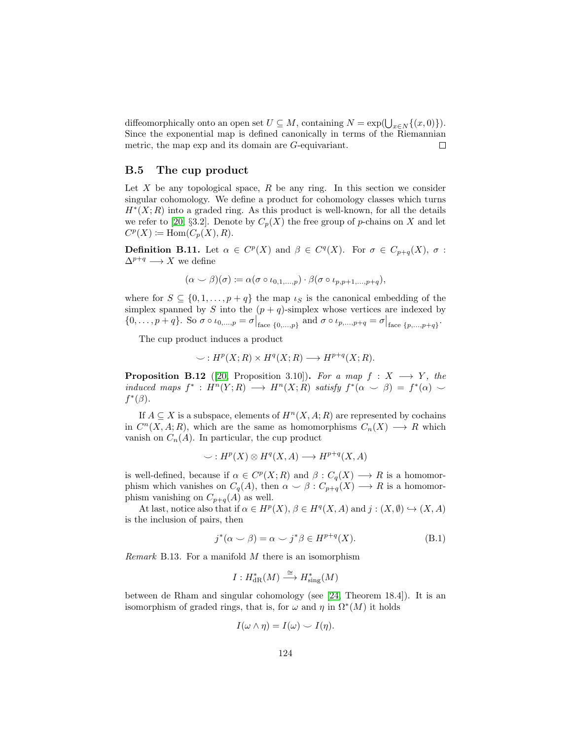diffeomorphically onto an open set $U \subseteq M$, containing $N = \exp(\bigcup_{x \in N}\{(x, 0)\})$. Since the exponential map is defined canonically in terms of the Riemannian metric, the map exp and its domain are $G$-equivariant. □

## B.5 The cup product

Let $X$ be any topological space, $R$ be any ring. In this section we consider singular cohomology. We define a product for cohomology classes which turns $H^*(X; R)$ into a graded ring. As this product is well-known, for all the details we refer to [20, §3.2]. Denote by $C_p(X)$ the free group of $p$-chains on $X$ and let $C^p(X) := \mathrm{Hom}(C_p(X), R)$.

**Definition B.11.** Let $\alpha \in C^p(X)$ and $\beta \in C^q(X)$. For $\sigma \in C_{p+q}(X)$, $\sigma : \Delta^{p+q} \longrightarrow X$ we define

$$(\alpha \smile \beta)(\sigma) := \alpha(\sigma \circ \iota_{0,1,\ldots,p}) \cdot \beta(\sigma \circ \iota_{p,p+1,\ldots,p+q}),$$

where for $S \subseteq \{0, 1, \ldots, p+q\}$ the map $\iota_S$ is the canonical embedding of the simplex spanned by $S$ into the $(p+q)$-simplex whose vertices are indexed by $\{0, \ldots, p+q\}$. So $\sigma \circ \iota_{0,\ldots,p} = \sigma\big|_{\text{face } \{0,\ldots,p\}}$ and $\sigma \circ \iota_{p,\ldots,p+q} = \sigma\big|_{\text{face } \{p,\ldots,p+q\}}$.

The cup product induces a product

$$\smile : H^p(X; R) \times H^q(X; R) \longrightarrow H^{p+q}(X; R).$$

**Proposition B.12** ([20, Proposition 3.10])**.** *For a map $f : X \longrightarrow Y$, the induced maps $f^* : H^n(Y; R) \longrightarrow H^n(X; R)$ satisfy $f^*(\alpha \smile \beta) = f^*(\alpha) \smile f^*(\beta)$.*

If $A \subseteq X$ is a subspace, elements of $H^n(X, A; R)$ are represented by cochains in $C^n(X, A; R)$, which are the same as homomorphisms $C_n(X) \longrightarrow R$ which vanish on $C_n(A)$. In particular, the cup product

$$\smile : H^p(X) \otimes H^q(X, A) \longrightarrow H^{p+q}(X, A)$$

is well-defined, because if $\alpha \in C^p(X; R)$ and $\beta : C_q(X) \longrightarrow R$ is a homomorphism which vanishes on $C_q(A)$, then $\alpha \smile \beta : C_{p+q}(X) \longrightarrow R$ is a homomorphism vanishing on $C_{p+q}(A)$ as well.

At last, notice also that if $\alpha \in H^p(X)$, $\beta \in H^q(X, A)$ and $j : (X, \emptyset) \hookrightarrow (X, A)$ is the inclusion of pairs, then

$$j^*(\alpha \smile \beta) = \alpha \smile j^*\beta \in H^{p+q}(X). \tag{B.1}$$

*Remark* B.13. For a manifold $M$ there is an isomorphism

$$I : H^*_{\mathrm{dR}}(M) \xrightarrow{\cong} H^*_{\mathrm{sing}}(M)$$

between de Rham and singular cohomology (see [24, Theorem 18.4]). It is an isomorphism of graded rings, that is, for $\omega$ and $\eta$ in $\Omega^*(M)$ it holds

$$I(\omega \wedge \eta) = I(\omega) \smile I(\eta).$$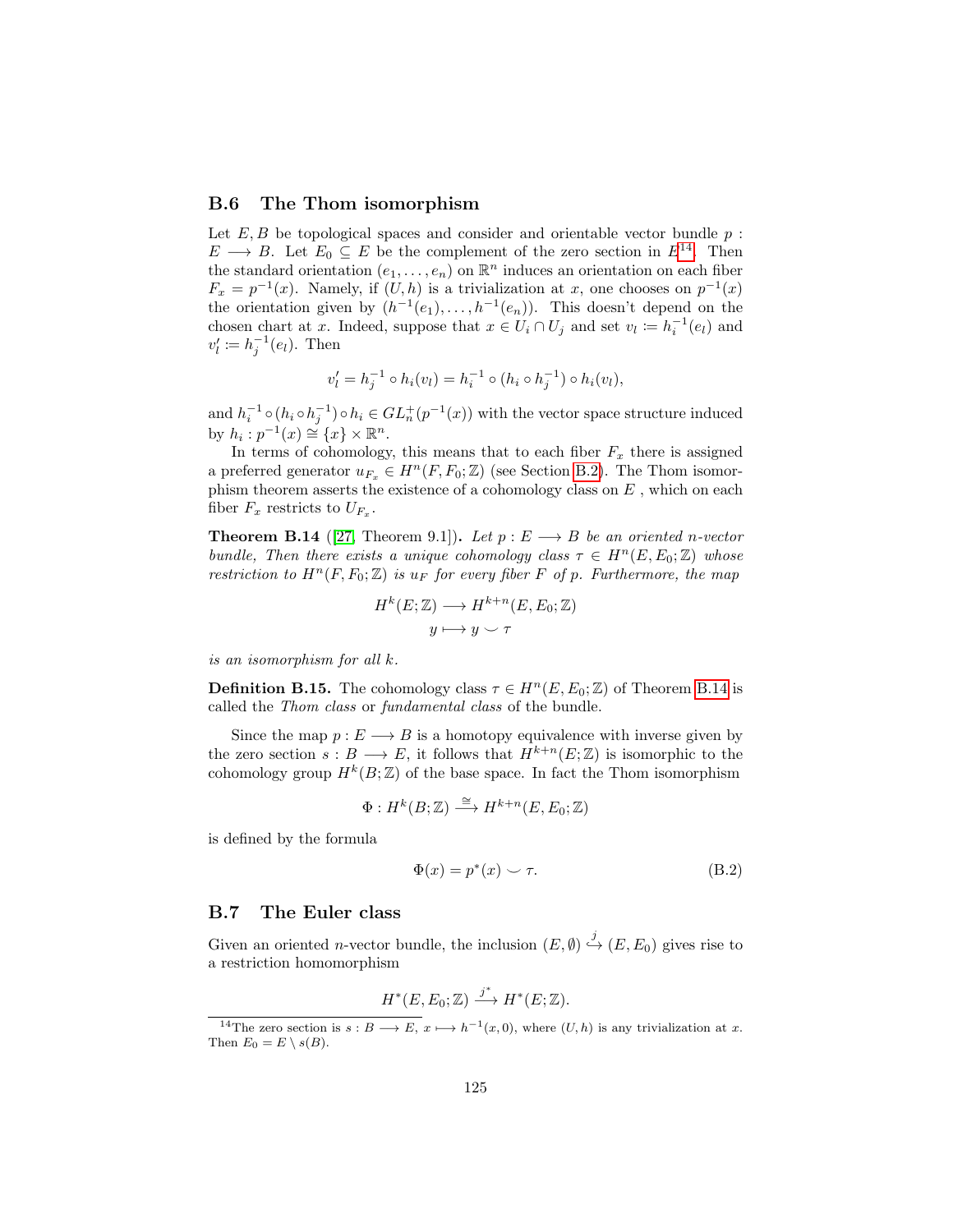## B.6 The Thom isomorphism

Let $E, B$ be topological spaces and consider and orientable vector bundle $p : E \longrightarrow B$. Let $E_0 \subseteq E$ be the complement of the zero section in $E$[14]. Then the standard orientation $(e_1, \ldots, e_n)$ on $\mathbb{R}^n$ induces an orientation on each fiber $F_x = p^{-1}(x)$. Namely, if $(U, h)$ is a trivialization at $x$, one chooses on $p^{-1}(x)$ the orientation given by $(h^{-1}(e_1), \ldots, h^{-1}(e_n))$. This doesn't depend on the chosen chart at $x$. Indeed, suppose that $x \in U_i \cap U_j$ and set $v_l := h_i^{-1}(e_l)$ and $v'_l := h_j^{-1}(e_l)$. Then

$$v'_l = h_j^{-1} \circ h_i(v_l) = h_i^{-1} \circ (h_i \circ h_j^{-1}) \circ h_i(v_l),$$

and $h_i^{-1} \circ (h_i \circ h_j^{-1}) \circ h_i \in GL_n^+(p^{-1}(x))$ with the vector space structure induced by $h_i : p^{-1}(x) \cong \{x\} \times \mathbb{R}^n$.

In terms of cohomology, this means that to each fiber $F_x$ there is assigned a preferred generator $u_{F_x} \in H^n(F, F_0; \mathbb{Z})$ (see Section B.2). The Thom isomorphism theorem asserts the existence of a cohomology class on $E$ , which on each fiber $F_x$ restricts to $U_{F_x}$.

**Theorem B.14** ([27, Theorem 9.1]). *Let $p : E \longrightarrow B$ be an oriented $n$-vector bundle, Then there exists a unique cohomology class $\tau \in H^n(E, E_0; \mathbb{Z})$ whose restriction to $H^n(F, F_0; \mathbb{Z})$ is $u_F$ for every fiber $F$ of $p$. Furthermore, the map*

$$\begin{aligned} H^k(E; \mathbb{Z}) &\longrightarrow H^{k+n}(E, E_0; \mathbb{Z}) \\ y &\longmapsto y \smile \tau \end{aligned}$$

*is an isomorphism for all $k$.*

**Definition B.15.** The cohomology class $\tau \in H^n(E, E_0; \mathbb{Z})$ of Theorem B.14 is called the *Thom class* or *fundamental class* of the bundle.

Since the map $p : E \longrightarrow B$ is a homotopy equivalence with inverse given by the zero section $s : B \longrightarrow E$, it follows that $H^{k+n}(E; \mathbb{Z})$ is isomorphic to the cohomology group $H^k(B; \mathbb{Z})$ of the base space. In fact the Thom isomorphism

$$\Phi : H^k(B; \mathbb{Z}) \xrightarrow{\cong} H^{k+n}(E, E_0; \mathbb{Z})$$

is defined by the formula

$$\Phi(x) = p^*(x) \smile \tau. \tag{B.2}$$

## B.7 The Euler class

Given an oriented $n$-vector bundle, the inclusion $(E, \emptyset) \overset{j}{\hookrightarrow} (E, E_0)$ gives rise to a restriction homomorphism

$$H^*(E, E_0; \mathbb{Z}) \xrightarrow{j^*} H^*(E; \mathbb{Z}).$$

[14] The zero section is $s : B \longrightarrow E$, $x \longmapsto h^{-1}(x, 0)$, where $(U, h)$ is any trivialization at $x$. Then $E_0 = E \setminus s(B)$.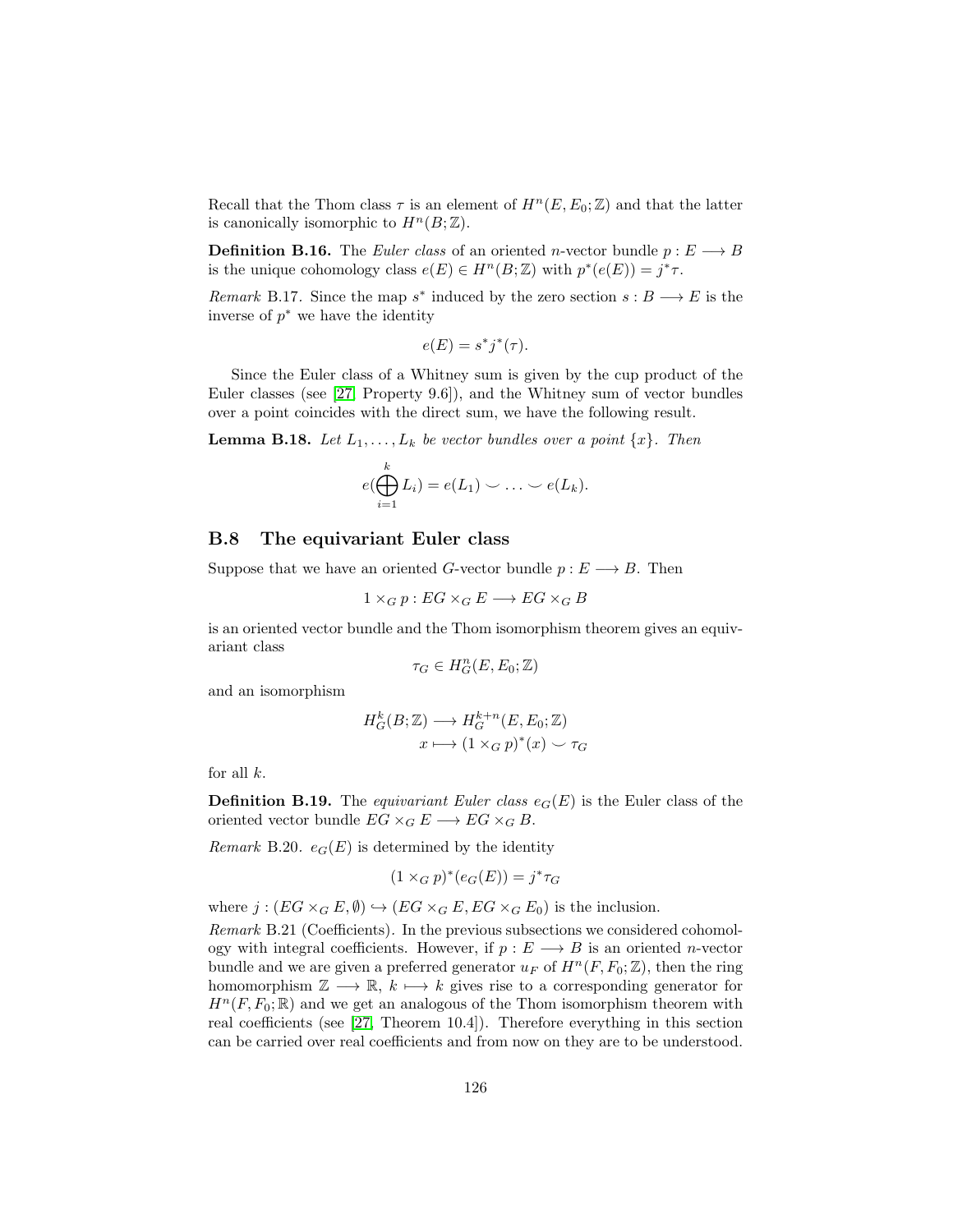Recall that the Thom class $\tau$ is an element of $H^n(E, E_0; \mathbb{Z})$ and that the latter is canonically isomorphic to $H^n(B; \mathbb{Z})$.

**Definition B.16.** The *Euler class* of an oriented $n$-vector bundle $p : E \longrightarrow B$ is the unique cohomology class $e(E) \in H^n(B; \mathbb{Z})$ with $p^*(e(E)) = j^*\tau$.

*Remark* B.17. Since the map $s^*$ induced by the zero section $s : B \longrightarrow E$ is the inverse of $p^*$ we have the identity

$$e(E) = s^* j^*(\tau).$$

Since the Euler class of a Whitney sum is given by the cup product of the Euler classes (see [27, Property 9.6]), and the Whitney sum of vector bundles over a point coincides with the direct sum, we have the following result.

**Lemma B.18.** *Let $L_1, \ldots, L_k$ be vector bundles over a point $\{x\}$. Then*

$$e(\bigoplus_{i=1}^{k} L_i) = e(L_1) \smile \ldots \smile e(L_k).$$

## B.8 The equivariant Euler class

Suppose that we have an oriented $G$-vector bundle $p : E \longrightarrow B$. Then

$$1 \times_G p : EG \times_G E \longrightarrow EG \times_G B$$

is an oriented vector bundle and the Thom isomorphism theorem gives an equivariant class

$$\tau_G \in H^n_G(E, E_0; \mathbb{Z})$$

and an isomorphism

$$\begin{aligned} H^k_G(B; \mathbb{Z}) &\longrightarrow H^{k+n}_G(E, E_0; \mathbb{Z}) \\ x &\longmapsto (1 \times_G p)^*(x) \smile \tau_G \end{aligned}$$

for all $k$.

**Definition B.19.** The *equivariant Euler class* $e_G(E)$ is the Euler class of the oriented vector bundle $EG \times_G E \longrightarrow EG \times_G B$.

*Remark* B.20. $e_G(E)$ is determined by the identity

$$(1 \times_G p)^*(e_G(E)) = j^*\tau_G$$

where $j : (EG \times_G E, \emptyset) \hookrightarrow (EG \times_G E, EG \times_G E_0)$ is the inclusion.

*Remark* B.21 (Coefficients). In the previous subsections we considered cohomology with integral coefficients. However, if $p : E \longrightarrow B$ is an oriented $n$-vector bundle and we are given a preferred generator $u_F$ of $H^n(F, F_0; \mathbb{Z})$, then the ring homomorphism $\mathbb{Z} \longrightarrow \mathbb{R}$, $k \longmapsto k$ gives rise to a corresponding generator for $H^n(F, F_0; \mathbb{R})$ and we get an analogous of the Thom isomorphism theorem with real coefficients (see [27, Theorem 10.4]). Therefore everything in this section can be carried over real coefficients and from now on they are to be understood.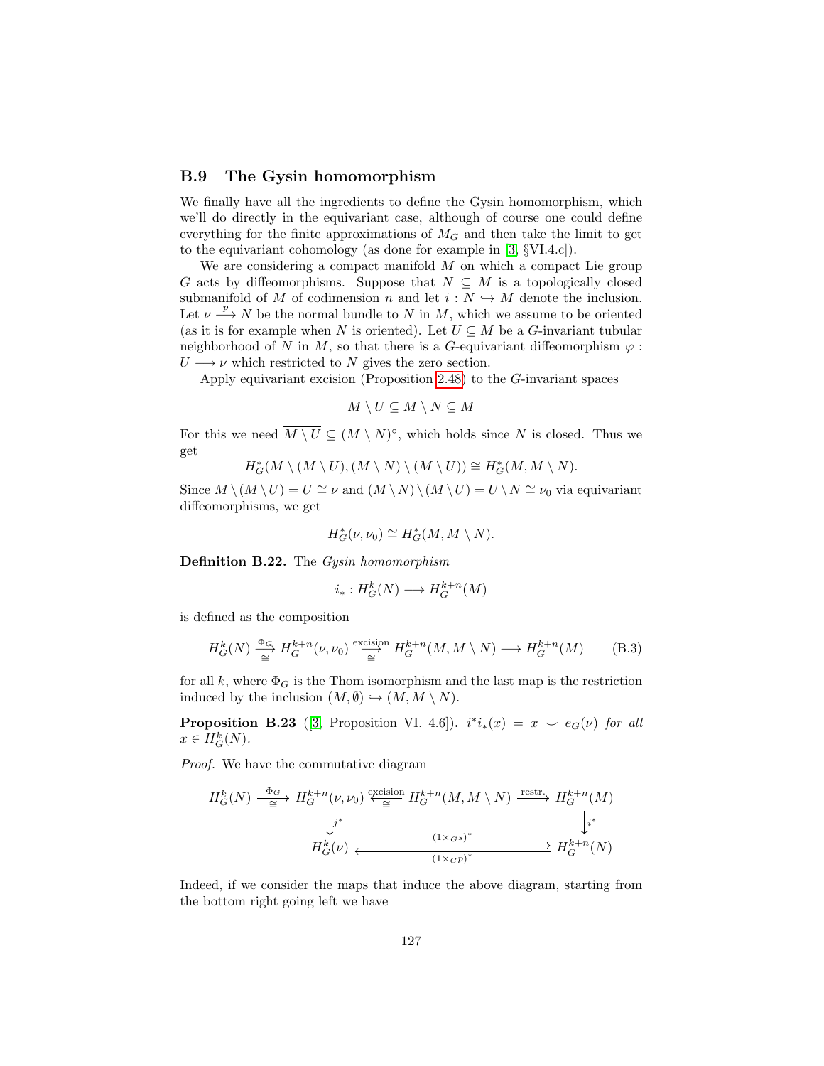## B.9 The Gysin homomorphism

We finally have all the ingredients to define the Gysin homomorphism, which we'll do directly in the equivariant case, although of course one could define everything for the finite approximations of $M_G$ and then take the limit to get to the equivariant cohomology (as done for example in [3, §VI.4.c]).

We are considering a compact manifold $M$ on which a compact Lie group $G$ acts by diffeomorphisms. Suppose that $N \subseteq M$ is a topologically closed submanifold of $M$ of codimension $n$ and let $i : N \hookrightarrow M$ denote the inclusion. Let $\nu \xrightarrow{p} N$ be the normal bundle to $N$ in $M$, which we assume to be oriented (as it is for example when $N$ is oriented). Let $U \subseteq M$ be a $G$-invariant tubular neighborhood of $N$ in $M$, so that there is a $G$-equivariant diffeomorphism $\varphi : U \longrightarrow \nu$ which restricted to $N$ gives the zero section.

Apply equivariant excision (Proposition 2.48) to the $G$-invariant spaces

$$M \setminus U \subseteq M \setminus N \subseteq M$$

For this we need $\overline{M \setminus U} \subseteq (M \setminus N)^\circ$, which holds since $N$ is closed. Thus we get

$$H^*_G(M \setminus (M \setminus U), (M \setminus N) \setminus (M \setminus U)) \cong H^*_G(M, M \setminus N).$$

Since $M \setminus (M \setminus U) = U \cong \nu$ and $(M \setminus N) \setminus (M \setminus U) = U \setminus N \cong \nu_0$ via equivariant diffeomorphisms, we get

$$H^*_G(\nu, \nu_0) \cong H^*_G(M, M \setminus N).$$

**Definition B.22.** The *Gysin homomorphism*

$$i_* : H^k_G(N) \longrightarrow H^{k+n}_G(M)$$

is defined as the composition

$$H^k_G(N) \underset{\cong}{\xrightarrow{\Phi_G}} H^{k+n}_G(\nu, \nu_0) \underset{\cong}{\xrightarrow{\text{excision}}} H^{k+n}_G(M, M \setminus N) \longrightarrow H^{k+n}_G(M) \tag{B.3}$$

for all $k$, where $\Phi_G$ is the Thom isomorphism and the last map is the restriction induced by the inclusion $(M, \emptyset) \hookrightarrow (M, M \setminus N)$.

**Proposition B.23** ([3, Proposition VI. 4.6])**.** *$i^* i_*(x) = x \smile e_G(\nu)$ for all $x \in H^k_G(N)$.*

*Proof.* We have the commutative diagram

$$\begin{array}{ccccccc}
H^k_G(N) & \underset{\cong}{\xrightarrow{\Phi_G}} & H^{k+n}_G(\nu, \nu_0) & \underset{\cong}{\xleftarrow{\text{excision}}} & H^{k+n}_G(M, M \setminus N) & \xrightarrow{\text{restr.}} & H^{k+n}_G(M) \\
 & & \big\downarrow{\scriptstyle j^*} & & & & \big\downarrow{\scriptstyle i^*} \\
 & & H^k_G(\nu) & & \underset{(1 \times_G p)^*}{\overset{(1 \times_G s)^*}{\rightleftarrows}} & & H^{k+n}_G(N)
\end{array}$$

Indeed, if we consider the maps that induce the above diagram, starting from the bottom right going left we have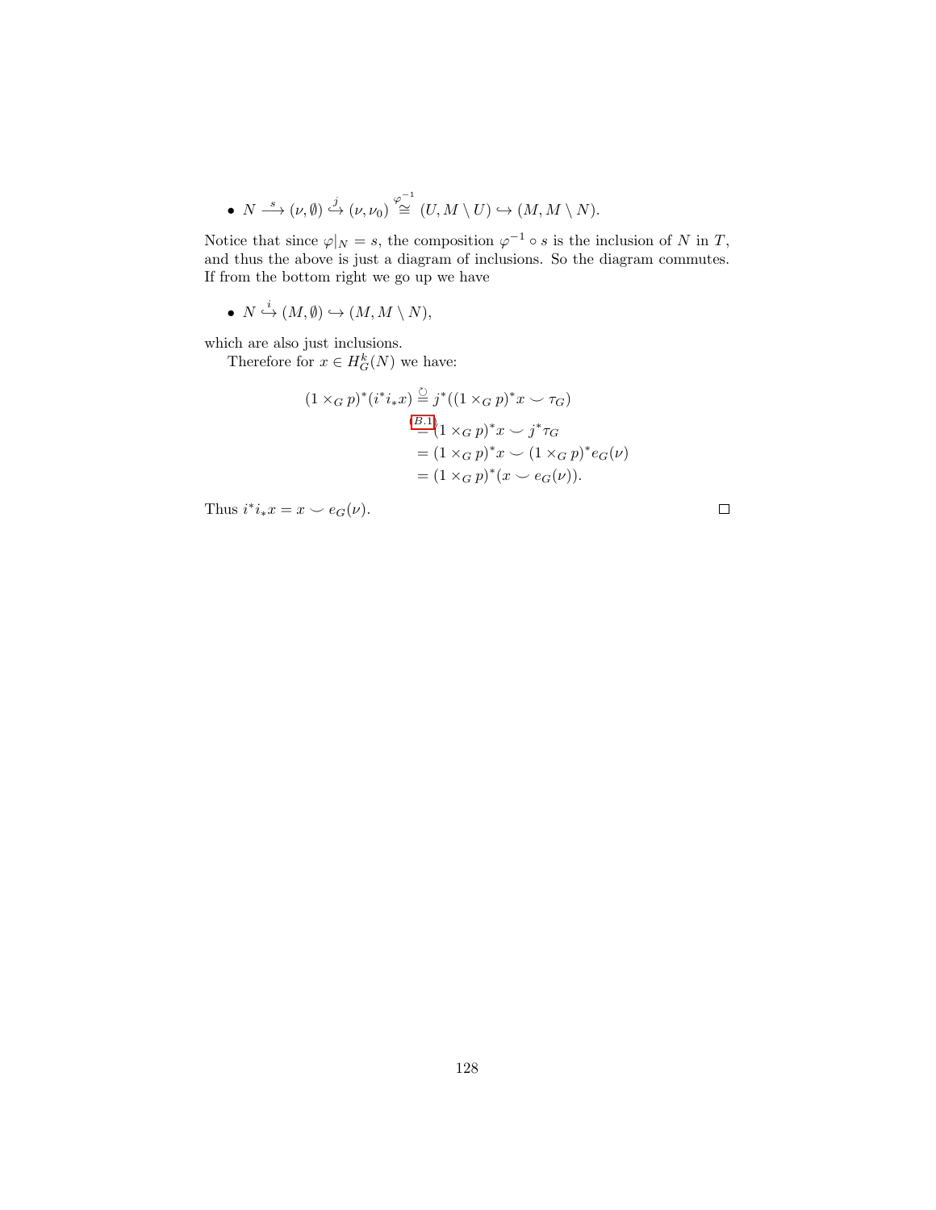- $N \xrightarrow{s} (\nu, \emptyset) \overset{j}{\hookrightarrow} (\nu, \nu_0) \overset{\varphi^{-1}}{\cong} (U, M \setminus U) \hookrightarrow (M, M \setminus N)$.

Notice that since $\varphi|_N = s$, the composition $\varphi^{-1} \circ s$ is the inclusion of $N$ in $T$, and thus the above is just a diagram of inclusions. So the diagram commutes. If from the bottom right we go up we have

- $N \overset{i}{\hookrightarrow} (M, \emptyset) \hookrightarrow (M, M \setminus N)$,

which are also just inclusions.

Therefore for $x \in H_G^k(N)$ we have:

$$\begin{aligned}
(1 \times_G p)^*(i^* i_* x) &\overset{\circlearrowleft}{=} j^*((1 \times_G p)^* x \smile \tau_G) \\
&\overset{(B.1)}{=} (1 \times_G p)^* x \smile j^* \tau_G \\
&= (1 \times_G p)^* x \smile (1 \times_G p)^* e_G(\nu) \\
&= (1 \times_G p)^*(x \smile e_G(\nu)).
\end{aligned}$$

Thus $i^* i_* x = x \smile e_G(\nu)$. $\square$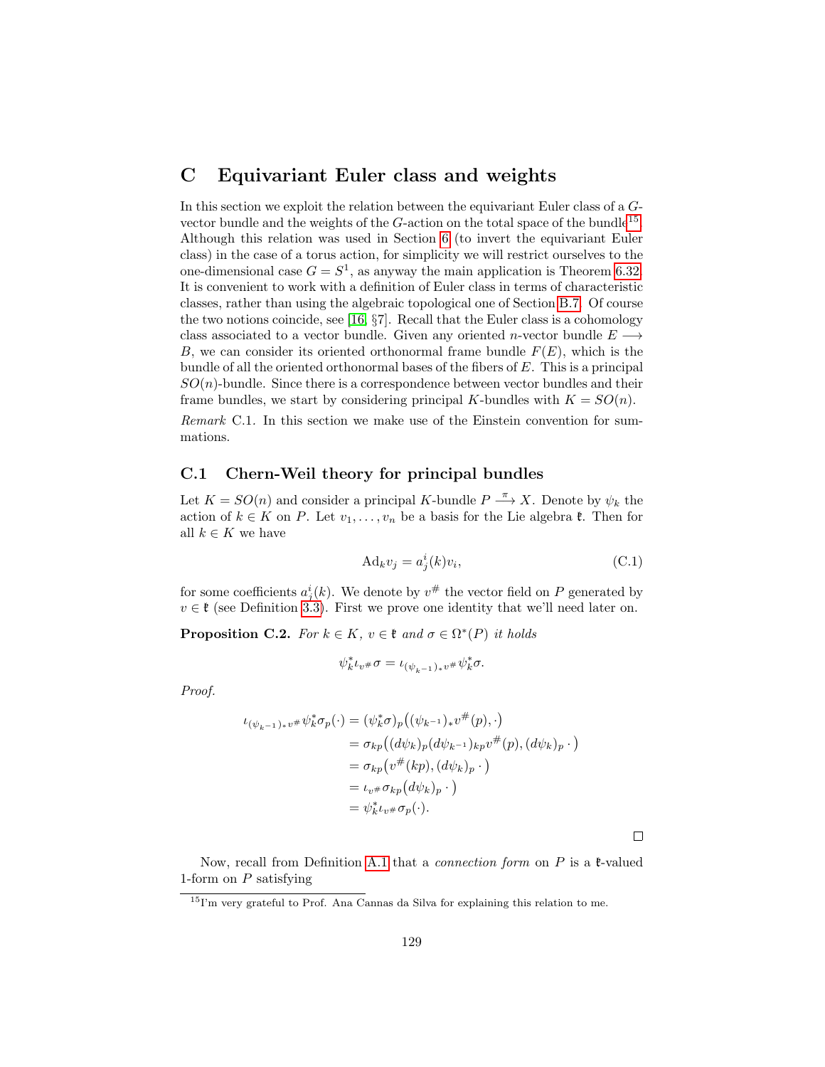# C Equivariant Euler class and weights

In this section we exploit the relation between the equivariant Euler class of a $G$-vector bundle and the weights of the $G$-action on the total space of the bundle[15]. Although this relation was used in Section 6 (to invert the equivariant Euler class) in the case of a torus action, for simplicity we will restrict ourselves to the one-dimensional case $G = S^1$, as anyway the main application is Theorem 6.32. It is convenient to work with a definition of Euler class in terms of characteristic classes, rather than using the algebraic topological one of Section B.7. Of course the two notions coincide, see [16, §7]. Recall that the Euler class is a cohomology class associated to a vector bundle. Given any oriented $n$-vector bundle $E \longrightarrow B$, we can consider its oriented orthonormal frame bundle $F(E)$, which is the bundle of all the oriented orthonormal bases of the fibers of $E$. This is a principal $SO(n)$-bundle. Since there is a correspondence between vector bundles and their frame bundles, we start by considering principal $K$-bundles with $K = SO(n)$.

*Remark* C.1. In this section we make use of the Einstein convention for summations.

## C.1 Chern-Weil theory for principal bundles

Let $K = SO(n)$ and consider a principal $K$-bundle $P \xrightarrow{\pi} X$. Denote by $\psi_k$ the action of $k \in K$ on $P$. Let $v_1, \dots, v_n$ be a basis for the Lie algebra $\mathfrak{k}$. Then for all $k \in K$ we have

$$\mathrm{Ad}_k v_j = a^i_j(k) v_i, \tag{C.1}$$

for some coefficients $a^i_j(k)$. We denote by $v^\#$ the vector field on $P$ generated by $v \in \mathfrak{k}$ (see Definition 3.3). First we prove one identity that we'll need later on.

**Proposition C.2.** *For $k \in K$, $v \in \mathfrak{k}$ and $\sigma \in \Omega^*(P)$ it holds*

$$\psi_k^* \iota_{v^\#} \sigma = \iota_{(\psi_{k^{-1}})_* v^\#} \psi_k^* \sigma.$$

*Proof.*

$$\begin{aligned}
\iota_{(\psi_{k^{-1}})_* v^\#} \psi_k^* \sigma_p(\cdot) &= (\psi_k^* \sigma)_p\big((\psi_{k^{-1}})_* v^\#(p), \cdot\big) \\
&= \sigma_{kp}\big((d\psi_k)_p (d\psi_{k^{-1}})_{kp} v^\#(p), (d\psi_k)_p \cdot\big) \\
&= \sigma_{kp}\big(v^\#(kp), (d\psi_k)_p \cdot\big) \\
&= \iota_{v^\#} \sigma_{kp}\big(d\psi_k)_p \cdot\big) \\
&= \psi_k^* \iota_{v^\#} \sigma_p(\cdot).
\end{aligned}$$

□

Now, recall from Definition A.1 that a *connection form* on $P$ is a $\mathfrak{k}$-valued 1-form on $P$ satisfying

[15] I'm very grateful to Prof. Ana Cannas da Silva for explaining this relation to me.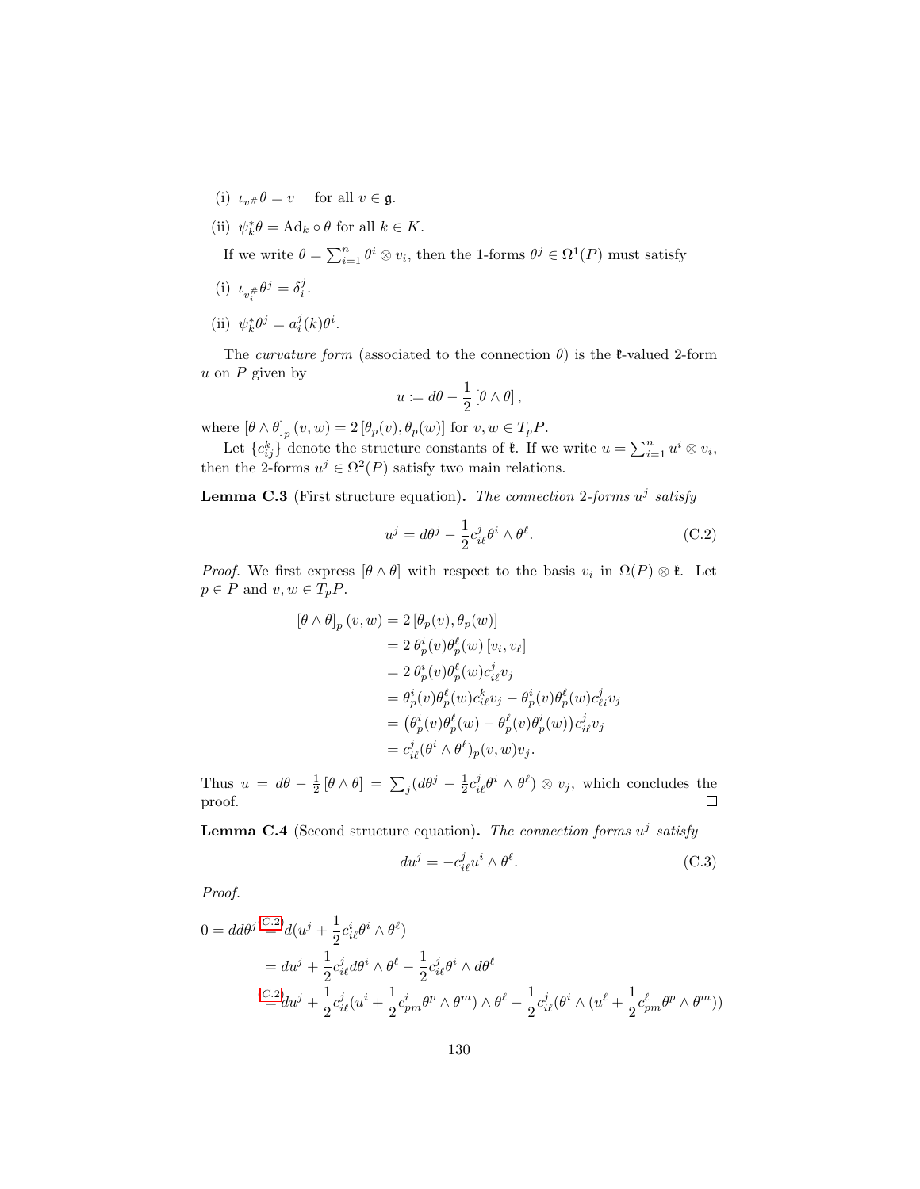(i) $\iota_{v^\#}\theta = v$ for all $v \in \mathfrak{g}$.

(ii) $\psi_k^*\theta = \mathrm{Ad}_k \circ \theta$ for all $k \in K$.

If we write $\theta = \sum_{i=1}^n \theta^i \otimes v_i$, then the 1-forms $\theta^j \in \Omega^1(P)$ must satisfy

(i) $\iota_{v_i^\#}\theta^j = \delta_i^j$.

(ii) $\psi_k^*\theta^j = a_i^j(k)\theta^i$.

The *curvature form* (associated to the connection $\theta$) is the $\mathfrak{k}$-valued 2-form $u$ on $P$ given by

$$u := d\theta - \frac{1}{2}\left[\theta \wedge \theta\right],$$

where $\left[\theta \wedge \theta\right]_p(v,w) = 2\left[\theta_p(v), \theta_p(w)\right]$ for $v, w \in T_pP$.

Let $\{c_{ij}^k\}$ denote the structure constants of $\mathfrak{k}$. If we write $u = \sum_{i=1}^n u^i \otimes v_i$, then the 2-forms $u^j \in \Omega^2(P)$ satisfy two main relations.

**Lemma C.3** (First structure equation)**.** *The connection 2-forms $u^j$ satisfy*

$$u^j = d\theta^j - \frac{1}{2}c_{i\ell}^j \theta^i \wedge \theta^\ell. \tag{C.2}$$

*Proof.* We first express $[\theta \wedge \theta]$ with respect to the basis $v_i$ in $\Omega(P) \otimes \mathfrak{k}$. Let $p \in P$ and $v, w \in T_pP$.

$$\begin{aligned}
\left[\theta \wedge \theta\right]_p(v,w) &= 2\left[\theta_p(v), \theta_p(w)\right] \\
&= 2\,\theta_p^i(v)\theta_p^\ell(w)\left[v_i, v_\ell\right] \\
&= 2\,\theta_p^i(v)\theta_p^\ell(w)c_{i\ell}^j v_j \\
&= \theta_p^i(v)\theta_p^\ell(w)c_{i\ell}^k v_j - \theta_p^i(v)\theta_p^\ell(w)c_{\ell i}^j v_j \\
&= \left(\theta_p^i(v)\theta_p^\ell(w) - \theta_p^\ell(v)\theta_p^i(w)\right)c_{i\ell}^j v_j \\
&= c_{i\ell}^j(\theta^i \wedge \theta^\ell)_p(v,w)v_j.
\end{aligned}$$

Thus $u = d\theta - \frac{1}{2}\left[\theta \wedge \theta\right] = \sum_j (d\theta^j - \frac{1}{2}c_{i\ell}^j\theta^i \wedge \theta^\ell) \otimes v_j$, which concludes the proof. $\square$

**Lemma C.4** (Second structure equation)**.** *The connection forms $u^j$ satisfy*

$$du^j = -c_{i\ell}^j u^i \wedge \theta^\ell. \tag{C.3}$$

*Proof.*

$$\begin{aligned}
0 = dd\theta^j &\overset{(C.2)}{=} d(u^j + \frac{1}{2}c_{i\ell}^i\theta^i \wedge \theta^\ell) \\
&= du^j + \frac{1}{2}c_{i\ell}^j d\theta^i \wedge \theta^\ell - \frac{1}{2}c_{i\ell}^j\theta^i \wedge d\theta^\ell \\
&\overset{(C.2)}{=} du^j + \frac{1}{2}c_{i\ell}^j(u^i + \frac{1}{2}c_{pm}^i\theta^p \wedge \theta^m) \wedge \theta^\ell - \frac{1}{2}c_{i\ell}^j(\theta^i \wedge (u^\ell + \frac{1}{2}c_{pm}^\ell\theta^p \wedge \theta^m))
\end{aligned}$$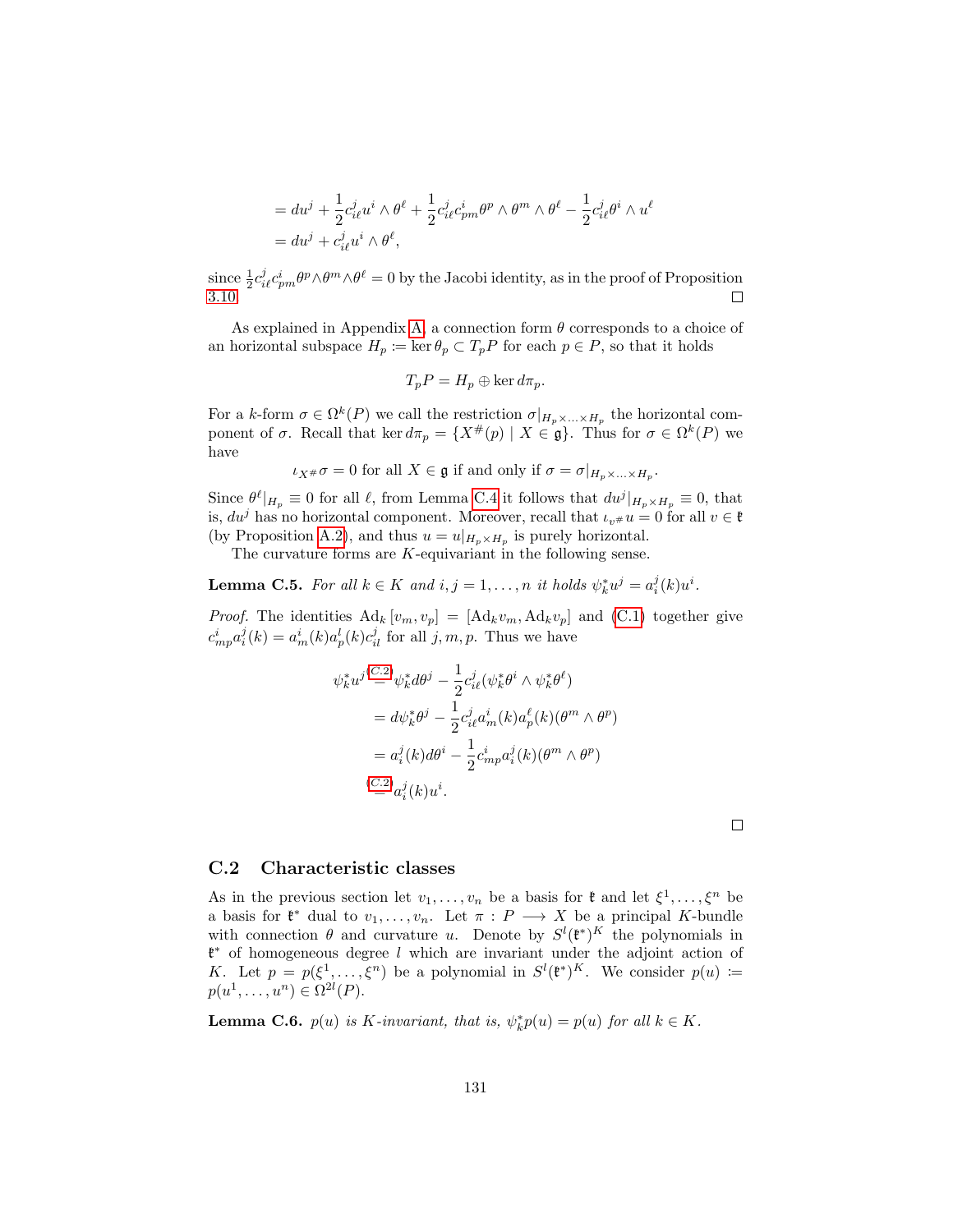$$= du^j + \frac{1}{2}c^j_{i\ell}u^i \wedge \theta^\ell + \frac{1}{2}c^j_{i\ell}c^i_{pm}\theta^p \wedge \theta^m \wedge \theta^\ell - \frac{1}{2}c^j_{i\ell}\theta^i \wedge u^\ell$$
$$= du^j + c^j_{i\ell}u^i \wedge \theta^\ell,$$

since $\frac{1}{2}c^j_{i\ell}c^i_{pm}\theta^p \wedge \theta^m \wedge \theta^\ell = 0$ by the Jacobi identity, as in the proof of Proposition 3.10. □

As explained in Appendix A, a connection form $\theta$ corresponds to a choice of an horizontal subspace $H_p := \ker \theta_p \subset T_pP$ for each $p \in P$, so that it holds

$$T_pP = H_p \oplus \ker d\pi_p.$$

For a $k$-form $\sigma \in \Omega^k(P)$ we call the restriction $\sigma|_{H_p \times \ldots \times H_p}$ the horizontal component of $\sigma$. Recall that $\ker d\pi_p = \{X^\#(p) \mid X \in \mathfrak{g}\}$. Thus for $\sigma \in \Omega^k(P)$ we have

$$\iota_{X^\#}\sigma = 0 \text{ for all } X \in \mathfrak{g} \text{ if and only if } \sigma = \sigma|_{H_p \times \ldots \times H_p}.$$

Since $\theta^\ell|_{H_p} \equiv 0$ for all $\ell$, from Lemma C.4 it follows that $du^j|_{H_p \times H_p} \equiv 0$, that is, $du^j$ has no horizontal component. Moreover, recall that $\iota_{v^\#}u = 0$ for all $v \in \mathfrak{k}$ (by Proposition A.2), and thus $u = u|_{H_p \times H_p}$ is purely horizontal.

The curvature forms are $K$-equivariant in the following sense.

**Lemma C.5.** *For all $k \in K$ and $i, j = 1, \ldots, n$ it holds $\psi_k^* u^j = a^j_i(k)u^i$.*

*Proof.* The identities $\mathrm{Ad}_k [v_m, v_p] = [\mathrm{Ad}_k v_m, \mathrm{Ad}_k v_p]$ and (C.1) together give $c^i_{mp}a^j_i(k) = a^i_m(k)a^l_p(k)c^j_{il}$ for all $j, m, p$. Thus we have

$$\psi_k^* u^j \overset{(C.2)}{=} \psi_k^* d\theta^j - \frac{1}{2}c^j_{i\ell}(\psi_k^*\theta^i \wedge \psi_k^*\theta^\ell)$$
$$= d\psi_k^*\theta^j - \frac{1}{2}c^j_{i\ell}a^i_m(k)a^\ell_p(k)(\theta^m \wedge \theta^p)$$
$$= a^j_i(k)d\theta^i - \frac{1}{2}c^i_{mp}a^j_i(k)(\theta^m \wedge \theta^p)$$
$$\overset{(C.2)}{=} a^j_i(k)u^i.$$

□

## C.2 Characteristic classes

As in the previous section let $v_1, \ldots, v_n$ be a basis for $\mathfrak{k}$ and let $\xi^1, \ldots, \xi^n$ be a basis for $\mathfrak{k}^*$ dual to $v_1, \ldots, v_n$. Let $\pi : P \longrightarrow X$ be a principal $K$-bundle with connection $\theta$ and curvature $u$. Denote by $S^l(\mathfrak{k}^*)^K$ the polynomials in $\mathfrak{k}^*$ of homogeneous degree $l$ which are invariant under the adjoint action of $K$. Let $p = p(\xi^1, \ldots, \xi^n)$ be a polynomial in $S^l(\mathfrak{k}^*)^K$. We consider $p(u) := p(u^1, \ldots, u^n) \in \Omega^{2l}(P)$.

**Lemma C.6.** *$p(u)$ is $K$-invariant, that is, $\psi_k^* p(u) = p(u)$ for all $k \in K$.*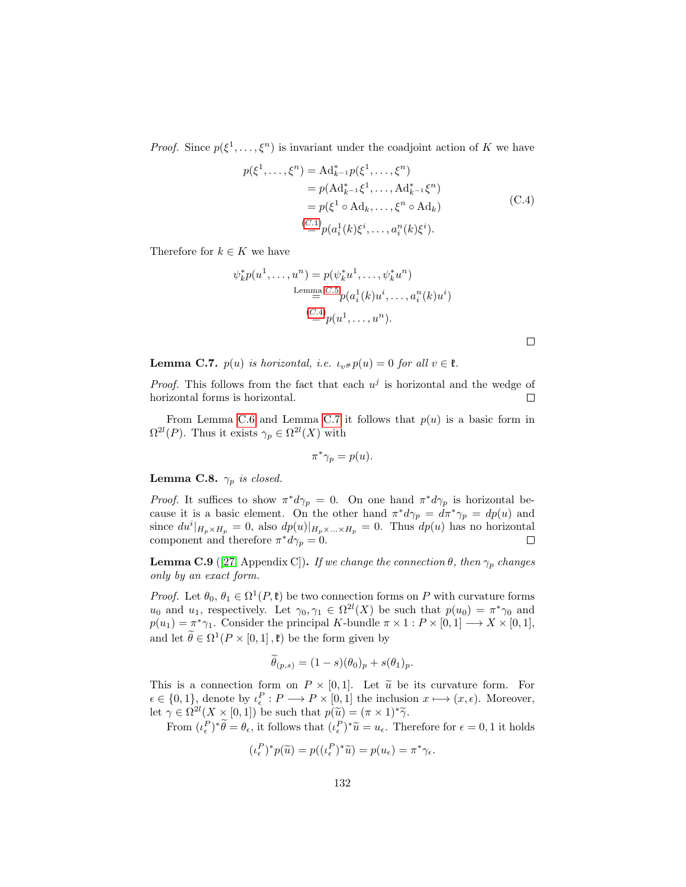*Proof.* Since $p(\xi^1, \ldots, \xi^n)$ is invariant under the coadjoint action of $K$ we have

$$
\begin{aligned}
p(\xi^1, \ldots, \xi^n) &= \mathrm{Ad}^*_{k^{-1}} p(\xi^1, \ldots, \xi^n) \\
&= p(\mathrm{Ad}^*_{k^{-1}} \xi^1, \ldots, \mathrm{Ad}^*_{k^{-1}} \xi^n) \\
&= p(\xi^1 \circ \mathrm{Ad}_k, \ldots, \xi^n \circ \mathrm{Ad}_k) \\
&\overset{(C.1)}{=} p(a^1_i(k)\xi^i, \ldots, a^n_i(k)\xi^i).
\end{aligned}
\tag{C.4}
$$

Therefore for $k \in K$ we have

$$
\begin{aligned}
\psi^*_k p(u^1, \ldots, u^n) &= p(\psi^*_k u^1, \ldots, \psi^*_k u^n) \\
&\overset{\text{Lemma C.5}}{=} p(a^1_i(k)u^i, \ldots, a^n_i(k)u^i) \\
&\overset{(C.4)}{=} p(u^1, \ldots, u^n).
\end{aligned}
$$

□

**Lemma C.7.** *$p(u)$ is horizontal, i.e. $\iota_{v^\#} p(u) = 0$ for all $v \in \mathfrak{k}$.*

*Proof.* This follows from the fact that each $u^j$ is horizontal and the wedge of horizontal forms is horizontal. □

From Lemma C.6 and Lemma C.7 it follows that $p(u)$ is a basic form in $\Omega^{2l}(P)$. Thus it exists $\gamma_p \in \Omega^{2l}(X)$ with

$$\pi^* \gamma_p = p(u).$$

**Lemma C.8.** *$\gamma_p$ is closed.*

*Proof.* It suffices to show $\pi^* d\gamma_p = 0$. On one hand $\pi^* d\gamma_p$ is horizontal because it is a basic element. On the other hand $\pi^* d\gamma_p = d\pi^* \gamma_p = dp(u)$ and since $du^i|_{H_p \times H_p} = 0$, also $dp(u)|_{H_p \times \ldots \times H_p} = 0$. Thus $dp(u)$ has no horizontal component and therefore $\pi^* d\gamma_p = 0$. □

**Lemma C.9** ([27, Appendix C])**.** *If we change the connection $\theta$, then $\gamma_p$ changes only by an exact form.*

*Proof.* Let $\theta_0, \theta_1 \in \Omega^1(P, \mathfrak{k})$ be two connection forms on $P$ with curvature forms $u_0$ and $u_1$, respectively. Let $\gamma_0, \gamma_1 \in \Omega^{2l}(X)$ be such that $p(u_0) = \pi^*\gamma_0$ and $p(u_1) = \pi^*\gamma_1$. Consider the principal $K$-bundle $\pi \times 1 : P \times [0,1] \longrightarrow X \times [0,1]$, and let $\widetilde{\theta} \in \Omega^1(P \times [0,1], \mathfrak{k})$ be the form given by

$$\widetilde{\theta}_{(p,s)} = (1-s)(\theta_0)_p + s(\theta_1)_p.$$

This is a connection form on $P \times [0,1]$. Let $\widetilde{u}$ be its curvature form. For $\epsilon \in \{0,1\}$, denote by $\iota^P_\epsilon : P \longrightarrow P \times [0,1]$ the inclusion $x \longmapsto (x, \epsilon)$. Moreover, let $\gamma \in \Omega^{2l}(X \times [0,1])$ be such that $p(\widetilde{u}) = (\pi \times 1)^* \widetilde{\gamma}$.

From $(\iota^P_\epsilon)^* \widetilde{\theta} = \theta_\epsilon$, it follows that $(\iota^P_\epsilon)^* \widetilde{u} = u_\epsilon$. Therefore for $\epsilon = 0, 1$ it holds

$$(\iota^P_\epsilon)^* p(\widetilde{u}) = p((\iota^P_\epsilon)^* \widetilde{u}) = p(u_\epsilon) = \pi^* \gamma_\epsilon.$$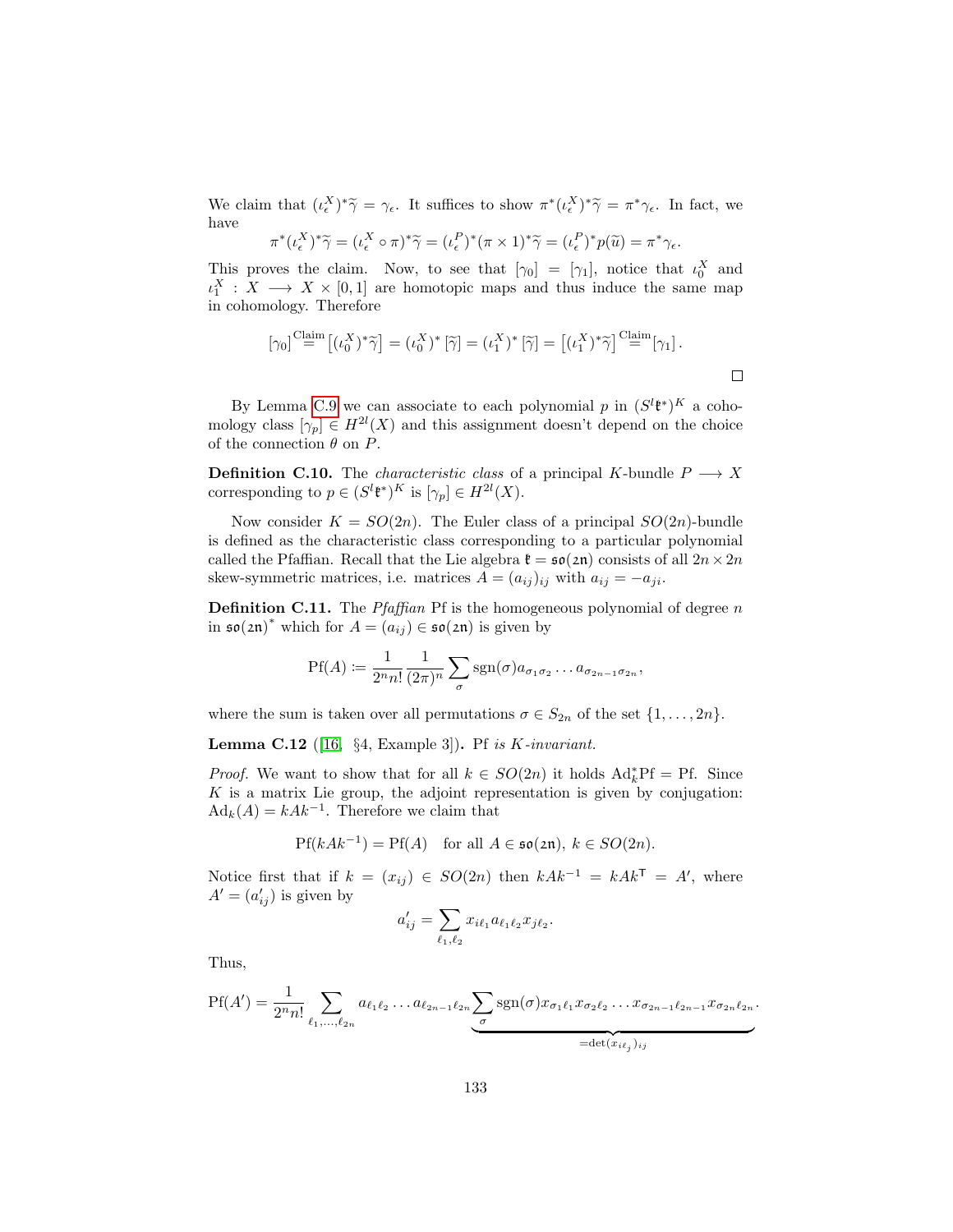We claim that $(\iota_\epsilon^X)^*\widetilde{\gamma} = \gamma_\epsilon$. It suffices to show $\pi^*(\iota_\epsilon^X)^*\widetilde{\gamma} = \pi^*\gamma_\epsilon$. In fact, we have

$$\pi^*(\iota_\epsilon^X)^*\widetilde{\gamma} = (\iota_\epsilon^X \circ \pi)^*\widetilde{\gamma} = (\iota_\epsilon^P)^*(\pi \times 1)^*\widetilde{\gamma} = (\iota_\epsilon^P)^* p(\widetilde{u}) = \pi^*\gamma_\epsilon.$$

This proves the claim. Now, to see that $[\gamma_0] = [\gamma_1]$, notice that $\iota_0^X$ and $\iota_1^X : X \longrightarrow X \times [0,1]$ are homotopic maps and thus induce the same map in cohomology. Therefore

$$[\gamma_0] \overset{\text{Claim}}{=} \left[(\iota_0^X)^*\widetilde{\gamma}\right] = (\iota_0^X)^*\left[\widetilde{\gamma}\right] = (\iota_1^X)^*\left[\widetilde{\gamma}\right] = \left[(\iota_1^X)^*\widetilde{\gamma}\right] \overset{\text{Claim}}{=} [\gamma_1].$$

□

By Lemma C.9 we can associate to each polynomial $p$ in $(S^l\mathfrak{k}^*)^K$ a cohomology class $[\gamma_p] \in H^{2l}(X)$ and this assignment doesn't depend on the choice of the connection $\theta$ on $P$.

**Definition C.10.** The *characteristic class* of a principal $K$-bundle $P \longrightarrow X$ corresponding to $p \in (S^l\mathfrak{k}^*)^K$ is $[\gamma_p] \in H^{2l}(X)$.

Now consider $K = SO(2n)$. The Euler class of a principal $SO(2n)$-bundle is defined as the characteristic class corresponding to a particular polynomial called the Pfaffian. Recall that the Lie algebra $\mathfrak{k} = \mathfrak{so}(2\mathfrak{n})$ consists of all $2n \times 2n$ skew-symmetric matrices, i.e. matrices $A = (a_{ij})_{ij}$ with $a_{ij} = -a_{ji}$.

**Definition C.11.** The *Pfaffian* Pf is the homogeneous polynomial of degree $n$ in $\mathfrak{so}(2\mathfrak{n})^*$ which for $A = (a_{ij}) \in \mathfrak{so}(2\mathfrak{n})$ is given by

$$\mathrm{Pf}(A) := \frac{1}{2^n n!}\frac{1}{(2\pi)^n}\sum_\sigma \mathrm{sgn}(\sigma) a_{\sigma_1\sigma_2}\dots a_{\sigma_{2n-1}\sigma_{2n}},$$

where the sum is taken over all permutations $\sigma \in S_{2n}$ of the set $\{1, \dots, 2n\}$.

**Lemma C.12** ([16, §4, Example 3])**.** *Pf is $K$-invariant.*

*Proof.* We want to show that for all $k \in SO(2n)$ it holds $\mathrm{Ad}_k^*\mathrm{Pf} = \mathrm{Pf}$. Since $K$ is a matrix Lie group, the adjoint representation is given by conjugation: $\mathrm{Ad}_k(A) = kAk^{-1}$. Therefore we claim that

$$\mathrm{Pf}(kAk^{-1}) = \mathrm{Pf}(A) \quad \text{for all } A \in \mathfrak{so}(2\mathfrak{n}),\ k \in SO(2n).$$

Notice first that if $k = (x_{ij}) \in SO(2n)$ then $kAk^{-1} = kAk^\mathsf{T} = A'$, where $A' = (a'_{ij})$ is given by

$$a'_{ij} = \sum_{\ell_1,\ell_2} x_{i\ell_1} a_{\ell_1\ell_2} x_{j\ell_2}.$$

Thus,

$$\mathrm{Pf}(A') = \frac{1}{2^n n!}\sum_{\ell_1,\dots,\ell_{2n}} a_{\ell_1\ell_2}\dots a_{\ell_{2n-1}\ell_{2n}} \underbrace{\sum_\sigma \mathrm{sgn}(\sigma) x_{\sigma_1\ell_1}x_{\sigma_2\ell_2}\dots x_{\sigma_{2n-1}\ell_{2n-1}}x_{\sigma_{2n}\ell_{2n}}}_{=\det(x_{i\ell_j})_{ij}}.$$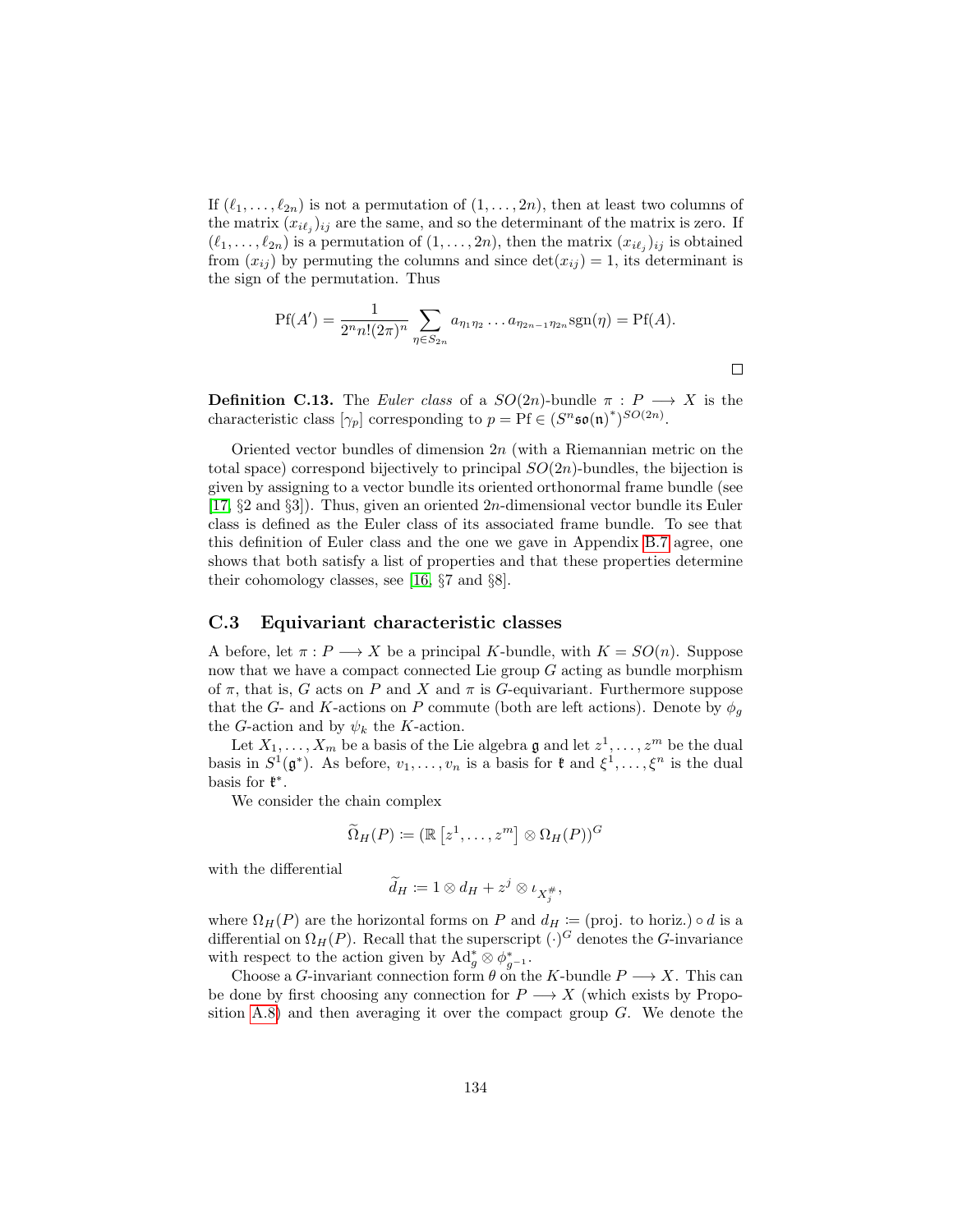If $(\ell_1, \ldots, \ell_{2n})$ is not a permutation of $(1, \ldots, 2n)$, then at least two columns of the matrix $(x_{i\ell_j})_{ij}$ are the same, and so the determinant of the matrix is zero. If $(\ell_1, \ldots, \ell_{2n})$ is a permutation of $(1, \ldots, 2n)$, then the matrix $(x_{i\ell_j})_{ij}$ is obtained from $(x_{ij})$ by permuting the columns and since $\det(x_{ij}) = 1$, its determinant is the sign of the permutation. Thus

$$\mathrm{Pf}(A') = \frac{1}{2^n n! (2\pi)^n} \sum_{\eta \in S_{2n}} a_{\eta_1 \eta_2} \ldots a_{\eta_{2n-1}\eta_{2n}} \mathrm{sgn}(\eta) = \mathrm{Pf}(A).$$

□

**Definition C.13.** The *Euler class* of a $SO(2n)$-bundle $\pi : P \longrightarrow X$ is the characteristic class $[\gamma_p]$ corresponding to $p = \mathrm{Pf} \in (S^n \mathfrak{so}(\mathfrak{n})^*)^{SO(2n)}$.

Oriented vector bundles of dimension $2n$ (with a Riemannian metric on the total space) correspond bijectively to principal $SO(2n)$-bundles, the bijection is given by assigning to a vector bundle its oriented orthonormal frame bundle (see [17, §2 and §3]). Thus, given an oriented $2n$-dimensional vector bundle its Euler class is defined as the Euler class of its associated frame bundle. To see that this definition of Euler class and the one we gave in Appendix B.7 agree, one shows that both satisfy a list of properties and that these properties determine their cohomology classes, see [16, §7 and §8].

## C.3 Equivariant characteristic classes

A before, let $\pi : P \longrightarrow X$ be a principal $K$-bundle, with $K = SO(n)$. Suppose now that we have a compact connected Lie group $G$ acting as bundle morphism of $\pi$, that is, $G$ acts on $P$ and $X$ and $\pi$ is $G$-equivariant. Furthermore suppose that the $G$- and $K$-actions on $P$ commute (both are left actions). Denote by $\phi_g$ the $G$-action and by $\psi_k$ the $K$-action.

Let $X_1, \ldots, X_m$ be a basis of the Lie algebra $\mathfrak{g}$ and let $z^1, \ldots, z^m$ be the dual basis in $S^1(\mathfrak{g}^*)$. As before, $v_1, \ldots, v_n$ is a basis for $\mathfrak{k}$ and $\xi^1, \ldots, \xi^n$ is the dual basis for $\mathfrak{k}^*$.

We consider the chain complex

$$\widetilde{\Omega}_H(P) := (\mathbb{R}\left[z^1, \ldots, z^m\right] \otimes \Omega_H(P))^G$$

with the differential

$$\widetilde{d}_H := 1 \otimes d_H + z^j \otimes \iota_{X_j^\#},$$

where $\Omega_H(P)$ are the horizontal forms on $P$ and $d_H := (\text{proj. to horiz.}) \circ d$ is a differential on $\Omega_H(P)$. Recall that the superscript $(\cdot)^G$ denotes the $G$-invariance with respect to the action given by $\mathrm{Ad}_g^* \otimes \phi_{g^{-1}}^*$.

Choose a $G$-invariant connection form $\theta$ on the $K$-bundle $P \longrightarrow X$. This can be done by first choosing any connection for $P \longrightarrow X$ (which exists by Proposition A.8) and then averaging it over the compact group $G$. We denote the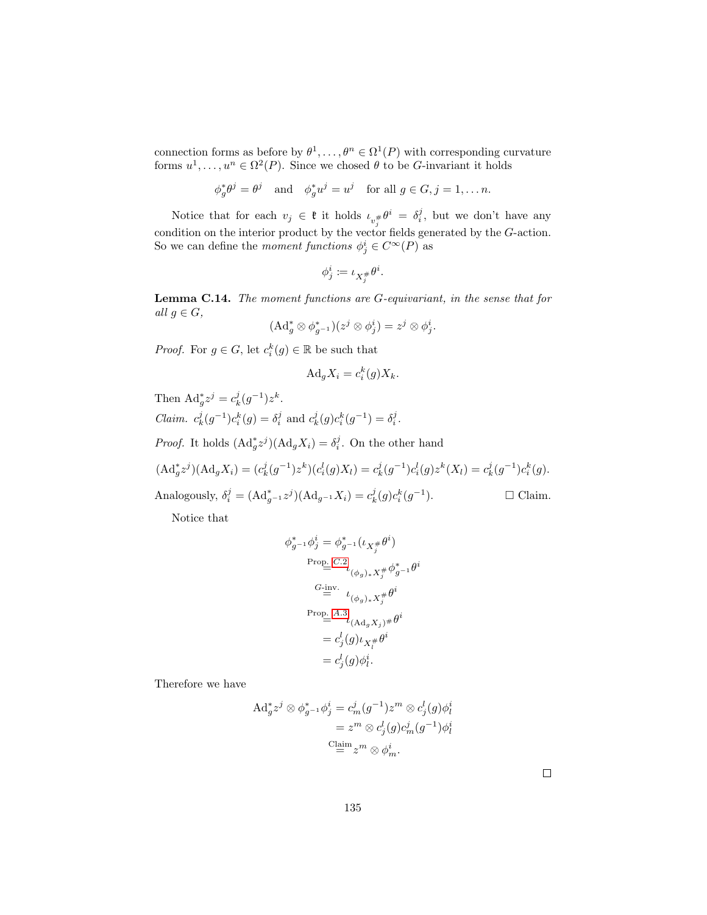connection forms as before by $\theta^1, \dots, \theta^n \in \Omega^1(P)$ with corresponding curvature forms $u^1, \dots, u^n \in \Omega^2(P)$. Since we chosed $\theta$ to be $G$-invariant it holds

$$\phi_g^* \theta^j = \theta^j \quad \text{and} \quad \phi_g^* u^j = u^j \quad \text{for all } g \in G, j = 1, \dots n.$$

Notice that for each $v_j \in \mathfrak{k}$ it holds $\iota_{v_j^\#} \theta^i = \delta_i^j$, but we don't have any condition on the interior product by the vector fields generated by the $G$-action. So we can define the *moment functions* $\phi_j^i \in C^\infty(P)$ as

$$\phi_j^i := \iota_{X_j^\#} \theta^i.$$

**Lemma C.14.** *The moment functions are $G$-equivariant, in the sense that for all $g \in G$,*

$$(\mathrm{Ad}_g^* \otimes \phi_{g^{-1}}^*)(z^j \otimes \phi_j^i) = z^j \otimes \phi_j^i.$$

*Proof.* For $g \in G$, let $c_i^k(g) \in \mathbb{R}$ be such that

$$\mathrm{Ad}_g X_i = c_i^k(g) X_k.$$

Then $\mathrm{Ad}_g^* z^j = c_k^j(g^{-1}) z^k$.

*Claim.* $c_k^j(g^{-1}) c_i^k(g) = \delta_i^j$ and $c_k^j(g) c_i^k(g^{-1}) = \delta_i^j$.

*Proof.* It holds $(\mathrm{Ad}_g^* z^j)(\mathrm{Ad}_g X_i) = \delta_i^j$. On the other hand

$$(\mathrm{Ad}_g^* z^j)(\mathrm{Ad}_g X_i) = (c_k^j(g^{-1}) z^k)(c_i^l(g) X_l) = c_k^j(g^{-1}) c_i^l(g) z^k(X_l) = c_k^j(g^{-1}) c_i^k(g).$$

Analogously, $\delta_i^j = (\mathrm{Ad}_{g^{-1}}^* z^j)(\mathrm{Ad}_{g^{-1}} X_i) = c_k^j(g) c_i^k(g^{-1})$. □ Claim.

Notice that

$$\begin{aligned}
\phi_{g^{-1}}^* \phi_j^i &= \phi_{g^{-1}}^* (\iota_{X_j^\#} \theta^i) \\
&\overset{\text{Prop. C.2}}{=} \iota_{(\phi_g)_* X_j^\#} \phi_{g^{-1}}^* \theta^i \\
&\overset{G\text{-inv.}}{=} \iota_{(\phi_g)_* X_j^\#} \theta^i \\
&\overset{\text{Prop. A.3}}{=} \iota_{(\mathrm{Ad}_g X_j)^\#} \theta^i \\
&= c_j^l(g) \iota_{X_l^\#} \theta^i \\
&= c_j^l(g) \phi_l^i.
\end{aligned}$$

Therefore we have

$$\begin{aligned}
\mathrm{Ad}_g^* z^j \otimes \phi_{g^{-1}}^* \phi_j^i &= c_m^j(g^{-1}) z^m \otimes c_j^l(g) \phi_l^i \\
&= z^m \otimes c_j^l(g) c_m^j(g^{-1}) \phi_l^i \\
&\overset{\text{Claim}}{=} z^m \otimes \phi_m^i.
\end{aligned}$$

□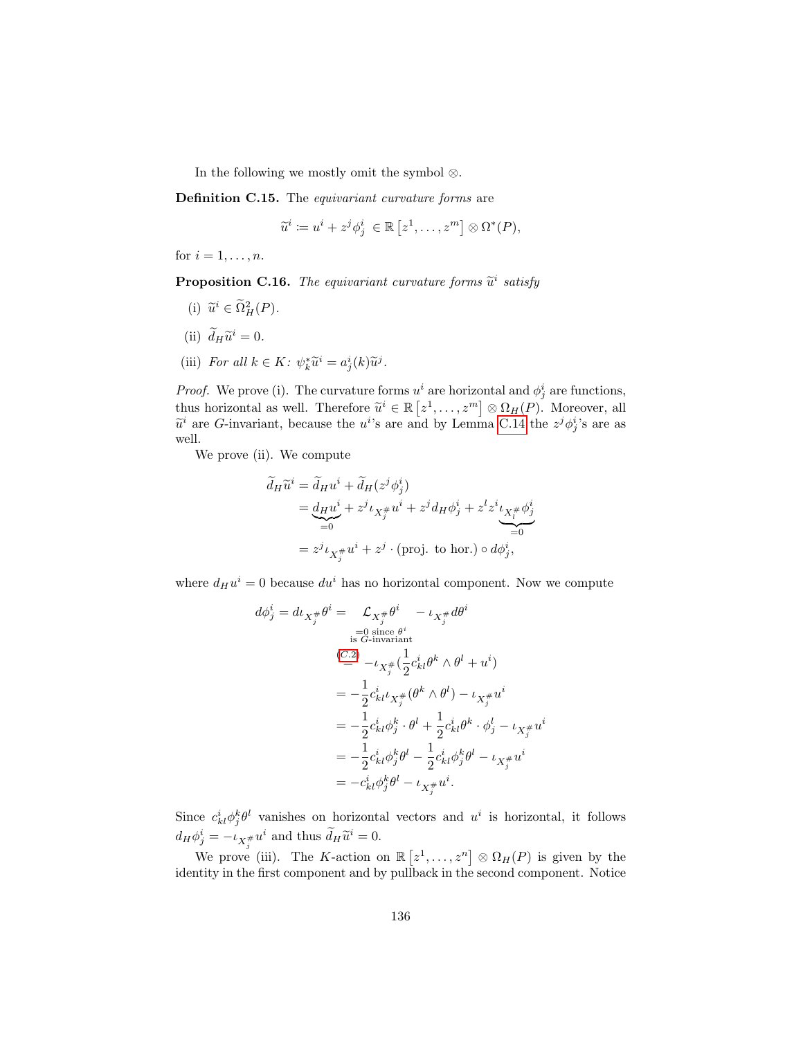In the following we mostly omit the symbol $\otimes$.

**Definition C.15.** The *equivariant curvature forms* are

$$\widetilde{u}^i := u^i + z^j \phi^i_j \in \mathbb{R}\left[z^1, \ldots, z^m\right] \otimes \Omega^*(P),$$

for $i = 1, \ldots, n$.

**Proposition C.16.** *The equivariant curvature forms $\widetilde{u}^i$ satisfy*

(i) $\widetilde{u}^i \in \widetilde{\Omega}^2_H(P)$.

(ii) $\widetilde{d}_H \widetilde{u}^i = 0$.

(iii) *For all $k \in K$: $\psi^*_k \widetilde{u}^i = a^i_j(k)\widetilde{u}^j$.*

*Proof.* We prove (i). The curvature forms $u^i$ are horizontal and $\phi^i_j$ are functions, thus horizontal as well. Therefore $\widetilde{u}^i \in \mathbb{R}\left[z^1, \ldots, z^m\right] \otimes \Omega_H(P)$. Moreover, all $\widetilde{u}^i$ are $G$-invariant, because the $u^i$'s are and by Lemma C.14 the $z^j\phi^i_j$'s are as well.

We prove (ii). We compute

$$\begin{aligned}
\widetilde{d}_H \widetilde{u}^i &= \widetilde{d}_H u^i + \widetilde{d}_H (z^j \phi^i_j) \\
&= \underbrace{d_H u^i}_{=0} + z^j \iota_{X^\#_j} u^i + z^j d_H \phi^i_j + z^l z^i \underbrace{\iota_{X^\#_l} \phi^i_j}_{=0} \\
&= z^j \iota_{X^\#_j} u^i + z^j \cdot (\text{proj. to hor.}) \circ d\phi^i_j,
\end{aligned}$$

where $d_H u^i = 0$ because $du^i$ has no horizontal component. Now we compute

$$\begin{aligned}
d\phi^i_j = d\iota_{X^\#_j}\theta^i &= \underbrace{\mathcal{L}_{X^\#_j}\theta^i}_{\substack{=0 \text{ since } \theta^i \\ \text{is } G\text{-invariant}}} - \iota_{X^\#_j} d\theta^i \\
&\overset{(C.2)}{=} -\iota_{X^\#_j}\left(\frac{1}{2} c^i_{kl} \theta^k \wedge \theta^l + u^i\right) \\
&= -\frac{1}{2} c^i_{kl} \iota_{X^\#_j}(\theta^k \wedge \theta^l) - \iota_{X^\#_j} u^i \\
&= -\frac{1}{2} c^i_{kl} \phi^k_j \cdot \theta^l + \frac{1}{2} c^i_{kl} \theta^k \cdot \phi^l_j - \iota_{X^\#_j} u^i \\
&= -\frac{1}{2} c^i_{kl} \phi^k_j \theta^l - \frac{1}{2} c^i_{kl} \phi^k_j \theta^l - \iota_{X^\#_j} u^i \\
&= -c^i_{kl} \phi^k_j \theta^l - \iota_{X^\#_j} u^i.
\end{aligned}$$

Since $c^i_{kl}\phi^k_j\theta^l$ vanishes on horizontal vectors and $u^i$ is horizontal, it follows $d_H \phi^i_j = -\iota_{X^\#_j} u^i$ and thus $\widetilde{d}_H \widetilde{u}^i = 0$.

We prove (iii). The $K$-action on $\mathbb{R}\left[z^1, \ldots, z^n\right] \otimes \Omega_H(P)$ is given by the identity in the first component and by pullback in the second component. Notice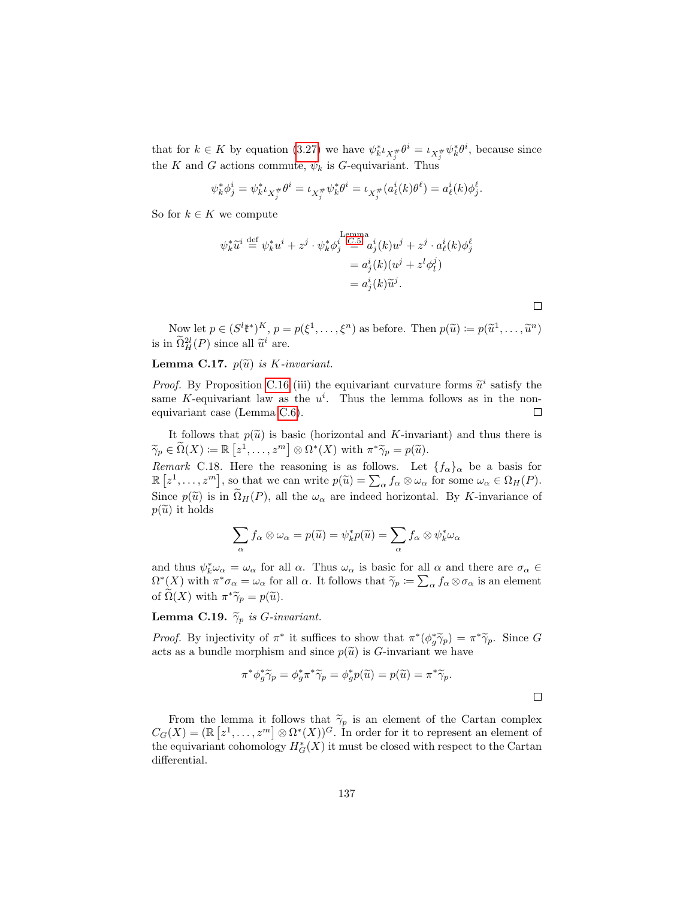that for $k \in K$ by equation (3.27) we have $\psi_k^* \iota_{X_j^\#} \theta^i = \iota_{X_j^\#} \psi_k^* \theta^i$, because since the $K$ and $G$ actions commute, $\psi_k$ is $G$-equivariant. Thus

$$\psi_k^* \phi_j^i = \psi_k^* \iota_{X_j^\#} \theta^i = \iota_{X_j^\#} \psi_k^* \theta^i = \iota_{X_j^\#} (a_\ell^i(k) \theta^\ell) = a_\ell^i(k) \phi_j^\ell.$$

So for $k \in K$ we compute

$$\begin{aligned} \psi_k^* \widetilde{u}^i \overset{\text{def}}{=} \psi_k^* u^i + z^j \cdot \psi_k^* \phi_j^i &\overset{\text{Lemma C.5}}{=} a_j^i(k) u^j + z^j \cdot a_\ell^i(k) \phi_j^\ell \\ &= a_j^i(k)(u^j + z^l \phi_l^j) \\ &= a_j^i(k) \widetilde{u}^j. \end{aligned}$$

$\square$

Now let $p \in (S^l \mathfrak{k}^*)^K$, $p = p(\xi^1, \ldots, \xi^n)$ as before. Then $p(\widetilde{u}) := p(\widetilde{u}^1, \ldots, \widetilde{u}^n)$ is in $\widetilde{\Omega}_H^{2l}(P)$ since all $\widetilde{u}^i$ are.

**Lemma C.17.** *$p(\widetilde{u})$ is $K$-invariant.*

*Proof.* By Proposition C.16 (iii) the equivariant curvature forms $\widetilde{u}^i$ satisfy the same $K$-equivariant law as the $u^i$. Thus the lemma follows as in the non-equivariant case (Lemma C.6). $\square$

It follows that $p(\widetilde{u})$ is basic (horizontal and $K$-invariant) and thus there is $\widetilde{\gamma}_p \in \widetilde{\Omega}(X) := \mathbb{R}\left[z^1, \ldots, z^m\right] \otimes \Omega^*(X)$ with $\pi^* \widetilde{\gamma}_p = p(\widetilde{u})$.

*Remark* C.18. Here the reasoning is as follows. Let $\{f_\alpha\}_\alpha$ be a basis for $\mathbb{R}\left[z^1, \ldots, z^m\right]$, so that we can write $p(\widetilde{u}) = \sum_\alpha f_\alpha \otimes \omega_\alpha$ for some $\omega_\alpha \in \Omega_H(P)$. Since $p(\widetilde{u})$ is in $\widetilde{\Omega}_H(P)$, all the $\omega_\alpha$ are indeed horizontal. By $K$-invariance of $p(\widetilde{u})$ it holds

$$\sum_\alpha f_\alpha \otimes \omega_\alpha = p(\widetilde{u}) = \psi_k^* p(\widetilde{u}) = \sum_\alpha f_\alpha \otimes \psi_k^* \omega_\alpha$$

and thus $\psi_k^* \omega_\alpha = \omega_\alpha$ for all $\alpha$. Thus $\omega_\alpha$ is basic for all $\alpha$ and there are $\sigma_\alpha \in \Omega^*(X)$ with $\pi^* \sigma_\alpha = \omega_\alpha$ for all $\alpha$. It follows that $\widetilde{\gamma}_p := \sum_\alpha f_\alpha \otimes \sigma_\alpha$ is an element of $\widetilde{\Omega}(X)$ with $\pi^* \widetilde{\gamma}_p = p(\widetilde{u})$.

**Lemma C.19.** *$\widetilde{\gamma}_p$ is $G$-invariant.*

*Proof.* By injectivity of $\pi^*$ it suffices to show that $\pi^*(\phi_g^* \widetilde{\gamma}_p) = \pi^* \widetilde{\gamma}_p$. Since $G$ acts as a bundle morphism and since $p(\widetilde{u})$ is $G$-invariant we have

$$\pi^* \phi_g^* \widetilde{\gamma}_p = \phi_g^* \pi^* \widetilde{\gamma}_p = \phi_g^* p(\widetilde{u}) = p(\widetilde{u}) = \pi^* \widetilde{\gamma}_p.$$

$\square$

From the lemma it follows that $\widetilde{\gamma}_p$ is an element of the Cartan complex $C_G(X) = (\mathbb{R}\left[z^1, \ldots, z^m\right] \otimes \Omega^*(X))^G$. In order for it to represent an element of the equivariant cohomology $H_G^*(X)$ it must be closed with respect to the Cartan differential.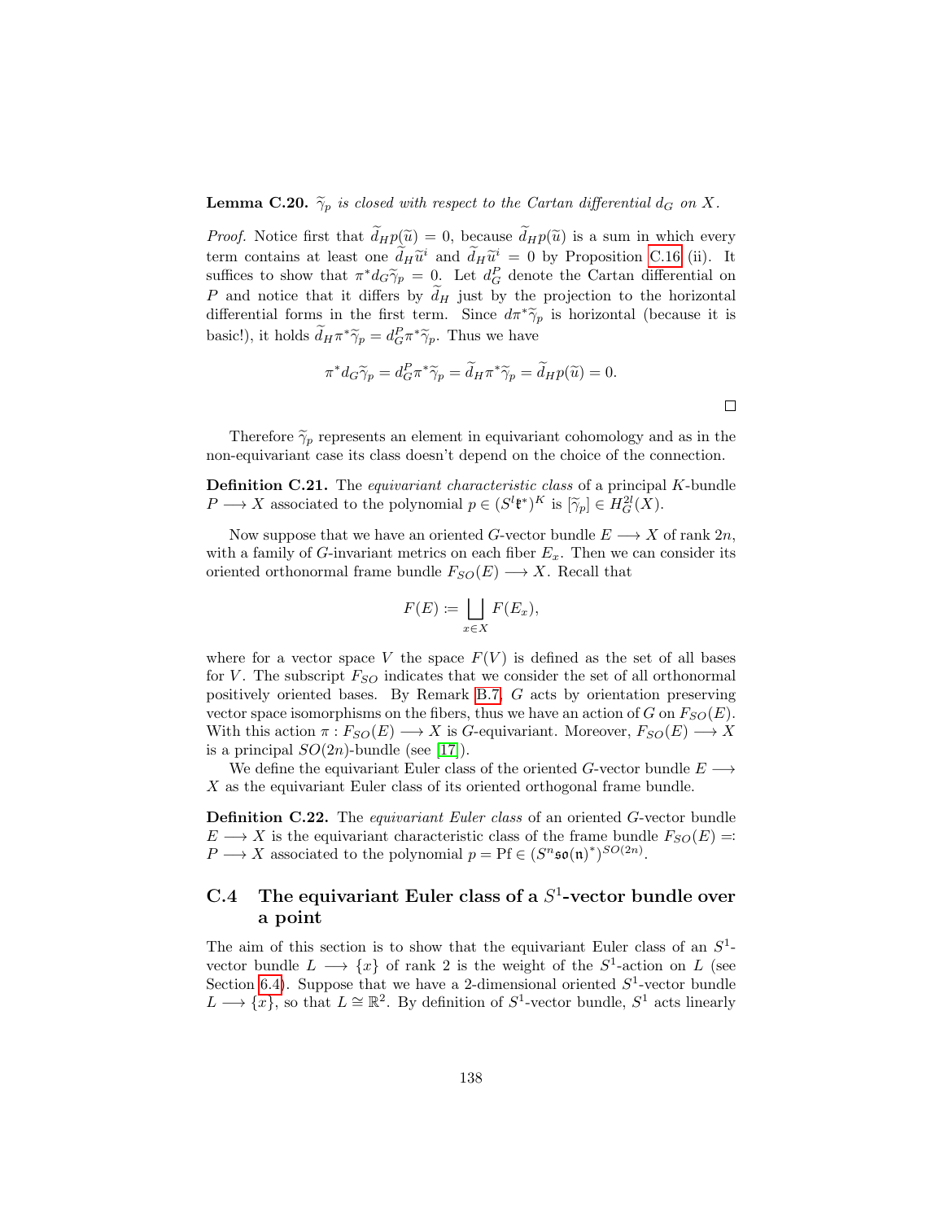**Lemma C.20.** *$\widetilde{\gamma}_p$ is closed with respect to the Cartan differential $d_G$ on $X$.*

*Proof.* Notice first that $\widetilde{d}_H p(\widetilde{u}) = 0$, because $\widetilde{d}_H p(\widetilde{u})$ is a sum in which every term contains at least one $\widetilde{d}_H \widetilde{u}^i$ and $\widetilde{d}_H \widetilde{u}^i = 0$ by Proposition C.16 (ii). It suffices to show that $\pi^* d_G \widetilde{\gamma}_p = 0$. Let $d_G^P$ denote the Cartan differential on $P$ and notice that it differs by $\widetilde{d}_H$ just by the projection to the horizontal differential forms in the first term. Since $d\pi^*\widetilde{\gamma}_p$ is horizontal (because it is basic!), it holds $\widetilde{d}_H \pi^* \widetilde{\gamma}_p = d_G^P \pi^* \widetilde{\gamma}_p$. Thus we have

$$\pi^* d_G \widetilde{\gamma}_p = d_G^P \pi^* \widetilde{\gamma}_p = \widetilde{d}_H \pi^* \widetilde{\gamma}_p = \widetilde{d}_H p(\widetilde{u}) = 0.$$

□

Therefore $\widetilde{\gamma}_p$ represents an element in equivariant cohomology and as in the non-equivariant case its class doesn't depend on the choice of the connection.

**Definition C.21.** The *equivariant characteristic class* of a principal $K$-bundle $P \longrightarrow X$ associated to the polynomial $p \in (S^l \mathfrak{k}^*)^K$ is $[\widetilde{\gamma}_p] \in H_G^{2l}(X)$.

Now suppose that we have an oriented $G$-vector bundle $E \longrightarrow X$ of rank $2n$, with a family of $G$-invariant metrics on each fiber $E_x$. Then we can consider its oriented orthonormal frame bundle $F_{SO}(E) \longrightarrow X$. Recall that

$$F(E) := \bigsqcup_{x \in X} F(E_x),$$

where for a vector space $V$ the space $F(V)$ is defined as the set of all bases for $V$. The subscript $F_{SO}$ indicates that we consider the set of all orthonormal positively oriented bases. By Remark B.7, $G$ acts by orientation preserving vector space isomorphisms on the fibers, thus we have an action of $G$ on $F_{SO}(E)$. With this action $\pi : F_{SO}(E) \longrightarrow X$ is $G$-equivariant. Moreover, $F_{SO}(E) \longrightarrow X$ is a principal $SO(2n)$-bundle (see [17]).

We define the equivariant Euler class of the oriented $G$-vector bundle $E \longrightarrow X$ as the equivariant Euler class of its oriented orthogonal frame bundle.

**Definition C.22.** The *equivariant Euler class* of an oriented $G$-vector bundle $E \longrightarrow X$ is the equivariant characteristic class of the frame bundle $F_{SO}(E) =: P \longrightarrow X$ associated to the polynomial $p = \mathrm{Pf} \in (S^n \mathfrak{so}(\mathfrak{n})^*)^{SO(2n)}$.

## C.4 The equivariant Euler class of a $S^1$-vector bundle over a point

The aim of this section is to show that the equivariant Euler class of an $S^1$-vector bundle $L \longrightarrow \{x\}$ of rank 2 is the weight of the $S^1$-action on $L$ (see Section 6.4). Suppose that we have a 2-dimensional oriented $S^1$-vector bundle $L \longrightarrow \{x\}$, so that $L \cong \mathbb{R}^2$. By definition of $S^1$-vector bundle, $S^1$ acts linearly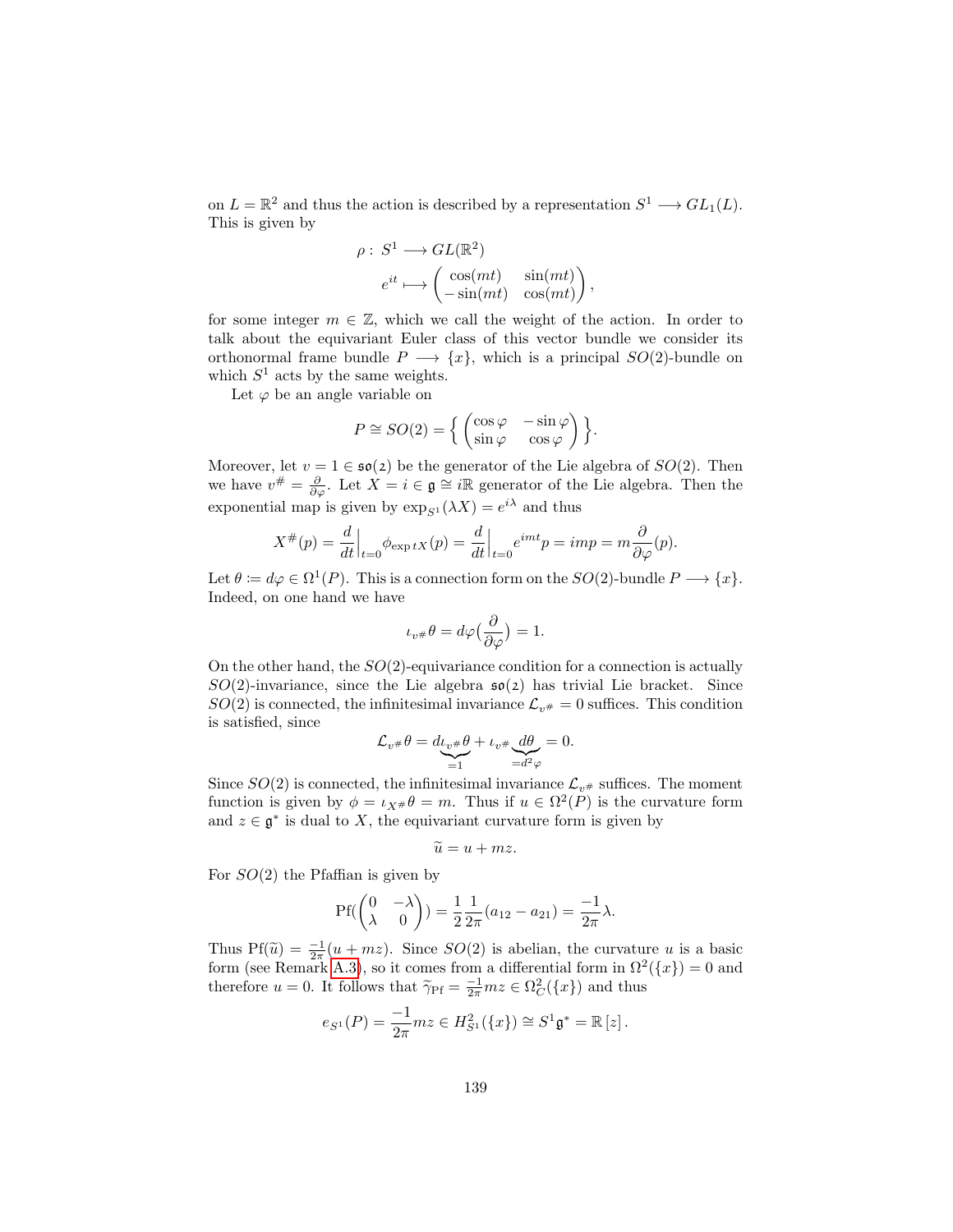on $L = \mathbb{R}^2$ and thus the action is described by a representation $S^1 \longrightarrow GL_1(L)$. This is given by

$$\rho : S^1 \longrightarrow GL(\mathbb{R}^2)$$
$$e^{it} \longmapsto \begin{pmatrix} \cos(mt) & \sin(mt) \\ -\sin(mt) & \cos(mt) \end{pmatrix},$$

for some integer $m \in \mathbb{Z}$, which we call the weight of the action. In order to talk about the equivariant Euler class of this vector bundle we consider its orthonormal frame bundle $P \longrightarrow \{x\}$, which is a principal $SO(2)$-bundle on which $S^1$ acts by the same weights.

Let $\varphi$ be an angle variable on

$$P \cong SO(2) = \Big\{ \begin{pmatrix} \cos\varphi & -\sin\varphi \\ \sin\varphi & \cos\varphi \end{pmatrix} \Big\}.$$

Moreover, let $v = 1 \in \mathfrak{so}(2)$ be the generator of the Lie algebra of $SO(2)$. Then we have $v^{\#} = \frac{\partial}{\partial\varphi}$. Let $X = i \in \mathfrak{g} \cong i\mathbb{R}$ generator of the Lie algebra. Then the exponential map is given by $\exp_{S^1}(\lambda X) = e^{i\lambda}$ and thus

$$X^{\#}(p) = \frac{d}{dt}\Big|_{t=0} \phi_{\exp tX}(p) = \frac{d}{dt}\Big|_{t=0} e^{imt} p = imp = m\frac{\partial}{\partial\varphi}(p).$$

Let $\theta \coloneqq d\varphi \in \Omega^1(P)$. This is a connection form on the $SO(2)$-bundle $P \longrightarrow \{x\}$. Indeed, on one hand we have

$$\iota_{v^{\#}}\theta = d\varphi\big(\frac{\partial}{\partial\varphi}\big) = 1.$$

On the other hand, the $SO(2)$-equivariance condition for a connection is actually $SO(2)$-invariance, since the Lie algebra $\mathfrak{so}(2)$ has trivial Lie bracket. Since $SO(2)$ is connected, the infinitesimal invariance $\mathcal{L}_{v^{\#}} = 0$ suffices. This condition is satisfied, since

$$\mathcal{L}_{v^{\#}}\theta = d\underbrace{\iota_{v^{\#}}\theta}_{=1} + \iota_{v^{\#}}\underbrace{d\theta}_{=d^2\varphi} = 0.$$

Since $SO(2)$ is connected, the infinitesimal invariance $\mathcal{L}_{v^{\#}}$ suffices. The moment function is given by $\phi = \iota_{X^{\#}}\theta = m$. Thus if $u \in \Omega^2(P)$ is the curvature form and $z \in \mathfrak{g}^*$ is dual to $X$, the equivariant curvature form is given by

$$\widetilde{u} = u + mz.$$

For $SO(2)$ the Pfaffian is given by

$$\mathrm{Pf}\Big(\begin{pmatrix} 0 & -\lambda \\ \lambda & 0 \end{pmatrix}\Big) = \frac{1}{2}\frac{1}{2\pi}(a_{12} - a_{21}) = \frac{-1}{2\pi}\lambda.$$

Thus $\mathrm{Pf}(\widetilde{u}) = \frac{-1}{2\pi}(u + mz)$. Since $SO(2)$ is abelian, the curvature $u$ is a basic form (see Remark A.3), so it comes from a differential form in $\Omega^2(\{x\}) = 0$ and therefore $u = 0$. It follows that $\widetilde{\gamma}_{\mathrm{Pf}} = \frac{-1}{2\pi}mz \in \Omega^2_C(\{x\})$ and thus

$$e_{S^1}(P) = \frac{-1}{2\pi}mz \in H^2_{S^1}(\{x\}) \cong S^1\mathfrak{g}^* = \mathbb{R}\,[z]\,.$$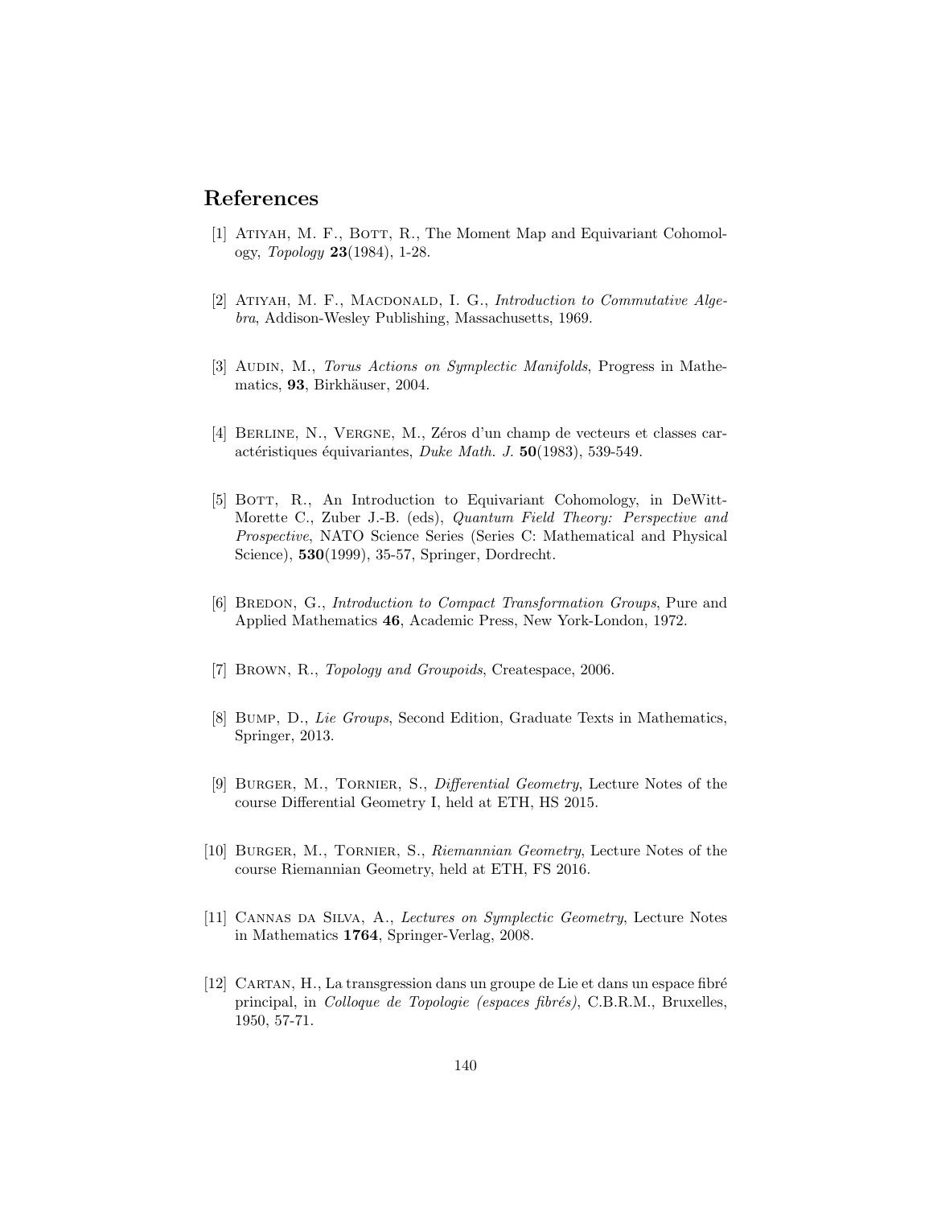# References

[1] Atiyah, M. F., Bott, R., The Moment Map and Equivariant Cohomology, *Topology* **23**(1984), 1-28.

[2] Atiyah, M. F., Macdonald, I. G., *Introduction to Commutative Algebra*, Addison-Wesley Publishing, Massachusetts, 1969.

[3] Audin, M., *Torus Actions on Symplectic Manifolds*, Progress in Mathematics, **93**, Birkhäuser, 2004.

[4] Berline, N., Vergne, M., Zéros d'un champ de vecteurs et classes caractéristiques équivariantes, *Duke Math. J.* **50**(1983), 539-549.

[5] Bott, R., An Introduction to Equivariant Cohomology, in DeWitt-Morette C., Zuber J.-B. (eds), *Quantum Field Theory: Perspective and Prospective*, NATO Science Series (Series C: Mathematical and Physical Science), **530**(1999), 35-57, Springer, Dordrecht.

[6] Bredon, G., *Introduction to Compact Transformation Groups*, Pure and Applied Mathematics **46**, Academic Press, New York-London, 1972.

[7] Brown, R., *Topology and Groupoids*, Createspace, 2006.

[8] Bump, D., *Lie Groups*, Second Edition, Graduate Texts in Mathematics, Springer, 2013.

[9] Burger, M., Tornier, S., *Differential Geometry*, Lecture Notes of the course Differential Geometry I, held at ETH, HS 2015.

[10] Burger, M., Tornier, S., *Riemannian Geometry*, Lecture Notes of the course Riemannian Geometry, held at ETH, FS 2016.

[11] Cannas da Silva, A., *Lectures on Symplectic Geometry*, Lecture Notes in Mathematics **1764**, Springer-Verlag, 2008.

[12] Cartan, H., La transgression dans un groupe de Lie et dans un espace fibré principal, in *Colloque de Topologie (espaces fibrés)*, C.B.R.M., Bruxelles, 1950, 57-71.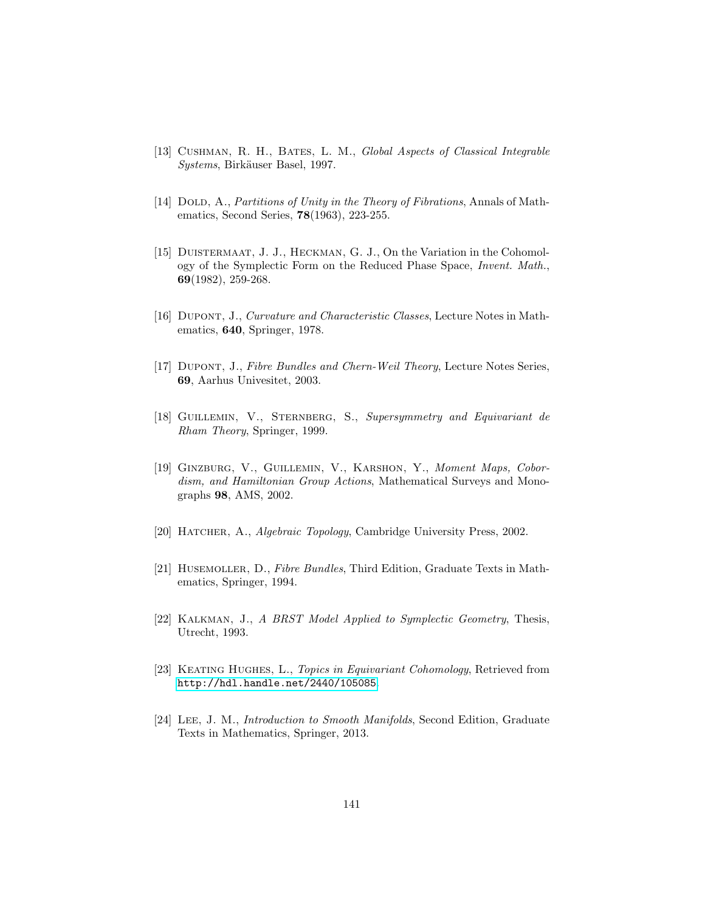[13] Cushman, R. H., Bates, L. M., *Global Aspects of Classical Integrable Systems*, Birkäuser Basel, 1997.

[14] Dold, A., *Partitions of Unity in the Theory of Fibrations*, Annals of Mathematics, Second Series, **78**(1963), 223-255.

[15] Duistermaat, J. J., Heckman, G. J., On the Variation in the Cohomology of the Symplectic Form on the Reduced Phase Space, *Invent. Math.*, **69**(1982), 259-268.

[16] Dupont, J., *Curvature and Characteristic Classes*, Lecture Notes in Mathematics, **640**, Springer, 1978.

[17] Dupont, J., *Fibre Bundles and Chern-Weil Theory*, Lecture Notes Series, **69**, Aarhus Univesitet, 2003.

[18] Guillemin, V., Sternberg, S., *Supersymmetry and Equivariant de Rham Theory*, Springer, 1999.

[19] Ginzburg, V., Guillemin, V., Karshon, Y., *Moment Maps, Cobordism, and Hamiltonian Group Actions*, Mathematical Surveys and Monographs **98**, AMS, 2002.

[20] Hatcher, A., *Algebraic Topology*, Cambridge University Press, 2002.

[21] Husemoller, D., *Fibre Bundles*, Third Edition, Graduate Texts in Mathematics, Springer, 1994.

[22] Kalkman, J., *A BRST Model Applied to Symplectic Geometry*, Thesis, Utrecht, 1993.

[23] Keating Hughes, L., *Topics in Equivariant Cohomology*, Retrieved from http://hdl.handle.net/2440/105085.

[24] Lee, J. M., *Introduction to Smooth Manifolds*, Second Edition, Graduate Texts in Mathematics, Springer, 2013.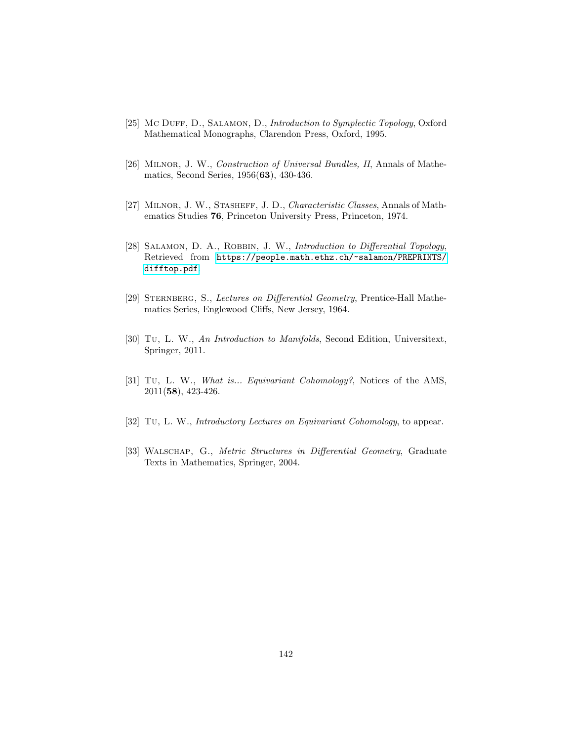[25] Mc Duff, D., Salamon, D., *Introduction to Symplectic Topology*, Oxford Mathematical Monographs, Clarendon Press, Oxford, 1995.

[26] Milnor, J. W., *Construction of Universal Bundles, II*, Annals of Mathematics, Second Series, 1956(**63**), 430-436.

[27] Milnor, J. W., Stasheff, J. D., *Characteristic Classes*, Annals of Mathematics Studies **76**, Princeton University Press, Princeton, 1974.

[28] Salamon, D. A., Robbin, J. W., *Introduction to Differential Topology*, Retrieved from `https://people.math.ethz.ch/~salamon/PREPRINTS/difftop.pdf`

[29] Sternberg, S., *Lectures on Differential Geometry*, Prentice-Hall Mathematics Series, Englewood Cliffs, New Jersey, 1964.

[30] Tu, L. W., *An Introduction to Manifolds*, Second Edition, Universitext, Springer, 2011.

[31] Tu, L. W., *What is... Equivariant Cohomology?*, Notices of the AMS, 2011(**58**), 423-426.

[32] Tu, L. W., *Introductory Lectures on Equivariant Cohomology*, to appear.

[33] Walschap, G., *Metric Structures in Differential Geometry*, Graduate Texts in Mathematics, Springer, 2004.